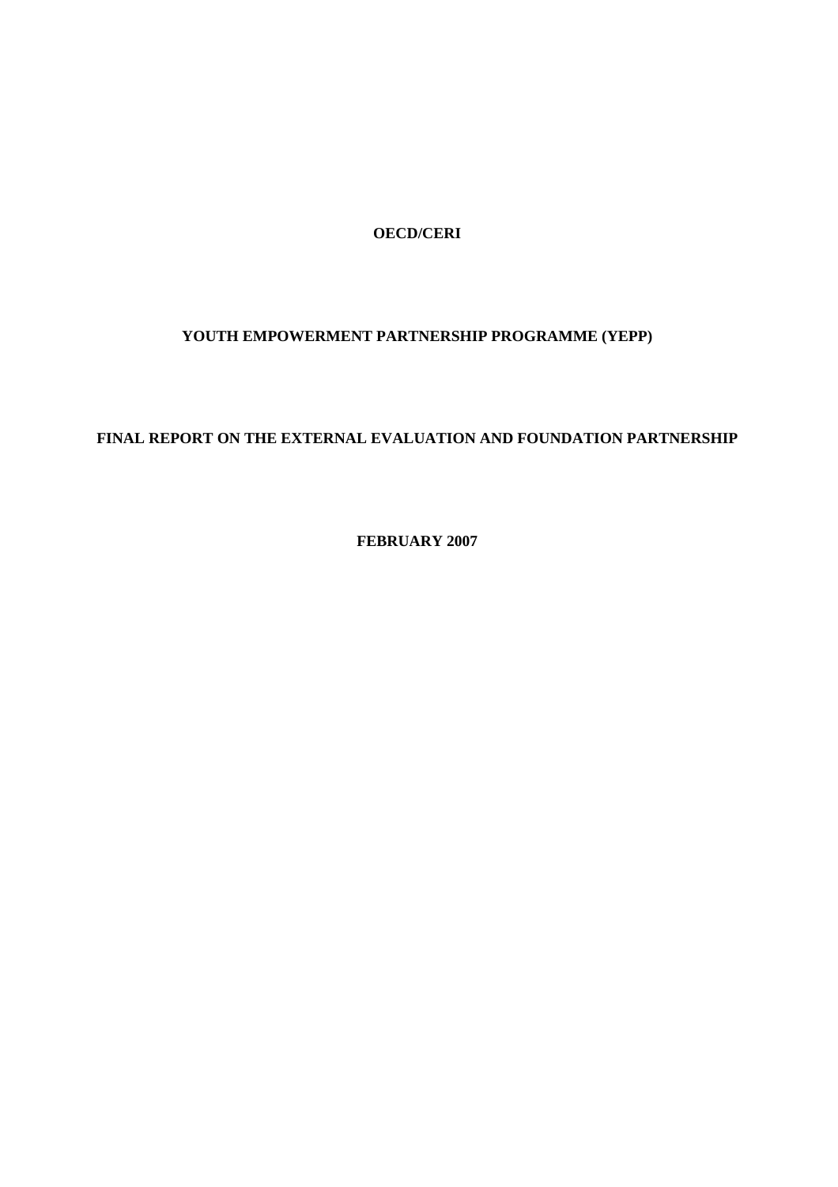**OECD/CERI**

# YOUTH EMPOWERMENT PARTNERSHIP PROGRAMME (YEPP)

## FINAL REPORT ON THE EXTERNAL EVALUATION AND FOUNDATION PARTNERSHIP

**FEBRUARY 2007**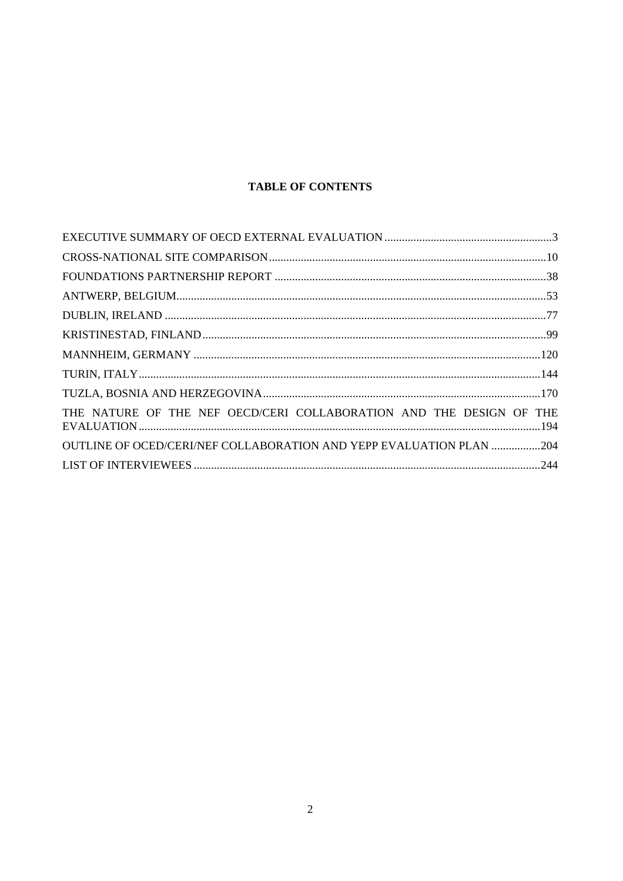**TABLE OF CONTENTS**

EXECUTIVE SUMMARY OF OECD EXTERNAL EVALUATION ..........3

CROSS-NATIONAL SITE COMPARISON ..........10

FOUNDATIONS PARTNERSHIP REPORT ..........38

ANTWERP, BELGIUM ..........53

DUBLIN, IRELAND ..........77

KRISTINESTAD, FINLAND ..........99

MANNHEIM, GERMANY ..........120

TURIN, ITALY ..........144

TUZLA, BOSNIA AND HERZEGOVINA ..........170

THE NATURE OF THE NEF OECD/CERI COLLABORATION AND THE DESIGN OF THE EVALUATION ..........194

OUTLINE OF OCED/CERI/NEF COLLABORATION AND YEPP EVALUATION PLAN ..........204

LIST OF INTERVIEWEES ..........244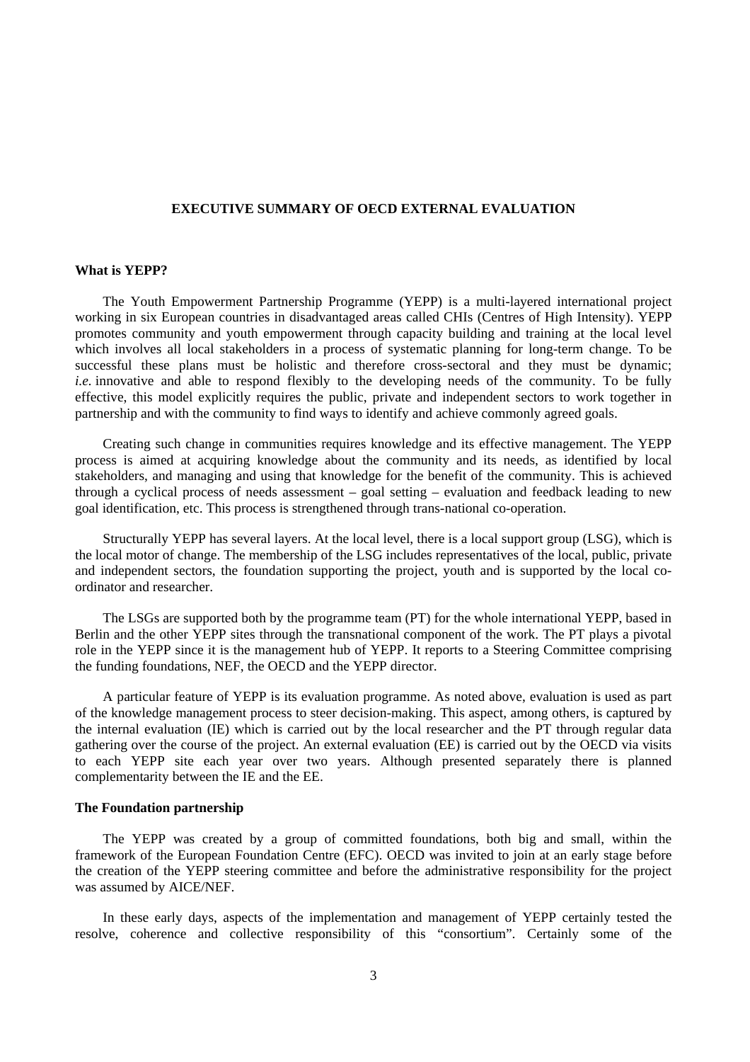# EXECUTIVE SUMMARY OF OECD EXTERNAL EVALUATION

## What is YEPP?

The Youth Empowerment Partnership Programme (YEPP) is a multi-layered international project working in six European countries in disadvantaged areas called CHIs (Centres of High Intensity). YEPP promotes community and youth empowerment through capacity building and training at the local level which involves all local stakeholders in a process of systematic planning for long-term change. To be successful these plans must be holistic and therefore cross-sectoral and they must be dynamic; *i.e.* innovative and able to respond flexibly to the developing needs of the community. To be fully effective, this model explicitly requires the public, private and independent sectors to work together in partnership and with the community to find ways to identify and achieve commonly agreed goals.

Creating such change in communities requires knowledge and its effective management. The YEPP process is aimed at acquiring knowledge about the community and its needs, as identified by local stakeholders, and managing and using that knowledge for the benefit of the community. This is achieved through a cyclical process of needs assessment – goal setting – evaluation and feedback leading to new goal identification, etc. This process is strengthened through trans-national co-operation.

Structurally YEPP has several layers. At the local level, there is a local support group (LSG), which is the local motor of change. The membership of the LSG includes representatives of the local, public, private and independent sectors, the foundation supporting the project, youth and is supported by the local co-ordinator and researcher.

The LSGs are supported both by the programme team (PT) for the whole international YEPP, based in Berlin and the other YEPP sites through the transnational component of the work. The PT plays a pivotal role in the YEPP since it is the management hub of YEPP. It reports to a Steering Committee comprising the funding foundations, NEF, the OECD and the YEPP director.

A particular feature of YEPP is its evaluation programme. As noted above, evaluation is used as part of the knowledge management process to steer decision-making. This aspect, among others, is captured by the internal evaluation (IE) which is carried out by the local researcher and the PT through regular data gathering over the course of the project. An external evaluation (EE) is carried out by the OECD via visits to each YEPP site each year over two years. Although presented separately there is planned complementarity between the IE and the EE.

## The Foundation partnership

The YEPP was created by a group of committed foundations, both big and small, within the framework of the European Foundation Centre (EFC). OECD was invited to join at an early stage before the creation of the YEPP steering committee and before the administrative responsibility for the project was assumed by AICE/NEF.

In these early days, aspects of the implementation and management of YEPP certainly tested the resolve, coherence and collective responsibility of this "consortium". Certainly some of the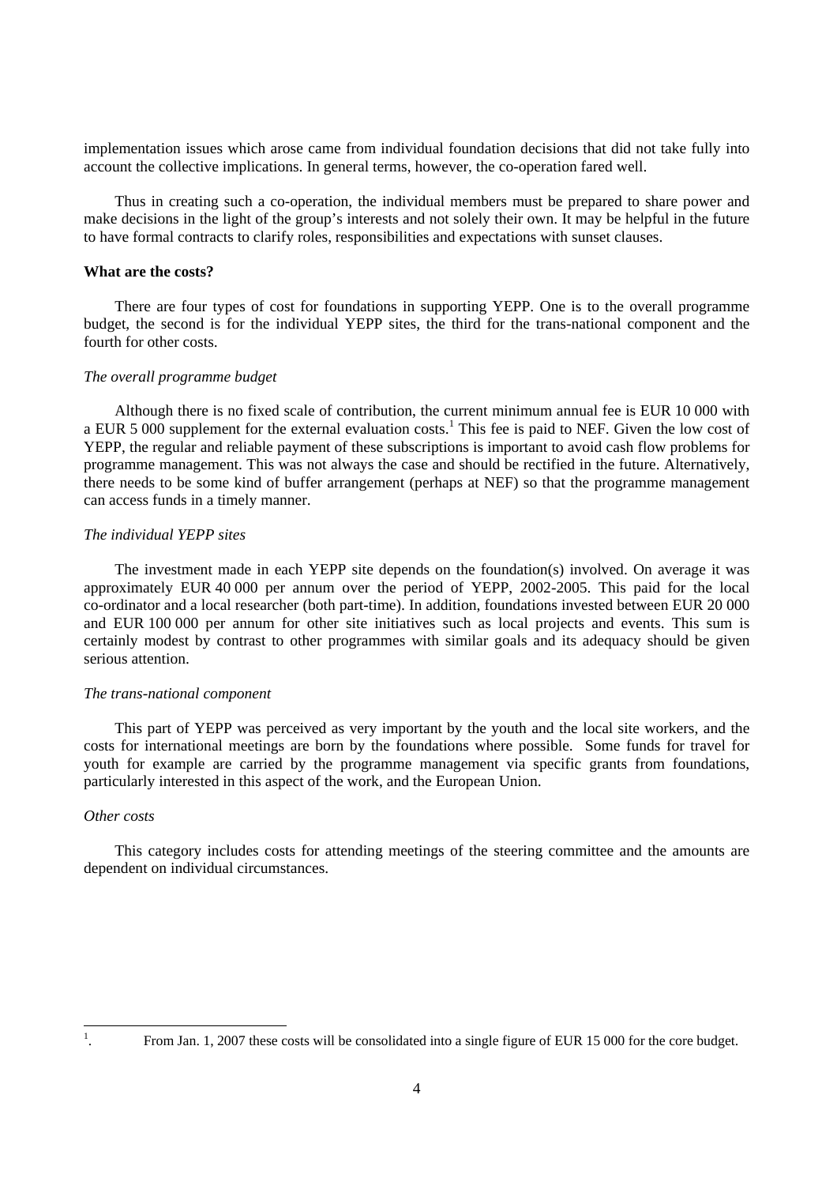implementation issues which arose came from individual foundation decisions that did not take fully into account the collective implications. In general terms, however, the co-operation fared well.

Thus in creating such a co-operation, the individual members must be prepared to share power and make decisions in the light of the group's interests and not solely their own. It may be helpful in the future to have formal contracts to clarify roles, responsibilities and expectations with sunset clauses.

**What are the costs?**

There are four types of cost for foundations in supporting YEPP. One is to the overall programme budget, the second is for the individual YEPP sites, the third for the trans-national component and the fourth for other costs.

*The overall programme budget*

Although there is no fixed scale of contribution, the current minimum annual fee is EUR 10 000 with a EUR 5 000 supplement for the external evaluation costs.[1] This fee is paid to NEF. Given the low cost of YEPP, the regular and reliable payment of these subscriptions is important to avoid cash flow problems for programme management. This was not always the case and should be rectified in the future. Alternatively, there needs to be some kind of buffer arrangement (perhaps at NEF) so that the programme management can access funds in a timely manner.

*The individual YEPP sites*

The investment made in each YEPP site depends on the foundation(s) involved. On average it was approximately EUR 40 000 per annum over the period of YEPP, 2002-2005. This paid for the local co-ordinator and a local researcher (both part-time). In addition, foundations invested between EUR 20 000 and EUR 100 000 per annum for other site initiatives such as local projects and events. This sum is certainly modest by contrast to other programmes with similar goals and its adequacy should be given serious attention.

*The trans-national component*

This part of YEPP was perceived as very important by the youth and the local site workers, and the costs for international meetings are born by the foundations where possible. Some funds for travel for youth for example are carried by the programme management via specific grants from foundations, particularly interested in this aspect of the work, and the European Union.

*Other costs*

This category includes costs for attending meetings of the steering committee and the amounts are dependent on individual circumstances.

---

1. From Jan. 1, 2007 these costs will be consolidated into a single figure of EUR 15 000 for the core budget.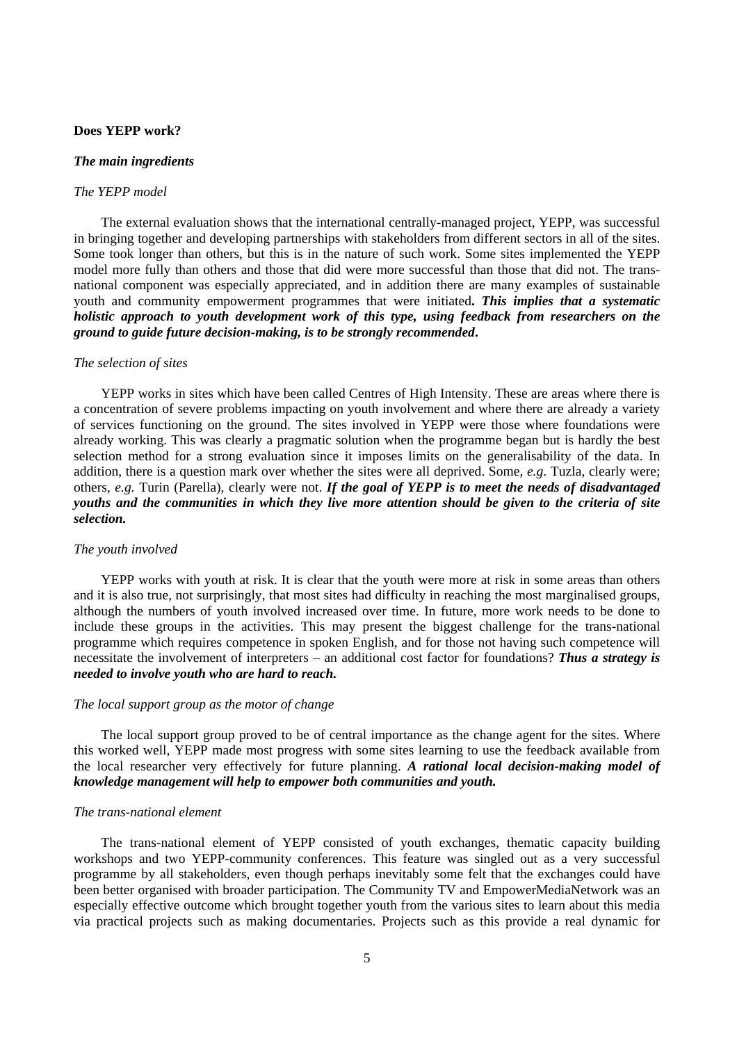**Does YEPP work?**

***The main ingredients***

*The YEPP model*

The external evaluation shows that the international centrally-managed project, YEPP, was successful in bringing together and developing partnerships with stakeholders from different sectors in all of the sites. Some took longer than others, but this is in the nature of such work. Some sites implemented the YEPP model more fully than others and those that did were more successful than those that did not. The trans-national component was especially appreciated, and in addition there are many examples of sustainable youth and community empowerment programmes that were initiated***. This implies that a systematic holistic approach to youth development work of this type, using feedback from researchers on the ground to guide future decision-making, is to be strongly recommended*****.**

*The selection of sites*

YEPP works in sites which have been called Centres of High Intensity. These are areas where there is a concentration of severe problems impacting on youth involvement and where there are already a variety of services functioning on the ground. The sites involved in YEPP were those where foundations were already working. This was clearly a pragmatic solution when the programme began but is hardly the best selection method for a strong evaluation since it imposes limits on the generalisability of the data. In addition, there is a question mark over whether the sites were all deprived. Some, *e.g*. Tuzla, clearly were; others, *e.g.* Turin (Parella), clearly were not. ***If the goal of YEPP is to meet the needs of disadvantaged youths and the communities in which they live more attention should be given to the criteria of site selection.***

*The youth involved*

YEPP works with youth at risk. It is clear that the youth were more at risk in some areas than others and it is also true, not surprisingly, that most sites had difficulty in reaching the most marginalised groups, although the numbers of youth involved increased over time. In future, more work needs to be done to include these groups in the activities. This may present the biggest challenge for the trans-national programme which requires competence in spoken English, and for those not having such competence will necessitate the involvement of interpreters – an additional cost factor for foundations? ***Thus a strategy is needed to involve youth who are hard to reach.***

*The local support group as the motor of change*

The local support group proved to be of central importance as the change agent for the sites. Where this worked well, YEPP made most progress with some sites learning to use the feedback available from the local researcher very effectively for future planning. ***A rational local decision-making model of knowledge management will help to empower both communities and youth.***

*The trans-national element*

The trans-national element of YEPP consisted of youth exchanges, thematic capacity building workshops and two YEPP-community conferences. This feature was singled out as a very successful programme by all stakeholders, even though perhaps inevitably some felt that the exchanges could have been better organised with broader participation. The Community TV and EmpowerMediaNetwork was an especially effective outcome which brought together youth from the various sites to learn about this media via practical projects such as making documentaries. Projects such as this provide a real dynamic for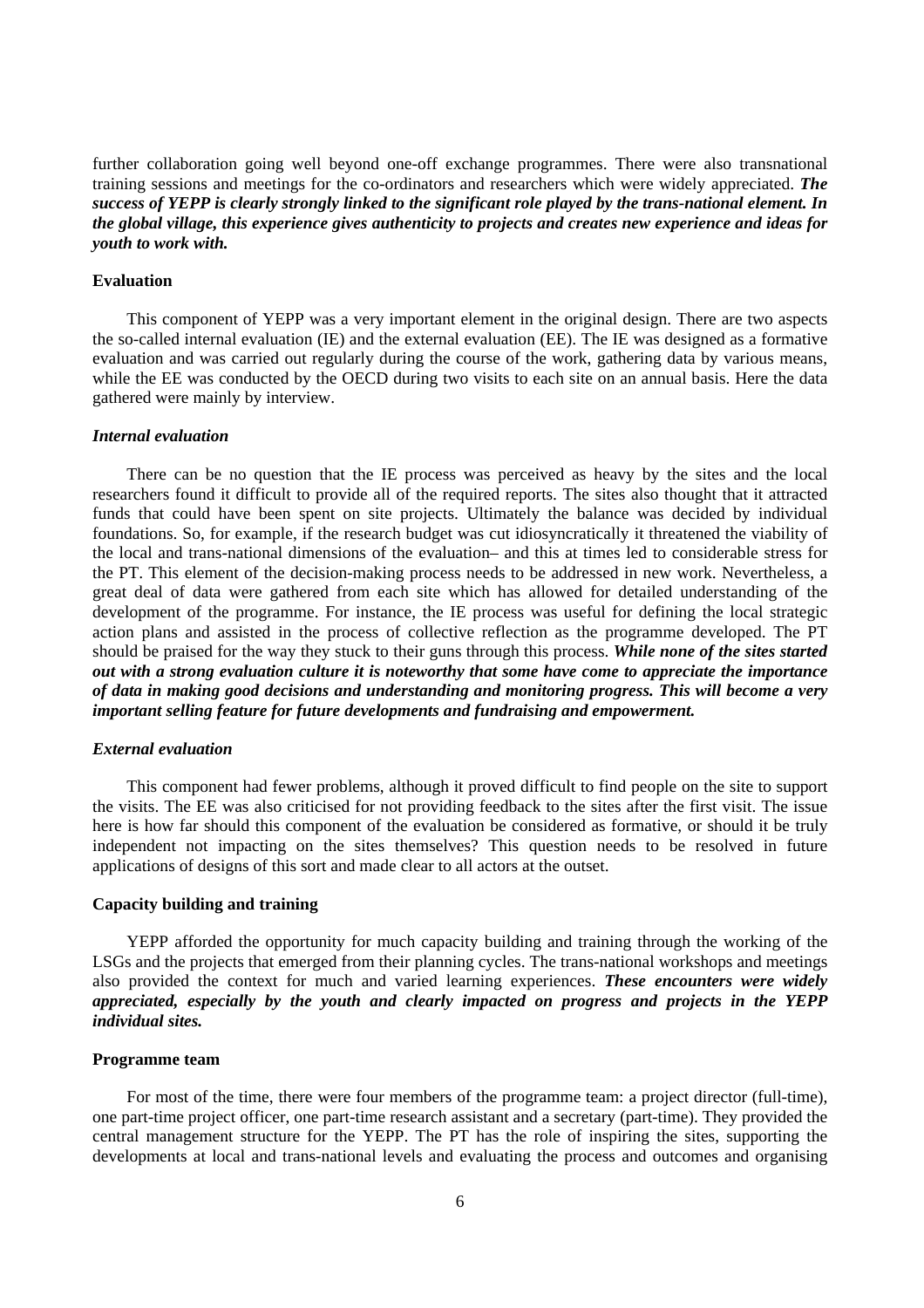further collaboration going well beyond one-off exchange programmes. There were also transnational training sessions and meetings for the co-ordinators and researchers which were widely appreciated. ***The success of YEPP is clearly strongly linked to the significant role played by the trans-national element. In the global village, this experience gives authenticity to projects and creates new experience and ideas for youth to work with.***

**Evaluation**

This component of YEPP was a very important element in the original design. There are two aspects the so-called internal evaluation (IE) and the external evaluation (EE). The IE was designed as a formative evaluation and was carried out regularly during the course of the work, gathering data by various means, while the EE was conducted by the OECD during two visits to each site on an annual basis. Here the data gathered were mainly by interview.

***Internal evaluation***

There can be no question that the IE process was perceived as heavy by the sites and the local researchers found it difficult to provide all of the required reports. The sites also thought that it attracted funds that could have been spent on site projects. Ultimately the balance was decided by individual foundations. So, for example, if the research budget was cut idiosyncratically it threatened the viability of the local and trans-national dimensions of the evaluation– and this at times led to considerable stress for the PT. This element of the decision-making process needs to be addressed in new work. Nevertheless, a great deal of data were gathered from each site which has allowed for detailed understanding of the development of the programme. For instance, the IE process was useful for defining the local strategic action plans and assisted in the process of collective reflection as the programme developed. The PT should be praised for the way they stuck to their guns through this process. ***While none of the sites started out with a strong evaluation culture it is noteworthy that some have come to appreciate the importance of data in making good decisions and understanding and monitoring progress. This will become a very important selling feature for future developments and fundraising and empowerment.***

***External evaluation***

This component had fewer problems, although it proved difficult to find people on the site to support the visits. The EE was also criticised for not providing feedback to the sites after the first visit. The issue here is how far should this component of the evaluation be considered as formative, or should it be truly independent not impacting on the sites themselves? This question needs to be resolved in future applications of designs of this sort and made clear to all actors at the outset.

**Capacity building and training**

YEPP afforded the opportunity for much capacity building and training through the working of the LSGs and the projects that emerged from their planning cycles. The trans-national workshops and meetings also provided the context for much and varied learning experiences. ***These encounters were widely appreciated, especially by the youth and clearly impacted on progress and projects in the YEPP individual sites.***

**Programme team**

For most of the time, there were four members of the programme team: a project director (full-time), one part-time project officer, one part-time research assistant and a secretary (part-time). They provided the central management structure for the YEPP. The PT has the role of inspiring the sites, supporting the developments at local and trans-national levels and evaluating the process and outcomes and organising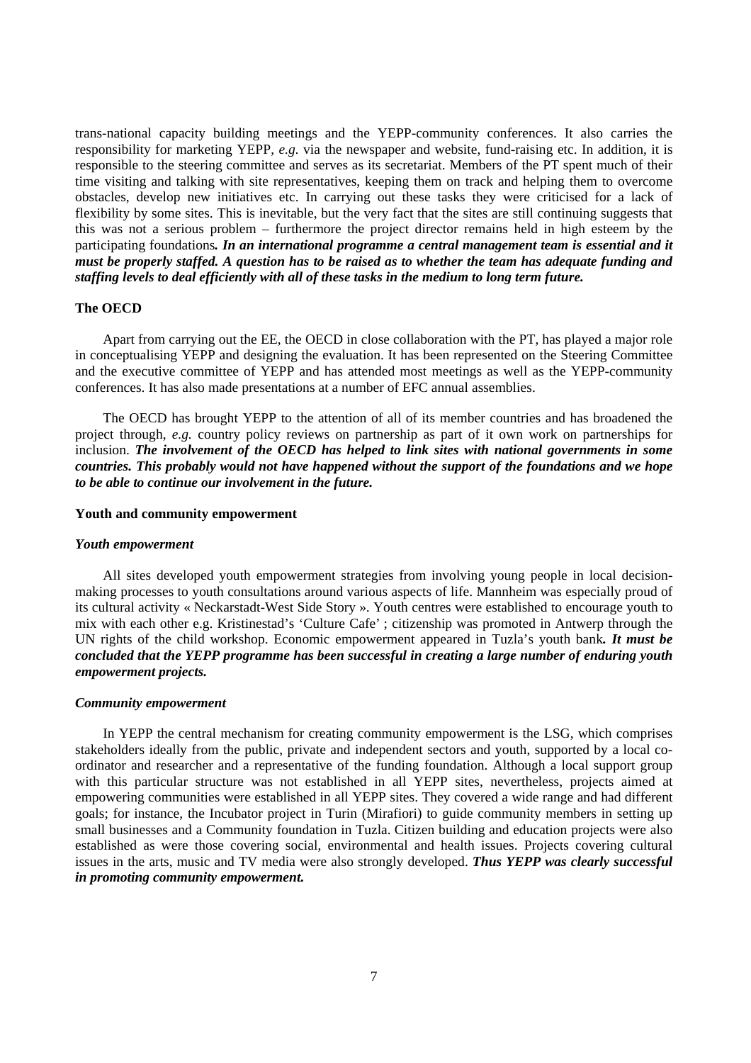trans-national capacity building meetings and the YEPP-community conferences. It also carries the responsibility for marketing YEPP, *e.g.* via the newspaper and website, fund-raising etc. In addition, it is responsible to the steering committee and serves as its secretariat. Members of the PT spent much of their time visiting and talking with site representatives, keeping them on track and helping them to overcome obstacles, develop new initiatives etc. In carrying out these tasks they were criticised for a lack of flexibility by some sites. This is inevitable, but the very fact that the sites are still continuing suggests that this was not a serious problem – furthermore the project director remains held in high esteem by the participating foundations***. In an international programme a central management team is essential and it must be properly staffed. A question has to be raised as to whether the team has adequate funding and staffing levels to deal efficiently with all of these tasks in the medium to long term future.***

**The OECD**

Apart from carrying out the EE, the OECD in close collaboration with the PT, has played a major role in conceptualising YEPP and designing the evaluation. It has been represented on the Steering Committee and the executive committee of YEPP and has attended most meetings as well as the YEPP-community conferences. It has also made presentations at a number of EFC annual assemblies.

The OECD has brought YEPP to the attention of all of its member countries and has broadened the project through, *e.g.* country policy reviews on partnership as part of it own work on partnerships for inclusion. ***The involvement of the OECD has helped to link sites with national governments in some countries. This probably would not have happened without the support of the foundations and we hope to be able to continue our involvement in the future.***

**Youth and community empowerment**

***Youth empowerment***

All sites developed youth empowerment strategies from involving young people in local decision-making processes to youth consultations around various aspects of life. Mannheim was especially proud of its cultural activity « Neckarstadt-West Side Story ». Youth centres were established to encourage youth to mix with each other e.g. Kristinestad's 'Culture Cafe' ; citizenship was promoted in Antwerp through the UN rights of the child workshop. Economic empowerment appeared in Tuzla's youth bank***. It must be concluded that the YEPP programme has been successful in creating a large number of enduring youth empowerment projects.***

***Community empowerment***

In YEPP the central mechanism for creating community empowerment is the LSG, which comprises stakeholders ideally from the public, private and independent sectors and youth, supported by a local co-ordinator and researcher and a representative of the funding foundation. Although a local support group with this particular structure was not established in all YEPP sites, nevertheless, projects aimed at empowering communities were established in all YEPP sites. They covered a wide range and had different goals; for instance, the Incubator project in Turin (Mirafiori) to guide community members in setting up small businesses and a Community foundation in Tuzla. Citizen building and education projects were also established as were those covering social, environmental and health issues. Projects covering cultural issues in the arts, music and TV media were also strongly developed. ***Thus YEPP was clearly successful in promoting community empowerment.***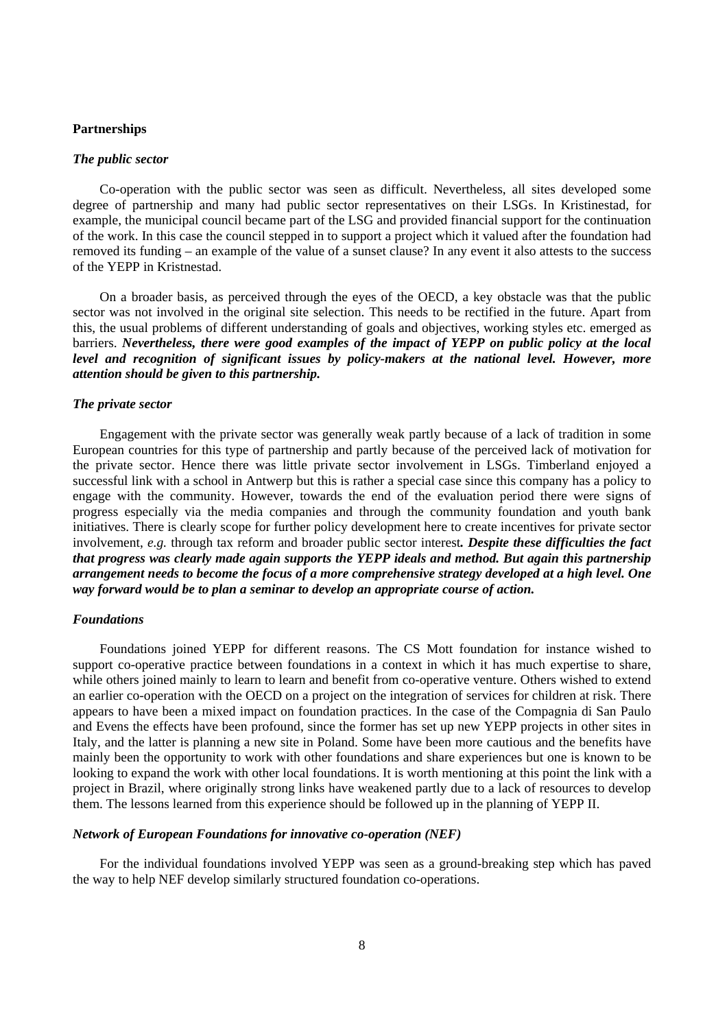**Partnerships**

***The public sector***

Co-operation with the public sector was seen as difficult. Nevertheless, all sites developed some degree of partnership and many had public sector representatives on their LSGs. In Kristinestad, for example, the municipal council became part of the LSG and provided financial support for the continuation of the work. In this case the council stepped in to support a project which it valued after the foundation had removed its funding – an example of the value of a sunset clause? In any event it also attests to the success of the YEPP in Kristnestad.

On a broader basis, as perceived through the eyes of the OECD, a key obstacle was that the public sector was not involved in the original site selection. This needs to be rectified in the future. Apart from this, the usual problems of different understanding of goals and objectives, working styles etc. emerged as barriers. ***Nevertheless, there were good examples of the impact of YEPP on public policy at the local level and recognition of significant issues by policy-makers at the national level. However, more attention should be given to this partnership.***

***The private sector***

Engagement with the private sector was generally weak partly because of a lack of tradition in some European countries for this type of partnership and partly because of the perceived lack of motivation for the private sector. Hence there was little private sector involvement in LSGs. Timberland enjoyed a successful link with a school in Antwerp but this is rather a special case since this company has a policy to engage with the community. However, towards the end of the evaluation period there were signs of progress especially via the media companies and through the community foundation and youth bank initiatives. There is clearly scope for further policy development here to create incentives for private sector involvement, *e.g.* through tax reform and broader public sector interest***. Despite these difficulties the fact that progress was clearly made again supports the YEPP ideals and method. But again this partnership arrangement needs to become the focus of a more comprehensive strategy developed at a high level. One way forward would be to plan a seminar to develop an appropriate course of action.***

***Foundations***

Foundations joined YEPP for different reasons. The CS Mott foundation for instance wished to support co-operative practice between foundations in a context in which it has much expertise to share, while others joined mainly to learn to learn and benefit from co-operative venture. Others wished to extend an earlier co-operation with the OECD on a project on the integration of services for children at risk. There appears to have been a mixed impact on foundation practices. In the case of the Compagnia di San Paulo and Evens the effects have been profound, since the former has set up new YEPP projects in other sites in Italy, and the latter is planning a new site in Poland. Some have been more cautious and the benefits have mainly been the opportunity to work with other foundations and share experiences but one is known to be looking to expand the work with other local foundations. It is worth mentioning at this point the link with a project in Brazil, where originally strong links have weakened partly due to a lack of resources to develop them. The lessons learned from this experience should be followed up in the planning of YEPP II.

***Network of European Foundations for innovative co-operation (NEF)***

For the individual foundations involved YEPP was seen as a ground-breaking step which has paved the way to help NEF develop similarly structured foundation co-operations.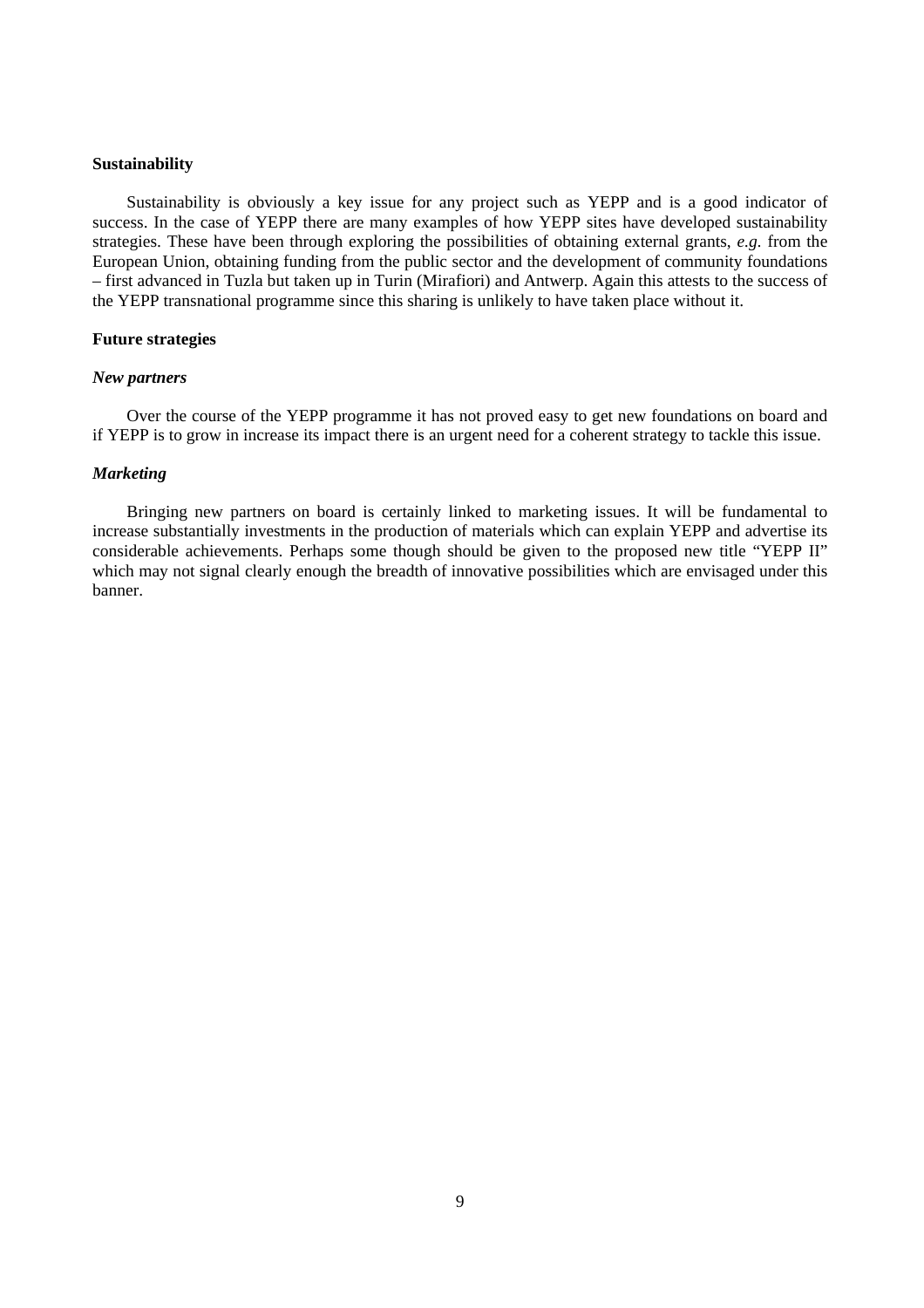**Sustainability**

Sustainability is obviously a key issue for any project such as YEPP and is a good indicator of success. In the case of YEPP there are many examples of how YEPP sites have developed sustainability strategies. These have been through exploring the possibilities of obtaining external grants, *e.g.* from the European Union, obtaining funding from the public sector and the development of community foundations – first advanced in Tuzla but taken up in Turin (Mirafiori) and Antwerp. Again this attests to the success of the YEPP transnational programme since this sharing is unlikely to have taken place without it.

**Future strategies**

***New partners***

Over the course of the YEPP programme it has not proved easy to get new foundations on board and if YEPP is to grow in increase its impact there is an urgent need for a coherent strategy to tackle this issue.

***Marketing***

Bringing new partners on board is certainly linked to marketing issues. It will be fundamental to increase substantially investments in the production of materials which can explain YEPP and advertise its considerable achievements. Perhaps some though should be given to the proposed new title "YEPP II" which may not signal clearly enough the breadth of innovative possibilities which are envisaged under this banner.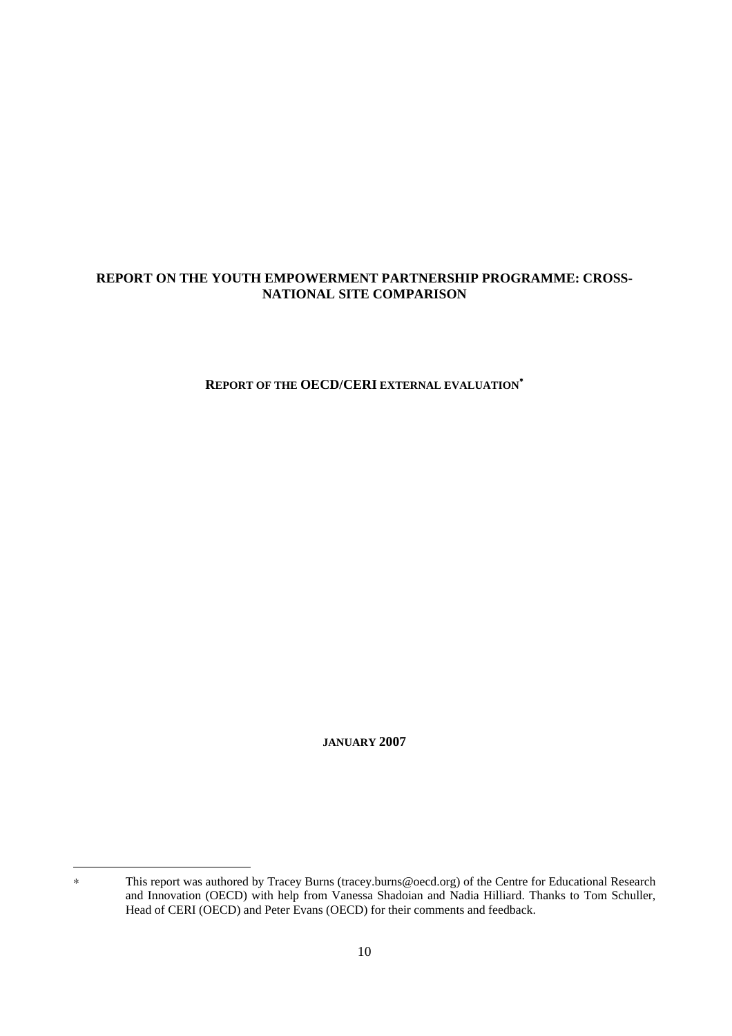# REPORT ON THE YOUTH EMPOWERMENT PARTNERSHIP PROGRAMME: CROSS-NATIONAL SITE COMPARISON

## REPORT OF THE OECD/CERI EXTERNAL EVALUATION*

**JANUARY 2007**

---

\* This report was authored by Tracey Burns (tracey.burns@oecd.org) of the Centre for Educational Research and Innovation (OECD) with help from Vanessa Shadoian and Nadia Hilliard. Thanks to Tom Schuller, Head of CERI (OECD) and Peter Evans (OECD) for their comments and feedback.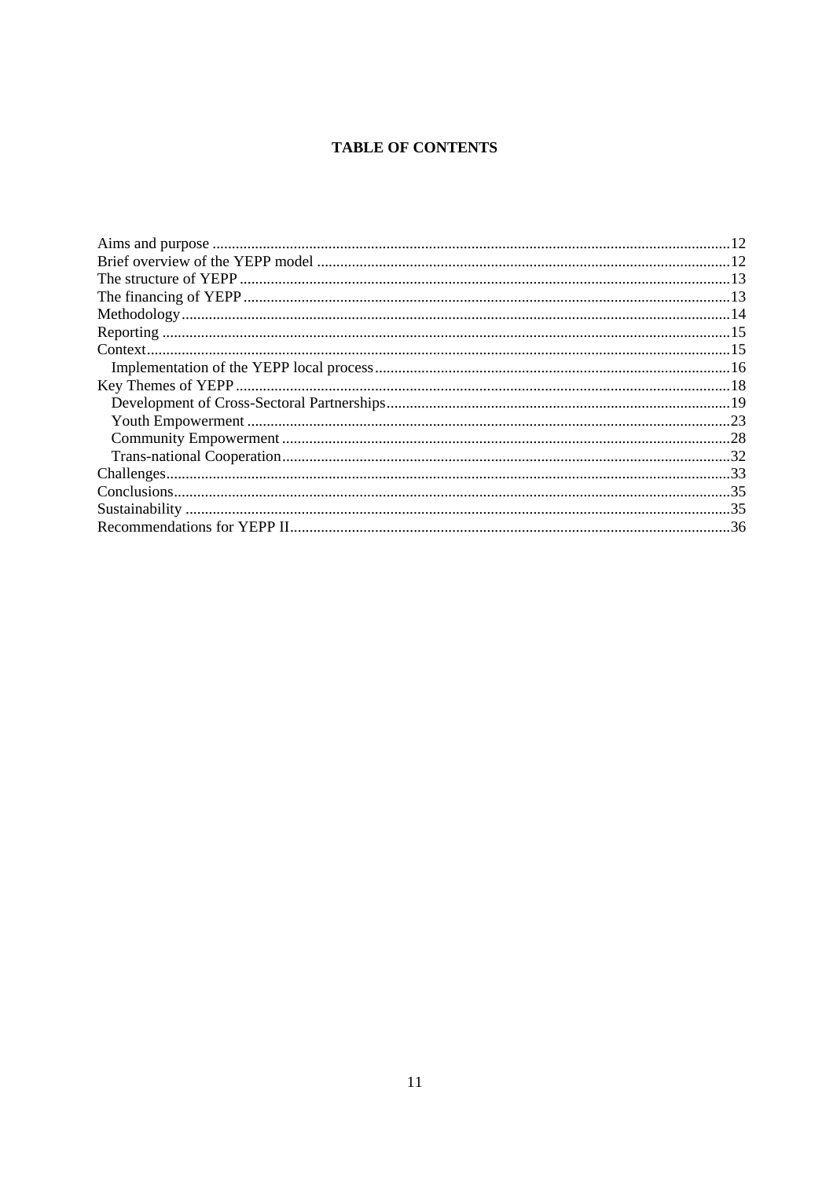**TABLE OF CONTENTS**

Aims and purpose ....................................................................................................................................12
Brief overview of the YEPP model ..........................................................................................................12
The structure of YEPP .............................................................................................................................13
The financing of YEPP ............................................................................................................................13
Methodology............................................................................................................................................14
Reporting .................................................................................................................................................15
Context.....................................................................................................................................................15
    Implementation of the YEPP local process...........................................................................................16
Key Themes of YEPP ..............................................................................................................................18
    Development of Cross-Sectoral Partnerships........................................................................................19
    Youth Empowerment ............................................................................................................................23
    Community Empowerment ...................................................................................................................28
    Trans-national Cooperation...................................................................................................................32
Challenges................................................................................................................................................33
Conclusions..............................................................................................................................................35
Sustainability ...........................................................................................................................................35
Recommendations for YEPP II................................................................................................................36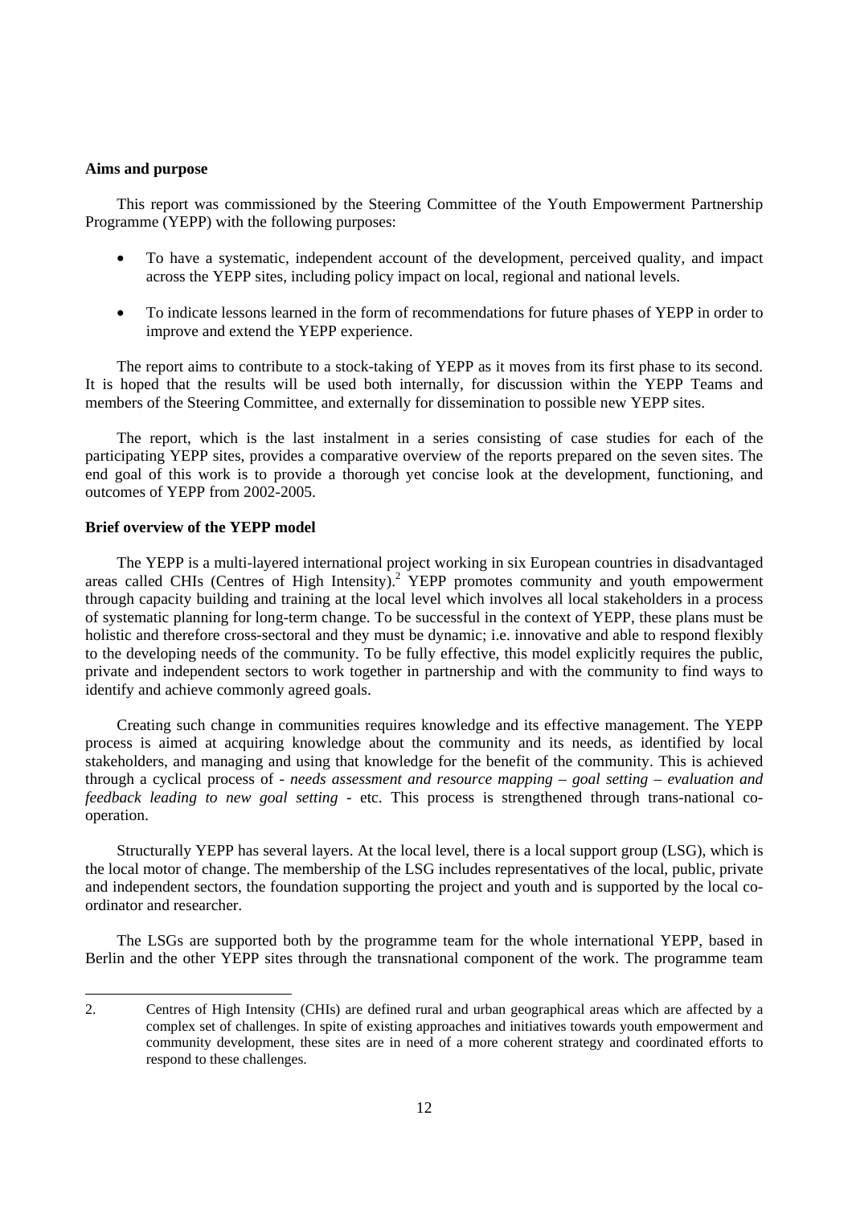**Aims and purpose**

This report was commissioned by the Steering Committee of the Youth Empowerment Partnership Programme (YEPP) with the following purposes:

- To have a systematic, independent account of the development, perceived quality, and impact across the YEPP sites, including policy impact on local, regional and national levels.
- To indicate lessons learned in the form of recommendations for future phases of YEPP in order to improve and extend the YEPP experience.

The report aims to contribute to a stock-taking of YEPP as it moves from its first phase to its second. It is hoped that the results will be used both internally, for discussion within the YEPP Teams and members of the Steering Committee, and externally for dissemination to possible new YEPP sites.

The report, which is the last instalment in a series consisting of case studies for each of the participating YEPP sites, provides a comparative overview of the reports prepared on the seven sites. The end goal of this work is to provide a thorough yet concise look at the development, functioning, and outcomes of YEPP from 2002-2005.

**Brief overview of the YEPP model**

The YEPP is a multi-layered international project working in six European countries in disadvantaged areas called CHIs (Centres of High Intensity).[2] YEPP promotes community and youth empowerment through capacity building and training at the local level which involves all local stakeholders in a process of systematic planning for long-term change. To be successful in the context of YEPP, these plans must be holistic and therefore cross-sectoral and they must be dynamic; i.e. innovative and able to respond flexibly to the developing needs of the community. To be fully effective, this model explicitly requires the public, private and independent sectors to work together in partnership and with the community to find ways to identify and achieve commonly agreed goals.

Creating such change in communities requires knowledge and its effective management. The YEPP process is aimed at acquiring knowledge about the community and its needs, as identified by local stakeholders, and managing and using that knowledge for the benefit of the community. This is achieved through a cyclical process of - *needs assessment and resource mapping – goal setting – evaluation and feedback leading to new goal setting* - etc. This process is strengthened through trans-national co-operation.

Structurally YEPP has several layers. At the local level, there is a local support group (LSG), which is the local motor of change. The membership of the LSG includes representatives of the local, public, private and independent sectors, the foundation supporting the project and youth and is supported by the local co-ordinator and researcher.

The LSGs are supported both by the programme team for the whole international YEPP, based in Berlin and the other YEPP sites through the transnational component of the work. The programme team

2. Centres of High Intensity (CHIs) are defined rural and urban geographical areas which are affected by a complex set of challenges. In spite of existing approaches and initiatives towards youth empowerment and community development, these sites are in need of a more coherent strategy and coordinated efforts to respond to these challenges.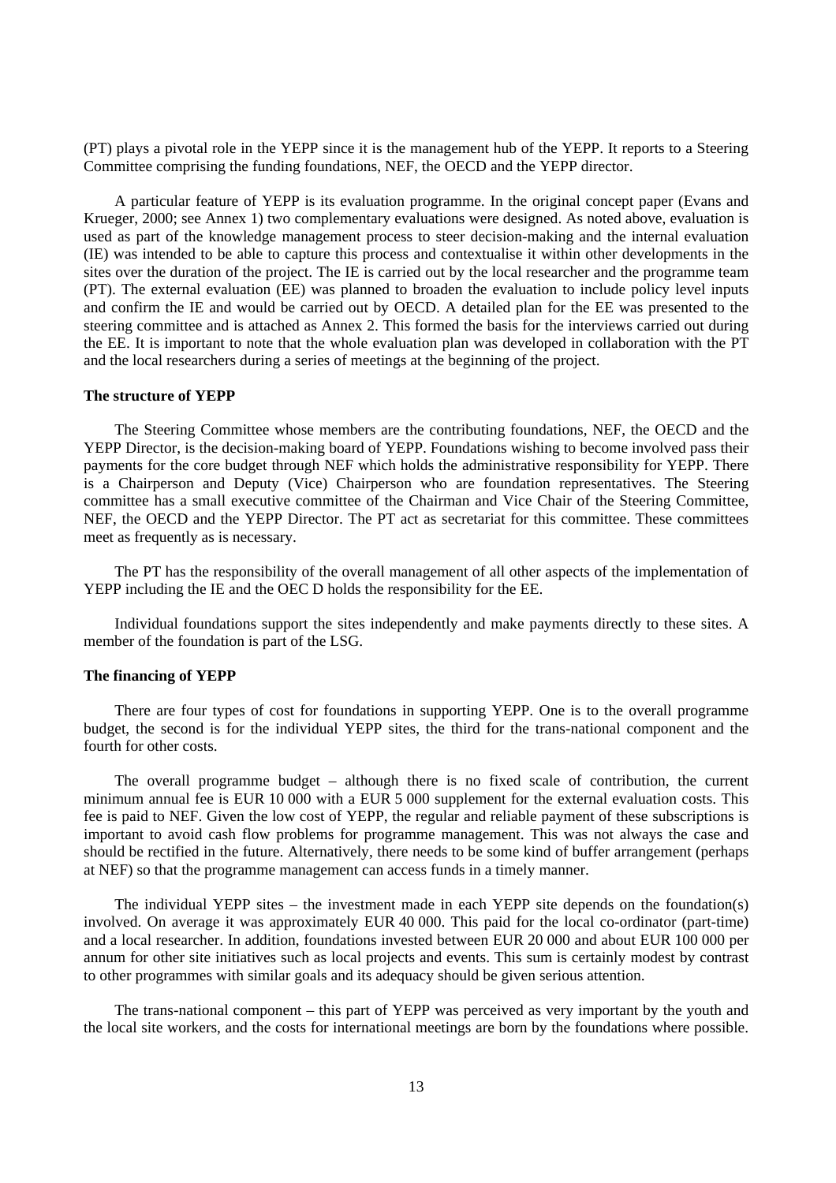(PT) plays a pivotal role in the YEPP since it is the management hub of the YEPP. It reports to a Steering Committee comprising the funding foundations, NEF, the OECD and the YEPP director.

A particular feature of YEPP is its evaluation programme. In the original concept paper (Evans and Krueger, 2000; see Annex 1) two complementary evaluations were designed. As noted above, evaluation is used as part of the knowledge management process to steer decision-making and the internal evaluation (IE) was intended to be able to capture this process and contextualise it within other developments in the sites over the duration of the project. The IE is carried out by the local researcher and the programme team (PT). The external evaluation (EE) was planned to broaden the evaluation to include policy level inputs and confirm the IE and would be carried out by OECD. A detailed plan for the EE was presented to the steering committee and is attached as Annex 2. This formed the basis for the interviews carried out during the EE. It is important to note that the whole evaluation plan was developed in collaboration with the PT and the local researchers during a series of meetings at the beginning of the project.

**The structure of YEPP**

The Steering Committee whose members are the contributing foundations, NEF, the OECD and the YEPP Director, is the decision-making board of YEPP. Foundations wishing to become involved pass their payments for the core budget through NEF which holds the administrative responsibility for YEPP. There is a Chairperson and Deputy (Vice) Chairperson who are foundation representatives. The Steering committee has a small executive committee of the Chairman and Vice Chair of the Steering Committee, NEF, the OECD and the YEPP Director. The PT act as secretariat for this committee. These committees meet as frequently as is necessary.

The PT has the responsibility of the overall management of all other aspects of the implementation of YEPP including the IE and the OEC D holds the responsibility for the EE.

Individual foundations support the sites independently and make payments directly to these sites. A member of the foundation is part of the LSG.

**The financing of YEPP**

There are four types of cost for foundations in supporting YEPP. One is to the overall programme budget, the second is for the individual YEPP sites, the third for the trans-national component and the fourth for other costs.

The overall programme budget – although there is no fixed scale of contribution, the current minimum annual fee is EUR 10 000 with a EUR 5 000 supplement for the external evaluation costs. This fee is paid to NEF. Given the low cost of YEPP, the regular and reliable payment of these subscriptions is important to avoid cash flow problems for programme management. This was not always the case and should be rectified in the future. Alternatively, there needs to be some kind of buffer arrangement (perhaps at NEF) so that the programme management can access funds in a timely manner.

The individual YEPP sites – the investment made in each YEPP site depends on the foundation(s) involved. On average it was approximately EUR 40 000. This paid for the local co-ordinator (part-time) and a local researcher. In addition, foundations invested between EUR 20 000 and about EUR 100 000 per annum for other site initiatives such as local projects and events. This sum is certainly modest by contrast to other programmes with similar goals and its adequacy should be given serious attention.

The trans-national component – this part of YEPP was perceived as very important by the youth and the local site workers, and the costs for international meetings are born by the foundations where possible.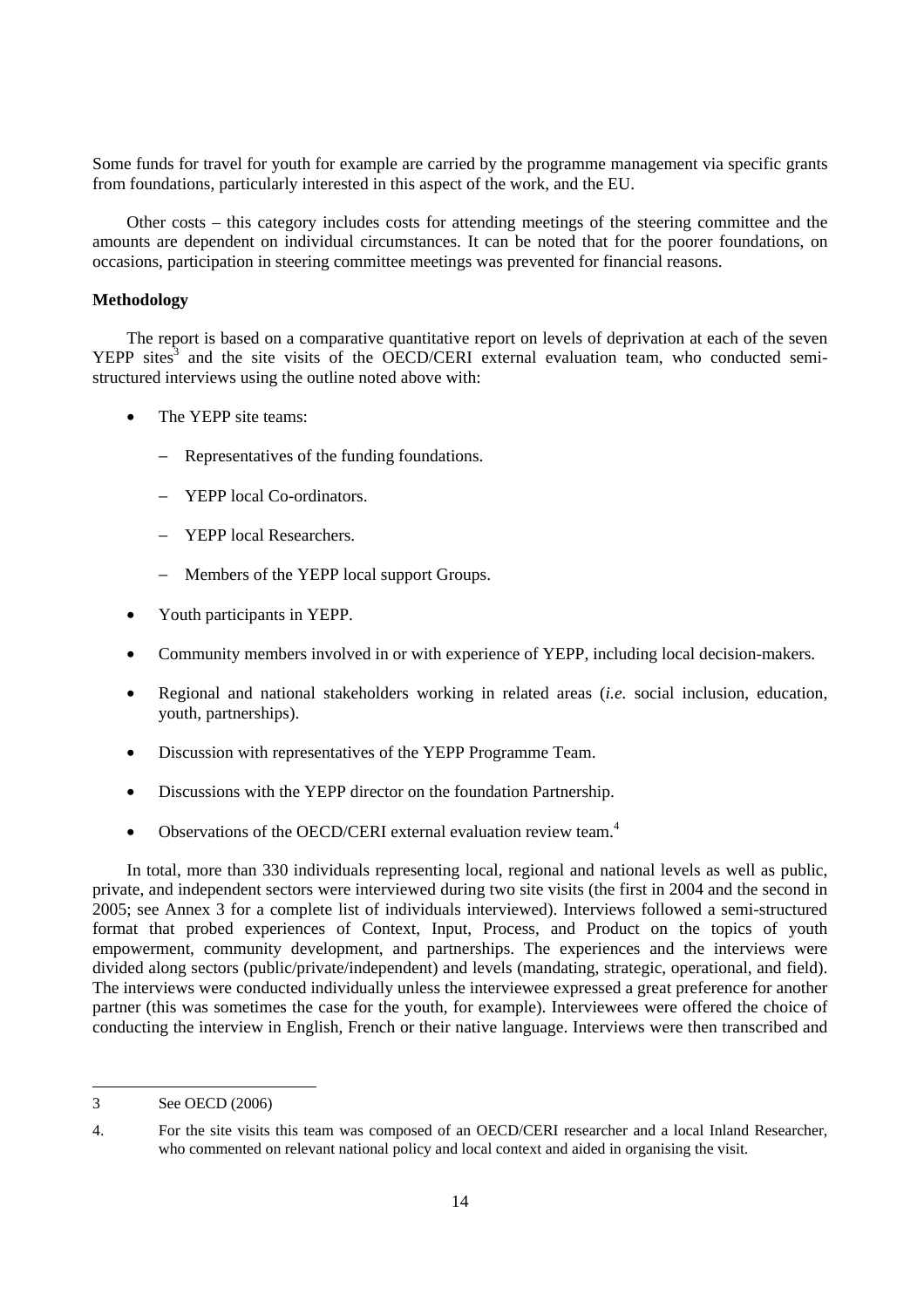Some funds for travel for youth for example are carried by the programme management via specific grants from foundations, particularly interested in this aspect of the work, and the EU.

Other costs – this category includes costs for attending meetings of the steering committee and the amounts are dependent on individual circumstances. It can be noted that for the poorer foundations, on occasions, participation in steering committee meetings was prevented for financial reasons.

**Methodology**

The report is based on a comparative quantitative report on levels of deprivation at each of the seven YEPP sites[3] and the site visits of the OECD/CERI external evaluation team, who conducted semi-structured interviews using the outline noted above with:

- The YEPP site teams:
  - Representatives of the funding foundations.
  - YEPP local Co-ordinators.
  - YEPP local Researchers.
  - Members of the YEPP local support Groups.
- Youth participants in YEPP.
- Community members involved in or with experience of YEPP, including local decision-makers.
- Regional and national stakeholders working in related areas (*i.e.* social inclusion, education, youth, partnerships).
- Discussion with representatives of the YEPP Programme Team.
- Discussions with the YEPP director on the foundation Partnership.
- Observations of the OECD/CERI external evaluation review team.[4]

In total, more than 330 individuals representing local, regional and national levels as well as public, private, and independent sectors were interviewed during two site visits (the first in 2004 and the second in 2005; see Annex 3 for a complete list of individuals interviewed). Interviews followed a semi-structured format that probed experiences of Context, Input, Process, and Product on the topics of youth empowerment, community development, and partnerships. The experiences and the interviews were divided along sectors (public/private/independent) and levels (mandating, strategic, operational, and field). The interviews were conducted individually unless the interviewee expressed a great preference for another partner (this was sometimes the case for the youth, for example). Interviewees were offered the choice of conducting the interview in English, French or their native language. Interviews were then transcribed and

---

3 See OECD (2006)

4. For the site visits this team was composed of an OECD/CERI researcher and a local Inland Researcher, who commented on relevant national policy and local context and aided in organising the visit.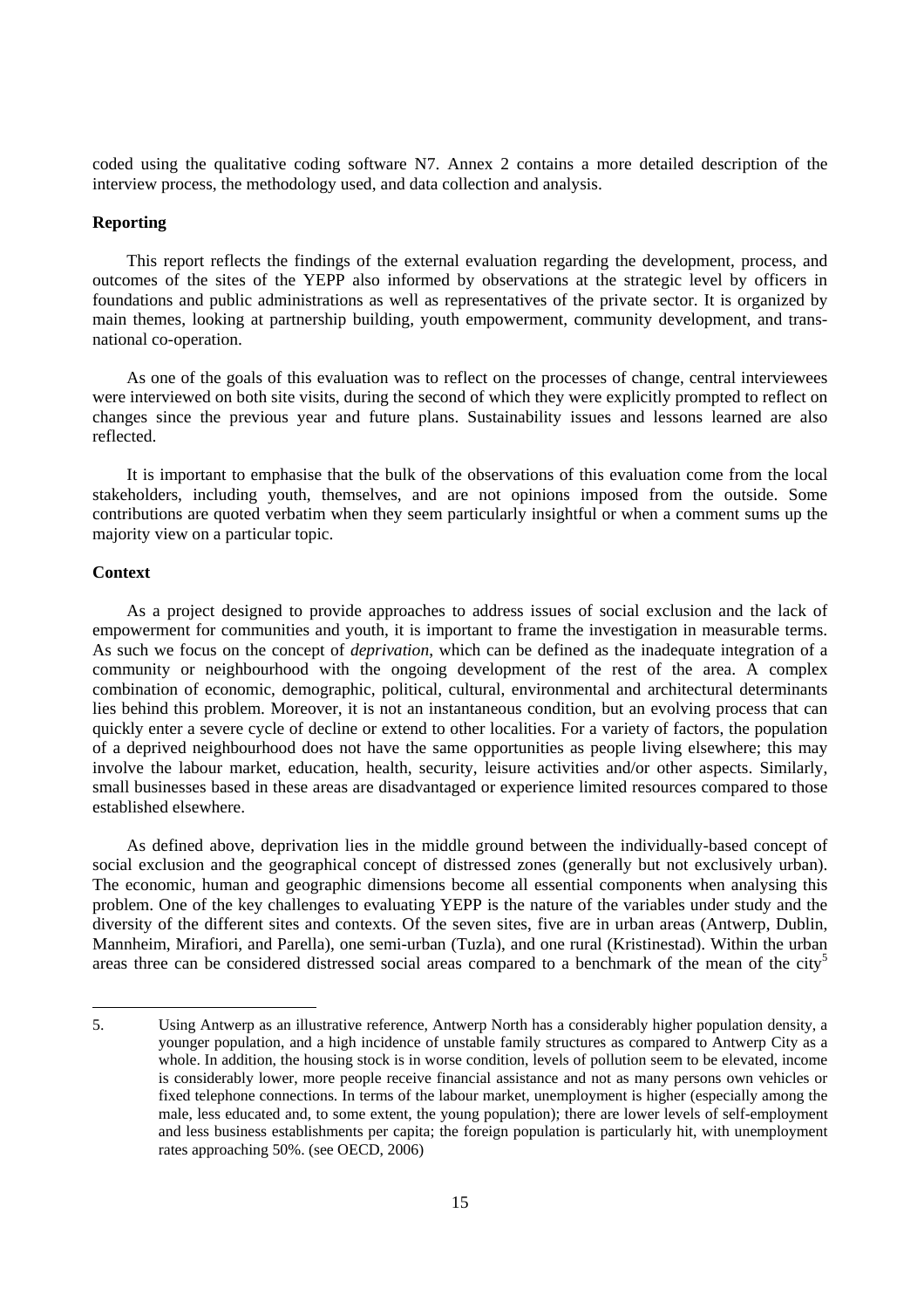coded using the qualitative coding software N7. Annex 2 contains a more detailed description of the interview process, the methodology used, and data collection and analysis.

**Reporting**

This report reflects the findings of the external evaluation regarding the development, process, and outcomes of the sites of the YEPP also informed by observations at the strategic level by officers in foundations and public administrations as well as representatives of the private sector. It is organized by main themes, looking at partnership building, youth empowerment, community development, and trans-national co-operation.

As one of the goals of this evaluation was to reflect on the processes of change, central interviewees were interviewed on both site visits, during the second of which they were explicitly prompted to reflect on changes since the previous year and future plans. Sustainability issues and lessons learned are also reflected.

It is important to emphasise that the bulk of the observations of this evaluation come from the local stakeholders, including youth, themselves, and are not opinions imposed from the outside. Some contributions are quoted verbatim when they seem particularly insightful or when a comment sums up the majority view on a particular topic.

**Context**

As a project designed to provide approaches to address issues of social exclusion and the lack of empowerment for communities and youth, it is important to frame the investigation in measurable terms. As such we focus on the concept of *deprivation*, which can be defined as the inadequate integration of a community or neighbourhood with the ongoing development of the rest of the area. A complex combination of economic, demographic, political, cultural, environmental and architectural determinants lies behind this problem. Moreover, it is not an instantaneous condition, but an evolving process that can quickly enter a severe cycle of decline or extend to other localities. For a variety of factors, the population of a deprived neighbourhood does not have the same opportunities as people living elsewhere; this may involve the labour market, education, health, security, leisure activities and/or other aspects. Similarly, small businesses based in these areas are disadvantaged or experience limited resources compared to those established elsewhere.

As defined above, deprivation lies in the middle ground between the individually-based concept of social exclusion and the geographical concept of distressed zones (generally but not exclusively urban). The economic, human and geographic dimensions become all essential components when analysing this problem. One of the key challenges to evaluating YEPP is the nature of the variables under study and the diversity of the different sites and contexts. Of the seven sites, five are in urban areas (Antwerp, Dublin, Mannheim, Mirafiori, and Parella), one semi-urban (Tuzla), and one rural (Kristinestad). Within the urban areas three can be considered distressed social areas compared to a benchmark of the mean of the city[5]

5. Using Antwerp as an illustrative reference, Antwerp North has a considerably higher population density, a younger population, and a high incidence of unstable family structures as compared to Antwerp City as a whole. In addition, the housing stock is in worse condition, levels of pollution seem to be elevated, income is considerably lower, more people receive financial assistance and not as many persons own vehicles or fixed telephone connections. In terms of the labour market, unemployment is higher (especially among the male, less educated and, to some extent, the young population); there are lower levels of self-employment and less business establishments per capita; the foreign population is particularly hit, with unemployment rates approaching 50%. (see OECD, 2006)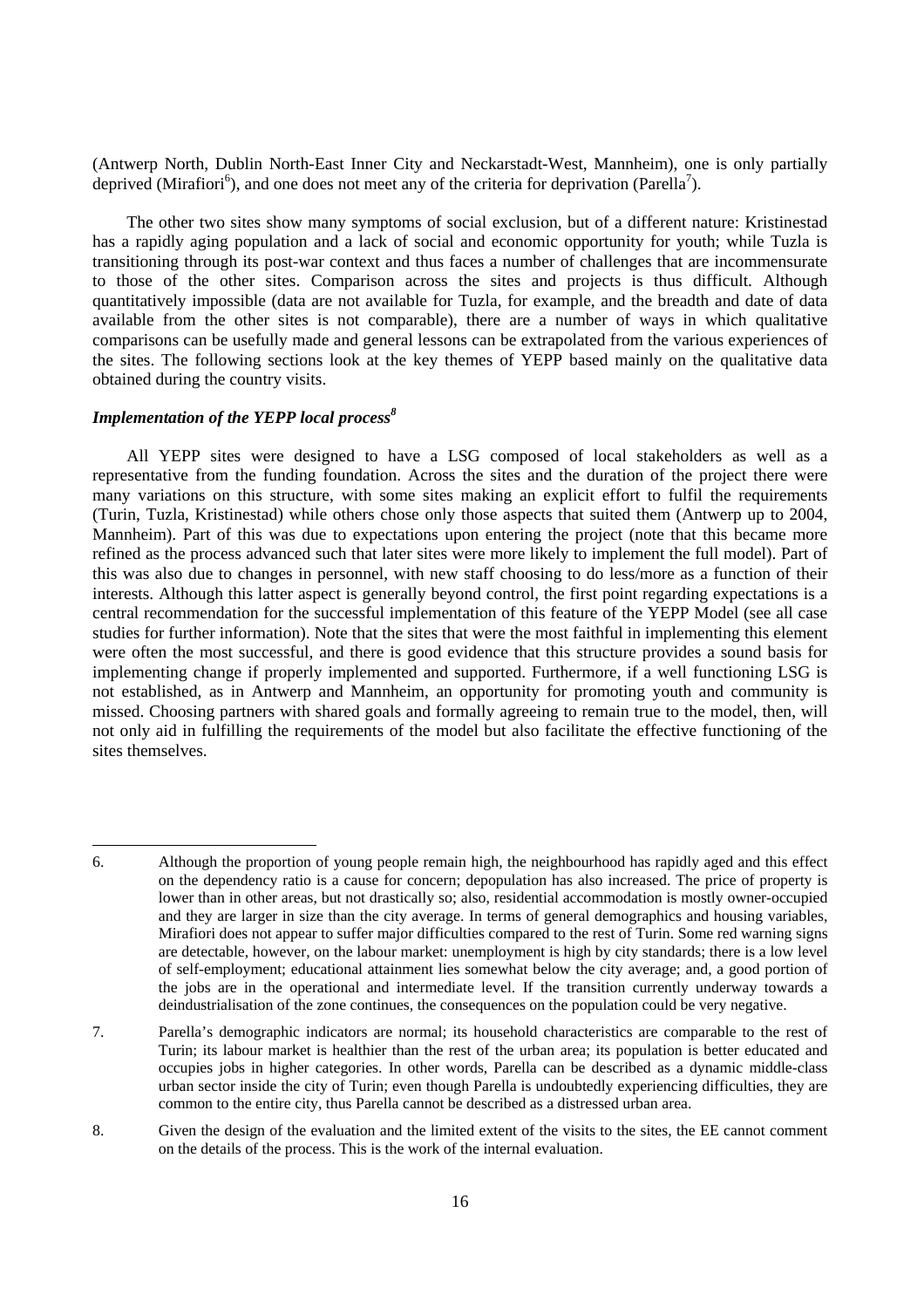(Antwerp North, Dublin North-East Inner City and Neckarstadt-West, Mannheim), one is only partially deprived (Mirafiori[6]), and one does not meet any of the criteria for deprivation (Parella[7]).

The other two sites show many symptoms of social exclusion, but of a different nature: Kristinestad has a rapidly aging population and a lack of social and economic opportunity for youth; while Tuzla is transitioning through its post-war context and thus faces a number of challenges that are incommensurate to those of the other sites. Comparison across the sites and projects is thus difficult. Although quantitatively impossible (data are not available for Tuzla, for example, and the breadth and date of data available from the other sites is not comparable), there are a number of ways in which qualitative comparisons can be usefully made and general lessons can be extrapolated from the various experiences of the sites. The following sections look at the key themes of YEPP based mainly on the qualitative data obtained during the country visits.

### *Implementation of the YEPP local process[8]*

All YEPP sites were designed to have a LSG composed of local stakeholders as well as a representative from the funding foundation. Across the sites and the duration of the project there were many variations on this structure, with some sites making an explicit effort to fulfil the requirements (Turin, Tuzla, Kristinestad) while others chose only those aspects that suited them (Antwerp up to 2004, Mannheim). Part of this was due to expectations upon entering the project (note that this became more refined as the process advanced such that later sites were more likely to implement the full model). Part of this was also due to changes in personnel, with new staff choosing to do less/more as a function of their interests. Although this latter aspect is generally beyond control, the first point regarding expectations is a central recommendation for the successful implementation of this feature of the YEPP Model (see all case studies for further information). Note that the sites that were the most faithful in implementing this element were often the most successful, and there is good evidence that this structure provides a sound basis for implementing change if properly implemented and supported. Furthermore, if a well functioning LSG is not established, as in Antwerp and Mannheim, an opportunity for promoting youth and community is missed. Choosing partners with shared goals and formally agreeing to remain true to the model, then, will not only aid in fulfilling the requirements of the model but also facilitate the effective functioning of the sites themselves.

---

6. Although the proportion of young people remain high, the neighbourhood has rapidly aged and this effect on the dependency ratio is a cause for concern; depopulation has also increased. The price of property is lower than in other areas, but not drastically so; also, residential accommodation is mostly owner-occupied and they are larger in size than the city average. In terms of general demographics and housing variables, Mirafiori does not appear to suffer major difficulties compared to the rest of Turin. Some red warning signs are detectable, however, on the labour market: unemployment is high by city standards; there is a low level of self-employment; educational attainment lies somewhat below the city average; and, a good portion of the jobs are in the operational and intermediate level. If the transition currently underway towards a deindustrialisation of the zone continues, the consequences on the population could be very negative.

7. Parella's demographic indicators are normal; its household characteristics are comparable to the rest of Turin; its labour market is healthier than the rest of the urban area; its population is better educated and occupies jobs in higher categories. In other words, Parella can be described as a dynamic middle-class urban sector inside the city of Turin; even though Parella is undoubtedly experiencing difficulties, they are common to the entire city, thus Parella cannot be described as a distressed urban area.

8. Given the design of the evaluation and the limited extent of the visits to the sites, the EE cannot comment on the details of the process. This is the work of the internal evaluation.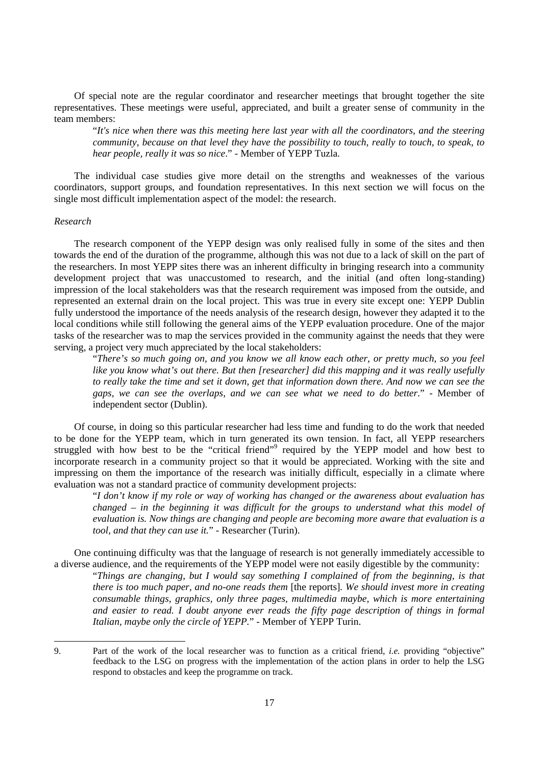Of special note are the regular coordinator and researcher meetings that brought together the site representatives. These meetings were useful, appreciated, and built a greater sense of community in the team members:

> "*It's nice when there was this meeting here last year with all the coordinators, and the steering community, because on that level they have the possibility to touch, really to touch, to speak, to hear people, really it was so nice*." - Member of YEPP Tuzla.

The individual case studies give more detail on the strengths and weaknesses of the various coordinators, support groups, and foundation representatives. In this next section we will focus on the single most difficult implementation aspect of the model: the research.

*Research*

The research component of the YEPP design was only realised fully in some of the sites and then towards the end of the duration of the programme, although this was not due to a lack of skill on the part of the researchers. In most YEPP sites there was an inherent difficulty in bringing research into a community development project that was unaccustomed to research, and the initial (and often long-standing) impression of the local stakeholders was that the research requirement was imposed from the outside, and represented an external drain on the local project. This was true in every site except one: YEPP Dublin fully understood the importance of the needs analysis of the research design, however they adapted it to the local conditions while still following the general aims of the YEPP evaluation procedure. One of the major tasks of the researcher was to map the services provided in the community against the needs that they were serving, a project very much appreciated by the local stakeholders:

> "*There's so much going on, and you know we all know each other, or pretty much, so you feel like you know what's out there. But then [researcher] did this mapping and it was really usefully to really take the time and set it down, get that information down there. And now we can see the gaps, we can see the overlaps, and we can see what we need to do better*." - Member of independent sector (Dublin).

Of course, in doing so this particular researcher had less time and funding to do the work that needed to be done for the YEPP team, which in turn generated its own tension. In fact, all YEPP researchers struggled with how best to be the "critical friend"[9] required by the YEPP model and how best to incorporate research in a community project so that it would be appreciated. Working with the site and impressing on them the importance of the research was initially difficult, especially in a climate where evaluation was not a standard practice of community development projects:

> "*I don't know if my role or way of working has changed or the awareness about evaluation has changed – in the beginning it was difficult for the groups to understand what this model of evaluation is. Now things are changing and people are becoming more aware that evaluation is a tool, and that they can use it.*" - Researcher (Turin).

One continuing difficulty was that the language of research is not generally immediately accessible to a diverse audience, and the requirements of the YEPP model were not easily digestible by the community:

> "*Things are changing, but I would say something I complained of from the beginning, is that there is too much paper, and no-one reads them* [the reports]*. We should invest more in creating consumable things, graphics, only three pages, multimedia maybe, which is more entertaining and easier to read. I doubt anyone ever reads the fifty page description of things in formal Italian, maybe only the circle of YEPP*." - Member of YEPP Turin.

---

9. Part of the work of the local researcher was to function as a critical friend, *i.e.* providing "objective" feedback to the LSG on progress with the implementation of the action plans in order to help the LSG respond to obstacles and keep the programme on track.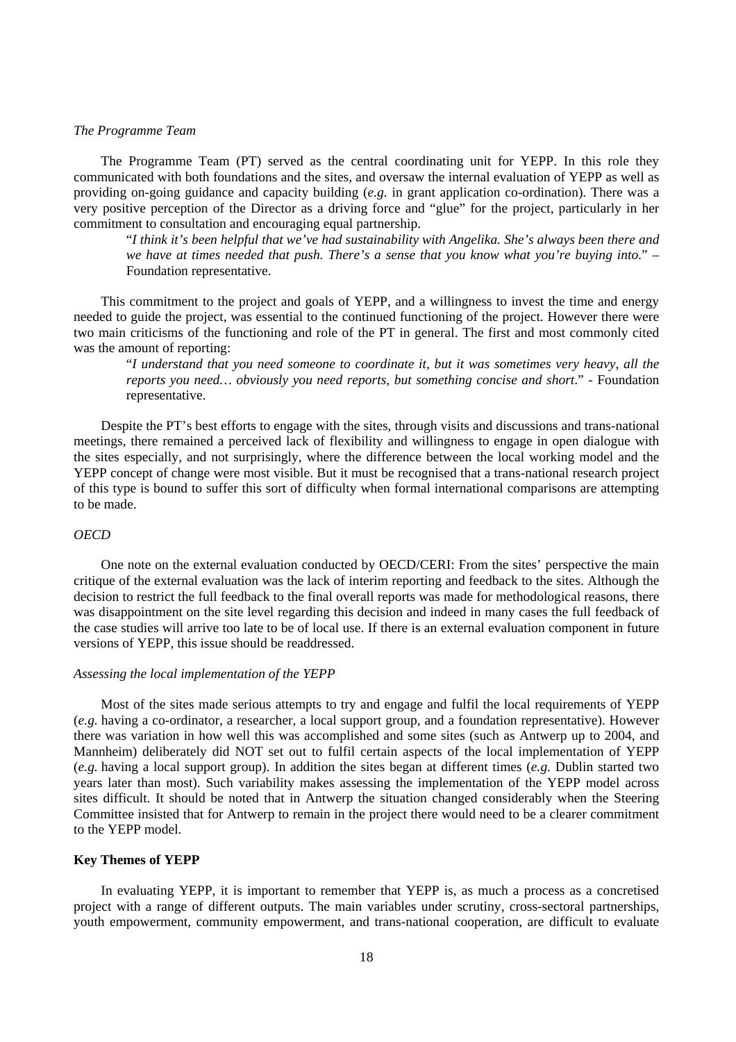*The Programme Team*

The Programme Team (PT) served as the central coordinating unit for YEPP. In this role they communicated with both foundations and the sites, and oversaw the internal evaluation of YEPP as well as providing on-going guidance and capacity building (*e.g.* in grant application co-ordination). There was a very positive perception of the Director as a driving force and "glue" for the project, particularly in her commitment to consultation and encouraging equal partnership.

> "*I think it's been helpful that we've had sustainability with Angelika. She's always been there and we have at times needed that push. There's a sense that you know what you're buying into.*" – Foundation representative.

This commitment to the project and goals of YEPP, and a willingness to invest the time and energy needed to guide the project, was essential to the continued functioning of the project. However there were two main criticisms of the functioning and role of the PT in general. The first and most commonly cited was the amount of reporting:

> "*I understand that you need someone to coordinate it, but it was sometimes very heavy, all the reports you need… obviously you need reports, but something concise and short*." - Foundation representative.

Despite the PT's best efforts to engage with the sites, through visits and discussions and trans-national meetings, there remained a perceived lack of flexibility and willingness to engage in open dialogue with the sites especially, and not surprisingly, where the difference between the local working model and the YEPP concept of change were most visible. But it must be recognised that a trans-national research project of this type is bound to suffer this sort of difficulty when formal international comparisons are attempting to be made.

*OECD*

One note on the external evaluation conducted by OECD/CERI: From the sites' perspective the main critique of the external evaluation was the lack of interim reporting and feedback to the sites. Although the decision to restrict the full feedback to the final overall reports was made for methodological reasons, there was disappointment on the site level regarding this decision and indeed in many cases the full feedback of the case studies will arrive too late to be of local use. If there is an external evaluation component in future versions of YEPP, this issue should be readdressed.

*Assessing the local implementation of the YEPP*

Most of the sites made serious attempts to try and engage and fulfil the local requirements of YEPP (*e.g.* having a co-ordinator, a researcher, a local support group, and a foundation representative). However there was variation in how well this was accomplished and some sites (such as Antwerp up to 2004, and Mannheim) deliberately did NOT set out to fulfil certain aspects of the local implementation of YEPP (*e.g.* having a local support group). In addition the sites began at different times (*e.g.* Dublin started two years later than most). Such variability makes assessing the implementation of the YEPP model across sites difficult. It should be noted that in Antwerp the situation changed considerably when the Steering Committee insisted that for Antwerp to remain in the project there would need to be a clearer commitment to the YEPP model.

**Key Themes of YEPP**

In evaluating YEPP, it is important to remember that YEPP is, as much a process as a concretised project with a range of different outputs. The main variables under scrutiny, cross-sectoral partnerships, youth empowerment, community empowerment, and trans-national cooperation, are difficult to evaluate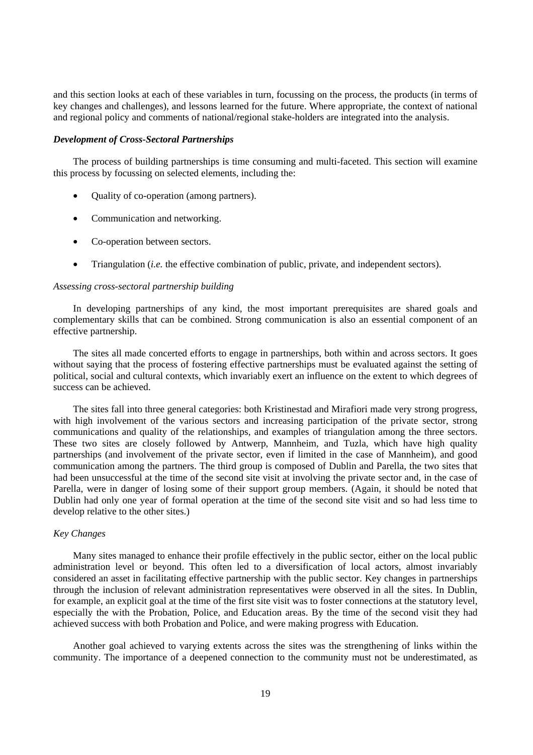and this section looks at each of these variables in turn, focussing on the process, the products (in terms of key changes and challenges), and lessons learned for the future. Where appropriate, the context of national and regional policy and comments of national/regional stake-holders are integrated into the analysis.

### *Development of Cross-Sectoral Partnerships*

The process of building partnerships is time consuming and multi-faceted. This section will examine this process by focussing on selected elements, including the:

- Quality of co-operation (among partners).
- Communication and networking.
- Co-operation between sectors.
- Triangulation (*i.e.* the effective combination of public, private, and independent sectors).

#### *Assessing cross-sectoral partnership building*

In developing partnerships of any kind, the most important prerequisites are shared goals and complementary skills that can be combined. Strong communication is also an essential component of an effective partnership.

The sites all made concerted efforts to engage in partnerships, both within and across sectors. It goes without saying that the process of fostering effective partnerships must be evaluated against the setting of political, social and cultural contexts, which invariably exert an influence on the extent to which degrees of success can be achieved.

The sites fall into three general categories: both Kristinestad and Mirafiori made very strong progress, with high involvement of the various sectors and increasing participation of the private sector, strong communications and quality of the relationships, and examples of triangulation among the three sectors. These two sites are closely followed by Antwerp, Mannheim, and Tuzla, which have high quality partnerships (and involvement of the private sector, even if limited in the case of Mannheim), and good communication among the partners. The third group is composed of Dublin and Parella, the two sites that had been unsuccessful at the time of the second site visit at involving the private sector and, in the case of Parella, were in danger of losing some of their support group members. (Again, it should be noted that Dublin had only one year of formal operation at the time of the second site visit and so had less time to develop relative to the other sites.)

#### *Key Changes*

Many sites managed to enhance their profile effectively in the public sector, either on the local public administration level or beyond. This often led to a diversification of local actors, almost invariably considered an asset in facilitating effective partnership with the public sector. Key changes in partnerships through the inclusion of relevant administration representatives were observed in all the sites. In Dublin, for example, an explicit goal at the time of the first site visit was to foster connections at the statutory level, especially the with the Probation, Police, and Education areas. By the time of the second visit they had achieved success with both Probation and Police, and were making progress with Education.

Another goal achieved to varying extents across the sites was the strengthening of links within the community. The importance of a deepened connection to the community must not be underestimated, as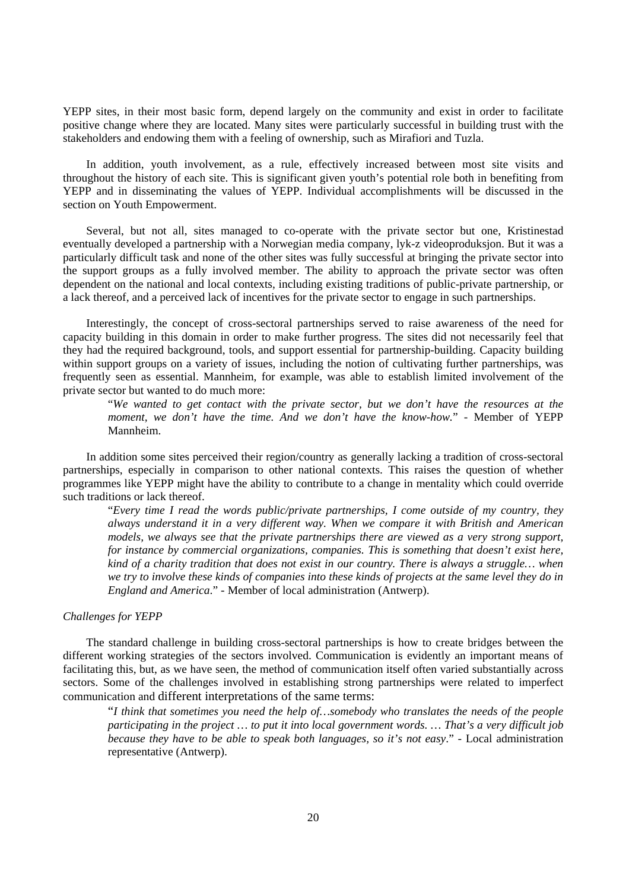YEPP sites, in their most basic form, depend largely on the community and exist in order to facilitate positive change where they are located. Many sites were particularly successful in building trust with the stakeholders and endowing them with a feeling of ownership, such as Mirafiori and Tuzla.

In addition, youth involvement, as a rule, effectively increased between most site visits and throughout the history of each site. This is significant given youth's potential role both in benefiting from YEPP and in disseminating the values of YEPP. Individual accomplishments will be discussed in the section on Youth Empowerment.

Several, but not all, sites managed to co-operate with the private sector but one, Kristinestad eventually developed a partnership with a Norwegian media company, lyk-z videoproduksjon. But it was a particularly difficult task and none of the other sites was fully successful at bringing the private sector into the support groups as a fully involved member. The ability to approach the private sector was often dependent on the national and local contexts, including existing traditions of public-private partnership, or a lack thereof, and a perceived lack of incentives for the private sector to engage in such partnerships.

Interestingly, the concept of cross-sectoral partnerships served to raise awareness of the need for capacity building in this domain in order to make further progress. The sites did not necessarily feel that they had the required background, tools, and support essential for partnership-building. Capacity building within support groups on a variety of issues, including the notion of cultivating further partnerships, was frequently seen as essential. Mannheim, for example, was able to establish limited involvement of the private sector but wanted to do much more:

> "*We wanted to get contact with the private sector, but we don't have the resources at the moment, we don't have the time. And we don't have the know-how.*" - Member of YEPP Mannheim.

In addition some sites perceived their region/country as generally lacking a tradition of cross-sectoral partnerships, especially in comparison to other national contexts. This raises the question of whether programmes like YEPP might have the ability to contribute to a change in mentality which could override such traditions or lack thereof.

> "*Every time I read the words public/private partnerships, I come outside of my country, they always understand it in a very different way. When we compare it with British and American models, we always see that the private partnerships there are viewed as a very strong support, for instance by commercial organizations, companies. This is something that doesn't exist here, kind of a charity tradition that does not exist in our country. There is always a struggle… when we try to involve these kinds of companies into these kinds of projects at the same level they do in England and America.*" - Member of local administration (Antwerp).

*Challenges for YEPP*

The standard challenge in building cross-sectoral partnerships is how to create bridges between the different working strategies of the sectors involved. Communication is evidently an important means of facilitating this, but, as we have seen, the method of communication itself often varied substantially across sectors. Some of the challenges involved in establishing strong partnerships were related to imperfect communication and different interpretations of the same terms:

> "*I think that sometimes you need the help of…somebody who translates the needs of the people participating in the project … to put it into local government words. … That's a very difficult job because they have to be able to speak both languages, so it's not easy.*" - Local administration representative (Antwerp).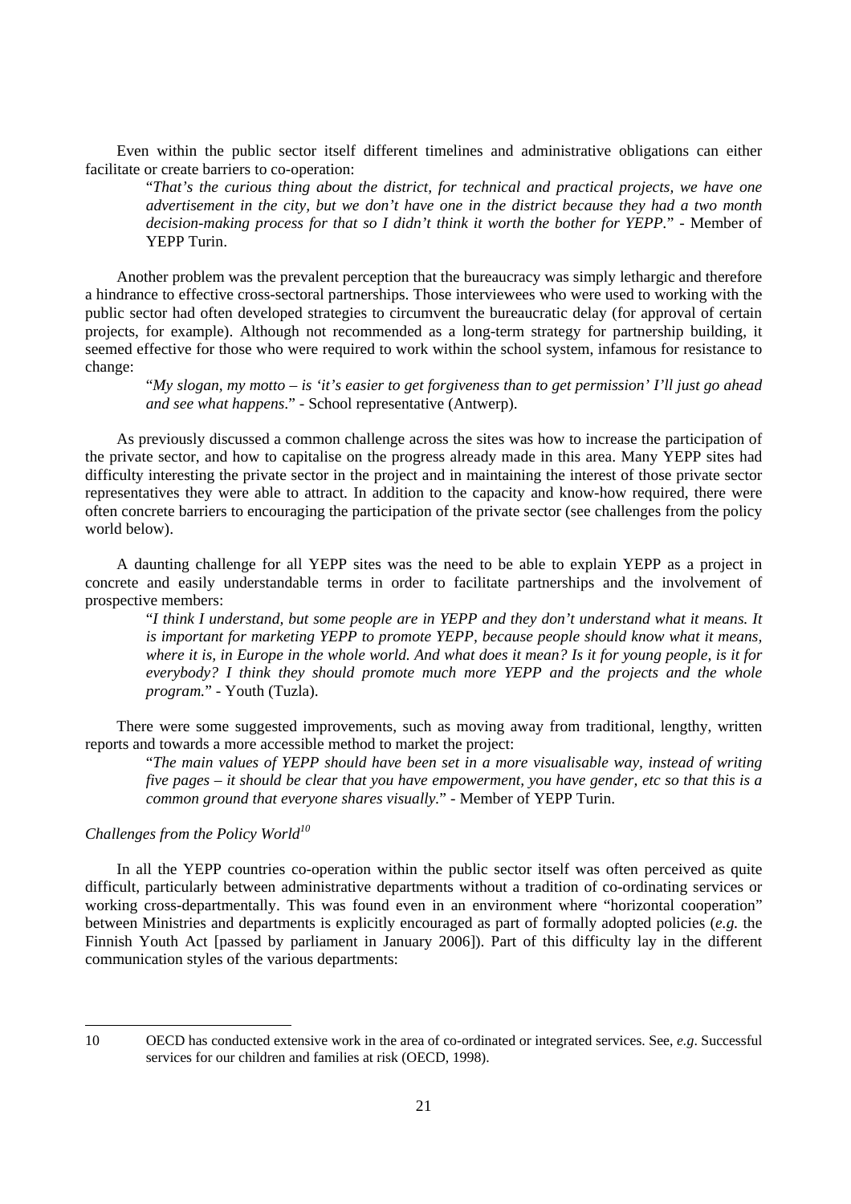Even within the public sector itself different timelines and administrative obligations can either facilitate or create barriers to co-operation:

> "*That's the curious thing about the district, for technical and practical projects, we have one advertisement in the city, but we don't have one in the district because they had a two month decision-making process for that so I didn't think it worth the bother for YEPP.*" - Member of YEPP Turin.

Another problem was the prevalent perception that the bureaucracy was simply lethargic and therefore a hindrance to effective cross-sectoral partnerships. Those interviewees who were used to working with the public sector had often developed strategies to circumvent the bureaucratic delay (for approval of certain projects, for example). Although not recommended as a long-term strategy for partnership building, it seemed effective for those who were required to work within the school system, infamous for resistance to change:

> "*My slogan, my motto – is 'it's easier to get forgiveness than to get permission' I'll just go ahead and see what happens.*" - School representative (Antwerp).

As previously discussed a common challenge across the sites was how to increase the participation of the private sector, and how to capitalise on the progress already made in this area. Many YEPP sites had difficulty interesting the private sector in the project and in maintaining the interest of those private sector representatives they were able to attract. In addition to the capacity and know-how required, there were often concrete barriers to encouraging the participation of the private sector (see challenges from the policy world below).

A daunting challenge for all YEPP sites was the need to be able to explain YEPP as a project in concrete and easily understandable terms in order to facilitate partnerships and the involvement of prospective members:

> "*I think I understand, but some people are in YEPP and they don't understand what it means. It is important for marketing YEPP to promote YEPP, because people should know what it means, where it is, in Europe in the whole world. And what does it mean? Is it for young people, is it for everybody? I think they should promote much more YEPP and the projects and the whole program.*" - Youth (Tuzla).

There were some suggested improvements, such as moving away from traditional, lengthy, written reports and towards a more accessible method to market the project:

> "*The main values of YEPP should have been set in a more visualisable way, instead of writing five pages – it should be clear that you have empowerment, you have gender, etc so that this is a common ground that everyone shares visually.*" - Member of YEPP Turin.

*Challenges from the Policy World*[10]

In all the YEPP countries co-operation within the public sector itself was often perceived as quite difficult, particularly between administrative departments without a tradition of co-ordinating services or working cross-departmentally. This was found even in an environment where "horizontal cooperation" between Ministries and departments is explicitly encouraged as part of formally adopted policies (*e.g.* the Finnish Youth Act [passed by parliament in January 2006]). Part of this difficulty lay in the different communication styles of the various departments:

---

10 OECD has conducted extensive work in the area of co-ordinated or integrated services. See, *e.g*. Successful services for our children and families at risk (OECD, 1998).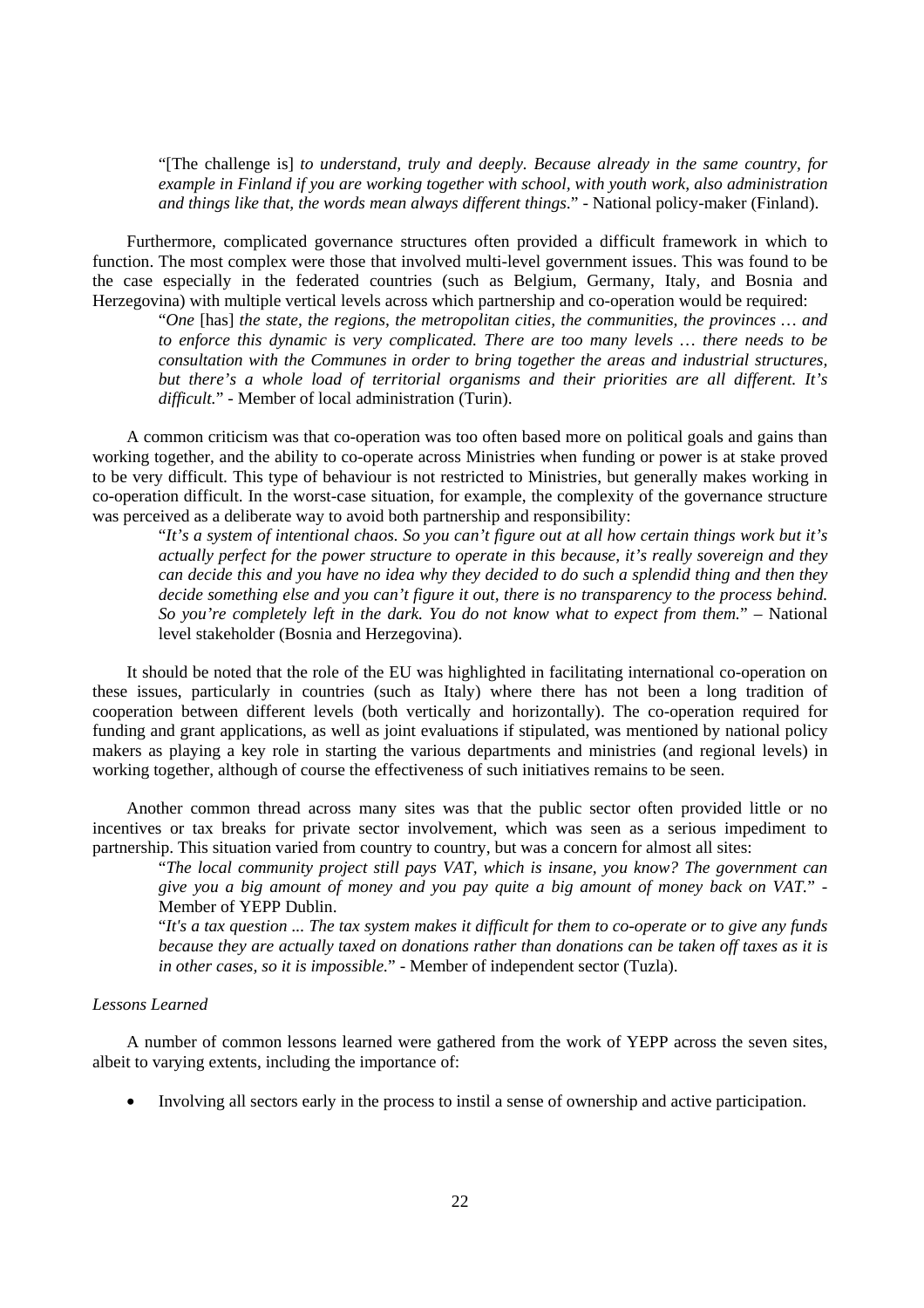"[The challenge is] *to understand, truly and deeply. Because already in the same country, for example in Finland if you are working together with school, with youth work, also administration and things like that, the words mean always different things*." - National policy-maker (Finland).

Furthermore, complicated governance structures often provided a difficult framework in which to function. The most complex were those that involved multi-level government issues. This was found to be the case especially in the federated countries (such as Belgium, Germany, Italy, and Bosnia and Herzegovina) with multiple vertical levels across which partnership and co-operation would be required:

"*One* [has] *the state, the regions, the metropolitan cities, the communities, the provinces … and to enforce this dynamic is very complicated. There are too many levels … there needs to be consultation with the Communes in order to bring together the areas and industrial structures, but there's a whole load of territorial organisms and their priorities are all different. It's difficult.*" - Member of local administration (Turin).

A common criticism was that co-operation was too often based more on political goals and gains than working together, and the ability to co-operate across Ministries when funding or power is at stake proved to be very difficult. This type of behaviour is not restricted to Ministries, but generally makes working in co-operation difficult. In the worst-case situation, for example, the complexity of the governance structure was perceived as a deliberate way to avoid both partnership and responsibility:

"*It's a system of intentional chaos. So you can't figure out at all how certain things work but it's actually perfect for the power structure to operate in this because, it's really sovereign and they can decide this and you have no idea why they decided to do such a splendid thing and then they decide something else and you can't figure it out, there is no transparency to the process behind. So you're completely left in the dark. You do not know what to expect from them.*" – National level stakeholder (Bosnia and Herzegovina).

It should be noted that the role of the EU was highlighted in facilitating international co-operation on these issues, particularly in countries (such as Italy) where there has not been a long tradition of cooperation between different levels (both vertically and horizontally). The co-operation required for funding and grant applications, as well as joint evaluations if stipulated, was mentioned by national policy makers as playing a key role in starting the various departments and ministries (and regional levels) in working together, although of course the effectiveness of such initiatives remains to be seen.

Another common thread across many sites was that the public sector often provided little or no incentives or tax breaks for private sector involvement, which was seen as a serious impediment to partnership. This situation varied from country to country, but was a concern for almost all sites:

"*The local community project still pays VAT, which is insane, you know? The government can give you a big amount of money and you pay quite a big amount of money back on VAT.*" - Member of YEPP Dublin.

"*It's a tax question ... The tax system makes it difficult for them to co-operate or to give any funds because they are actually taxed on donations rather than donations can be taken off taxes as it is in other cases, so it is impossible.*" - Member of independent sector (Tuzla).

*Lessons Learned*

A number of common lessons learned were gathered from the work of YEPP across the seven sites, albeit to varying extents, including the importance of:

- Involving all sectors early in the process to instil a sense of ownership and active participation.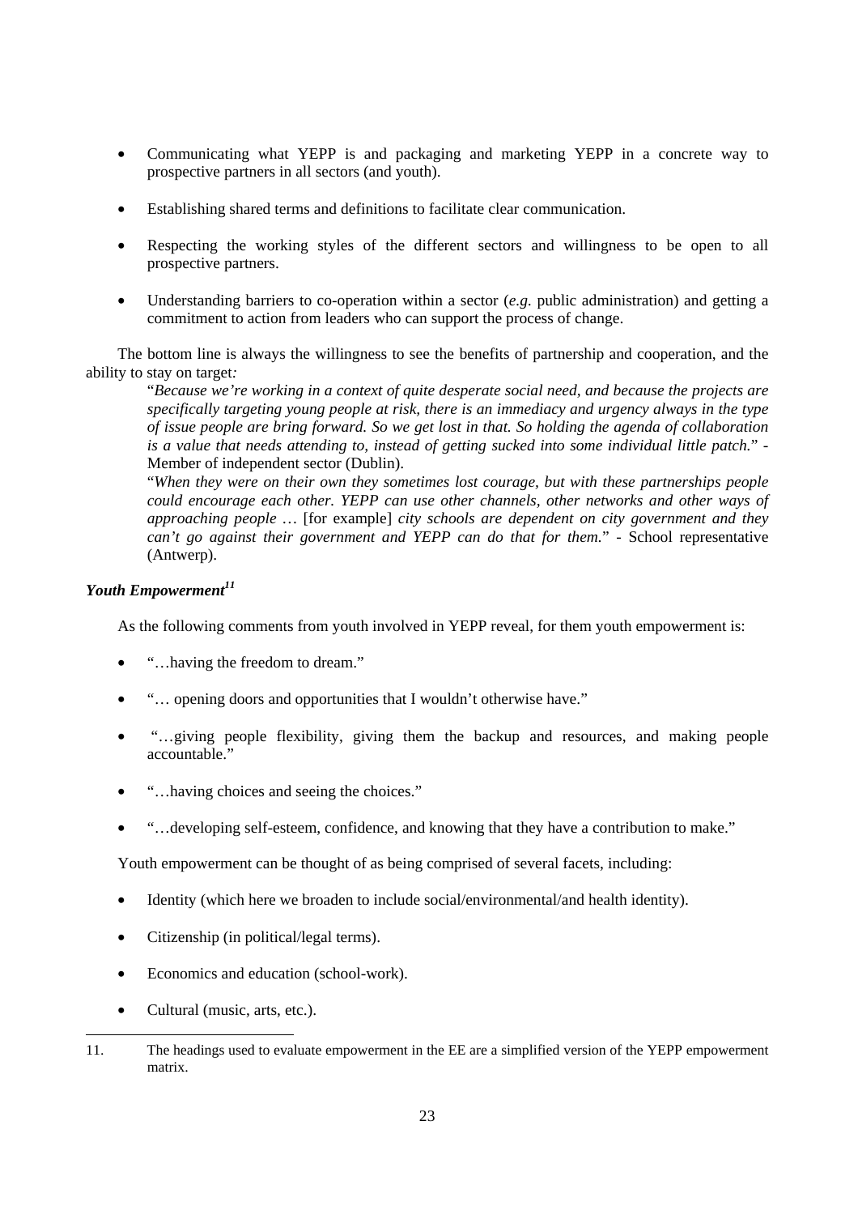- Communicating what YEPP is and packaging and marketing YEPP in a concrete way to prospective partners in all sectors (and youth).

- Establishing shared terms and definitions to facilitate clear communication.

- Respecting the working styles of the different sectors and willingness to be open to all prospective partners.

- Understanding barriers to co-operation within a sector (*e.g.* public administration) and getting a commitment to action from leaders who can support the process of change.

The bottom line is always the willingness to see the benefits of partnership and cooperation, and the ability to stay on target*:*

> "*Because we're working in a context of quite desperate social need, and because the projects are specifically targeting young people at risk, there is an immediacy and urgency always in the type of issue people are bring forward. So we get lost in that. So holding the agenda of collaboration is a value that needs attending to, instead of getting sucked into some individual little patch.*" - Member of independent sector (Dublin).
>
> "*When they were on their own they sometimes lost courage, but with these partnerships people could encourage each other. YEPP can use other channels, other networks and other ways of approaching people …* [for example] *city schools are dependent on city government and they can't go against their government and YEPP can do that for them.*" - School representative (Antwerp).

***Youth Empowerment***[11]

As the following comments from youth involved in YEPP reveal, for them youth empowerment is:

- "…having the freedom to dream."

- "… opening doors and opportunities that I wouldn't otherwise have."

- "…giving people flexibility, giving them the backup and resources, and making people accountable."

- "…having choices and seeing the choices."

- "…developing self-esteem, confidence, and knowing that they have a contribution to make."

Youth empowerment can be thought of as being comprised of several facets, including:

- Identity (which here we broaden to include social/environmental/and health identity).

- Citizenship (in political/legal terms).

- Economics and education (school-work).

- Cultural (music, arts, etc.).

---

11. The headings used to evaluate empowerment in the EE are a simplified version of the YEPP empowerment matrix.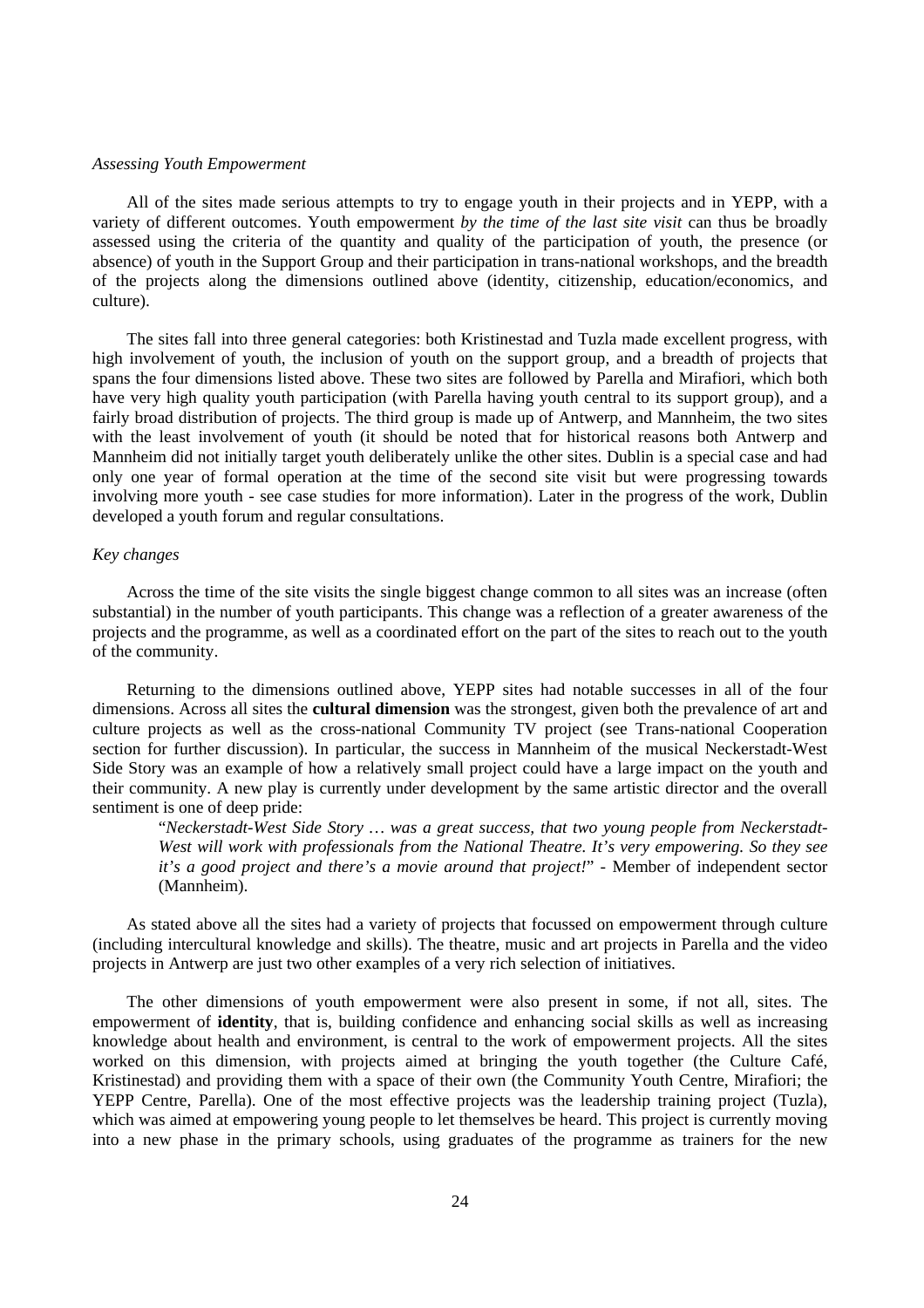*Assessing Youth Empowerment*

All of the sites made serious attempts to try to engage youth in their projects and in YEPP, with a variety of different outcomes. Youth empowerment *by the time of the last site visit* can thus be broadly assessed using the criteria of the quantity and quality of the participation of youth, the presence (or absence) of youth in the Support Group and their participation in trans-national workshops, and the breadth of the projects along the dimensions outlined above (identity, citizenship, education/economics, and culture).

The sites fall into three general categories: both Kristinestad and Tuzla made excellent progress, with high involvement of youth, the inclusion of youth on the support group, and a breadth of projects that spans the four dimensions listed above. These two sites are followed by Parella and Mirafiori, which both have very high quality youth participation (with Parella having youth central to its support group), and a fairly broad distribution of projects. The third group is made up of Antwerp, and Mannheim, the two sites with the least involvement of youth (it should be noted that for historical reasons both Antwerp and Mannheim did not initially target youth deliberately unlike the other sites. Dublin is a special case and had only one year of formal operation at the time of the second site visit but were progressing towards involving more youth - see case studies for more information). Later in the progress of the work, Dublin developed a youth forum and regular consultations.

*Key changes*

Across the time of the site visits the single biggest change common to all sites was an increase (often substantial) in the number of youth participants. This change was a reflection of a greater awareness of the projects and the programme, as well as a coordinated effort on the part of the sites to reach out to the youth of the community.

Returning to the dimensions outlined above, YEPP sites had notable successes in all of the four dimensions. Across all sites the **cultural dimension** was the strongest, given both the prevalence of art and culture projects as well as the cross-national Community TV project (see Trans-national Cooperation section for further discussion). In particular, the success in Mannheim of the musical Neckerstadt-West Side Story was an example of how a relatively small project could have a large impact on the youth and their community. A new play is currently under development by the same artistic director and the overall sentiment is one of deep pride:

> "*Neckerstadt-West Side Story … was a great success, that two young people from Neckerstadt-West will work with professionals from the National Theatre. It's very empowering. So they see it's a good project and there's a movie around that project!*" - Member of independent sector (Mannheim).

As stated above all the sites had a variety of projects that focussed on empowerment through culture (including intercultural knowledge and skills). The theatre, music and art projects in Parella and the video projects in Antwerp are just two other examples of a very rich selection of initiatives.

The other dimensions of youth empowerment were also present in some, if not all, sites. The empowerment of **identity**, that is, building confidence and enhancing social skills as well as increasing knowledge about health and environment, is central to the work of empowerment projects. All the sites worked on this dimension, with projects aimed at bringing the youth together (the Culture Café, Kristinestad) and providing them with a space of their own (the Community Youth Centre, Mirafiori; the YEPP Centre, Parella). One of the most effective projects was the leadership training project (Tuzla), which was aimed at empowering young people to let themselves be heard. This project is currently moving into a new phase in the primary schools, using graduates of the programme as trainers for the new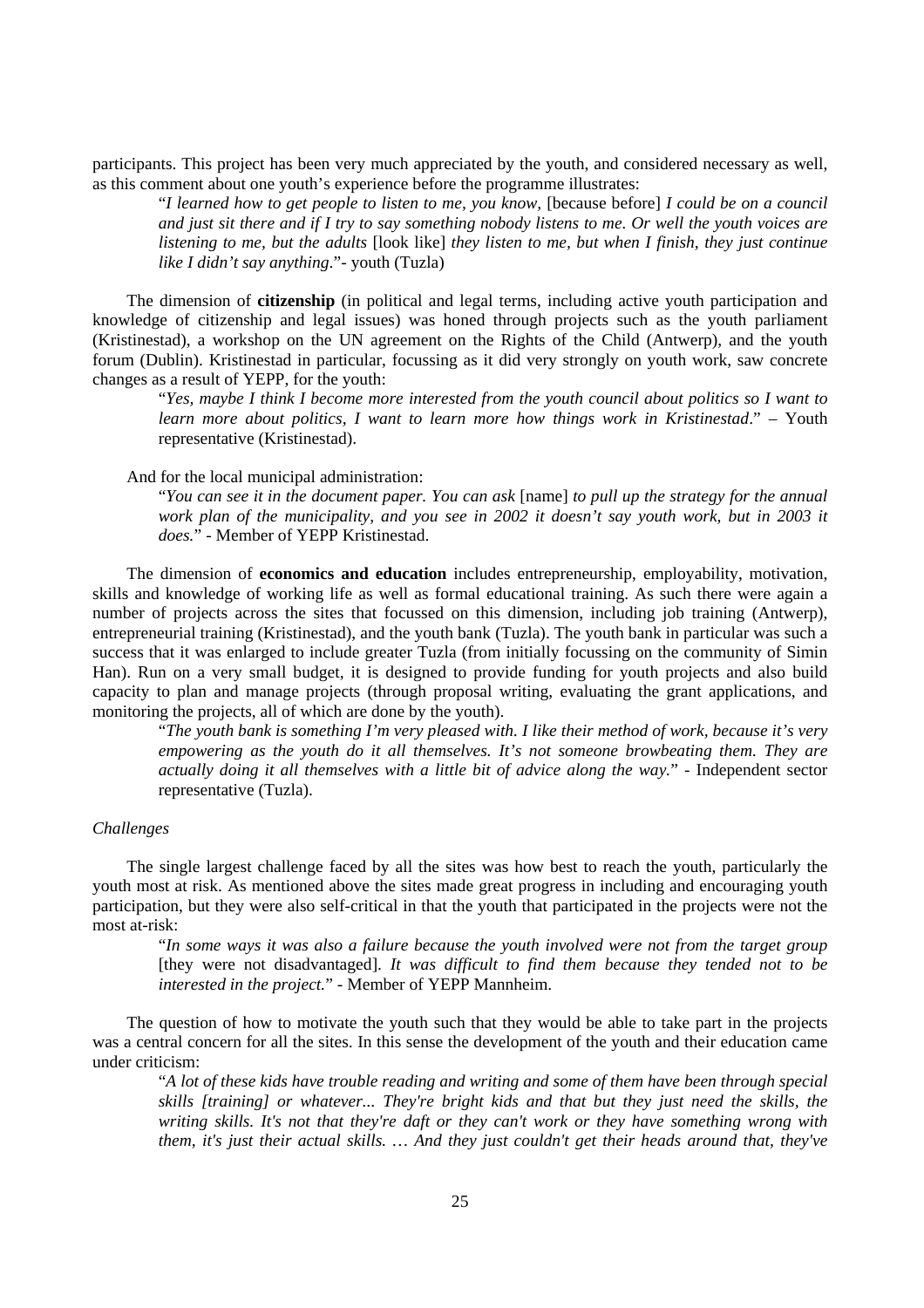participants. This project has been very much appreciated by the youth, and considered necessary as well, as this comment about one youth's experience before the programme illustrates:

> "*I learned how to get people to listen to me, you know,* [because before] *I could be on a council and just sit there and if I try to say something nobody listens to me. Or well the youth voices are listening to me, but the adults* [look like] *they listen to me, but when I finish, they just continue like I didn't say anything*."- youth (Tuzla)

The dimension of **citizenship** (in political and legal terms, including active youth participation and knowledge of citizenship and legal issues) was honed through projects such as the youth parliament (Kristinestad), a workshop on the UN agreement on the Rights of the Child (Antwerp), and the youth forum (Dublin). Kristinestad in particular, focussing as it did very strongly on youth work, saw concrete changes as a result of YEPP, for the youth:

> "*Yes, maybe I think I become more interested from the youth council about politics so I want to learn more about politics, I want to learn more how things work in Kristinestad*." – Youth representative (Kristinestad).

And for the local municipal administration:

> "*You can see it in the document paper. You can ask* [name] *to pull up the strategy for the annual work plan of the municipality, and you see in 2002 it doesn't say youth work, but in 2003 it does.*" - Member of YEPP Kristinestad.

The dimension of **economics and education** includes entrepreneurship, employability, motivation, skills and knowledge of working life as well as formal educational training. As such there were again a number of projects across the sites that focussed on this dimension, including job training (Antwerp), entrepreneurial training (Kristinestad), and the youth bank (Tuzla). The youth bank in particular was such a success that it was enlarged to include greater Tuzla (from initially focussing on the community of Simin Han). Run on a very small budget, it is designed to provide funding for youth projects and also build capacity to plan and manage projects (through proposal writing, evaluating the grant applications, and monitoring the projects, all of which are done by the youth).

> "*The youth bank is something I'm very pleased with. I like their method of work, because it's very empowering as the youth do it all themselves. It's not someone browbeating them. They are actually doing it all themselves with a little bit of advice along the way.*" - Independent sector representative (Tuzla).

*Challenges*

The single largest challenge faced by all the sites was how best to reach the youth, particularly the youth most at risk. As mentioned above the sites made great progress in including and encouraging youth participation, but they were also self-critical in that the youth that participated in the projects were not the most at-risk:

> "*In some ways it was also a failure because the youth involved were not from the target group* [they were not disadvantaged]. *It was difficult to find them because they tended not to be interested in the project.*" - Member of YEPP Mannheim.

The question of how to motivate the youth such that they would be able to take part in the projects was a central concern for all the sites. In this sense the development of the youth and their education came under criticism:

> "*A lot of these kids have trouble reading and writing and some of them have been through special skills [training] or whatever... They're bright kids and that but they just need the skills, the writing skills. It's not that they're daft or they can't work or they have something wrong with them, it's just their actual skills. … And they just couldn't get their heads around that, they've*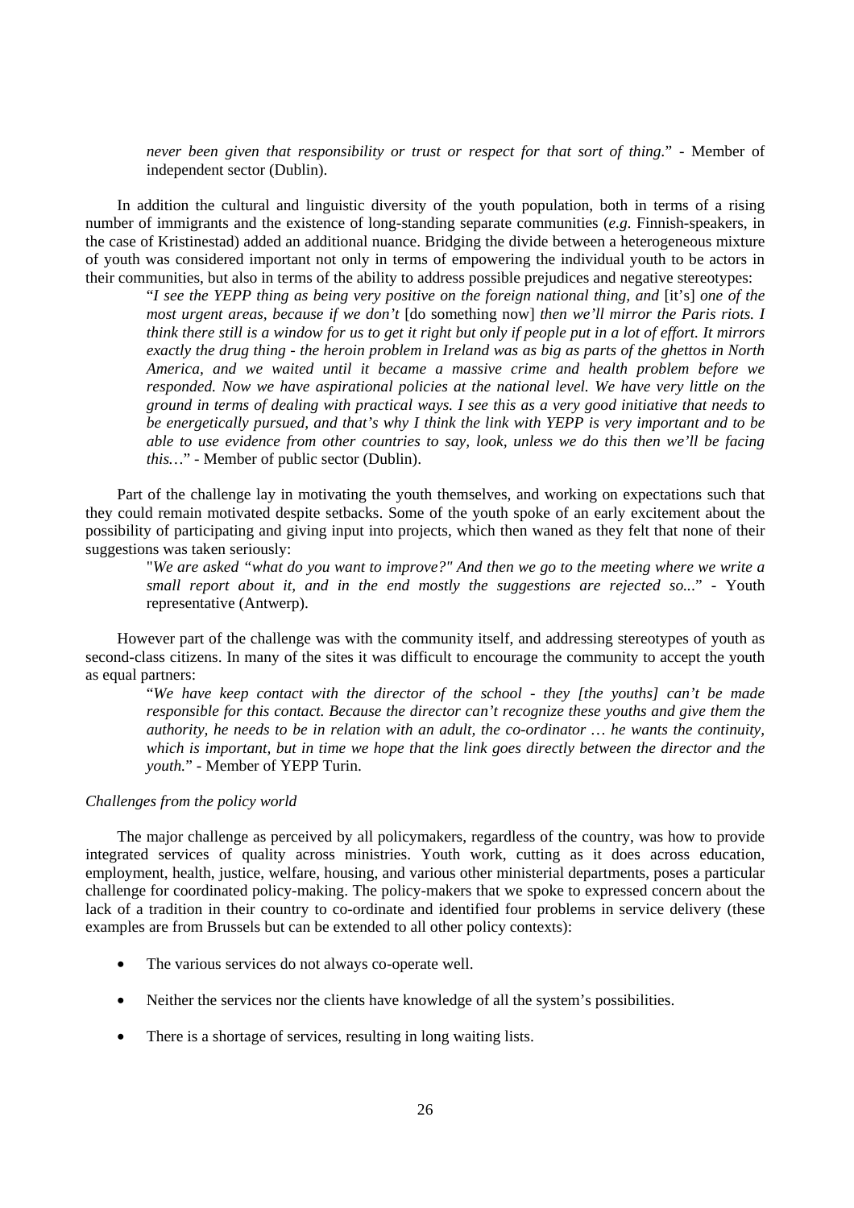*never been given that responsibility or trust or respect for that sort of thing.*" - Member of independent sector (Dublin).

In addition the cultural and linguistic diversity of the youth population, both in terms of a rising number of immigrants and the existence of long-standing separate communities (*e.g.* Finnish-speakers, in the case of Kristinestad) added an additional nuance. Bridging the divide between a heterogeneous mixture of youth was considered important not only in terms of empowering the individual youth to be actors in their communities, but also in terms of the ability to address possible prejudices and negative stereotypes:

> "*I see the YEPP thing as being very positive on the foreign national thing, and* [it's] *one of the most urgent areas, because if we don't* [do something now] *then we'll mirror the Paris riots. I think there still is a window for us to get it right but only if people put in a lot of effort. It mirrors exactly the drug thing - the heroin problem in Ireland was as big as parts of the ghettos in North America, and we waited until it became a massive crime and health problem before we responded. Now we have aspirational policies at the national level. We have very little on the ground in terms of dealing with practical ways. I see this as a very good initiative that needs to be energetically pursued, and that's why I think the link with YEPP is very important and to be able to use evidence from other countries to say, look, unless we do this then we'll be facing this…*" - Member of public sector (Dublin).

Part of the challenge lay in motivating the youth themselves, and working on expectations such that they could remain motivated despite setbacks. Some of the youth spoke of an early excitement about the possibility of participating and giving input into projects, which then waned as they felt that none of their suggestions was taken seriously:

> "*We are asked "what do you want to improve?" And then we go to the meeting where we write a small report about it, and in the end mostly the suggestions are rejected so...*" - Youth representative (Antwerp).

However part of the challenge was with the community itself, and addressing stereotypes of youth as second-class citizens. In many of the sites it was difficult to encourage the community to accept the youth as equal partners:

> "*We have keep contact with the director of the school - they [the youths] can't be made responsible for this contact. Because the director can't recognize these youths and give them the authority, he needs to be in relation with an adult, the co-ordinator … he wants the continuity, which is important, but in time we hope that the link goes directly between the director and the youth.*" - Member of YEPP Turin.

*Challenges from the policy world*

The major challenge as perceived by all policymakers, regardless of the country, was how to provide integrated services of quality across ministries. Youth work, cutting as it does across education, employment, health, justice, welfare, housing, and various other ministerial departments, poses a particular challenge for coordinated policy-making. The policy-makers that we spoke to expressed concern about the lack of a tradition in their country to co-ordinate and identified four problems in service delivery (these examples are from Brussels but can be extended to all other policy contexts):

- The various services do not always co-operate well.
- Neither the services nor the clients have knowledge of all the system's possibilities.
- There is a shortage of services, resulting in long waiting lists.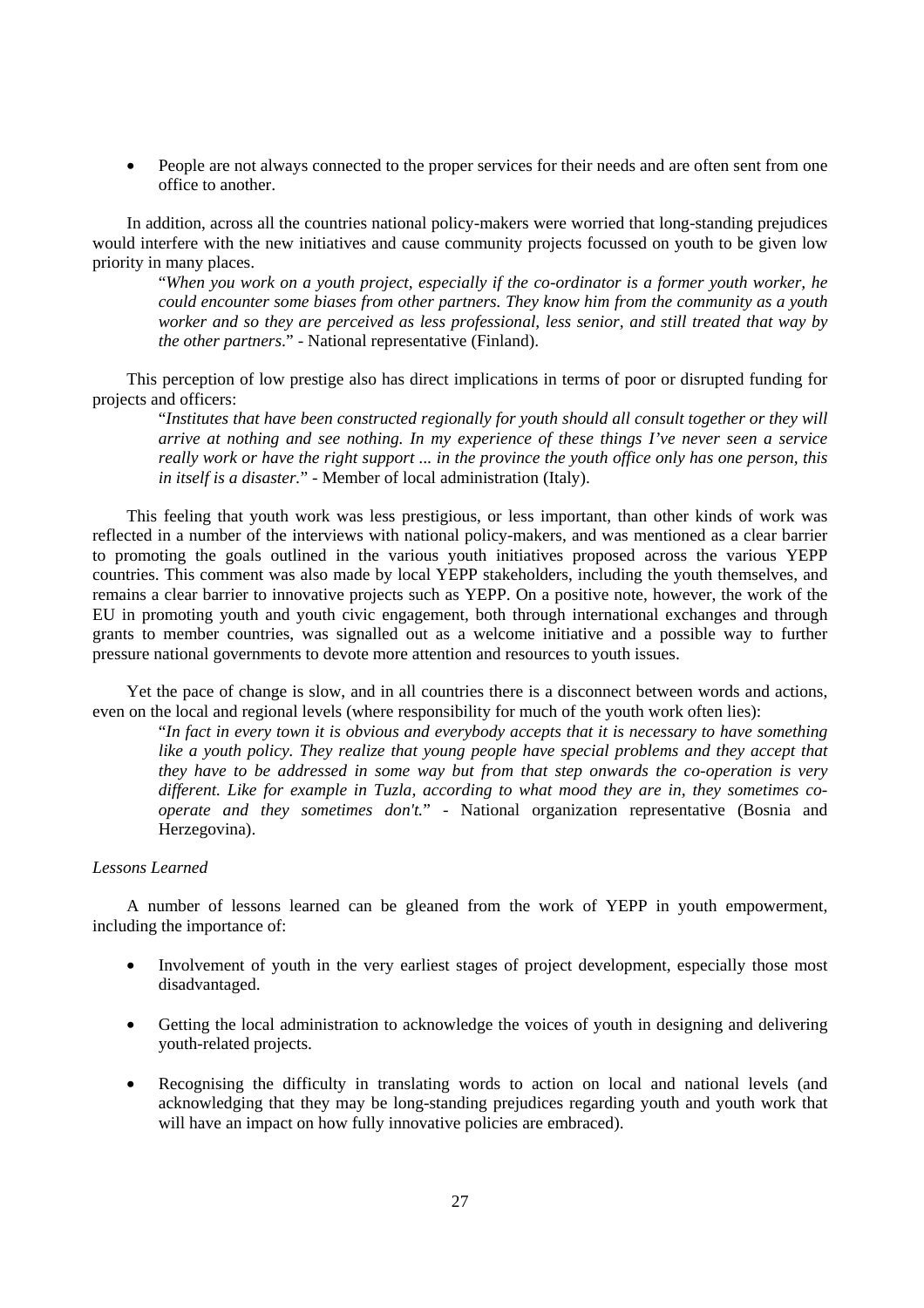- People are not always connected to the proper services for their needs and are often sent from one office to another.

In addition, across all the countries national policy-makers were worried that long-standing prejudices would interfere with the new initiatives and cause community projects focussed on youth to be given low priority in many places.

> "*When you work on a youth project, especially if the co-ordinator is a former youth worker, he could encounter some biases from other partners. They know him from the community as a youth worker and so they are perceived as less professional, less senior, and still treated that way by the other partners*." - National representative (Finland).

This perception of low prestige also has direct implications in terms of poor or disrupted funding for projects and officers:

> "*Institutes that have been constructed regionally for youth should all consult together or they will arrive at nothing and see nothing. In my experience of these things I've never seen a service really work or have the right support ... in the province the youth office only has one person, this in itself is a disaster.*" - Member of local administration (Italy).

This feeling that youth work was less prestigious, or less important, than other kinds of work was reflected in a number of the interviews with national policy-makers, and was mentioned as a clear barrier to promoting the goals outlined in the various youth initiatives proposed across the various YEPP countries. This comment was also made by local YEPP stakeholders, including the youth themselves, and remains a clear barrier to innovative projects such as YEPP. On a positive note, however, the work of the EU in promoting youth and youth civic engagement, both through international exchanges and through grants to member countries, was signalled out as a welcome initiative and a possible way to further pressure national governments to devote more attention and resources to youth issues.

Yet the pace of change is slow, and in all countries there is a disconnect between words and actions, even on the local and regional levels (where responsibility for much of the youth work often lies):

> "*In fact in every town it is obvious and everybody accepts that it is necessary to have something like a youth policy. They realize that young people have special problems and they accept that they have to be addressed in some way but from that step onwards the co-operation is very different. Like for example in Tuzla, according to what mood they are in, they sometimes co-operate and they sometimes don't.*" - National organization representative (Bosnia and Herzegovina).

*Lessons Learned*

A number of lessons learned can be gleaned from the work of YEPP in youth empowerment, including the importance of:

- Involvement of youth in the very earliest stages of project development, especially those most disadvantaged.
- Getting the local administration to acknowledge the voices of youth in designing and delivering youth-related projects.
- Recognising the difficulty in translating words to action on local and national levels (and acknowledging that they may be long-standing prejudices regarding youth and youth work that will have an impact on how fully innovative policies are embraced).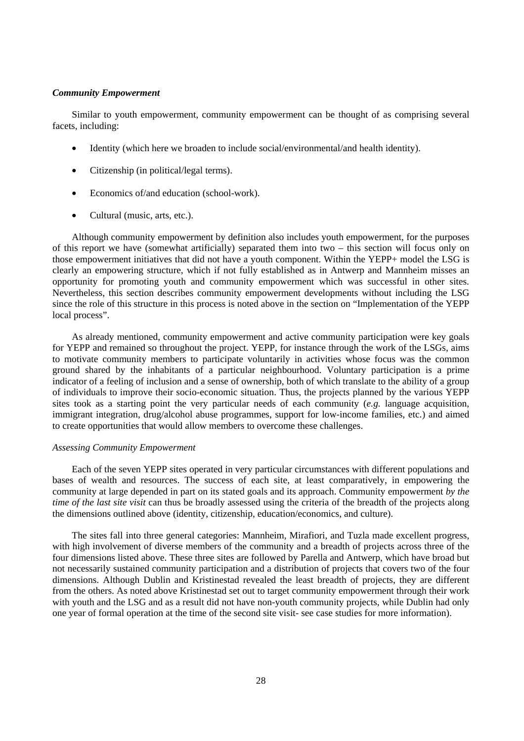### ***Community Empowerment***

Similar to youth empowerment, community empowerment can be thought of as comprising several facets, including:

- Identity (which here we broaden to include social/environmental/and health identity).
- Citizenship (in political/legal terms).
- Economics of/and education (school-work).
- Cultural (music, arts, etc.).

Although community empowerment by definition also includes youth empowerment, for the purposes of this report we have (somewhat artificially) separated them into two – this section will focus only on those empowerment initiatives that did not have a youth component. Within the YEPP+ model the LSG is clearly an empowering structure, which if not fully established as in Antwerp and Mannheim misses an opportunity for promoting youth and community empowerment which was successful in other sites. Nevertheless, this section describes community empowerment developments without including the LSG since the role of this structure in this process is noted above in the section on "Implementation of the YEPP local process".

As already mentioned, community empowerment and active community participation were key goals for YEPP and remained so throughout the project. YEPP, for instance through the work of the LSGs, aims to motivate community members to participate voluntarily in activities whose focus was the common ground shared by the inhabitants of a particular neighbourhood. Voluntary participation is a prime indicator of a feeling of inclusion and a sense of ownership, both of which translate to the ability of a group of individuals to improve their socio-economic situation. Thus, the projects planned by the various YEPP sites took as a starting point the very particular needs of each community (*e.g.* language acquisition, immigrant integration, drug/alcohol abuse programmes, support for low-income families, etc.) and aimed to create opportunities that would allow members to overcome these challenges.

#### *Assessing Community Empowerment*

Each of the seven YEPP sites operated in very particular circumstances with different populations and bases of wealth and resources. The success of each site, at least comparatively, in empowering the community at large depended in part on its stated goals and its approach. Community empowerment *by the time of the last site visit* can thus be broadly assessed using the criteria of the breadth of the projects along the dimensions outlined above (identity, citizenship, education/economics, and culture).

The sites fall into three general categories: Mannheim, Mirafiori, and Tuzla made excellent progress, with high involvement of diverse members of the community and a breadth of projects across three of the four dimensions listed above. These three sites are followed by Parella and Antwerp, which have broad but not necessarily sustained community participation and a distribution of projects that covers two of the four dimensions. Although Dublin and Kristinestad revealed the least breadth of projects, they are different from the others. As noted above Kristinestad set out to target community empowerment through their work with youth and the LSG and as a result did not have non-youth community projects, while Dublin had only one year of formal operation at the time of the second site visit- see case studies for more information).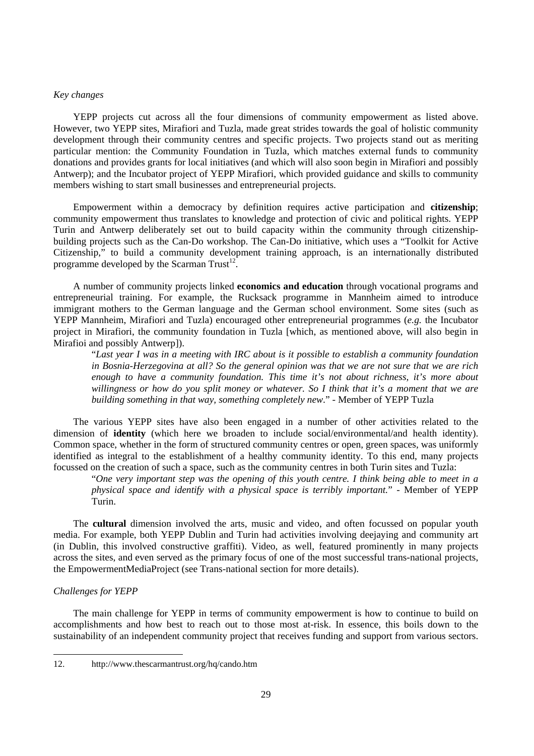*Key changes*

YEPP projects cut across all the four dimensions of community empowerment as listed above. However, two YEPP sites, Mirafiori and Tuzla, made great strides towards the goal of holistic community development through their community centres and specific projects. Two projects stand out as meriting particular mention: the Community Foundation in Tuzla, which matches external funds to community donations and provides grants for local initiatives (and which will also soon begin in Mirafiori and possibly Antwerp); and the Incubator project of YEPP Mirafiori, which provided guidance and skills to community members wishing to start small businesses and entrepreneurial projects.

Empowerment within a democracy by definition requires active participation and **citizenship**; community empowerment thus translates to knowledge and protection of civic and political rights. YEPP Turin and Antwerp deliberately set out to build capacity within the community through citizenship-building projects such as the Can-Do workshop. The Can-Do initiative, which uses a "Toolkit for Active Citizenship," to build a community development training approach, is an internationally distributed programme developed by the Scarman Trust[12].

A number of community projects linked **economics and education** through vocational programs and entrepreneurial training. For example, the Rucksack programme in Mannheim aimed to introduce immigrant mothers to the German language and the German school environment. Some sites (such as YEPP Mannheim, Mirafiori and Tuzla) encouraged other entrepreneurial programmes (*e.g.* the Incubator project in Mirafiori, the community foundation in Tuzla [which, as mentioned above, will also begin in Mirafioi and possibly Antwerp]).

> "*Last year I was in a meeting with IRC about is it possible to establish a community foundation in Bosnia-Herzegovina at all? So the general opinion was that we are not sure that we are rich enough to have a community foundation. This time it's not about richness, it's more about willingness or how do you split money or whatever. So I think that it's a moment that we are building something in that way, something completely new*." - Member of YEPP Tuzla

The various YEPP sites have also been engaged in a number of other activities related to the dimension of **identity** (which here we broaden to include social/environmental/and health identity). Common space, whether in the form of structured community centres or open, green spaces, was uniformly identified as integral to the establishment of a healthy community identity. To this end, many projects focussed on the creation of such a space, such as the community centres in both Turin sites and Tuzla:

> "*One very important step was the opening of this youth centre. I think being able to meet in a physical space and identify with a physical space is terribly important.*" - Member of YEPP Turin.

The **cultural** dimension involved the arts, music and video, and often focussed on popular youth media. For example, both YEPP Dublin and Turin had activities involving deejaying and community art (in Dublin, this involved constructive graffiti). Video, as well, featured prominently in many projects across the sites, and even served as the primary focus of one of the most successful trans-national projects, the EmpowermentMediaProject (see Trans-national section for more details).

*Challenges for YEPP*

The main challenge for YEPP in terms of community empowerment is how to continue to build on accomplishments and how best to reach out to those most at-risk. In essence, this boils down to the sustainability of an independent community project that receives funding and support from various sectors.

---

12. http://www.thescarmantrust.org/hq/cando.htm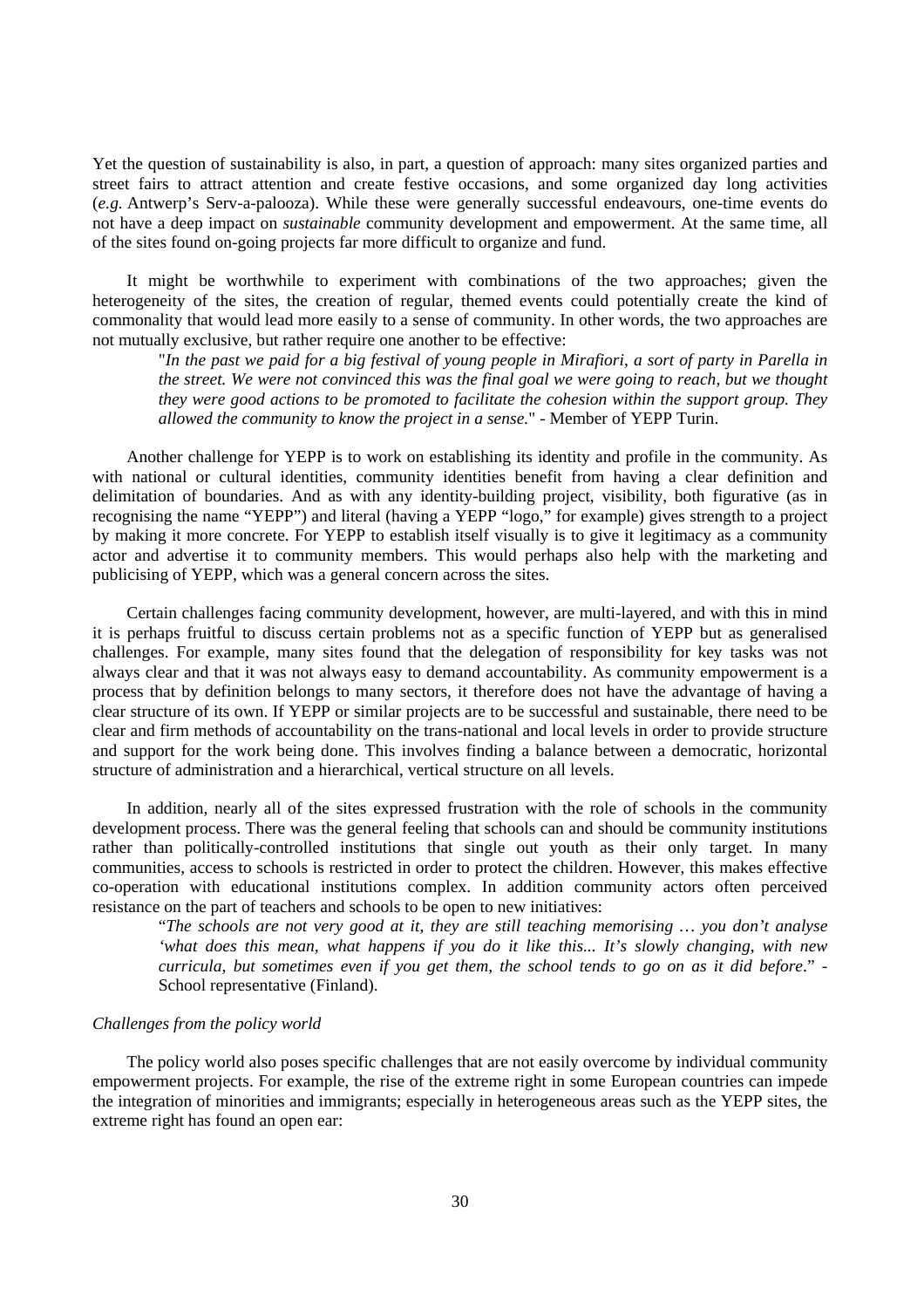Yet the question of sustainability is also, in part, a question of approach: many sites organized parties and street fairs to attract attention and create festive occasions, and some organized day long activities (*e.g.* Antwerp's Serv-a-palooza). While these were generally successful endeavours, one-time events do not have a deep impact on *sustainable* community development and empowerment. At the same time, all of the sites found on-going projects far more difficult to organize and fund.

It might be worthwhile to experiment with combinations of the two approaches; given the heterogeneity of the sites, the creation of regular, themed events could potentially create the kind of commonality that would lead more easily to a sense of community. In other words, the two approaches are not mutually exclusive, but rather require one another to be effective:

> "*In the past we paid for a big festival of young people in Mirafiori, a sort of party in Parella in the street. We were not convinced this was the final goal we were going to reach, but we thought they were good actions to be promoted to facilitate the cohesion within the support group. They allowed the community to know the project in a sense.*" - Member of YEPP Turin.

Another challenge for YEPP is to work on establishing its identity and profile in the community. As with national or cultural identities, community identities benefit from having a clear definition and delimitation of boundaries. And as with any identity-building project, visibility, both figurative (as in recognising the name "YEPP") and literal (having a YEPP "logo," for example) gives strength to a project by making it more concrete. For YEPP to establish itself visually is to give it legitimacy as a community actor and advertise it to community members. This would perhaps also help with the marketing and publicising of YEPP, which was a general concern across the sites.

Certain challenges facing community development, however, are multi-layered, and with this in mind it is perhaps fruitful to discuss certain problems not as a specific function of YEPP but as generalised challenges. For example, many sites found that the delegation of responsibility for key tasks was not always clear and that it was not always easy to demand accountability. As community empowerment is a process that by definition belongs to many sectors, it therefore does not have the advantage of having a clear structure of its own. If YEPP or similar projects are to be successful and sustainable, there need to be clear and firm methods of accountability on the trans-national and local levels in order to provide structure and support for the work being done. This involves finding a balance between a democratic, horizontal structure of administration and a hierarchical, vertical structure on all levels.

In addition, nearly all of the sites expressed frustration with the role of schools in the community development process. There was the general feeling that schools can and should be community institutions rather than politically-controlled institutions that single out youth as their only target. In many communities, access to schools is restricted in order to protect the children. However, this makes effective co-operation with educational institutions complex. In addition community actors often perceived resistance on the part of teachers and schools to be open to new initiatives:

> "*The schools are not very good at it, they are still teaching memorising … you don't analyse 'what does this mean, what happens if you do it like this... It's slowly changing, with new curricula, but sometimes even if you get them, the school tends to go on as it did before*." - School representative (Finland).

*Challenges from the policy world*

The policy world also poses specific challenges that are not easily overcome by individual community empowerment projects. For example, the rise of the extreme right in some European countries can impede the integration of minorities and immigrants; especially in heterogeneous areas such as the YEPP sites, the extreme right has found an open ear: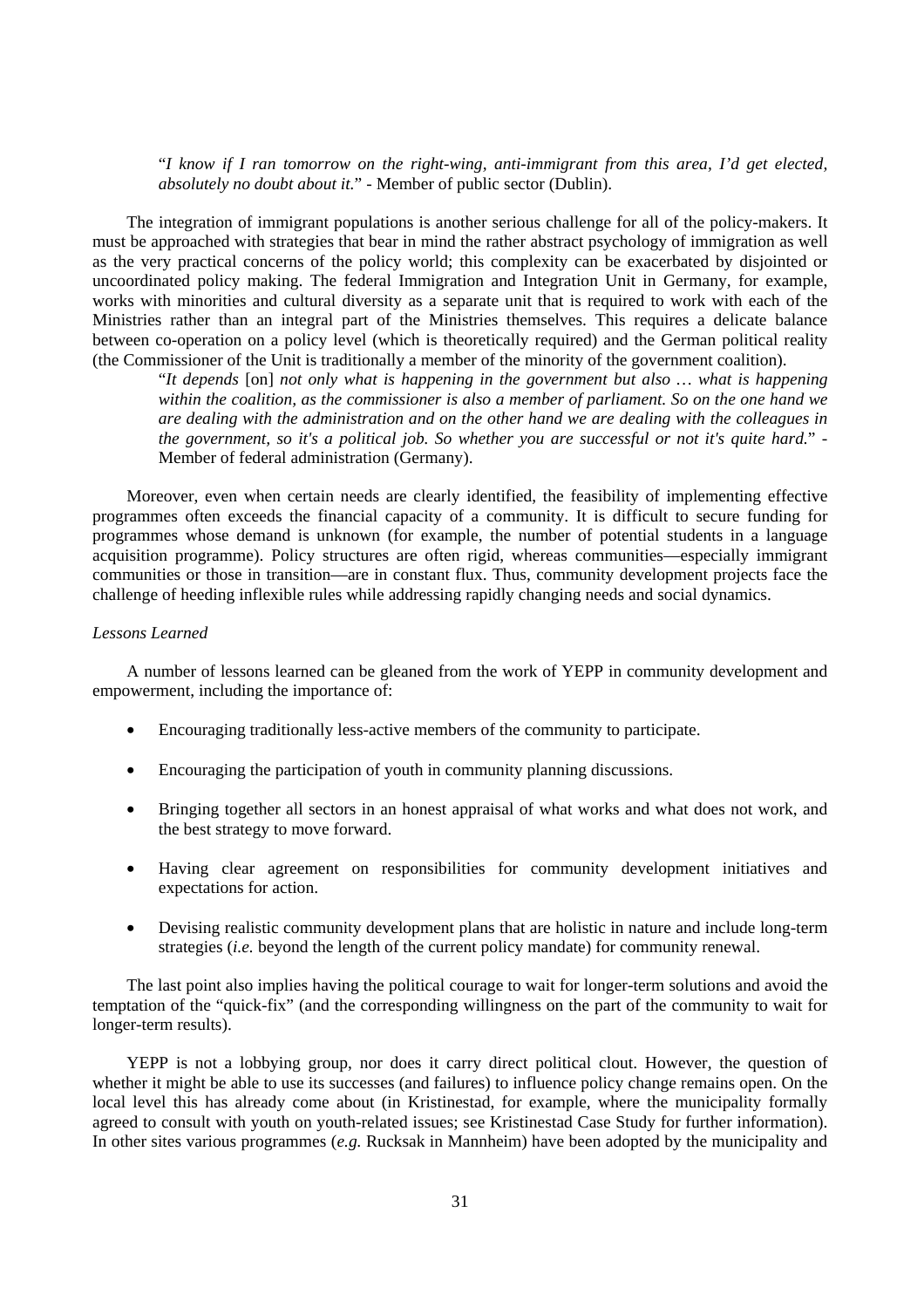> "*I know if I ran tomorrow on the right-wing, anti-immigrant from this area, I'd get elected, absolutely no doubt about it.*" - Member of public sector (Dublin).

The integration of immigrant populations is another serious challenge for all of the policy-makers. It must be approached with strategies that bear in mind the rather abstract psychology of immigration as well as the very practical concerns of the policy world; this complexity can be exacerbated by disjointed or uncoordinated policy making. The federal Immigration and Integration Unit in Germany, for example, works with minorities and cultural diversity as a separate unit that is required to work with each of the Ministries rather than an integral part of the Ministries themselves. This requires a delicate balance between co-operation on a policy level (which is theoretically required) and the German political reality (the Commissioner of the Unit is traditionally a member of the minority of the government coalition).

> "*It depends* [on] *not only what is happening in the government but also … what is happening within the coalition, as the commissioner is also a member of parliament. So on the one hand we are dealing with the administration and on the other hand we are dealing with the colleagues in the government, so it's a political job. So whether you are successful or not it's quite hard.*" - Member of federal administration (Germany).

Moreover, even when certain needs are clearly identified, the feasibility of implementing effective programmes often exceeds the financial capacity of a community. It is difficult to secure funding for programmes whose demand is unknown (for example, the number of potential students in a language acquisition programme). Policy structures are often rigid, whereas communities—especially immigrant communities or those in transition—are in constant flux. Thus, community development projects face the challenge of heeding inflexible rules while addressing rapidly changing needs and social dynamics.

*Lessons Learned*

A number of lessons learned can be gleaned from the work of YEPP in community development and empowerment, including the importance of:

- Encouraging traditionally less-active members of the community to participate.
- Encouraging the participation of youth in community planning discussions.
- Bringing together all sectors in an honest appraisal of what works and what does not work, and the best strategy to move forward.
- Having clear agreement on responsibilities for community development initiatives and expectations for action.
- Devising realistic community development plans that are holistic in nature and include long-term strategies (*i.e.* beyond the length of the current policy mandate) for community renewal.

The last point also implies having the political courage to wait for longer-term solutions and avoid the temptation of the "quick-fix" (and the corresponding willingness on the part of the community to wait for longer-term results).

YEPP is not a lobbying group, nor does it carry direct political clout. However, the question of whether it might be able to use its successes (and failures) to influence policy change remains open. On the local level this has already come about (in Kristinestad, for example, where the municipality formally agreed to consult with youth on youth-related issues; see Kristinestad Case Study for further information). In other sites various programmes (*e.g.* Rucksak in Mannheim) have been adopted by the municipality and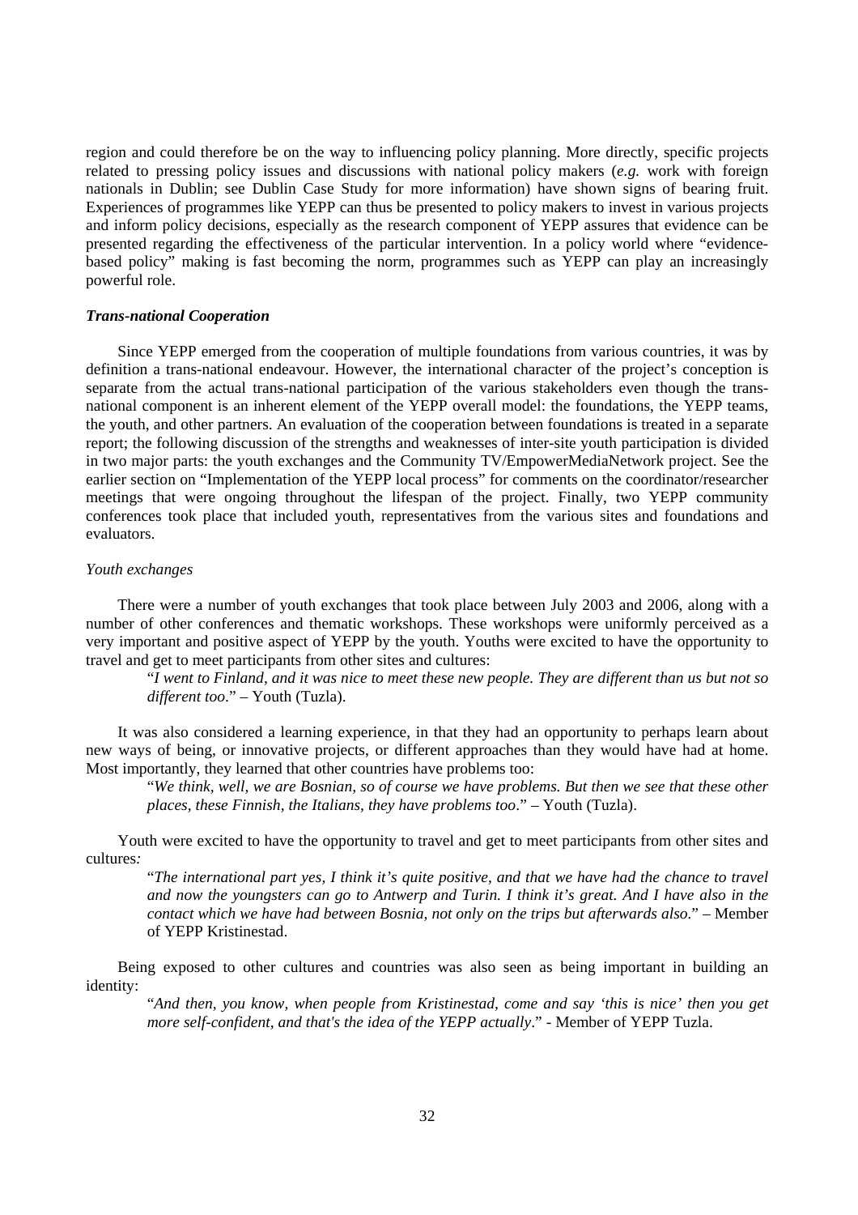region and could therefore be on the way to influencing policy planning. More directly, specific projects related to pressing policy issues and discussions with national policy makers (*e.g.* work with foreign nationals in Dublin; see Dublin Case Study for more information) have shown signs of bearing fruit. Experiences of programmes like YEPP can thus be presented to policy makers to invest in various projects and inform policy decisions, especially as the research component of YEPP assures that evidence can be presented regarding the effectiveness of the particular intervention. In a policy world where "evidence-based policy" making is fast becoming the norm, programmes such as YEPP can play an increasingly powerful role.

### *Trans-national Cooperation*

Since YEPP emerged from the cooperation of multiple foundations from various countries, it was by definition a trans-national endeavour. However, the international character of the project's conception is separate from the actual trans-national participation of the various stakeholders even though the trans-national component is an inherent element of the YEPP overall model: the foundations, the YEPP teams, the youth, and other partners. An evaluation of the cooperation between foundations is treated in a separate report; the following discussion of the strengths and weaknesses of inter-site youth participation is divided in two major parts: the youth exchanges and the Community TV/EmpowerMediaNetwork project. See the earlier section on "Implementation of the YEPP local process" for comments on the coordinator/researcher meetings that were ongoing throughout the lifespan of the project. Finally, two YEPP community conferences took place that included youth, representatives from the various sites and foundations and evaluators.

#### *Youth exchanges*

There were a number of youth exchanges that took place between July 2003 and 2006, along with a number of other conferences and thematic workshops. These workshops were uniformly perceived as a very important and positive aspect of YEPP by the youth. Youths were excited to have the opportunity to travel and get to meet participants from other sites and cultures:

> "*I went to Finland, and it was nice to meet these new people. They are different than us but not so different too*." – Youth (Tuzla).

It was also considered a learning experience, in that they had an opportunity to perhaps learn about new ways of being, or innovative projects, or different approaches than they would have had at home. Most importantly, they learned that other countries have problems too:

> "*We think, well, we are Bosnian, so of course we have problems. But then we see that these other places, these Finnish, the Italians, they have problems too*." – Youth (Tuzla).

Youth were excited to have the opportunity to travel and get to meet participants from other sites and cultures*:*

> "*The international part yes, I think it's quite positive, and that we have had the chance to travel and now the youngsters can go to Antwerp and Turin. I think it's great. And I have also in the contact which we have had between Bosnia, not only on the trips but afterwards also.*" – Member of YEPP Kristinestad.

Being exposed to other cultures and countries was also seen as being important in building an identity:

> "*And then, you know, when people from Kristinestad, come and say 'this is nice' then you get more self-confident, and that's the idea of the YEPP actually*." - Member of YEPP Tuzla.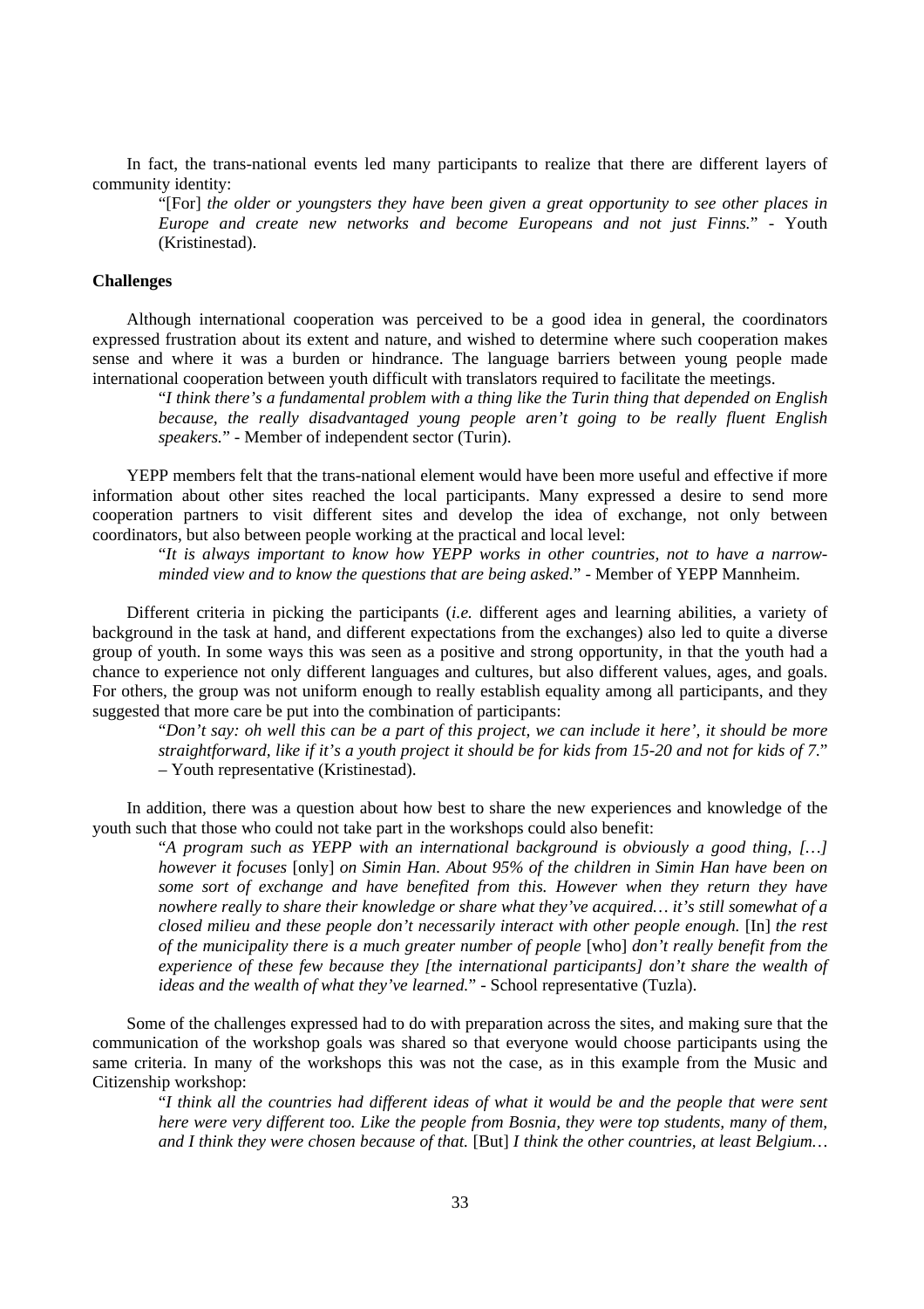In fact, the trans-national events led many participants to realize that there are different layers of community identity:

> "[For] *the older or youngsters they have been given a great opportunity to see other places in Europe and create new networks and become Europeans and not just Finns.*" - Youth (Kristinestad).

**Challenges**

Although international cooperation was perceived to be a good idea in general, the coordinators expressed frustration about its extent and nature, and wished to determine where such cooperation makes sense and where it was a burden or hindrance. The language barriers between young people made international cooperation between youth difficult with translators required to facilitate the meetings.

> "*I think there's a fundamental problem with a thing like the Turin thing that depended on English because, the really disadvantaged young people aren't going to be really fluent English speakers.*" - Member of independent sector (Turin).

YEPP members felt that the trans-national element would have been more useful and effective if more information about other sites reached the local participants. Many expressed a desire to send more cooperation partners to visit different sites and develop the idea of exchange, not only between coordinators, but also between people working at the practical and local level:

> "*It is always important to know how YEPP works in other countries, not to have a narrow-minded view and to know the questions that are being asked.*" - Member of YEPP Mannheim.

Different criteria in picking the participants (*i.e.* different ages and learning abilities, a variety of background in the task at hand, and different expectations from the exchanges) also led to quite a diverse group of youth. In some ways this was seen as a positive and strong opportunity, in that the youth had a chance to experience not only different languages and cultures, but also different values, ages, and goals. For others, the group was not uniform enough to really establish equality among all participants, and they suggested that more care be put into the combination of participants:

> "*Don't say: oh well this can be a part of this project, we can include it here', it should be more straightforward, like if it's a youth project it should be for kids from 15-20 and not for kids of 7.*" – Youth representative (Kristinestad).

In addition, there was a question about how best to share the new experiences and knowledge of the youth such that those who could not take part in the workshops could also benefit:

> "*A program such as YEPP with an international background is obviously a good thing, […] however it focuses* [only] *on Simin Han. About 95% of the children in Simin Han have been on some sort of exchange and have benefited from this. However when they return they have nowhere really to share their knowledge or share what they've acquired… it's still somewhat of a closed milieu and these people don't necessarily interact with other people enough.* [In] *the rest of the municipality there is a much greater number of people* [who] *don't really benefit from the experience of these few because they [the international participants] don't share the wealth of ideas and the wealth of what they've learned.*" - School representative (Tuzla).

Some of the challenges expressed had to do with preparation across the sites, and making sure that the communication of the workshop goals was shared so that everyone would choose participants using the same criteria. In many of the workshops this was not the case, as in this example from the Music and Citizenship workshop:

> "*I think all the countries had different ideas of what it would be and the people that were sent here were very different too. Like the people from Bosnia, they were top students, many of them, and I think they were chosen because of that.* [But] *I think the other countries, at least Belgium…*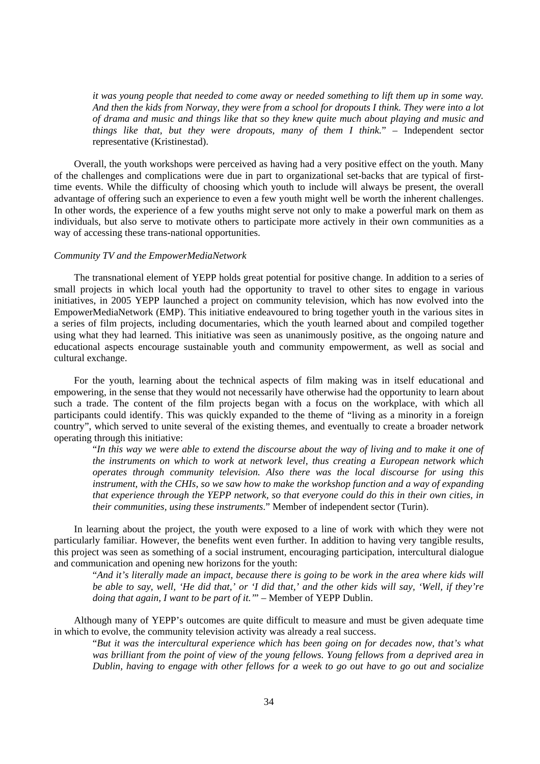*it was young people that needed to come away or needed something to lift them up in some way. And then the kids from Norway, they were from a school for dropouts I think. They were into a lot of drama and music and things like that so they knew quite much about playing and music and things like that, but they were dropouts, many of them I think.*" – Independent sector representative (Kristinestad).

Overall, the youth workshops were perceived as having had a very positive effect on the youth. Many of the challenges and complications were due in part to organizational set-backs that are typical of first-time events. While the difficulty of choosing which youth to include will always be present, the overall advantage of offering such an experience to even a few youth might well be worth the inherent challenges. In other words, the experience of a few youths might serve not only to make a powerful mark on them as individuals, but also serve to motivate others to participate more actively in their own communities as a way of accessing these trans-national opportunities.

*Community TV and the EmpowerMediaNetwork*

The transnational element of YEPP holds great potential for positive change. In addition to a series of small projects in which local youth had the opportunity to travel to other sites to engage in various initiatives, in 2005 YEPP launched a project on community television, which has now evolved into the EmpowerMediaNetwork (EMP). This initiative endeavoured to bring together youth in the various sites in a series of film projects, including documentaries, which the youth learned about and compiled together using what they had learned. This initiative was seen as unanimously positive, as the ongoing nature and educational aspects encourage sustainable youth and community empowerment, as well as social and cultural exchange.

For the youth, learning about the technical aspects of film making was in itself educational and empowering, in the sense that they would not necessarily have otherwise had the opportunity to learn about such a trade. The content of the film projects began with a focus on the workplace, with which all participants could identify. This was quickly expanded to the theme of "living as a minority in a foreign country", which served to unite several of the existing themes, and eventually to create a broader network operating through this initiative:

> "*In this way we were able to extend the discourse about the way of living and to make it one of the instruments on which to work at network level, thus creating a European network which operates through community television. Also there was the local discourse for using this instrument, with the CHIs, so we saw how to make the workshop function and a way of expanding that experience through the YEPP network, so that everyone could do this in their own cities, in their communities, using these instruments*." Member of independent sector (Turin).

In learning about the project, the youth were exposed to a line of work with which they were not particularly familiar. However, the benefits went even further. In addition to having very tangible results, this project was seen as something of a social instrument, encouraging participation, intercultural dialogue and communication and opening new horizons for the youth:

> "*And it's literally made an impact, because there is going to be work in the area where kids will be able to say, well, 'He did that,' or 'I did that,' and the other kids will say, 'Well, if they're doing that again, I want to be part of it.'*" – Member of YEPP Dublin.

Although many of YEPP's outcomes are quite difficult to measure and must be given adequate time in which to evolve, the community television activity was already a real success.

> "*But it was the intercultural experience which has been going on for decades now, that's what was brilliant from the point of view of the young fellows. Young fellows from a deprived area in Dublin, having to engage with other fellows for a week to go out have to go out and socialize*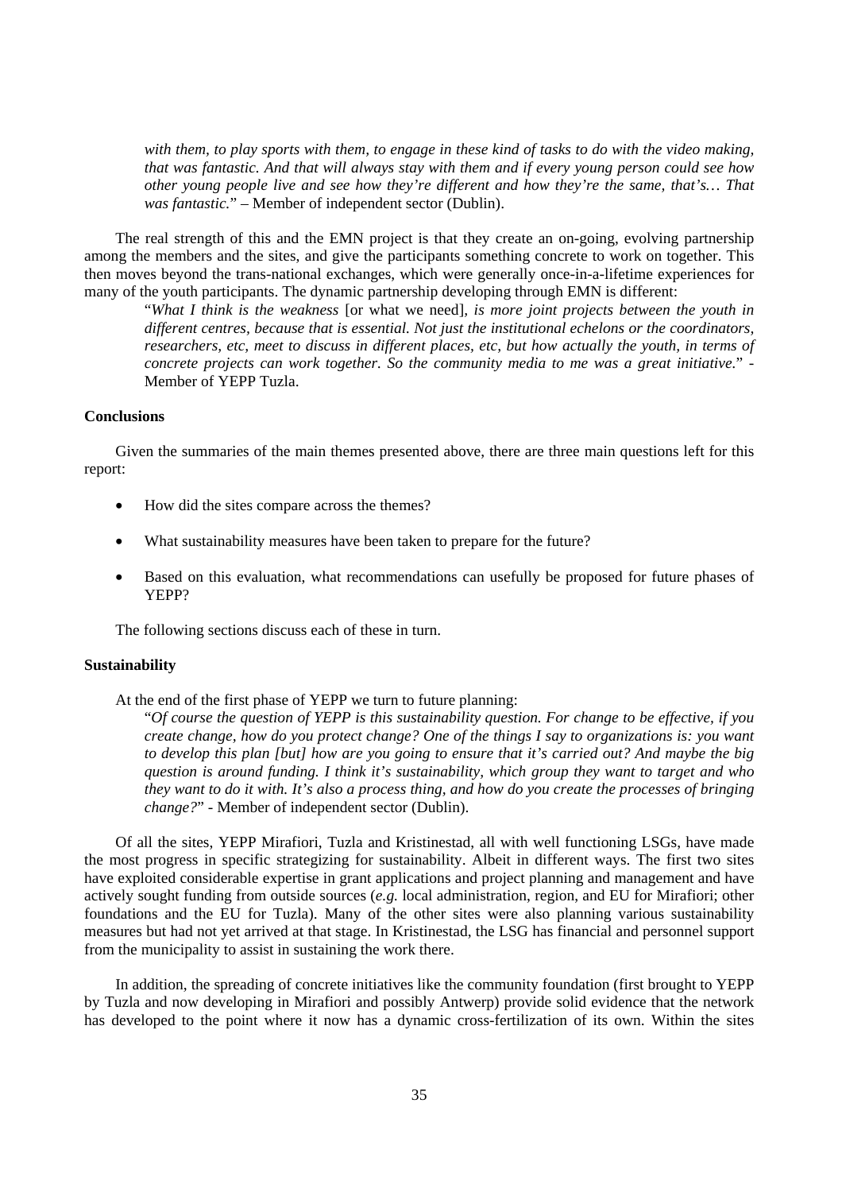*with them, to play sports with them, to engage in these kind of tasks to do with the video making, that was fantastic. And that will always stay with them and if every young person could see how other young people live and see how they're different and how they're the same, that's… That was fantastic.*" – Member of independent sector (Dublin).

The real strength of this and the EMN project is that they create an on-going, evolving partnership among the members and the sites, and give the participants something concrete to work on together. This then moves beyond the trans-national exchanges, which were generally once-in-a-lifetime experiences for many of the youth participants. The dynamic partnership developing through EMN is different:

> "*What I think is the weakness* [or what we need], *is more joint projects between the youth in different centres, because that is essential. Not just the institutional echelons or the coordinators, researchers, etc, meet to discuss in different places, etc, but how actually the youth, in terms of concrete projects can work together. So the community media to me was a great initiative.*" - Member of YEPP Tuzla.

**Conclusions**

Given the summaries of the main themes presented above, there are three main questions left for this report:

- How did the sites compare across the themes?
- What sustainability measures have been taken to prepare for the future?
- Based on this evaluation, what recommendations can usefully be proposed for future phases of YEPP?

The following sections discuss each of these in turn.

**Sustainability**

At the end of the first phase of YEPP we turn to future planning:

> "*Of course the question of YEPP is this sustainability question. For change to be effective, if you create change, how do you protect change? One of the things I say to organizations is: you want to develop this plan [but] how are you going to ensure that it's carried out? And maybe the big question is around funding. I think it's sustainability, which group they want to target and who they want to do it with. It's also a process thing, and how do you create the processes of bringing change?*" - Member of independent sector (Dublin).

Of all the sites, YEPP Mirafiori, Tuzla and Kristinestad, all with well functioning LSGs, have made the most progress in specific strategizing for sustainability. Albeit in different ways. The first two sites have exploited considerable expertise in grant applications and project planning and management and have actively sought funding from outside sources (*e.g.* local administration, region, and EU for Mirafiori; other foundations and the EU for Tuzla). Many of the other sites were also planning various sustainability measures but had not yet arrived at that stage. In Kristinestad, the LSG has financial and personnel support from the municipality to assist in sustaining the work there.

In addition, the spreading of concrete initiatives like the community foundation (first brought to YEPP by Tuzla and now developing in Mirafiori and possibly Antwerp) provide solid evidence that the network has developed to the point where it now has a dynamic cross-fertilization of its own. Within the sites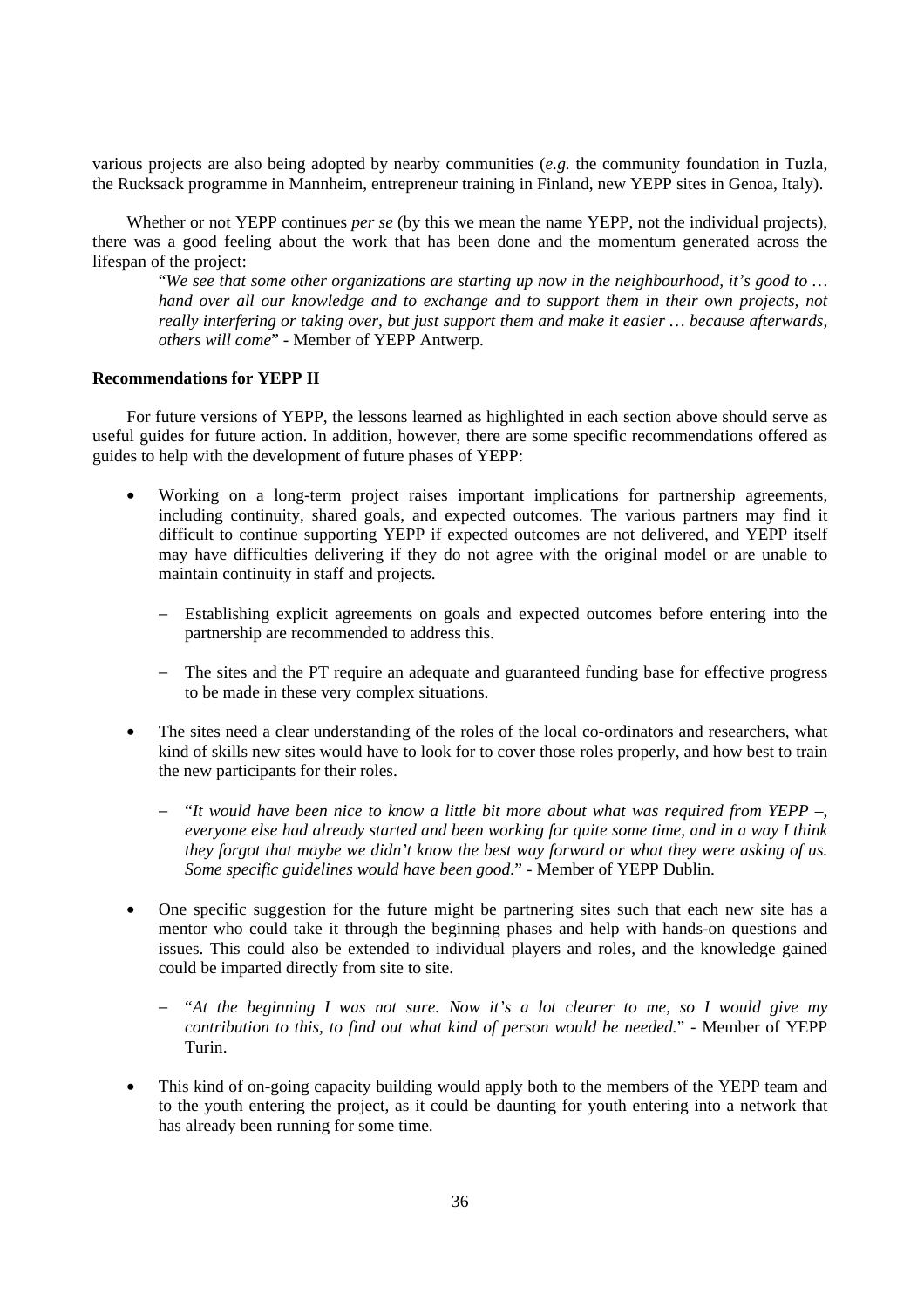various projects are also being adopted by nearby communities (*e.g.* the community foundation in Tuzla, the Rucksack programme in Mannheim, entrepreneur training in Finland, new YEPP sites in Genoa, Italy).

Whether or not YEPP continues *per se* (by this we mean the name YEPP, not the individual projects), there was a good feeling about the work that has been done and the momentum generated across the lifespan of the project:

> "*We see that some other organizations are starting up now in the neighbourhood, it's good to … hand over all our knowledge and to exchange and to support them in their own projects, not really interfering or taking over, but just support them and make it easier … because afterwards, others will come*" - Member of YEPP Antwerp.

**Recommendations for YEPP II**

For future versions of YEPP, the lessons learned as highlighted in each section above should serve as useful guides for future action. In addition, however, there are some specific recommendations offered as guides to help with the development of future phases of YEPP:

- Working on a long-term project raises important implications for partnership agreements, including continuity, shared goals, and expected outcomes. The various partners may find it difficult to continue supporting YEPP if expected outcomes are not delivered, and YEPP itself may have difficulties delivering if they do not agree with the original model or are unable to maintain continuity in staff and projects.
  - Establishing explicit agreements on goals and expected outcomes before entering into the partnership are recommended to address this.
  - The sites and the PT require an adequate and guaranteed funding base for effective progress to be made in these very complex situations.
- The sites need a clear understanding of the roles of the local co-ordinators and researchers, what kind of skills new sites would have to look for to cover those roles properly, and how best to train the new participants for their roles.
  - "*It would have been nice to know a little bit more about what was required from YEPP –, everyone else had already started and been working for quite some time, and in a way I think they forgot that maybe we didn't know the best way forward or what they were asking of us. Some specific guidelines would have been good.*" - Member of YEPP Dublin.
- One specific suggestion for the future might be partnering sites such that each new site has a mentor who could take it through the beginning phases and help with hands-on questions and issues. This could also be extended to individual players and roles, and the knowledge gained could be imparted directly from site to site.
  - "*At the beginning I was not sure. Now it's a lot clearer to me, so I would give my contribution to this, to find out what kind of person would be needed.*" - Member of YEPP Turin.
- This kind of on-going capacity building would apply both to the members of the YEPP team and to the youth entering the project, as it could be daunting for youth entering into a network that has already been running for some time.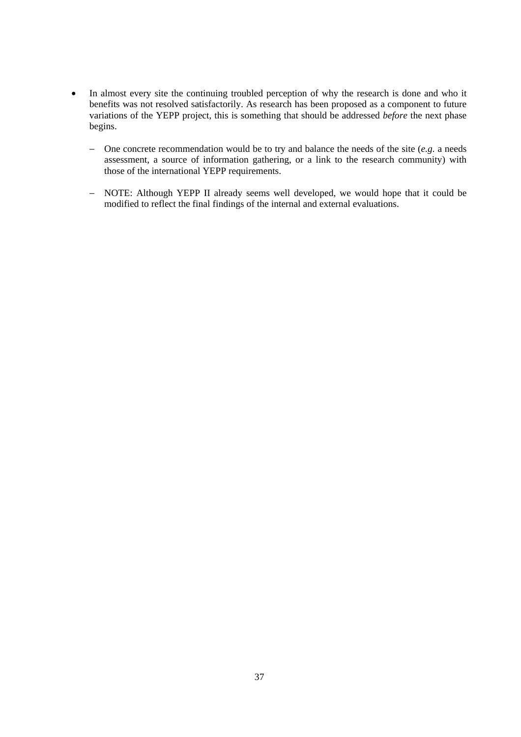- In almost every site the continuing troubled perception of why the research is done and who it benefits was not resolved satisfactorily. As research has been proposed as a component to future variations of the YEPP project, this is something that should be addressed *before* the next phase begins.
  - One concrete recommendation would be to try and balance the needs of the site (*e.g*. a needs assessment, a source of information gathering, or a link to the research community) with those of the international YEPP requirements.
  - NOTE: Although YEPP II already seems well developed, we would hope that it could be modified to reflect the final findings of the internal and external evaluations.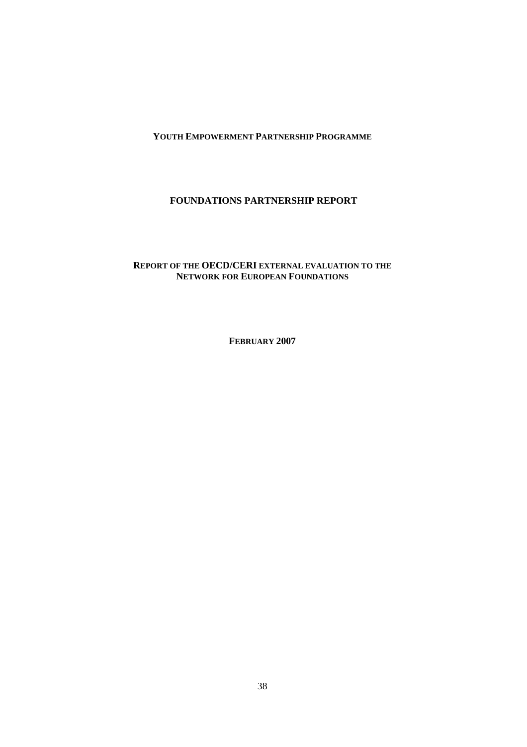**YOUTH EMPOWERMENT PARTNERSHIP PROGRAMME**

**FOUNDATIONS PARTNERSHIP REPORT**

**REPORT OF THE OECD/CERI EXTERNAL EVALUATION TO THE NETWORK FOR EUROPEAN FOUNDATIONS**

**FEBRUARY 2007**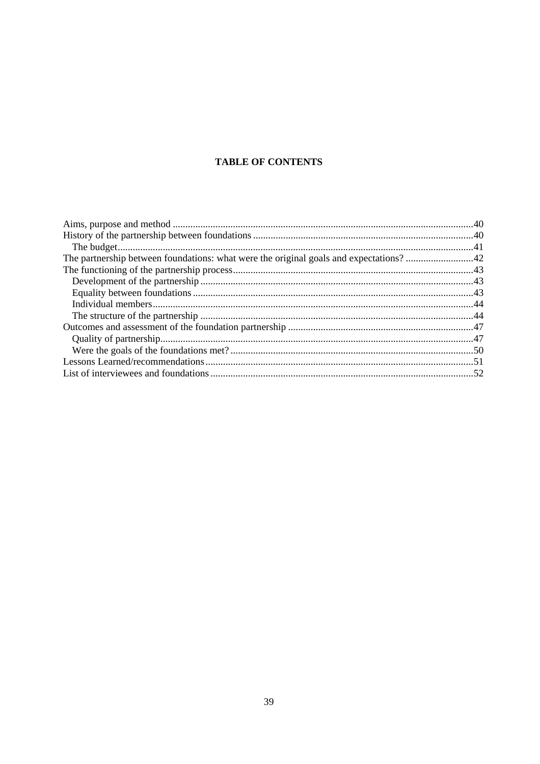**TABLE OF CONTENTS**

Aims, purpose and method ....... 40
History of the partnership between foundations ....... 40
- The budget ....... 41

The partnership between foundations: what were the original goals and expectations? ....... 42
The functioning of the partnership process ....... 43
- Development of the partnership ....... 43
- Equality between foundations ....... 43
- Individual members ....... 44
- The structure of the partnership ....... 44

Outcomes and assessment of the foundation partnership ....... 47
- Quality of partnership ....... 47
- Were the goals of the foundations met? ....... 50

Lessons Learned/recommendations ....... 51
List of interviewees and foundations ....... 52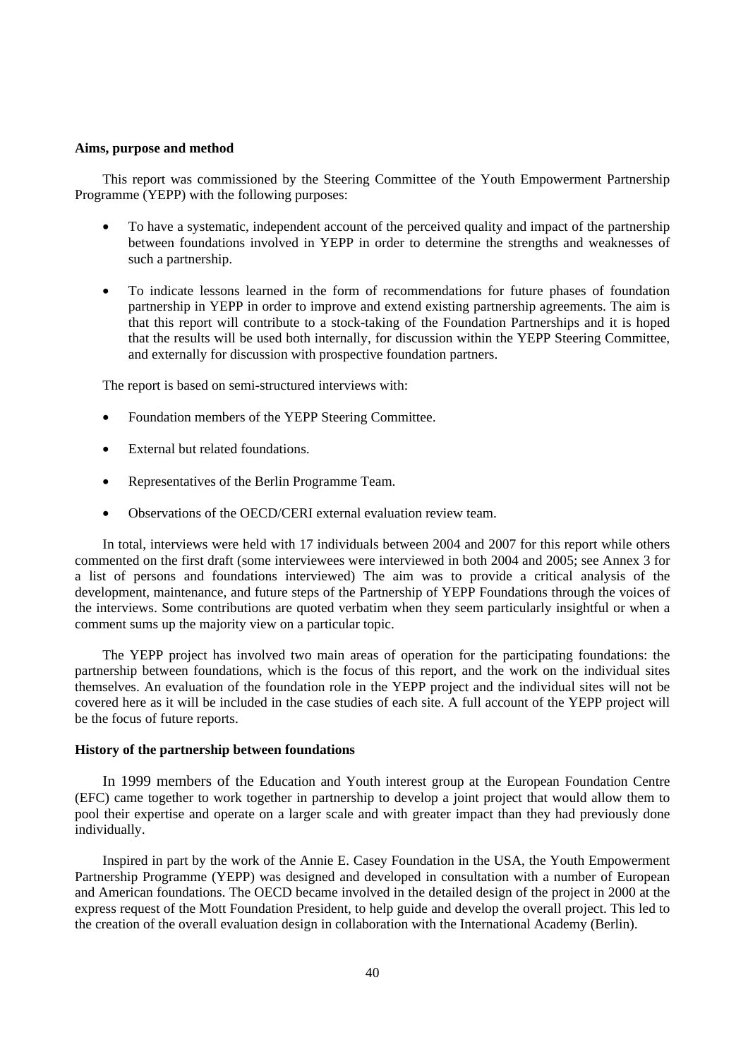**Aims, purpose and method**

This report was commissioned by the Steering Committee of the Youth Empowerment Partnership Programme (YEPP) with the following purposes:

- To have a systematic, independent account of the perceived quality and impact of the partnership between foundations involved in YEPP in order to determine the strengths and weaknesses of such a partnership.
- To indicate lessons learned in the form of recommendations for future phases of foundation partnership in YEPP in order to improve and extend existing partnership agreements. The aim is that this report will contribute to a stock-taking of the Foundation Partnerships and it is hoped that the results will be used both internally, for discussion within the YEPP Steering Committee, and externally for discussion with prospective foundation partners.

The report is based on semi-structured interviews with:

- Foundation members of the YEPP Steering Committee.
- External but related foundations.
- Representatives of the Berlin Programme Team.
- Observations of the OECD/CERI external evaluation review team.

In total, interviews were held with 17 individuals between 2004 and 2007 for this report while others commented on the first draft (some interviewees were interviewed in both 2004 and 2005; see Annex 3 for a list of persons and foundations interviewed) The aim was to provide a critical analysis of the development, maintenance, and future steps of the Partnership of YEPP Foundations through the voices of the interviews. Some contributions are quoted verbatim when they seem particularly insightful or when a comment sums up the majority view on a particular topic.

The YEPP project has involved two main areas of operation for the participating foundations: the partnership between foundations, which is the focus of this report, and the work on the individual sites themselves. An evaluation of the foundation role in the YEPP project and the individual sites will not be covered here as it will be included in the case studies of each site. A full account of the YEPP project will be the focus of future reports.

**History of the partnership between foundations**

In 1999 members of the Education and Youth interest group at the European Foundation Centre (EFC) came together to work together in partnership to develop a joint project that would allow them to pool their expertise and operate on a larger scale and with greater impact than they had previously done individually.

Inspired in part by the work of the Annie E. Casey Foundation in the USA, the Youth Empowerment Partnership Programme (YEPP) was designed and developed in consultation with a number of European and American foundations. The OECD became involved in the detailed design of the project in 2000 at the express request of the Mott Foundation President, to help guide and develop the overall project. This led to the creation of the overall evaluation design in collaboration with the International Academy (Berlin).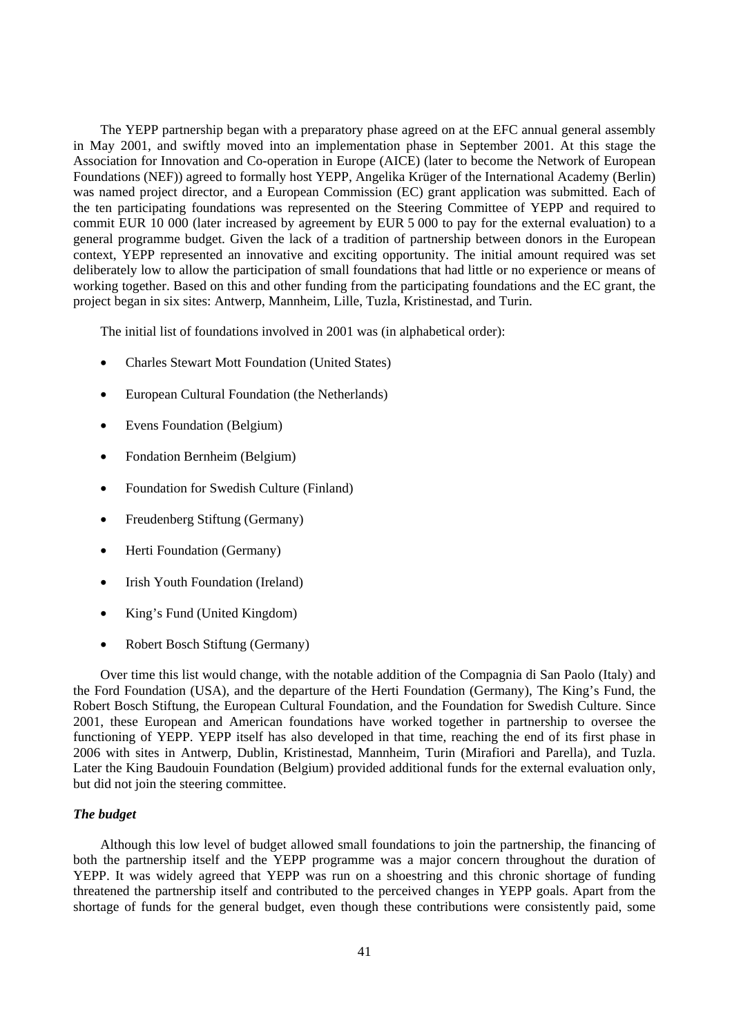The YEPP partnership began with a preparatory phase agreed on at the EFC annual general assembly in May 2001, and swiftly moved into an implementation phase in September 2001. At this stage the Association for Innovation and Co-operation in Europe (AICE) (later to become the Network of European Foundations (NEF)) agreed to formally host YEPP, Angelika Krüger of the International Academy (Berlin) was named project director, and a European Commission (EC) grant application was submitted. Each of the ten participating foundations was represented on the Steering Committee of YEPP and required to commit EUR 10 000 (later increased by agreement by EUR 5 000 to pay for the external evaluation) to a general programme budget. Given the lack of a tradition of partnership between donors in the European context, YEPP represented an innovative and exciting opportunity. The initial amount required was set deliberately low to allow the participation of small foundations that had little or no experience or means of working together. Based on this and other funding from the participating foundations and the EC grant, the project began in six sites: Antwerp, Mannheim, Lille, Tuzla, Kristinestad, and Turin.

The initial list of foundations involved in 2001 was (in alphabetical order):

- Charles Stewart Mott Foundation (United States)
- European Cultural Foundation (the Netherlands)
- Evens Foundation (Belgium)
- Fondation Bernheim (Belgium)
- Foundation for Swedish Culture (Finland)
- Freudenberg Stiftung (Germany)
- Herti Foundation (Germany)
- Irish Youth Foundation (Ireland)
- King's Fund (United Kingdom)
- Robert Bosch Stiftung (Germany)

Over time this list would change, with the notable addition of the Compagnia di San Paolo (Italy) and the Ford Foundation (USA), and the departure of the Herti Foundation (Germany), The King's Fund, the Robert Bosch Stiftung, the European Cultural Foundation, and the Foundation for Swedish Culture. Since 2001, these European and American foundations have worked together in partnership to oversee the functioning of YEPP. YEPP itself has also developed in that time, reaching the end of its first phase in 2006 with sites in Antwerp, Dublin, Kristinestad, Mannheim, Turin (Mirafiori and Parella), and Tuzla. Later the King Baudouin Foundation (Belgium) provided additional funds for the external evaluation only, but did not join the steering committee.

***The budget***

Although this low level of budget allowed small foundations to join the partnership, the financing of both the partnership itself and the YEPP programme was a major concern throughout the duration of YEPP. It was widely agreed that YEPP was run on a shoestring and this chronic shortage of funding threatened the partnership itself and contributed to the perceived changes in YEPP goals. Apart from the shortage of funds for the general budget, even though these contributions were consistently paid, some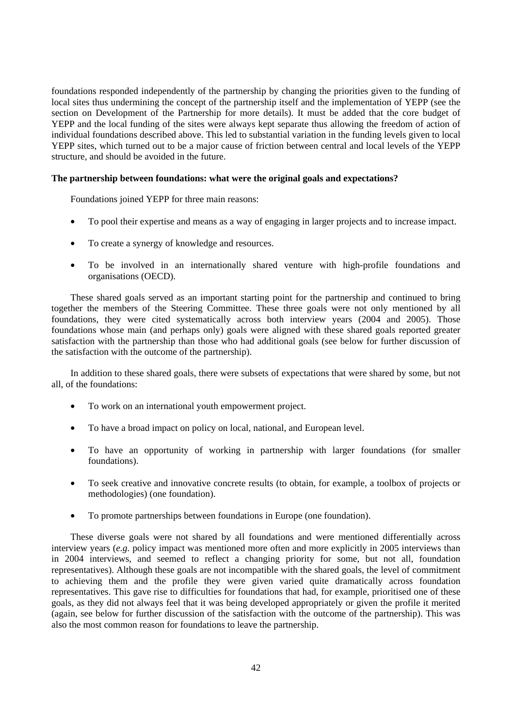foundations responded independently of the partnership by changing the priorities given to the funding of local sites thus undermining the concept of the partnership itself and the implementation of YEPP (see the section on Development of the Partnership for more details). It must be added that the core budget of YEPP and the local funding of the sites were always kept separate thus allowing the freedom of action of individual foundations described above. This led to substantial variation in the funding levels given to local YEPP sites, which turned out to be a major cause of friction between central and local levels of the YEPP structure, and should be avoided in the future.

**The partnership between foundations: what were the original goals and expectations?**

Foundations joined YEPP for three main reasons:

- To pool their expertise and means as a way of engaging in larger projects and to increase impact.
- To create a synergy of knowledge and resources.
- To be involved in an internationally shared venture with high-profile foundations and organisations (OECD).

These shared goals served as an important starting point for the partnership and continued to bring together the members of the Steering Committee. These three goals were not only mentioned by all foundations, they were cited systematically across both interview years (2004 and 2005). Those foundations whose main (and perhaps only) goals were aligned with these shared goals reported greater satisfaction with the partnership than those who had additional goals (see below for further discussion of the satisfaction with the outcome of the partnership).

In addition to these shared goals, there were subsets of expectations that were shared by some, but not all, of the foundations:

- To work on an international youth empowerment project.
- To have a broad impact on policy on local, national, and European level.
- To have an opportunity of working in partnership with larger foundations (for smaller foundations).
- To seek creative and innovative concrete results (to obtain, for example, a toolbox of projects or methodologies) (one foundation).
- To promote partnerships between foundations in Europe (one foundation).

These diverse goals were not shared by all foundations and were mentioned differentially across interview years (*e.g.* policy impact was mentioned more often and more explicitly in 2005 interviews than in 2004 interviews, and seemed to reflect a changing priority for some, but not all, foundation representatives). Although these goals are not incompatible with the shared goals, the level of commitment to achieving them and the profile they were given varied quite dramatically across foundation representatives. This gave rise to difficulties for foundations that had, for example, prioritised one of these goals, as they did not always feel that it was being developed appropriately or given the profile it merited (again, see below for further discussion of the satisfaction with the outcome of the partnership). This was also the most common reason for foundations to leave the partnership.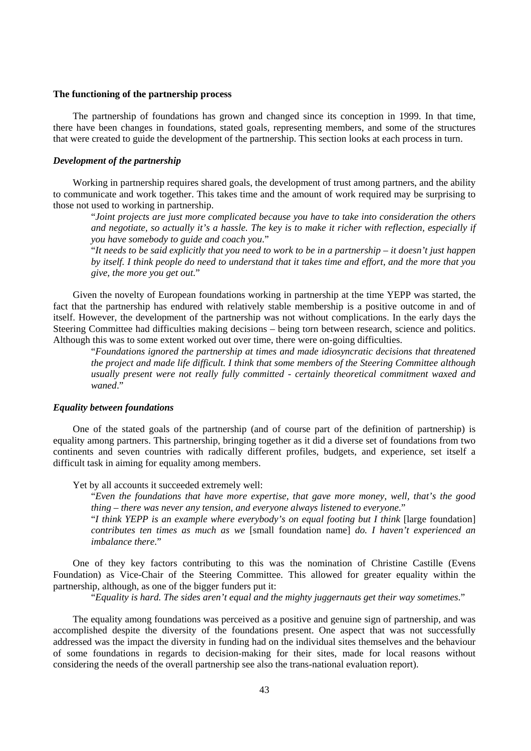**The functioning of the partnership process**

The partnership of foundations has grown and changed since its conception in 1999. In that time, there have been changes in foundations, stated goals, representing members, and some of the structures that were created to guide the development of the partnership. This section looks at each process in turn.

***Development of the partnership***

Working in partnership requires shared goals, the development of trust among partners, and the ability to communicate and work together. This takes time and the amount of work required may be surprising to those not used to working in partnership.

> "*Joint projects are just more complicated because you have to take into consideration the others and negotiate, so actually it's a hassle. The key is to make it richer with reflection, especially if you have somebody to guide and coach you*."
>
> "*It needs to be said explicitly that you need to work to be in a partnership – it doesn't just happen by itself. I think people do need to understand that it takes time and effort, and the more that you give, the more you get out*."

Given the novelty of European foundations working in partnership at the time YEPP was started, the fact that the partnership has endured with relatively stable membership is a positive outcome in and of itself. However, the development of the partnership was not without complications. In the early days the Steering Committee had difficulties making decisions – being torn between research, science and politics. Although this was to some extent worked out over time, there were on-going difficulties.

> "*Foundations ignored the partnership at times and made idiosyncratic decisions that threatened the project and made life difficult. I think that some members of the Steering Committee although usually present were not really fully committed - certainly theoretical commitment waxed and waned*."

***Equality between foundations***

One of the stated goals of the partnership (and of course part of the definition of partnership) is equality among partners. This partnership, bringing together as it did a diverse set of foundations from two continents and seven countries with radically different profiles, budgets, and experience, set itself a difficult task in aiming for equality among members.

Yet by all accounts it succeeded extremely well:

> "*Even the foundations that have more expertise, that gave more money, well, that's the good thing – there was never any tension, and everyone always listened to everyone*."
>
> "*I think YEPP is an example where everybody's on equal footing but I think* [large foundation] *contributes ten times as much as we* [small foundation name] *do. I haven't experienced an imbalance there*."

One of they key factors contributing to this was the nomination of Christine Castille (Evens Foundation) as Vice-Chair of the Steering Committee. This allowed for greater equality within the partnership, although, as one of the bigger funders put it:

> "*Equality is hard. The sides aren't equal and the mighty juggernauts get their way sometimes*."

The equality among foundations was perceived as a positive and genuine sign of partnership, and was accomplished despite the diversity of the foundations present. One aspect that was not successfully addressed was the impact the diversity in funding had on the individual sites themselves and the behaviour of some foundations in regards to decision-making for their sites, made for local reasons without considering the needs of the overall partnership see also the trans-national evaluation report).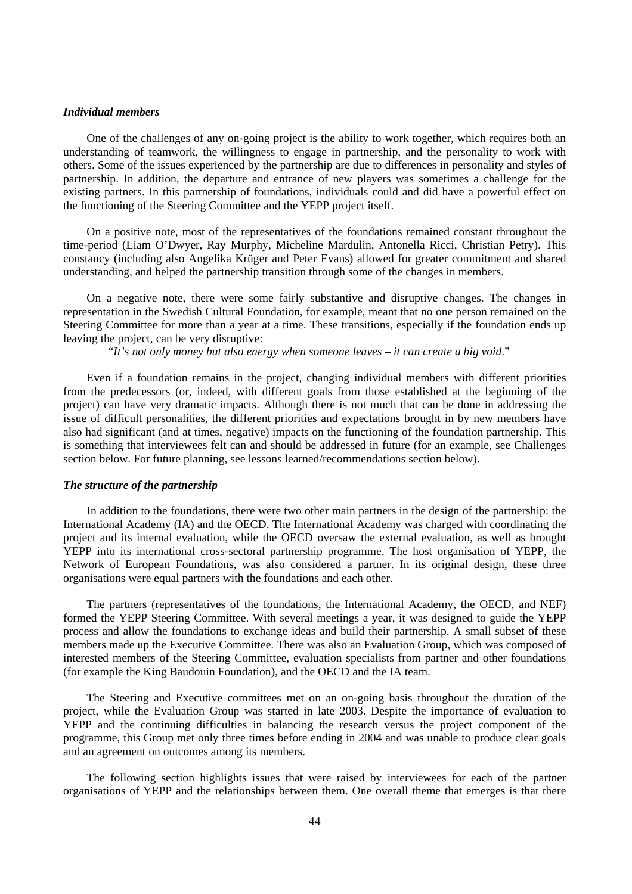### *Individual members*

One of the challenges of any on-going project is the ability to work together, which requires both an understanding of teamwork, the willingness to engage in partnership, and the personality to work with others. Some of the issues experienced by the partnership are due to differences in personality and styles of partnership. In addition, the departure and entrance of new players was sometimes a challenge for the existing partners. In this partnership of foundations, individuals could and did have a powerful effect on the functioning of the Steering Committee and the YEPP project itself.

On a positive note, most of the representatives of the foundations remained constant throughout the time-period (Liam O'Dwyer, Ray Murphy, Micheline Mardulin, Antonella Ricci, Christian Petry). This constancy (including also Angelika Krüger and Peter Evans) allowed for greater commitment and shared understanding, and helped the partnership transition through some of the changes in members.

On a negative note, there were some fairly substantive and disruptive changes. The changes in representation in the Swedish Cultural Foundation, for example, meant that no one person remained on the Steering Committee for more than a year at a time. These transitions, especially if the foundation ends up leaving the project, can be very disruptive:

"*It's not only money but also energy when someone leaves – it can create a big void*."

Even if a foundation remains in the project, changing individual members with different priorities from the predecessors (or, indeed, with different goals from those established at the beginning of the project) can have very dramatic impacts. Although there is not much that can be done in addressing the issue of difficult personalities, the different priorities and expectations brought in by new members have also had significant (and at times, negative) impacts on the functioning of the foundation partnership. This is something that interviewees felt can and should be addressed in future (for an example, see Challenges section below. For future planning, see lessons learned/recommendations section below).

### *The structure of the partnership*

In addition to the foundations, there were two other main partners in the design of the partnership: the International Academy (IA) and the OECD. The International Academy was charged with coordinating the project and its internal evaluation, while the OECD oversaw the external evaluation, as well as brought YEPP into its international cross-sectoral partnership programme. The host organisation of YEPP, the Network of European Foundations, was also considered a partner. In its original design, these three organisations were equal partners with the foundations and each other.

The partners (representatives of the foundations, the International Academy, the OECD, and NEF) formed the YEPP Steering Committee. With several meetings a year, it was designed to guide the YEPP process and allow the foundations to exchange ideas and build their partnership. A small subset of these members made up the Executive Committee. There was also an Evaluation Group, which was composed of interested members of the Steering Committee, evaluation specialists from partner and other foundations (for example the King Baudouin Foundation), and the OECD and the IA team.

The Steering and Executive committees met on an on-going basis throughout the duration of the project, while the Evaluation Group was started in late 2003. Despite the importance of evaluation to YEPP and the continuing difficulties in balancing the research versus the project component of the programme, this Group met only three times before ending in 2004 and was unable to produce clear goals and an agreement on outcomes among its members.

The following section highlights issues that were raised by interviewees for each of the partner organisations of YEPP and the relationships between them. One overall theme that emerges is that there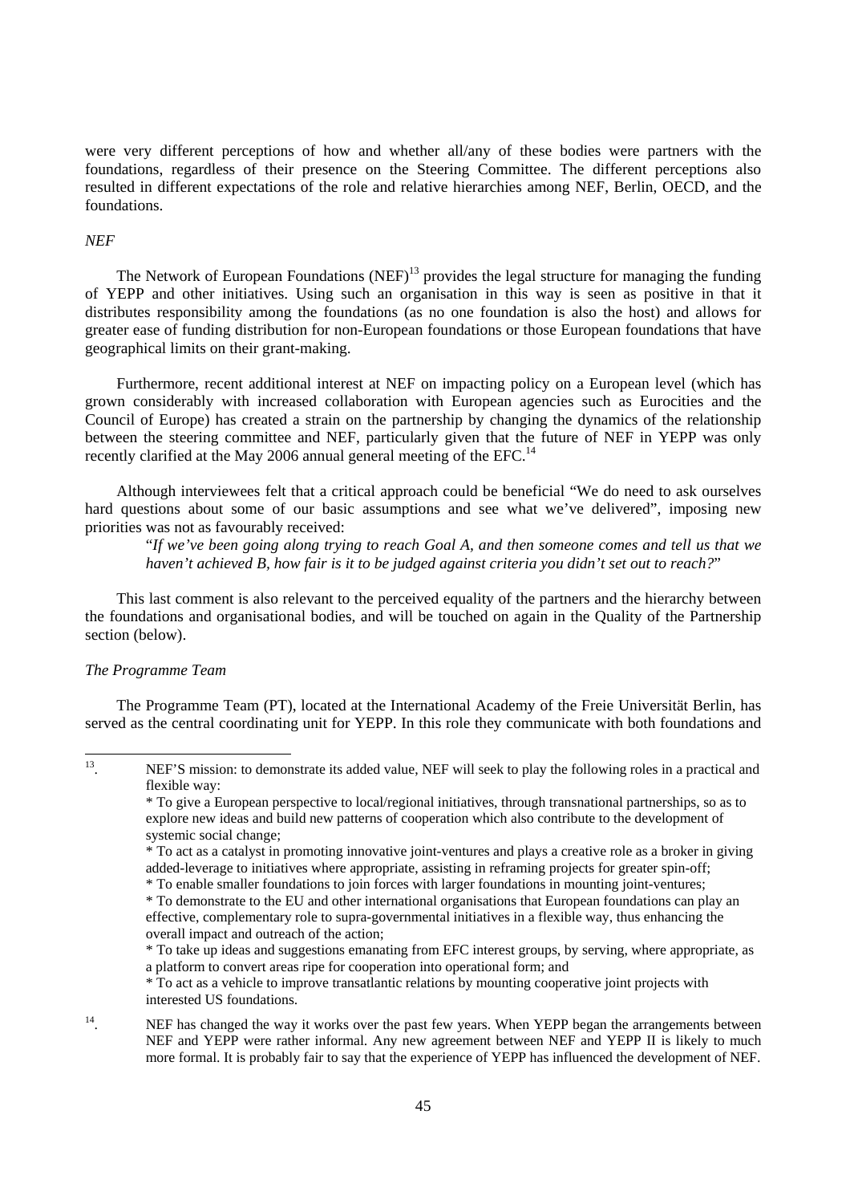were very different perceptions of how and whether all/any of these bodies were partners with the foundations, regardless of their presence on the Steering Committee. The different perceptions also resulted in different expectations of the role and relative hierarchies among NEF, Berlin, OECD, and the foundations.

*NEF*

The Network of European Foundations (NEF)[13] provides the legal structure for managing the funding of YEPP and other initiatives. Using such an organisation in this way is seen as positive in that it distributes responsibility among the foundations (as no one foundation is also the host) and allows for greater ease of funding distribution for non-European foundations or those European foundations that have geographical limits on their grant-making.

Furthermore, recent additional interest at NEF on impacting policy on a European level (which has grown considerably with increased collaboration with European agencies such as Eurocities and the Council of Europe) has created a strain on the partnership by changing the dynamics of the relationship between the steering committee and NEF, particularly given that the future of NEF in YEPP was only recently clarified at the May 2006 annual general meeting of the EFC.[14]

Although interviewees felt that a critical approach could be beneficial "We do need to ask ourselves hard questions about some of our basic assumptions and see what we've delivered", imposing new priorities was not as favourably received:

> "*If we've been going along trying to reach Goal A, and then someone comes and tell us that we haven't achieved B, how fair is it to be judged against criteria you didn't set out to reach?*"

This last comment is also relevant to the perceived equality of the partners and the hierarchy between the foundations and organisational bodies, and will be touched on again in the Quality of the Partnership section (below).

*The Programme Team*

The Programme Team (PT), located at the International Academy of the Freie Universität Berlin, has served as the central coordinating unit for YEPP. In this role they communicate with both foundations and

---

[13]. NEF'S mission: to demonstrate its added value, NEF will seek to play the following roles in a practical and flexible way:
* To give a European perspective to local/regional initiatives, through transnational partnerships, so as to explore new ideas and build new patterns of cooperation which also contribute to the development of systemic social change;
* To act as a catalyst in promoting innovative joint-ventures and plays a creative role as a broker in giving added-leverage to initiatives where appropriate, assisting in reframing projects for greater spin-off;
* To enable smaller foundations to join forces with larger foundations in mounting joint-ventures;
* To demonstrate to the EU and other international organisations that European foundations can play an effective, complementary role to supra-governmental initiatives in a flexible way, thus enhancing the overall impact and outreach of the action;
* To take up ideas and suggestions emanating from EFC interest groups, by serving, where appropriate, as a platform to convert areas ripe for cooperation into operational form; and
* To act as a vehicle to improve transatlantic relations by mounting cooperative joint projects with interested US foundations.

[14]. NEF has changed the way it works over the past few years. When YEPP began the arrangements between NEF and YEPP were rather informal. Any new agreement between NEF and YEPP II is likely to much more formal. It is probably fair to say that the experience of YEPP has influenced the development of NEF.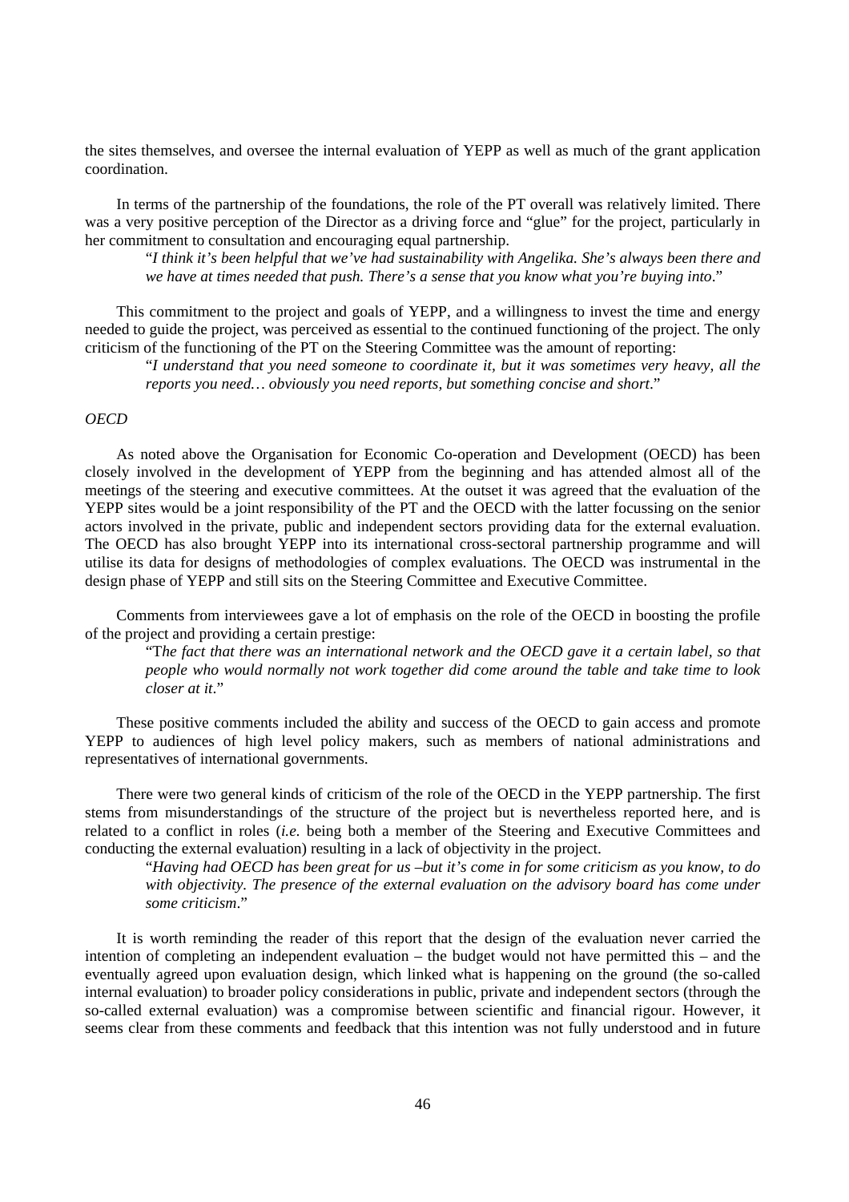the sites themselves, and oversee the internal evaluation of YEPP as well as much of the grant application coordination.

In terms of the partnership of the foundations, the role of the PT overall was relatively limited. There was a very positive perception of the Director as a driving force and "glue" for the project, particularly in her commitment to consultation and encouraging equal partnership.

> "*I think it's been helpful that we've had sustainability with Angelika. She's always been there and we have at times needed that push. There's a sense that you know what you're buying into*."

This commitment to the project and goals of YEPP, and a willingness to invest the time and energy needed to guide the project, was perceived as essential to the continued functioning of the project. The only criticism of the functioning of the PT on the Steering Committee was the amount of reporting:

> "*I understand that you need someone to coordinate it, but it was sometimes very heavy, all the reports you need… obviously you need reports, but something concise and short*."

*OECD*

As noted above the Organisation for Economic Co-operation and Development (OECD) has been closely involved in the development of YEPP from the beginning and has attended almost all of the meetings of the steering and executive committees. At the outset it was agreed that the evaluation of the YEPP sites would be a joint responsibility of the PT and the OECD with the latter focussing on the senior actors involved in the private, public and independent sectors providing data for the external evaluation. The OECD has also brought YEPP into its international cross-sectoral partnership programme and will utilise its data for designs of methodologies of complex evaluations. The OECD was instrumental in the design phase of YEPP and still sits on the Steering Committee and Executive Committee.

Comments from interviewees gave a lot of emphasis on the role of the OECD in boosting the profile of the project and providing a certain prestige:

> "T*he fact that there was an international network and the OECD gave it a certain label, so that people who would normally not work together did come around the table and take time to look closer at it*."

These positive comments included the ability and success of the OECD to gain access and promote YEPP to audiences of high level policy makers, such as members of national administrations and representatives of international governments.

There were two general kinds of criticism of the role of the OECD in the YEPP partnership. The first stems from misunderstandings of the structure of the project but is nevertheless reported here, and is related to a conflict in roles (*i.e.* being both a member of the Steering and Executive Committees and conducting the external evaluation) resulting in a lack of objectivity in the project.

> "*Having had OECD has been great for us –but it's come in for some criticism as you know, to do with objectivity. The presence of the external evaluation on the advisory board has come under some criticism*."

It is worth reminding the reader of this report that the design of the evaluation never carried the intention of completing an independent evaluation – the budget would not have permitted this – and the eventually agreed upon evaluation design, which linked what is happening on the ground (the so-called internal evaluation) to broader policy considerations in public, private and independent sectors (through the so-called external evaluation) was a compromise between scientific and financial rigour. However, it seems clear from these comments and feedback that this intention was not fully understood and in future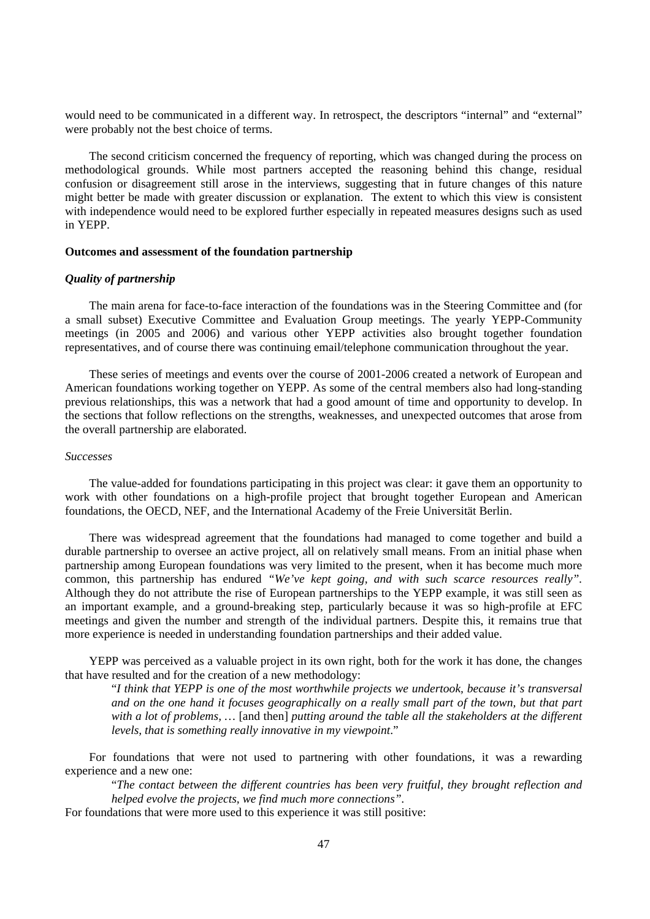would need to be communicated in a different way. In retrospect, the descriptors "internal" and "external" were probably not the best choice of terms.

The second criticism concerned the frequency of reporting, which was changed during the process on methodological grounds. While most partners accepted the reasoning behind this change, residual confusion or disagreement still arose in the interviews, suggesting that in future changes of this nature might better be made with greater discussion or explanation. The extent to which this view is consistent with independence would need to be explored further especially in repeated measures designs such as used in YEPP.

**Outcomes and assessment of the foundation partnership**

***Quality of partnership***

The main arena for face-to-face interaction of the foundations was in the Steering Committee and (for a small subset) Executive Committee and Evaluation Group meetings. The yearly YEPP-Community meetings (in 2005 and 2006) and various other YEPP activities also brought together foundation representatives, and of course there was continuing email/telephone communication throughout the year.

These series of meetings and events over the course of 2001-2006 created a network of European and American foundations working together on YEPP. As some of the central members also had long-standing previous relationships, this was a network that had a good amount of time and opportunity to develop. In the sections that follow reflections on the strengths, weaknesses, and unexpected outcomes that arose from the overall partnership are elaborated.

*Successes*

The value-added for foundations participating in this project was clear: it gave them an opportunity to work with other foundations on a high-profile project that brought together European and American foundations, the OECD, NEF, and the International Academy of the Freie Universität Berlin.

There was widespread agreement that the foundations had managed to come together and build a durable partnership to oversee an active project, all on relatively small means. From an initial phase when partnership among European foundations was very limited to the present, when it has become much more common, this partnership has endured *"We've kept going, and with such scarce resources really"*. Although they do not attribute the rise of European partnerships to the YEPP example, it was still seen as an important example, and a ground-breaking step, particularly because it was so high-profile at EFC meetings and given the number and strength of the individual partners. Despite this, it remains true that more experience is needed in understanding foundation partnerships and their added value.

YEPP was perceived as a valuable project in its own right, both for the work it has done, the changes that have resulted and for the creation of a new methodology:

> "*I think that YEPP is one of the most worthwhile projects we undertook, because it's transversal and on the one hand it focuses geographically on a really small part of the town, but that part with a lot of problems,* … [and then] *putting around the table all the stakeholders at the different levels, that is something really innovative in my viewpoint*."

For foundations that were not used to partnering with other foundations, it was a rewarding experience and a new one:

> "*The contact between the different countries has been very fruitful, they brought reflection and helped evolve the projects, we find much more connections"*.

For foundations that were more used to this experience it was still positive: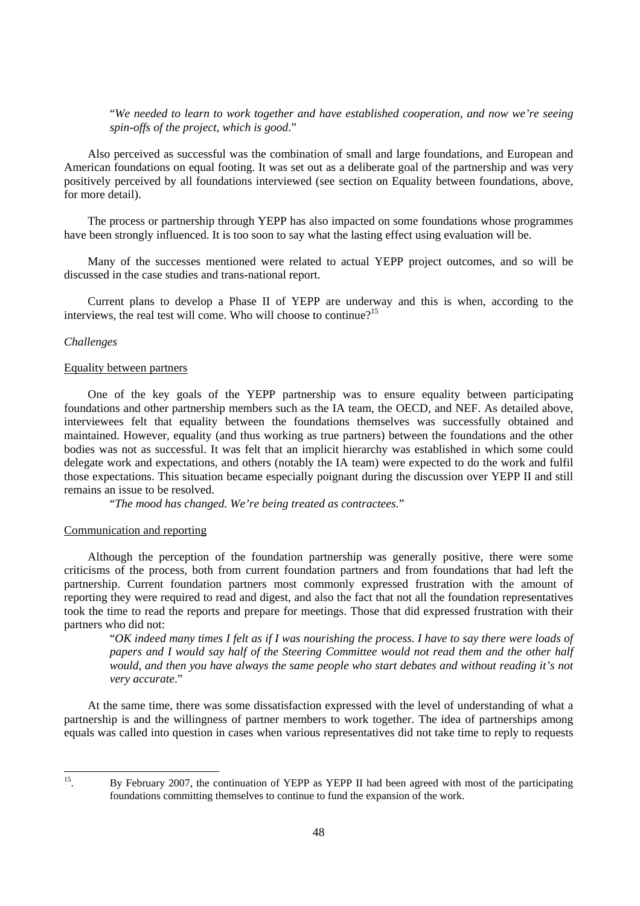"*We needed to learn to work together and have established cooperation, and now we're seeing spin-offs of the project, which is good*."

Also perceived as successful was the combination of small and large foundations, and European and American foundations on equal footing. It was set out as a deliberate goal of the partnership and was very positively perceived by all foundations interviewed (see section on Equality between foundations, above, for more detail).

The process or partnership through YEPP has also impacted on some foundations whose programmes have been strongly influenced. It is too soon to say what the lasting effect using evaluation will be.

Many of the successes mentioned were related to actual YEPP project outcomes, and so will be discussed in the case studies and trans-national report.

Current plans to develop a Phase II of YEPP are underway and this is when, according to the interviews, the real test will come. Who will choose to continue?[15]

*Challenges*

Equality between partners

One of the key goals of the YEPP partnership was to ensure equality between participating foundations and other partnership members such as the IA team, the OECD, and NEF. As detailed above, interviewees felt that equality between the foundations themselves was successfully obtained and maintained. However, equality (and thus working as true partners) between the foundations and the other bodies was not as successful. It was felt that an implicit hierarchy was established in which some could delegate work and expectations, and others (notably the IA team) were expected to do the work and fulfil those expectations. This situation became especially poignant during the discussion over YEPP II and still remains an issue to be resolved.

"*The mood has changed. We're being treated as contractees.*"

Communication and reporting

Although the perception of the foundation partnership was generally positive, there were some criticisms of the process, both from current foundation partners and from foundations that had left the partnership. Current foundation partners most commonly expressed frustration with the amount of reporting they were required to read and digest, and also the fact that not all the foundation representatives took the time to read the reports and prepare for meetings. Those that did expressed frustration with their partners who did not:

"*OK indeed many times I felt as if I was nourishing the process. I have to say there were loads of papers and I would say half of the Steering Committee would not read them and the other half would, and then you have always the same people who start debates and without reading it's not very accurate*."

At the same time, there was some dissatisfaction expressed with the level of understanding of what a partnership is and the willingness of partner members to work together. The idea of partnerships among equals was called into question in cases when various representatives did not take time to reply to requests

[15]. By February 2007, the continuation of YEPP as YEPP II had been agreed with most of the participating foundations committing themselves to continue to fund the expansion of the work.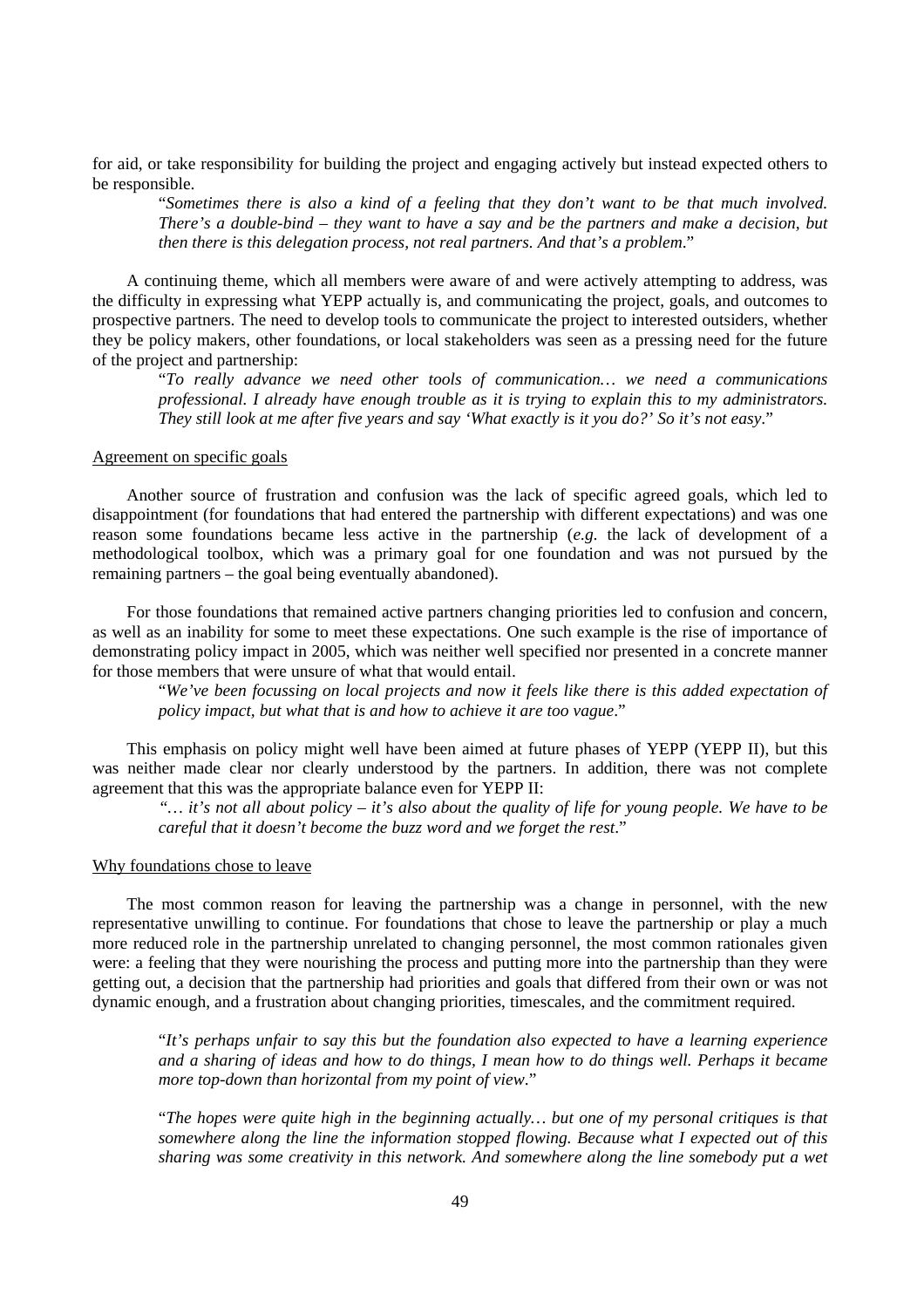for aid, or take responsibility for building the project and engaging actively but instead expected others to be responsible.

> "*Sometimes there is also a kind of a feeling that they don't want to be that much involved. There's a double-bind – they want to have a say and be the partners and make a decision, but then there is this delegation process, not real partners. And that's a problem*."

A continuing theme, which all members were aware of and were actively attempting to address, was the difficulty in expressing what YEPP actually is, and communicating the project, goals, and outcomes to prospective partners. The need to develop tools to communicate the project to interested outsiders, whether they be policy makers, other foundations, or local stakeholders was seen as a pressing need for the future of the project and partnership:

> "*To really advance we need other tools of communication… we need a communications professional. I already have enough trouble as it is trying to explain this to my administrators. They still look at me after five years and say 'What exactly is it you do?' So it's not easy*."

<u>Agreement on specific goals</u>

Another source of frustration and confusion was the lack of specific agreed goals, which led to disappointment (for foundations that had entered the partnership with different expectations) and was one reason some foundations became less active in the partnership (*e.g.* the lack of development of a methodological toolbox, which was a primary goal for one foundation and was not pursued by the remaining partners – the goal being eventually abandoned).

For those foundations that remained active partners changing priorities led to confusion and concern, as well as an inability for some to meet these expectations. One such example is the rise of importance of demonstrating policy impact in 2005, which was neither well specified nor presented in a concrete manner for those members that were unsure of what that would entail.

> "*We've been focussing on local projects and now it feels like there is this added expectation of policy impact, but what that is and how to achieve it are too vague*."

This emphasis on policy might well have been aimed at future phases of YEPP (YEPP II), but this was neither made clear nor clearly understood by the partners. In addition, there was not complete agreement that this was the appropriate balance even for YEPP II:

> "*… it's not all about policy – it's also about the quality of life for young people. We have to be careful that it doesn't become the buzz word and we forget the rest*."

<u>Why foundations chose to leave</u>

The most common reason for leaving the partnership was a change in personnel, with the new representative unwilling to continue. For foundations that chose to leave the partnership or play a much more reduced role in the partnership unrelated to changing personnel, the most common rationales given were: a feeling that they were nourishing the process and putting more into the partnership than they were getting out, a decision that the partnership had priorities and goals that differed from their own or was not dynamic enough, and a frustration about changing priorities, timescales, and the commitment required.

> "*It's perhaps unfair to say this but the foundation also expected to have a learning experience and a sharing of ideas and how to do things, I mean how to do things well. Perhaps it became more top-down than horizontal from my point of view*."

> "*The hopes were quite high in the beginning actually… but one of my personal critiques is that somewhere along the line the information stopped flowing. Because what I expected out of this sharing was some creativity in this network. And somewhere along the line somebody put a wet*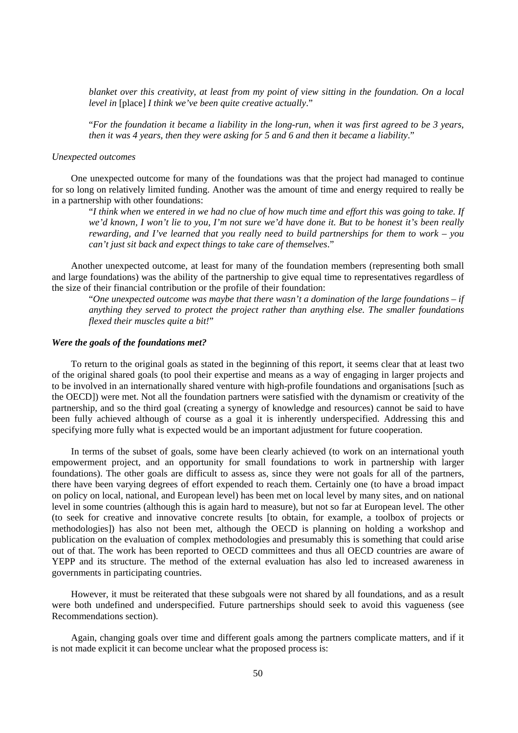*blanket over this creativity, at least from my point of view sitting in the foundation. On a local level in* [place] *I think we've been quite creative actually*."

"*For the foundation it became a liability in the long-run, when it was first agreed to be 3 years, then it was 4 years, then they were asking for 5 and 6 and then it became a liability*."

*Unexpected outcomes*

One unexpected outcome for many of the foundations was that the project had managed to continue for so long on relatively limited funding. Another was the amount of time and energy required to really be in a partnership with other foundations:

"*I think when we entered in we had no clue of how much time and effort this was going to take. If we'd known, I won't lie to you, I'm not sure we'd have done it. But to be honest it's been really rewarding, and I've learned that you really need to build partnerships for them to work – you can't just sit back and expect things to take care of themselves*."

Another unexpected outcome, at least for many of the foundation members (representing both small and large foundations) was the ability of the partnership to give equal time to representatives regardless of the size of their financial contribution or the profile of their foundation:

"*One unexpected outcome was maybe that there wasn't a domination of the large foundations – if anything they served to protect the project rather than anything else. The smaller foundations flexed their muscles quite a bit!*"

***Were the goals of the foundations met?***

To return to the original goals as stated in the beginning of this report, it seems clear that at least two of the original shared goals (to pool their expertise and means as a way of engaging in larger projects and to be involved in an internationally shared venture with high-profile foundations and organisations [such as the OECD]) were met. Not all the foundation partners were satisfied with the dynamism or creativity of the partnership, and so the third goal (creating a synergy of knowledge and resources) cannot be said to have been fully achieved although of course as a goal it is inherently underspecified. Addressing this and specifying more fully what is expected would be an important adjustment for future cooperation.

In terms of the subset of goals, some have been clearly achieved (to work on an international youth empowerment project, and an opportunity for small foundations to work in partnership with larger foundations). The other goals are difficult to assess as, since they were not goals for all of the partners, there have been varying degrees of effort expended to reach them. Certainly one (to have a broad impact on policy on local, national, and European level) has been met on local level by many sites, and on national level in some countries (although this is again hard to measure), but not so far at European level. The other (to seek for creative and innovative concrete results [to obtain, for example, a toolbox of projects or methodologies]) has also not been met, although the OECD is planning on holding a workshop and publication on the evaluation of complex methodologies and presumably this is something that could arise out of that. The work has been reported to OECD committees and thus all OECD countries are aware of YEPP and its structure. The method of the external evaluation has also led to increased awareness in governments in participating countries.

However, it must be reiterated that these subgoals were not shared by all foundations, and as a result were both undefined and underspecified. Future partnerships should seek to avoid this vagueness (see Recommendations section).

Again, changing goals over time and different goals among the partners complicate matters, and if it is not made explicit it can become unclear what the proposed process is: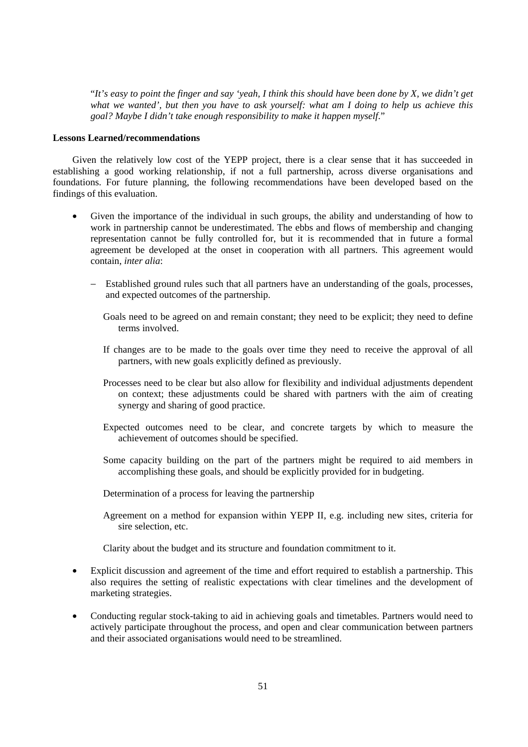"*It's easy to point the finger and say 'yeah, I think this should have been done by X, we didn't get what we wanted', but then you have to ask yourself: what am I doing to help us achieve this goal? Maybe I didn't take enough responsibility to make it happen myself*."

**Lessons Learned/recommendations**

Given the relatively low cost of the YEPP project, there is a clear sense that it has succeeded in establishing a good working relationship, if not a full partnership, across diverse organisations and foundations. For future planning, the following recommendations have been developed based on the findings of this evaluation.

- Given the importance of the individual in such groups, the ability and understanding of how to work in partnership cannot be underestimated. The ebbs and flows of membership and changing representation cannot be fully controlled for, but it is recommended that in future a formal agreement be developed at the onset in cooperation with all partners. This agreement would contain, *inter alia*:

  – Established ground rules such that all partners have an understanding of the goals, processes, and expected outcomes of the partnership.

    Goals need to be agreed on and remain constant; they need to be explicit; they need to define terms involved.

    If changes are to be made to the goals over time they need to receive the approval of all partners, with new goals explicitly defined as previously.

    Processes need to be clear but also allow for flexibility and individual adjustments dependent on context; these adjustments could be shared with partners with the aim of creating synergy and sharing of good practice.

    Expected outcomes need to be clear, and concrete targets by which to measure the achievement of outcomes should be specified.

    Some capacity building on the part of the partners might be required to aid members in accomplishing these goals, and should be explicitly provided for in budgeting.

    Determination of a process for leaving the partnership

    Agreement on a method for expansion within YEPP II, e.g. including new sites, criteria for sire selection, etc.

    Clarity about the budget and its structure and foundation commitment to it.

- Explicit discussion and agreement of the time and effort required to establish a partnership. This also requires the setting of realistic expectations with clear timelines and the development of marketing strategies.

- Conducting regular stock-taking to aid in achieving goals and timetables. Partners would need to actively participate throughout the process, and open and clear communication between partners and their associated organisations would need to be streamlined.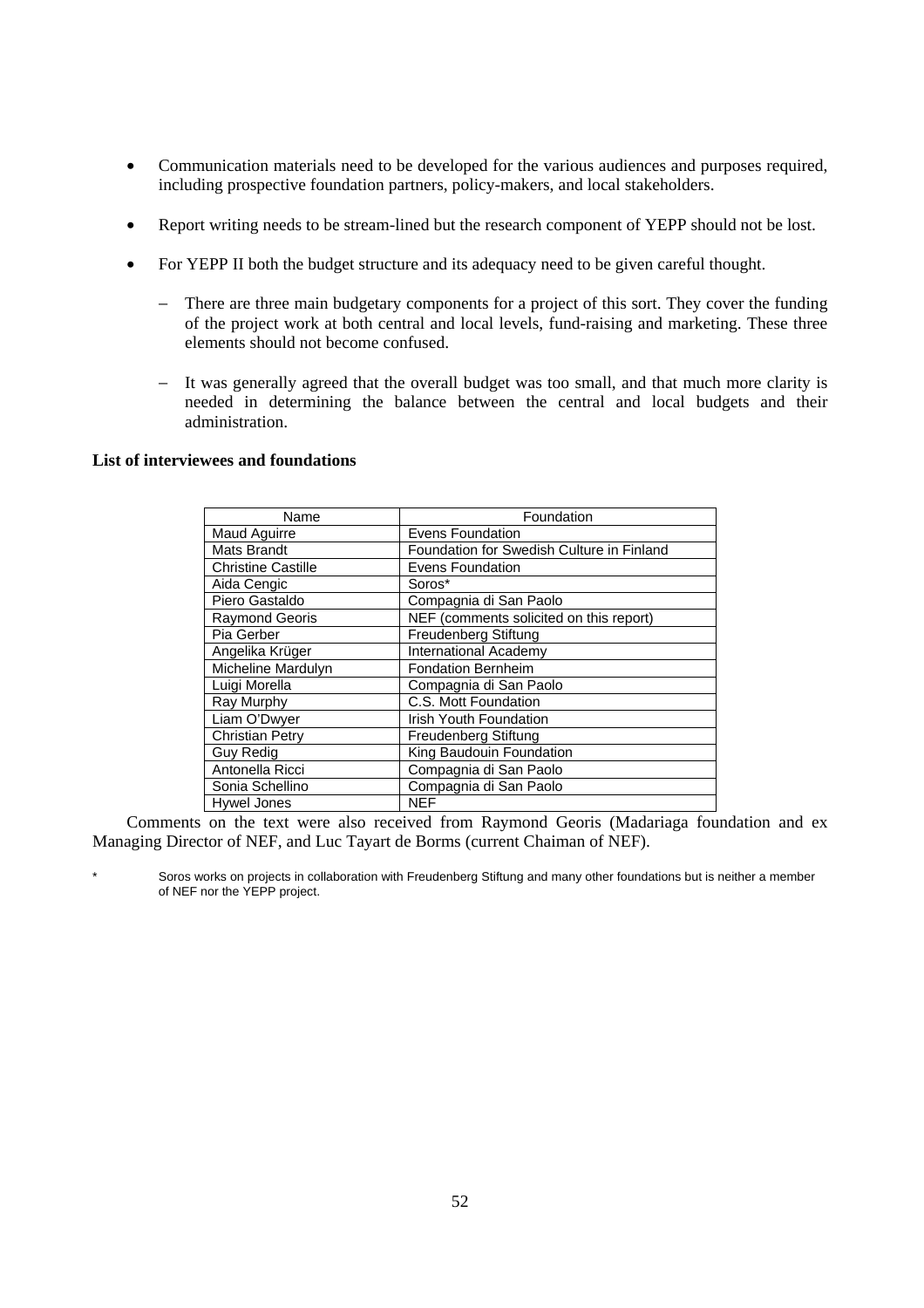- Communication materials need to be developed for the various audiences and purposes required, including prospective foundation partners, policy-makers, and local stakeholders.

- Report writing needs to be stream-lined but the research component of YEPP should not be lost.

- For YEPP II both the budget structure and its adequacy need to be given careful thought.

  - There are three main budgetary components for a project of this sort. They cover the funding of the project work at both central and local levels, fund-raising and marketing. These three elements should not become confused.

  - It was generally agreed that the overall budget was too small, and that much more clarity is needed in determining the balance between the central and local budgets and their administration.

**List of interviewees and foundations**

| Name | Foundation |
|---|---|
| Maud Aguirre | Evens Foundation |
| Mats Brandt | Foundation for Swedish Culture in Finland |
| Christine Castille | Evens Foundation |
| Aida Cengic | Soros* |
| Piero Gastaldo | Compagnia di San Paolo |
| Raymond Georis | NEF (comments solicited on this report) |
| Pia Gerber | Freudenberg Stiftung |
| Angelika Krüger | International Academy |
| Micheline Mardulyn | Fondation Bernheim |
| Luigi Morella | Compagnia di San Paolo |
| Ray Murphy | C.S. Mott Foundation |
| Liam O'Dwyer | Irish Youth Foundation |
| Christian Petry | Freudenberg Stiftung |
| Guy Redig | King Baudouin Foundation |
| Antonella Ricci | Compagnia di San Paolo |
| Sonia Schellino | Compagnia di San Paolo |
| Hywel Jones | NEF |

Comments on the text were also received from Raymond Georis (Madariaga foundation and ex Managing Director of NEF, and Luc Tayart de Borms (current Chaiman of NEF).

\* Soros works on projects in collaboration with Freudenberg Stiftung and many other foundations but is neither a member of NEF nor the YEPP project.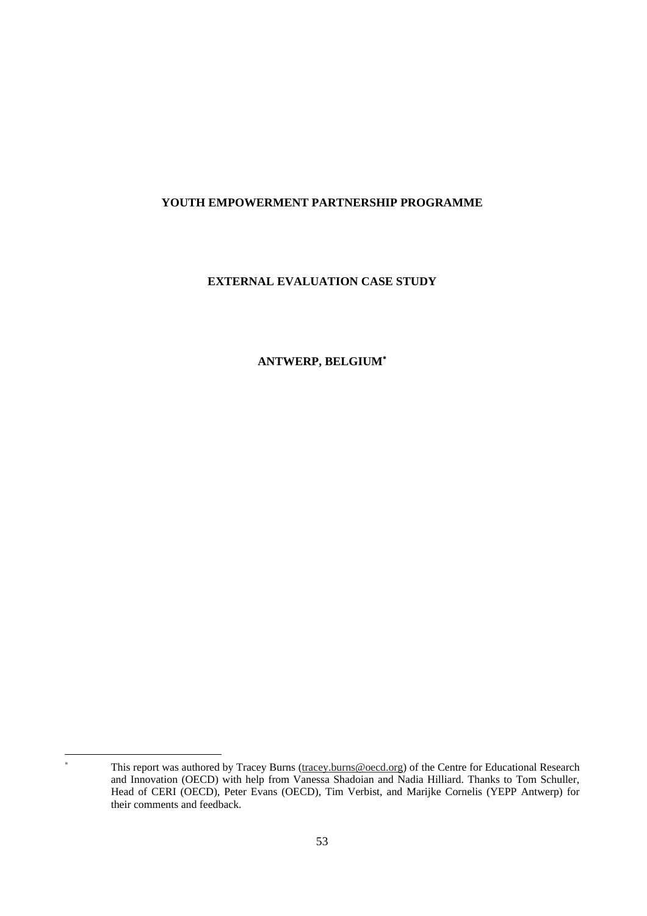**YOUTH EMPOWERMENT PARTNERSHIP PROGRAMME**

**EXTERNAL EVALUATION CASE STUDY**

**ANTWERP, BELGIUM***

---

* This report was authored by Tracey Burns (tracey.burns@oecd.org) of the Centre for Educational Research and Innovation (OECD) with help from Vanessa Shadoian and Nadia Hilliard. Thanks to Tom Schuller, Head of CERI (OECD), Peter Evans (OECD), Tim Verbist, and Marijke Cornelis (YEPP Antwerp) for their comments and feedback.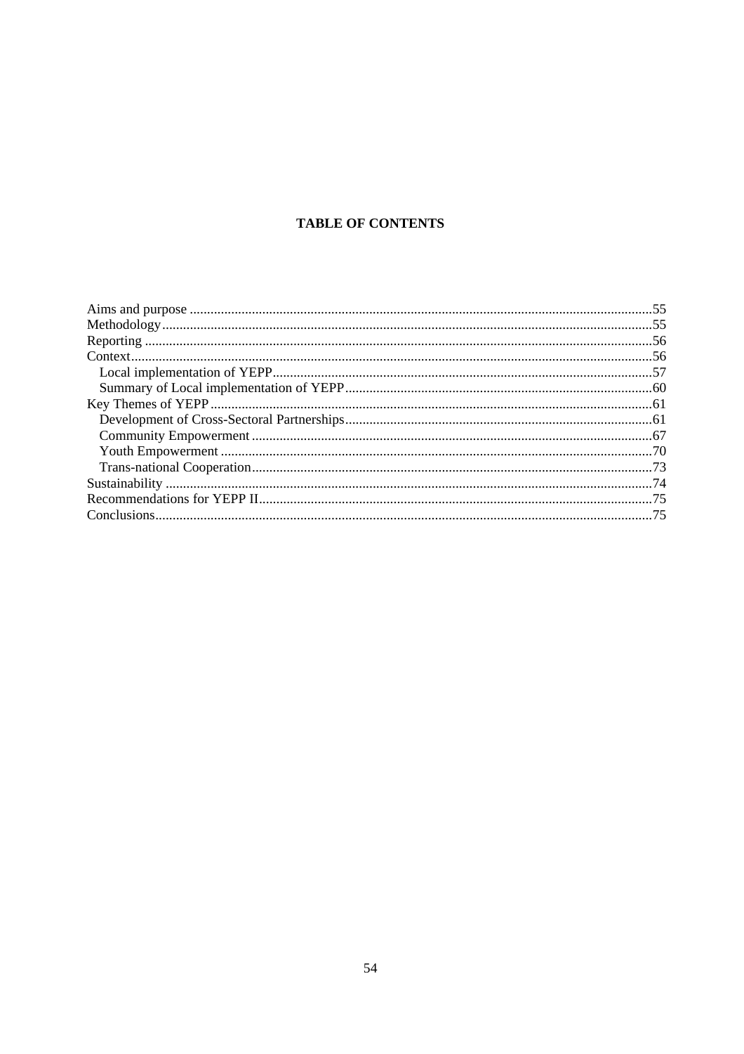**TABLE OF CONTENTS**

Aims and purpose ......................................................................................................................55
Methodology..............................................................................................................................55
Reporting ...................................................................................................................................56
Context.......................................................................................................................................56
  Local implementation of YEPP..............................................................................................57
  Summary of Local implementation of YEPP.........................................................................60
Key Themes of YEPP................................................................................................................61
  Development of Cross-Sectoral Partnerships.........................................................................61
  Community Empowerment ....................................................................................................67
  Youth Empowerment .............................................................................................................70
  Trans-national Cooperation....................................................................................................73
Sustainability .............................................................................................................................74
Recommendations for YEPP II..................................................................................................75
Conclusions................................................................................................................................75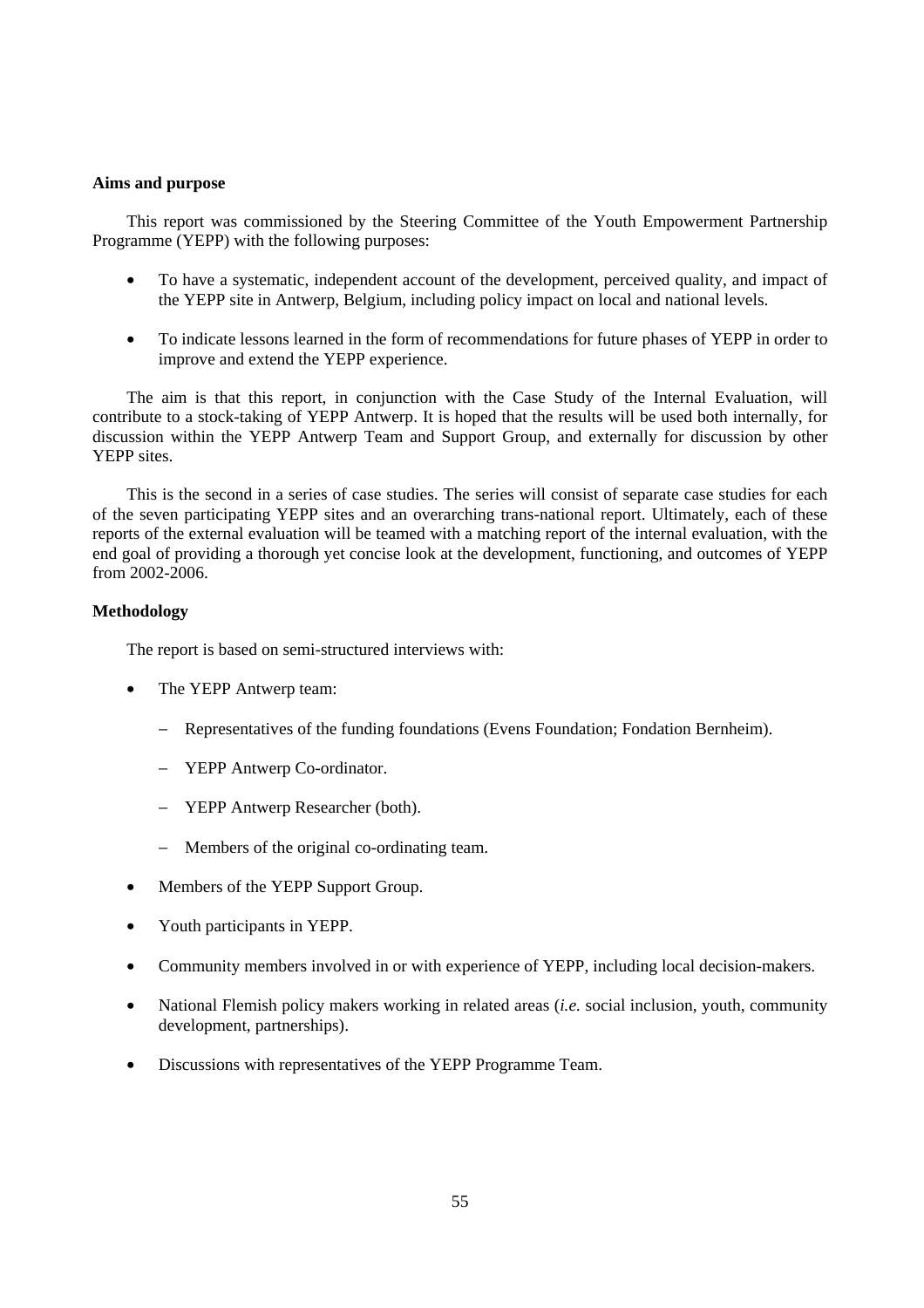**Aims and purpose**

This report was commissioned by the Steering Committee of the Youth Empowerment Partnership Programme (YEPP) with the following purposes:

- To have a systematic, independent account of the development, perceived quality, and impact of the YEPP site in Antwerp, Belgium, including policy impact on local and national levels.

- To indicate lessons learned in the form of recommendations for future phases of YEPP in order to improve and extend the YEPP experience.

The aim is that this report, in conjunction with the Case Study of the Internal Evaluation, will contribute to a stock-taking of YEPP Antwerp. It is hoped that the results will be used both internally, for discussion within the YEPP Antwerp Team and Support Group, and externally for discussion by other YEPP sites.

This is the second in a series of case studies. The series will consist of separate case studies for each of the seven participating YEPP sites and an overarching trans-national report. Ultimately, each of these reports of the external evaluation will be teamed with a matching report of the internal evaluation, with the end goal of providing a thorough yet concise look at the development, functioning, and outcomes of YEPP from 2002-2006.

**Methodology**

The report is based on semi-structured interviews with:

- The YEPP Antwerp team:
  - Representatives of the funding foundations (Evens Foundation; Fondation Bernheim).
  - YEPP Antwerp Co-ordinator.
  - YEPP Antwerp Researcher (both).
  - Members of the original co-ordinating team.
- Members of the YEPP Support Group.
- Youth participants in YEPP.
- Community members involved in or with experience of YEPP, including local decision-makers.
- National Flemish policy makers working in related areas (*i.e.* social inclusion, youth, community development, partnerships).
- Discussions with representatives of the YEPP Programme Team.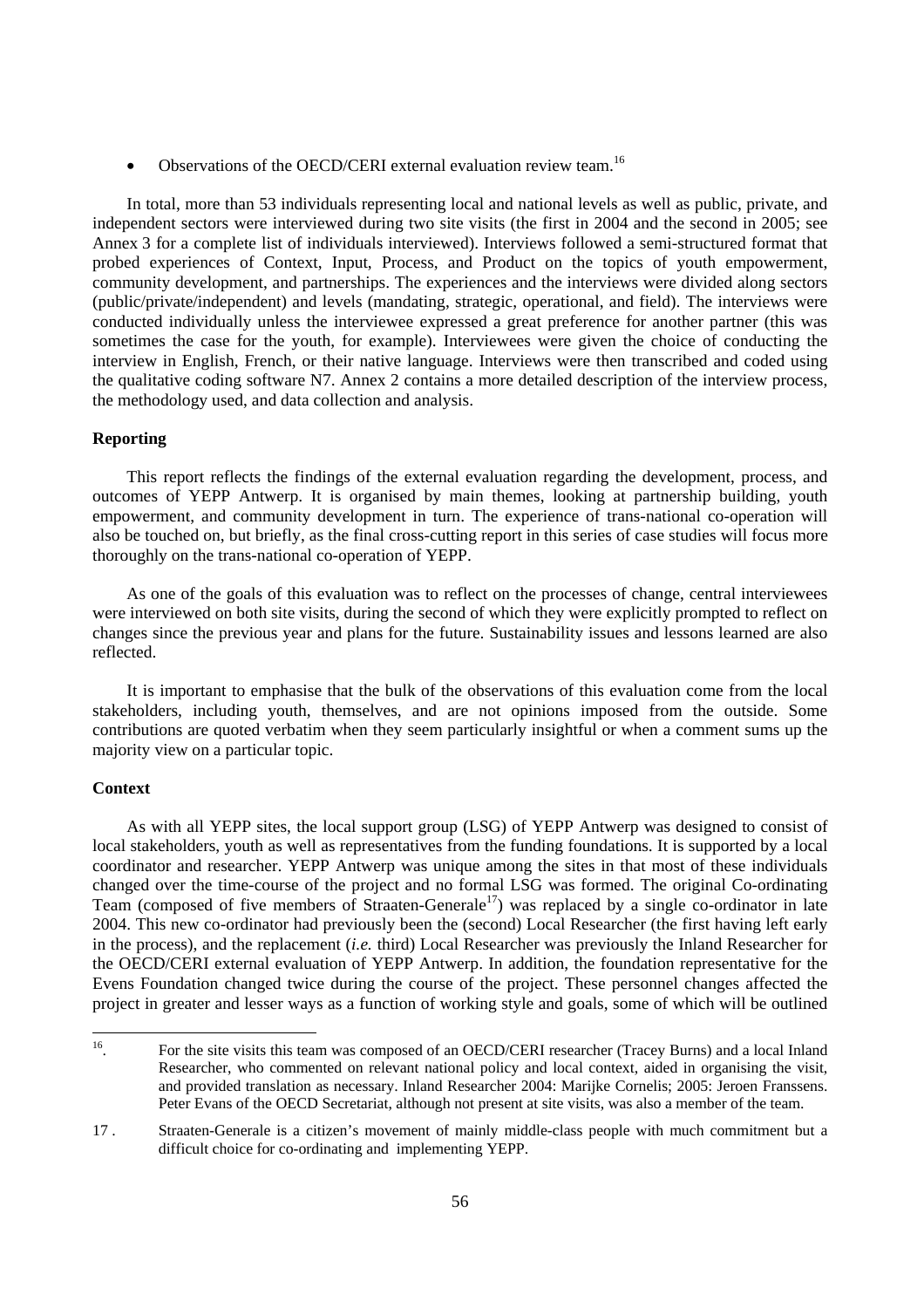- Observations of the OECD/CERI external evaluation review team.[16]

In total, more than 53 individuals representing local and national levels as well as public, private, and independent sectors were interviewed during two site visits (the first in 2004 and the second in 2005; see Annex 3 for a complete list of individuals interviewed). Interviews followed a semi-structured format that probed experiences of Context, Input, Process, and Product on the topics of youth empowerment, community development, and partnerships. The experiences and the interviews were divided along sectors (public/private/independent) and levels (mandating, strategic, operational, and field). The interviews were conducted individually unless the interviewee expressed a great preference for another partner (this was sometimes the case for the youth, for example). Interviewees were given the choice of conducting the interview in English, French, or their native language. Interviews were then transcribed and coded using the qualitative coding software N7. Annex 2 contains a more detailed description of the interview process, the methodology used, and data collection and analysis.

**Reporting**

This report reflects the findings of the external evaluation regarding the development, process, and outcomes of YEPP Antwerp. It is organised by main themes, looking at partnership building, youth empowerment, and community development in turn. The experience of trans-national co-operation will also be touched on, but briefly, as the final cross-cutting report in this series of case studies will focus more thoroughly on the trans-national co-operation of YEPP.

As one of the goals of this evaluation was to reflect on the processes of change, central interviewees were interviewed on both site visits, during the second of which they were explicitly prompted to reflect on changes since the previous year and plans for the future. Sustainability issues and lessons learned are also reflected.

It is important to emphasise that the bulk of the observations of this evaluation come from the local stakeholders, including youth, themselves, and are not opinions imposed from the outside. Some contributions are quoted verbatim when they seem particularly insightful or when a comment sums up the majority view on a particular topic.

**Context**

As with all YEPP sites, the local support group (LSG) of YEPP Antwerp was designed to consist of local stakeholders, youth as well as representatives from the funding foundations. It is supported by a local coordinator and researcher. YEPP Antwerp was unique among the sites in that most of these individuals changed over the time-course of the project and no formal LSG was formed. The original Co-ordinating Team (composed of five members of Straaten-Generale[17]) was replaced by a single co-ordinator in late 2004. This new co-ordinator had previously been the (second) Local Researcher (the first having left early in the process), and the replacement (*i.e.* third) Local Researcher was previously the Inland Researcher for the OECD/CERI external evaluation of YEPP Antwerp. In addition, the foundation representative for the Evens Foundation changed twice during the course of the project. These personnel changes affected the project in greater and lesser ways as a function of working style and goals, some of which will be outlined

---

16. For the site visits this team was composed of an OECD/CERI researcher (Tracey Burns) and a local Inland Researcher, who commented on relevant national policy and local context, aided in organising the visit, and provided translation as necessary. Inland Researcher 2004: Marijke Cornelis; 2005: Jeroen Franssens. Peter Evans of the OECD Secretariat, although not present at site visits, was also a member of the team.

17. Straaten-Generale is a citizen's movement of mainly middle-class people with much commitment but a difficult choice for co-ordinating and implementing YEPP.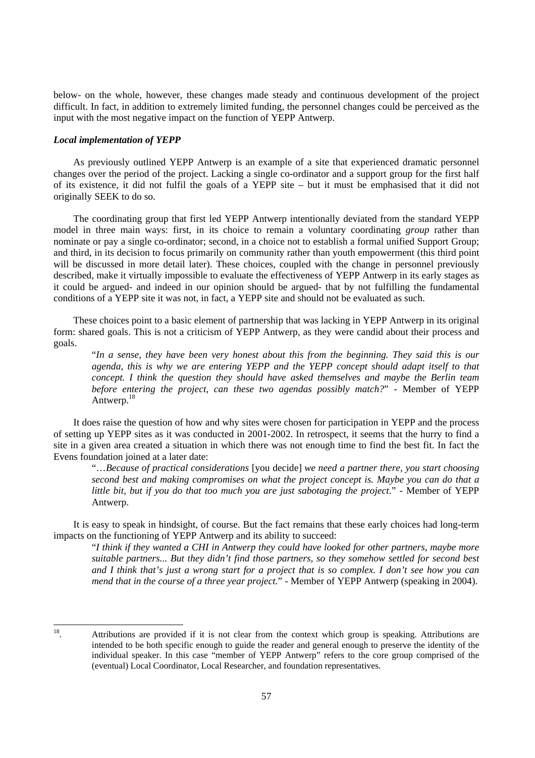below- on the whole, however, these changes made steady and continuous development of the project difficult. In fact, in addition to extremely limited funding, the personnel changes could be perceived as the input with the most negative impact on the function of YEPP Antwerp.

### *Local implementation of YEPP*

As previously outlined YEPP Antwerp is an example of a site that experienced dramatic personnel changes over the period of the project. Lacking a single co-ordinator and a support group for the first half of its existence, it did not fulfil the goals of a YEPP site – but it must be emphasised that it did not originally SEEK to do so.

The coordinating group that first led YEPP Antwerp intentionally deviated from the standard YEPP model in three main ways: first, in its choice to remain a voluntary coordinating *group* rather than nominate or pay a single co-ordinator; second, in a choice not to establish a formal unified Support Group; and third, in its decision to focus primarily on community rather than youth empowerment (this third point will be discussed in more detail later). These choices, coupled with the change in personnel previously described, make it virtually impossible to evaluate the effectiveness of YEPP Antwerp in its early stages as it could be argued- and indeed in our opinion should be argued- that by not fulfilling the fundamental conditions of a YEPP site it was not, in fact, a YEPP site and should not be evaluated as such.

These choices point to a basic element of partnership that was lacking in YEPP Antwerp in its original form: shared goals. This is not a criticism of YEPP Antwerp, as they were candid about their process and goals.

> "*In a sense, they have been very honest about this from the beginning. They said this is our agenda, this is why we are entering YEPP and the YEPP concept should adapt itself to that concept. I think the question they should have asked themselves and maybe the Berlin team before entering the project, can these two agendas possibly match?*" - Member of YEPP Antwerp.[18]

It does raise the question of how and why sites were chosen for participation in YEPP and the process of setting up YEPP sites as it was conducted in 2001-2002. In retrospect, it seems that the hurry to find a site in a given area created a situation in which there was not enough time to find the best fit. In fact the Evens foundation joined at a later date:

> "…*Because of practical considerations* [you decide] *we need a partner there, you start choosing second best and making compromises on what the project concept is. Maybe you can do that a little bit, but if you do that too much you are just sabotaging the project*." - Member of YEPP Antwerp.

It is easy to speak in hindsight, of course. But the fact remains that these early choices had long-term impacts on the functioning of YEPP Antwerp and its ability to succeed:

> "*I think if they wanted a CHI in Antwerp they could have looked for other partners, maybe more suitable partners... But they didn't find those partners, so they somehow settled for second best and I think that's just a wrong start for a project that is so complex. I don't see how you can mend that in the course of a three year project.*" - Member of YEPP Antwerp (speaking in 2004).

---

[18]. Attributions are provided if it is not clear from the context which group is speaking. Attributions are intended to be both specific enough to guide the reader and general enough to preserve the identity of the individual speaker. In this case "member of YEPP Antwerp" refers to the core group comprised of the (eventual) Local Coordinator, Local Researcher, and foundation representatives.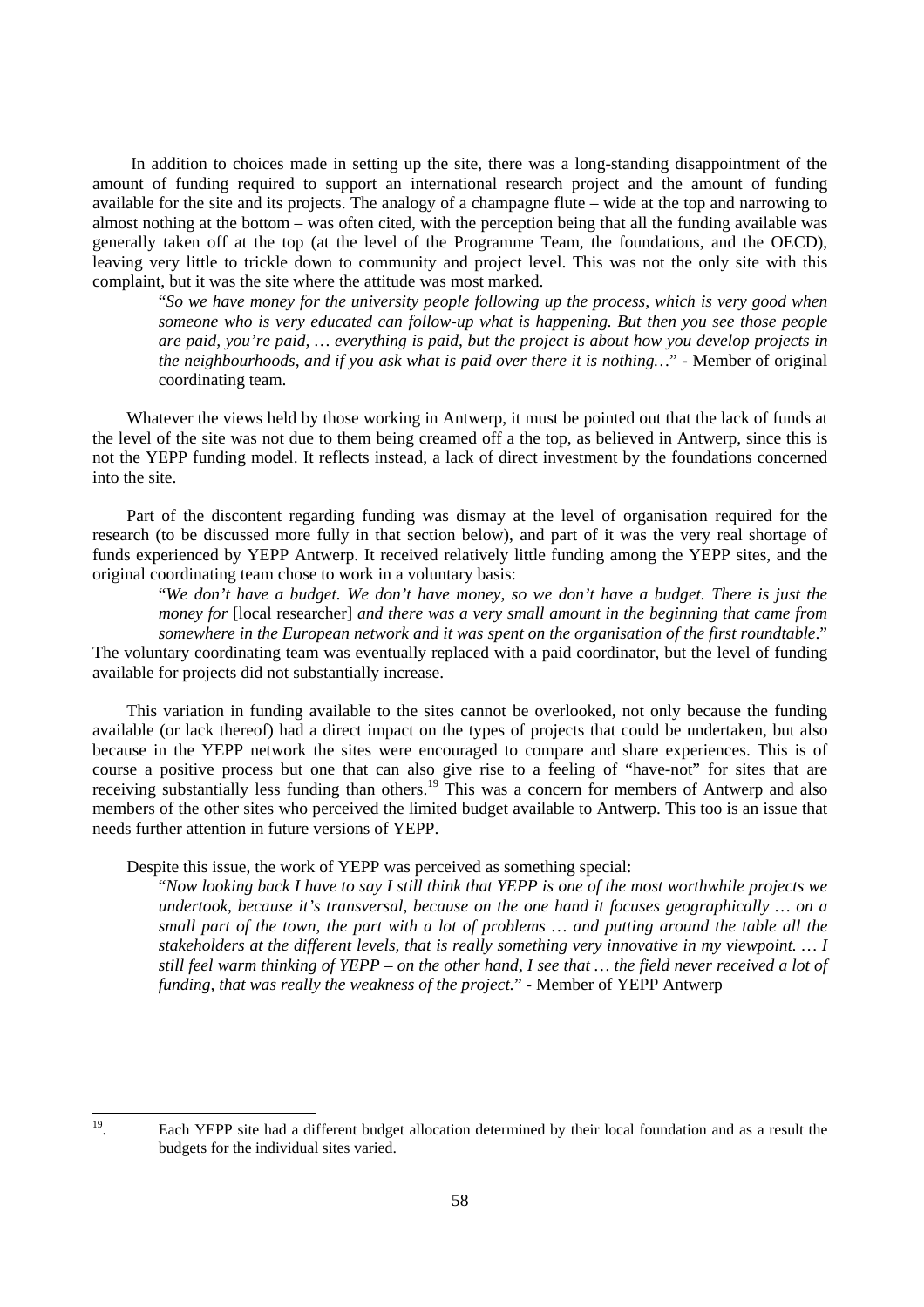In addition to choices made in setting up the site, there was a long-standing disappointment of the amount of funding required to support an international research project and the amount of funding available for the site and its projects. The analogy of a champagne flute – wide at the top and narrowing to almost nothing at the bottom – was often cited, with the perception being that all the funding available was generally taken off at the top (at the level of the Programme Team, the foundations, and the OECD), leaving very little to trickle down to community and project level. This was not the only site with this complaint, but it was the site where the attitude was most marked.

> "*So we have money for the university people following up the process, which is very good when someone who is very educated can follow-up what is happening. But then you see those people are paid, you're paid, … everything is paid, but the project is about how you develop projects in the neighbourhoods, and if you ask what is paid over there it is nothing…*" - Member of original coordinating team.

Whatever the views held by those working in Antwerp, it must be pointed out that the lack of funds at the level of the site was not due to them being creamed off a the top, as believed in Antwerp, since this is not the YEPP funding model. It reflects instead, a lack of direct investment by the foundations concerned into the site.

Part of the discontent regarding funding was dismay at the level of organisation required for the research (to be discussed more fully in that section below), and part of it was the very real shortage of funds experienced by YEPP Antwerp. It received relatively little funding among the YEPP sites, and the original coordinating team chose to work in a voluntary basis:

> "*We don't have a budget. We don't have money, so we don't have a budget. There is just the money for* [local researcher] *and there was a very small amount in the beginning that came from somewhere in the European network and it was spent on the organisation of the first roundtable*."

The voluntary coordinating team was eventually replaced with a paid coordinator, but the level of funding available for projects did not substantially increase.

This variation in funding available to the sites cannot be overlooked, not only because the funding available (or lack thereof) had a direct impact on the types of projects that could be undertaken, but also because in the YEPP network the sites were encouraged to compare and share experiences. This is of course a positive process but one that can also give rise to a feeling of "have-not" for sites that are receiving substantially less funding than others.[19] This was a concern for members of Antwerp and also members of the other sites who perceived the limited budget available to Antwerp. This too is an issue that needs further attention in future versions of YEPP.

Despite this issue, the work of YEPP was perceived as something special:

> "*Now looking back I have to say I still think that YEPP is one of the most worthwhile projects we undertook, because it's transversal, because on the one hand it focuses geographically … on a small part of the town, the part with a lot of problems … and putting around the table all the stakeholders at the different levels, that is really something very innovative in my viewpoint. … I still feel warm thinking of YEPP – on the other hand, I see that … the field never received a lot of funding, that was really the weakness of the project.*" - Member of YEPP Antwerp

---

[19]. Each YEPP site had a different budget allocation determined by their local foundation and as a result the budgets for the individual sites varied.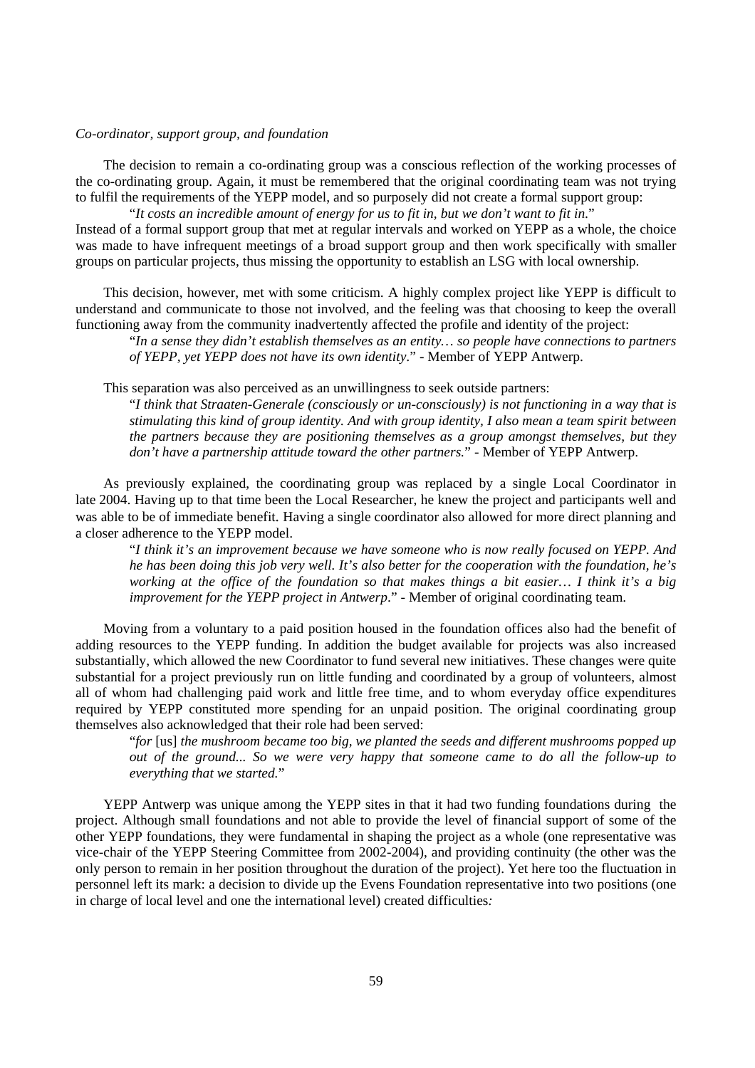*Co-ordinator, support group, and foundation*

The decision to remain a co-ordinating group was a conscious reflection of the working processes of the co-ordinating group. Again, it must be remembered that the original coordinating team was not trying to fulfil the requirements of the YEPP model, and so purposely did not create a formal support group:

> "*It costs an incredible amount of energy for us to fit in, but we don't want to fit in*."

Instead of a formal support group that met at regular intervals and worked on YEPP as a whole, the choice was made to have infrequent meetings of a broad support group and then work specifically with smaller groups on particular projects, thus missing the opportunity to establish an LSG with local ownership.

This decision, however, met with some criticism. A highly complex project like YEPP is difficult to understand and communicate to those not involved, and the feeling was that choosing to keep the overall functioning away from the community inadvertently affected the profile and identity of the project:

> "*In a sense they didn't establish themselves as an entity… so people have connections to partners of YEPP, yet YEPP does not have its own identity*." - Member of YEPP Antwerp.

This separation was also perceived as an unwillingness to seek outside partners:

> "*I think that Straaten-Generale (consciously or un-consciously) is not functioning in a way that is stimulating this kind of group identity. And with group identity, I also mean a team spirit between the partners because they are positioning themselves as a group amongst themselves, but they don't have a partnership attitude toward the other partners.*" - Member of YEPP Antwerp.

As previously explained, the coordinating group was replaced by a single Local Coordinator in late 2004. Having up to that time been the Local Researcher, he knew the project and participants well and was able to be of immediate benefit. Having a single coordinator also allowed for more direct planning and a closer adherence to the YEPP model.

> "*I think it's an improvement because we have someone who is now really focused on YEPP. And he has been doing this job very well. It's also better for the cooperation with the foundation, he's working at the office of the foundation so that makes things a bit easier… I think it's a big improvement for the YEPP project in Antwerp*." - Member of original coordinating team.

Moving from a voluntary to a paid position housed in the foundation offices also had the benefit of adding resources to the YEPP funding. In addition the budget available for projects was also increased substantially, which allowed the new Coordinator to fund several new initiatives. These changes were quite substantial for a project previously run on little funding and coordinated by a group of volunteers, almost all of whom had challenging paid work and little free time, and to whom everyday office expenditures required by YEPP constituted more spending for an unpaid position. The original coordinating group themselves also acknowledged that their role had been served:

> "*for* [us] *the mushroom became too big, we planted the seeds and different mushrooms popped up out of the ground... So we were very happy that someone came to do all the follow-up to everything that we started.*"

YEPP Antwerp was unique among the YEPP sites in that it had two funding foundations during the project. Although small foundations and not able to provide the level of financial support of some of the other YEPP foundations, they were fundamental in shaping the project as a whole (one representative was vice-chair of the YEPP Steering Committee from 2002-2004), and providing continuity (the other was the only person to remain in her position throughout the duration of the project). Yet here too the fluctuation in personnel left its mark: a decision to divide up the Evens Foundation representative into two positions (one in charge of local level and one the international level) created difficulties*:*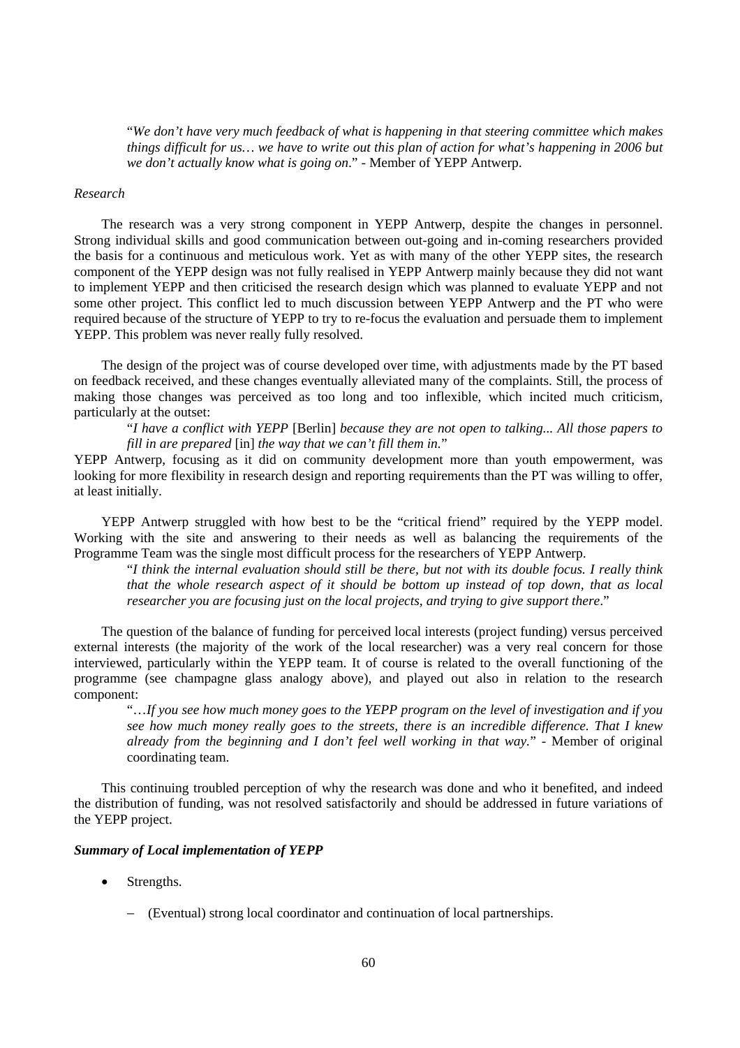> "*We don't have very much feedback of what is happening in that steering committee which makes things difficult for us… we have to write out this plan of action for what's happening in 2006 but we don't actually know what is going on*." - Member of YEPP Antwerp.

*Research*

The research was a very strong component in YEPP Antwerp, despite the changes in personnel. Strong individual skills and good communication between out-going and in-coming researchers provided the basis for a continuous and meticulous work. Yet as with many of the other YEPP sites, the research component of the YEPP design was not fully realised in YEPP Antwerp mainly because they did not want to implement YEPP and then criticised the research design which was planned to evaluate YEPP and not some other project. This conflict led to much discussion between YEPP Antwerp and the PT who were required because of the structure of YEPP to try to re-focus the evaluation and persuade them to implement YEPP. This problem was never really fully resolved.

The design of the project was of course developed over time, with adjustments made by the PT based on feedback received, and these changes eventually alleviated many of the complaints. Still, the process of making those changes was perceived as too long and too inflexible, which incited much criticism, particularly at the outset:

> "*I have a conflict with YEPP* [Berlin] *because they are not open to talking... All those papers to fill in are prepared* [in] *the way that we can't fill them in.*"

YEPP Antwerp, focusing as it did on community development more than youth empowerment, was looking for more flexibility in research design and reporting requirements than the PT was willing to offer, at least initially.

YEPP Antwerp struggled with how best to be the "critical friend" required by the YEPP model. Working with the site and answering to their needs as well as balancing the requirements of the Programme Team was the single most difficult process for the researchers of YEPP Antwerp.

> "*I think the internal evaluation should still be there, but not with its double focus. I really think that the whole research aspect of it should be bottom up instead of top down, that as local researcher you are focusing just on the local projects, and trying to give support there*."

The question of the balance of funding for perceived local interests (project funding) versus perceived external interests (the majority of the work of the local researcher) was a very real concern for those interviewed, particularly within the YEPP team. It of course is related to the overall functioning of the programme (see champagne glass analogy above), and played out also in relation to the research component:

> "…*If you see how much money goes to the YEPP program on the level of investigation and if you see how much money really goes to the streets, there is an incredible difference. That I knew already from the beginning and I don't feel well working in that way.*" - Member of original coordinating team.

This continuing troubled perception of why the research was done and who it benefited, and indeed the distribution of funding, was not resolved satisfactorily and should be addressed in future variations of the YEPP project.

***Summary of Local implementation of YEPP***

- Strengths.
  - (Eventual) strong local coordinator and continuation of local partnerships.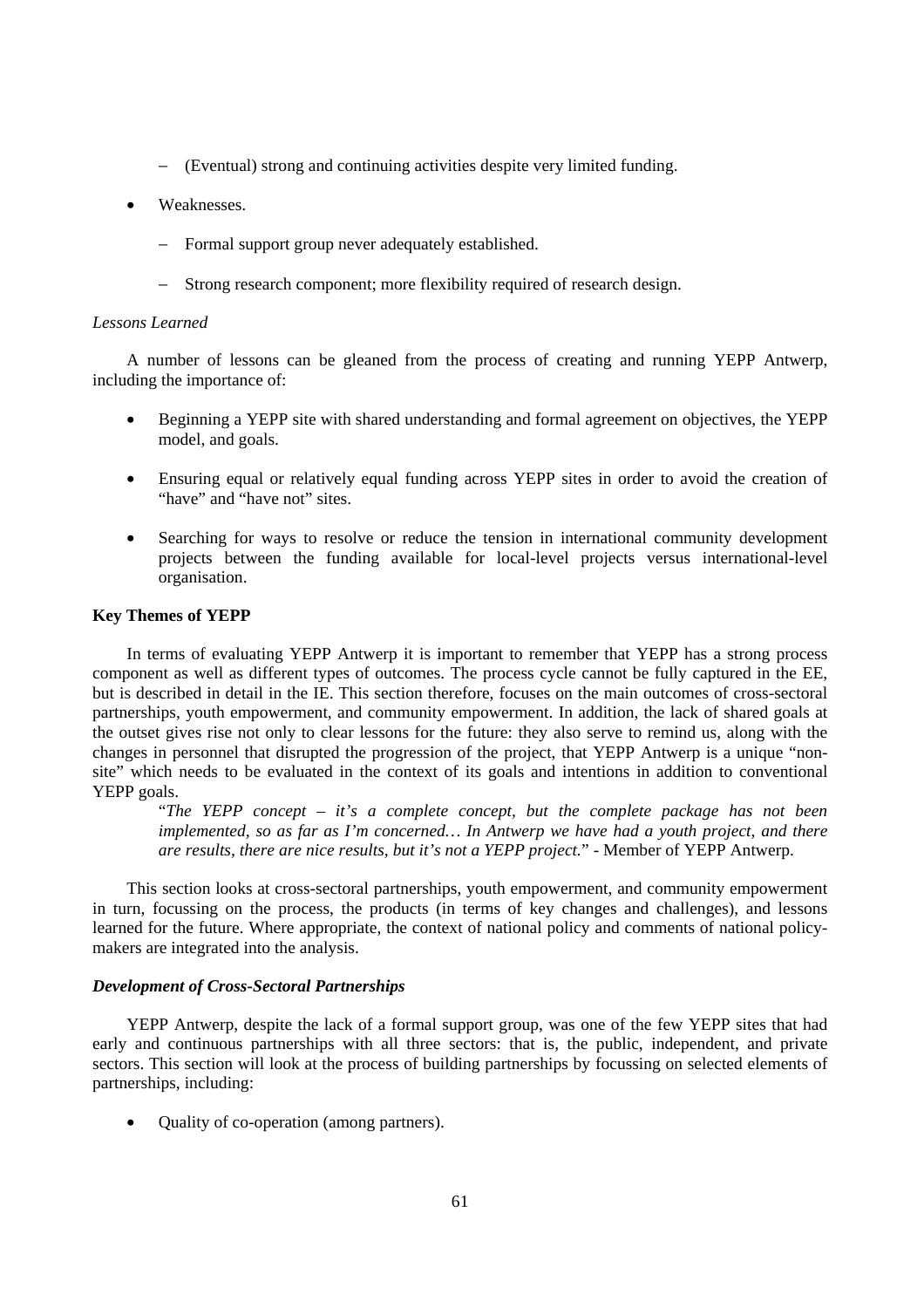- (Eventual) strong and continuing activities despite very limited funding.
- Weaknesses.
  - Formal support group never adequately established.
  - Strong research component; more flexibility required of research design.

*Lessons Learned*

A number of lessons can be gleaned from the process of creating and running YEPP Antwerp, including the importance of:

- Beginning a YEPP site with shared understanding and formal agreement on objectives, the YEPP model, and goals.
- Ensuring equal or relatively equal funding across YEPP sites in order to avoid the creation of "have" and "have not" sites.
- Searching for ways to resolve or reduce the tension in international community development projects between the funding available for local-level projects versus international-level organisation.

**Key Themes of YEPP**

In terms of evaluating YEPP Antwerp it is important to remember that YEPP has a strong process component as well as different types of outcomes. The process cycle cannot be fully captured in the EE, but is described in detail in the IE. This section therefore, focuses on the main outcomes of cross-sectoral partnerships, youth empowerment, and community empowerment. In addition, the lack of shared goals at the outset gives rise not only to clear lessons for the future: they also serve to remind us, along with the changes in personnel that disrupted the progression of the project, that YEPP Antwerp is a unique "non-site" which needs to be evaluated in the context of its goals and intentions in addition to conventional YEPP goals.

> "*The YEPP concept – it's a complete concept, but the complete package has not been implemented, so as far as I'm concerned… In Antwerp we have had a youth project, and there are results, there are nice results, but it's not a YEPP project.*" - Member of YEPP Antwerp.

This section looks at cross-sectoral partnerships, youth empowerment, and community empowerment in turn, focussing on the process, the products (in terms of key changes and challenges), and lessons learned for the future. Where appropriate, the context of national policy and comments of national policy-makers are integrated into the analysis.

***Development of Cross-Sectoral Partnerships***

YEPP Antwerp, despite the lack of a formal support group, was one of the few YEPP sites that had early and continuous partnerships with all three sectors: that is, the public, independent, and private sectors. This section will look at the process of building partnerships by focussing on selected elements of partnerships, including:

- Quality of co-operation (among partners).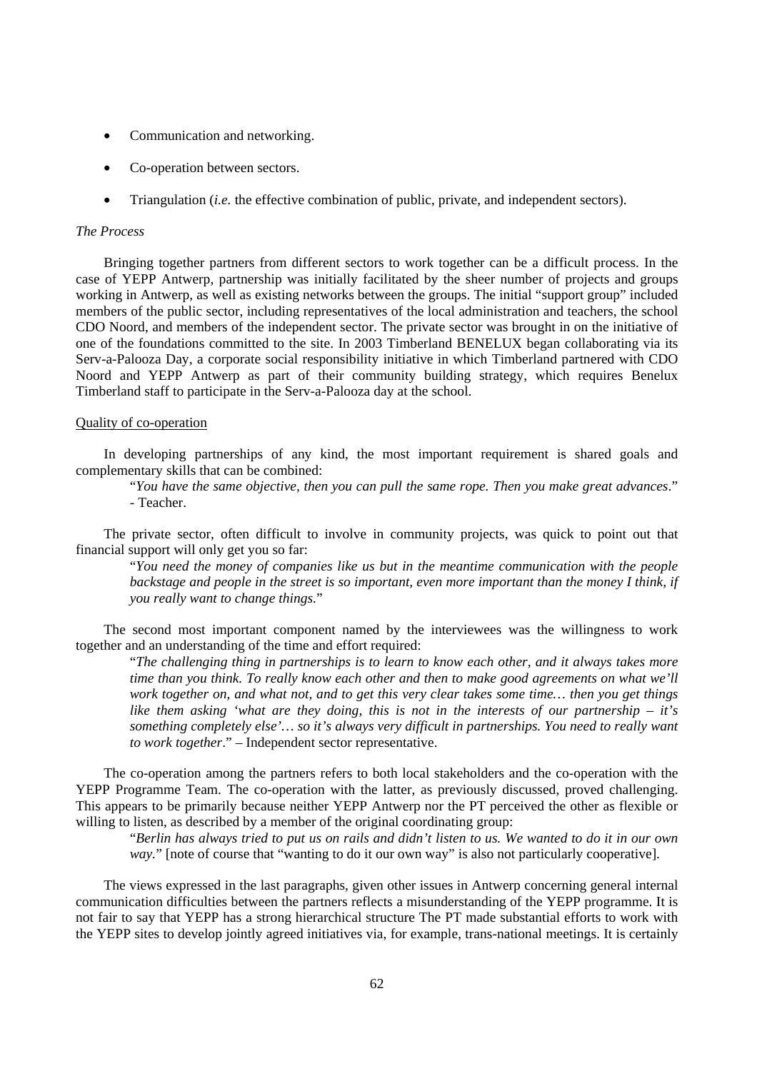- Communication and networking.
- Co-operation between sectors.
- Triangulation (*i.e.* the effective combination of public, private, and independent sectors).

*The Process*

Bringing together partners from different sectors to work together can be a difficult process. In the case of YEPP Antwerp, partnership was initially facilitated by the sheer number of projects and groups working in Antwerp, as well as existing networks between the groups. The initial "support group" included members of the public sector, including representatives of the local administration and teachers, the school CDO Noord, and members of the independent sector. The private sector was brought in on the initiative of one of the foundations committed to the site. In 2003 Timberland BENELUX began collaborating via its Serv-a-Palooza Day, a corporate social responsibility initiative in which Timberland partnered with CDO Noord and YEPP Antwerp as part of their community building strategy, which requires Benelux Timberland staff to participate in the Serv-a-Palooza day at the school.

<u>Quality of co-operation</u>

In developing partnerships of any kind, the most important requirement is shared goals and complementary skills that can be combined:

> "*You have the same objective, then you can pull the same rope. Then you make great advances*." - Teacher.

The private sector, often difficult to involve in community projects, was quick to point out that financial support will only get you so far:

> "*You need the money of companies like us but in the meantime communication with the people backstage and people in the street is so important, even more important than the money I think, if you really want to change things.*"

The second most important component named by the interviewees was the willingness to work together and an understanding of the time and effort required:

> "*The challenging thing in partnerships is to learn to know each other, and it always takes more time than you think. To really know each other and then to make good agreements on what we'll work together on, and what not, and to get this very clear takes some time… then you get things like them asking 'what are they doing, this is not in the interests of our partnership – it's something completely else'… so it's always very difficult in partnerships. You need to really want to work together*." – Independent sector representative.

The co-operation among the partners refers to both local stakeholders and the co-operation with the YEPP Programme Team. The co-operation with the latter, as previously discussed, proved challenging. This appears to be primarily because neither YEPP Antwerp nor the PT perceived the other as flexible or willing to listen, as described by a member of the original coordinating group:

> "*Berlin has always tried to put us on rails and didn't listen to us. We wanted to do it in our own way.*" [note of course that "wanting to do it our own way" is also not particularly cooperative].

The views expressed in the last paragraphs, given other issues in Antwerp concerning general internal communication difficulties between the partners reflects a misunderstanding of the YEPP programme. It is not fair to say that YEPP has a strong hierarchical structure The PT made substantial efforts to work with the YEPP sites to develop jointly agreed initiatives via, for example, trans-national meetings. It is certainly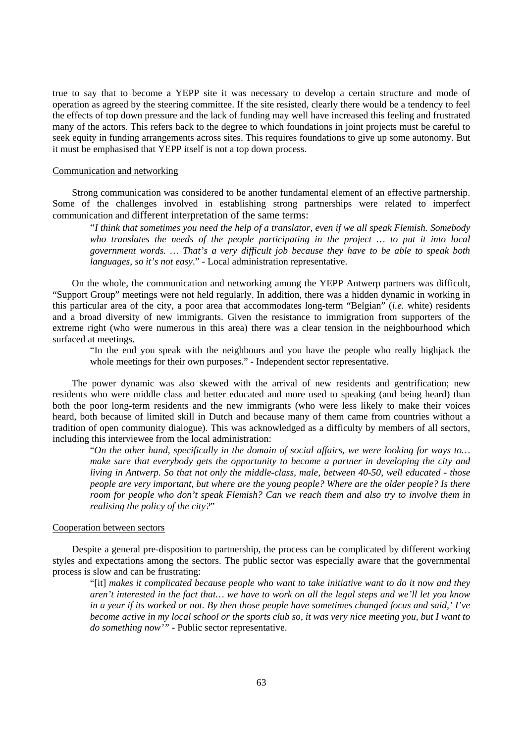true to say that to become a YEPP site it was necessary to develop a certain structure and mode of operation as agreed by the steering committee. If the site resisted, clearly there would be a tendency to feel the effects of top down pressure and the lack of funding may well have increased this feeling and frustrated many of the actors. This refers back to the degree to which foundations in joint projects must be careful to seek equity in funding arrangements across sites. This requires foundations to give up some autonomy. But it must be emphasised that YEPP itself is not a top down process.

Communication and networking

Strong communication was considered to be another fundamental element of an effective partnership. Some of the challenges involved in establishing strong partnerships were related to imperfect communication and different interpretation of the same terms:

> "*I think that sometimes you need the help of a translator, even if we all speak Flemish. Somebody who translates the needs of the people participating in the project … to put it into local government words. … That's a very difficult job because they have to be able to speak both languages, so it's not easy*." - Local administration representative.

On the whole, the communication and networking among the YEPP Antwerp partners was difficult, "Support Group" meetings were not held regularly. In addition, there was a hidden dynamic in working in this particular area of the city, a poor area that accommodates long-term "Belgian" (*i.e.* white) residents and a broad diversity of new immigrants. Given the resistance to immigration from supporters of the extreme right (who were numerous in this area) there was a clear tension in the neighbourhood which surfaced at meetings.

> "In the end you speak with the neighbours and you have the people who really highjack the whole meetings for their own purposes." - Independent sector representative.

The power dynamic was also skewed with the arrival of new residents and gentrification; new residents who were middle class and better educated and more used to speaking (and being heard) than both the poor long-term residents and the new immigrants (who were less likely to make their voices heard, both because of limited skill in Dutch and because many of them came from countries without a tradition of open community dialogue). This was acknowledged as a difficulty by members of all sectors, including this interviewee from the local administration:

> "*On the other hand, specifically in the domain of social affairs, we were looking for ways to… make sure that everybody gets the opportunity to become a partner in developing the city and living in Antwerp. So that not only the middle-class, male, between 40-50, well educated - those people are very important, but where are the young people? Where are the older people? Is there room for people who don't speak Flemish? Can we reach them and also try to involve them in realising the policy of the city?*"

Cooperation between sectors

Despite a general pre-disposition to partnership, the process can be complicated by different working styles and expectations among the sectors. The public sector was especially aware that the governmental process is slow and can be frustrating:

> "[it] *makes it complicated because people who want to take initiative want to do it now and they aren't interested in the fact that… we have to work on all the legal steps and we'll let you know in a year if its worked or not. By then those people have sometimes changed focus and said,' I've become active in my local school or the sports club so, it was very nice meeting you, but I want to do something now'*" - Public sector representative.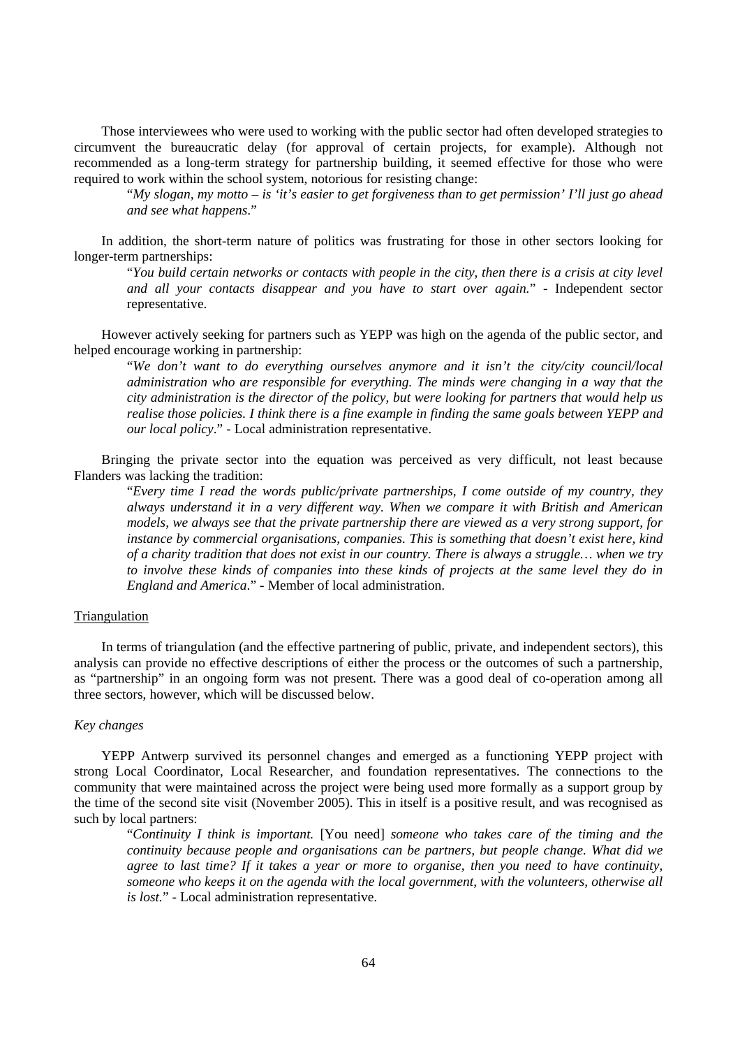Those interviewees who were used to working with the public sector had often developed strategies to circumvent the bureaucratic delay (for approval of certain projects, for example). Although not recommended as a long-term strategy for partnership building, it seemed effective for those who were required to work within the school system, notorious for resisting change:

> "*My slogan, my motto – is 'it's easier to get forgiveness than to get permission' I'll just go ahead and see what happens*."

In addition, the short-term nature of politics was frustrating for those in other sectors looking for longer-term partnerships:

> "*You build certain networks or contacts with people in the city, then there is a crisis at city level and all your contacts disappear and you have to start over again.*" - Independent sector representative.

However actively seeking for partners such as YEPP was high on the agenda of the public sector, and helped encourage working in partnership:

> "*We don't want to do everything ourselves anymore and it isn't the city/city council/local administration who are responsible for everything. The minds were changing in a way that the city administration is the director of the policy, but were looking for partners that would help us realise those policies. I think there is a fine example in finding the same goals between YEPP and our local policy*." - Local administration representative.

Bringing the private sector into the equation was perceived as very difficult, not least because Flanders was lacking the tradition:

> "*Every time I read the words public/private partnerships, I come outside of my country, they always understand it in a very different way. When we compare it with British and American models, we always see that the private partnership there are viewed as a very strong support, for instance by commercial organisations, companies. This is something that doesn't exist here, kind of a charity tradition that does not exist in our country. There is always a struggle… when we try to involve these kinds of companies into these kinds of projects at the same level they do in England and America*." - Member of local administration.

<u>Triangulation</u>

In terms of triangulation (and the effective partnering of public, private, and independent sectors), this analysis can provide no effective descriptions of either the process or the outcomes of such a partnership, as "partnership" in an ongoing form was not present. There was a good deal of co-operation among all three sectors, however, which will be discussed below.

*Key changes*

YEPP Antwerp survived its personnel changes and emerged as a functioning YEPP project with strong Local Coordinator, Local Researcher, and foundation representatives. The connections to the community that were maintained across the project were being used more formally as a support group by the time of the second site visit (November 2005). This in itself is a positive result, and was recognised as such by local partners:

> "*Continuity I think is important.* [You need] *someone who takes care of the timing and the continuity because people and organisations can be partners, but people change. What did we agree to last time? If it takes a year or more to organise, then you need to have continuity, someone who keeps it on the agenda with the local government, with the volunteers, otherwise all is lost.*" - Local administration representative.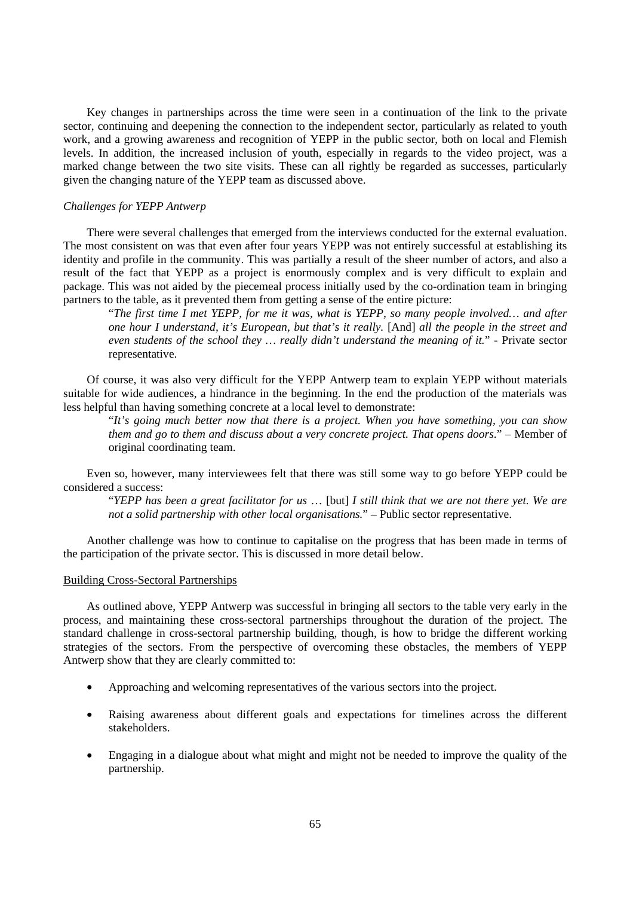Key changes in partnerships across the time were seen in a continuation of the link to the private sector, continuing and deepening the connection to the independent sector, particularly as related to youth work, and a growing awareness and recognition of YEPP in the public sector, both on local and Flemish levels. In addition, the increased inclusion of youth, especially in regards to the video project, was a marked change between the two site visits. These can all rightly be regarded as successes, particularly given the changing nature of the YEPP team as discussed above.

*Challenges for YEPP Antwerp*

There were several challenges that emerged from the interviews conducted for the external evaluation. The most consistent on was that even after four years YEPP was not entirely successful at establishing its identity and profile in the community. This was partially a result of the sheer number of actors, and also a result of the fact that YEPP as a project is enormously complex and is very difficult to explain and package. This was not aided by the piecemeal process initially used by the co-ordination team in bringing partners to the table, as it prevented them from getting a sense of the entire picture:

> "*The first time I met YEPP, for me it was, what is YEPP, so many people involved… and after one hour I understand, it's European, but that's it really.* [And] *all the people in the street and even students of the school they … really didn't understand the meaning of it.*" - Private sector representative.

Of course, it was also very difficult for the YEPP Antwerp team to explain YEPP without materials suitable for wide audiences, a hindrance in the beginning. In the end the production of the materials was less helpful than having something concrete at a local level to demonstrate:

> "*It's going much better now that there is a project. When you have something, you can show them and go to them and discuss about a very concrete project. That opens doors*." – Member of original coordinating team.

Even so, however, many interviewees felt that there was still some way to go before YEPP could be considered a success:

> "*YEPP has been a great facilitator for us* … [but] *I still think that we are not there yet. We are not a solid partnership with other local organisations.*" – Public sector representative.

Another challenge was how to continue to capitalise on the progress that has been made in terms of the participation of the private sector. This is discussed in more detail below.

<u>Building Cross-Sectoral Partnerships</u>

As outlined above, YEPP Antwerp was successful in bringing all sectors to the table very early in the process, and maintaining these cross-sectoral partnerships throughout the duration of the project. The standard challenge in cross-sectoral partnership building, though, is how to bridge the different working strategies of the sectors. From the perspective of overcoming these obstacles, the members of YEPP Antwerp show that they are clearly committed to:

- Approaching and welcoming representatives of the various sectors into the project.
- Raising awareness about different goals and expectations for timelines across the different stakeholders.
- Engaging in a dialogue about what might and might not be needed to improve the quality of the partnership.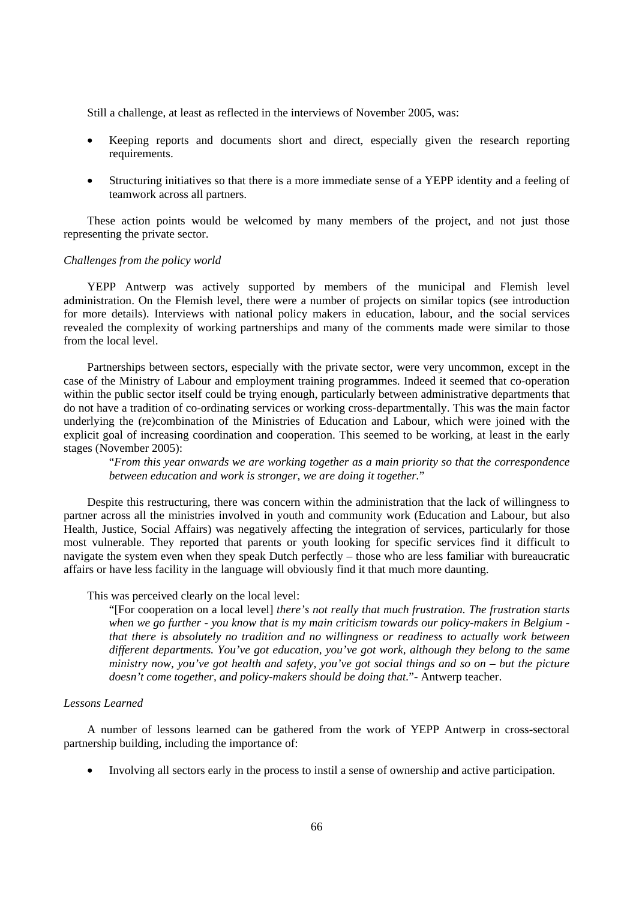Still a challenge, at least as reflected in the interviews of November 2005, was:

- Keeping reports and documents short and direct, especially given the research reporting requirements.

- Structuring initiatives so that there is a more immediate sense of a YEPP identity and a feeling of teamwork across all partners.

These action points would be welcomed by many members of the project, and not just those representing the private sector.

*Challenges from the policy world*

YEPP Antwerp was actively supported by members of the municipal and Flemish level administration. On the Flemish level, there were a number of projects on similar topics (see introduction for more details). Interviews with national policy makers in education, labour, and the social services revealed the complexity of working partnerships and many of the comments made were similar to those from the local level.

Partnerships between sectors, especially with the private sector, were very uncommon, except in the case of the Ministry of Labour and employment training programmes. Indeed it seemed that co-operation within the public sector itself could be trying enough, particularly between administrative departments that do not have a tradition of co-ordinating services or working cross-departmentally. This was the main factor underlying the (re)combination of the Ministries of Education and Labour, which were joined with the explicit goal of increasing coordination and cooperation. This seemed to be working, at least in the early stages (November 2005):

> "*From this year onwards we are working together as a main priority so that the correspondence between education and work is stronger, we are doing it together.*"

Despite this restructuring, there was concern within the administration that the lack of willingness to partner across all the ministries involved in youth and community work (Education and Labour, but also Health, Justice, Social Affairs) was negatively affecting the integration of services, particularly for those most vulnerable. They reported that parents or youth looking for specific services find it difficult to navigate the system even when they speak Dutch perfectly – those who are less familiar with bureaucratic affairs or have less facility in the language will obviously find it that much more daunting.

This was perceived clearly on the local level:

> "[For cooperation on a local level] *there's not really that much frustration. The frustration starts when we go further - you know that is my main criticism towards our policy-makers in Belgium - that there is absolutely no tradition and no willingness or readiness to actually work between different departments. You've got education, you've got work, although they belong to the same ministry now, you've got health and safety, you've got social things and so on – but the picture doesn't come together, and policy-makers should be doing that.*"- Antwerp teacher.

*Lessons Learned*

A number of lessons learned can be gathered from the work of YEPP Antwerp in cross-sectoral partnership building, including the importance of:

- Involving all sectors early in the process to instil a sense of ownership and active participation.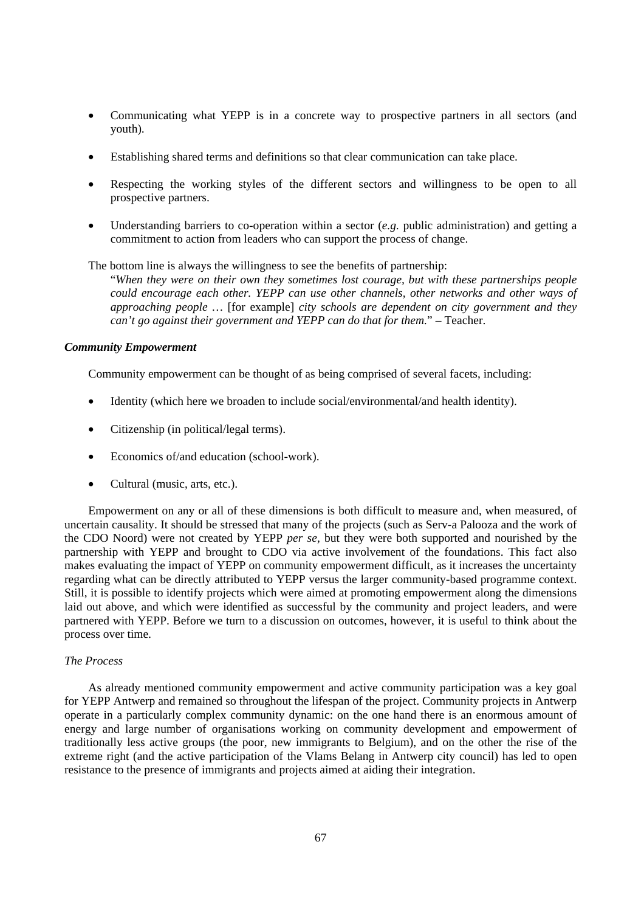- Communicating what YEPP is in a concrete way to prospective partners in all sectors (and youth).

- Establishing shared terms and definitions so that clear communication can take place.

- Respecting the working styles of the different sectors and willingness to be open to all prospective partners.

- Understanding barriers to co-operation within a sector (*e.g.* public administration) and getting a commitment to action from leaders who can support the process of change.

The bottom line is always the willingness to see the benefits of partnership:

> "*When they were on their own they sometimes lost courage, but with these partnerships people could encourage each other. YEPP can use other channels, other networks and other ways of approaching people* … [for example] *city schools are dependent on city government and they can't go against their government and YEPP can do that for them.*" – Teacher.

***Community Empowerment***

Community empowerment can be thought of as being comprised of several facets, including:

- Identity (which here we broaden to include social/environmental/and health identity).

- Citizenship (in political/legal terms).

- Economics of/and education (school-work).

- Cultural (music, arts, etc.).

Empowerment on any or all of these dimensions is both difficult to measure and, when measured, of uncertain causality. It should be stressed that many of the projects (such as Serv-a Palooza and the work of the CDO Noord) were not created by YEPP *per se*, but they were both supported and nourished by the partnership with YEPP and brought to CDO via active involvement of the foundations. This fact also makes evaluating the impact of YEPP on community empowerment difficult, as it increases the uncertainty regarding what can be directly attributed to YEPP versus the larger community-based programme context. Still, it is possible to identify projects which were aimed at promoting empowerment along the dimensions laid out above, and which were identified as successful by the community and project leaders, and were partnered with YEPP. Before we turn to a discussion on outcomes, however, it is useful to think about the process over time.

*The Process*

As already mentioned community empowerment and active community participation was a key goal for YEPP Antwerp and remained so throughout the lifespan of the project. Community projects in Antwerp operate in a particularly complex community dynamic: on the one hand there is an enormous amount of energy and large number of organisations working on community development and empowerment of traditionally less active groups (the poor, new immigrants to Belgium), and on the other the rise of the extreme right (and the active participation of the Vlams Belang in Antwerp city council) has led to open resistance to the presence of immigrants and projects aimed at aiding their integration.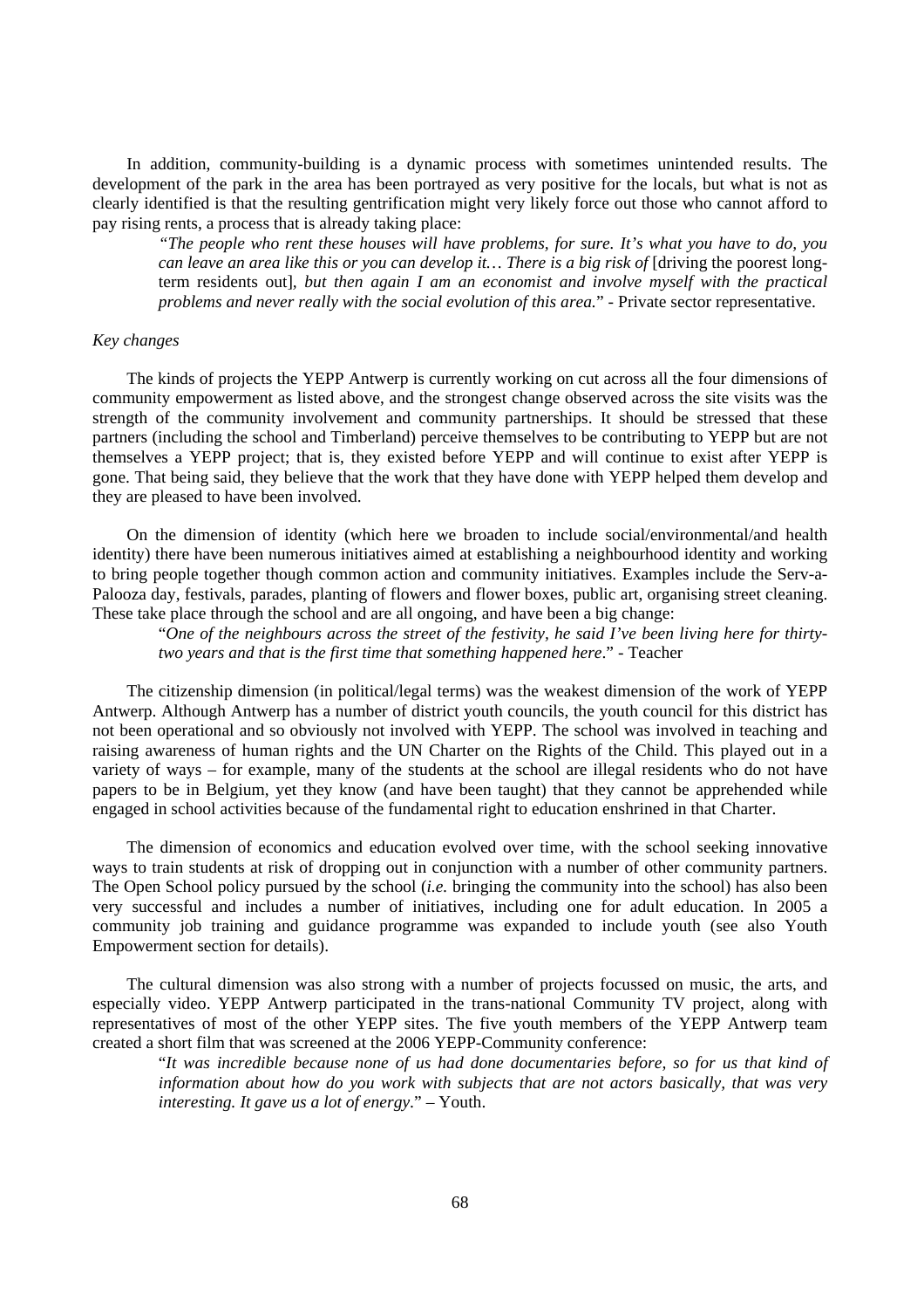In addition, community-building is a dynamic process with sometimes unintended results. The development of the park in the area has been portrayed as very positive for the locals, but what is not as clearly identified is that the resulting gentrification might very likely force out those who cannot afford to pay rising rents, a process that is already taking place:

> *"The people who rent these houses will have problems, for sure. It's what you have to do, you can leave an area like this or you can develop it… There is a big risk of* [driving the poorest long-term residents out]*, but then again I am an economist and involve myself with the practical problems and never really with the social evolution of this area.*" - Private sector representative.

*Key changes*

The kinds of projects the YEPP Antwerp is currently working on cut across all the four dimensions of community empowerment as listed above, and the strongest change observed across the site visits was the strength of the community involvement and community partnerships. It should be stressed that these partners (including the school and Timberland) perceive themselves to be contributing to YEPP but are not themselves a YEPP project; that is, they existed before YEPP and will continue to exist after YEPP is gone. That being said, they believe that the work that they have done with YEPP helped them develop and they are pleased to have been involved.

On the dimension of identity (which here we broaden to include social/environmental/and health identity) there have been numerous initiatives aimed at establishing a neighbourhood identity and working to bring people together though common action and community initiatives. Examples include the Serv-a-Palooza day, festivals, parades, planting of flowers and flower boxes, public art, organising street cleaning. These take place through the school and are all ongoing, and have been a big change:

> "*One of the neighbours across the street of the festivity, he said I've been living here for thirty-two years and that is the first time that something happened here*." - Teacher

The citizenship dimension (in political/legal terms) was the weakest dimension of the work of YEPP Antwerp. Although Antwerp has a number of district youth councils, the youth council for this district has not been operational and so obviously not involved with YEPP. The school was involved in teaching and raising awareness of human rights and the UN Charter on the Rights of the Child. This played out in a variety of ways – for example, many of the students at the school are illegal residents who do not have papers to be in Belgium, yet they know (and have been taught) that they cannot be apprehended while engaged in school activities because of the fundamental right to education enshrined in that Charter.

The dimension of economics and education evolved over time, with the school seeking innovative ways to train students at risk of dropping out in conjunction with a number of other community partners. The Open School policy pursued by the school (*i.e.* bringing the community into the school) has also been very successful and includes a number of initiatives, including one for adult education. In 2005 a community job training and guidance programme was expanded to include youth (see also Youth Empowerment section for details).

The cultural dimension was also strong with a number of projects focussed on music, the arts, and especially video. YEPP Antwerp participated in the trans-national Community TV project, along with representatives of most of the other YEPP sites. The five youth members of the YEPP Antwerp team created a short film that was screened at the 2006 YEPP-Community conference:

> "*It was incredible because none of us had done documentaries before, so for us that kind of information about how do you work with subjects that are not actors basically, that was very interesting. It gave us a lot of energy*." – Youth.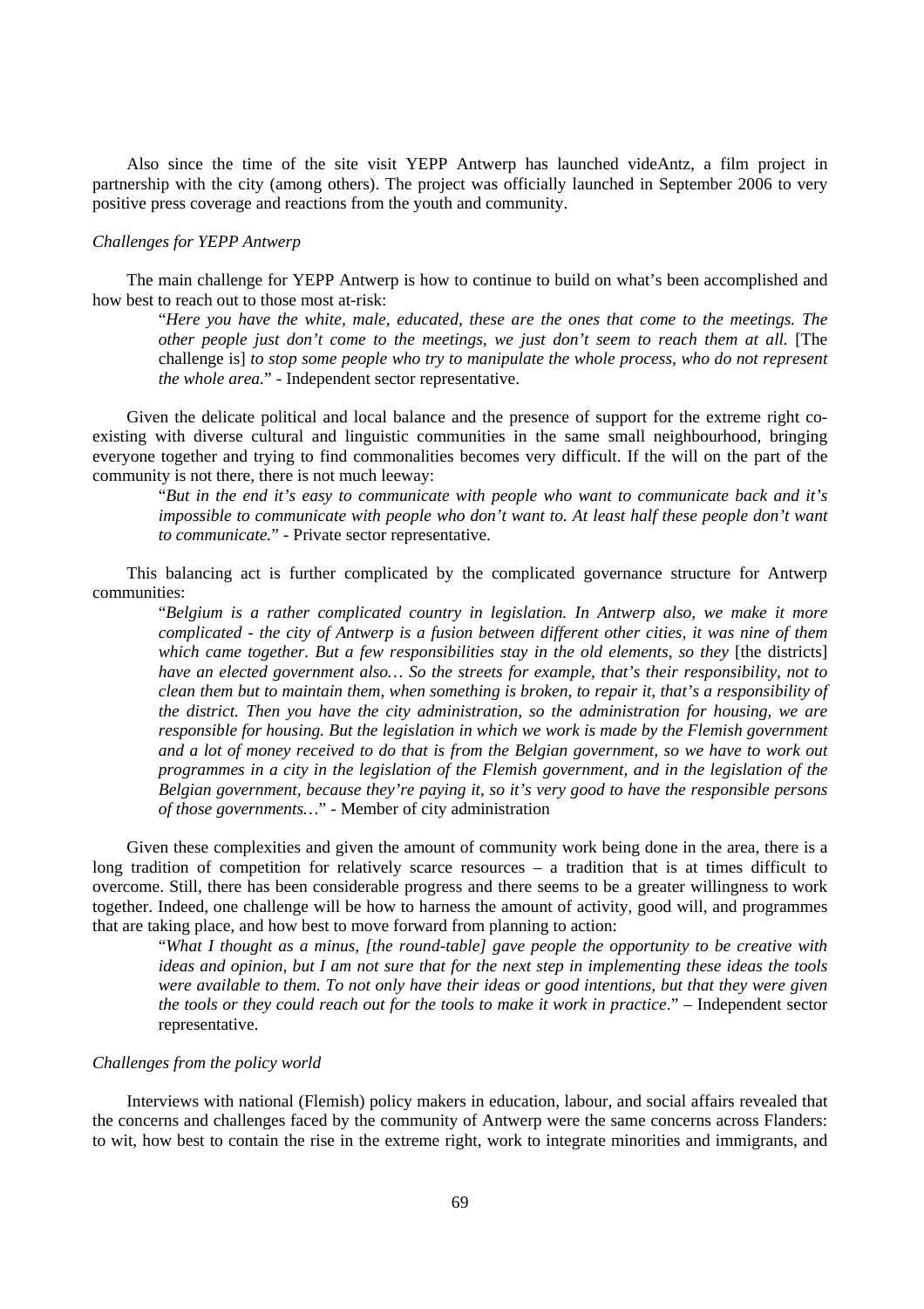Also since the time of the site visit YEPP Antwerp has launched videAntz, a film project in partnership with the city (among others). The project was officially launched in September 2006 to very positive press coverage and reactions from the youth and community.

*Challenges for YEPP Antwerp*

The main challenge for YEPP Antwerp is how to continue to build on what's been accomplished and how best to reach out to those most at-risk:

> "*Here you have the white, male, educated, these are the ones that come to the meetings. The other people just don't come to the meetings, we just don't seem to reach them at all.* [The challenge is] *to stop some people who try to manipulate the whole process, who do not represent the whole area.*" - Independent sector representative.

Given the delicate political and local balance and the presence of support for the extreme right co-existing with diverse cultural and linguistic communities in the same small neighbourhood, bringing everyone together and trying to find commonalities becomes very difficult. If the will on the part of the community is not there, there is not much leeway:

> "*But in the end it's easy to communicate with people who want to communicate back and it's impossible to communicate with people who don't want to. At least half these people don't want to communicate.*" - Private sector representative.

This balancing act is further complicated by the complicated governance structure for Antwerp communities:

> "*Belgium is a rather complicated country in legislation. In Antwerp also, we make it more complicated - the city of Antwerp is a fusion between different other cities, it was nine of them which came together. But a few responsibilities stay in the old elements, so they* [the districts] *have an elected government also… So the streets for example, that's their responsibility, not to clean them but to maintain them, when something is broken, to repair it, that's a responsibility of the district. Then you have the city administration, so the administration for housing, we are responsible for housing. But the legislation in which we work is made by the Flemish government and a lot of money received to do that is from the Belgian government, so we have to work out programmes in a city in the legislation of the Flemish government, and in the legislation of the Belgian government, because they're paying it, so it's very good to have the responsible persons of those governments…*" - Member of city administration

Given these complexities and given the amount of community work being done in the area, there is a long tradition of competition for relatively scarce resources – a tradition that is at times difficult to overcome. Still, there has been considerable progress and there seems to be a greater willingness to work together. Indeed, one challenge will be how to harness the amount of activity, good will, and programmes that are taking place, and how best to move forward from planning to action:

> "*What I thought as a minus, [the round-table] gave people the opportunity to be creative with ideas and opinion, but I am not sure that for the next step in implementing these ideas the tools were available to them. To not only have their ideas or good intentions, but that they were given the tools or they could reach out for the tools to make it work in practice*." – Independent sector representative.

*Challenges from the policy world*

Interviews with national (Flemish) policy makers in education, labour, and social affairs revealed that the concerns and challenges faced by the community of Antwerp were the same concerns across Flanders: to wit, how best to contain the rise in the extreme right, work to integrate minorities and immigrants, and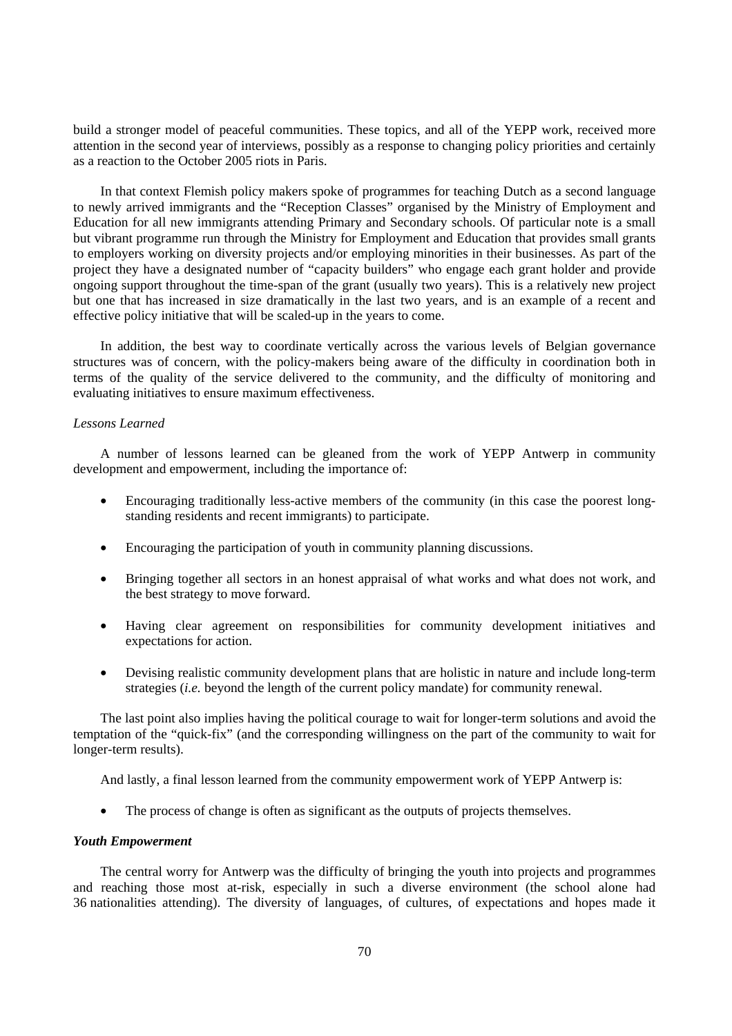build a stronger model of peaceful communities. These topics, and all of the YEPP work, received more attention in the second year of interviews, possibly as a response to changing policy priorities and certainly as a reaction to the October 2005 riots in Paris.

In that context Flemish policy makers spoke of programmes for teaching Dutch as a second language to newly arrived immigrants and the "Reception Classes" organised by the Ministry of Employment and Education for all new immigrants attending Primary and Secondary schools. Of particular note is a small but vibrant programme run through the Ministry for Employment and Education that provides small grants to employers working on diversity projects and/or employing minorities in their businesses. As part of the project they have a designated number of "capacity builders" who engage each grant holder and provide ongoing support throughout the time-span of the grant (usually two years). This is a relatively new project but one that has increased in size dramatically in the last two years, and is an example of a recent and effective policy initiative that will be scaled-up in the years to come.

In addition, the best way to coordinate vertically across the various levels of Belgian governance structures was of concern, with the policy-makers being aware of the difficulty in coordination both in terms of the quality of the service delivered to the community, and the difficulty of monitoring and evaluating initiatives to ensure maximum effectiveness.

*Lessons Learned*

A number of lessons learned can be gleaned from the work of YEPP Antwerp in community development and empowerment, including the importance of:

- Encouraging traditionally less-active members of the community (in this case the poorest long-standing residents and recent immigrants) to participate.
- Encouraging the participation of youth in community planning discussions.
- Bringing together all sectors in an honest appraisal of what works and what does not work, and the best strategy to move forward.
- Having clear agreement on responsibilities for community development initiatives and expectations for action.
- Devising realistic community development plans that are holistic in nature and include long-term strategies (*i.e.* beyond the length of the current policy mandate) for community renewal.

The last point also implies having the political courage to wait for longer-term solutions and avoid the temptation of the "quick-fix" (and the corresponding willingness on the part of the community to wait for longer-term results).

And lastly, a final lesson learned from the community empowerment work of YEPP Antwerp is:

- The process of change is often as significant as the outputs of projects themselves.

***Youth Empowerment***

The central worry for Antwerp was the difficulty of bringing the youth into projects and programmes and reaching those most at-risk, especially in such a diverse environment (the school alone had 36 nationalities attending). The diversity of languages, of cultures, of expectations and hopes made it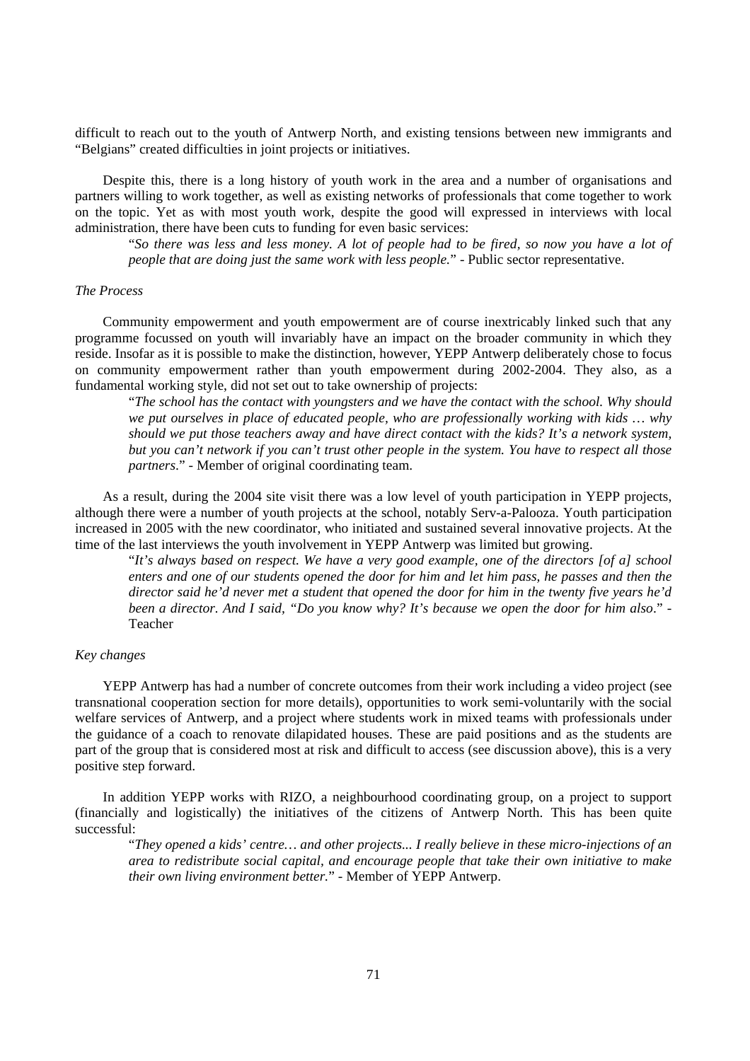difficult to reach out to the youth of Antwerp North, and existing tensions between new immigrants and "Belgians" created difficulties in joint projects or initiatives.

Despite this, there is a long history of youth work in the area and a number of organisations and partners willing to work together, as well as existing networks of professionals that come together to work on the topic. Yet as with most youth work, despite the good will expressed in interviews with local administration, there have been cuts to funding for even basic services:

> "*So there was less and less money. A lot of people had to be fired, so now you have a lot of people that are doing just the same work with less people.*" - Public sector representative.

*The Process*

Community empowerment and youth empowerment are of course inextricably linked such that any programme focussed on youth will invariably have an impact on the broader community in which they reside. Insofar as it is possible to make the distinction, however, YEPP Antwerp deliberately chose to focus on community empowerment rather than youth empowerment during 2002-2004. They also, as a fundamental working style, did not set out to take ownership of projects:

> "*The school has the contact with youngsters and we have the contact with the school. Why should we put ourselves in place of educated people, who are professionally working with kids … why should we put those teachers away and have direct contact with the kids? It's a network system, but you can't network if you can't trust other people in the system. You have to respect all those partners*." - Member of original coordinating team.

As a result, during the 2004 site visit there was a low level of youth participation in YEPP projects, although there were a number of youth projects at the school, notably Serv-a-Palooza. Youth participation increased in 2005 with the new coordinator, who initiated and sustained several innovative projects. At the time of the last interviews the youth involvement in YEPP Antwerp was limited but growing.

> "*It's always based on respect. We have a very good example, one of the directors [of a] school enters and one of our students opened the door for him and let him pass, he passes and then the director said he'd never met a student that opened the door for him in the twenty five years he'd been a director. And I said, "Do you know why? It's because we open the door for him also*." - Teacher

*Key changes*

YEPP Antwerp has had a number of concrete outcomes from their work including a video project (see transnational cooperation section for more details), opportunities to work semi-voluntarily with the social welfare services of Antwerp, and a project where students work in mixed teams with professionals under the guidance of a coach to renovate dilapidated houses. These are paid positions and as the students are part of the group that is considered most at risk and difficult to access (see discussion above), this is a very positive step forward.

In addition YEPP works with RIZO, a neighbourhood coordinating group, on a project to support (financially and logistically) the initiatives of the citizens of Antwerp North. This has been quite successful:

> "*They opened a kids' centre… and other projects... I really believe in these micro-injections of an area to redistribute social capital, and encourage people that take their own initiative to make their own living environment better.*" - Member of YEPP Antwerp.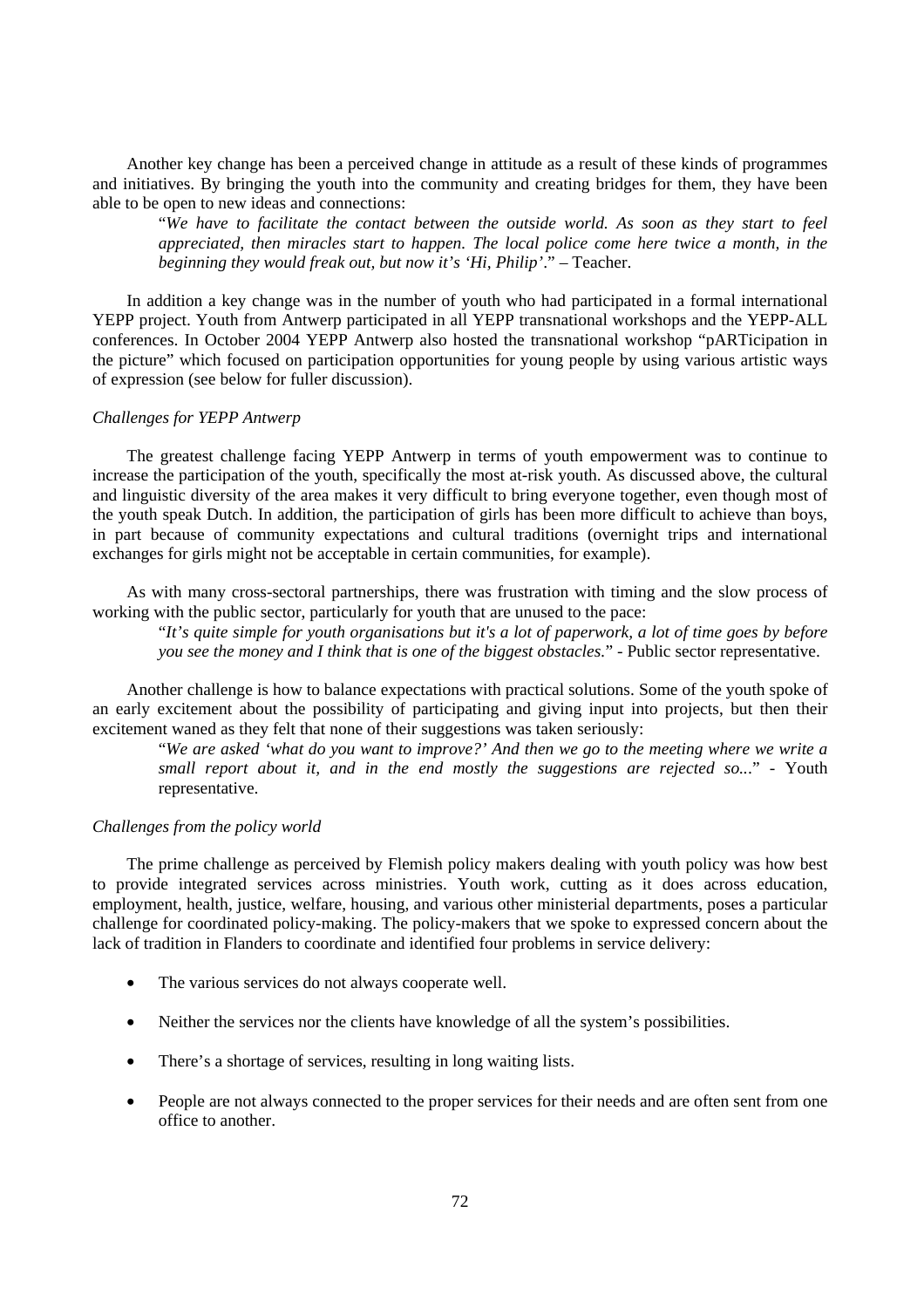Another key change has been a perceived change in attitude as a result of these kinds of programmes and initiatives. By bringing the youth into the community and creating bridges for them, they have been able to be open to new ideas and connections:

> "*We have to facilitate the contact between the outside world. As soon as they start to feel appreciated, then miracles start to happen. The local police come here twice a month, in the beginning they would freak out, but now it's 'Hi, Philip'.*" – Teacher.

In addition a key change was in the number of youth who had participated in a formal international YEPP project. Youth from Antwerp participated in all YEPP transnational workshops and the YEPP-ALL conferences. In October 2004 YEPP Antwerp also hosted the transnational workshop "pARTicipation in the picture" which focused on participation opportunities for young people by using various artistic ways of expression (see below for fuller discussion).

*Challenges for YEPP Antwerp*

The greatest challenge facing YEPP Antwerp in terms of youth empowerment was to continue to increase the participation of the youth, specifically the most at-risk youth. As discussed above, the cultural and linguistic diversity of the area makes it very difficult to bring everyone together, even though most of the youth speak Dutch. In addition, the participation of girls has been more difficult to achieve than boys, in part because of community expectations and cultural traditions (overnight trips and international exchanges for girls might not be acceptable in certain communities, for example).

As with many cross-sectoral partnerships, there was frustration with timing and the slow process of working with the public sector, particularly for youth that are unused to the pace:

> "*It's quite simple for youth organisations but it's a lot of paperwork, a lot of time goes by before you see the money and I think that is one of the biggest obstacles.*" - Public sector representative.

Another challenge is how to balance expectations with practical solutions. Some of the youth spoke of an early excitement about the possibility of participating and giving input into projects, but then their excitement waned as they felt that none of their suggestions was taken seriously:

> "*We are asked 'what do you want to improve?' And then we go to the meeting where we write a small report about it, and in the end mostly the suggestions are rejected so...*" - Youth representative.

*Challenges from the policy world*

The prime challenge as perceived by Flemish policy makers dealing with youth policy was how best to provide integrated services across ministries. Youth work, cutting as it does across education, employment, health, justice, welfare, housing, and various other ministerial departments, poses a particular challenge for coordinated policy-making. The policy-makers that we spoke to expressed concern about the lack of tradition in Flanders to coordinate and identified four problems in service delivery:

- The various services do not always cooperate well.
- Neither the services nor the clients have knowledge of all the system's possibilities.
- There's a shortage of services, resulting in long waiting lists.
- People are not always connected to the proper services for their needs and are often sent from one office to another.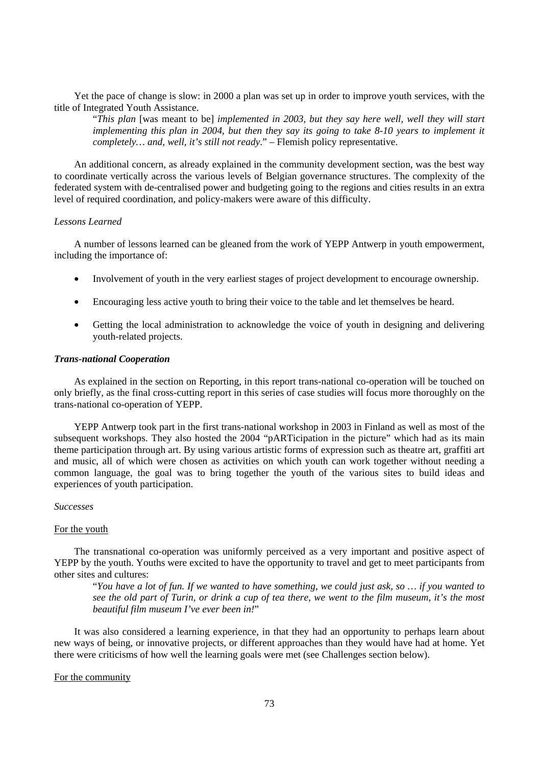Yet the pace of change is slow: in 2000 a plan was set up in order to improve youth services, with the title of Integrated Youth Assistance.

> "*This plan* [was meant to be] *implemented in 2003, but they say here well, well they will start implementing this plan in 2004, but then they say its going to take 8-10 years to implement it completely… and, well, it's still not ready*." – Flemish policy representative.

An additional concern, as already explained in the community development section, was the best way to coordinate vertically across the various levels of Belgian governance structures. The complexity of the federated system with de-centralised power and budgeting going to the regions and cities results in an extra level of required coordination, and policy-makers were aware of this difficulty.

*Lessons Learned*

A number of lessons learned can be gleaned from the work of YEPP Antwerp in youth empowerment, including the importance of:

- Involvement of youth in the very earliest stages of project development to encourage ownership.
- Encouraging less active youth to bring their voice to the table and let themselves be heard.
- Getting the local administration to acknowledge the voice of youth in designing and delivering youth-related projects.

***Trans-national Cooperation***

As explained in the section on Reporting, in this report trans-national co-operation will be touched on only briefly, as the final cross-cutting report in this series of case studies will focus more thoroughly on the trans-national co-operation of YEPP.

YEPP Antwerp took part in the first trans-national workshop in 2003 in Finland as well as most of the subsequent workshops. They also hosted the 2004 "pARTicipation in the picture" which had as its main theme participation through art. By using various artistic forms of expression such as theatre art, graffiti art and music, all of which were chosen as activities on which youth can work together without needing a common language, the goal was to bring together the youth of the various sites to build ideas and experiences of youth participation.

*Successes*

<u>For the youth</u>

The transnational co-operation was uniformly perceived as a very important and positive aspect of YEPP by the youth. Youths were excited to have the opportunity to travel and get to meet participants from other sites and cultures:

> "*You have a lot of fun. If we wanted to have something, we could just ask, so … if you wanted to see the old part of Turin, or drink a cup of tea there, we went to the film museum, it's the most beautiful film museum I've ever been in!*"

It was also considered a learning experience, in that they had an opportunity to perhaps learn about new ways of being, or innovative projects, or different approaches than they would have had at home. Yet there were criticisms of how well the learning goals were met (see Challenges section below).

<u>For the community</u>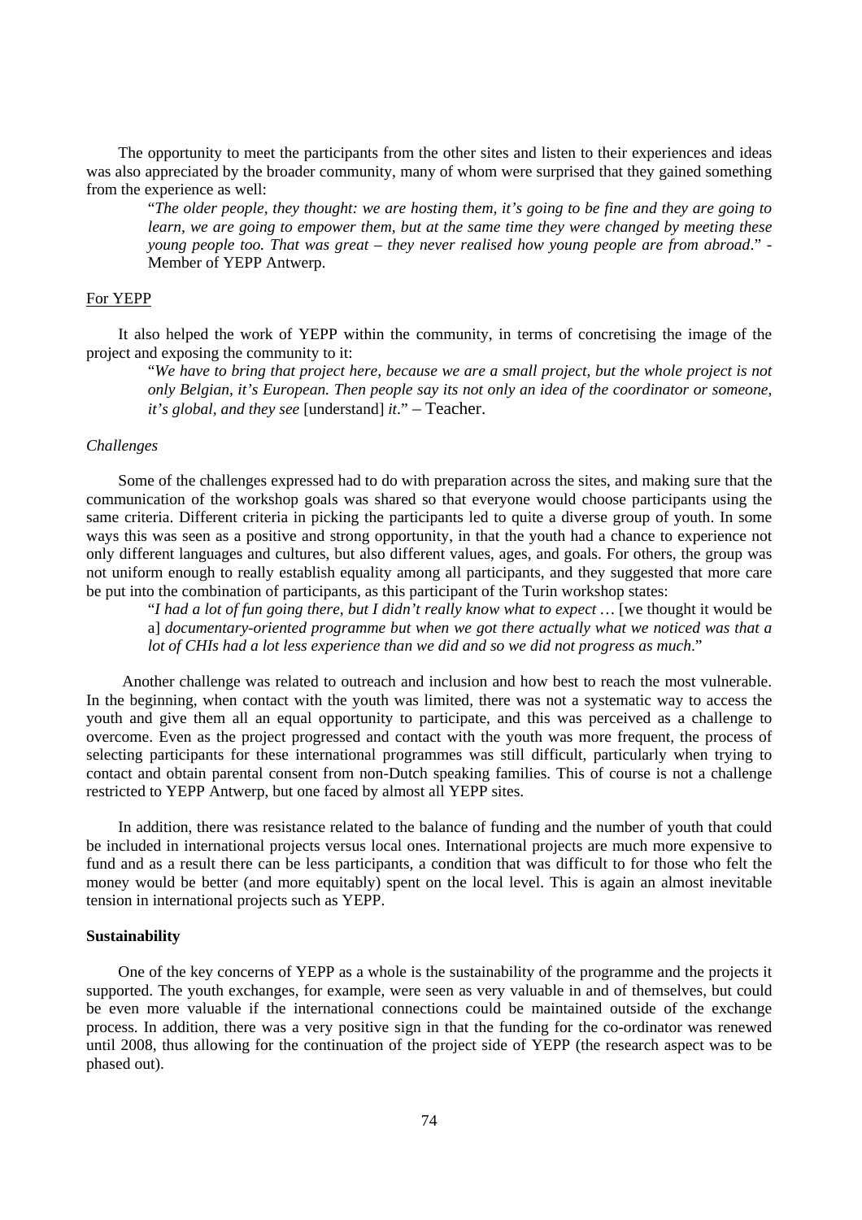The opportunity to meet the participants from the other sites and listen to their experiences and ideas was also appreciated by the broader community, many of whom were surprised that they gained something from the experience as well:

> "*The older people, they thought: we are hosting them, it's going to be fine and they are going to learn, we are going to empower them, but at the same time they were changed by meeting these young people too. That was great – they never realised how young people are from abroad*." - Member of YEPP Antwerp.

For YEPP

It also helped the work of YEPP within the community, in terms of concretising the image of the project and exposing the community to it:

> "*We have to bring that project here, because we are a small project, but the whole project is not only Belgian, it's European. Then people say its not only an idea of the coordinator or someone, it's global, and they see* [understand] *it*." – Teacher.

*Challenges*

Some of the challenges expressed had to do with preparation across the sites, and making sure that the communication of the workshop goals was shared so that everyone would choose participants using the same criteria. Different criteria in picking the participants led to quite a diverse group of youth. In some ways this was seen as a positive and strong opportunity, in that the youth had a chance to experience not only different languages and cultures, but also different values, ages, and goals. For others, the group was not uniform enough to really establish equality among all participants, and they suggested that more care be put into the combination of participants, as this participant of the Turin workshop states:

> "*I had a lot of fun going there, but I didn't really know what to expect …* [we thought it would be a] *documentary-oriented programme but when we got there actually what we noticed was that a lot of CHIs had a lot less experience than we did and so we did not progress as much*."

Another challenge was related to outreach and inclusion and how best to reach the most vulnerable. In the beginning, when contact with the youth was limited, there was not a systematic way to access the youth and give them all an equal opportunity to participate, and this was perceived as a challenge to overcome. Even as the project progressed and contact with the youth was more frequent, the process of selecting participants for these international programmes was still difficult, particularly when trying to contact and obtain parental consent from non-Dutch speaking families. This of course is not a challenge restricted to YEPP Antwerp, but one faced by almost all YEPP sites.

In addition, there was resistance related to the balance of funding and the number of youth that could be included in international projects versus local ones. International projects are much more expensive to fund and as a result there can be less participants, a condition that was difficult to for those who felt the money would be better (and more equitably) spent on the local level. This is again an almost inevitable tension in international projects such as YEPP.

**Sustainability**

One of the key concerns of YEPP as a whole is the sustainability of the programme and the projects it supported. The youth exchanges, for example, were seen as very valuable in and of themselves, but could be even more valuable if the international connections could be maintained outside of the exchange process. In addition, there was a very positive sign in that the funding for the co-ordinator was renewed until 2008, thus allowing for the continuation of the project side of YEPP (the research aspect was to be phased out).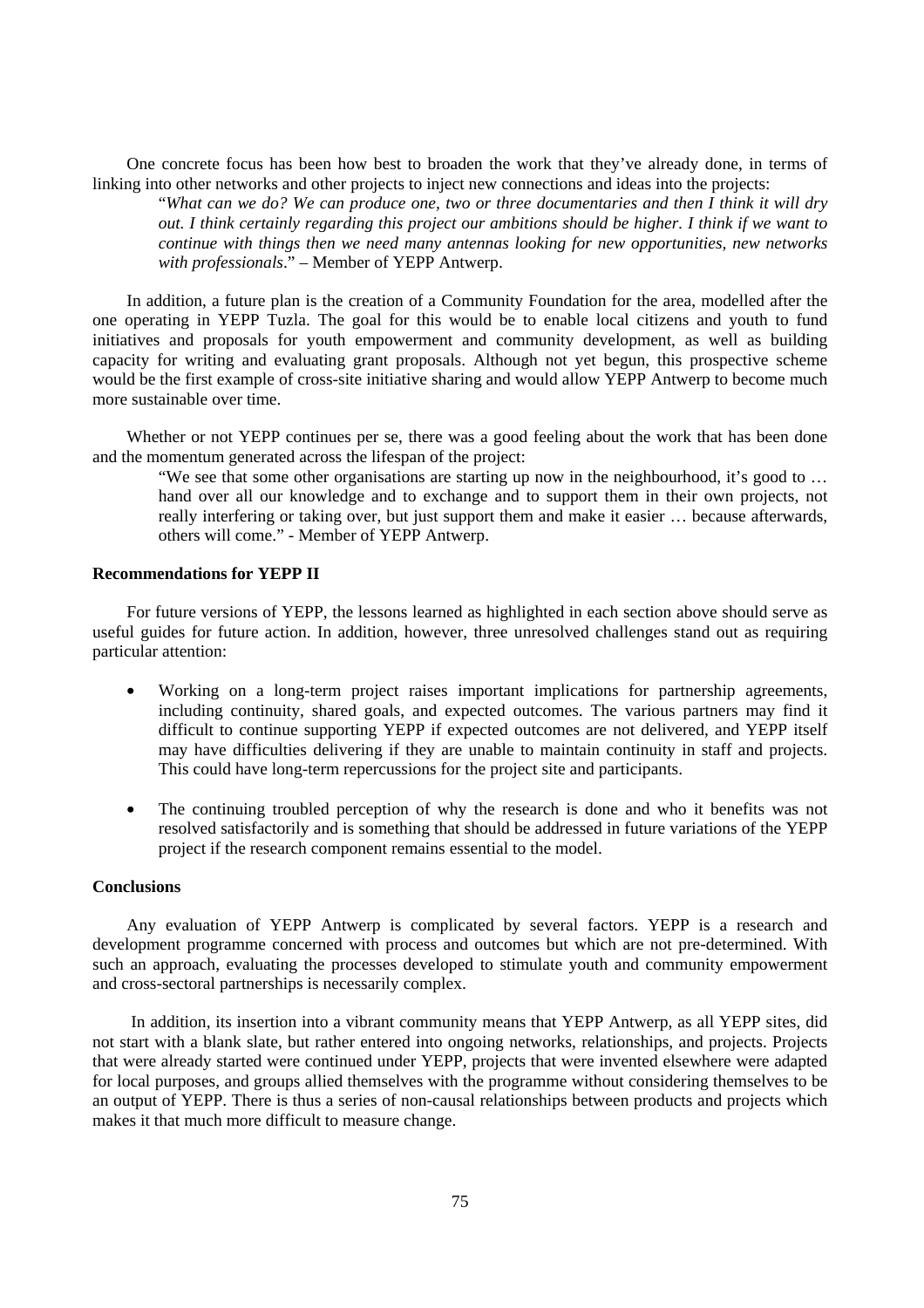One concrete focus has been how best to broaden the work that they've already done, in terms of linking into other networks and other projects to inject new connections and ideas into the projects:

> "*What can we do? We can produce one, two or three documentaries and then I think it will dry out. I think certainly regarding this project our ambitions should be higher. I think if we want to continue with things then we need many antennas looking for new opportunities, new networks with professionals*." – Member of YEPP Antwerp.

In addition, a future plan is the creation of a Community Foundation for the area, modelled after the one operating in YEPP Tuzla. The goal for this would be to enable local citizens and youth to fund initiatives and proposals for youth empowerment and community development, as well as building capacity for writing and evaluating grant proposals. Although not yet begun, this prospective scheme would be the first example of cross-site initiative sharing and would allow YEPP Antwerp to become much more sustainable over time.

Whether or not YEPP continues per se, there was a good feeling about the work that has been done and the momentum generated across the lifespan of the project:

> "We see that some other organisations are starting up now in the neighbourhood, it's good to … hand over all our knowledge and to exchange and to support them in their own projects, not really interfering or taking over, but just support them and make it easier … because afterwards, others will come." - Member of YEPP Antwerp.

**Recommendations for YEPP II**

For future versions of YEPP, the lessons learned as highlighted in each section above should serve as useful guides for future action. In addition, however, three unresolved challenges stand out as requiring particular attention:

- Working on a long-term project raises important implications for partnership agreements, including continuity, shared goals, and expected outcomes. The various partners may find it difficult to continue supporting YEPP if expected outcomes are not delivered, and YEPP itself may have difficulties delivering if they are unable to maintain continuity in staff and projects. This could have long-term repercussions for the project site and participants.

- The continuing troubled perception of why the research is done and who it benefits was not resolved satisfactorily and is something that should be addressed in future variations of the YEPP project if the research component remains essential to the model.

**Conclusions**

Any evaluation of YEPP Antwerp is complicated by several factors. YEPP is a research and development programme concerned with process and outcomes but which are not pre-determined. With such an approach, evaluating the processes developed to stimulate youth and community empowerment and cross-sectoral partnerships is necessarily complex.

In addition, its insertion into a vibrant community means that YEPP Antwerp, as all YEPP sites, did not start with a blank slate, but rather entered into ongoing networks, relationships, and projects. Projects that were already started were continued under YEPP, projects that were invented elsewhere were adapted for local purposes, and groups allied themselves with the programme without considering themselves to be an output of YEPP. There is thus a series of non-causal relationships between products and projects which makes it that much more difficult to measure change.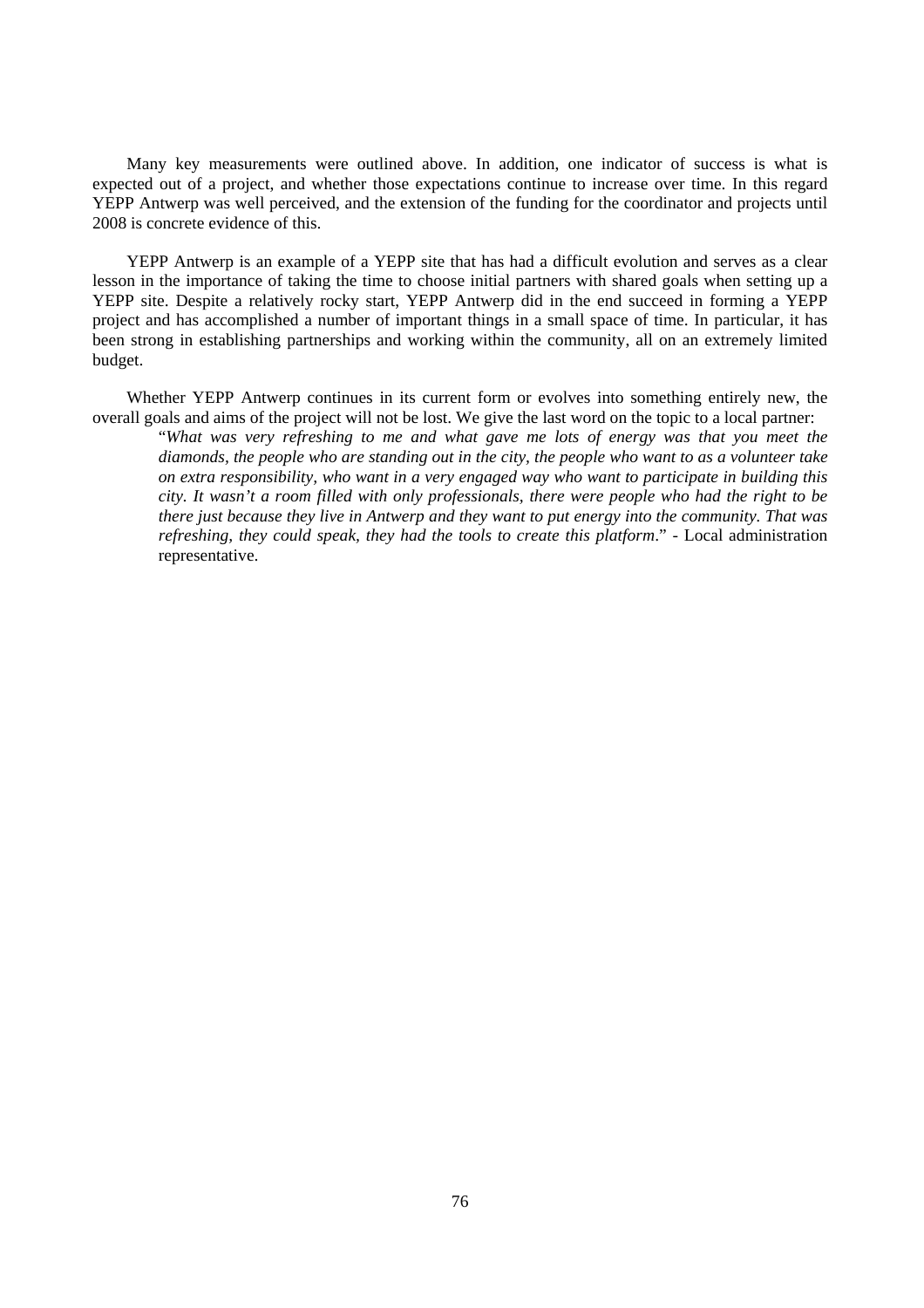Many key measurements were outlined above. In addition, one indicator of success is what is expected out of a project, and whether those expectations continue to increase over time. In this regard YEPP Antwerp was well perceived, and the extension of the funding for the coordinator and projects until 2008 is concrete evidence of this.

YEPP Antwerp is an example of a YEPP site that has had a difficult evolution and serves as a clear lesson in the importance of taking the time to choose initial partners with shared goals when setting up a YEPP site. Despite a relatively rocky start, YEPP Antwerp did in the end succeed in forming a YEPP project and has accomplished a number of important things in a small space of time. In particular, it has been strong in establishing partnerships and working within the community, all on an extremely limited budget.

Whether YEPP Antwerp continues in its current form or evolves into something entirely new, the overall goals and aims of the project will not be lost. We give the last word on the topic to a local partner:

> "*What was very refreshing to me and what gave me lots of energy was that you meet the diamonds, the people who are standing out in the city, the people who want to as a volunteer take on extra responsibility, who want in a very engaged way who want to participate in building this city. It wasn't a room filled with only professionals, there were people who had the right to be there just because they live in Antwerp and they want to put energy into the community. That was refreshing, they could speak, they had the tools to create this platform*." - Local administration representative.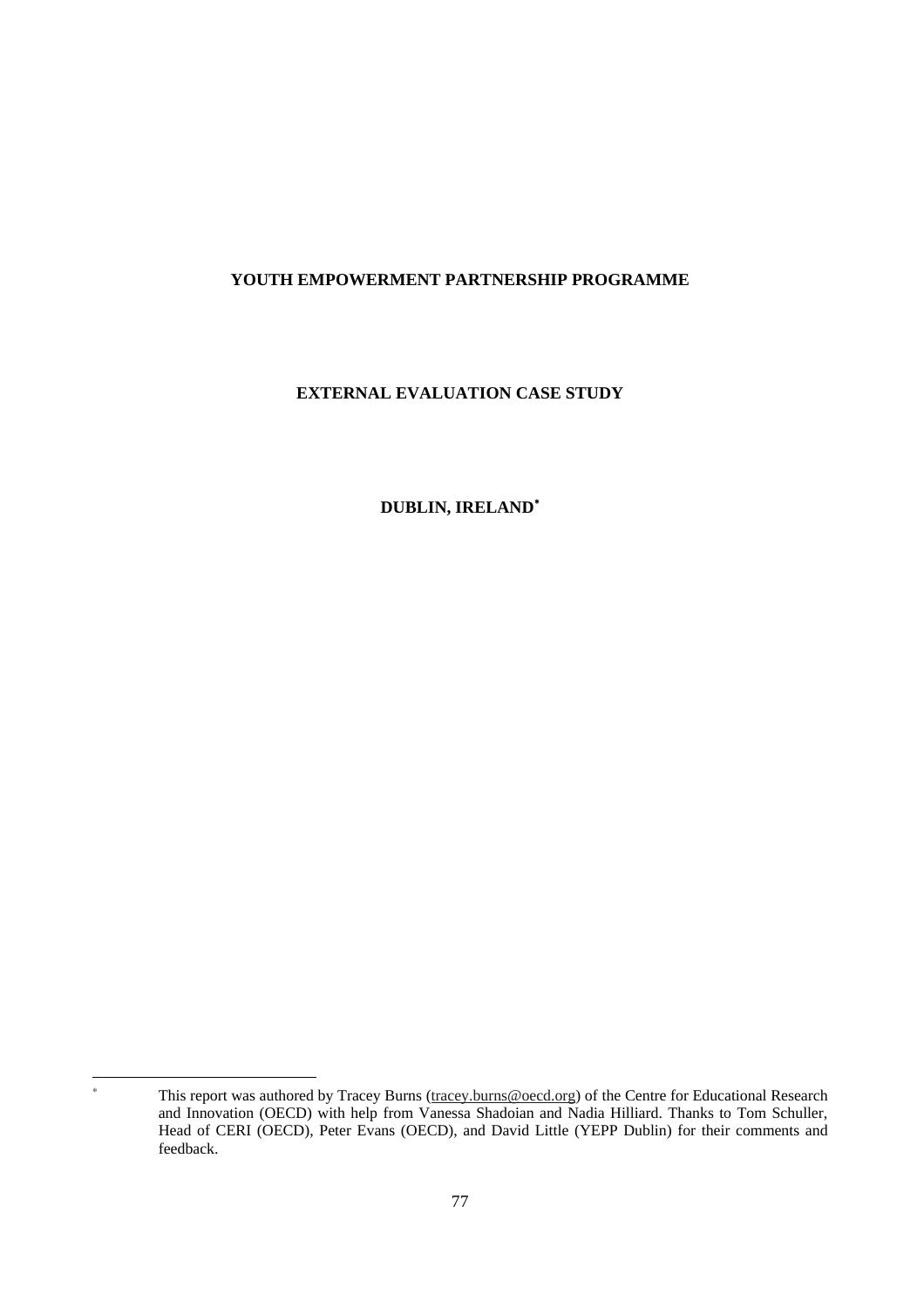# YOUTH EMPOWERMENT PARTNERSHIP PROGRAMME

## EXTERNAL EVALUATION CASE STUDY

## DUBLIN, IRELAND[*]

---

[*] This report was authored by Tracey Burns (tracey.burns@oecd.org) of the Centre for Educational Research and Innovation (OECD) with help from Vanessa Shadoian and Nadia Hilliard. Thanks to Tom Schuller, Head of CERI (OECD), Peter Evans (OECD), and David Little (YEPP Dublin) for their comments and feedback.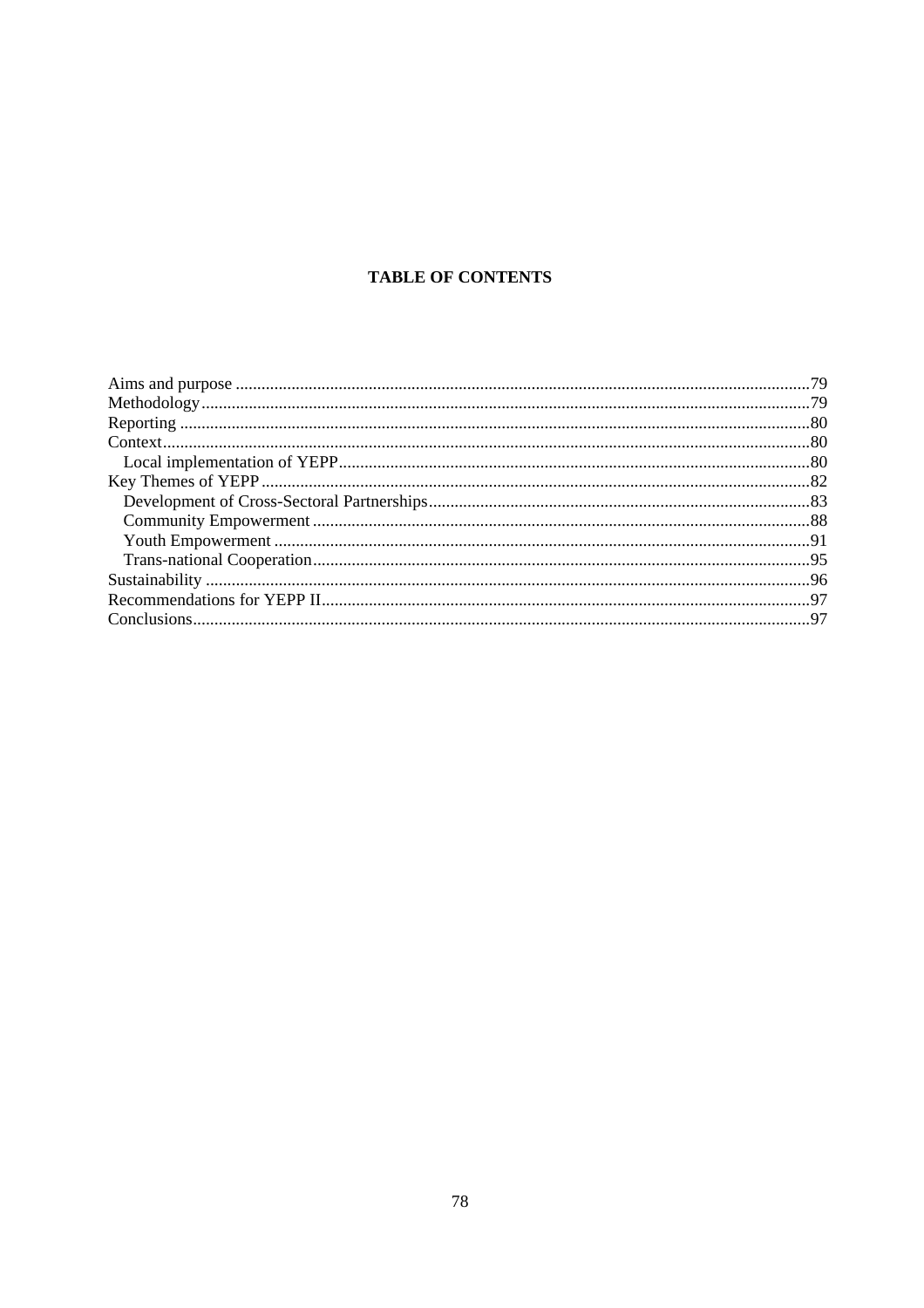**TABLE OF CONTENTS**

Aims and purpose ....................................................................................................................................79
Methodology............................................................................................................................................79
Reporting .................................................................................................................................................80
Context.....................................................................................................................................................80
  Local implementation of YEPP............................................................................................................80
Key Themes of YEPP ...............................................................................................................................82
  Development of Cross-Sectoral Partnerships........................................................................................83
  Community Empowerment ..................................................................................................................88
  Youth Empowerment ...........................................................................................................................91
  Trans-national Cooperation..................................................................................................................95
Sustainability ...........................................................................................................................................96
Recommendations for YEPP II................................................................................................................97
Conclusions..............................................................................................................................................97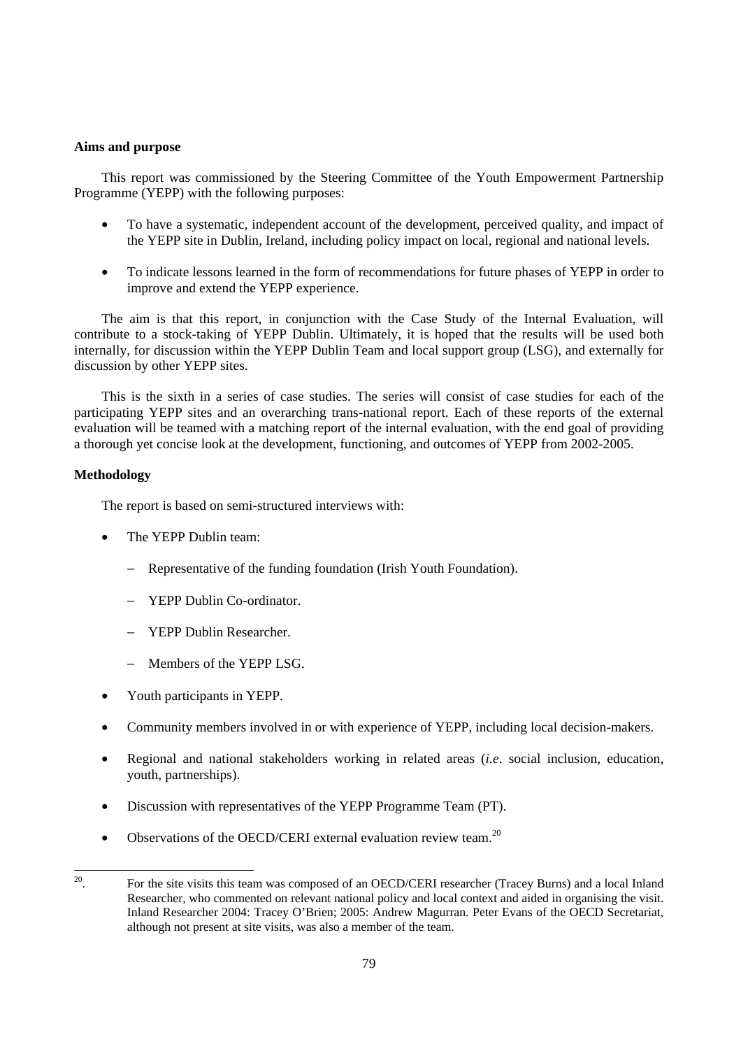**Aims and purpose**

This report was commissioned by the Steering Committee of the Youth Empowerment Partnership Programme (YEPP) with the following purposes:

- To have a systematic, independent account of the development, perceived quality, and impact of the YEPP site in Dublin, Ireland, including policy impact on local, regional and national levels.
- To indicate lessons learned in the form of recommendations for future phases of YEPP in order to improve and extend the YEPP experience.

The aim is that this report, in conjunction with the Case Study of the Internal Evaluation, will contribute to a stock-taking of YEPP Dublin. Ultimately, it is hoped that the results will be used both internally, for discussion within the YEPP Dublin Team and local support group (LSG), and externally for discussion by other YEPP sites.

This is the sixth in a series of case studies. The series will consist of case studies for each of the participating YEPP sites and an overarching trans-national report. Each of these reports of the external evaluation will be teamed with a matching report of the internal evaluation, with the end goal of providing a thorough yet concise look at the development, functioning, and outcomes of YEPP from 2002-2005.

**Methodology**

The report is based on semi-structured interviews with:

- The YEPP Dublin team:
  - Representative of the funding foundation (Irish Youth Foundation).
  - YEPP Dublin Co-ordinator.
  - YEPP Dublin Researcher.
  - Members of the YEPP LSG.
- Youth participants in YEPP.
- Community members involved in or with experience of YEPP, including local decision-makers.
- Regional and national stakeholders working in related areas (*i.e*. social inclusion, education, youth, partnerships).
- Discussion with representatives of the YEPP Programme Team (PT).
- Observations of the OECD/CERI external evaluation review team.[20]

[20]. For the site visits this team was composed of an OECD/CERI researcher (Tracey Burns) and a local Inland Researcher, who commented on relevant national policy and local context and aided in organising the visit. Inland Researcher 2004: Tracey O'Brien; 2005: Andrew Magurran. Peter Evans of the OECD Secretariat, although not present at site visits, was also a member of the team.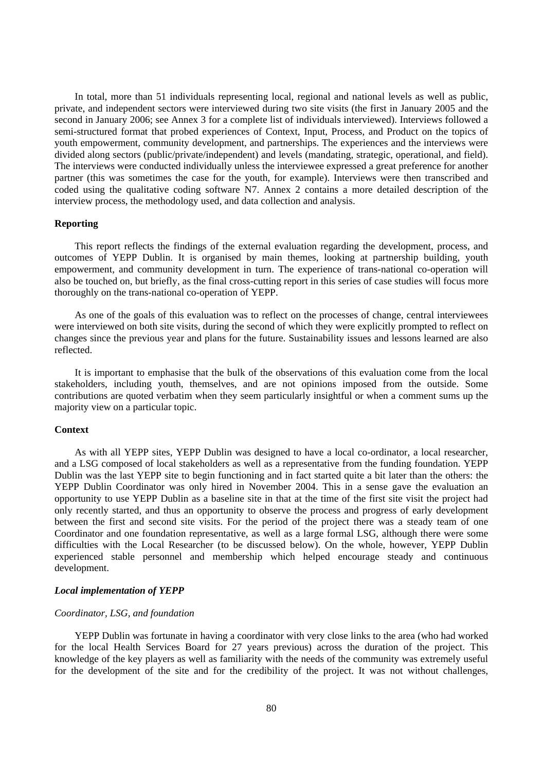In total, more than 51 individuals representing local, regional and national levels as well as public, private, and independent sectors were interviewed during two site visits (the first in January 2005 and the second in January 2006; see Annex 3 for a complete list of individuals interviewed). Interviews followed a semi-structured format that probed experiences of Context, Input, Process, and Product on the topics of youth empowerment, community development, and partnerships. The experiences and the interviews were divided along sectors (public/private/independent) and levels (mandating, strategic, operational, and field). The interviews were conducted individually unless the interviewee expressed a great preference for another partner (this was sometimes the case for the youth, for example). Interviews were then transcribed and coded using the qualitative coding software N7. Annex 2 contains a more detailed description of the interview process, the methodology used, and data collection and analysis.

**Reporting**

This report reflects the findings of the external evaluation regarding the development, process, and outcomes of YEPP Dublin. It is organised by main themes, looking at partnership building, youth empowerment, and community development in turn. The experience of trans-national co-operation will also be touched on, but briefly, as the final cross-cutting report in this series of case studies will focus more thoroughly on the trans-national co-operation of YEPP.

As one of the goals of this evaluation was to reflect on the processes of change, central interviewees were interviewed on both site visits, during the second of which they were explicitly prompted to reflect on changes since the previous year and plans for the future. Sustainability issues and lessons learned are also reflected.

It is important to emphasise that the bulk of the observations of this evaluation come from the local stakeholders, including youth, themselves, and are not opinions imposed from the outside. Some contributions are quoted verbatim when they seem particularly insightful or when a comment sums up the majority view on a particular topic.

**Context**

As with all YEPP sites, YEPP Dublin was designed to have a local co-ordinator, a local researcher, and a LSG composed of local stakeholders as well as a representative from the funding foundation. YEPP Dublin was the last YEPP site to begin functioning and in fact started quite a bit later than the others: the YEPP Dublin Coordinator was only hired in November 2004. This in a sense gave the evaluation an opportunity to use YEPP Dublin as a baseline site in that at the time of the first site visit the project had only recently started, and thus an opportunity to observe the process and progress of early development between the first and second site visits. For the period of the project there was a steady team of one Coordinator and one foundation representative, as well as a large formal LSG, although there were some difficulties with the Local Researcher (to be discussed below). On the whole, however, YEPP Dublin experienced stable personnel and membership which helped encourage steady and continuous development.

***Local implementation of YEPP***

*Coordinator, LSG, and foundation*

YEPP Dublin was fortunate in having a coordinator with very close links to the area (who had worked for the local Health Services Board for 27 years previous) across the duration of the project. This knowledge of the key players as well as familiarity with the needs of the community was extremely useful for the development of the site and for the credibility of the project. It was not without challenges,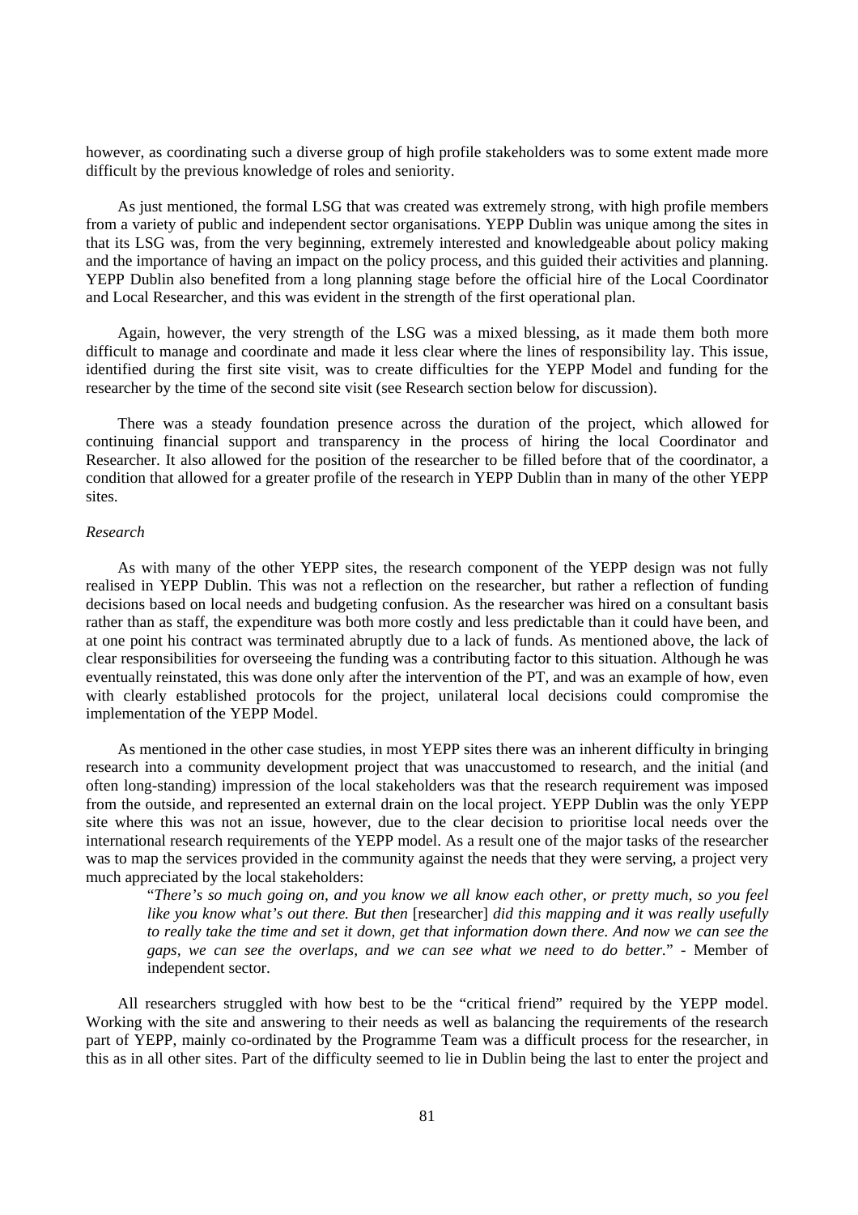however, as coordinating such a diverse group of high profile stakeholders was to some extent made more difficult by the previous knowledge of roles and seniority.

As just mentioned, the formal LSG that was created was extremely strong, with high profile members from a variety of public and independent sector organisations. YEPP Dublin was unique among the sites in that its LSG was, from the very beginning, extremely interested and knowledgeable about policy making and the importance of having an impact on the policy process, and this guided their activities and planning. YEPP Dublin also benefited from a long planning stage before the official hire of the Local Coordinator and Local Researcher, and this was evident in the strength of the first operational plan.

Again, however, the very strength of the LSG was a mixed blessing, as it made them both more difficult to manage and coordinate and made it less clear where the lines of responsibility lay. This issue, identified during the first site visit, was to create difficulties for the YEPP Model and funding for the researcher by the time of the second site visit (see Research section below for discussion).

There was a steady foundation presence across the duration of the project, which allowed for continuing financial support and transparency in the process of hiring the local Coordinator and Researcher. It also allowed for the position of the researcher to be filled before that of the coordinator, a condition that allowed for a greater profile of the research in YEPP Dublin than in many of the other YEPP sites.

*Research*

As with many of the other YEPP sites, the research component of the YEPP design was not fully realised in YEPP Dublin. This was not a reflection on the researcher, but rather a reflection of funding decisions based on local needs and budgeting confusion. As the researcher was hired on a consultant basis rather than as staff, the expenditure was both more costly and less predictable than it could have been, and at one point his contract was terminated abruptly due to a lack of funds. As mentioned above, the lack of clear responsibilities for overseeing the funding was a contributing factor to this situation. Although he was eventually reinstated, this was done only after the intervention of the PT, and was an example of how, even with clearly established protocols for the project, unilateral local decisions could compromise the implementation of the YEPP Model.

As mentioned in the other case studies, in most YEPP sites there was an inherent difficulty in bringing research into a community development project that was unaccustomed to research, and the initial (and often long-standing) impression of the local stakeholders was that the research requirement was imposed from the outside, and represented an external drain on the local project. YEPP Dublin was the only YEPP site where this was not an issue, however, due to the clear decision to prioritise local needs over the international research requirements of the YEPP model. As a result one of the major tasks of the researcher was to map the services provided in the community against the needs that they were serving, a project very much appreciated by the local stakeholders:

> "*There's so much going on, and you know we all know each other, or pretty much, so you feel like you know what's out there. But then* [researcher] *did this mapping and it was really usefully to really take the time and set it down, get that information down there. And now we can see the gaps, we can see the overlaps, and we can see what we need to do better.*" - Member of independent sector.

All researchers struggled with how best to be the "critical friend" required by the YEPP model. Working with the site and answering to their needs as well as balancing the requirements of the research part of YEPP, mainly co-ordinated by the Programme Team was a difficult process for the researcher, in this as in all other sites. Part of the difficulty seemed to lie in Dublin being the last to enter the project and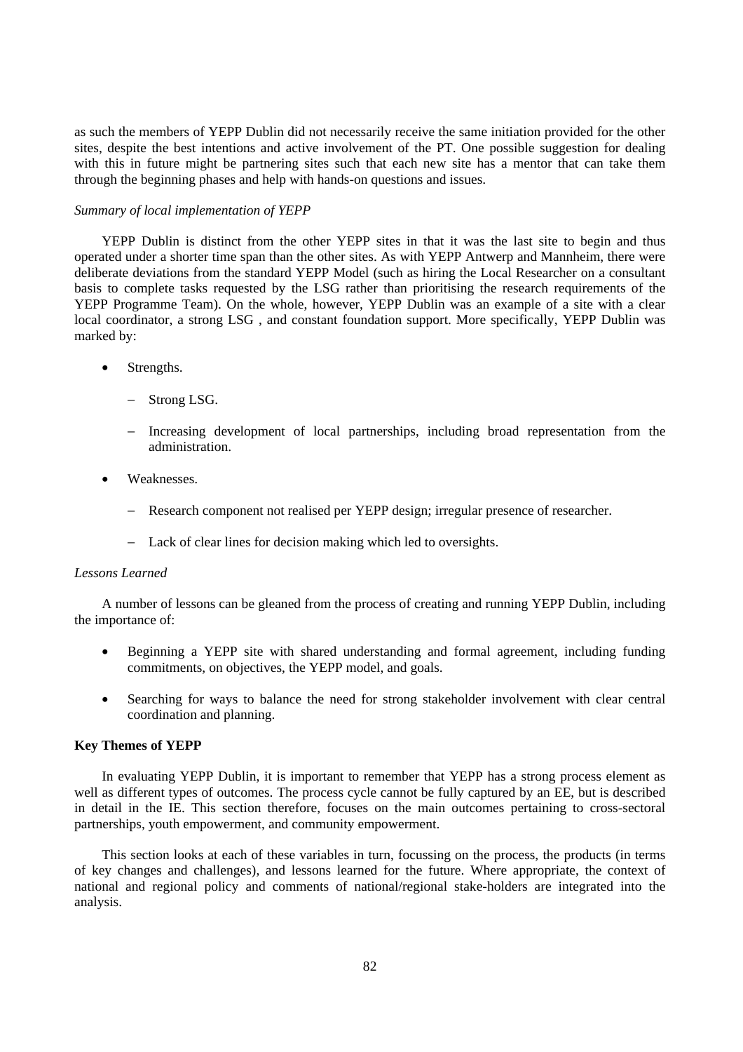as such the members of YEPP Dublin did not necessarily receive the same initiation provided for the other sites, despite the best intentions and active involvement of the PT. One possible suggestion for dealing with this in future might be partnering sites such that each new site has a mentor that can take them through the beginning phases and help with hands-on questions and issues.

*Summary of local implementation of YEPP*

YEPP Dublin is distinct from the other YEPP sites in that it was the last site to begin and thus operated under a shorter time span than the other sites. As with YEPP Antwerp and Mannheim, there were deliberate deviations from the standard YEPP Model (such as hiring the Local Researcher on a consultant basis to complete tasks requested by the LSG rather than prioritising the research requirements of the YEPP Programme Team). On the whole, however, YEPP Dublin was an example of a site with a clear local coordinator, a strong LSG , and constant foundation support. More specifically, YEPP Dublin was marked by:

- Strengths.
  - Strong LSG.
  - Increasing development of local partnerships, including broad representation from the administration.
- Weaknesses.
  - Research component not realised per YEPP design; irregular presence of researcher.
  - Lack of clear lines for decision making which led to oversights.

*Lessons Learned*

A number of lessons can be gleaned from the process of creating and running YEPP Dublin, including the importance of:

- Beginning a YEPP site with shared understanding and formal agreement, including funding commitments, on objectives, the YEPP model, and goals.
- Searching for ways to balance the need for strong stakeholder involvement with clear central coordination and planning.

**Key Themes of YEPP**

In evaluating YEPP Dublin, it is important to remember that YEPP has a strong process element as well as different types of outcomes. The process cycle cannot be fully captured by an EE, but is described in detail in the IE. This section therefore, focuses on the main outcomes pertaining to cross-sectoral partnerships, youth empowerment, and community empowerment.

This section looks at each of these variables in turn, focussing on the process, the products (in terms of key changes and challenges), and lessons learned for the future. Where appropriate, the context of national and regional policy and comments of national/regional stake-holders are integrated into the analysis.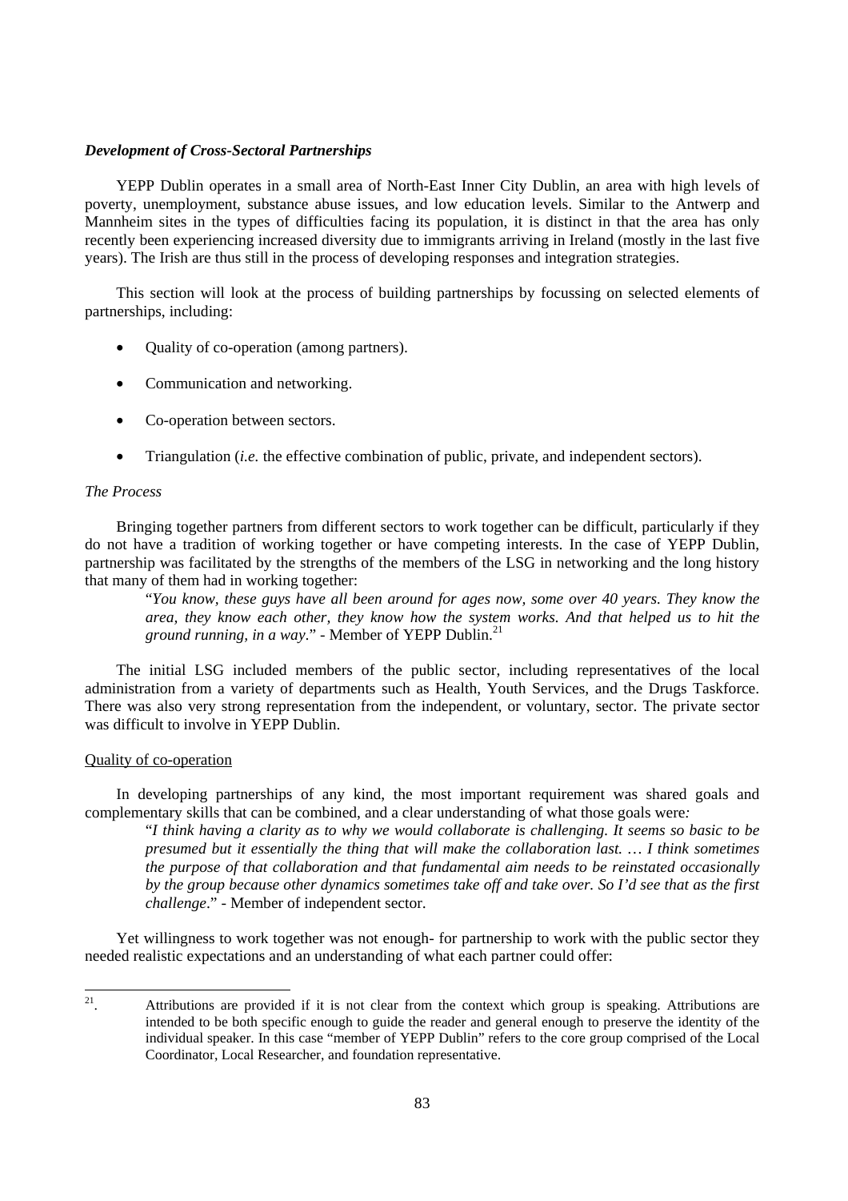### *Development of Cross-Sectoral Partnerships*

YEPP Dublin operates in a small area of North-East Inner City Dublin, an area with high levels of poverty, unemployment, substance abuse issues, and low education levels. Similar to the Antwerp and Mannheim sites in the types of difficulties facing its population, it is distinct in that the area has only recently been experiencing increased diversity due to immigrants arriving in Ireland (mostly in the last five years). The Irish are thus still in the process of developing responses and integration strategies.

This section will look at the process of building partnerships by focussing on selected elements of partnerships, including:

- Quality of co-operation (among partners).
- Communication and networking.
- Co-operation between sectors.
- Triangulation (*i.e.* the effective combination of public, private, and independent sectors).

*The Process*

Bringing together partners from different sectors to work together can be difficult, particularly if they do not have a tradition of working together or have competing interests. In the case of YEPP Dublin, partnership was facilitated by the strengths of the members of the LSG in networking and the long history that many of them had in working together:

> "*You know, these guys have all been around for ages now, some over 40 years. They know the area, they know each other, they know how the system works. And that helped us to hit the ground running, in a way*." - Member of YEPP Dublin.[21]

The initial LSG included members of the public sector, including representatives of the local administration from a variety of departments such as Health, Youth Services, and the Drugs Taskforce. There was also very strong representation from the independent, or voluntary, sector. The private sector was difficult to involve in YEPP Dublin.

Quality of co-operation

In developing partnerships of any kind, the most important requirement was shared goals and complementary skills that can be combined, and a clear understanding of what those goals were:

> "*I think having a clarity as to why we would collaborate is challenging. It seems so basic to be presumed but it essentially the thing that will make the collaboration last. … I think sometimes the purpose of that collaboration and that fundamental aim needs to be reinstated occasionally by the group because other dynamics sometimes take off and take over. So I'd see that as the first challenge*." - Member of independent sector.

Yet willingness to work together was not enough- for partnership to work with the public sector they needed realistic expectations and an understanding of what each partner could offer:

---

[21]. Attributions are provided if it is not clear from the context which group is speaking. Attributions are intended to be both specific enough to guide the reader and general enough to preserve the identity of the individual speaker. In this case "member of YEPP Dublin" refers to the core group comprised of the Local Coordinator, Local Researcher, and foundation representative.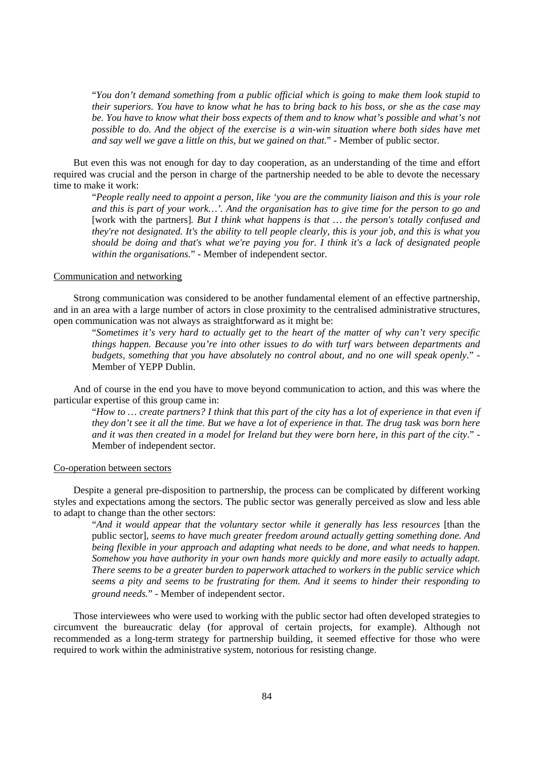> "*You don't demand something from a public official which is going to make them look stupid to their superiors. You have to know what he has to bring back to his boss, or she as the case may be. You have to know what their boss expects of them and to know what's possible and what's not possible to do. And the object of the exercise is a win-win situation where both sides have met and say well we gave a little on this, but we gained on that.*" - Member of public sector.

But even this was not enough for day to day cooperation, as an understanding of the time and effort required was crucial and the person in charge of the partnership needed to be able to devote the necessary time to make it work:

> "*People really need to appoint a person, like 'you are the community liaison and this is your role and this is part of your work…'. And the organisation has to give time for the person to go and* [work with the partners]*. But I think what happens is that … the person's totally confused and they're not designated. It's the ability to tell people clearly, this is your job, and this is what you should be doing and that's what we're paying you for. I think it's a lack of designated people within the organisations.*" - Member of independent sector.

<u>Communication and networking</u>

Strong communication was considered to be another fundamental element of an effective partnership, and in an area with a large number of actors in close proximity to the centralised administrative structures, open communication was not always as straightforward as it might be:

> "*Sometimes it's very hard to actually get to the heart of the matter of why can't very specific things happen. Because you're into other issues to do with turf wars between departments and budgets, something that you have absolutely no control about, and no one will speak openly*." - Member of YEPP Dublin.

And of course in the end you have to move beyond communication to action, and this was where the particular expertise of this group came in:

> "*How to … create partners? I think that this part of the city has a lot of experience in that even if they don't see it all the time. But we have a lot of experience in that. The drug task was born here and it was then created in a model for Ireland but they were born here, in this part of the city*." - Member of independent sector.

<u>Co-operation between sectors</u>

Despite a general pre-disposition to partnership, the process can be complicated by different working styles and expectations among the sectors. The public sector was generally perceived as slow and less able to adapt to change than the other sectors:

> "*And it would appear that the voluntary sector while it generally has less resources* [than the public sector]*, seems to have much greater freedom around actually getting something done. And being flexible in your approach and adapting what needs to be done, and what needs to happen. Somehow you have authority in your own hands more quickly and more easily to actually adapt. There seems to be a greater burden to paperwork attached to workers in the public service which seems a pity and seems to be frustrating for them. And it seems to hinder their responding to ground needs.*" - Member of independent sector.

Those interviewees who were used to working with the public sector had often developed strategies to circumvent the bureaucratic delay (for approval of certain projects, for example). Although not recommended as a long-term strategy for partnership building, it seemed effective for those who were required to work within the administrative system, notorious for resisting change.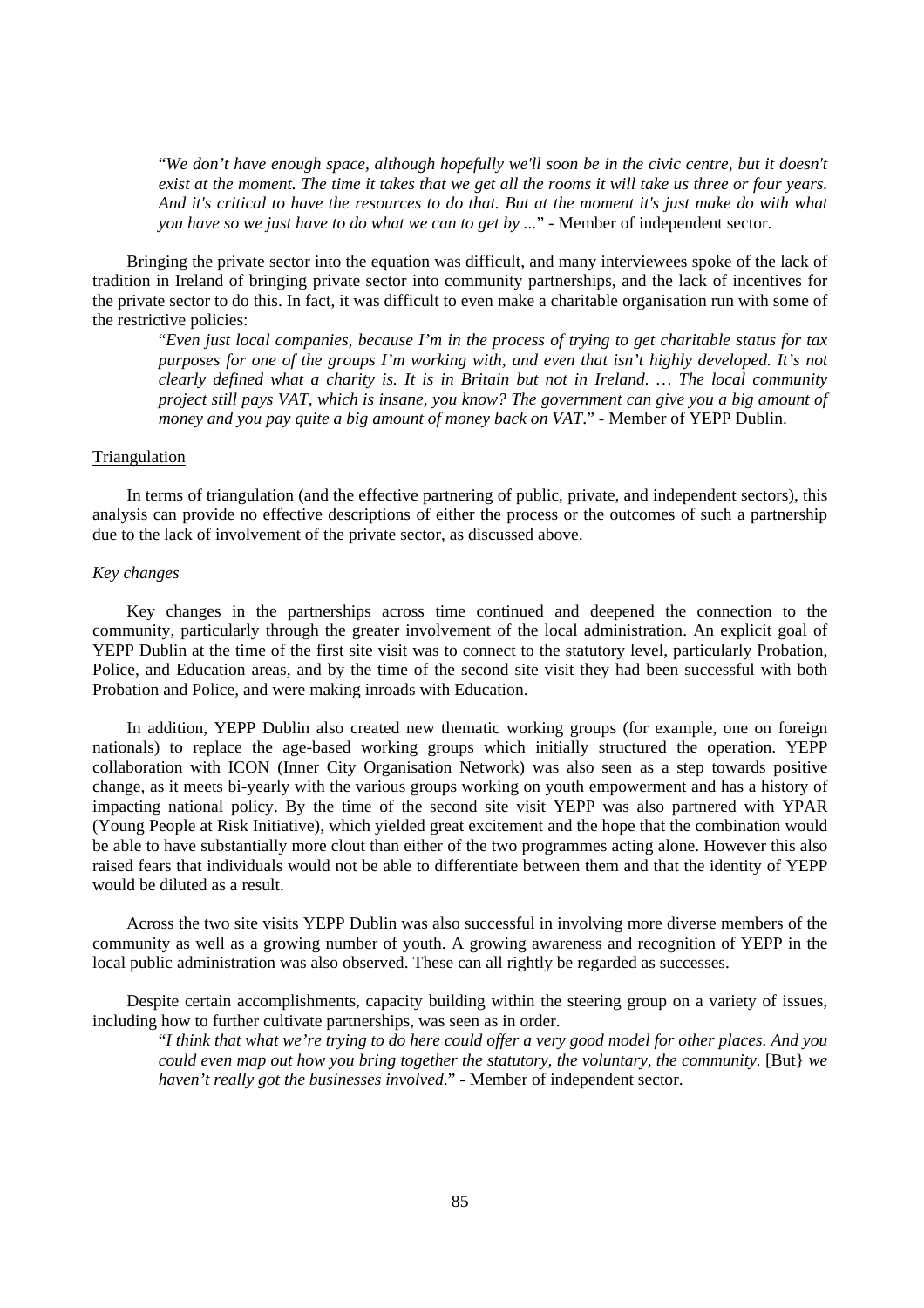"*We don't have enough space, although hopefully we'll soon be in the civic centre, but it doesn't exist at the moment. The time it takes that we get all the rooms it will take us three or four years. And it's critical to have the resources to do that. But at the moment it's just make do with what you have so we just have to do what we can to get by ...*" - Member of independent sector.

Bringing the private sector into the equation was difficult, and many interviewees spoke of the lack of tradition in Ireland of bringing private sector into community partnerships, and the lack of incentives for the private sector to do this. In fact, it was difficult to even make a charitable organisation run with some of the restrictive policies:

> "*Even just local companies, because I'm in the process of trying to get charitable status for tax purposes for one of the groups I'm working with, and even that isn't highly developed. It's not clearly defined what a charity is. It is in Britain but not in Ireland. … The local community project still pays VAT, which is insane, you know? The government can give you a big amount of money and you pay quite a big amount of money back on VAT*." - Member of YEPP Dublin.

Triangulation

In terms of triangulation (and the effective partnering of public, private, and independent sectors), this analysis can provide no effective descriptions of either the process or the outcomes of such a partnership due to the lack of involvement of the private sector, as discussed above.

*Key changes*

Key changes in the partnerships across time continued and deepened the connection to the community, particularly through the greater involvement of the local administration. An explicit goal of YEPP Dublin at the time of the first site visit was to connect to the statutory level, particularly Probation, Police, and Education areas, and by the time of the second site visit they had been successful with both Probation and Police, and were making inroads with Education.

In addition, YEPP Dublin also created new thematic working groups (for example, one on foreign nationals) to replace the age-based working groups which initially structured the operation. YEPP collaboration with ICON (Inner City Organisation Network) was also seen as a step towards positive change, as it meets bi-yearly with the various groups working on youth empowerment and has a history of impacting national policy. By the time of the second site visit YEPP was also partnered with YPAR (Young People at Risk Initiative), which yielded great excitement and the hope that the combination would be able to have substantially more clout than either of the two programmes acting alone. However this also raised fears that individuals would not be able to differentiate between them and that the identity of YEPP would be diluted as a result.

Across the two site visits YEPP Dublin was also successful in involving more diverse members of the community as well as a growing number of youth. A growing awareness and recognition of YEPP in the local public administration was also observed. These can all rightly be regarded as successes.

Despite certain accomplishments, capacity building within the steering group on a variety of issues, including how to further cultivate partnerships, was seen as in order.

> "*I think that what we're trying to do here could offer a very good model for other places. And you could even map out how you bring together the statutory, the voluntary, the community.* [But} *we haven't really got the businesses involved*." - Member of independent sector.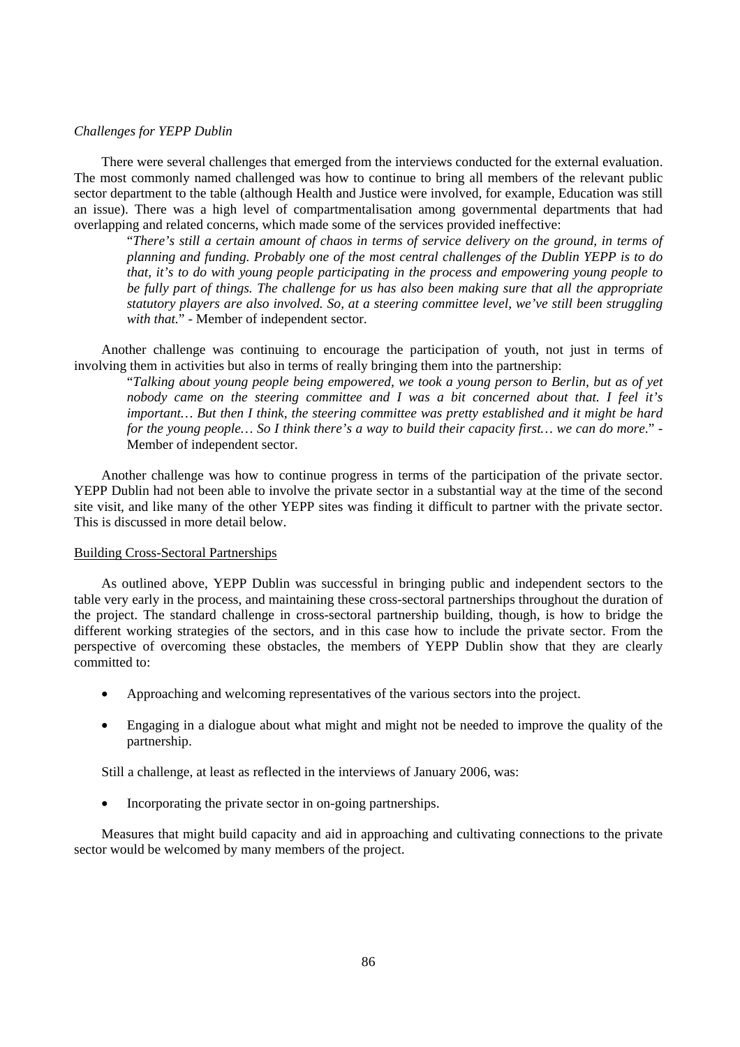*Challenges for YEPP Dublin*

There were several challenges that emerged from the interviews conducted for the external evaluation. The most commonly named challenged was how to continue to bring all members of the relevant public sector department to the table (although Health and Justice were involved, for example, Education was still an issue). There was a high level of compartmentalisation among governmental departments that had overlapping and related concerns, which made some of the services provided ineffective:

> "*There's still a certain amount of chaos in terms of service delivery on the ground, in terms of planning and funding. Probably one of the most central challenges of the Dublin YEPP is to do that, it's to do with young people participating in the process and empowering young people to be fully part of things. The challenge for us has also been making sure that all the appropriate statutory players are also involved. So, at a steering committee level, we've still been struggling with that.*" - Member of independent sector.

Another challenge was continuing to encourage the participation of youth, not just in terms of involving them in activities but also in terms of really bringing them into the partnership:

> "*Talking about young people being empowered, we took a young person to Berlin, but as of yet nobody came on the steering committee and I was a bit concerned about that. I feel it's important… But then I think, the steering committee was pretty established and it might be hard for the young people… So I think there's a way to build their capacity first… we can do more.*" - Member of independent sector.

Another challenge was how to continue progress in terms of the participation of the private sector. YEPP Dublin had not been able to involve the private sector in a substantial way at the time of the second site visit, and like many of the other YEPP sites was finding it difficult to partner with the private sector. This is discussed in more detail below.

Building Cross-Sectoral Partnerships

As outlined above, YEPP Dublin was successful in bringing public and independent sectors to the table very early in the process, and maintaining these cross-sectoral partnerships throughout the duration of the project. The standard challenge in cross-sectoral partnership building, though, is how to bridge the different working strategies of the sectors, and in this case how to include the private sector. From the perspective of overcoming these obstacles, the members of YEPP Dublin show that they are clearly committed to:

- Approaching and welcoming representatives of the various sectors into the project.
- Engaging in a dialogue about what might and might not be needed to improve the quality of the partnership.

Still a challenge, at least as reflected in the interviews of January 2006, was:

- Incorporating the private sector in on-going partnerships.

Measures that might build capacity and aid in approaching and cultivating connections to the private sector would be welcomed by many members of the project.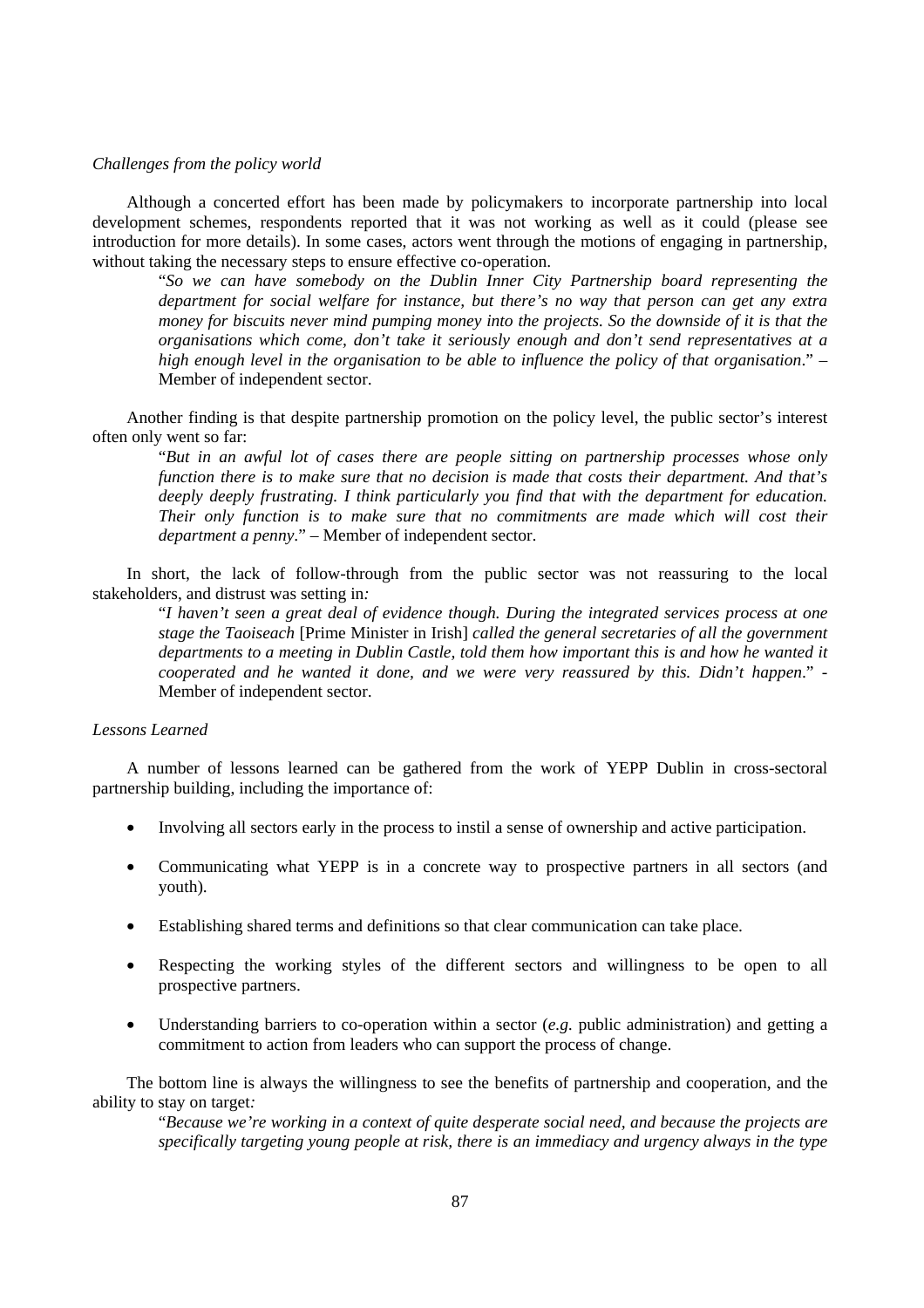*Challenges from the policy world*

Although a concerted effort has been made by policymakers to incorporate partnership into local development schemes, respondents reported that it was not working as well as it could (please see introduction for more details). In some cases, actors went through the motions of engaging in partnership, without taking the necessary steps to ensure effective co-operation.

> "*So we can have somebody on the Dublin Inner City Partnership board representing the department for social welfare for instance, but there's no way that person can get any extra money for biscuits never mind pumping money into the projects. So the downside of it is that the organisations which come, don't take it seriously enough and don't send representatives at a high enough level in the organisation to be able to influence the policy of that organisation*." – Member of independent sector.

Another finding is that despite partnership promotion on the policy level, the public sector's interest often only went so far:

> "*But in an awful lot of cases there are people sitting on partnership processes whose only function there is to make sure that no decision is made that costs their department. And that's deeply deeply frustrating. I think particularly you find that with the department for education. Their only function is to make sure that no commitments are made which will cost their department a penny*." – Member of independent sector.

In short, the lack of follow-through from the public sector was not reassuring to the local stakeholders, and distrust was setting in*:*

> "*I haven't seen a great deal of evidence though. During the integrated services process at one stage the Taoiseach* [Prime Minister in Irish] *called the general secretaries of all the government departments to a meeting in Dublin Castle, told them how important this is and how he wanted it cooperated and he wanted it done, and we were very reassured by this. Didn't happen*." - Member of independent sector.

*Lessons Learned*

A number of lessons learned can be gathered from the work of YEPP Dublin in cross-sectoral partnership building, including the importance of:

- Involving all sectors early in the process to instil a sense of ownership and active participation.
- Communicating what YEPP is in a concrete way to prospective partners in all sectors (and youth).
- Establishing shared terms and definitions so that clear communication can take place.
- Respecting the working styles of the different sectors and willingness to be open to all prospective partners.
- Understanding barriers to co-operation within a sector (*e.g.* public administration) and getting a commitment to action from leaders who can support the process of change.

The bottom line is always the willingness to see the benefits of partnership and cooperation, and the ability to stay on target*:*

> "*Because we're working in a context of quite desperate social need, and because the projects are specifically targeting young people at risk, there is an immediacy and urgency always in the type*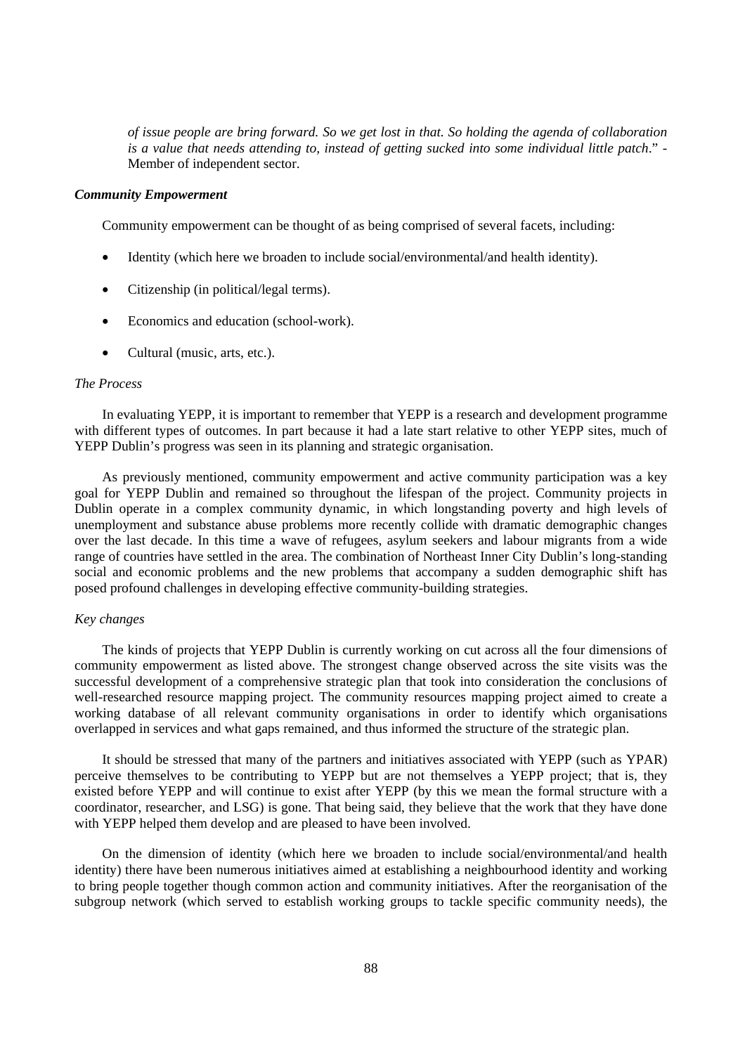*of issue people are bring forward. So we get lost in that. So holding the agenda of collaboration is a value that needs attending to, instead of getting sucked into some individual little patch*." - Member of independent sector.

***Community Empowerment***

Community empowerment can be thought of as being comprised of several facets, including:

- Identity (which here we broaden to include social/environmental/and health identity).
- Citizenship (in political/legal terms).
- Economics and education (school-work).
- Cultural (music, arts, etc.).

*The Process*

In evaluating YEPP, it is important to remember that YEPP is a research and development programme with different types of outcomes. In part because it had a late start relative to other YEPP sites, much of YEPP Dublin's progress was seen in its planning and strategic organisation.

As previously mentioned, community empowerment and active community participation was a key goal for YEPP Dublin and remained so throughout the lifespan of the project. Community projects in Dublin operate in a complex community dynamic, in which longstanding poverty and high levels of unemployment and substance abuse problems more recently collide with dramatic demographic changes over the last decade. In this time a wave of refugees, asylum seekers and labour migrants from a wide range of countries have settled in the area. The combination of Northeast Inner City Dublin's long-standing social and economic problems and the new problems that accompany a sudden demographic shift has posed profound challenges in developing effective community-building strategies.

*Key changes*

The kinds of projects that YEPP Dublin is currently working on cut across all the four dimensions of community empowerment as listed above. The strongest change observed across the site visits was the successful development of a comprehensive strategic plan that took into consideration the conclusions of well-researched resource mapping project. The community resources mapping project aimed to create a working database of all relevant community organisations in order to identify which organisations overlapped in services and what gaps remained, and thus informed the structure of the strategic plan.

It should be stressed that many of the partners and initiatives associated with YEPP (such as YPAR) perceive themselves to be contributing to YEPP but are not themselves a YEPP project; that is, they existed before YEPP and will continue to exist after YEPP (by this we mean the formal structure with a coordinator, researcher, and LSG) is gone. That being said, they believe that the work that they have done with YEPP helped them develop and are pleased to have been involved.

On the dimension of identity (which here we broaden to include social/environmental/and health identity) there have been numerous initiatives aimed at establishing a neighbourhood identity and working to bring people together though common action and community initiatives. After the reorganisation of the subgroup network (which served to establish working groups to tackle specific community needs), the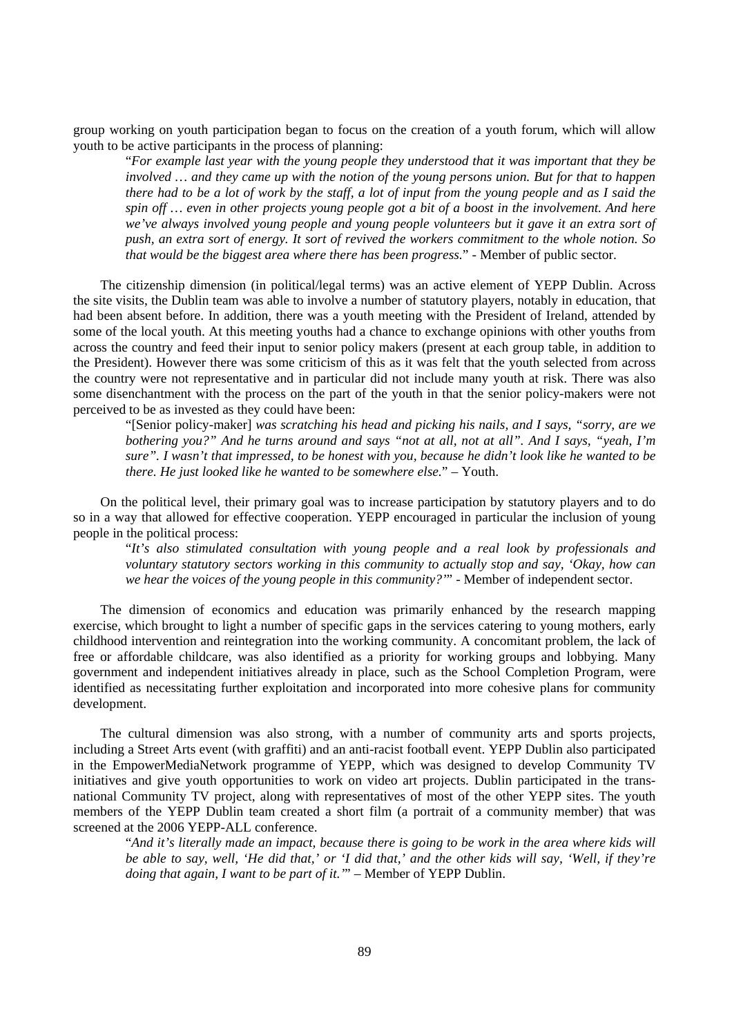group working on youth participation began to focus on the creation of a youth forum, which will allow youth to be active participants in the process of planning:

> "*For example last year with the young people they understood that it was important that they be involved … and they came up with the notion of the young persons union. But for that to happen there had to be a lot of work by the staff, a lot of input from the young people and as I said the spin off … even in other projects young people got a bit of a boost in the involvement. And here we've always involved young people and young people volunteers but it gave it an extra sort of push, an extra sort of energy. It sort of revived the workers commitment to the whole notion. So that would be the biggest area where there has been progress.*" - Member of public sector.

The citizenship dimension (in political/legal terms) was an active element of YEPP Dublin. Across the site visits, the Dublin team was able to involve a number of statutory players, notably in education, that had been absent before. In addition, there was a youth meeting with the President of Ireland, attended by some of the local youth. At this meeting youths had a chance to exchange opinions with other youths from across the country and feed their input to senior policy makers (present at each group table, in addition to the President). However there was some criticism of this as it was felt that the youth selected from across the country were not representative and in particular did not include many youth at risk. There was also some disenchantment with the process on the part of the youth in that the senior policy-makers were not perceived to be as invested as they could have been:

> "[Senior policy-maker] *was scratching his head and picking his nails, and I says, "sorry, are we bothering you?" And he turns around and says "not at all, not at all". And I says, "yeah, I'm sure". I wasn't that impressed, to be honest with you, because he didn't look like he wanted to be there. He just looked like he wanted to be somewhere else.*" – Youth.

On the political level, their primary goal was to increase participation by statutory players and to do so in a way that allowed for effective cooperation. YEPP encouraged in particular the inclusion of young people in the political process:

> "*It's also stimulated consultation with young people and a real look by professionals and voluntary statutory sectors working in this community to actually stop and say, 'Okay, how can we hear the voices of the young people in this community?'*" - Member of independent sector.

The dimension of economics and education was primarily enhanced by the research mapping exercise, which brought to light a number of specific gaps in the services catering to young mothers, early childhood intervention and reintegration into the working community. A concomitant problem, the lack of free or affordable childcare, was also identified as a priority for working groups and lobbying. Many government and independent initiatives already in place, such as the School Completion Program, were identified as necessitating further exploitation and incorporated into more cohesive plans for community development.

The cultural dimension was also strong, with a number of community arts and sports projects, including a Street Arts event (with graffiti) and an anti-racist football event. YEPP Dublin also participated in the EmpowerMediaNetwork programme of YEPP, which was designed to develop Community TV initiatives and give youth opportunities to work on video art projects. Dublin participated in the trans-national Community TV project, along with representatives of most of the other YEPP sites. The youth members of the YEPP Dublin team created a short film (a portrait of a community member) that was screened at the 2006 YEPP-ALL conference.

> "*And it's literally made an impact, because there is going to be work in the area where kids will be able to say, well, 'He did that,' or 'I did that,' and the other kids will say, 'Well, if they're doing that again, I want to be part of it.'*" – Member of YEPP Dublin.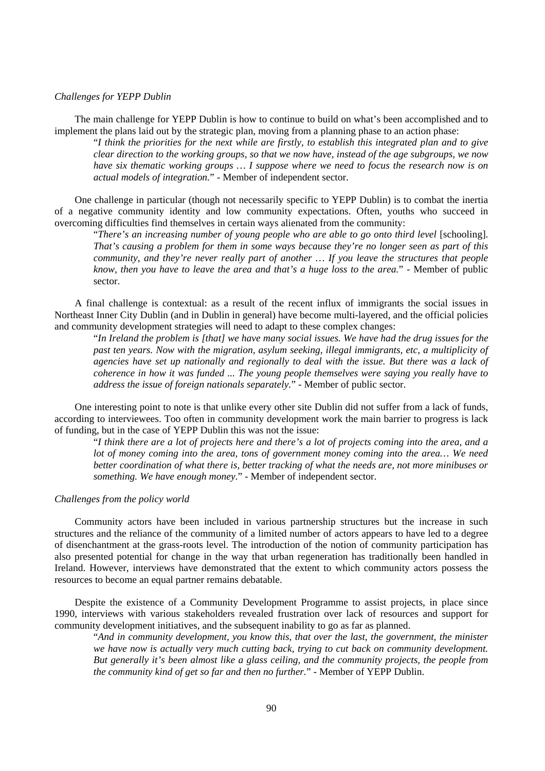*Challenges for YEPP Dublin*

The main challenge for YEPP Dublin is how to continue to build on what's been accomplished and to implement the plans laid out by the strategic plan, moving from a planning phase to an action phase:

> "*I think the priorities for the next while are firstly, to establish this integrated plan and to give clear direction to the working groups, so that we now have, instead of the age subgroups, we now have six thematic working groups … I suppose where we need to focus the research now is on actual models of integration.*" - Member of independent sector.

One challenge in particular (though not necessarily specific to YEPP Dublin) is to combat the inertia of a negative community identity and low community expectations. Often, youths who succeed in overcoming difficulties find themselves in certain ways alienated from the community:

> "*There's an increasing number of young people who are able to go onto third level* [schooling]*. That's causing a problem for them in some ways because they're no longer seen as part of this community, and they're never really part of another … If you leave the structures that people know, then you have to leave the area and that's a huge loss to the area.*" - Member of public sector.

A final challenge is contextual: as a result of the recent influx of immigrants the social issues in Northeast Inner City Dublin (and in Dublin in general) have become multi-layered, and the official policies and community development strategies will need to adapt to these complex changes:

> "*In Ireland the problem is [that] we have many social issues. We have had the drug issues for the past ten years. Now with the migration, asylum seeking, illegal immigrants, etc, a multiplicity of agencies have set up nationally and regionally to deal with the issue. But there was a lack of coherence in how it was funded ... The young people themselves were saying you really have to address the issue of foreign nationals separately.*" - Member of public sector.

One interesting point to note is that unlike every other site Dublin did not suffer from a lack of funds, according to interviewees. Too often in community development work the main barrier to progress is lack of funding, but in the case of YEPP Dublin this was not the issue:

> "*I think there are a lot of projects here and there's a lot of projects coming into the area, and a lot of money coming into the area, tons of government money coming into the area… We need better coordination of what there is, better tracking of what the needs are, not more minibuses or something. We have enough money.*" - Member of independent sector.

*Challenges from the policy world*

Community actors have been included in various partnership structures but the increase in such structures and the reliance of the community of a limited number of actors appears to have led to a degree of disenchantment at the grass-roots level. The introduction of the notion of community participation has also presented potential for change in the way that urban regeneration has traditionally been handled in Ireland. However, interviews have demonstrated that the extent to which community actors possess the resources to become an equal partner remains debatable.

Despite the existence of a Community Development Programme to assist projects, in place since 1990, interviews with various stakeholders revealed frustration over lack of resources and support for community development initiatives, and the subsequent inability to go as far as planned.

> "*And in community development, you know this, that over the last, the government, the minister we have now is actually very much cutting back, trying to cut back on community development. But generally it's been almost like a glass ceiling, and the community projects, the people from the community kind of get so far and then no further.*" - Member of YEPP Dublin.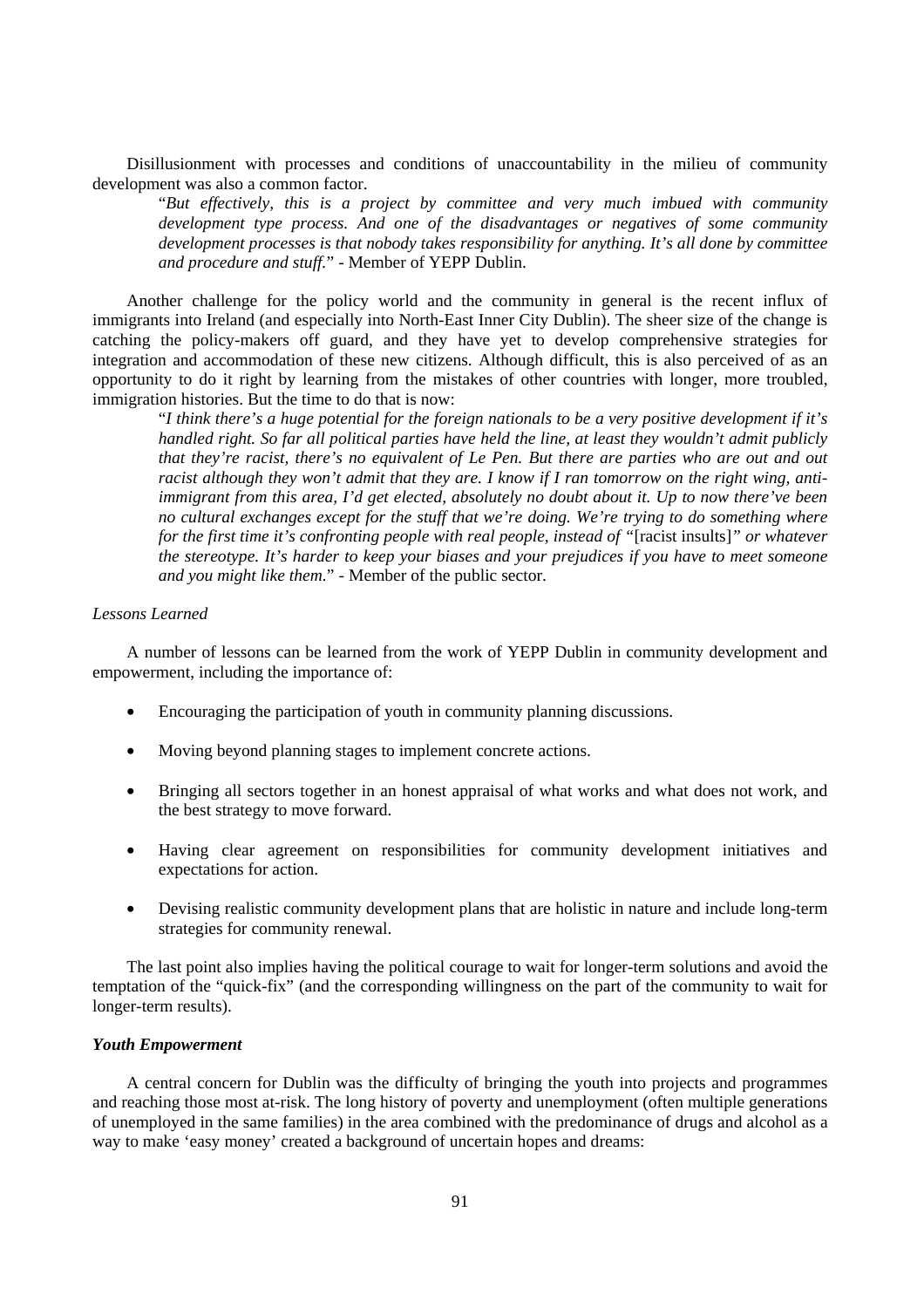Disillusionment with processes and conditions of unaccountability in the milieu of community development was also a common factor.

> "*But effectively, this is a project by committee and very much imbued with community development type process. And one of the disadvantages or negatives of some community development processes is that nobody takes responsibility for anything. It's all done by committee and procedure and stuff.*" - Member of YEPP Dublin.

Another challenge for the policy world and the community in general is the recent influx of immigrants into Ireland (and especially into North-East Inner City Dublin). The sheer size of the change is catching the policy-makers off guard, and they have yet to develop comprehensive strategies for integration and accommodation of these new citizens. Although difficult, this is also perceived of as an opportunity to do it right by learning from the mistakes of other countries with longer, more troubled, immigration histories. But the time to do that is now:

> "*I think there's a huge potential for the foreign nationals to be a very positive development if it's handled right. So far all political parties have held the line, at least they wouldn't admit publicly that they're racist, there's no equivalent of Le Pen. But there are parties who are out and out racist although they won't admit that they are. I know if I ran tomorrow on the right wing, anti-immigrant from this area, I'd get elected, absolutely no doubt about it. Up to now there've been no cultural exchanges except for the stuff that we're doing. We're trying to do something where for the first time it's confronting people with real people, instead of "*[racist insults]*" or whatever the stereotype. It's harder to keep your biases and your prejudices if you have to meet someone and you might like them.*" - Member of the public sector.

*Lessons Learned*

A number of lessons can be learned from the work of YEPP Dublin in community development and empowerment, including the importance of:

- Encouraging the participation of youth in community planning discussions.
- Moving beyond planning stages to implement concrete actions.
- Bringing all sectors together in an honest appraisal of what works and what does not work, and the best strategy to move forward.
- Having clear agreement on responsibilities for community development initiatives and expectations for action.
- Devising realistic community development plans that are holistic in nature and include long-term strategies for community renewal.

The last point also implies having the political courage to wait for longer-term solutions and avoid the temptation of the "quick-fix" (and the corresponding willingness on the part of the community to wait for longer-term results).

***Youth Empowerment***

A central concern for Dublin was the difficulty of bringing the youth into projects and programmes and reaching those most at-risk. The long history of poverty and unemployment (often multiple generations of unemployed in the same families) in the area combined with the predominance of drugs and alcohol as a way to make 'easy money' created a background of uncertain hopes and dreams: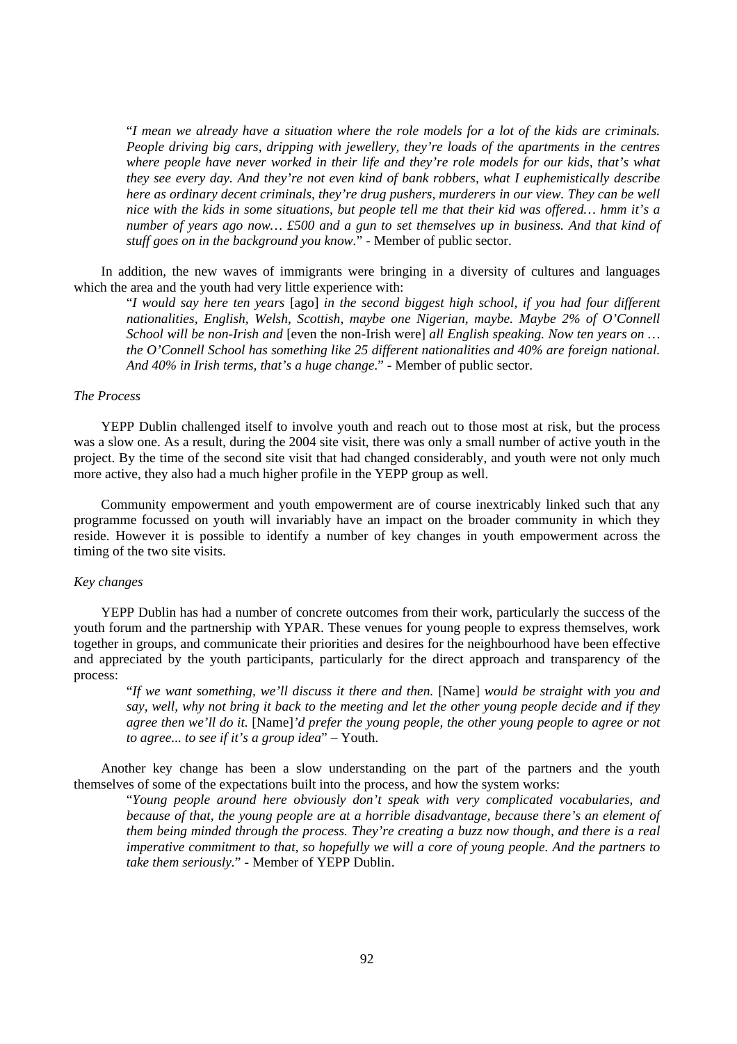> "*I mean we already have a situation where the role models for a lot of the kids are criminals. People driving big cars, dripping with jewellery, they're loads of the apartments in the centres where people have never worked in their life and they're role models for our kids, that's what they see every day. And they're not even kind of bank robbers, what I euphemistically describe here as ordinary decent criminals, they're drug pushers, murderers in our view. They can be well nice with the kids in some situations, but people tell me that their kid was offered… hmm it's a number of years ago now… £500 and a gun to set themselves up in business. And that kind of stuff goes on in the background you know*." - Member of public sector.

In addition, the new waves of immigrants were bringing in a diversity of cultures and languages which the area and the youth had very little experience with:

> "*I would say here ten years* [ago] *in the second biggest high school, if you had four different nationalities, English, Welsh, Scottish, maybe one Nigerian, maybe. Maybe 2% of O'Connell School will be non-Irish and* [even the non-Irish were] *all English speaking. Now ten years on … the O'Connell School has something like 25 different nationalities and 40% are foreign national. And 40% in Irish terms, that's a huge change*." - Member of public sector.

*The Process*

YEPP Dublin challenged itself to involve youth and reach out to those most at risk, but the process was a slow one. As a result, during the 2004 site visit, there was only a small number of active youth in the project. By the time of the second site visit that had changed considerably, and youth were not only much more active, they also had a much higher profile in the YEPP group as well.

Community empowerment and youth empowerment are of course inextricably linked such that any programme focussed on youth will invariably have an impact on the broader community in which they reside. However it is possible to identify a number of key changes in youth empowerment across the timing of the two site visits.

*Key changes*

YEPP Dublin has had a number of concrete outcomes from their work, particularly the success of the youth forum and the partnership with YPAR. These venues for young people to express themselves, work together in groups, and communicate their priorities and desires for the neighbourhood have been effective and appreciated by the youth participants, particularly for the direct approach and transparency of the process:

> "*If we want something, we'll discuss it there and then.* [Name] *would be straight with you and say, well, why not bring it back to the meeting and let the other young people decide and if they agree then we'll do it.* [Name]*'d prefer the young people, the other young people to agree or not to agree... to see if it's a group idea*" – Youth.

Another key change has been a slow understanding on the part of the partners and the youth themselves of some of the expectations built into the process, and how the system works:

> "*Young people around here obviously don't speak with very complicated vocabularies, and because of that, the young people are at a horrible disadvantage, because there's an element of them being minded through the process. They're creating a buzz now though, and there is a real imperative commitment to that, so hopefully we will a core of young people. And the partners to take them seriously.*" - Member of YEPP Dublin.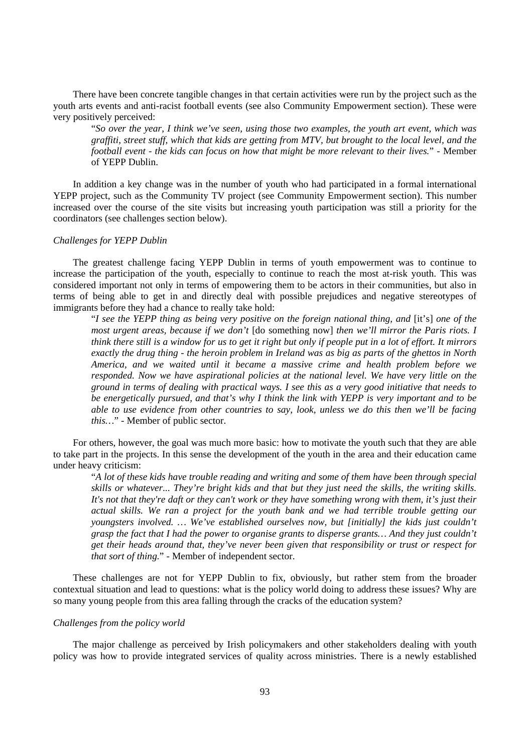There have been concrete tangible changes in that certain activities were run by the project such as the youth arts events and anti-racist football events (see also Community Empowerment section). These were very positively perceived:

> "*So over the year, I think we've seen, using those two examples, the youth art event, which was graffiti, street stuff, which that kids are getting from MTV, but brought to the local level, and the football event - the kids can focus on how that might be more relevant to their lives.*" - Member of YEPP Dublin.

In addition a key change was in the number of youth who had participated in a formal international YEPP project, such as the Community TV project (see Community Empowerment section). This number increased over the course of the site visits but increasing youth participation was still a priority for the coordinators (see challenges section below).

*Challenges for YEPP Dublin*

The greatest challenge facing YEPP Dublin in terms of youth empowerment was to continue to increase the participation of the youth, especially to continue to reach the most at-risk youth. This was considered important not only in terms of empowering them to be actors in their communities, but also in terms of being able to get in and directly deal with possible prejudices and negative stereotypes of immigrants before they had a chance to really take hold:

> "*I see the YEPP thing as being very positive on the foreign national thing, and* [it's] *one of the most urgent areas, because if we don't* [do something now] *then we'll mirror the Paris riots. I think there still is a window for us to get it right but only if people put in a lot of effort. It mirrors exactly the drug thing - the heroin problem in Ireland was as big as parts of the ghettos in North America, and we waited until it became a massive crime and health problem before we responded. Now we have aspirational policies at the national level. We have very little on the ground in terms of dealing with practical ways. I see this as a very good initiative that needs to be energetically pursued, and that's why I think the link with YEPP is very important and to be able to use evidence from other countries to say, look, unless we do this then we'll be facing this…*" - Member of public sector.

For others, however, the goal was much more basic: how to motivate the youth such that they are able to take part in the projects. In this sense the development of the youth in the area and their education came under heavy criticism:

> "*A lot of these kids have trouble reading and writing and some of them have been through special skills or whatever... They're bright kids and that but they just need the skills, the writing skills. It's not that they're daft or they can't work or they have something wrong with them, it's just their actual skills. We ran a project for the youth bank and we had terrible trouble getting our youngsters involved. … We've established ourselves now, but [initially] the kids just couldn't grasp the fact that I had the power to organise grants to disperse grants… And they just couldn't get their heads around that, they've never been given that responsibility or trust or respect for that sort of thing.*" - Member of independent sector.

These challenges are not for YEPP Dublin to fix, obviously, but rather stem from the broader contextual situation and lead to questions: what is the policy world doing to address these issues? Why are so many young people from this area falling through the cracks of the education system?

*Challenges from the policy world*

The major challenge as perceived by Irish policymakers and other stakeholders dealing with youth policy was how to provide integrated services of quality across ministries. There is a newly established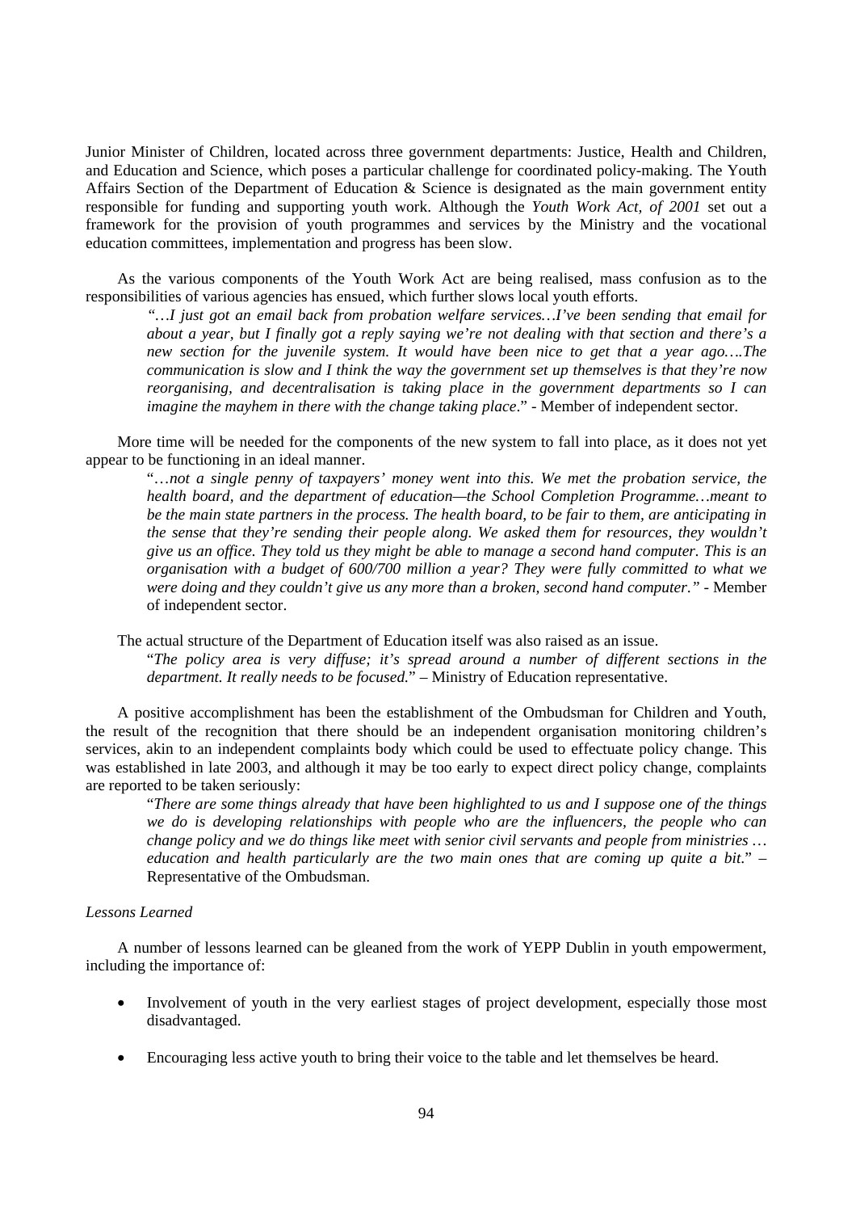Junior Minister of Children, located across three government departments: Justice, Health and Children, and Education and Science, which poses a particular challenge for coordinated policy-making. The Youth Affairs Section of the Department of Education & Science is designated as the main government entity responsible for funding and supporting youth work. Although the *Youth Work Act, of 2001* set out a framework for the provision of youth programmes and services by the Ministry and the vocational education committees, implementation and progress has been slow.

As the various components of the Youth Work Act are being realised, mass confusion as to the responsibilities of various agencies has ensued, which further slows local youth efforts.

> *"…I just got an email back from probation welfare services…I've been sending that email for about a year, but I finally got a reply saying we're not dealing with that section and there's a new section for the juvenile system. It would have been nice to get that a year ago….The communication is slow and I think the way the government set up themselves is that they're now reorganising, and decentralisation is taking place in the government departments so I can imagine the mayhem in there with the change taking place*." - Member of independent sector.

More time will be needed for the components of the new system to fall into place, as it does not yet appear to be functioning in an ideal manner.

> "*…not a single penny of taxpayers' money went into this. We met the probation service, the health board, and the department of education—the School Completion Programme…meant to be the main state partners in the process. The health board, to be fair to them, are anticipating in the sense that they're sending their people along. We asked them for resources, they wouldn't give us an office. They told us they might be able to manage a second hand computer. This is an organisation with a budget of 600/700 million a year? They were fully committed to what we were doing and they couldn't give us any more than a broken, second hand computer."* - Member of independent sector.

The actual structure of the Department of Education itself was also raised as an issue.

> "*The policy area is very diffuse; it's spread around a number of different sections in the department. It really needs to be focused.*" – Ministry of Education representative.

A positive accomplishment has been the establishment of the Ombudsman for Children and Youth, the result of the recognition that there should be an independent organisation monitoring children's services, akin to an independent complaints body which could be used to effectuate policy change. This was established in late 2003, and although it may be too early to expect direct policy change, complaints are reported to be taken seriously:

> "*There are some things already that have been highlighted to us and I suppose one of the things we do is developing relationships with people who are the influencers, the people who can change policy and we do things like meet with senior civil servants and people from ministries … education and health particularly are the two main ones that are coming up quite a bit.*" – Representative of the Ombudsman.

*Lessons Learned*

A number of lessons learned can be gleaned from the work of YEPP Dublin in youth empowerment, including the importance of:

- Involvement of youth in the very earliest stages of project development, especially those most disadvantaged.
- Encouraging less active youth to bring their voice to the table and let themselves be heard.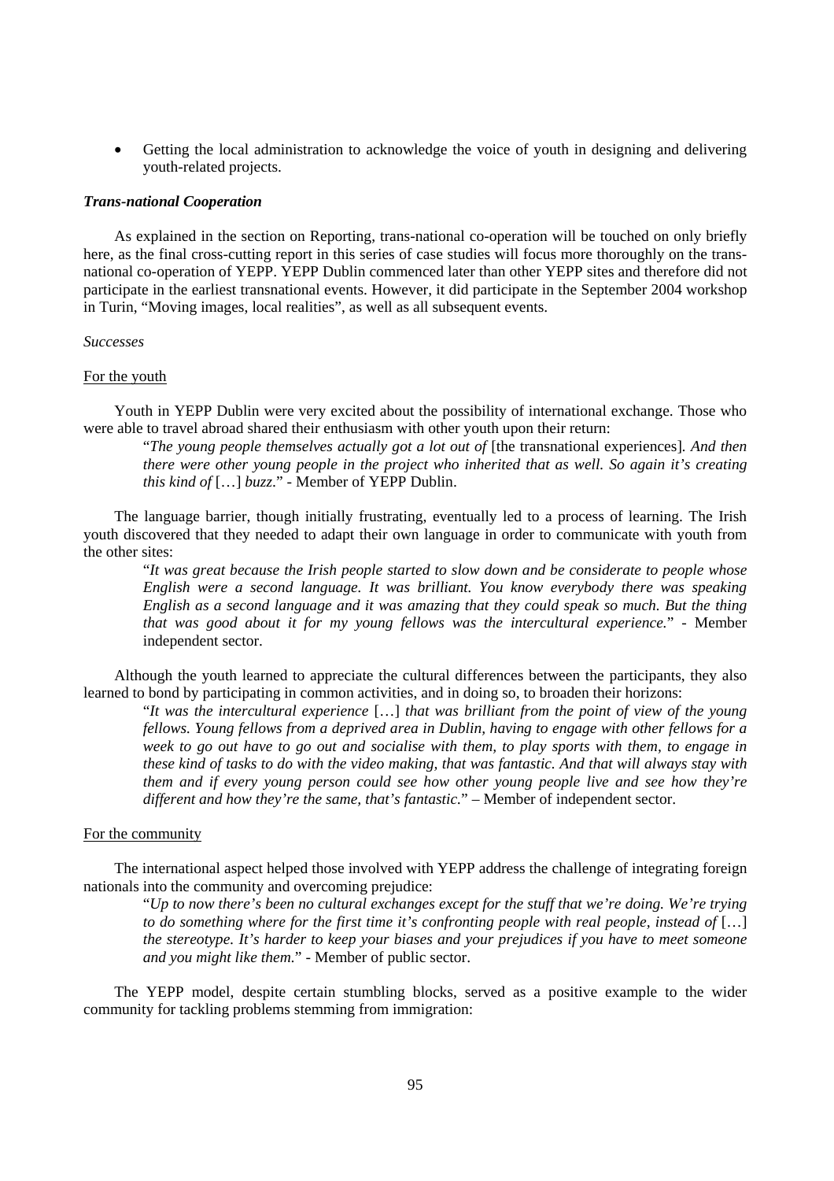- Getting the local administration to acknowledge the voice of youth in designing and delivering youth-related projects.

***Trans-national Cooperation***

As explained in the section on Reporting, trans-national co-operation will be touched on only briefly here, as the final cross-cutting report in this series of case studies will focus more thoroughly on the trans-national co-operation of YEPP. YEPP Dublin commenced later than other YEPP sites and therefore did not participate in the earliest transnational events. However, it did participate in the September 2004 workshop in Turin, "Moving images, local realities", as well as all subsequent events.

*Successes*

For the youth

Youth in YEPP Dublin were very excited about the possibility of international exchange. Those who were able to travel abroad shared their enthusiasm with other youth upon their return:

> "*The young people themselves actually got a lot out of* [the transnational experiences]. *And then there were other young people in the project who inherited that as well. So again it's creating this kind of* […] *buzz.*" - Member of YEPP Dublin.

The language barrier, though initially frustrating, eventually led to a process of learning. The Irish youth discovered that they needed to adapt their own language in order to communicate with youth from the other sites:

> "*It was great because the Irish people started to slow down and be considerate to people whose English were a second language. It was brilliant. You know everybody there was speaking English as a second language and it was amazing that they could speak so much. But the thing that was good about it for my young fellows was the intercultural experience.*" - Member independent sector.

Although the youth learned to appreciate the cultural differences between the participants, they also learned to bond by participating in common activities, and in doing so, to broaden their horizons:

> "*It was the intercultural experience* […] *that was brilliant from the point of view of the young fellows. Young fellows from a deprived area in Dublin, having to engage with other fellows for a week to go out have to go out and socialise with them, to play sports with them, to engage in these kind of tasks to do with the video making, that was fantastic. And that will always stay with them and if every young person could see how other young people live and see how they're different and how they're the same, that's fantastic.*" – Member of independent sector.

For the community

The international aspect helped those involved with YEPP address the challenge of integrating foreign nationals into the community and overcoming prejudice:

> "*Up to now there's been no cultural exchanges except for the stuff that we're doing. We're trying to do something where for the first time it's confronting people with real people, instead of* […] *the stereotype. It's harder to keep your biases and your prejudices if you have to meet someone and you might like them.*" - Member of public sector.

The YEPP model, despite certain stumbling blocks, served as a positive example to the wider community for tackling problems stemming from immigration: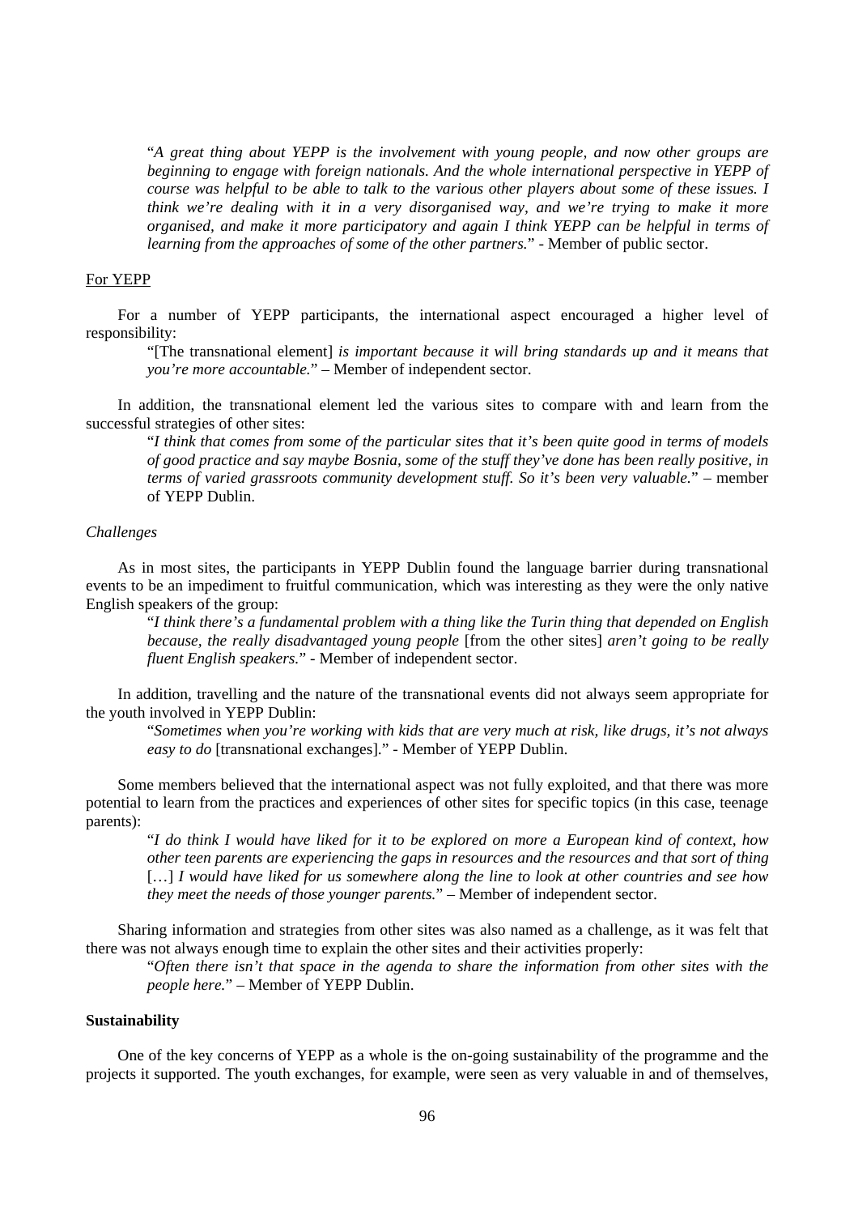> "*A great thing about YEPP is the involvement with young people, and now other groups are beginning to engage with foreign nationals. And the whole international perspective in YEPP of course was helpful to be able to talk to the various other players about some of these issues. I think we're dealing with it in a very disorganised way, and we're trying to make it more organised, and make it more participatory and again I think YEPP can be helpful in terms of learning from the approaches of some of the other partners.*" - Member of public sector.

For YEPP

For a number of YEPP participants, the international aspect encouraged a higher level of responsibility:

> "[The transnational element] *is important because it will bring standards up and it means that you're more accountable.*" – Member of independent sector.

In addition, the transnational element led the various sites to compare with and learn from the successful strategies of other sites:

> "*I think that comes from some of the particular sites that it's been quite good in terms of models of good practice and say maybe Bosnia, some of the stuff they've done has been really positive, in terms of varied grassroots community development stuff. So it's been very valuable.*" – member of YEPP Dublin.

*Challenges*

As in most sites, the participants in YEPP Dublin found the language barrier during transnational events to be an impediment to fruitful communication, which was interesting as they were the only native English speakers of the group:

> "*I think there's a fundamental problem with a thing like the Turin thing that depended on English because, the really disadvantaged young people* [from the other sites] *aren't going to be really fluent English speakers.*" - Member of independent sector.

In addition, travelling and the nature of the transnational events did not always seem appropriate for the youth involved in YEPP Dublin:

> "*Sometimes when you're working with kids that are very much at risk, like drugs, it's not always easy to do* [transnational exchanges]." - Member of YEPP Dublin.

Some members believed that the international aspect was not fully exploited, and that there was more potential to learn from the practices and experiences of other sites for specific topics (in this case, teenage parents):

> "*I do think I would have liked for it to be explored on more a European kind of context, how other teen parents are experiencing the gaps in resources and the resources and that sort of thing* […] *I would have liked for us somewhere along the line to look at other countries and see how they meet the needs of those younger parents.*" – Member of independent sector.

Sharing information and strategies from other sites was also named as a challenge, as it was felt that there was not always enough time to explain the other sites and their activities properly:

> "*Often there isn't that space in the agenda to share the information from other sites with the people here.*" – Member of YEPP Dublin.

**Sustainability**

One of the key concerns of YEPP as a whole is the on-going sustainability of the programme and the projects it supported. The youth exchanges, for example, were seen as very valuable in and of themselves,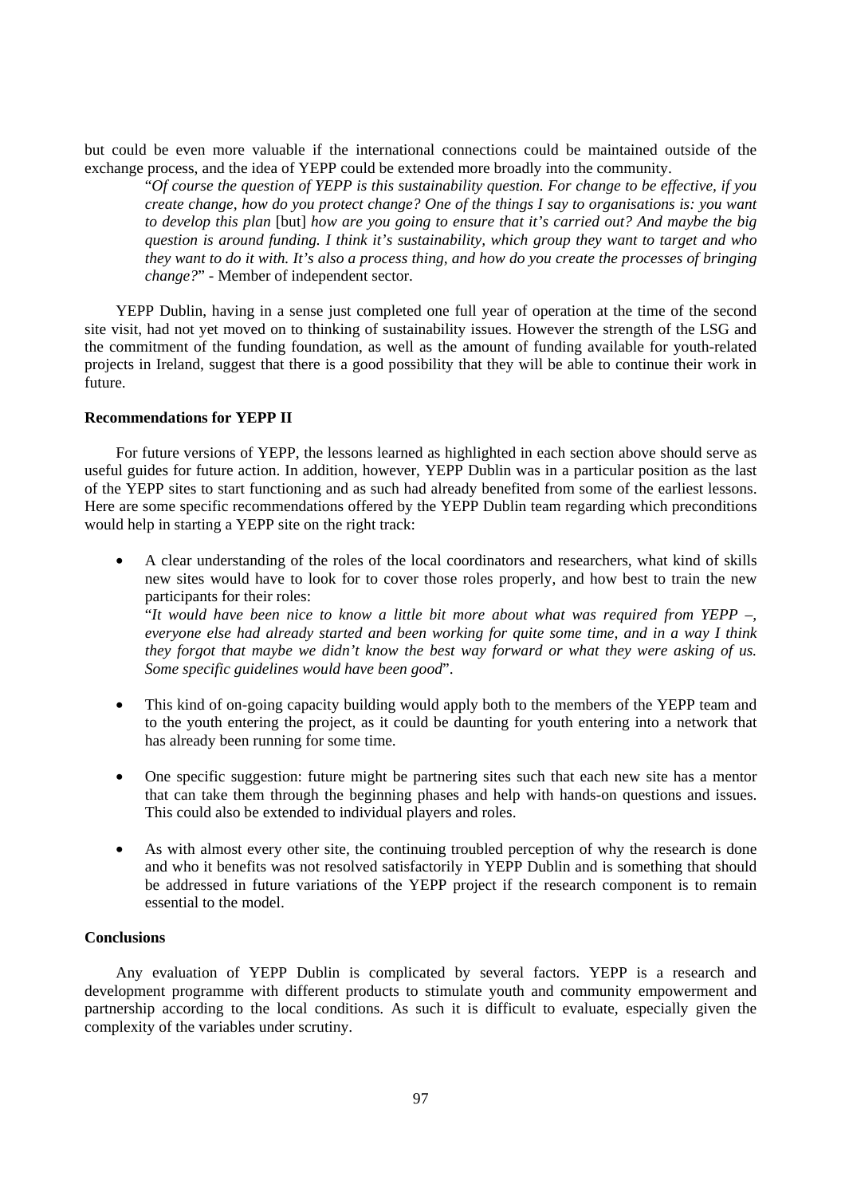but could be even more valuable if the international connections could be maintained outside of the exchange process, and the idea of YEPP could be extended more broadly into the community.

> "*Of course the question of YEPP is this sustainability question. For change to be effective, if you create change, how do you protect change? One of the things I say to organisations is: you want to develop this plan* [but] *how are you going to ensure that it's carried out? And maybe the big question is around funding. I think it's sustainability, which group they want to target and who they want to do it with. It's also a process thing, and how do you create the processes of bringing change?*" - Member of independent sector.

YEPP Dublin, having in a sense just completed one full year of operation at the time of the second site visit, had not yet moved on to thinking of sustainability issues. However the strength of the LSG and the commitment of the funding foundation, as well as the amount of funding available for youth-related projects in Ireland, suggest that there is a good possibility that they will be able to continue their work in future.

**Recommendations for YEPP II**

For future versions of YEPP, the lessons learned as highlighted in each section above should serve as useful guides for future action. In addition, however, YEPP Dublin was in a particular position as the last of the YEPP sites to start functioning and as such had already benefited from some of the earliest lessons. Here are some specific recommendations offered by the YEPP Dublin team regarding which preconditions would help in starting a YEPP site on the right track:

- A clear understanding of the roles of the local coordinators and researchers, what kind of skills new sites would have to look for to cover those roles properly, and how best to train the new participants for their roles:
  "*It would have been nice to know a little bit more about what was required from YEPP –, everyone else had already started and been working for quite some time, and in a way I think they forgot that maybe we didn't know the best way forward or what they were asking of us. Some specific guidelines would have been good*".

- This kind of on-going capacity building would apply both to the members of the YEPP team and to the youth entering the project, as it could be daunting for youth entering into a network that has already been running for some time.

- One specific suggestion: future might be partnering sites such that each new site has a mentor that can take them through the beginning phases and help with hands-on questions and issues. This could also be extended to individual players and roles.

- As with almost every other site, the continuing troubled perception of why the research is done and who it benefits was not resolved satisfactorily in YEPP Dublin and is something that should be addressed in future variations of the YEPP project if the research component is to remain essential to the model.

**Conclusions**

Any evaluation of YEPP Dublin is complicated by several factors. YEPP is a research and development programme with different products to stimulate youth and community empowerment and partnership according to the local conditions. As such it is difficult to evaluate, especially given the complexity of the variables under scrutiny.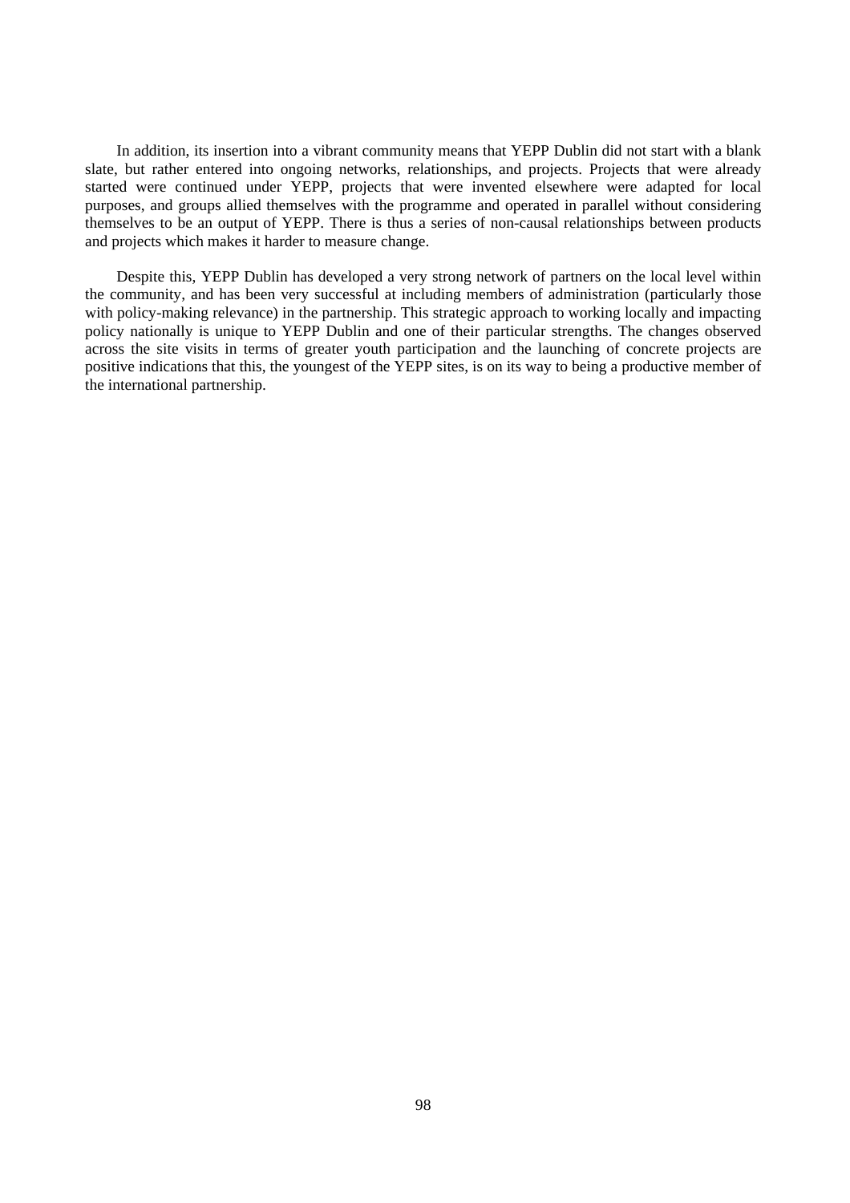In addition, its insertion into a vibrant community means that YEPP Dublin did not start with a blank slate, but rather entered into ongoing networks, relationships, and projects. Projects that were already started were continued under YEPP, projects that were invented elsewhere were adapted for local purposes, and groups allied themselves with the programme and operated in parallel without considering themselves to be an output of YEPP. There is thus a series of non-causal relationships between products and projects which makes it harder to measure change.

Despite this, YEPP Dublin has developed a very strong network of partners on the local level within the community, and has been very successful at including members of administration (particularly those with policy-making relevance) in the partnership. This strategic approach to working locally and impacting policy nationally is unique to YEPP Dublin and one of their particular strengths. The changes observed across the site visits in terms of greater youth participation and the launching of concrete projects are positive indications that this, the youngest of the YEPP sites, is on its way to being a productive member of the international partnership.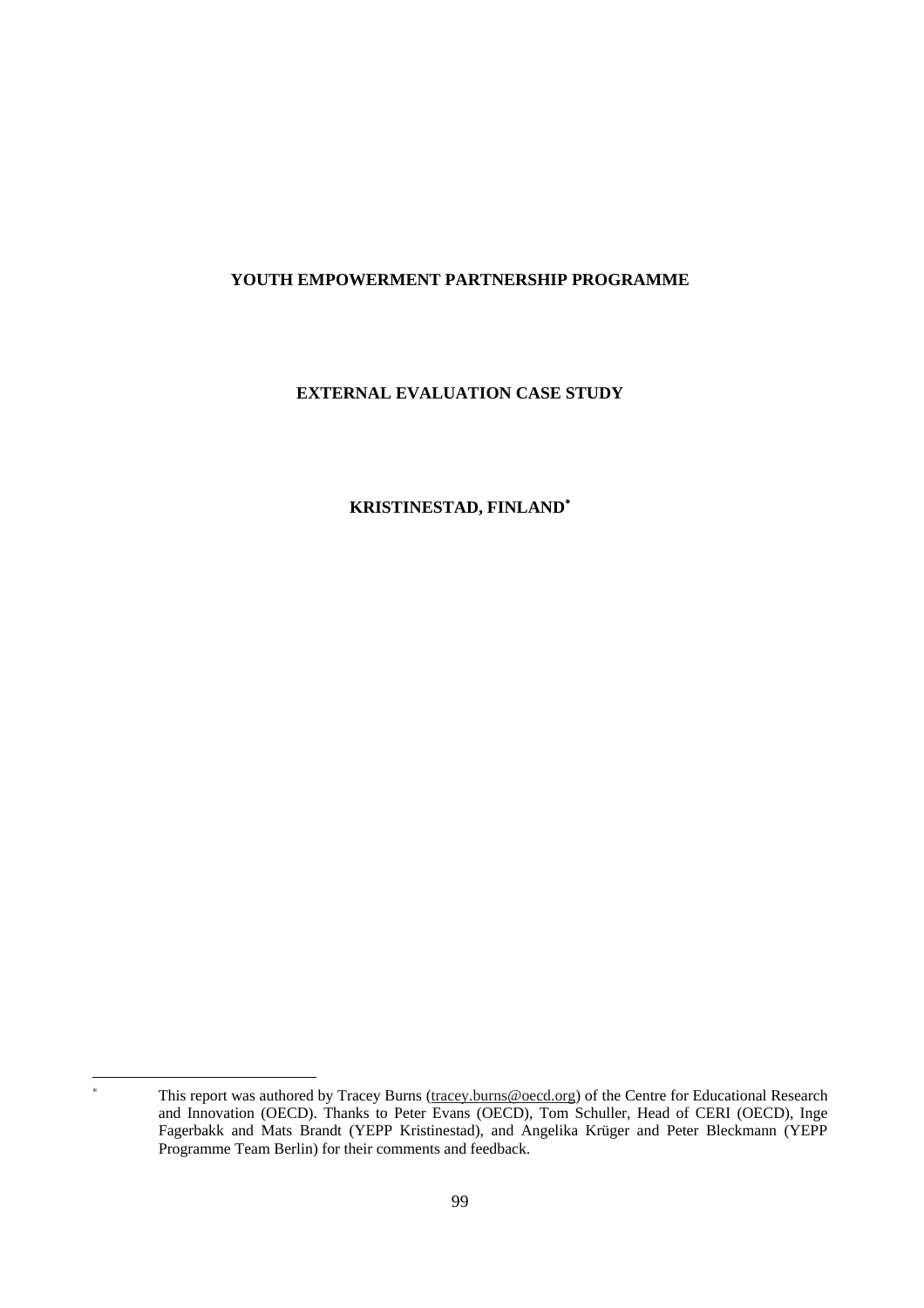# YOUTH EMPOWERMENT PARTNERSHIP PROGRAMME

## EXTERNAL EVALUATION CASE STUDY

## KRISTINESTAD, FINLAND*

---

* This report was authored by Tracey Burns (tracey.burns@oecd.org) of the Centre for Educational Research and Innovation (OECD). Thanks to Peter Evans (OECD), Tom Schuller, Head of CERI (OECD), Inge Fagerbakk and Mats Brandt (YEPP Kristinestad), and Angelika Krüger and Peter Bleckmann (YEPP Programme Team Berlin) for their comments and feedback.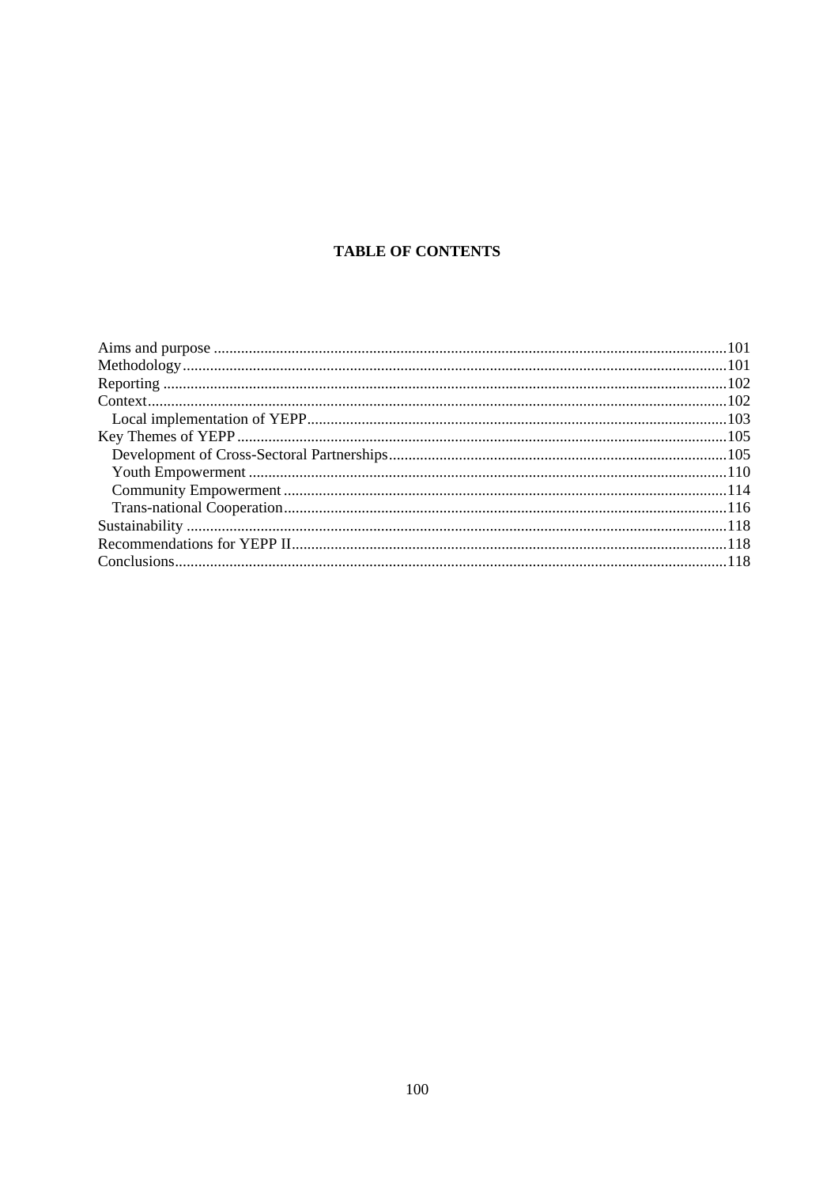**TABLE OF CONTENTS**

Aims and purpose ....................................................................................................................................101
Methodology...........................................................................................................................................101
Reporting ................................................................................................................................................102
Context....................................................................................................................................................102
  Local implementation of YEPP...........................................................................................................103
Key Themes of YEPP .............................................................................................................................105
  Development of Cross-Sectoral Partnerships......................................................................................105
  Youth Empowerment ..........................................................................................................................110
  Community Empowerment .................................................................................................................114
  Trans-national Cooperation.................................................................................................................116
Sustainability ..........................................................................................................................................118
Recommendations for YEPP II...............................................................................................................118
Conclusions.............................................................................................................................................118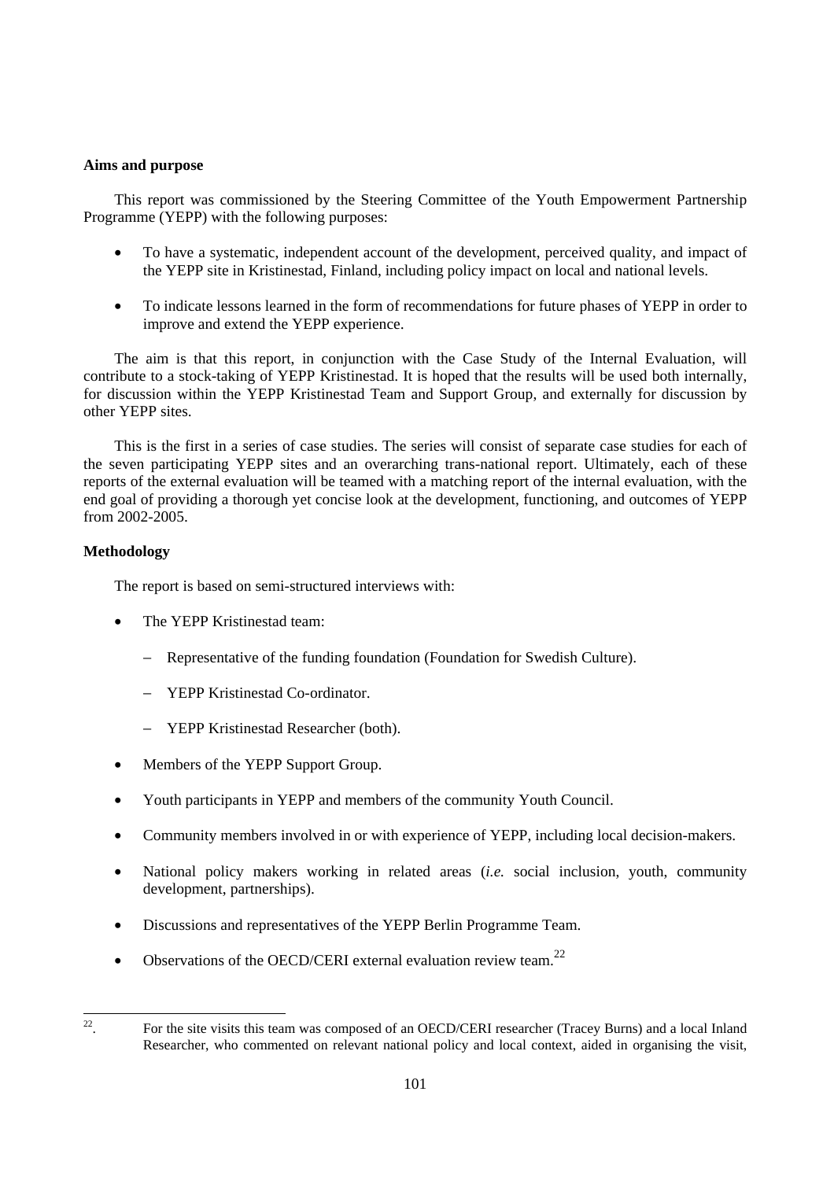**Aims and purpose**

This report was commissioned by the Steering Committee of the Youth Empowerment Partnership Programme (YEPP) with the following purposes:

- To have a systematic, independent account of the development, perceived quality, and impact of the YEPP site in Kristinestad, Finland, including policy impact on local and national levels.
- To indicate lessons learned in the form of recommendations for future phases of YEPP in order to improve and extend the YEPP experience.

The aim is that this report, in conjunction with the Case Study of the Internal Evaluation, will contribute to a stock-taking of YEPP Kristinestad. It is hoped that the results will be used both internally, for discussion within the YEPP Kristinestad Team and Support Group, and externally for discussion by other YEPP sites.

This is the first in a series of case studies. The series will consist of separate case studies for each of the seven participating YEPP sites and an overarching trans-national report. Ultimately, each of these reports of the external evaluation will be teamed with a matching report of the internal evaluation, with the end goal of providing a thorough yet concise look at the development, functioning, and outcomes of YEPP from 2002-2005.

**Methodology**

The report is based on semi-structured interviews with:

- The YEPP Kristinestad team:
  - Representative of the funding foundation (Foundation for Swedish Culture).
  - YEPP Kristinestad Co-ordinator.
  - YEPP Kristinestad Researcher (both).
- Members of the YEPP Support Group.
- Youth participants in YEPP and members of the community Youth Council.
- Community members involved in or with experience of YEPP, including local decision-makers.
- National policy makers working in related areas (*i.e.* social inclusion, youth, community development, partnerships).
- Discussions and representatives of the YEPP Berlin Programme Team.
- Observations of the OECD/CERI external evaluation review team.[22]

---

[22]. For the site visits this team was composed of an OECD/CERI researcher (Tracey Burns) and a local Inland Researcher, who commented on relevant national policy and local context, aided in organising the visit,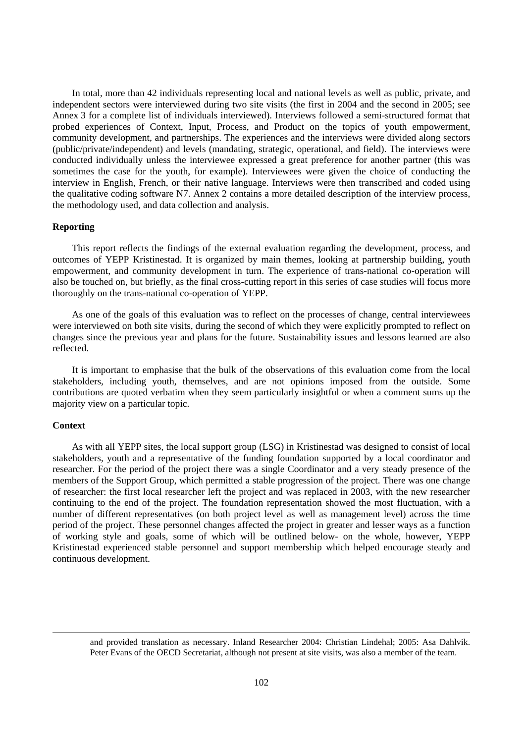In total, more than 42 individuals representing local and national levels as well as public, private, and independent sectors were interviewed during two site visits (the first in 2004 and the second in 2005; see Annex 3 for a complete list of individuals interviewed). Interviews followed a semi-structured format that probed experiences of Context, Input, Process, and Product on the topics of youth empowerment, community development, and partnerships. The experiences and the interviews were divided along sectors (public/private/independent) and levels (mandating, strategic, operational, and field). The interviews were conducted individually unless the interviewee expressed a great preference for another partner (this was sometimes the case for the youth, for example). Interviewees were given the choice of conducting the interview in English, French, or their native language. Interviews were then transcribed and coded using the qualitative coding software N7. Annex 2 contains a more detailed description of the interview process, the methodology used, and data collection and analysis.

**Reporting**

This report reflects the findings of the external evaluation regarding the development, process, and outcomes of YEPP Kristinestad. It is organized by main themes, looking at partnership building, youth empowerment, and community development in turn. The experience of trans-national co-operation will also be touched on, but briefly, as the final cross-cutting report in this series of case studies will focus more thoroughly on the trans-national co-operation of YEPP.

As one of the goals of this evaluation was to reflect on the processes of change, central interviewees were interviewed on both site visits, during the second of which they were explicitly prompted to reflect on changes since the previous year and plans for the future. Sustainability issues and lessons learned are also reflected.

It is important to emphasise that the bulk of the observations of this evaluation come from the local stakeholders, including youth, themselves, and are not opinions imposed from the outside. Some contributions are quoted verbatim when they seem particularly insightful or when a comment sums up the majority view on a particular topic.

**Context**

As with all YEPP sites, the local support group (LSG) in Kristinestad was designed to consist of local stakeholders, youth and a representative of the funding foundation supported by a local coordinator and researcher. For the period of the project there was a single Coordinator and a very steady presence of the members of the Support Group, which permitted a stable progression of the project. There was one change of researcher: the first local researcher left the project and was replaced in 2003, with the new researcher continuing to the end of the project. The foundation representation showed the most fluctuation, with a number of different representatives (on both project level as well as management level) across the time period of the project. These personnel changes affected the project in greater and lesser ways as a function of working style and goals, some of which will be outlined below- on the whole, however, YEPP Kristinestad experienced stable personnel and support membership which helped encourage steady and continuous development.

---

and provided translation as necessary. Inland Researcher 2004: Christian Lindehal; 2005: Asa Dahlvik. Peter Evans of the OECD Secretariat, although not present at site visits, was also a member of the team.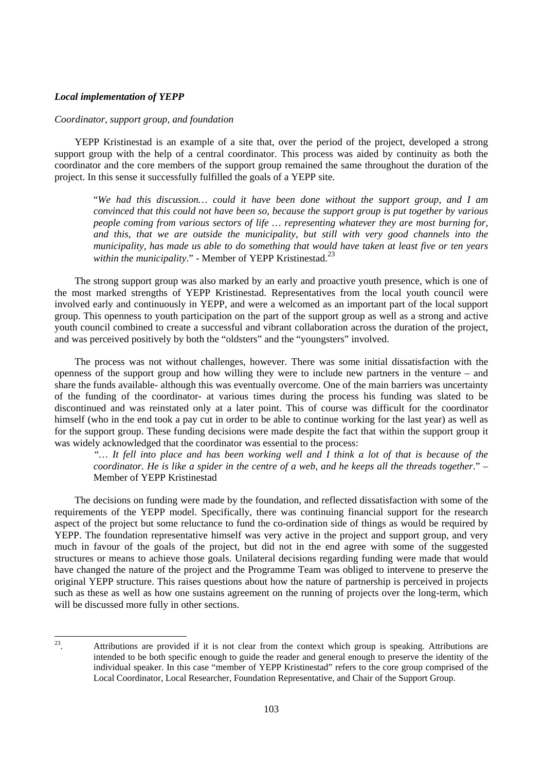***Local implementation of YEPP***

*Coordinator, support group, and foundation*

YEPP Kristinestad is an example of a site that, over the period of the project, developed a strong support group with the help of a central coordinator. This process was aided by continuity as both the coordinator and the core members of the support group remained the same throughout the duration of the project. In this sense it successfully fulfilled the goals of a YEPP site.

> "*We had this discussion… could it have been done without the support group, and I am convinced that this could not have been so, because the support group is put together by various people coming from various sectors of life … representing whatever they are most burning for, and this, that we are outside the municipality, but still with very good channels into the municipality, has made us able to do something that would have taken at least five or ten years within the municipality*." - Member of YEPP Kristinestad.[23]

The strong support group was also marked by an early and proactive youth presence, which is one of the most marked strengths of YEPP Kristinestad. Representatives from the local youth council were involved early and continuously in YEPP, and were a welcomed as an important part of the local support group. This openness to youth participation on the part of the support group as well as a strong and active youth council combined to create a successful and vibrant collaboration across the duration of the project, and was perceived positively by both the "oldsters" and the "youngsters" involved.

The process was not without challenges, however. There was some initial dissatisfaction with the openness of the support group and how willing they were to include new partners in the venture – and share the funds available- although this was eventually overcome. One of the main barriers was uncertainty of the funding of the coordinator- at various times during the process his funding was slated to be discontinued and was reinstated only at a later point. This of course was difficult for the coordinator himself (who in the end took a pay cut in order to be able to continue working for the last year) as well as for the support group. These funding decisions were made despite the fact that within the support group it was widely acknowledged that the coordinator was essential to the process:

> *"… It fell into place and has been working well and I think a lot of that is because of the coordinator. He is like a spider in the centre of a web, and he keeps all the threads together.*" – Member of YEPP Kristinestad

The decisions on funding were made by the foundation, and reflected dissatisfaction with some of the requirements of the YEPP model. Specifically, there was continuing financial support for the research aspect of the project but some reluctance to fund the co-ordination side of things as would be required by YEPP. The foundation representative himself was very active in the project and support group, and very much in favour of the goals of the project, but did not in the end agree with some of the suggested structures or means to achieve those goals. Unilateral decisions regarding funding were made that would have changed the nature of the project and the Programme Team was obliged to intervene to preserve the original YEPP structure. This raises questions about how the nature of partnership is perceived in projects such as these as well as how one sustains agreement on the running of projects over the long-term, which will be discussed more fully in other sections.

---

[23]. Attributions are provided if it is not clear from the context which group is speaking. Attributions are intended to be both specific enough to guide the reader and general enough to preserve the identity of the individual speaker. In this case "member of YEPP Kristinestad" refers to the core group comprised of the Local Coordinator, Local Researcher, Foundation Representative, and Chair of the Support Group.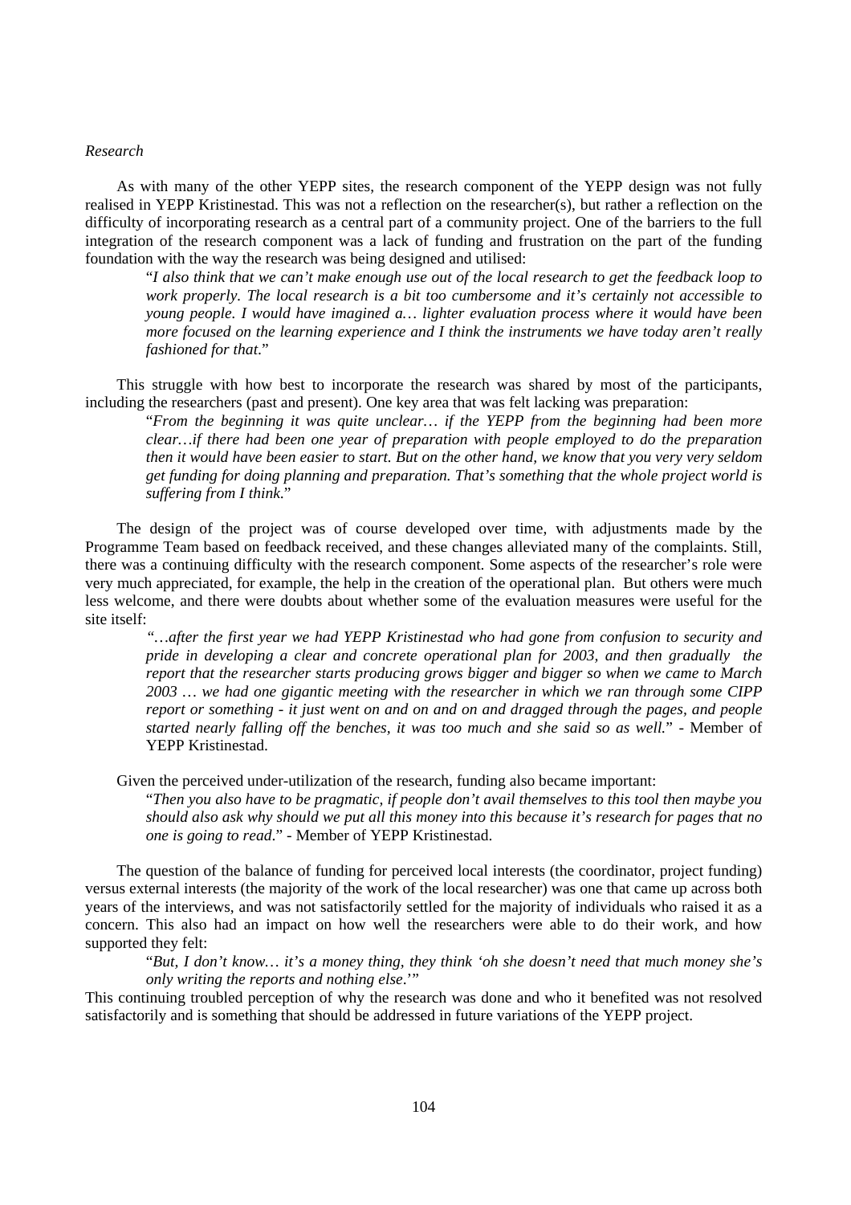*Research*

As with many of the other YEPP sites, the research component of the YEPP design was not fully realised in YEPP Kristinestad. This was not a reflection on the researcher(s), but rather a reflection on the difficulty of incorporating research as a central part of a community project. One of the barriers to the full integration of the research component was a lack of funding and frustration on the part of the funding foundation with the way the research was being designed and utilised:

> "*I also think that we can't make enough use out of the local research to get the feedback loop to work properly. The local research is a bit too cumbersome and it's certainly not accessible to young people. I would have imagined a… lighter evaluation process where it would have been more focused on the learning experience and I think the instruments we have today aren't really fashioned for that.*"

This struggle with how best to incorporate the research was shared by most of the participants, including the researchers (past and present). One key area that was felt lacking was preparation:

> "*From the beginning it was quite unclear… if the YEPP from the beginning had been more clear…if there had been one year of preparation with people employed to do the preparation then it would have been easier to start. But on the other hand, we know that you very very seldom get funding for doing planning and preparation. That's something that the whole project world is suffering from I think.*"

The design of the project was of course developed over time, with adjustments made by the Programme Team based on feedback received, and these changes alleviated many of the complaints. Still, there was a continuing difficulty with the research component. Some aspects of the researcher's role were very much appreciated, for example, the help in the creation of the operational plan. But others were much less welcome, and there were doubts about whether some of the evaluation measures were useful for the site itself:

> *"…after the first year we had YEPP Kristinestad who had gone from confusion to security and pride in developing a clear and concrete operational plan for 2003, and then gradually the report that the researcher starts producing grows bigger and bigger so when we came to March 2003 … we had one gigantic meeting with the researcher in which we ran through some CIPP report or something - it just went on and on and on and dragged through the pages, and people started nearly falling off the benches, it was too much and she said so as well.*" - Member of YEPP Kristinestad.

Given the perceived under-utilization of the research, funding also became important:

> "*Then you also have to be pragmatic, if people don't avail themselves to this tool then maybe you should also ask why should we put all this money into this because it's research for pages that no one is going to read.*" - Member of YEPP Kristinestad.

The question of the balance of funding for perceived local interests (the coordinator, project funding) versus external interests (the majority of the work of the local researcher) was one that came up across both years of the interviews, and was not satisfactorily settled for the majority of individuals who raised it as a concern. This also had an impact on how well the researchers were able to do their work, and how supported they felt:

> "*But, I don't know… it's a money thing, they think 'oh she doesn't need that much money she's only writing the reports and nothing else*.'"

This continuing troubled perception of why the research was done and who it benefited was not resolved satisfactorily and is something that should be addressed in future variations of the YEPP project.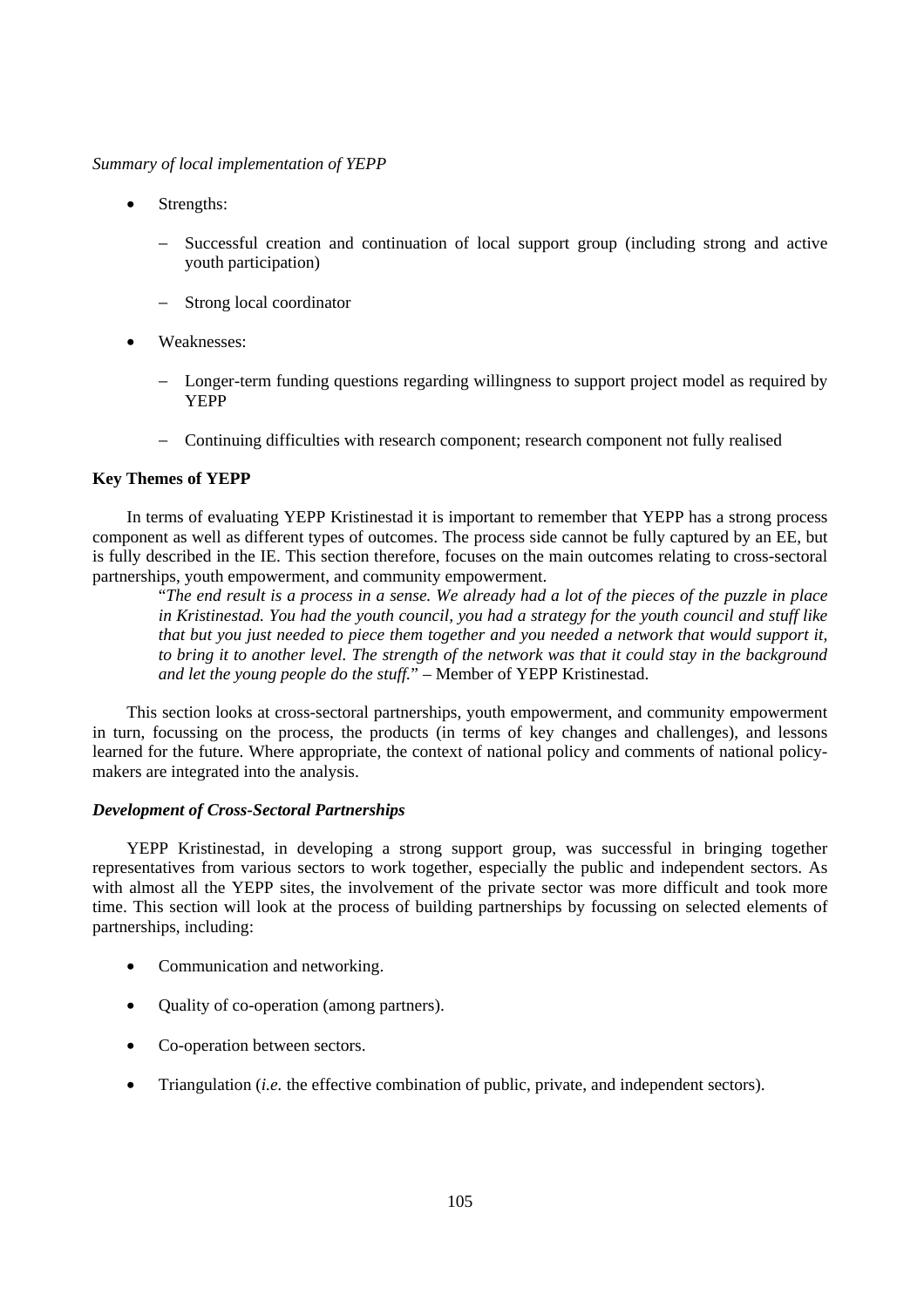*Summary of local implementation of YEPP*

- Strengths:
  - Successful creation and continuation of local support group (including strong and active youth participation)
  - Strong local coordinator
- Weaknesses:
  - Longer-term funding questions regarding willingness to support project model as required by YEPP
  - Continuing difficulties with research component; research component not fully realised

**Key Themes of YEPP**

In terms of evaluating YEPP Kristinestad it is important to remember that YEPP has a strong process component as well as different types of outcomes. The process side cannot be fully captured by an EE, but is fully described in the IE. This section therefore, focuses on the main outcomes relating to cross-sectoral partnerships, youth empowerment, and community empowerment.

> "*The end result is a process in a sense. We already had a lot of the pieces of the puzzle in place in Kristinestad. You had the youth council, you had a strategy for the youth council and stuff like that but you just needed to piece them together and you needed a network that would support it, to bring it to another level. The strength of the network was that it could stay in the background and let the young people do the stuff.*" – Member of YEPP Kristinestad.

This section looks at cross-sectoral partnerships, youth empowerment, and community empowerment in turn, focussing on the process, the products (in terms of key changes and challenges), and lessons learned for the future. Where appropriate, the context of national policy and comments of national policy-makers are integrated into the analysis.

***Development of Cross-Sectoral Partnerships***

YEPP Kristinestad, in developing a strong support group, was successful in bringing together representatives from various sectors to work together, especially the public and independent sectors. As with almost all the YEPP sites, the involvement of the private sector was more difficult and took more time. This section will look at the process of building partnerships by focussing on selected elements of partnerships, including:

- Communication and networking.
- Quality of co-operation (among partners).
- Co-operation between sectors.
- Triangulation (*i.e.* the effective combination of public, private, and independent sectors).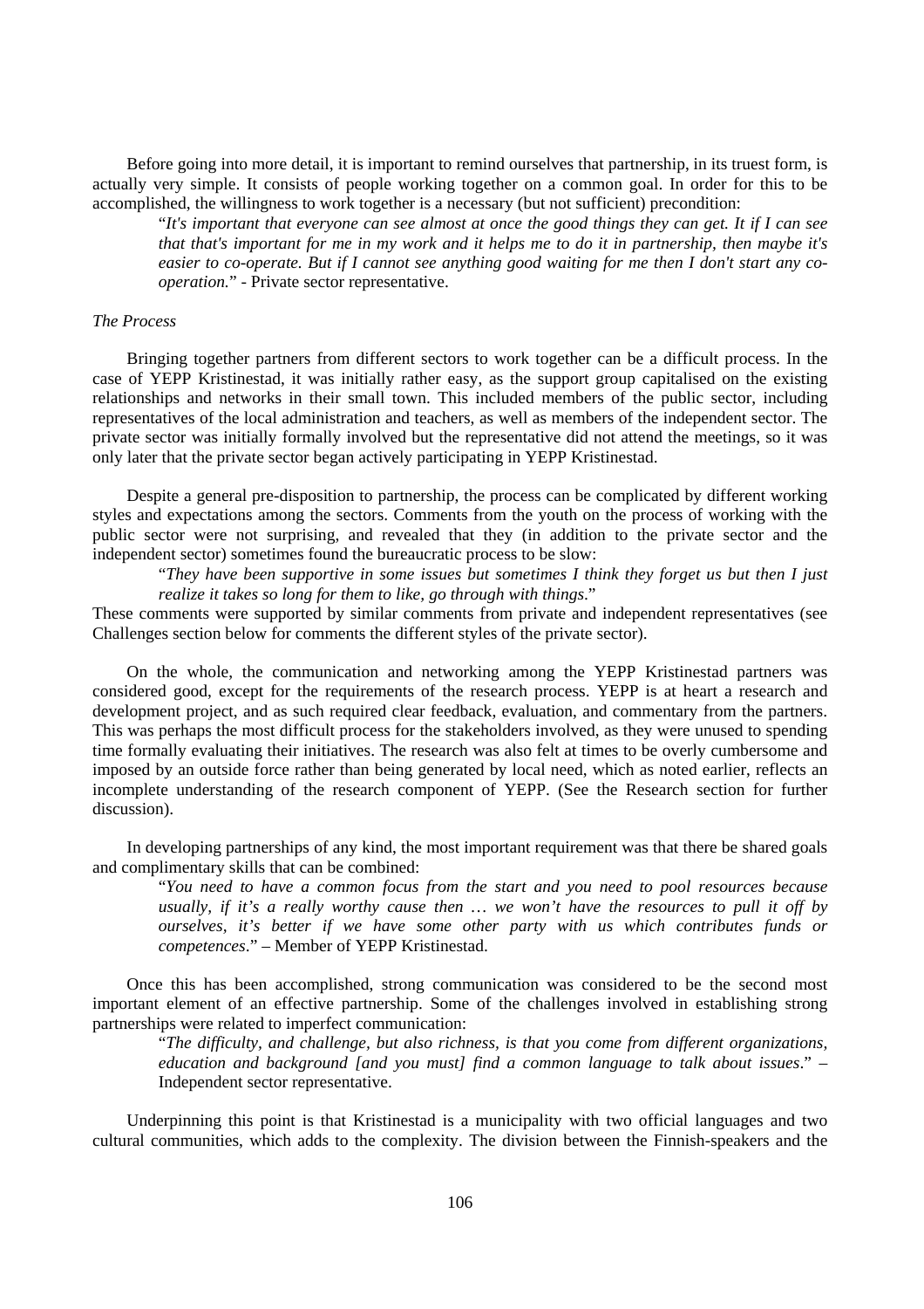Before going into more detail, it is important to remind ourselves that partnership, in its truest form, is actually very simple. It consists of people working together on a common goal. In order for this to be accomplished, the willingness to work together is a necessary (but not sufficient) precondition:

> "*It's important that everyone can see almost at once the good things they can get. It if I can see that that's important for me in my work and it helps me to do it in partnership, then maybe it's easier to co-operate. But if I cannot see anything good waiting for me then I don't start any co-operation.*" - Private sector representative.

*The Process*

Bringing together partners from different sectors to work together can be a difficult process. In the case of YEPP Kristinestad, it was initially rather easy, as the support group capitalised on the existing relationships and networks in their small town. This included members of the public sector, including representatives of the local administration and teachers, as well as members of the independent sector. The private sector was initially formally involved but the representative did not attend the meetings, so it was only later that the private sector began actively participating in YEPP Kristinestad.

Despite a general pre-disposition to partnership, the process can be complicated by different working styles and expectations among the sectors. Comments from the youth on the process of working with the public sector were not surprising, and revealed that they (in addition to the private sector and the independent sector) sometimes found the bureaucratic process to be slow:

> "*They have been supportive in some issues but sometimes I think they forget us but then I just realize it takes so long for them to like, go through with things.*"

These comments were supported by similar comments from private and independent representatives (see Challenges section below for comments the different styles of the private sector).

On the whole, the communication and networking among the YEPP Kristinestad partners was considered good, except for the requirements of the research process. YEPP is at heart a research and development project, and as such required clear feedback, evaluation, and commentary from the partners. This was perhaps the most difficult process for the stakeholders involved, as they were unused to spending time formally evaluating their initiatives. The research was also felt at times to be overly cumbersome and imposed by an outside force rather than being generated by local need, which as noted earlier, reflects an incomplete understanding of the research component of YEPP. (See the Research section for further discussion).

In developing partnerships of any kind, the most important requirement was that there be shared goals and complimentary skills that can be combined:

> "*You need to have a common focus from the start and you need to pool resources because usually, if it's a really worthy cause then … we won't have the resources to pull it off by ourselves, it's better if we have some other party with us which contributes funds or competences*." – Member of YEPP Kristinestad.

Once this has been accomplished, strong communication was considered to be the second most important element of an effective partnership. Some of the challenges involved in establishing strong partnerships were related to imperfect communication:

> "*The difficulty, and challenge, but also richness, is that you come from different organizations, education and background [and you must] find a common language to talk about issues*." – Independent sector representative.

Underpinning this point is that Kristinestad is a municipality with two official languages and two cultural communities, which adds to the complexity. The division between the Finnish-speakers and the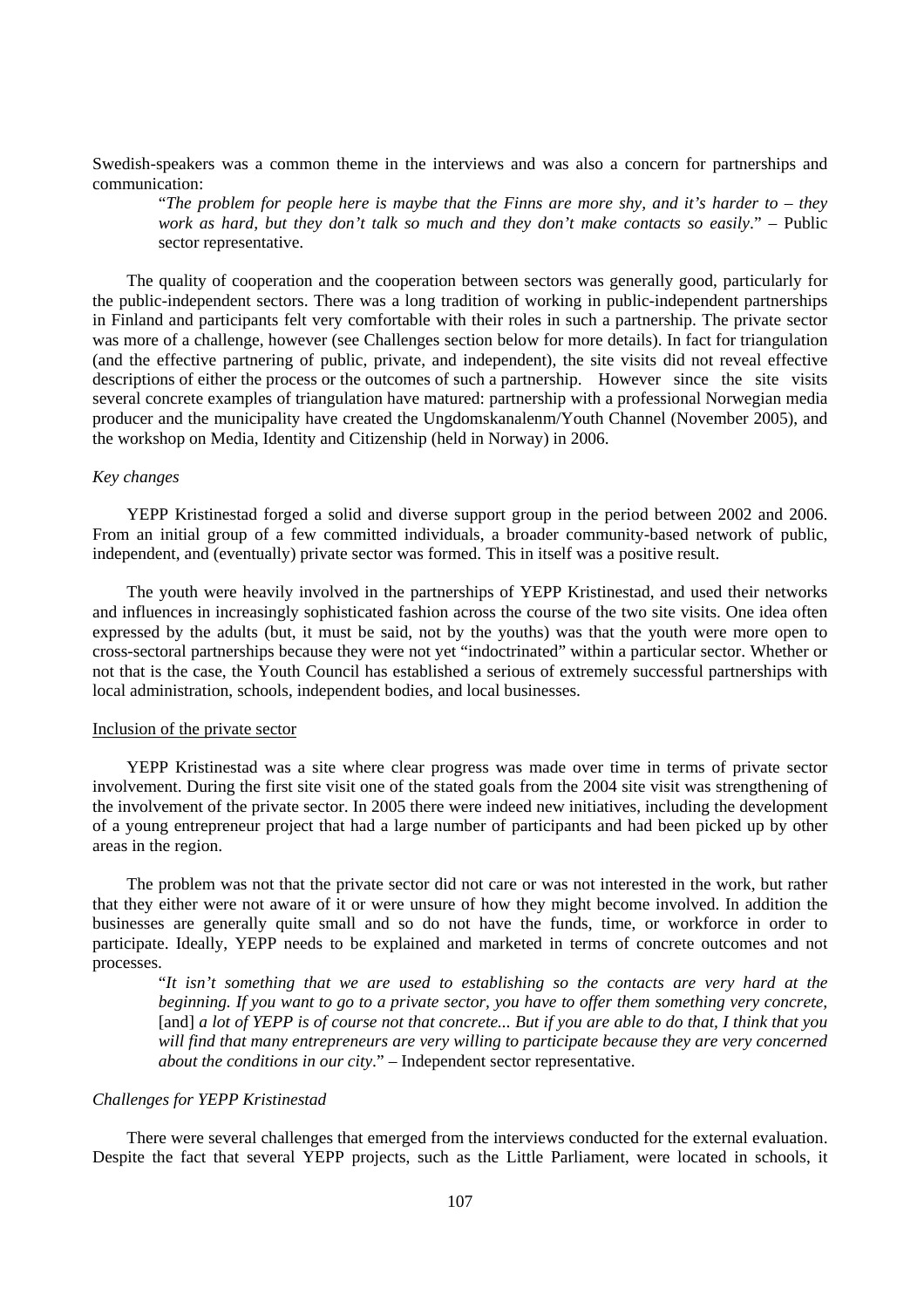Swedish-speakers was a common theme in the interviews and was also a concern for partnerships and communication:

> "*The problem for people here is maybe that the Finns are more shy, and it's harder to – they work as hard, but they don't talk so much and they don't make contacts so easily*." – Public sector representative.

The quality of cooperation and the cooperation between sectors was generally good, particularly for the public-independent sectors. There was a long tradition of working in public-independent partnerships in Finland and participants felt very comfortable with their roles in such a partnership. The private sector was more of a challenge, however (see Challenges section below for more details). In fact for triangulation (and the effective partnering of public, private, and independent), the site visits did not reveal effective descriptions of either the process or the outcomes of such a partnership. However since the site visits several concrete examples of triangulation have matured: partnership with a professional Norwegian media producer and the municipality have created the Ungdomskanalenm/Youth Channel (November 2005), and the workshop on Media, Identity and Citizenship (held in Norway) in 2006.

*Key changes*

YEPP Kristinestad forged a solid and diverse support group in the period between 2002 and 2006. From an initial group of a few committed individuals, a broader community-based network of public, independent, and (eventually) private sector was formed. This in itself was a positive result.

The youth were heavily involved in the partnerships of YEPP Kristinestad, and used their networks and influences in increasingly sophisticated fashion across the course of the two site visits. One idea often expressed by the adults (but, it must be said, not by the youths) was that the youth were more open to cross-sectoral partnerships because they were not yet "indoctrinated" within a particular sector. Whether or not that is the case, the Youth Council has established a serious of extremely successful partnerships with local administration, schools, independent bodies, and local businesses.

<u>Inclusion of the private sector</u>

YEPP Kristinestad was a site where clear progress was made over time in terms of private sector involvement. During the first site visit one of the stated goals from the 2004 site visit was strengthening of the involvement of the private sector. In 2005 there were indeed new initiatives, including the development of a young entrepreneur project that had a large number of participants and had been picked up by other areas in the region.

The problem was not that the private sector did not care or was not interested in the work, but rather that they either were not aware of it or were unsure of how they might become involved. In addition the businesses are generally quite small and so do not have the funds, time, or workforce in order to participate. Ideally, YEPP needs to be explained and marketed in terms of concrete outcomes and not processes.

> "*It isn't something that we are used to establishing so the contacts are very hard at the beginning. If you want to go to a private sector, you have to offer them something very concrete,* [and] *a lot of YEPP is of course not that concrete... But if you are able to do that, I think that you will find that many entrepreneurs are very willing to participate because they are very concerned about the conditions in our city*." – Independent sector representative.

*Challenges for YEPP Kristinestad*

There were several challenges that emerged from the interviews conducted for the external evaluation. Despite the fact that several YEPP projects, such as the Little Parliament, were located in schools, it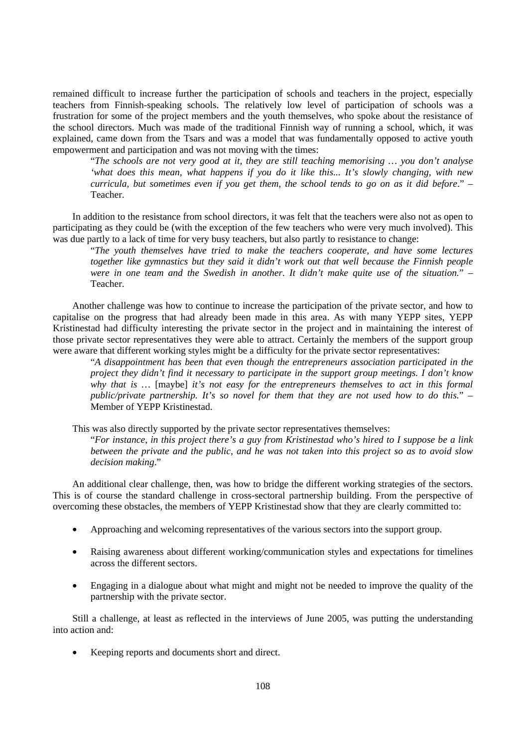remained difficult to increase further the participation of schools and teachers in the project, especially teachers from Finnish-speaking schools. The relatively low level of participation of schools was a frustration for some of the project members and the youth themselves, who spoke about the resistance of the school directors. Much was made of the traditional Finnish way of running a school, which, it was explained, came down from the Tsars and was a model that was fundamentally opposed to active youth empowerment and participation and was not moving with the times:

> "*The schools are not very good at it, they are still teaching memorising … you don't analyse 'what does this mean, what happens if you do it like this... It's slowly changing, with new curricula, but sometimes even if you get them, the school tends to go on as it did before*." – Teacher.

In addition to the resistance from school directors, it was felt that the teachers were also not as open to participating as they could be (with the exception of the few teachers who were very much involved). This was due partly to a lack of time for very busy teachers, but also partly to resistance to change:

> "*The youth themselves have tried to make the teachers cooperate, and have some lectures together like gymnastics but they said it didn't work out that well because the Finnish people were in one team and the Swedish in another. It didn't make quite use of the situation.*" – Teacher.

Another challenge was how to continue to increase the participation of the private sector, and how to capitalise on the progress that had already been made in this area. As with many YEPP sites, YEPP Kristinestad had difficulty interesting the private sector in the project and in maintaining the interest of those private sector representatives they were able to attract. Certainly the members of the support group were aware that different working styles might be a difficulty for the private sector representatives:

> "*A disappointment has been that even though the entrepreneurs association participated in the project they didn't find it necessary to participate in the support group meetings. I don't know why that is …* [maybe] *it's not easy for the entrepreneurs themselves to act in this formal public/private partnership. It's so novel for them that they are not used how to do this.*" – Member of YEPP Kristinestad.

This was also directly supported by the private sector representatives themselves:

> "*For instance, in this project there's a guy from Kristinestad who's hired to I suppose be a link between the private and the public, and he was not taken into this project so as to avoid slow decision making*."

An additional clear challenge, then, was how to bridge the different working strategies of the sectors. This is of course the standard challenge in cross-sectoral partnership building. From the perspective of overcoming these obstacles, the members of YEPP Kristinestad show that they are clearly committed to:

- Approaching and welcoming representatives of the various sectors into the support group.
- Raising awareness about different working/communication styles and expectations for timelines across the different sectors.
- Engaging in a dialogue about what might and might not be needed to improve the quality of the partnership with the private sector.

Still a challenge, at least as reflected in the interviews of June 2005, was putting the understanding into action and:

- Keeping reports and documents short and direct.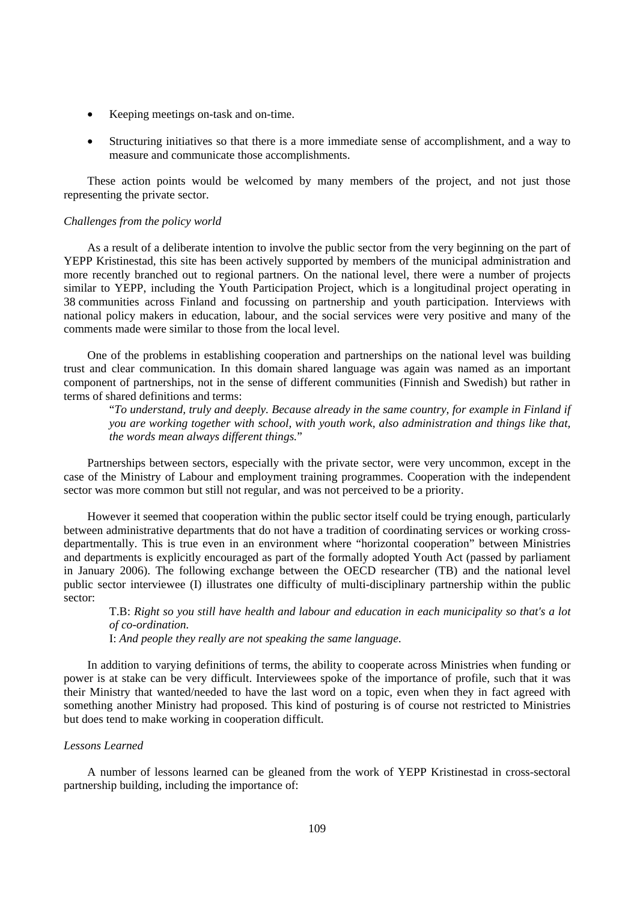- Keeping meetings on-task and on-time.
- Structuring initiatives so that there is a more immediate sense of accomplishment, and a way to measure and communicate those accomplishments.

These action points would be welcomed by many members of the project, and not just those representing the private sector.

*Challenges from the policy world*

As a result of a deliberate intention to involve the public sector from the very beginning on the part of YEPP Kristinestad, this site has been actively supported by members of the municipal administration and more recently branched out to regional partners. On the national level, there were a number of projects similar to YEPP, including the Youth Participation Project, which is a longitudinal project operating in 38 communities across Finland and focussing on partnership and youth participation. Interviews with national policy makers in education, labour, and the social services were very positive and many of the comments made were similar to those from the local level.

One of the problems in establishing cooperation and partnerships on the national level was building trust and clear communication. In this domain shared language was again was named as an important component of partnerships, not in the sense of different communities (Finnish and Swedish) but rather in terms of shared definitions and terms:

> "*To understand, truly and deeply. Because already in the same country, for example in Finland if you are working together with school, with youth work, also administration and things like that, the words mean always different things.*"

Partnerships between sectors, especially with the private sector, were very uncommon, except in the case of the Ministry of Labour and employment training programmes. Cooperation with the independent sector was more common but still not regular, and was not perceived to be a priority.

However it seemed that cooperation within the public sector itself could be trying enough, particularly between administrative departments that do not have a tradition of coordinating services or working cross-departmentally. This is true even in an environment where "horizontal cooperation" between Ministries and departments is explicitly encouraged as part of the formally adopted Youth Act (passed by parliament in January 2006). The following exchange between the OECD researcher (TB) and the national level public sector interviewee (I) illustrates one difficulty of multi-disciplinary partnership within the public sector:

> T.B: *Right so you still have health and labour and education in each municipality so that's a lot of co-ordination.*
>
> I: *And people they really are not speaking the same language.*

In addition to varying definitions of terms, the ability to cooperate across Ministries when funding or power is at stake can be very difficult. Interviewees spoke of the importance of profile, such that it was their Ministry that wanted/needed to have the last word on a topic, even when they in fact agreed with something another Ministry had proposed. This kind of posturing is of course not restricted to Ministries but does tend to make working in cooperation difficult.

*Lessons Learned*

A number of lessons learned can be gleaned from the work of YEPP Kristinestad in cross-sectoral partnership building, including the importance of: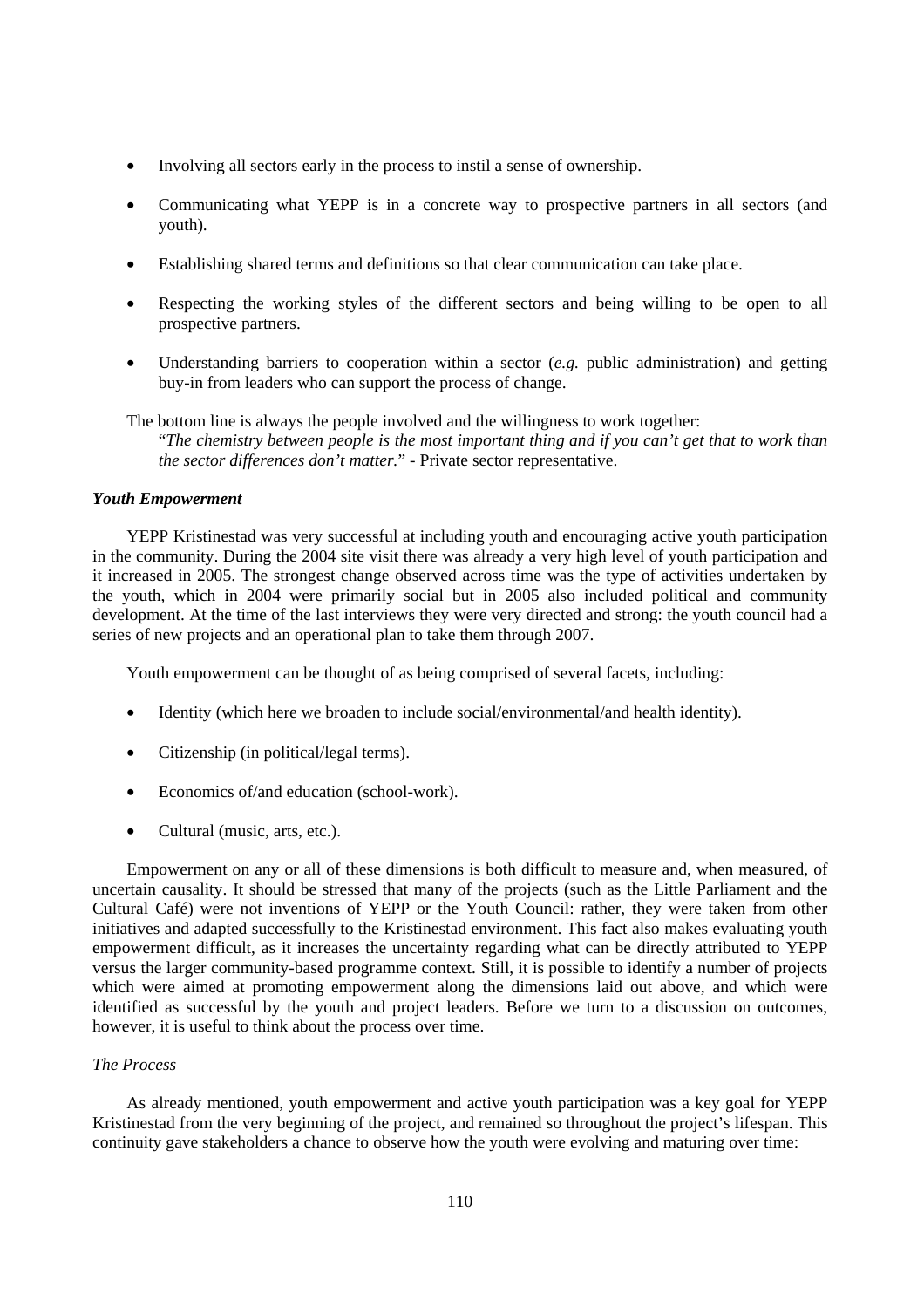- Involving all sectors early in the process to instil a sense of ownership.
- Communicating what YEPP is in a concrete way to prospective partners in all sectors (and youth).
- Establishing shared terms and definitions so that clear communication can take place.
- Respecting the working styles of the different sectors and being willing to be open to all prospective partners.
- Understanding barriers to cooperation within a sector (*e.g.* public administration) and getting buy-in from leaders who can support the process of change.

The bottom line is always the people involved and the willingness to work together:

> "*The chemistry between people is the most important thing and if you can't get that to work than the sector differences don't matter.*" - Private sector representative.

### *Youth Empowerment*

YEPP Kristinestad was very successful at including youth and encouraging active youth participation in the community. During the 2004 site visit there was already a very high level of youth participation and it increased in 2005. The strongest change observed across time was the type of activities undertaken by the youth, which in 2004 were primarily social but in 2005 also included political and community development. At the time of the last interviews they were very directed and strong: the youth council had a series of new projects and an operational plan to take them through 2007.

Youth empowerment can be thought of as being comprised of several facets, including:

- Identity (which here we broaden to include social/environmental/and health identity).
- Citizenship (in political/legal terms).
- Economics of/and education (school-work).
- Cultural (music, arts, etc.).

Empowerment on any or all of these dimensions is both difficult to measure and, when measured, of uncertain causality. It should be stressed that many of the projects (such as the Little Parliament and the Cultural Café) were not inventions of YEPP or the Youth Council: rather, they were taken from other initiatives and adapted successfully to the Kristinestad environment. This fact also makes evaluating youth empowerment difficult, as it increases the uncertainty regarding what can be directly attributed to YEPP versus the larger community-based programme context. Still, it is possible to identify a number of projects which were aimed at promoting empowerment along the dimensions laid out above, and which were identified as successful by the youth and project leaders. Before we turn to a discussion on outcomes, however, it is useful to think about the process over time.

#### *The Process*

As already mentioned, youth empowerment and active youth participation was a key goal for YEPP Kristinestad from the very beginning of the project, and remained so throughout the project's lifespan. This continuity gave stakeholders a chance to observe how the youth were evolving and maturing over time: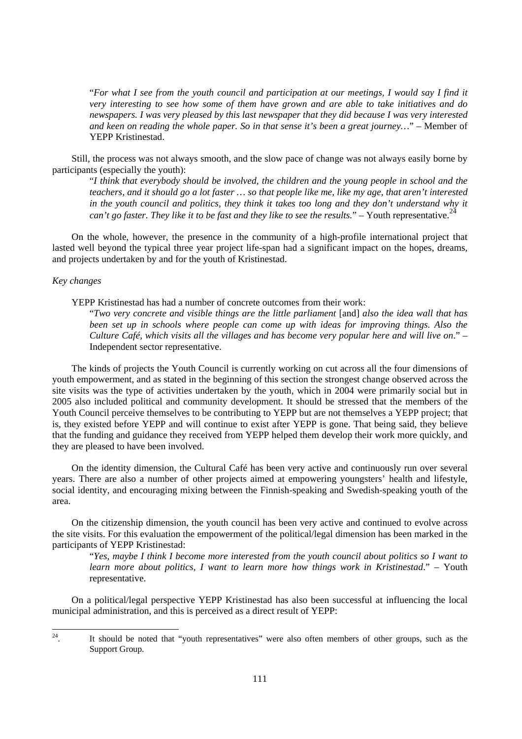> "*For what I see from the youth council and participation at our meetings, I would say I find it very interesting to see how some of them have grown and are able to take initiatives and do newspapers. I was very pleased by this last newspaper that they did because I was very interested and keen on reading the whole paper. So in that sense it's been a great journey…*" – Member of YEPP Kristinestad.

Still, the process was not always smooth, and the slow pace of change was not always easily borne by participants (especially the youth):

> "*I think that everybody should be involved, the children and the young people in school and the teachers, and it should go a lot faster … so that people like me, like my age, that aren't interested in the youth council and politics, they think it takes too long and they don't understand why it can't go faster. They like it to be fast and they like to see the results.*" – Youth representative.[24]

On the whole, however, the presence in the community of a high-profile international project that lasted well beyond the typical three year project life-span had a significant impact on the hopes, dreams, and projects undertaken by and for the youth of Kristinestad.

*Key changes*

YEPP Kristinestad has had a number of concrete outcomes from their work:

> "*Two very concrete and visible things are the little parliament* [and] *also the idea wall that has been set up in schools where people can come up with ideas for improving things. Also the Culture Café, which visits all the villages and has become very popular here and will live on*." – Independent sector representative.

The kinds of projects the Youth Council is currently working on cut across all the four dimensions of youth empowerment, and as stated in the beginning of this section the strongest change observed across the site visits was the type of activities undertaken by the youth, which in 2004 were primarily social but in 2005 also included political and community development. It should be stressed that the members of the Youth Council perceive themselves to be contributing to YEPP but are not themselves a YEPP project; that is, they existed before YEPP and will continue to exist after YEPP is gone. That being said, they believe that the funding and guidance they received from YEPP helped them develop their work more quickly, and they are pleased to have been involved.

On the identity dimension, the Cultural Café has been very active and continuously run over several years. There are also a number of other projects aimed at empowering youngsters' health and lifestyle, social identity, and encouraging mixing between the Finnish-speaking and Swedish-speaking youth of the area.

On the citizenship dimension, the youth council has been very active and continued to evolve across the site visits. For this evaluation the empowerment of the political/legal dimension has been marked in the participants of YEPP Kristinestad:

> "*Yes, maybe I think I become more interested from the youth council about politics so I want to learn more about politics, I want to learn more how things work in Kristinestad*." – Youth representative.

On a political/legal perspective YEPP Kristinestad has also been successful at influencing the local municipal administration, and this is perceived as a direct result of YEPP:

---

[24]. It should be noted that "youth representatives" were also often members of other groups, such as the Support Group.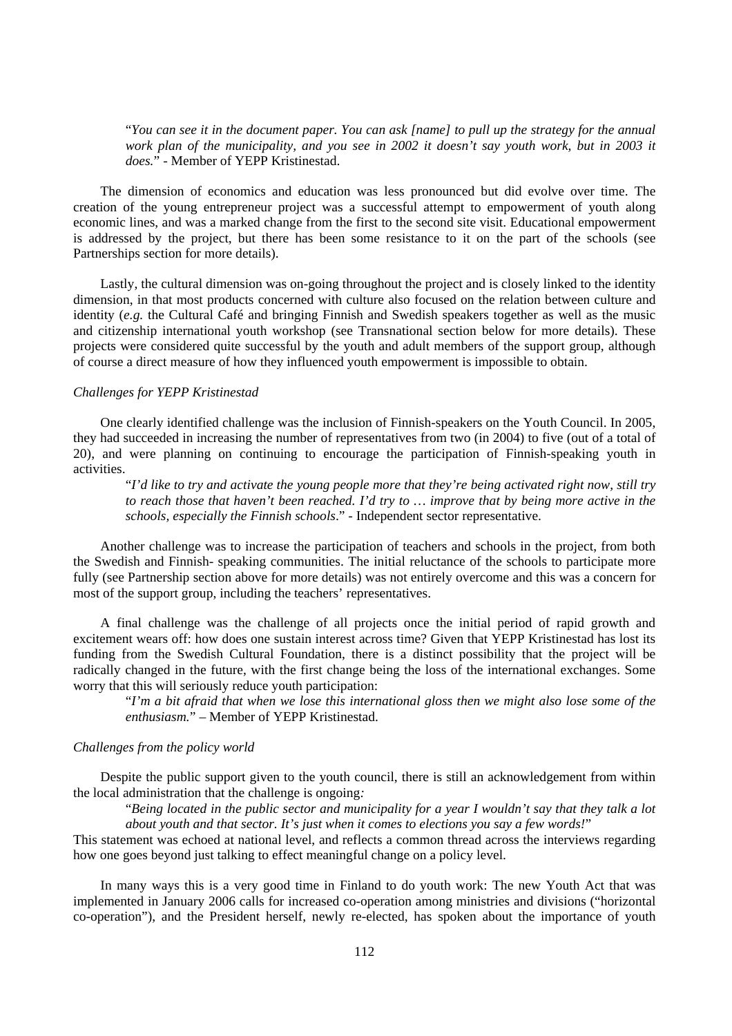> "*You can see it in the document paper. You can ask [name] to pull up the strategy for the annual work plan of the municipality, and you see in 2002 it doesn't say youth work, but in 2003 it does.*" - Member of YEPP Kristinestad.

The dimension of economics and education was less pronounced but did evolve over time. The creation of the young entrepreneur project was a successful attempt to empowerment of youth along economic lines, and was a marked change from the first to the second site visit. Educational empowerment is addressed by the project, but there has been some resistance to it on the part of the schools (see Partnerships section for more details).

Lastly, the cultural dimension was on-going throughout the project and is closely linked to the identity dimension, in that most products concerned with culture also focused on the relation between culture and identity (*e.g.* the Cultural Café and bringing Finnish and Swedish speakers together as well as the music and citizenship international youth workshop (see Transnational section below for more details). These projects were considered quite successful by the youth and adult members of the support group, although of course a direct measure of how they influenced youth empowerment is impossible to obtain.

*Challenges for YEPP Kristinestad*

One clearly identified challenge was the inclusion of Finnish-speakers on the Youth Council. In 2005, they had succeeded in increasing the number of representatives from two (in 2004) to five (out of a total of 20), and were planning on continuing to encourage the participation of Finnish-speaking youth in activities.

> "*I'd like to try and activate the young people more that they're being activated right now, still try to reach those that haven't been reached. I'd try to … improve that by being more active in the schools, especially the Finnish schools*." - Independent sector representative.

Another challenge was to increase the participation of teachers and schools in the project, from both the Swedish and Finnish- speaking communities. The initial reluctance of the schools to participate more fully (see Partnership section above for more details) was not entirely overcome and this was a concern for most of the support group, including the teachers' representatives.

A final challenge was the challenge of all projects once the initial period of rapid growth and excitement wears off: how does one sustain interest across time? Given that YEPP Kristinestad has lost its funding from the Swedish Cultural Foundation, there is a distinct possibility that the project will be radically changed in the future, with the first change being the loss of the international exchanges. Some worry that this will seriously reduce youth participation:

> "*I'm a bit afraid that when we lose this international gloss then we might also lose some of the enthusiasm.*" – Member of YEPP Kristinestad.

*Challenges from the policy world*

Despite the public support given to the youth council, there is still an acknowledgement from within the local administration that the challenge is ongoing*:*

> "*Being located in the public sector and municipality for a year I wouldn't say that they talk a lot about youth and that sector. It's just when it comes to elections you say a few words!*"

This statement was echoed at national level, and reflects a common thread across the interviews regarding how one goes beyond just talking to effect meaningful change on a policy level.

In many ways this is a very good time in Finland to do youth work: The new Youth Act that was implemented in January 2006 calls for increased co-operation among ministries and divisions ("horizontal co-operation"), and the President herself, newly re-elected, has spoken about the importance of youth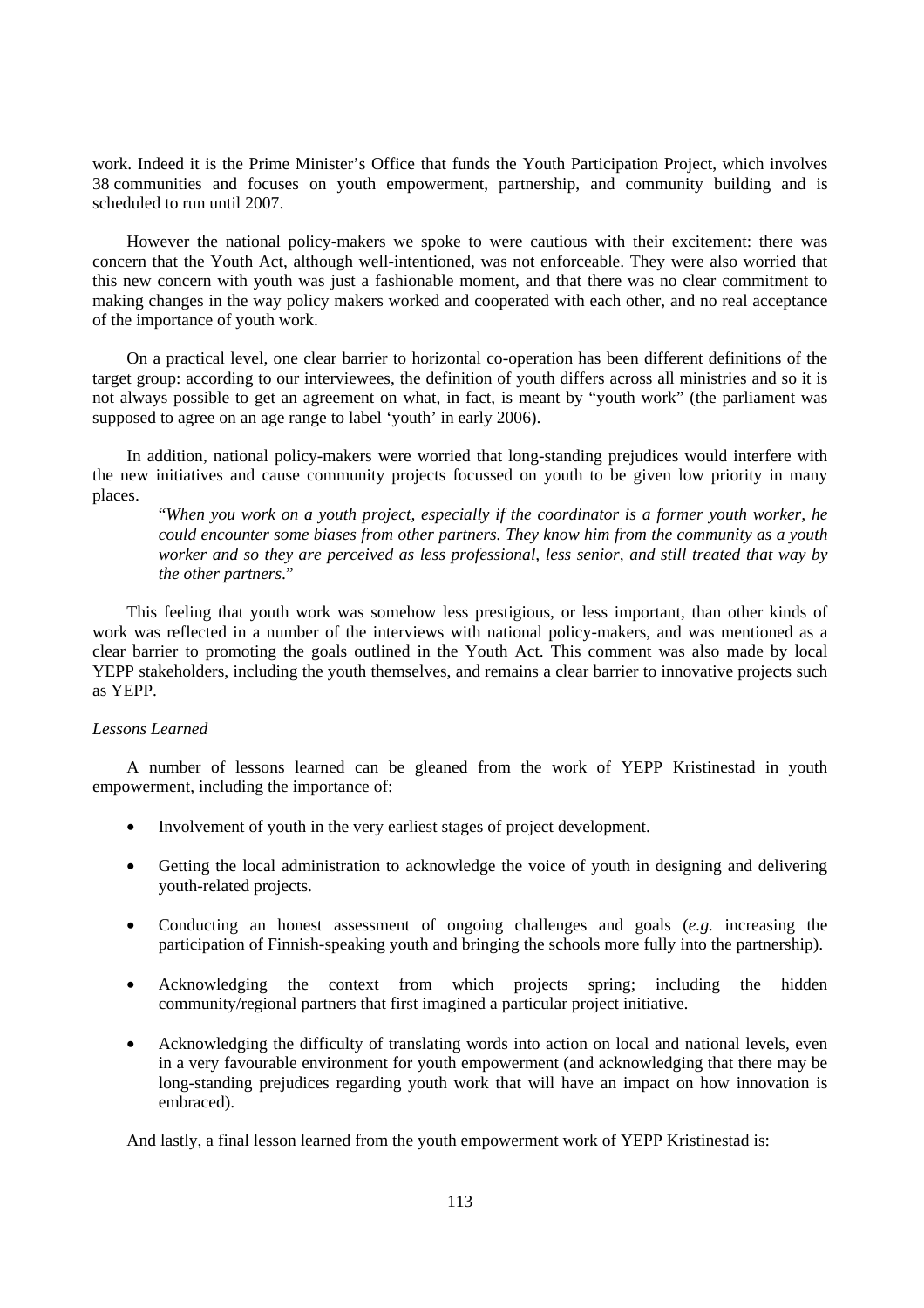work. Indeed it is the Prime Minister's Office that funds the Youth Participation Project, which involves 38 communities and focuses on youth empowerment, partnership, and community building and is scheduled to run until 2007.

However the national policy-makers we spoke to were cautious with their excitement: there was concern that the Youth Act, although well-intentioned, was not enforceable. They were also worried that this new concern with youth was just a fashionable moment, and that there was no clear commitment to making changes in the way policy makers worked and cooperated with each other, and no real acceptance of the importance of youth work.

On a practical level, one clear barrier to horizontal co-operation has been different definitions of the target group: according to our interviewees, the definition of youth differs across all ministries and so it is not always possible to get an agreement on what, in fact, is meant by "youth work" (the parliament was supposed to agree on an age range to label 'youth' in early 2006).

In addition, national policy-makers were worried that long-standing prejudices would interfere with the new initiatives and cause community projects focussed on youth to be given low priority in many places.

> "*When you work on a youth project, especially if the coordinator is a former youth worker, he could encounter some biases from other partners. They know him from the community as a youth worker and so they are perceived as less professional, less senior, and still treated that way by the other partners*."

This feeling that youth work was somehow less prestigious, or less important, than other kinds of work was reflected in a number of the interviews with national policy-makers, and was mentioned as a clear barrier to promoting the goals outlined in the Youth Act. This comment was also made by local YEPP stakeholders, including the youth themselves, and remains a clear barrier to innovative projects such as YEPP.

*Lessons Learned*

A number of lessons learned can be gleaned from the work of YEPP Kristinestad in youth empowerment, including the importance of:

- Involvement of youth in the very earliest stages of project development.
- Getting the local administration to acknowledge the voice of youth in designing and delivering youth-related projects.
- Conducting an honest assessment of ongoing challenges and goals (*e.g.* increasing the participation of Finnish-speaking youth and bringing the schools more fully into the partnership).
- Acknowledging the context from which projects spring; including the hidden community/regional partners that first imagined a particular project initiative.
- Acknowledging the difficulty of translating words into action on local and national levels, even in a very favourable environment for youth empowerment (and acknowledging that there may be long-standing prejudices regarding youth work that will have an impact on how innovation is embraced).

And lastly, a final lesson learned from the youth empowerment work of YEPP Kristinestad is: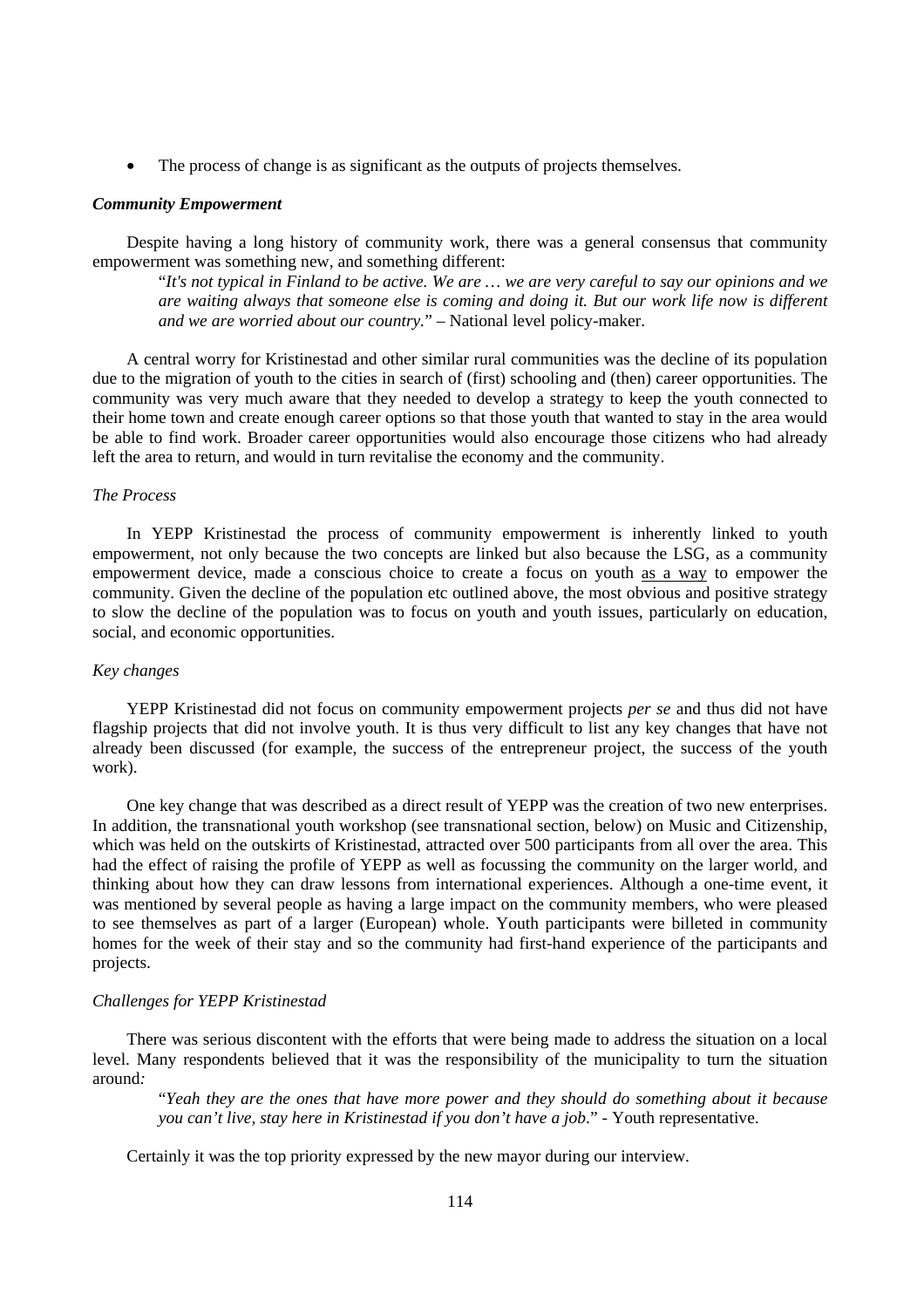- The process of change is as significant as the outputs of projects themselves.

***Community Empowerment***

Despite having a long history of community work, there was a general consensus that community empowerment was something new, and something different:

> "*It's not typical in Finland to be active. We are … we are very careful to say our opinions and we are waiting always that someone else is coming and doing it. But our work life now is different and we are worried about our country.*" – National level policy-maker.

A central worry for Kristinestad and other similar rural communities was the decline of its population due to the migration of youth to the cities in search of (first) schooling and (then) career opportunities. The community was very much aware that they needed to develop a strategy to keep the youth connected to their home town and create enough career options so that those youth that wanted to stay in the area would be able to find work. Broader career opportunities would also encourage those citizens who had already left the area to return, and would in turn revitalise the economy and the community.

*The Process*

In YEPP Kristinestad the process of community empowerment is inherently linked to youth empowerment, not only because the two concepts are linked but also because the LSG, as a community empowerment device, made a conscious choice to create a focus on youth <u>as a way</u> to empower the community. Given the decline of the population etc outlined above, the most obvious and positive strategy to slow the decline of the population was to focus on youth and youth issues, particularly on education, social, and economic opportunities.

*Key changes*

YEPP Kristinestad did not focus on community empowerment projects *per se* and thus did not have flagship projects that did not involve youth. It is thus very difficult to list any key changes that have not already been discussed (for example, the success of the entrepreneur project, the success of the youth work).

One key change that was described as a direct result of YEPP was the creation of two new enterprises. In addition, the transnational youth workshop (see transnational section, below) on Music and Citizenship, which was held on the outskirts of Kristinestad, attracted over 500 participants from all over the area. This had the effect of raising the profile of YEPP as well as focussing the community on the larger world, and thinking about how they can draw lessons from international experiences. Although a one-time event, it was mentioned by several people as having a large impact on the community members, who were pleased to see themselves as part of a larger (European) whole. Youth participants were billeted in community homes for the week of their stay and so the community had first-hand experience of the participants and projects.

*Challenges for YEPP Kristinestad*

There was serious discontent with the efforts that were being made to address the situation on a local level. Many respondents believed that it was the responsibility of the municipality to turn the situation around*:*

> "*Yeah they are the ones that have more power and they should do something about it because you can't live, stay here in Kristinestad if you don't have a job*." - Youth representative.

Certainly it was the top priority expressed by the new mayor during our interview.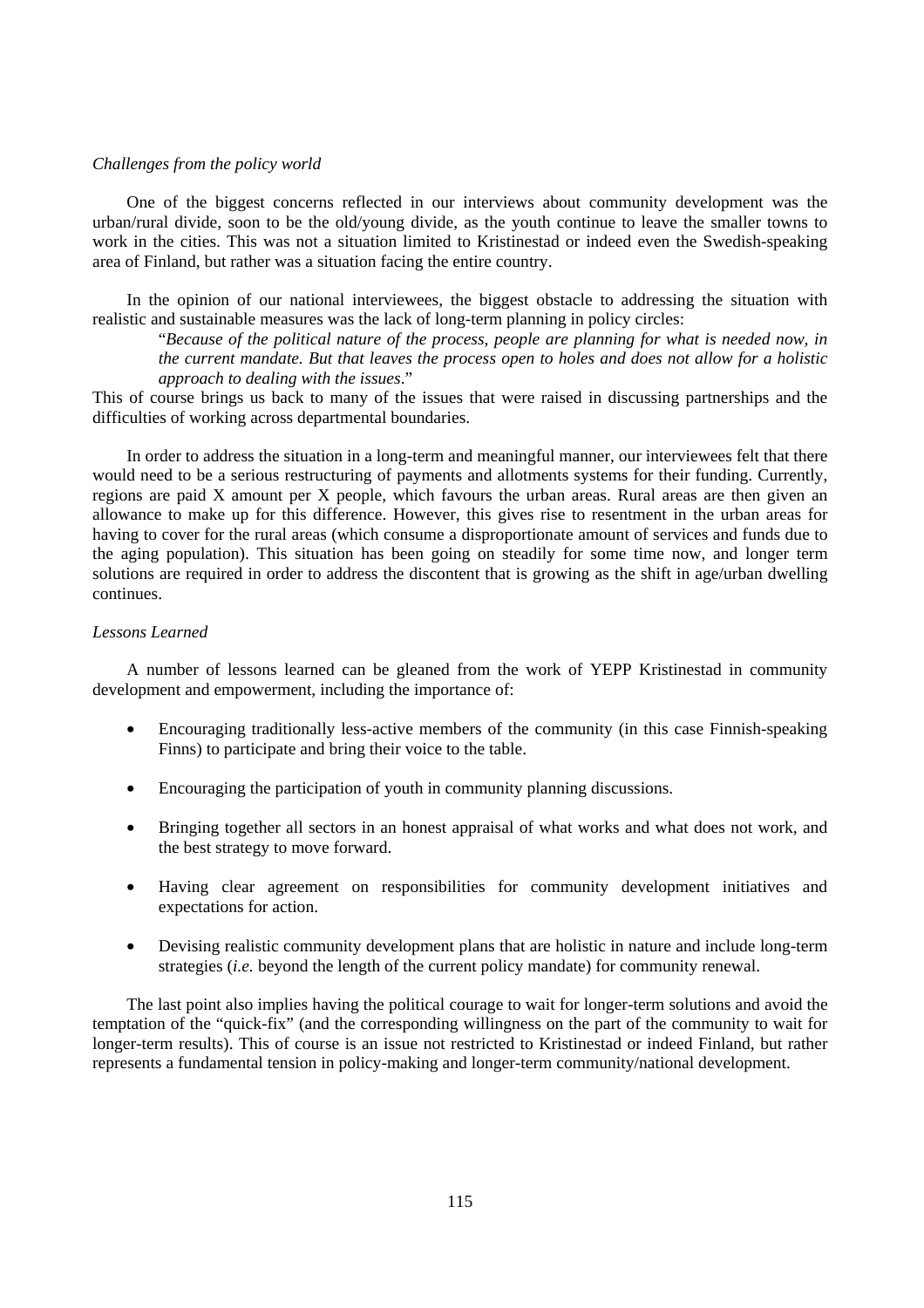*Challenges from the policy world*

One of the biggest concerns reflected in our interviews about community development was the urban/rural divide, soon to be the old/young divide, as the youth continue to leave the smaller towns to work in the cities. This was not a situation limited to Kristinestad or indeed even the Swedish-speaking area of Finland, but rather was a situation facing the entire country.

In the opinion of our national interviewees, the biggest obstacle to addressing the situation with realistic and sustainable measures was the lack of long-term planning in policy circles:

> "*Because of the political nature of the process, people are planning for what is needed now, in the current mandate. But that leaves the process open to holes and does not allow for a holistic approach to dealing with the issues*."

This of course brings us back to many of the issues that were raised in discussing partnerships and the difficulties of working across departmental boundaries.

In order to address the situation in a long-term and meaningful manner, our interviewees felt that there would need to be a serious restructuring of payments and allotments systems for their funding. Currently, regions are paid X amount per X people, which favours the urban areas. Rural areas are then given an allowance to make up for this difference. However, this gives rise to resentment in the urban areas for having to cover for the rural areas (which consume a disproportionate amount of services and funds due to the aging population). This situation has been going on steadily for some time now, and longer term solutions are required in order to address the discontent that is growing as the shift in age/urban dwelling continues.

*Lessons Learned*

A number of lessons learned can be gleaned from the work of YEPP Kristinestad in community development and empowerment, including the importance of:

- Encouraging traditionally less-active members of the community (in this case Finnish-speaking Finns) to participate and bring their voice to the table.
- Encouraging the participation of youth in community planning discussions.
- Bringing together all sectors in an honest appraisal of what works and what does not work, and the best strategy to move forward.
- Having clear agreement on responsibilities for community development initiatives and expectations for action.
- Devising realistic community development plans that are holistic in nature and include long-term strategies (*i.e.* beyond the length of the current policy mandate) for community renewal.

The last point also implies having the political courage to wait for longer-term solutions and avoid the temptation of the "quick-fix" (and the corresponding willingness on the part of the community to wait for longer-term results). This of course is an issue not restricted to Kristinestad or indeed Finland, but rather represents a fundamental tension in policy-making and longer-term community/national development.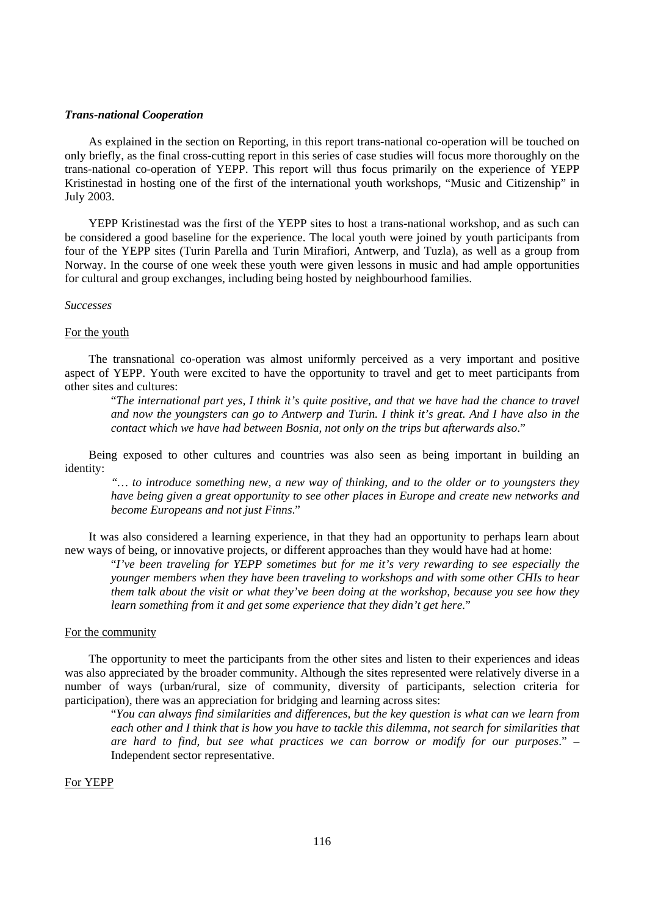***Trans-national Cooperation***

As explained in the section on Reporting, in this report trans-national co-operation will be touched on only briefly, as the final cross-cutting report in this series of case studies will focus more thoroughly on the trans-national co-operation of YEPP. This report will thus focus primarily on the experience of YEPP Kristinestad in hosting one of the first of the international youth workshops, "Music and Citizenship" in July 2003.

YEPP Kristinestad was the first of the YEPP sites to host a trans-national workshop, and as such can be considered a good baseline for the experience. The local youth were joined by youth participants from four of the YEPP sites (Turin Parella and Turin Mirafiori, Antwerp, and Tuzla), as well as a group from Norway. In the course of one week these youth were given lessons in music and had ample opportunities for cultural and group exchanges, including being hosted by neighbourhood families.

*Successes*

For the youth

The transnational co-operation was almost uniformly perceived as a very important and positive aspect of YEPP. Youth were excited to have the opportunity to travel and get to meet participants from other sites and cultures:

> "*The international part yes, I think it's quite positive, and that we have had the chance to travel and now the youngsters can go to Antwerp and Turin. I think it's great. And I have also in the contact which we have had between Bosnia, not only on the trips but afterwards also*."

Being exposed to other cultures and countries was also seen as being important in building an identity:

> *"… to introduce something new, a new way of thinking, and to the older or to youngsters they have being given a great opportunity to see other places in Europe and create new networks and become Europeans and not just Finns*."

It was also considered a learning experience, in that they had an opportunity to perhaps learn about new ways of being, or innovative projects, or different approaches than they would have had at home:

> "*I've been traveling for YEPP sometimes but for me it's very rewarding to see especially the younger members when they have been traveling to workshops and with some other CHIs to hear them talk about the visit or what they've been doing at the workshop, because you see how they learn something from it and get some experience that they didn't get here*."

For the community

The opportunity to meet the participants from the other sites and listen to their experiences and ideas was also appreciated by the broader community. Although the sites represented were relatively diverse in a number of ways (urban/rural, size of community, diversity of participants, selection criteria for participation), there was an appreciation for bridging and learning across sites:

> "*You can always find similarities and differences, but the key question is what can we learn from each other and I think that is how you have to tackle this dilemma, not search for similarities that are hard to find, but see what practices we can borrow or modify for our purposes*." – Independent sector representative.

For YEPP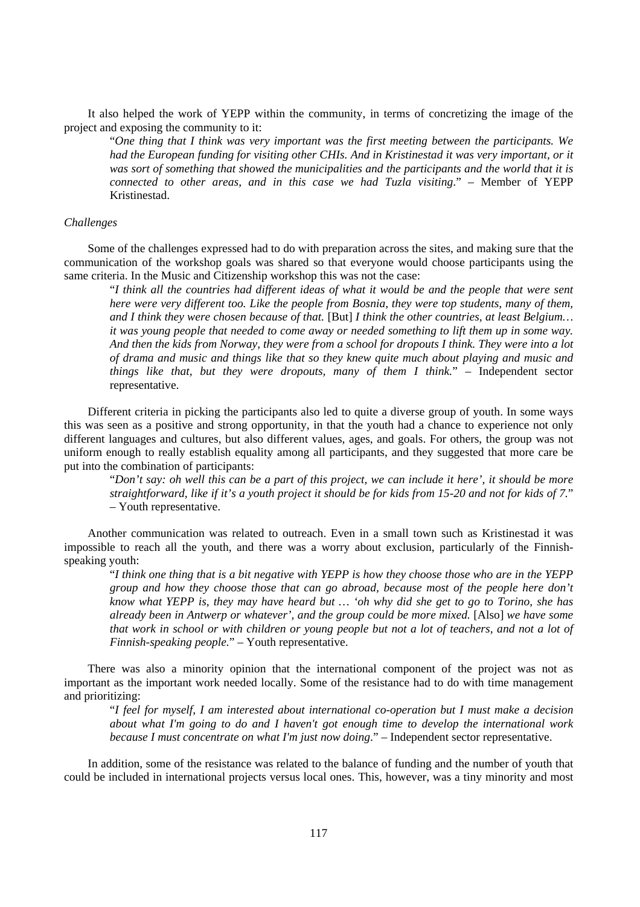It also helped the work of YEPP within the community, in terms of concretizing the image of the project and exposing the community to it:

> "*One thing that I think was very important was the first meeting between the participants. We had the European funding for visiting other CHIs. And in Kristinestad it was very important, or it was sort of something that showed the municipalities and the participants and the world that it is connected to other areas, and in this case we had Tuzla visiting*." – Member of YEPP Kristinestad.

*Challenges*

Some of the challenges expressed had to do with preparation across the sites, and making sure that the communication of the workshop goals was shared so that everyone would choose participants using the same criteria. In the Music and Citizenship workshop this was not the case:

> "*I think all the countries had different ideas of what it would be and the people that were sent here were very different too. Like the people from Bosnia, they were top students, many of them, and I think they were chosen because of that.* [But] *I think the other countries, at least Belgium… it was young people that needed to come away or needed something to lift them up in some way. And then the kids from Norway, they were from a school for dropouts I think. They were into a lot of drama and music and things like that so they knew quite much about playing and music and things like that, but they were dropouts, many of them I think.*" – Independent sector representative.

Different criteria in picking the participants also led to quite a diverse group of youth. In some ways this was seen as a positive and strong opportunity, in that the youth had a chance to experience not only different languages and cultures, but also different values, ages, and goals. For others, the group was not uniform enough to really establish equality among all participants, and they suggested that more care be put into the combination of participants:

> "*Don't say: oh well this can be a part of this project, we can include it here', it should be more straightforward, like if it's a youth project it should be for kids from 15-20 and not for kids of 7.*" – Youth representative.

Another communication was related to outreach. Even in a small town such as Kristinestad it was impossible to reach all the youth, and there was a worry about exclusion, particularly of the Finnish-speaking youth:

> "*I think one thing that is a bit negative with YEPP is how they choose those who are in the YEPP group and how they choose those that can go abroad, because most of the people here don't know what YEPP is, they may have heard but … 'oh why did she get to go to Torino, she has already been in Antwerp or whatever', and the group could be more mixed.* [Also] *we have some that work in school or with children or young people but not a lot of teachers, and not a lot of Finnish-speaking people.*" – Youth representative.

There was also a minority opinion that the international component of the project was not as important as the important work needed locally. Some of the resistance had to do with time management and prioritizing:

> "*I feel for myself, I am interested about international co-operation but I must make a decision about what I'm going to do and I haven't got enough time to develop the international work because I must concentrate on what I'm just now doing*." – Independent sector representative.

In addition, some of the resistance was related to the balance of funding and the number of youth that could be included in international projects versus local ones. This, however, was a tiny minority and most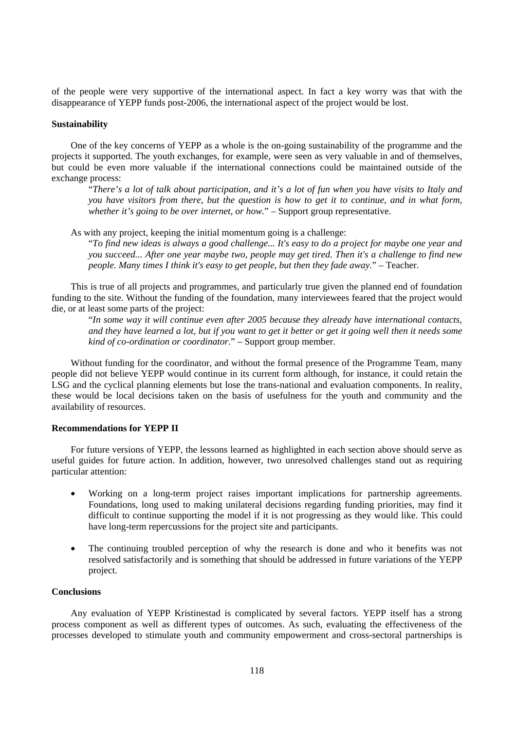of the people were very supportive of the international aspect. In fact a key worry was that with the disappearance of YEPP funds post-2006, the international aspect of the project would be lost.

**Sustainability**

One of the key concerns of YEPP as a whole is the on-going sustainability of the programme and the projects it supported. The youth exchanges, for example, were seen as very valuable in and of themselves, but could be even more valuable if the international connections could be maintained outside of the exchange process:

> "*There's a lot of talk about participation, and it's a lot of fun when you have visits to Italy and you have visitors from there, but the question is how to get it to continue, and in what form, whether it's going to be over internet, or how.*" – Support group representative.

As with any project, keeping the initial momentum going is a challenge:

> "*To find new ideas is always a good challenge... It's easy to do a project for maybe one year and you succeed... After one year maybe two, people may get tired. Then it's a challenge to find new people. Many times I think it's easy to get people, but then they fade away.*" – Teacher.

This is true of all projects and programmes, and particularly true given the planned end of foundation funding to the site. Without the funding of the foundation, many interviewees feared that the project would die, or at least some parts of the project:

> "*In some way it will continue even after 2005 because they already have international contacts, and they have learned a lot, but if you want to get it better or get it going well then it needs some kind of co-ordination or coordinator.*" – Support group member.

Without funding for the coordinator, and without the formal presence of the Programme Team, many people did not believe YEPP would continue in its current form although, for instance, it could retain the LSG and the cyclical planning elements but lose the trans-national and evaluation components. In reality, these would be local decisions taken on the basis of usefulness for the youth and community and the availability of resources.

**Recommendations for YEPP II**

For future versions of YEPP, the lessons learned as highlighted in each section above should serve as useful guides for future action. In addition, however, two unresolved challenges stand out as requiring particular attention:

- Working on a long-term project raises important implications for partnership agreements. Foundations, long used to making unilateral decisions regarding funding priorities, may find it difficult to continue supporting the model if it is not progressing as they would like. This could have long-term repercussions for the project site and participants.

- The continuing troubled perception of why the research is done and who it benefits was not resolved satisfactorily and is something that should be addressed in future variations of the YEPP project.

**Conclusions**

Any evaluation of YEPP Kristinestad is complicated by several factors. YEPP itself has a strong process component as well as different types of outcomes. As such, evaluating the effectiveness of the processes developed to stimulate youth and community empowerment and cross-sectoral partnerships is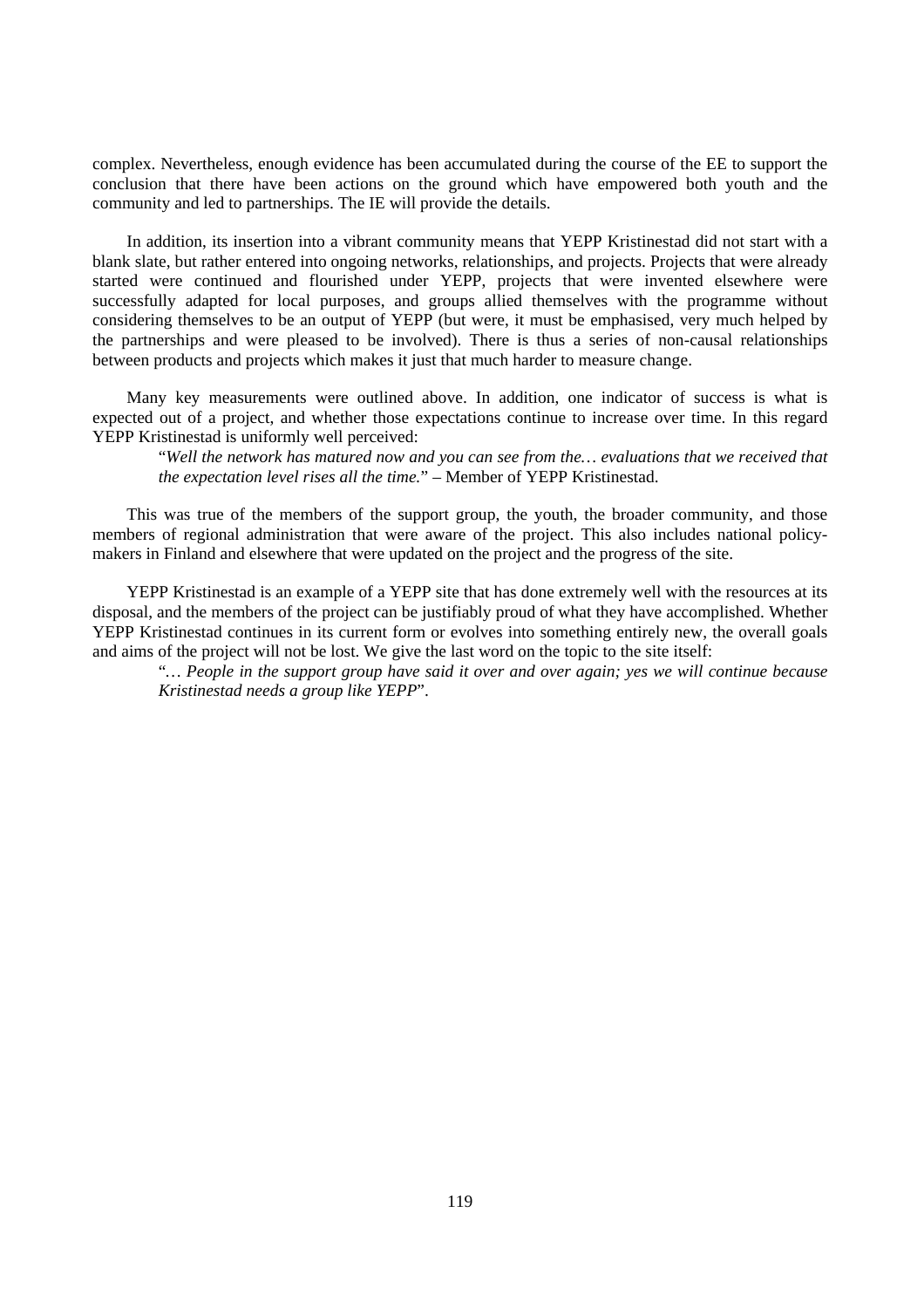complex. Nevertheless, enough evidence has been accumulated during the course of the EE to support the conclusion that there have been actions on the ground which have empowered both youth and the community and led to partnerships. The IE will provide the details.

In addition, its insertion into a vibrant community means that YEPP Kristinestad did not start with a blank slate, but rather entered into ongoing networks, relationships, and projects. Projects that were already started were continued and flourished under YEPP, projects that were invented elsewhere were successfully adapted for local purposes, and groups allied themselves with the programme without considering themselves to be an output of YEPP (but were, it must be emphasised, very much helped by the partnerships and were pleased to be involved). There is thus a series of non-causal relationships between products and projects which makes it just that much harder to measure change.

Many key measurements were outlined above. In addition, one indicator of success is what is expected out of a project, and whether those expectations continue to increase over time. In this regard YEPP Kristinestad is uniformly well perceived:

> "*Well the network has matured now and you can see from the… evaluations that we received that the expectation level rises all the time.*" – Member of YEPP Kristinestad.

This was true of the members of the support group, the youth, the broader community, and those members of regional administration that were aware of the project. This also includes national policy-makers in Finland and elsewhere that were updated on the project and the progress of the site.

YEPP Kristinestad is an example of a YEPP site that has done extremely well with the resources at its disposal, and the members of the project can be justifiably proud of what they have accomplished. Whether YEPP Kristinestad continues in its current form or evolves into something entirely new, the overall goals and aims of the project will not be lost. We give the last word on the topic to the site itself:

> "*… People in the support group have said it over and over again; yes we will continue because Kristinestad needs a group like YEPP*".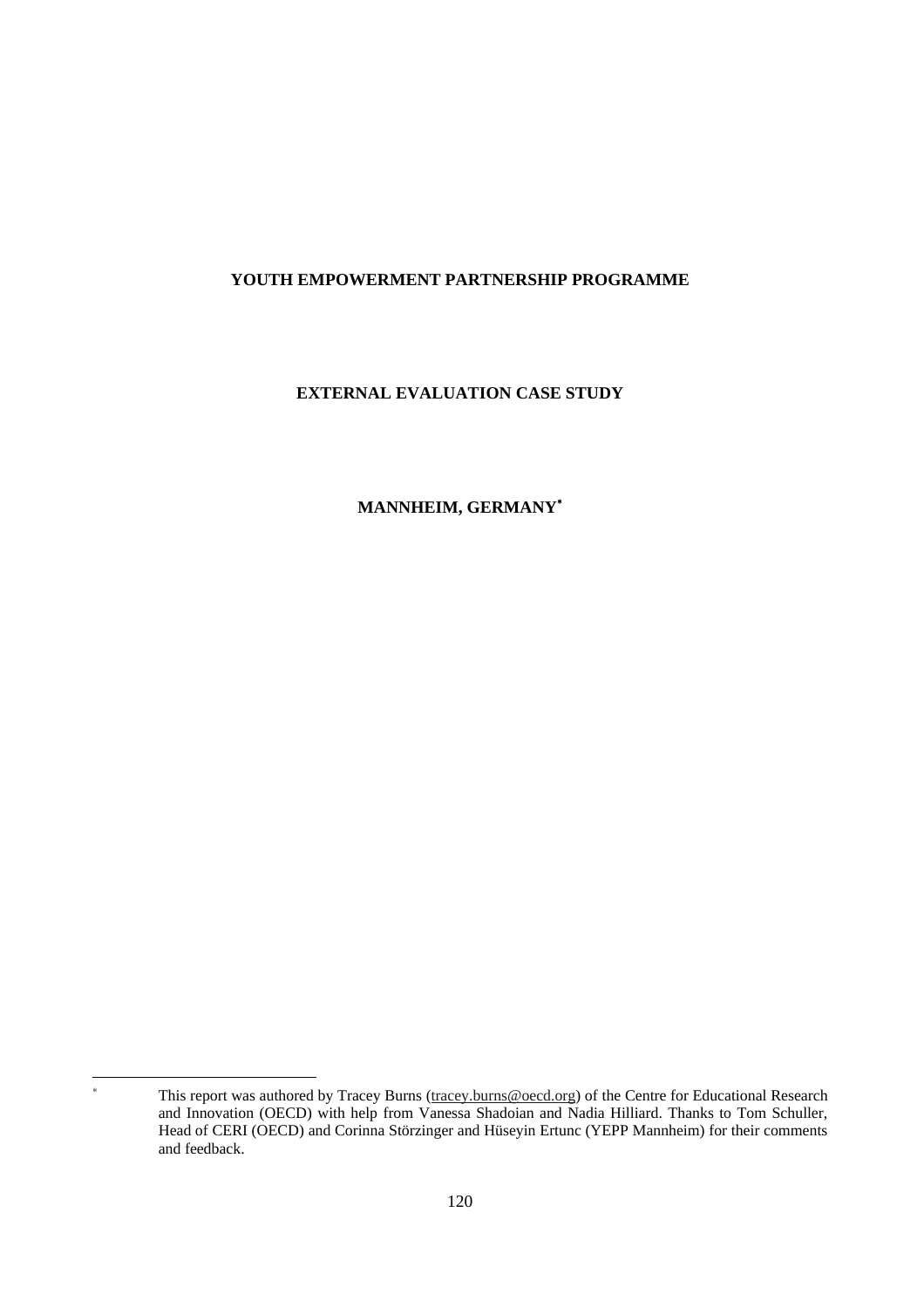**YOUTH EMPOWERMENT PARTNERSHIP PROGRAMME**

**EXTERNAL EVALUATION CASE STUDY**

**MANNHEIM, GERMANY**[*]

---

[*] This report was authored by Tracey Burns (tracey.burns@oecd.org) of the Centre for Educational Research and Innovation (OECD) with help from Vanessa Shadoian and Nadia Hilliard. Thanks to Tom Schuller, Head of CERI (OECD) and Corinna Störzinger and Hüseyin Ertunc (YEPP Mannheim) for their comments and feedback.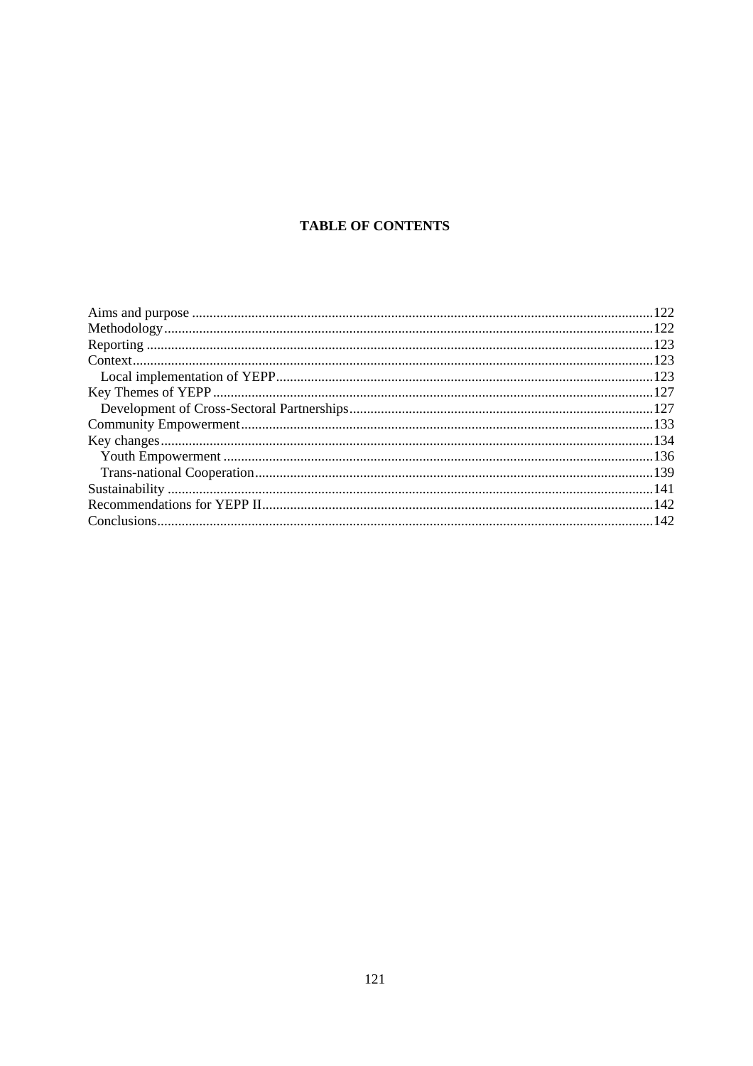**TABLE OF CONTENTS**

Aims and purpose .....122
Methodology .....122
Reporting .....123
Context .....123
  Local implementation of YEPP .....123
Key Themes of YEPP .....127
  Development of Cross-Sectoral Partnerships .....127
Community Empowerment .....133
Key changes .....134
  Youth Empowerment .....136
  Trans-national Cooperation .....139
Sustainability .....141
Recommendations for YEPP II .....142
Conclusions .....142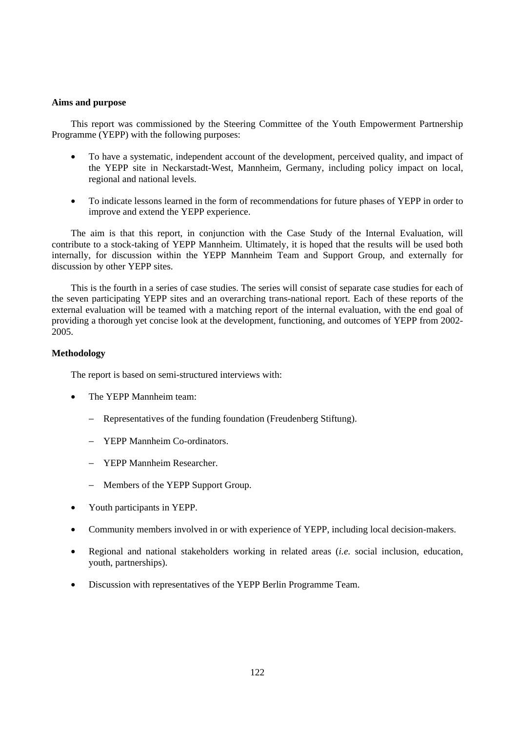**Aims and purpose**

This report was commissioned by the Steering Committee of the Youth Empowerment Partnership Programme (YEPP) with the following purposes:

- To have a systematic, independent account of the development, perceived quality, and impact of the YEPP site in Neckarstadt-West, Mannheim, Germany, including policy impact on local, regional and national levels.

- To indicate lessons learned in the form of recommendations for future phases of YEPP in order to improve and extend the YEPP experience.

The aim is that this report, in conjunction with the Case Study of the Internal Evaluation, will contribute to a stock-taking of YEPP Mannheim. Ultimately, it is hoped that the results will be used both internally, for discussion within the YEPP Mannheim Team and Support Group, and externally for discussion by other YEPP sites.

This is the fourth in a series of case studies. The series will consist of separate case studies for each of the seven participating YEPP sites and an overarching trans-national report. Each of these reports of the external evaluation will be teamed with a matching report of the internal evaluation, with the end goal of providing a thorough yet concise look at the development, functioning, and outcomes of YEPP from 2002-2005.

**Methodology**

The report is based on semi-structured interviews with:

- The YEPP Mannheim team:
  - Representatives of the funding foundation (Freudenberg Stiftung).
  - YEPP Mannheim Co-ordinators.
  - YEPP Mannheim Researcher.
  - Members of the YEPP Support Group.
- Youth participants in YEPP.
- Community members involved in or with experience of YEPP, including local decision-makers.
- Regional and national stakeholders working in related areas (*i.e.* social inclusion, education, youth, partnerships).
- Discussion with representatives of the YEPP Berlin Programme Team.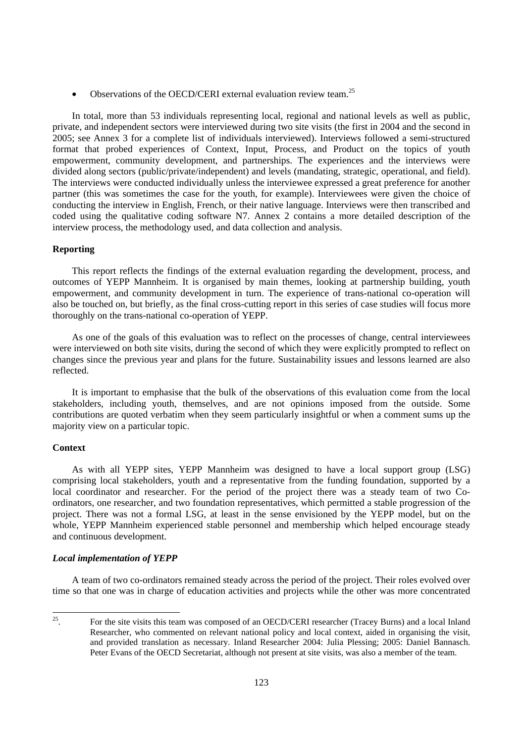- Observations of the OECD/CERI external evaluation review team.[25]

In total, more than 53 individuals representing local, regional and national levels as well as public, private, and independent sectors were interviewed during two site visits (the first in 2004 and the second in 2005; see Annex 3 for a complete list of individuals interviewed). Interviews followed a semi-structured format that probed experiences of Context, Input, Process, and Product on the topics of youth empowerment, community development, and partnerships. The experiences and the interviews were divided along sectors (public/private/independent) and levels (mandating, strategic, operational, and field). The interviews were conducted individually unless the interviewee expressed a great preference for another partner (this was sometimes the case for the youth, for example). Interviewees were given the choice of conducting the interview in English, French, or their native language. Interviews were then transcribed and coded using the qualitative coding software N7. Annex 2 contains a more detailed description of the interview process, the methodology used, and data collection and analysis.

**Reporting**

This report reflects the findings of the external evaluation regarding the development, process, and outcomes of YEPP Mannheim. It is organised by main themes, looking at partnership building, youth empowerment, and community development in turn. The experience of trans-national co-operation will also be touched on, but briefly, as the final cross-cutting report in this series of case studies will focus more thoroughly on the trans-national co-operation of YEPP.

As one of the goals of this evaluation was to reflect on the processes of change, central interviewees were interviewed on both site visits, during the second of which they were explicitly prompted to reflect on changes since the previous year and plans for the future. Sustainability issues and lessons learned are also reflected.

It is important to emphasise that the bulk of the observations of this evaluation come from the local stakeholders, including youth, themselves, and are not opinions imposed from the outside. Some contributions are quoted verbatim when they seem particularly insightful or when a comment sums up the majority view on a particular topic.

**Context**

As with all YEPP sites, YEPP Mannheim was designed to have a local support group (LSG) comprising local stakeholders, youth and a representative from the funding foundation, supported by a local coordinator and researcher. For the period of the project there was a steady team of two Co-ordinators, one researcher, and two foundation representatives, which permitted a stable progression of the project. There was not a formal LSG, at least in the sense envisioned by the YEPP model, but on the whole, YEPP Mannheim experienced stable personnel and membership which helped encourage steady and continuous development.

***Local implementation of YEPP***

A team of two co-ordinators remained steady across the period of the project. Their roles evolved over time so that one was in charge of education activities and projects while the other was more concentrated

---

[25]. For the site visits this team was composed of an OECD/CERI researcher (Tracey Burns) and a local Inland Researcher, who commented on relevant national policy and local context, aided in organising the visit, and provided translation as necessary. Inland Researcher 2004: Julia Plessing; 2005: Daniel Bannasch. Peter Evans of the OECD Secretariat, although not present at site visits, was also a member of the team.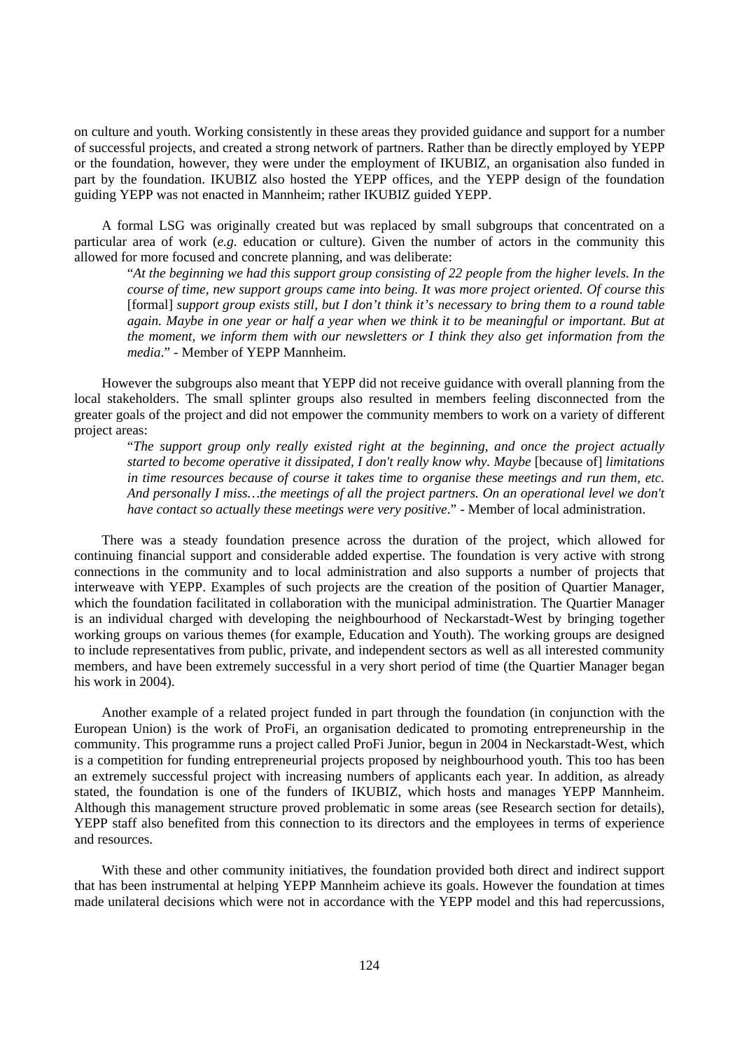on culture and youth. Working consistently in these areas they provided guidance and support for a number of successful projects, and created a strong network of partners. Rather than be directly employed by YEPP or the foundation, however, they were under the employment of IKUBIZ, an organisation also funded in part by the foundation. IKUBIZ also hosted the YEPP offices, and the YEPP design of the foundation guiding YEPP was not enacted in Mannheim; rather IKUBIZ guided YEPP.

A formal LSG was originally created but was replaced by small subgroups that concentrated on a particular area of work (*e.g.* education or culture). Given the number of actors in the community this allowed for more focused and concrete planning, and was deliberate:

> "*At the beginning we had this support group consisting of 22 people from the higher levels. In the course of time, new support groups came into being. It was more project oriented. Of course this* [formal] *support group exists still, but I don't think it's necessary to bring them to a round table again. Maybe in one year or half a year when we think it to be meaningful or important. But at the moment, we inform them with our newsletters or I think they also get information from the media*." - Member of YEPP Mannheim.

However the subgroups also meant that YEPP did not receive guidance with overall planning from the local stakeholders. The small splinter groups also resulted in members feeling disconnected from the greater goals of the project and did not empower the community members to work on a variety of different project areas:

> "*The support group only really existed right at the beginning, and once the project actually started to become operative it dissipated, I don't really know why. Maybe* [because of] *limitations in time resources because of course it takes time to organise these meetings and run them, etc. And personally I miss…the meetings of all the project partners. On an operational level we don't have contact so actually these meetings were very positive*." - Member of local administration.

There was a steady foundation presence across the duration of the project, which allowed for continuing financial support and considerable added expertise. The foundation is very active with strong connections in the community and to local administration and also supports a number of projects that interweave with YEPP. Examples of such projects are the creation of the position of Quartier Manager, which the foundation facilitated in collaboration with the municipal administration. The Quartier Manager is an individual charged with developing the neighbourhood of Neckarstadt-West by bringing together working groups on various themes (for example, Education and Youth). The working groups are designed to include representatives from public, private, and independent sectors as well as all interested community members, and have been extremely successful in a very short period of time (the Quartier Manager began his work in 2004).

Another example of a related project funded in part through the foundation (in conjunction with the European Union) is the work of ProFi, an organisation dedicated to promoting entrepreneurship in the community. This programme runs a project called ProFi Junior, begun in 2004 in Neckarstadt-West, which is a competition for funding entrepreneurial projects proposed by neighbourhood youth. This too has been an extremely successful project with increasing numbers of applicants each year. In addition, as already stated, the foundation is one of the funders of IKUBIZ, which hosts and manages YEPP Mannheim. Although this management structure proved problematic in some areas (see Research section for details), YEPP staff also benefited from this connection to its directors and the employees in terms of experience and resources.

With these and other community initiatives, the foundation provided both direct and indirect support that has been instrumental at helping YEPP Mannheim achieve its goals. However the foundation at times made unilateral decisions which were not in accordance with the YEPP model and this had repercussions,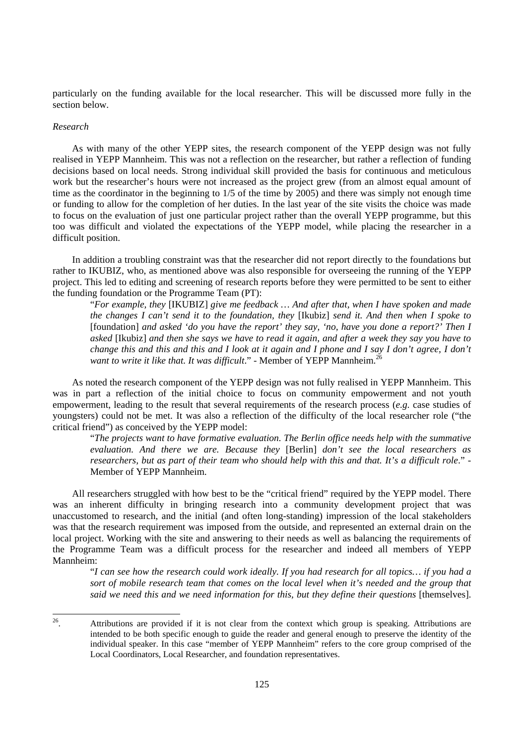particularly on the funding available for the local researcher. This will be discussed more fully in the section below.

*Research*

As with many of the other YEPP sites, the research component of the YEPP design was not fully realised in YEPP Mannheim. This was not a reflection on the researcher, but rather a reflection of funding decisions based on local needs. Strong individual skill provided the basis for continuous and meticulous work but the researcher's hours were not increased as the project grew (from an almost equal amount of time as the coordinator in the beginning to 1/5 of the time by 2005) and there was simply not enough time or funding to allow for the completion of her duties. In the last year of the site visits the choice was made to focus on the evaluation of just one particular project rather than the overall YEPP programme, but this too was difficult and violated the expectations of the YEPP model, while placing the researcher in a difficult position.

In addition a troubling constraint was that the researcher did not report directly to the foundations but rather to IKUBIZ, who, as mentioned above was also responsible for overseeing the running of the YEPP project. This led to editing and screening of research reports before they were permitted to be sent to either the funding foundation or the Programme Team (PT):

> "*For example, they* [IKUBIZ] *give me feedback … And after that, when I have spoken and made the changes I can't send it to the foundation, they* [Ikubiz] *send it. And then when I spoke to* [foundation] *and asked 'do you have the report' they say, 'no, have you done a report?' Then I asked* [Ikubiz] *and then she says we have to read it again, and after a week they say you have to change this and this and this and I look at it again and I phone and I say I don't agree, I don't want to write it like that. It was difficult*." - Member of YEPP Mannheim.[26]

As noted the research component of the YEPP design was not fully realised in YEPP Mannheim. This was in part a reflection of the initial choice to focus on community empowerment and not youth empowerment, leading to the result that several requirements of the research process (*e.g.* case studies of youngsters) could not be met. It was also a reflection of the difficulty of the local researcher role ("the critical friend") as conceived by the YEPP model:

> "*The projects want to have formative evaluation. The Berlin office needs help with the summative evaluation. And there we are. Because they* [Berlin] *don't see the local researchers as researchers, but as part of their team who should help with this and that. It's a difficult role*." - Member of YEPP Mannheim.

All researchers struggled with how best to be the "critical friend" required by the YEPP model. There was an inherent difficulty in bringing research into a community development project that was unaccustomed to research, and the initial (and often long-standing) impression of the local stakeholders was that the research requirement was imposed from the outside, and represented an external drain on the local project. Working with the site and answering to their needs as well as balancing the requirements of the Programme Team was a difficult process for the researcher and indeed all members of YEPP Mannheim:

> "*I can see how the research could work ideally. If you had research for all topics… if you had a sort of mobile research team that comes on the local level when it's needed and the group that said we need this and we need information for this, but they define their questions* [themselves].

---

[26]. Attributions are provided if it is not clear from the context which group is speaking. Attributions are intended to be both specific enough to guide the reader and general enough to preserve the identity of the individual speaker. In this case "member of YEPP Mannheim" refers to the core group comprised of the Local Coordinators, Local Researcher, and foundation representatives.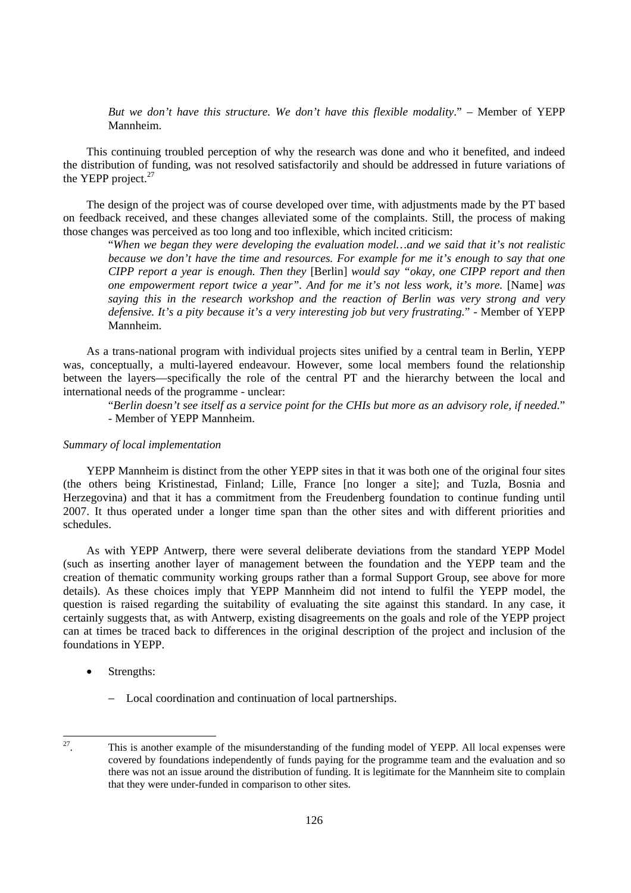> *But we don't have this structure. We don't have this flexible modality*." – Member of YEPP Mannheim.

This continuing troubled perception of why the research was done and who it benefited, and indeed the distribution of funding, was not resolved satisfactorily and should be addressed in future variations of the YEPP project.[27]

The design of the project was of course developed over time, with adjustments made by the PT based on feedback received, and these changes alleviated some of the complaints. Still, the process of making those changes was perceived as too long and too inflexible, which incited criticism:

> "*When we began they were developing the evaluation model…and we said that it's not realistic because we don't have the time and resources. For example for me it's enough to say that one CIPP report a year is enough. Then they* [Berlin] *would say "okay, one CIPP report and then one empowerment report twice a year". And for me it's not less work, it's more.* [Name] *was saying this in the research workshop and the reaction of Berlin was very strong and very defensive. It's a pity because it's a very interesting job but very frustrating.*" - Member of YEPP Mannheim.

As a trans-national program with individual projects sites unified by a central team in Berlin, YEPP was, conceptually, a multi-layered endeavour. However, some local members found the relationship between the layers—specifically the role of the central PT and the hierarchy between the local and international needs of the programme - unclear:

> "*Berlin doesn't see itself as a service point for the CHIs but more as an advisory role, if needed.*" - Member of YEPP Mannheim.

*Summary of local implementation*

YEPP Mannheim is distinct from the other YEPP sites in that it was both one of the original four sites (the others being Kristinestad, Finland; Lille, France [no longer a site]; and Tuzla, Bosnia and Herzegovina) and that it has a commitment from the Freudenberg foundation to continue funding until 2007. It thus operated under a longer time span than the other sites and with different priorities and schedules.

As with YEPP Antwerp, there were several deliberate deviations from the standard YEPP Model (such as inserting another layer of management between the foundation and the YEPP team and the creation of thematic community working groups rather than a formal Support Group, see above for more details). As these choices imply that YEPP Mannheim did not intend to fulfil the YEPP model, the question is raised regarding the suitability of evaluating the site against this standard. In any case, it certainly suggests that, as with Antwerp, existing disagreements on the goals and role of the YEPP project can at times be traced back to differences in the original description of the project and inclusion of the foundations in YEPP.

- Strengths:
  - Local coordination and continuation of local partnerships.

---

[27]. This is another example of the misunderstanding of the funding model of YEPP. All local expenses were covered by foundations independently of funds paying for the programme team and the evaluation and so there was not an issue around the distribution of funding. It is legitimate for the Mannheim site to complain that they were under-funded in comparison to other sites.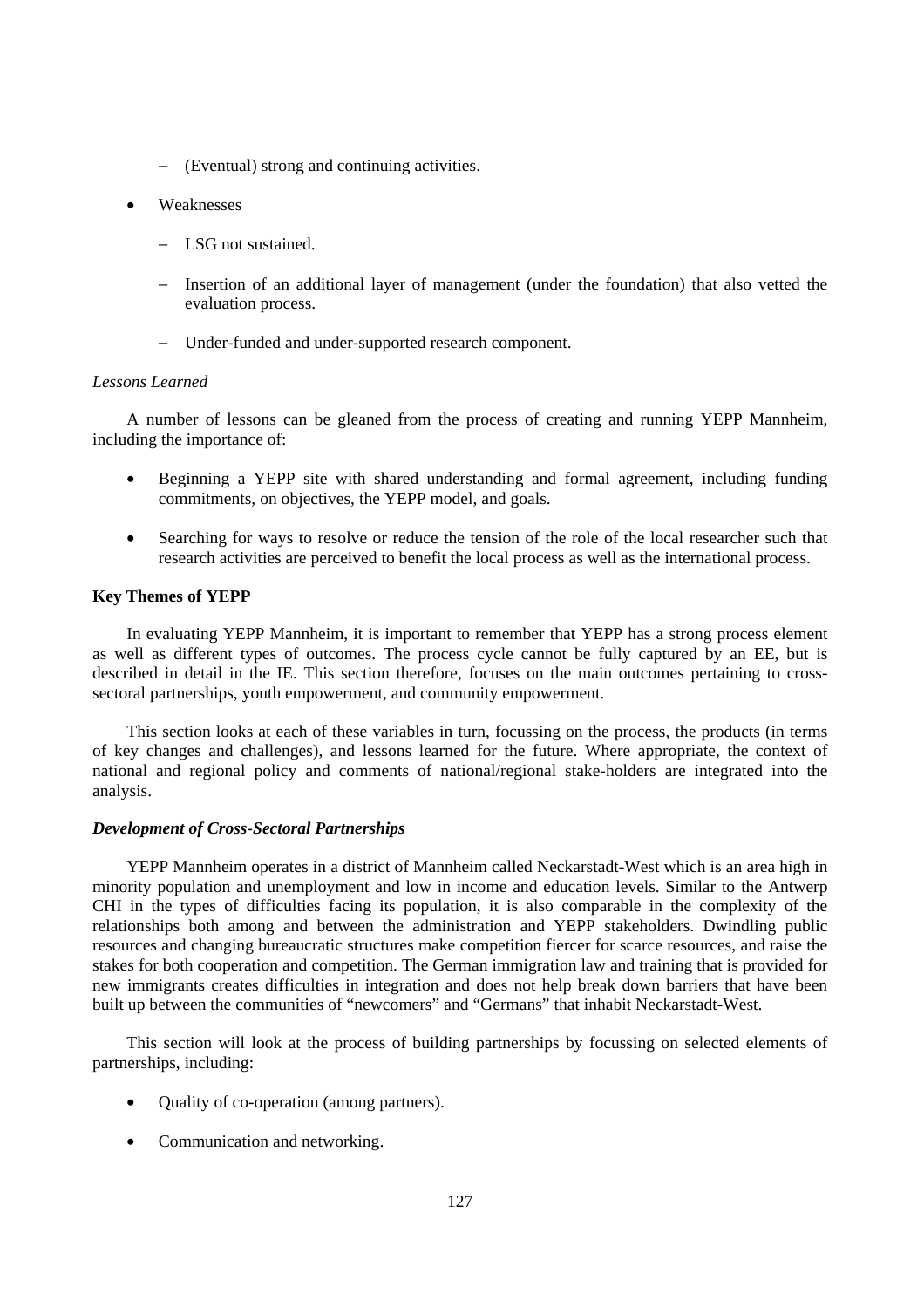- (Eventual) strong and continuing activities.

- Weaknesses

  - LSG not sustained.

  - Insertion of an additional layer of management (under the foundation) that also vetted the evaluation process.

  - Under-funded and under-supported research component.

*Lessons Learned*

A number of lessons can be gleaned from the process of creating and running YEPP Mannheim, including the importance of:

- Beginning a YEPP site with shared understanding and formal agreement, including funding commitments, on objectives, the YEPP model, and goals.

- Searching for ways to resolve or reduce the tension of the role of the local researcher such that research activities are perceived to benefit the local process as well as the international process.

**Key Themes of YEPP**

In evaluating YEPP Mannheim, it is important to remember that YEPP has a strong process element as well as different types of outcomes. The process cycle cannot be fully captured by an EE, but is described in detail in the IE. This section therefore, focuses on the main outcomes pertaining to cross-sectoral partnerships, youth empowerment, and community empowerment.

This section looks at each of these variables in turn, focussing on the process, the products (in terms of key changes and challenges), and lessons learned for the future. Where appropriate, the context of national and regional policy and comments of national/regional stake-holders are integrated into the analysis.

***Development of Cross-Sectoral Partnerships***

YEPP Mannheim operates in a district of Mannheim called Neckarstadt-West which is an area high in minority population and unemployment and low in income and education levels. Similar to the Antwerp CHI in the types of difficulties facing its population, it is also comparable in the complexity of the relationships both among and between the administration and YEPP stakeholders. Dwindling public resources and changing bureaucratic structures make competition fiercer for scarce resources, and raise the stakes for both cooperation and competition. The German immigration law and training that is provided for new immigrants creates difficulties in integration and does not help break down barriers that have been built up between the communities of "newcomers" and "Germans" that inhabit Neckarstadt-West.

This section will look at the process of building partnerships by focussing on selected elements of partnerships, including:

- Quality of co-operation (among partners).

- Communication and networking.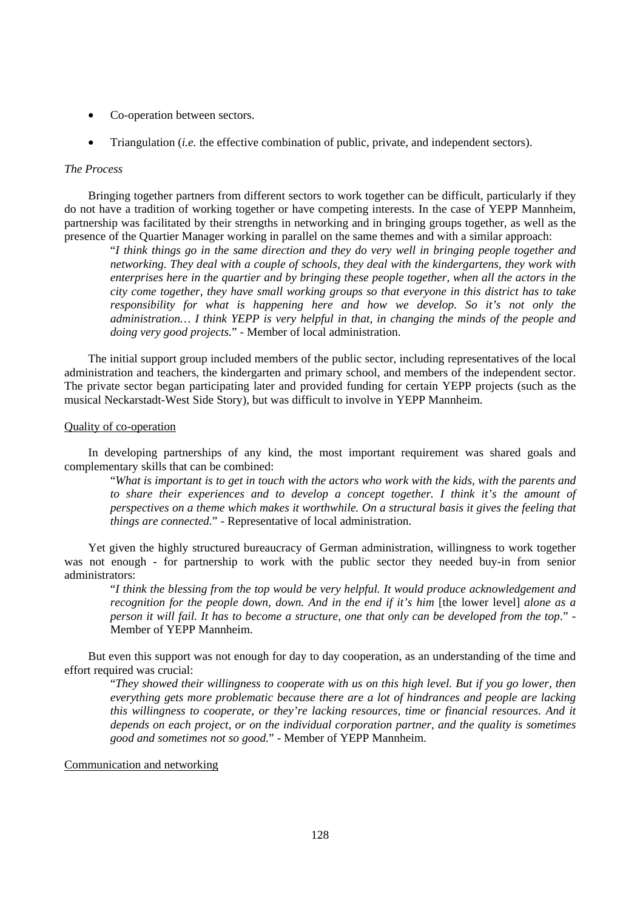- Co-operation between sectors.
- Triangulation (*i.e.* the effective combination of public, private, and independent sectors).

*The Process*

Bringing together partners from different sectors to work together can be difficult, particularly if they do not have a tradition of working together or have competing interests. In the case of YEPP Mannheim, partnership was facilitated by their strengths in networking and in bringing groups together, as well as the presence of the Quartier Manager working in parallel on the same themes and with a similar approach:

> "*I think things go in the same direction and they do very well in bringing people together and networking. They deal with a couple of schools, they deal with the kindergartens, they work with enterprises here in the quartier and by bringing these people together, when all the actors in the city come together, they have small working groups so that everyone in this district has to take responsibility for what is happening here and how we develop. So it's not only the administration… I think YEPP is very helpful in that, in changing the minds of the people and doing very good projects.*" - Member of local administration.

The initial support group included members of the public sector, including representatives of the local administration and teachers, the kindergarten and primary school, and members of the independent sector. The private sector began participating later and provided funding for certain YEPP projects (such as the musical Neckarstadt-West Side Story), but was difficult to involve in YEPP Mannheim.

<u>Quality of co-operation</u>

In developing partnerships of any kind, the most important requirement was shared goals and complementary skills that can be combined:

> "*What is important is to get in touch with the actors who work with the kids, with the parents and to share their experiences and to develop a concept together. I think it's the amount of perspectives on a theme which makes it worthwhile. On a structural basis it gives the feeling that things are connected.*" - Representative of local administration.

Yet given the highly structured bureaucracy of German administration, willingness to work together was not enough - for partnership to work with the public sector they needed buy-in from senior administrators:

> "*I think the blessing from the top would be very helpful. It would produce acknowledgement and recognition for the people down, down. And in the end if it's him* [the lower level] *alone as a person it will fail. It has to become a structure, one that only can be developed from the top*." - Member of YEPP Mannheim.

But even this support was not enough for day to day cooperation, as an understanding of the time and effort required was crucial:

> "*They showed their willingness to cooperate with us on this high level. But if you go lower, then everything gets more problematic because there are a lot of hindrances and people are lacking this willingness to cooperate, or they're lacking resources, time or financial resources. And it depends on each project, or on the individual corporation partner, and the quality is sometimes good and sometimes not so good.*" - Member of YEPP Mannheim.

<u>Communication and networking</u>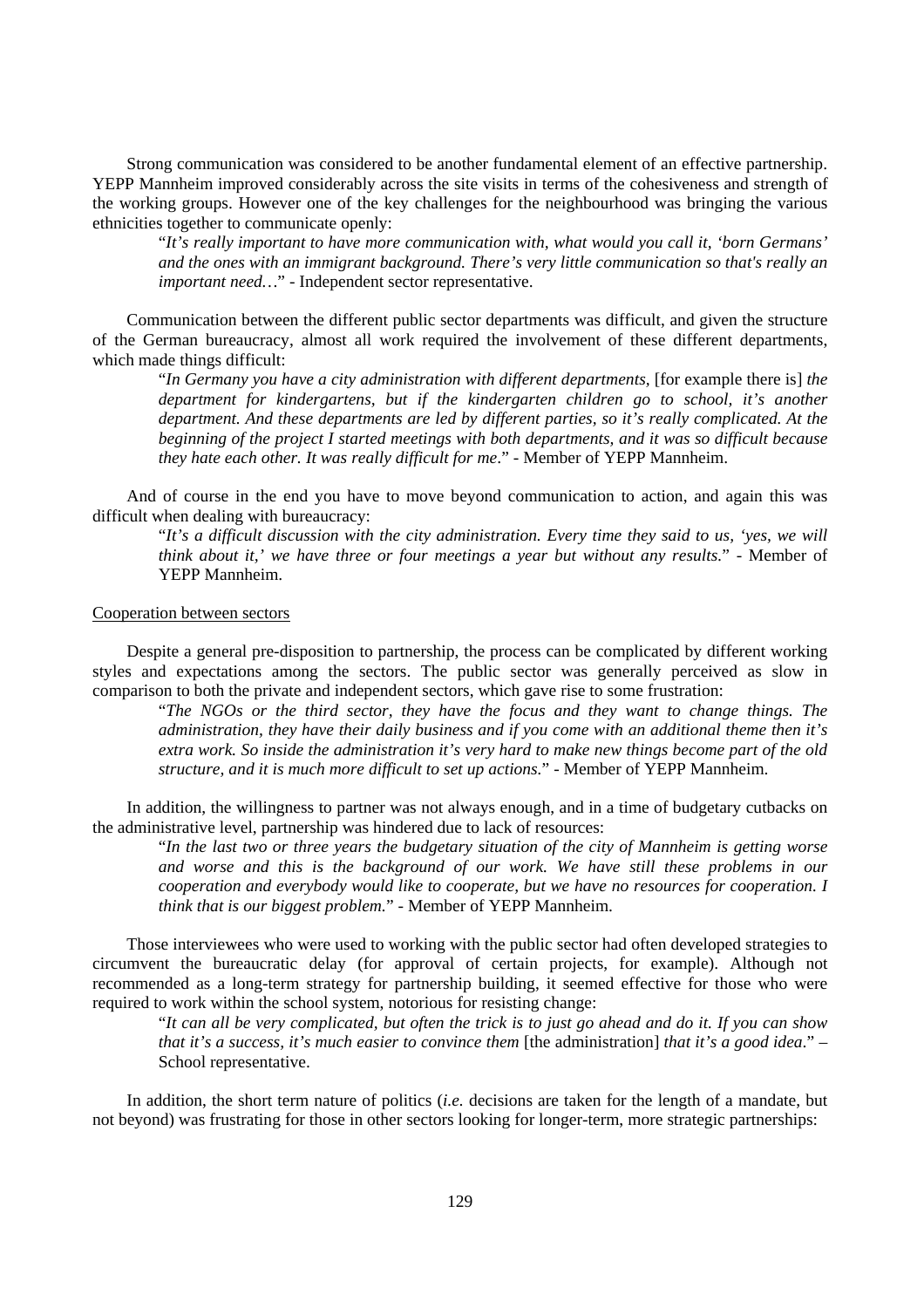Strong communication was considered to be another fundamental element of an effective partnership. YEPP Mannheim improved considerably across the site visits in terms of the cohesiveness and strength of the working groups. However one of the key challenges for the neighbourhood was bringing the various ethnicities together to communicate openly:

> "*It's really important to have more communication with, what would you call it, 'born Germans' and the ones with an immigrant background. There's very little communication so that's really an important need…*" - Independent sector representative.

Communication between the different public sector departments was difficult, and given the structure of the German bureaucracy, almost all work required the involvement of these different departments, which made things difficult:

> "*In Germany you have a city administration with different departments,* [for example there is] *the department for kindergartens, but if the kindergarten children go to school, it's another department. And these departments are led by different parties, so it's really complicated. At the beginning of the project I started meetings with both departments, and it was so difficult because they hate each other. It was really difficult for me*." - Member of YEPP Mannheim.

And of course in the end you have to move beyond communication to action, and again this was difficult when dealing with bureaucracy:

> "*It's a difficult discussion with the city administration. Every time they said to us, 'yes, we will think about it,' we have three or four meetings a year but without any results.*" - Member of YEPP Mannheim.

Cooperation between sectors

Despite a general pre-disposition to partnership, the process can be complicated by different working styles and expectations among the sectors. The public sector was generally perceived as slow in comparison to both the private and independent sectors, which gave rise to some frustration:

> "*The NGOs or the third sector, they have the focus and they want to change things. The administration, they have their daily business and if you come with an additional theme then it's extra work. So inside the administration it's very hard to make new things become part of the old structure, and it is much more difficult to set up actions.*" - Member of YEPP Mannheim.

In addition, the willingness to partner was not always enough, and in a time of budgetary cutbacks on the administrative level, partnership was hindered due to lack of resources:

> "*In the last two or three years the budgetary situation of the city of Mannheim is getting worse and worse and this is the background of our work. We have still these problems in our cooperation and everybody would like to cooperate, but we have no resources for cooperation. I think that is our biggest problem.*" - Member of YEPP Mannheim.

Those interviewees who were used to working with the public sector had often developed strategies to circumvent the bureaucratic delay (for approval of certain projects, for example). Although not recommended as a long-term strategy for partnership building, it seemed effective for those who were required to work within the school system, notorious for resisting change:

> "*It can all be very complicated, but often the trick is to just go ahead and do it. If you can show that it's a success, it's much easier to convince them* [the administration] *that it's a good idea*." – School representative.

In addition, the short term nature of politics (*i.e.* decisions are taken for the length of a mandate, but not beyond) was frustrating for those in other sectors looking for longer-term, more strategic partnerships: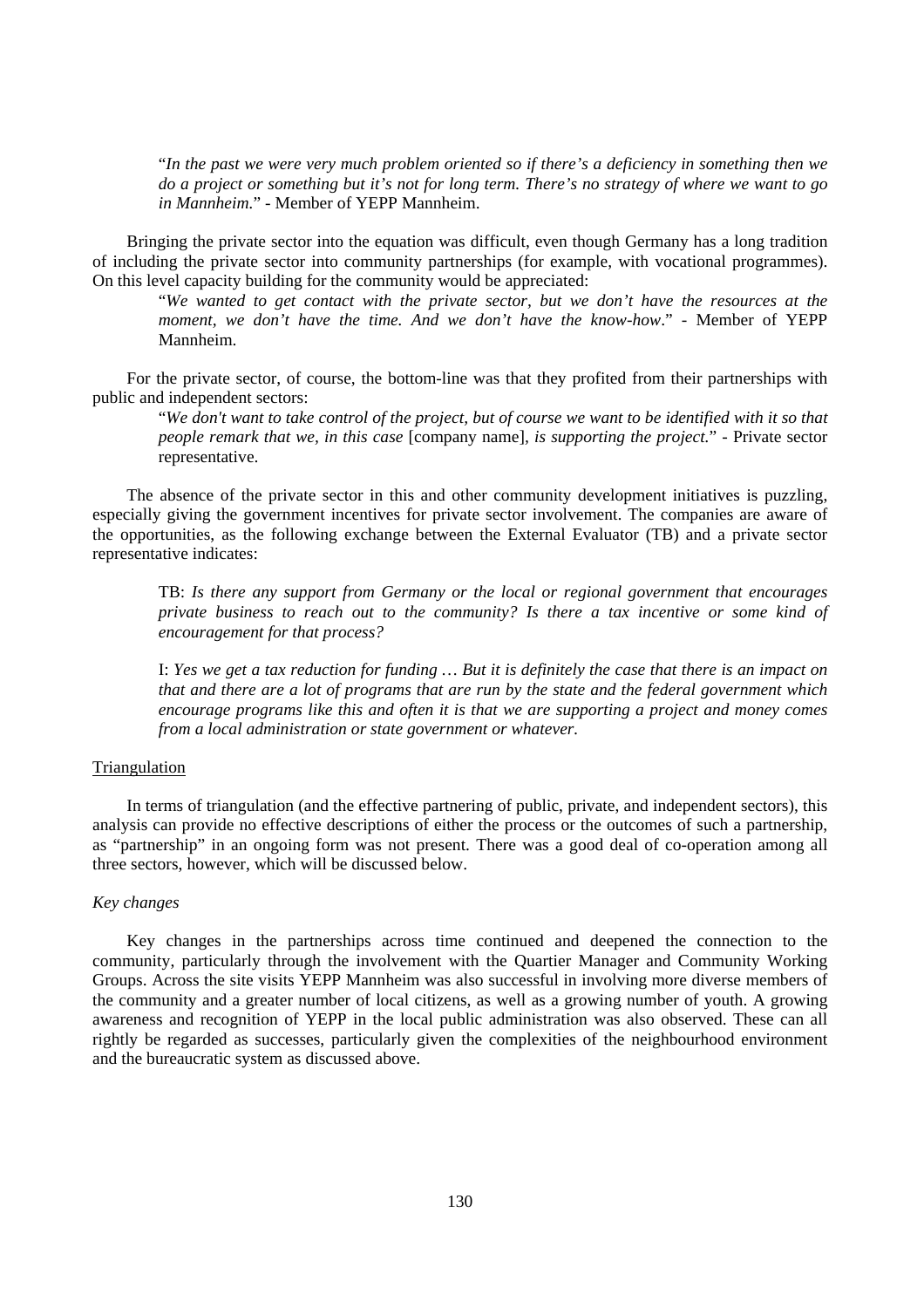"*In the past we were very much problem oriented so if there's a deficiency in something then we do a project or something but it's not for long term. There's no strategy of where we want to go in Mannheim.*" - Member of YEPP Mannheim.

Bringing the private sector into the equation was difficult, even though Germany has a long tradition of including the private sector into community partnerships (for example, with vocational programmes). On this level capacity building for the community would be appreciated:

"*We wanted to get contact with the private sector, but we don't have the resources at the moment, we don't have the time. And we don't have the know-how*." - Member of YEPP Mannheim.

For the private sector, of course, the bottom-line was that they profited from their partnerships with public and independent sectors:

"*We don't want to take control of the project, but of course we want to be identified with it so that people remark that we, in this case* [company name], *is supporting the project.*" - Private sector representative.

The absence of the private sector in this and other community development initiatives is puzzling, especially giving the government incentives for private sector involvement. The companies are aware of the opportunities, as the following exchange between the External Evaluator (TB) and a private sector representative indicates:

TB: *Is there any support from Germany or the local or regional government that encourages private business to reach out to the community? Is there a tax incentive or some kind of encouragement for that process?*

I: *Yes we get a tax reduction for funding … But it is definitely the case that there is an impact on that and there are a lot of programs that are run by the state and the federal government which encourage programs like this and often it is that we are supporting a project and money comes from a local administration or state government or whatever.*

Triangulation

In terms of triangulation (and the effective partnering of public, private, and independent sectors), this analysis can provide no effective descriptions of either the process or the outcomes of such a partnership, as "partnership" in an ongoing form was not present. There was a good deal of co-operation among all three sectors, however, which will be discussed below.

*Key changes*

Key changes in the partnerships across time continued and deepened the connection to the community, particularly through the involvement with the Quartier Manager and Community Working Groups. Across the site visits YEPP Mannheim was also successful in involving more diverse members of the community and a greater number of local citizens, as well as a growing number of youth. A growing awareness and recognition of YEPP in the local public administration was also observed. These can all rightly be regarded as successes, particularly given the complexities of the neighbourhood environment and the bureaucratic system as discussed above.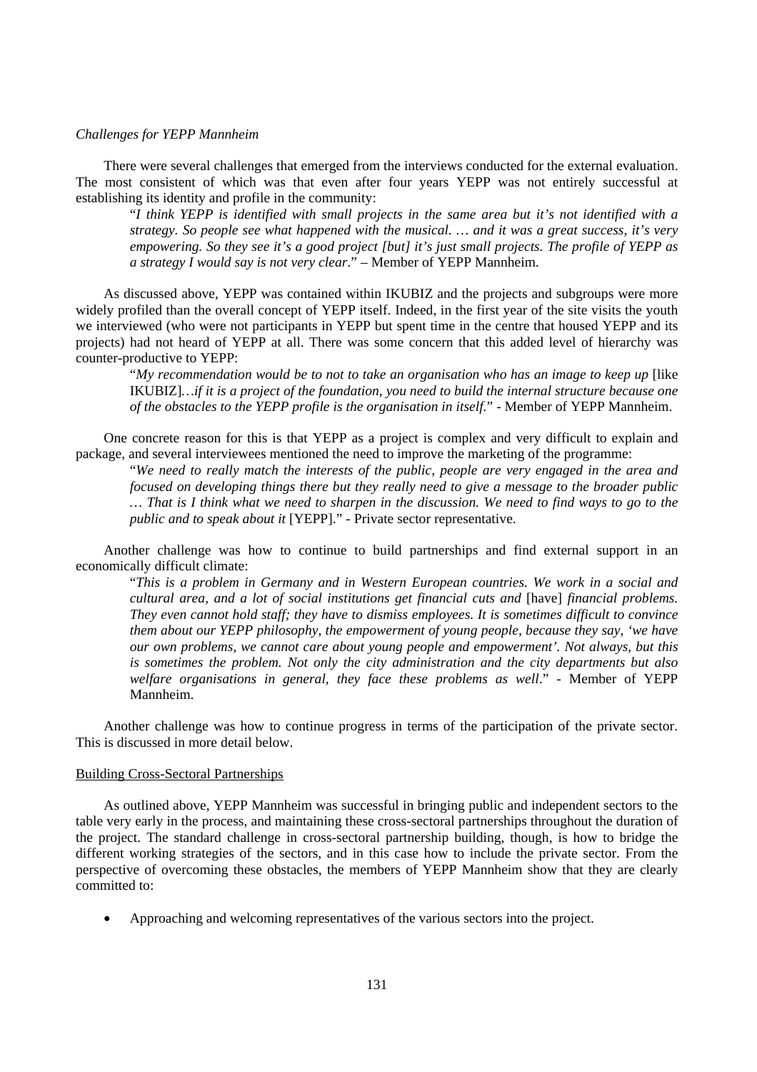*Challenges for YEPP Mannheim*

There were several challenges that emerged from the interviews conducted for the external evaluation. The most consistent of which was that even after four years YEPP was not entirely successful at establishing its identity and profile in the community:

> "*I think YEPP is identified with small projects in the same area but it's not identified with a strategy. So people see what happened with the musical. … and it was a great success, it's very empowering. So they see it's a good project [but] it's just small projects. The profile of YEPP as a strategy I would say is not very clear*." – Member of YEPP Mannheim.

As discussed above, YEPP was contained within IKUBIZ and the projects and subgroups were more widely profiled than the overall concept of YEPP itself. Indeed, in the first year of the site visits the youth we interviewed (who were not participants in YEPP but spent time in the centre that housed YEPP and its projects) had not heard of YEPP at all. There was some concern that this added level of hierarchy was counter-productive to YEPP:

> "*My recommendation would be to not to take an organisation who has an image to keep up* [like IKUBIZ]*…if it is a project of the foundation, you need to build the internal structure because one of the obstacles to the YEPP profile is the organisation in itself*." - Member of YEPP Mannheim.

One concrete reason for this is that YEPP as a project is complex and very difficult to explain and package, and several interviewees mentioned the need to improve the marketing of the programme:

> "*We need to really match the interests of the public, people are very engaged in the area and focused on developing things there but they really need to give a message to the broader public … That is I think what we need to sharpen in the discussion. We need to find ways to go to the public and to speak about it* [YEPP]." - Private sector representative.

Another challenge was how to continue to build partnerships and find external support in an economically difficult climate:

> "*This is a problem in Germany and in Western European countries. We work in a social and cultural area, and a lot of social institutions get financial cuts and* [have] *financial problems. They even cannot hold staff; they have to dismiss employees. It is sometimes difficult to convince them about our YEPP philosophy, the empowerment of young people, because they say, 'we have our own problems, we cannot care about young people and empowerment'. Not always, but this is sometimes the problem. Not only the city administration and the city departments but also welfare organisations in general, they face these problems as well*." - Member of YEPP Mannheim.

Another challenge was how to continue progress in terms of the participation of the private sector. This is discussed in more detail below.

Building Cross-Sectoral Partnerships

As outlined above, YEPP Mannheim was successful in bringing public and independent sectors to the table very early in the process, and maintaining these cross-sectoral partnerships throughout the duration of the project. The standard challenge in cross-sectoral partnership building, though, is how to bridge the different working strategies of the sectors, and in this case how to include the private sector. From the perspective of overcoming these obstacles, the members of YEPP Mannheim show that they are clearly committed to:

- Approaching and welcoming representatives of the various sectors into the project.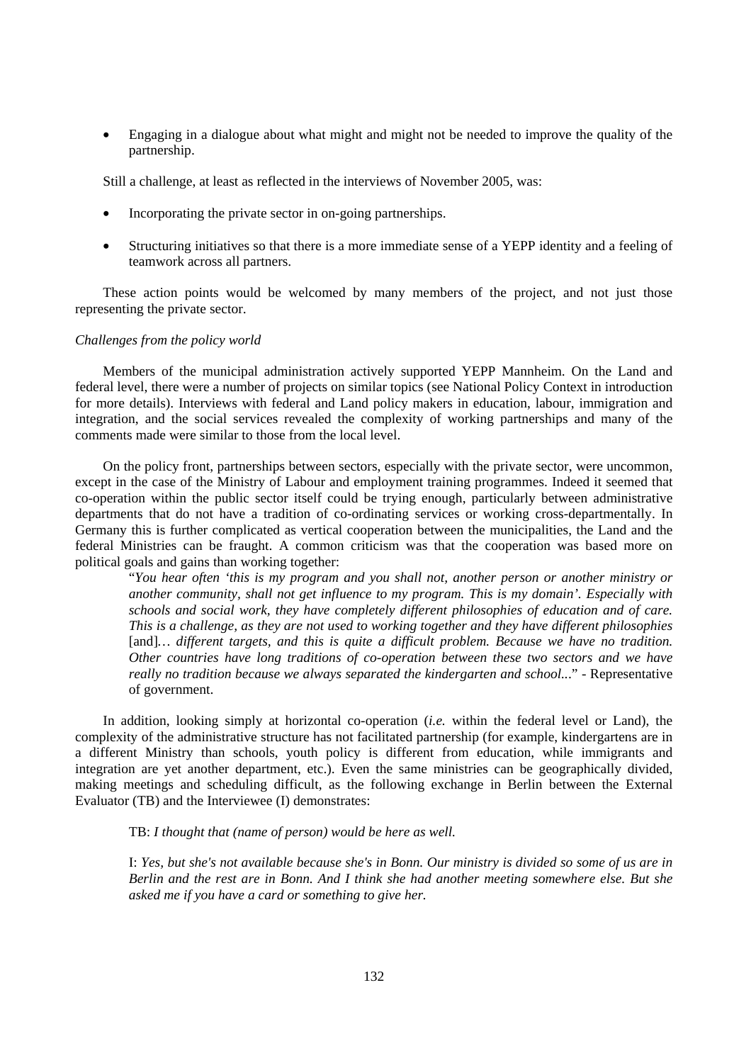- Engaging in a dialogue about what might and might not be needed to improve the quality of the partnership.

Still a challenge, at least as reflected in the interviews of November 2005, was:

- Incorporating the private sector in on-going partnerships.
- Structuring initiatives so that there is a more immediate sense of a YEPP identity and a feeling of teamwork across all partners.

These action points would be welcomed by many members of the project, and not just those representing the private sector.

*Challenges from the policy world*

Members of the municipal administration actively supported YEPP Mannheim. On the Land and federal level, there were a number of projects on similar topics (see National Policy Context in introduction for more details). Interviews with federal and Land policy makers in education, labour, immigration and integration, and the social services revealed the complexity of working partnerships and many of the comments made were similar to those from the local level.

On the policy front, partnerships between sectors, especially with the private sector, were uncommon, except in the case of the Ministry of Labour and employment training programmes. Indeed it seemed that co-operation within the public sector itself could be trying enough, particularly between administrative departments that do not have a tradition of co-ordinating services or working cross-departmentally. In Germany this is further complicated as vertical cooperation between the municipalities, the Land and the federal Ministries can be fraught. A common criticism was that the cooperation was based more on political goals and gains than working together:

> "*You hear often 'this is my program and you shall not, another person or another ministry or another community, shall not get influence to my program. This is my domain'. Especially with schools and social work, they have completely different philosophies of education and of care. This is a challenge, as they are not used to working together and they have different philosophies* [and]*… different targets, and this is quite a difficult problem. Because we have no tradition. Other countries have long traditions of co-operation between these two sectors and we have really no tradition because we always separated the kindergarten and school...*" - Representative of government.

In addition, looking simply at horizontal co-operation (*i.e.* within the federal level or Land), the complexity of the administrative structure has not facilitated partnership (for example, kindergartens are in a different Ministry than schools, youth policy is different from education, while immigrants and integration are yet another department, etc.). Even the same ministries can be geographically divided, making meetings and scheduling difficult, as the following exchange in Berlin between the External Evaluator (TB) and the Interviewee (I) demonstrates:

> TB: *I thought that (name of person) would be here as well.*
>
> I: *Yes, but she's not available because she's in Bonn. Our ministry is divided so some of us are in Berlin and the rest are in Bonn. And I think she had another meeting somewhere else. But she asked me if you have a card or something to give her.*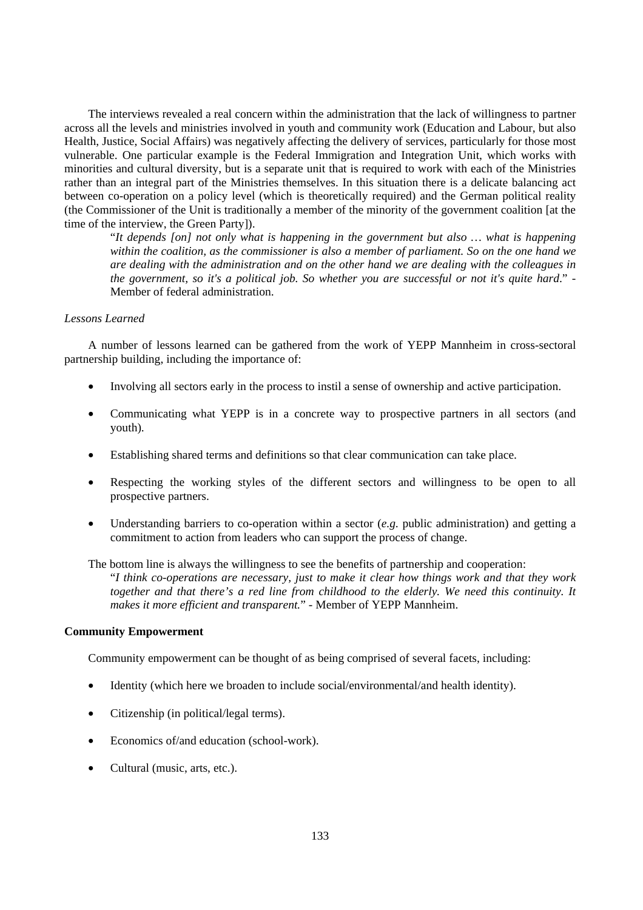The interviews revealed a real concern within the administration that the lack of willingness to partner across all the levels and ministries involved in youth and community work (Education and Labour, but also Health, Justice, Social Affairs) was negatively affecting the delivery of services, particularly for those most vulnerable. One particular example is the Federal Immigration and Integration Unit, which works with minorities and cultural diversity, but is a separate unit that is required to work with each of the Ministries rather than an integral part of the Ministries themselves. In this situation there is a delicate balancing act between co-operation on a policy level (which is theoretically required) and the German political reality (the Commissioner of the Unit is traditionally a member of the minority of the government coalition [at the time of the interview, the Green Party]).

> "*It depends [on] not only what is happening in the government but also … what is happening within the coalition, as the commissioner is also a member of parliament. So on the one hand we are dealing with the administration and on the other hand we are dealing with the colleagues in the government, so it's a political job. So whether you are successful or not it's quite hard*." - Member of federal administration.

*Lessons Learned*

A number of lessons learned can be gathered from the work of YEPP Mannheim in cross-sectoral partnership building, including the importance of:

- Involving all sectors early in the process to instil a sense of ownership and active participation.
- Communicating what YEPP is in a concrete way to prospective partners in all sectors (and youth).
- Establishing shared terms and definitions so that clear communication can take place.
- Respecting the working styles of the different sectors and willingness to be open to all prospective partners.
- Understanding barriers to co-operation within a sector (*e.g.* public administration) and getting a commitment to action from leaders who can support the process of change.

The bottom line is always the willingness to see the benefits of partnership and cooperation:

> "*I think co-operations are necessary, just to make it clear how things work and that they work together and that there's a red line from childhood to the elderly. We need this continuity. It makes it more efficient and transparent.*" - Member of YEPP Mannheim.

**Community Empowerment**

Community empowerment can be thought of as being comprised of several facets, including:

- Identity (which here we broaden to include social/environmental/and health identity).
- Citizenship (in political/legal terms).
- Economics of/and education (school-work).
- Cultural (music, arts, etc.).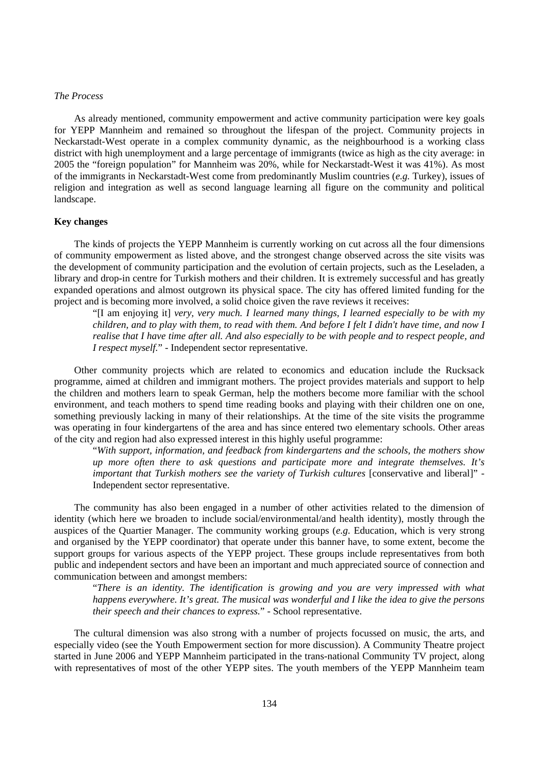*The Process*

As already mentioned, community empowerment and active community participation were key goals for YEPP Mannheim and remained so throughout the lifespan of the project. Community projects in Neckarstadt-West operate in a complex community dynamic, as the neighbourhood is a working class district with high unemployment and a large percentage of immigrants (twice as high as the city average: in 2005 the "foreign population" for Mannheim was 20%, while for Neckarstadt-West it was 41%). As most of the immigrants in Neckarstadt-West come from predominantly Muslim countries (*e.g.* Turkey), issues of religion and integration as well as second language learning all figure on the community and political landscape.

**Key changes**

The kinds of projects the YEPP Mannheim is currently working on cut across all the four dimensions of community empowerment as listed above, and the strongest change observed across the site visits was the development of community participation and the evolution of certain projects, such as the Leseladen, a library and drop-in centre for Turkish mothers and their children. It is extremely successful and has greatly expanded operations and almost outgrown its physical space. The city has offered limited funding for the project and is becoming more involved, a solid choice given the rave reviews it receives:

> "[I am enjoying it] *very, very much. I learned many things, I learned especially to be with my children, and to play with them, to read with them. And before I felt I didn't have time, and now I realise that I have time after all. And also especially to be with people and to respect people, and I respect myself.*" - Independent sector representative.

Other community projects which are related to economics and education include the Rucksack programme, aimed at children and immigrant mothers. The project provides materials and support to help the children and mothers learn to speak German, help the mothers become more familiar with the school environment, and teach mothers to spend time reading books and playing with their children one on one, something previously lacking in many of their relationships. At the time of the site visits the programme was operating in four kindergartens of the area and has since entered two elementary schools. Other areas of the city and region had also expressed interest in this highly useful programme:

> "*With support, information, and feedback from kindergartens and the schools, the mothers show up more often there to ask questions and participate more and integrate themselves. It's important that Turkish mothers see the variety of Turkish cultures* [conservative and liberal]" - Independent sector representative.

The community has also been engaged in a number of other activities related to the dimension of identity (which here we broaden to include social/environmental/and health identity), mostly through the auspices of the Quartier Manager. The community working groups (*e.g.* Education, which is very strong and organised by the YEPP coordinator) that operate under this banner have, to some extent, become the support groups for various aspects of the YEPP project. These groups include representatives from both public and independent sectors and have been an important and much appreciated source of connection and communication between and amongst members:

> "*There is an identity. The identification is growing and you are very impressed with what happens everywhere. It's great. The musical was wonderful and I like the idea to give the persons their speech and their chances to express.*" - School representative.

The cultural dimension was also strong with a number of projects focussed on music, the arts, and especially video (see the Youth Empowerment section for more discussion). A Community Theatre project started in June 2006 and YEPP Mannheim participated in the trans-national Community TV project, along with representatives of most of the other YEPP sites. The youth members of the YEPP Mannheim team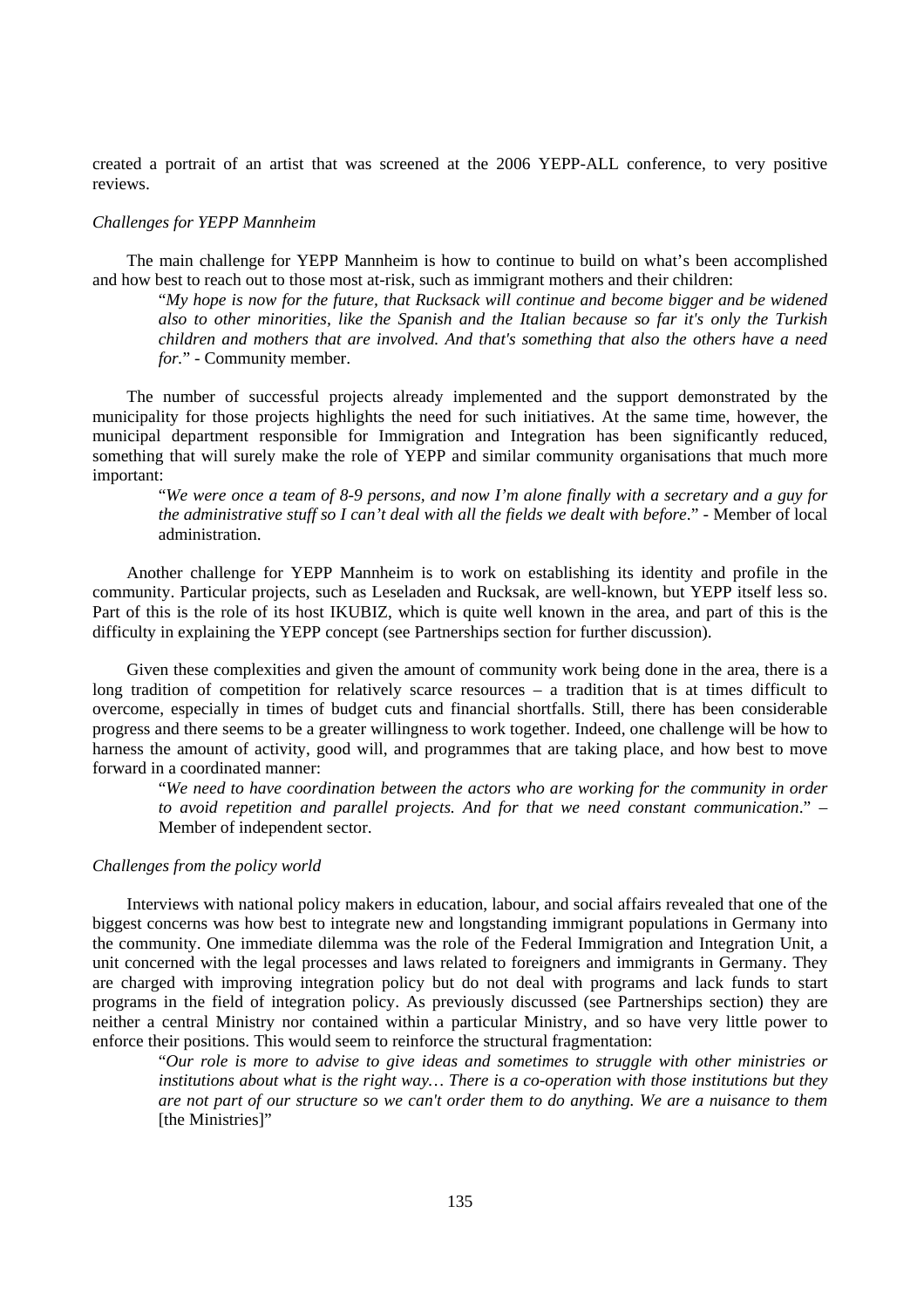created a portrait of an artist that was screened at the 2006 YEPP-ALL conference, to very positive reviews.

*Challenges for YEPP Mannheim*

The main challenge for YEPP Mannheim is how to continue to build on what's been accomplished and how best to reach out to those most at-risk, such as immigrant mothers and their children:

> "*My hope is now for the future, that Rucksack will continue and become bigger and be widened also to other minorities, like the Spanish and the Italian because so far it's only the Turkish children and mothers that are involved. And that's something that also the others have a need for.*" - Community member.

The number of successful projects already implemented and the support demonstrated by the municipality for those projects highlights the need for such initiatives. At the same time, however, the municipal department responsible for Immigration and Integration has been significantly reduced, something that will surely make the role of YEPP and similar community organisations that much more important:

> "*We were once a team of 8-9 persons, and now I'm alone finally with a secretary and a guy for the administrative stuff so I can't deal with all the fields we dealt with before.*" - Member of local administration.

Another challenge for YEPP Mannheim is to work on establishing its identity and profile in the community. Particular projects, such as Leseladen and Rucksak, are well-known, but YEPP itself less so. Part of this is the role of its host IKUBIZ, which is quite well known in the area, and part of this is the difficulty in explaining the YEPP concept (see Partnerships section for further discussion).

Given these complexities and given the amount of community work being done in the area, there is a long tradition of competition for relatively scarce resources – a tradition that is at times difficult to overcome, especially in times of budget cuts and financial shortfalls. Still, there has been considerable progress and there seems to be a greater willingness to work together. Indeed, one challenge will be how to harness the amount of activity, good will, and programmes that are taking place, and how best to move forward in a coordinated manner:

> "*We need to have coordination between the actors who are working for the community in order to avoid repetition and parallel projects. And for that we need constant communication.*" – Member of independent sector.

*Challenges from the policy world*

Interviews with national policy makers in education, labour, and social affairs revealed that one of the biggest concerns was how best to integrate new and longstanding immigrant populations in Germany into the community. One immediate dilemma was the role of the Federal Immigration and Integration Unit, a unit concerned with the legal processes and laws related to foreigners and immigrants in Germany. They are charged with improving integration policy but do not deal with programs and lack funds to start programs in the field of integration policy. As previously discussed (see Partnerships section) they are neither a central Ministry nor contained within a particular Ministry, and so have very little power to enforce their positions. This would seem to reinforce the structural fragmentation:

> "*Our role is more to advise to give ideas and sometimes to struggle with other ministries or institutions about what is the right way… There is a co-operation with those institutions but they are not part of our structure so we can't order them to do anything. We are a nuisance to them* [the Ministries]"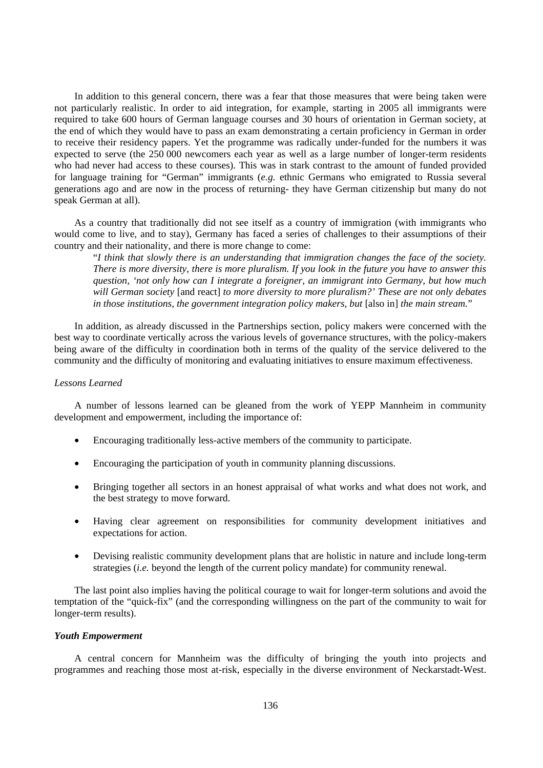In addition to this general concern, there was a fear that those measures that were being taken were not particularly realistic. In order to aid integration, for example, starting in 2005 all immigrants were required to take 600 hours of German language courses and 30 hours of orientation in German society, at the end of which they would have to pass an exam demonstrating a certain proficiency in German in order to receive their residency papers. Yet the programme was radically under-funded for the numbers it was expected to serve (the 250 000 newcomers each year as well as a large number of longer-term residents who had never had access to these courses). This was in stark contrast to the amount of funded provided for language training for "German" immigrants (*e.g.* ethnic Germans who emigrated to Russia several generations ago and are now in the process of returning- they have German citizenship but many do not speak German at all).

As a country that traditionally did not see itself as a country of immigration (with immigrants who would come to live, and to stay), Germany has faced a series of challenges to their assumptions of their country and their nationality, and there is more change to come:

> "*I think that slowly there is an understanding that immigration changes the face of the society. There is more diversity, there is more pluralism. If you look in the future you have to answer this question, 'not only how can I integrate a foreigner, an immigrant into Germany, but how much will German society* [and react] *to more diversity to more pluralism?' These are not only debates in those institutions, the government integration policy makers, but* [also in] *the main stream.*"

In addition, as already discussed in the Partnerships section, policy makers were concerned with the best way to coordinate vertically across the various levels of governance structures, with the policy-makers being aware of the difficulty in coordination both in terms of the quality of the service delivered to the community and the difficulty of monitoring and evaluating initiatives to ensure maximum effectiveness.

*Lessons Learned*

A number of lessons learned can be gleaned from the work of YEPP Mannheim in community development and empowerment, including the importance of:

- Encouraging traditionally less-active members of the community to participate.
- Encouraging the participation of youth in community planning discussions.
- Bringing together all sectors in an honest appraisal of what works and what does not work, and the best strategy to move forward.
- Having clear agreement on responsibilities for community development initiatives and expectations for action.
- Devising realistic community development plans that are holistic in nature and include long-term strategies (*i.e.* beyond the length of the current policy mandate) for community renewal.

The last point also implies having the political courage to wait for longer-term solutions and avoid the temptation of the "quick-fix" (and the corresponding willingness on the part of the community to wait for longer-term results).

***Youth Empowerment***

A central concern for Mannheim was the difficulty of bringing the youth into projects and programmes and reaching those most at-risk, especially in the diverse environment of Neckarstadt-West.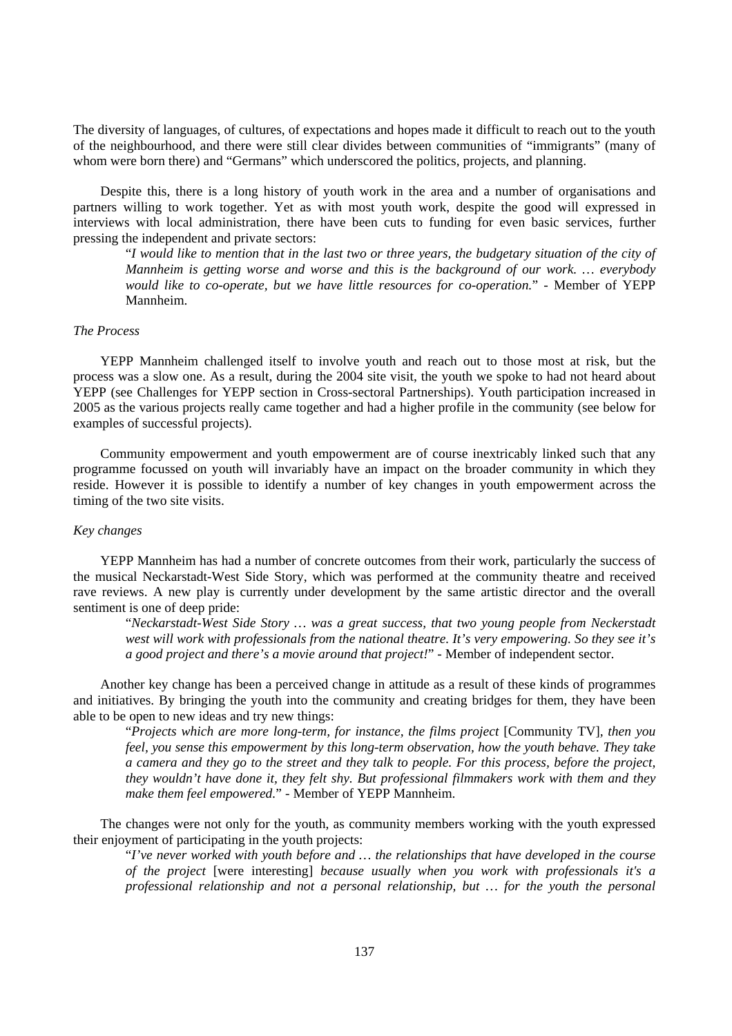The diversity of languages, of cultures, of expectations and hopes made it difficult to reach out to the youth of the neighbourhood, and there were still clear divides between communities of "immigrants" (many of whom were born there) and "Germans" which underscored the politics, projects, and planning.

Despite this, there is a long history of youth work in the area and a number of organisations and partners willing to work together. Yet as with most youth work, despite the good will expressed in interviews with local administration, there have been cuts to funding for even basic services, further pressing the independent and private sectors:

> "*I would like to mention that in the last two or three years, the budgetary situation of the city of Mannheim is getting worse and worse and this is the background of our work. … everybody would like to co-operate, but we have little resources for co-operation.*" - Member of YEPP Mannheim.

*The Process*

YEPP Mannheim challenged itself to involve youth and reach out to those most at risk, but the process was a slow one. As a result, during the 2004 site visit, the youth we spoke to had not heard about YEPP (see Challenges for YEPP section in Cross-sectoral Partnerships). Youth participation increased in 2005 as the various projects really came together and had a higher profile in the community (see below for examples of successful projects).

Community empowerment and youth empowerment are of course inextricably linked such that any programme focussed on youth will invariably have an impact on the broader community in which they reside. However it is possible to identify a number of key changes in youth empowerment across the timing of the two site visits.

*Key changes*

YEPP Mannheim has had a number of concrete outcomes from their work, particularly the success of the musical Neckarstadt-West Side Story, which was performed at the community theatre and received rave reviews. A new play is currently under development by the same artistic director and the overall sentiment is one of deep pride:

> "*Neckarstadt-West Side Story … was a great success, that two young people from Neckerstadt west will work with professionals from the national theatre. It's very empowering. So they see it's a good project and there's a movie around that project!*" - Member of independent sector.

Another key change has been a perceived change in attitude as a result of these kinds of programmes and initiatives. By bringing the youth into the community and creating bridges for them, they have been able to be open to new ideas and try new things:

> "*Projects which are more long-term, for instance, the films project* [Community TV], *then you feel, you sense this empowerment by this long-term observation, how the youth behave. They take a camera and they go to the street and they talk to people. For this process, before the project, they wouldn't have done it, they felt shy. But professional filmmakers work with them and they make them feel empowered.*" - Member of YEPP Mannheim.

The changes were not only for the youth, as community members working with the youth expressed their enjoyment of participating in the youth projects:

> "*I've never worked with youth before and … the relationships that have developed in the course of the project* [were interesting] *because usually when you work with professionals it's a professional relationship and not a personal relationship, but … for the youth the personal*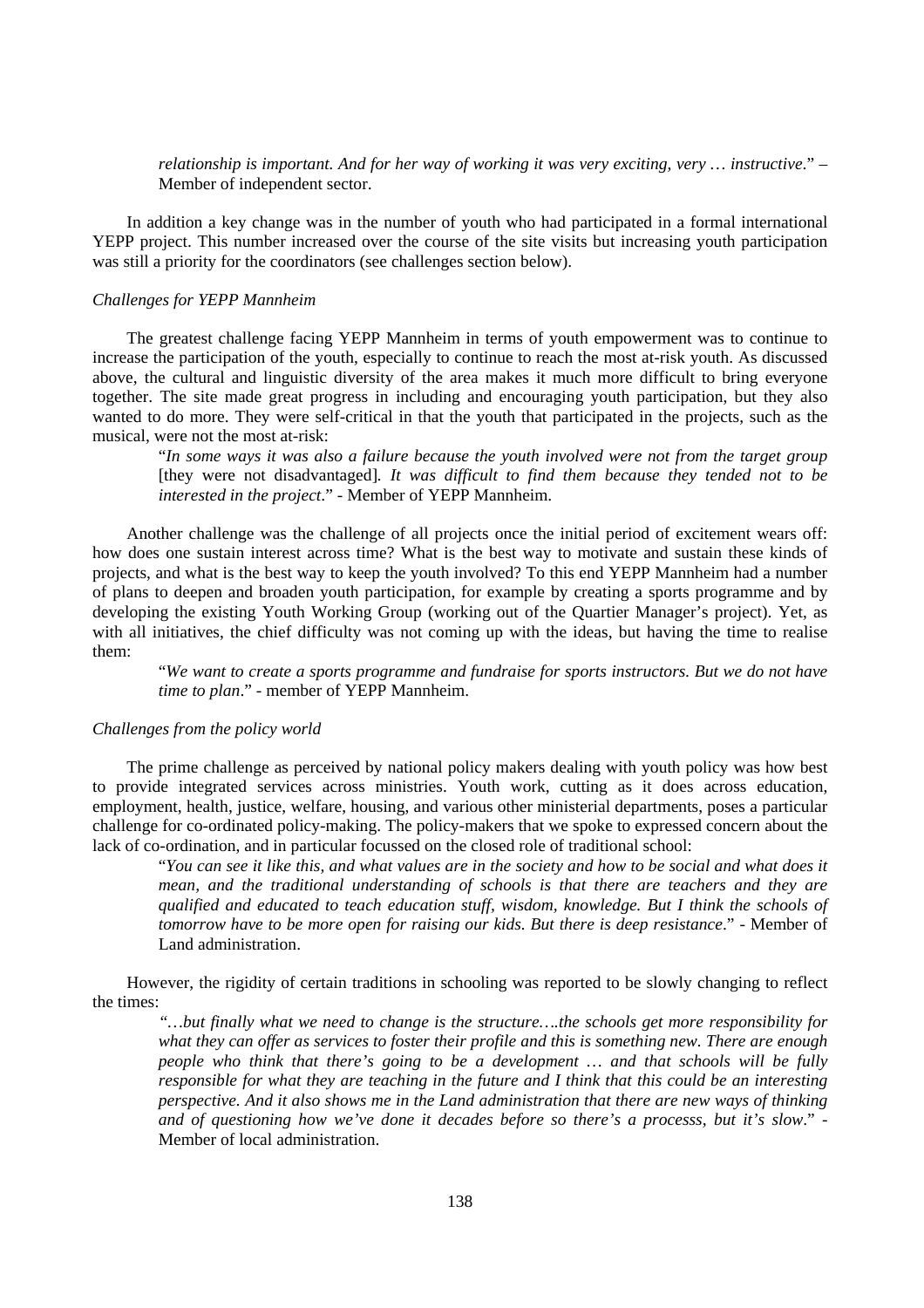> *relationship is important. And for her way of working it was very exciting, very … instructive*." – Member of independent sector.

In addition a key change was in the number of youth who had participated in a formal international YEPP project. This number increased over the course of the site visits but increasing youth participation was still a priority for the coordinators (see challenges section below).

*Challenges for YEPP Mannheim*

The greatest challenge facing YEPP Mannheim in terms of youth empowerment was to continue to increase the participation of the youth, especially to continue to reach the most at-risk youth. As discussed above, the cultural and linguistic diversity of the area makes it much more difficult to bring everyone together. The site made great progress in including and encouraging youth participation, but they also wanted to do more. They were self-critical in that the youth that participated in the projects, such as the musical, were not the most at-risk:

> "*In some ways it was also a failure because the youth involved were not from the target group* [they were not disadvantaged]*. It was difficult to find them because they tended not to be interested in the project*." - Member of YEPP Mannheim.

Another challenge was the challenge of all projects once the initial period of excitement wears off: how does one sustain interest across time? What is the best way to motivate and sustain these kinds of projects, and what is the best way to keep the youth involved? To this end YEPP Mannheim had a number of plans to deepen and broaden youth participation, for example by creating a sports programme and by developing the existing Youth Working Group (working out of the Quartier Manager's project). Yet, as with all initiatives, the chief difficulty was not coming up with the ideas, but having the time to realise them:

> "*We want to create a sports programme and fundraise for sports instructors. But we do not have time to plan*." - member of YEPP Mannheim.

*Challenges from the policy world*

The prime challenge as perceived by national policy makers dealing with youth policy was how best to provide integrated services across ministries. Youth work, cutting as it does across education, employment, health, justice, welfare, housing, and various other ministerial departments, poses a particular challenge for co-ordinated policy-making. The policy-makers that we spoke to expressed concern about the lack of co-ordination, and in particular focussed on the closed role of traditional school:

> "*You can see it like this, and what values are in the society and how to be social and what does it mean, and the traditional understanding of schools is that there are teachers and they are qualified and educated to teach education stuff, wisdom, knowledge. But I think the schools of tomorrow have to be more open for raising our kids. But there is deep resistance*." - Member of Land administration.

However, the rigidity of certain traditions in schooling was reported to be slowly changing to reflect the times:

> *"…but finally what we need to change is the structure….the schools get more responsibility for what they can offer as services to foster their profile and this is something new. There are enough people who think that there's going to be a development … and that schools will be fully responsible for what they are teaching in the future and I think that this could be an interesting perspective. And it also shows me in the Land administration that there are new ways of thinking and of questioning how we've done it decades before so there's a processs, but it's slow*." - Member of local administration.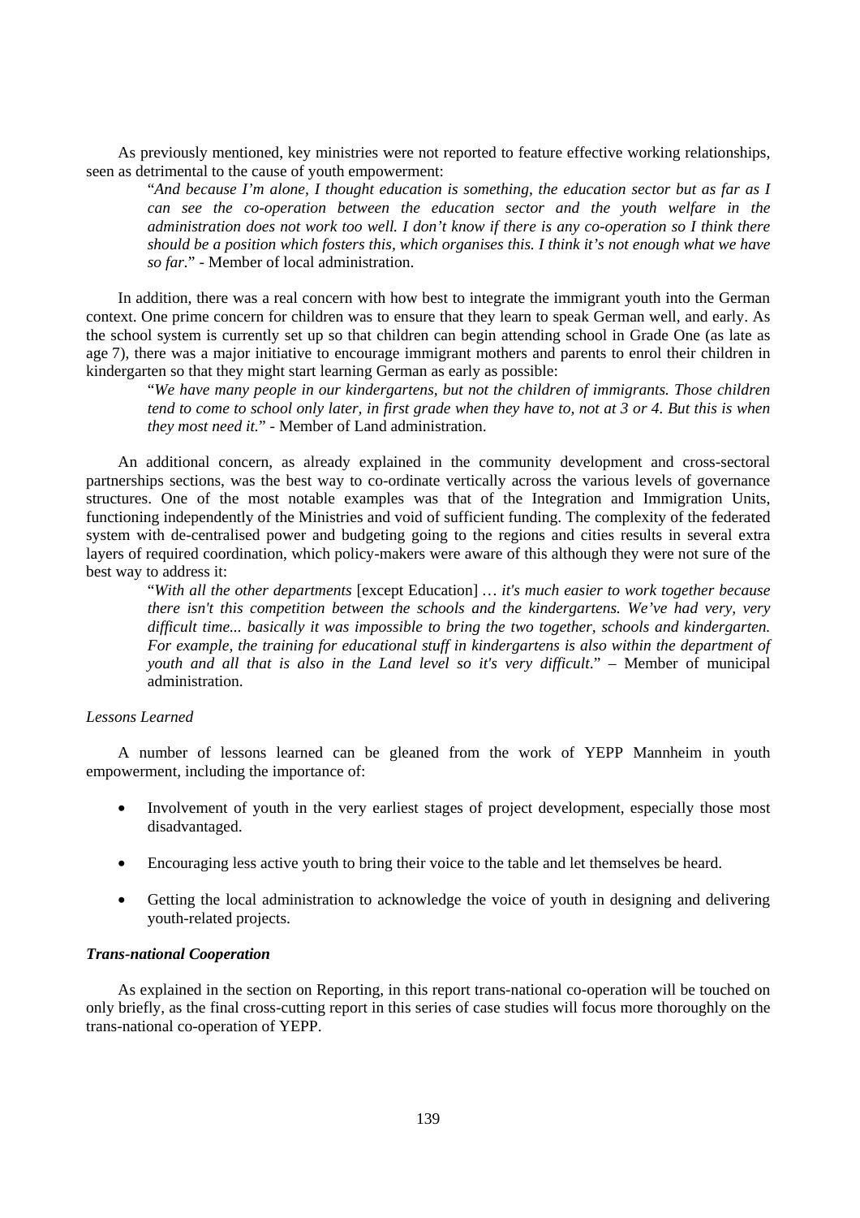As previously mentioned, key ministries were not reported to feature effective working relationships, seen as detrimental to the cause of youth empowerment:

> "*And because I'm alone, I thought education is something, the education sector but as far as I can see the co-operation between the education sector and the youth welfare in the administration does not work too well. I don't know if there is any co-operation so I think there should be a position which fosters this, which organises this. I think it's not enough what we have so far.*" - Member of local administration.

In addition, there was a real concern with how best to integrate the immigrant youth into the German context. One prime concern for children was to ensure that they learn to speak German well, and early. As the school system is currently set up so that children can begin attending school in Grade One (as late as age 7), there was a major initiative to encourage immigrant mothers and parents to enrol their children in kindergarten so that they might start learning German as early as possible:

> "*We have many people in our kindergartens, but not the children of immigrants. Those children tend to come to school only later, in first grade when they have to, not at 3 or 4. But this is when they most need it.*" - Member of Land administration.

An additional concern, as already explained in the community development and cross-sectoral partnerships sections, was the best way to co-ordinate vertically across the various levels of governance structures. One of the most notable examples was that of the Integration and Immigration Units, functioning independently of the Ministries and void of sufficient funding. The complexity of the federated system with de-centralised power and budgeting going to the regions and cities results in several extra layers of required coordination, which policy-makers were aware of this although they were not sure of the best way to address it:

> "*With all the other departments* [except Education] … *it's much easier to work together because there isn't this competition between the schools and the kindergartens. We've had very, very difficult time... basically it was impossible to bring the two together, schools and kindergarten. For example, the training for educational stuff in kindergartens is also within the department of youth and all that is also in the Land level so it's very difficult*." – Member of municipal administration.

*Lessons Learned*

A number of lessons learned can be gleaned from the work of YEPP Mannheim in youth empowerment, including the importance of:

- Involvement of youth in the very earliest stages of project development, especially those most disadvantaged.
- Encouraging less active youth to bring their voice to the table and let themselves be heard.
- Getting the local administration to acknowledge the voice of youth in designing and delivering youth-related projects.

***Trans-national Cooperation***

As explained in the section on Reporting, in this report trans-national co-operation will be touched on only briefly, as the final cross-cutting report in this series of case studies will focus more thoroughly on the trans-national co-operation of YEPP.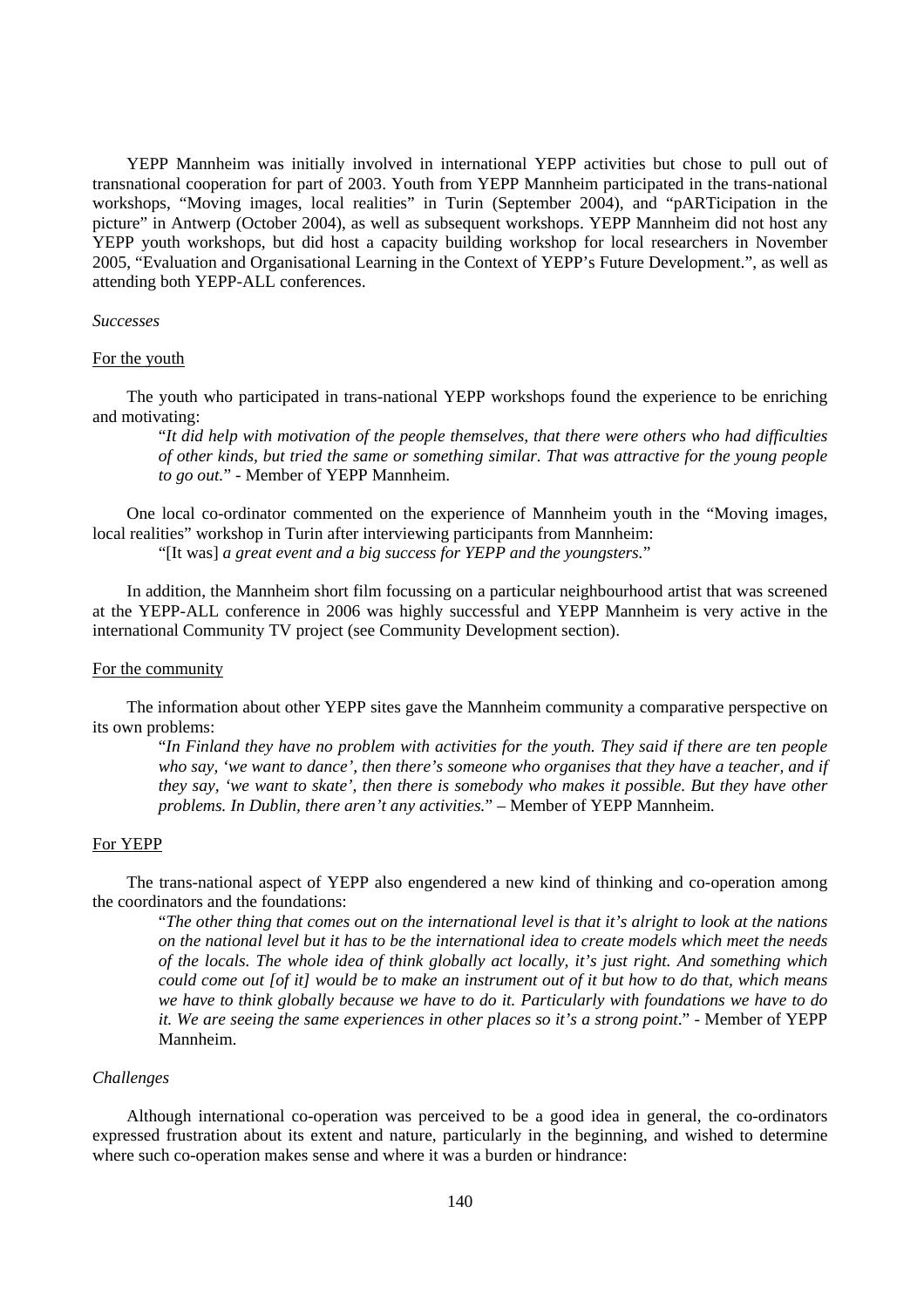YEPP Mannheim was initially involved in international YEPP activities but chose to pull out of transnational cooperation for part of 2003. Youth from YEPP Mannheim participated in the trans-national workshops, "Moving images, local realities" in Turin (September 2004), and "pARTicipation in the picture" in Antwerp (October 2004), as well as subsequent workshops. YEPP Mannheim did not host any YEPP youth workshops, but did host a capacity building workshop for local researchers in November 2005, "Evaluation and Organisational Learning in the Context of YEPP's Future Development.", as well as attending both YEPP-ALL conferences.

*Successes*

For the youth

The youth who participated in trans-national YEPP workshops found the experience to be enriching and motivating:

> "*It did help with motivation of the people themselves, that there were others who had difficulties of other kinds, but tried the same or something similar. That was attractive for the young people to go out.*" - Member of YEPP Mannheim.

One local co-ordinator commented on the experience of Mannheim youth in the "Moving images, local realities" workshop in Turin after interviewing participants from Mannheim:

> "[It was] *a great event and a big success for YEPP and the youngsters.*"

In addition, the Mannheim short film focussing on a particular neighbourhood artist that was screened at the YEPP-ALL conference in 2006 was highly successful and YEPP Mannheim is very active in the international Community TV project (see Community Development section).

For the community

The information about other YEPP sites gave the Mannheim community a comparative perspective on its own problems:

> "*In Finland they have no problem with activities for the youth. They said if there are ten people who say, 'we want to dance', then there's someone who organises that they have a teacher, and if they say, 'we want to skate', then there is somebody who makes it possible. But they have other problems. In Dublin, there aren't any activities.*" – Member of YEPP Mannheim.

For YEPP

The trans-national aspect of YEPP also engendered a new kind of thinking and co-operation among the coordinators and the foundations:

> "*The other thing that comes out on the international level is that it's alright to look at the nations on the national level but it has to be the international idea to create models which meet the needs of the locals. The whole idea of think globally act locally, it's just right. And something which could come out [of it] would be to make an instrument out of it but how to do that, which means we have to think globally because we have to do it. Particularly with foundations we have to do it. We are seeing the same experiences in other places so it's a strong point*." - Member of YEPP Mannheim.

*Challenges*

Although international co-operation was perceived to be a good idea in general, the co-ordinators expressed frustration about its extent and nature, particularly in the beginning, and wished to determine where such co-operation makes sense and where it was a burden or hindrance: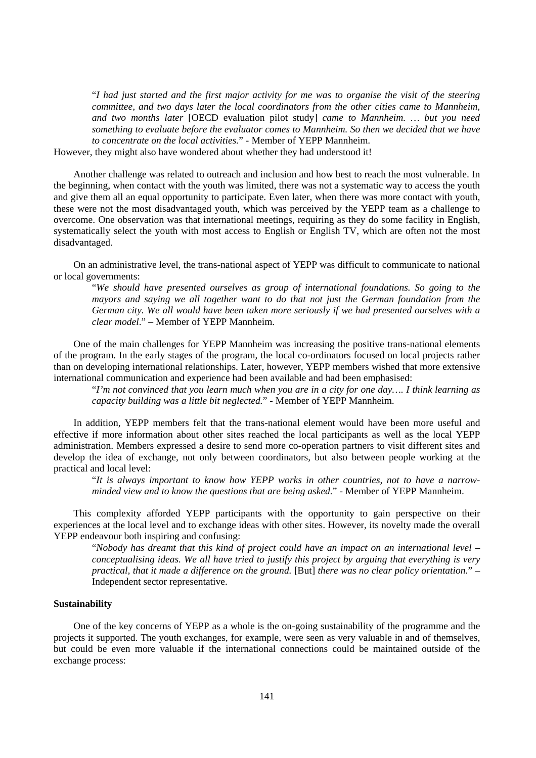> "*I had just started and the first major activity for me was to organise the visit of the steering committee, and two days later the local coordinators from the other cities came to Mannheim, and two months later* [OECD evaluation pilot study] *came to Mannheim. … but you need something to evaluate before the evaluator comes to Mannheim. So then we decided that we have to concentrate on the local activities.*" - Member of YEPP Mannheim.

However, they might also have wondered about whether they had understood it!

Another challenge was related to outreach and inclusion and how best to reach the most vulnerable. In the beginning, when contact with the youth was limited, there was not a systematic way to access the youth and give them all an equal opportunity to participate. Even later, when there was more contact with youth, these were not the most disadvantaged youth, which was perceived by the YEPP team as a challenge to overcome. One observation was that international meetings, requiring as they do some facility in English, systematically select the youth with most access to English or English TV, which are often not the most disadvantaged.

On an administrative level, the trans-national aspect of YEPP was difficult to communicate to national or local governments:

> "*We should have presented ourselves as group of international foundations. So going to the mayors and saying we all together want to do that not just the German foundation from the German city. We all would have been taken more seriously if we had presented ourselves with a clear model*." – Member of YEPP Mannheim.

One of the main challenges for YEPP Mannheim was increasing the positive trans-national elements of the program. In the early stages of the program, the local co-ordinators focused on local projects rather than on developing international relationships. Later, however, YEPP members wished that more extensive international communication and experience had been available and had been emphasised:

> "*I'm not convinced that you learn much when you are in a city for one day…. I think learning as capacity building was a little bit neglected.*" - Member of YEPP Mannheim.

In addition, YEPP members felt that the trans-national element would have been more useful and effective if more information about other sites reached the local participants as well as the local YEPP administration. Members expressed a desire to send more co-operation partners to visit different sites and develop the idea of exchange, not only between coordinators, but also between people working at the practical and local level:

> "*It is always important to know how YEPP works in other countries, not to have a narrow-minded view and to know the questions that are being asked.*" - Member of YEPP Mannheim.

This complexity afforded YEPP participants with the opportunity to gain perspective on their experiences at the local level and to exchange ideas with other sites. However, its novelty made the overall YEPP endeavour both inspiring and confusing:

> "*Nobody has dreamt that this kind of project could have an impact on an international level – conceptualising ideas. We all have tried to justify this project by arguing that everything is very practical, that it made a difference on the ground.* [But] *there was no clear policy orientation.*" – Independent sector representative.

**Sustainability**

One of the key concerns of YEPP as a whole is the on-going sustainability of the programme and the projects it supported. The youth exchanges, for example, were seen as very valuable in and of themselves, but could be even more valuable if the international connections could be maintained outside of the exchange process: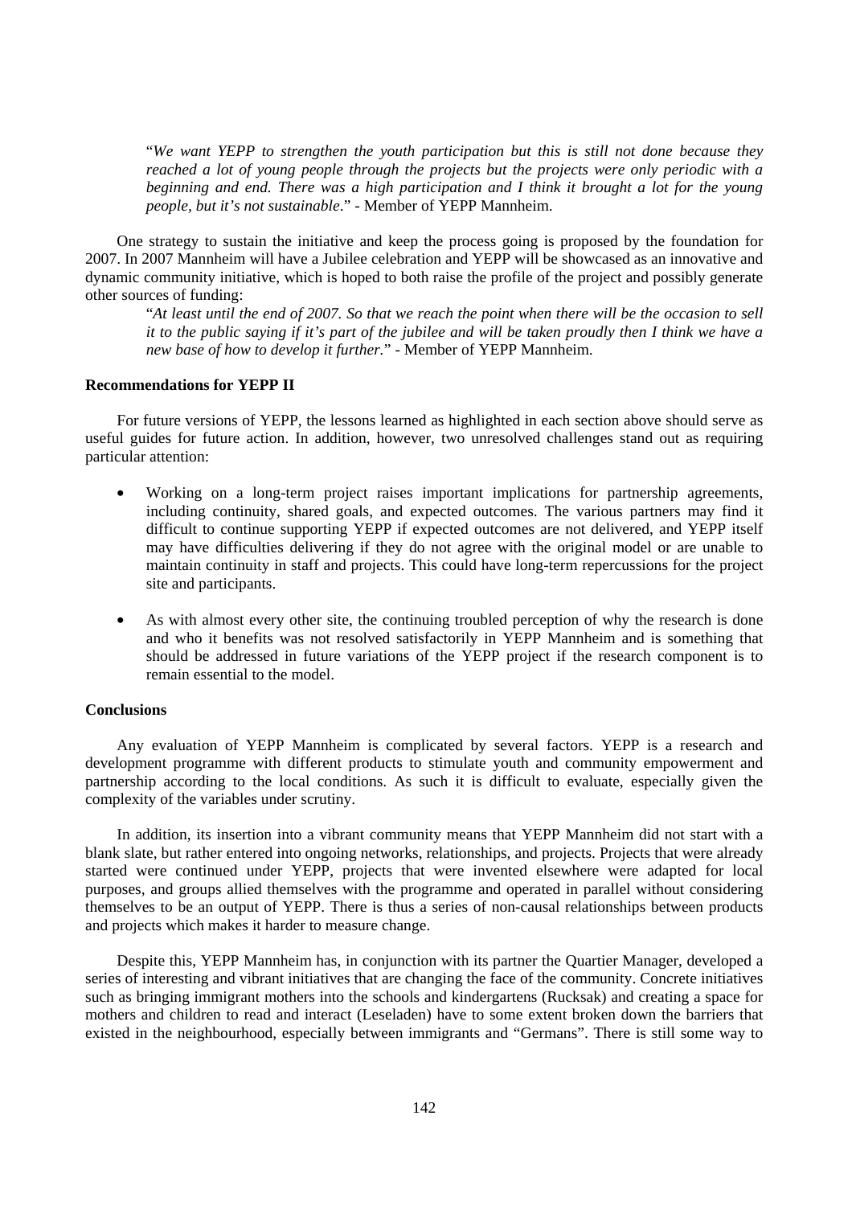> "*We want YEPP to strengthen the youth participation but this is still not done because they reached a lot of young people through the projects but the projects were only periodic with a beginning and end. There was a high participation and I think it brought a lot for the young people, but it's not sustainable*." - Member of YEPP Mannheim.

One strategy to sustain the initiative and keep the process going is proposed by the foundation for 2007. In 2007 Mannheim will have a Jubilee celebration and YEPP will be showcased as an innovative and dynamic community initiative, which is hoped to both raise the profile of the project and possibly generate other sources of funding:

> "*At least until the end of 2007. So that we reach the point when there will be the occasion to sell it to the public saying if it's part of the jubilee and will be taken proudly then I think we have a new base of how to develop it further.*" - Member of YEPP Mannheim.

**Recommendations for YEPP II**

For future versions of YEPP, the lessons learned as highlighted in each section above should serve as useful guides for future action. In addition, however, two unresolved challenges stand out as requiring particular attention:

- Working on a long-term project raises important implications for partnership agreements, including continuity, shared goals, and expected outcomes. The various partners may find it difficult to continue supporting YEPP if expected outcomes are not delivered, and YEPP itself may have difficulties delivering if they do not agree with the original model or are unable to maintain continuity in staff and projects. This could have long-term repercussions for the project site and participants.

- As with almost every other site, the continuing troubled perception of why the research is done and who it benefits was not resolved satisfactorily in YEPP Mannheim and is something that should be addressed in future variations of the YEPP project if the research component is to remain essential to the model.

**Conclusions**

Any evaluation of YEPP Mannheim is complicated by several factors. YEPP is a research and development programme with different products to stimulate youth and community empowerment and partnership according to the local conditions. As such it is difficult to evaluate, especially given the complexity of the variables under scrutiny.

In addition, its insertion into a vibrant community means that YEPP Mannheim did not start with a blank slate, but rather entered into ongoing networks, relationships, and projects. Projects that were already started were continued under YEPP, projects that were invented elsewhere were adapted for local purposes, and groups allied themselves with the programme and operated in parallel without considering themselves to be an output of YEPP. There is thus a series of non-causal relationships between products and projects which makes it harder to measure change.

Despite this, YEPP Mannheim has, in conjunction with its partner the Quartier Manager, developed a series of interesting and vibrant initiatives that are changing the face of the community. Concrete initiatives such as bringing immigrant mothers into the schools and kindergartens (Rucksak) and creating a space for mothers and children to read and interact (Leseladen) have to some extent broken down the barriers that existed in the neighbourhood, especially between immigrants and "Germans". There is still some way to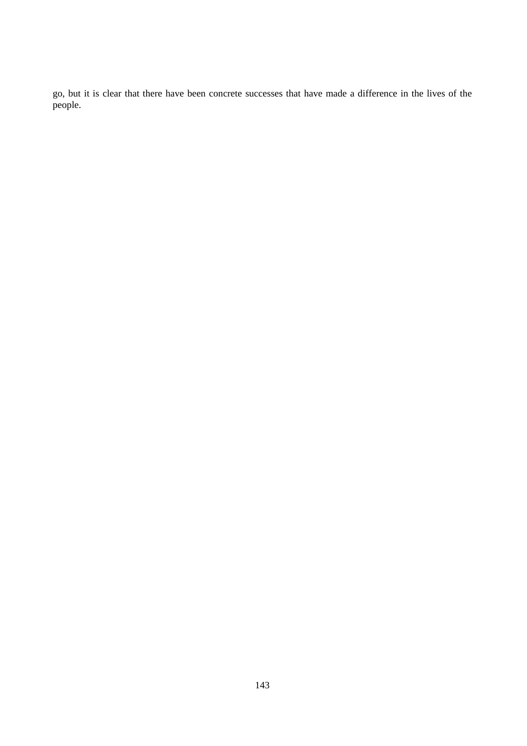go, but it is clear that there have been concrete successes that have made a difference in the lives of the people.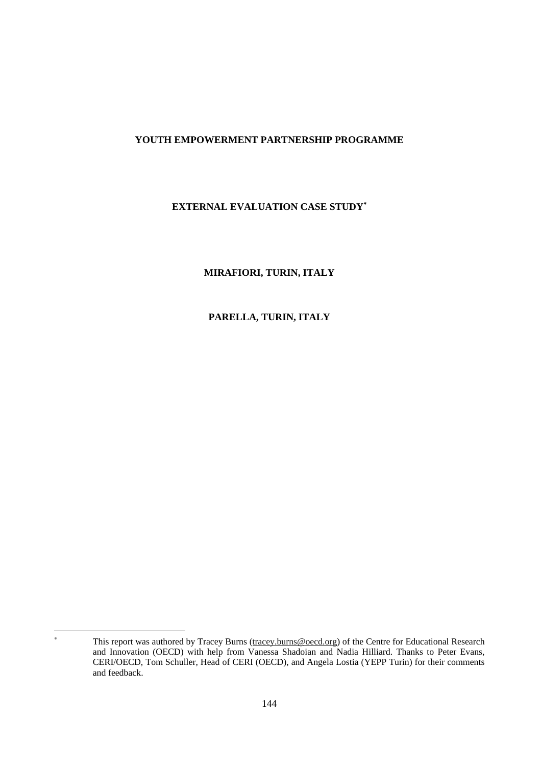**YOUTH EMPOWERMENT PARTNERSHIP PROGRAMME**

**EXTERNAL EVALUATION CASE STUDY[*]**

**MIRAFIORI, TURIN, ITALY**

**PARELLA, TURIN, ITALY**

[*] This report was authored by Tracey Burns (tracey.burns@oecd.org) of the Centre for Educational Research and Innovation (OECD) with help from Vanessa Shadoian and Nadia Hilliard. Thanks to Peter Evans, CERI/OECD, Tom Schuller, Head of CERI (OECD), and Angela Lostia (YEPP Turin) for their comments and feedback.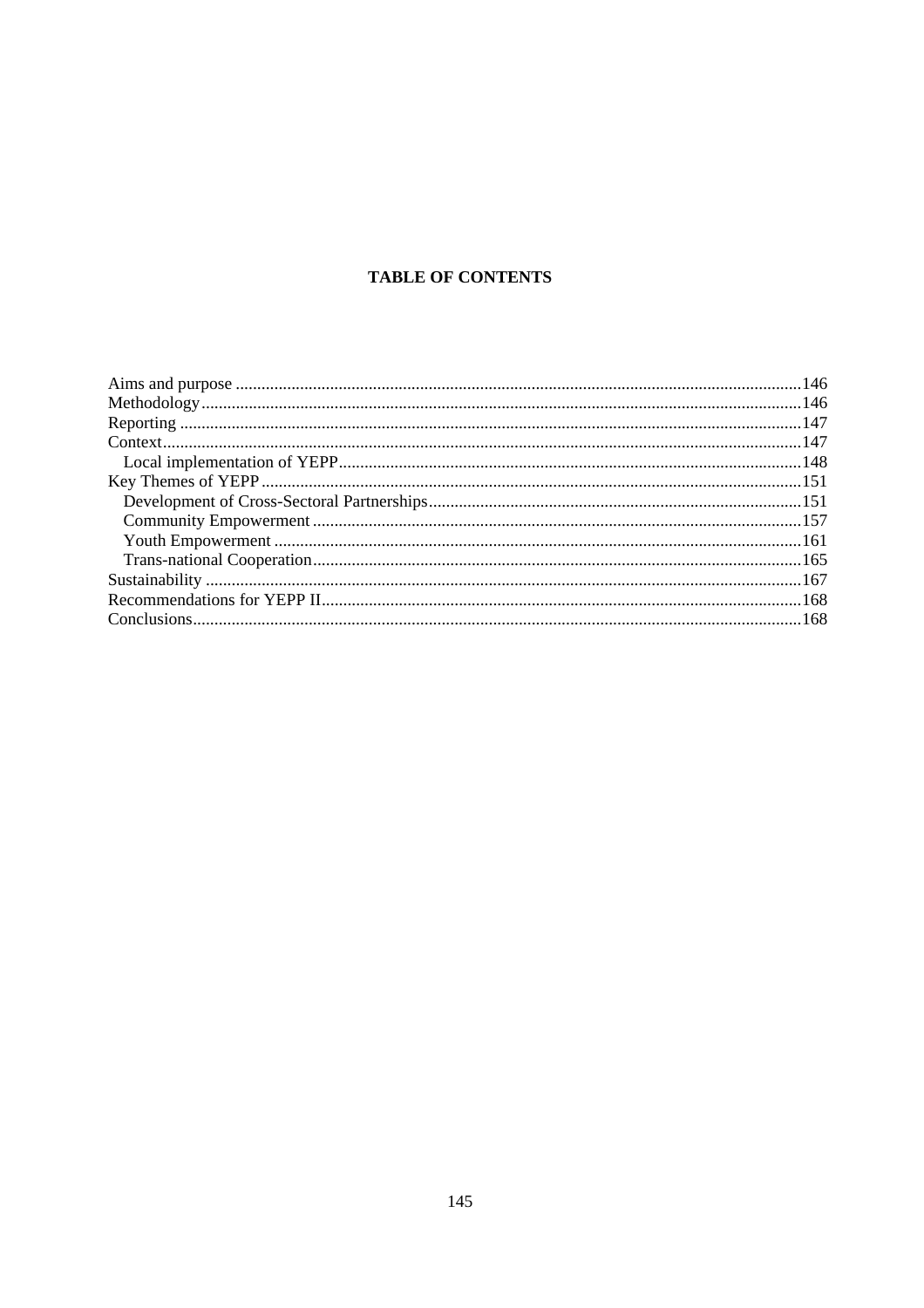**TABLE OF CONTENTS**

Aims and purpose ....................................................................................................................................146
Methodology............................................................................................................................................146
Reporting .................................................................................................................................................147
Context.....................................................................................................................................................147
  Local implementation of YEPP............................................................................................................148
Key Themes of YEPP ..............................................................................................................................151
  Development of Cross-Sectoral Partnerships.......................................................................................151
  Community Empowerment ..................................................................................................................157
  Youth Empowerment ...........................................................................................................................161
  Trans-national Cooperation..................................................................................................................165
Sustainability ...........................................................................................................................................167
Recommendations for YEPP II...............................................................................................................168
Conclusions..............................................................................................................................................168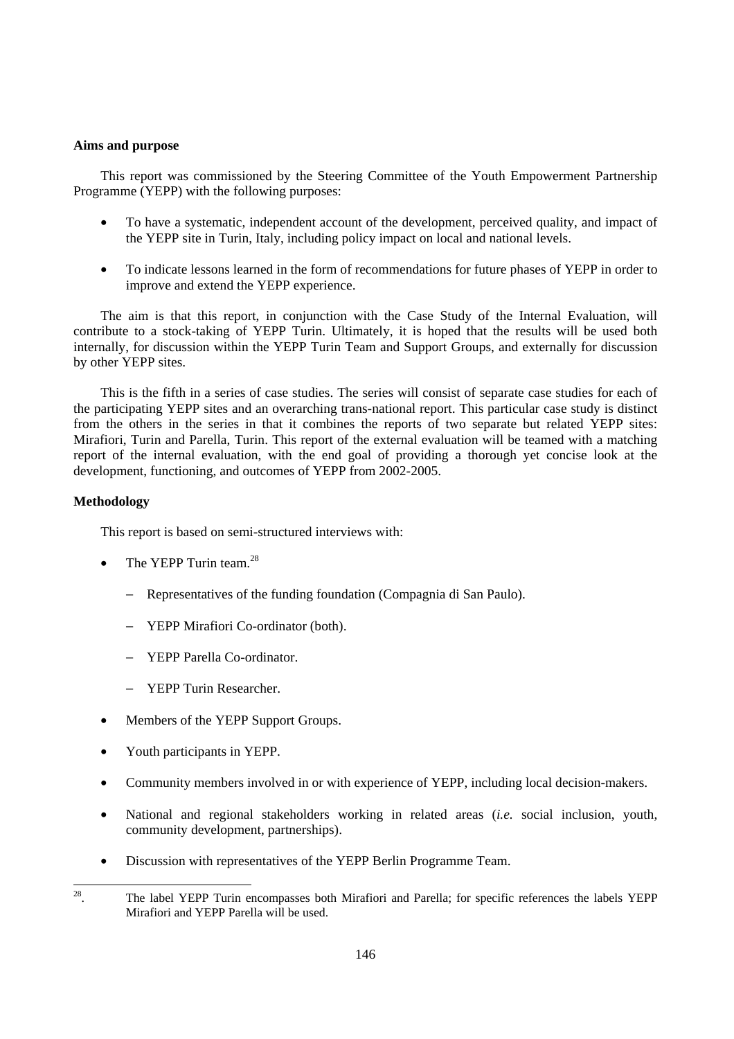**Aims and purpose**

This report was commissioned by the Steering Committee of the Youth Empowerment Partnership Programme (YEPP) with the following purposes:

- To have a systematic, independent account of the development, perceived quality, and impact of the YEPP site in Turin, Italy, including policy impact on local and national levels.
- To indicate lessons learned in the form of recommendations for future phases of YEPP in order to improve and extend the YEPP experience.

The aim is that this report, in conjunction with the Case Study of the Internal Evaluation, will contribute to a stock-taking of YEPP Turin. Ultimately, it is hoped that the results will be used both internally, for discussion within the YEPP Turin Team and Support Groups, and externally for discussion by other YEPP sites.

This is the fifth in a series of case studies. The series will consist of separate case studies for each of the participating YEPP sites and an overarching trans-national report. This particular case study is distinct from the others in the series in that it combines the reports of two separate but related YEPP sites: Mirafiori, Turin and Parella, Turin. This report of the external evaluation will be teamed with a matching report of the internal evaluation, with the end goal of providing a thorough yet concise look at the development, functioning, and outcomes of YEPP from 2002-2005.

**Methodology**

This report is based on semi-structured interviews with:

- The YEPP Turin team.[28]
  - Representatives of the funding foundation (Compagnia di San Paulo).
  - YEPP Mirafiori Co-ordinator (both).
  - YEPP Parella Co-ordinator.
  - YEPP Turin Researcher.
- Members of the YEPP Support Groups.
- Youth participants in YEPP.
- Community members involved in or with experience of YEPP, including local decision-makers.
- National and regional stakeholders working in related areas (*i.e.* social inclusion, youth, community development, partnerships).
- Discussion with representatives of the YEPP Berlin Programme Team.

[28]. The label YEPP Turin encompasses both Mirafiori and Parella; for specific references the labels YEPP Mirafiori and YEPP Parella will be used.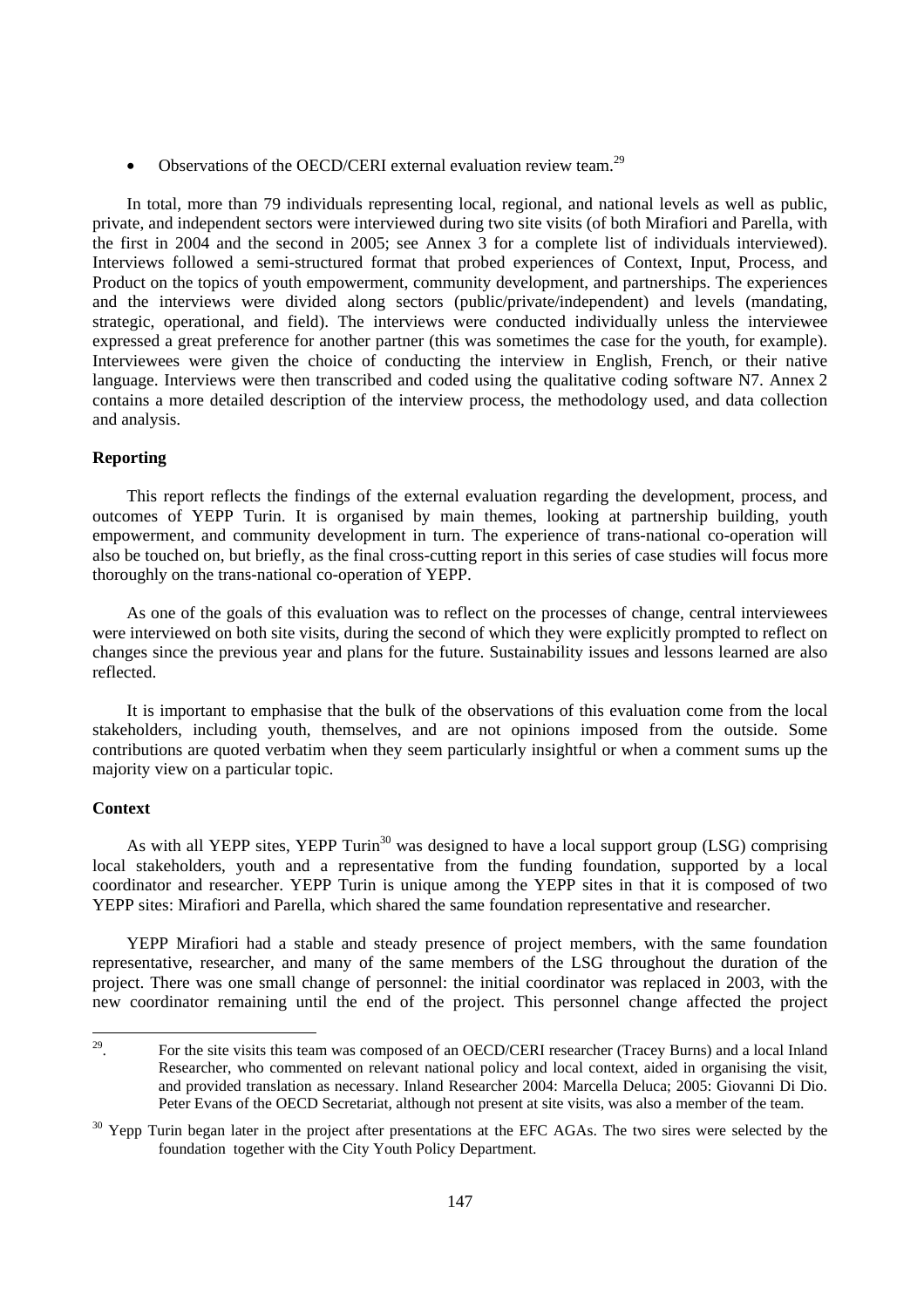- Observations of the OECD/CERI external evaluation review team.[29]

In total, more than 79 individuals representing local, regional, and national levels as well as public, private, and independent sectors were interviewed during two site visits (of both Mirafiori and Parella, with the first in 2004 and the second in 2005; see Annex 3 for a complete list of individuals interviewed). Interviews followed a semi-structured format that probed experiences of Context, Input, Process, and Product on the topics of youth empowerment, community development, and partnerships. The experiences and the interviews were divided along sectors (public/private/independent) and levels (mandating, strategic, operational, and field). The interviews were conducted individually unless the interviewee expressed a great preference for another partner (this was sometimes the case for the youth, for example). Interviewees were given the choice of conducting the interview in English, French, or their native language. Interviews were then transcribed and coded using the qualitative coding software N7. Annex 2 contains a more detailed description of the interview process, the methodology used, and data collection and analysis.

**Reporting**

This report reflects the findings of the external evaluation regarding the development, process, and outcomes of YEPP Turin. It is organised by main themes, looking at partnership building, youth empowerment, and community development in turn. The experience of trans-national co-operation will also be touched on, but briefly, as the final cross-cutting report in this series of case studies will focus more thoroughly on the trans-national co-operation of YEPP.

As one of the goals of this evaluation was to reflect on the processes of change, central interviewees were interviewed on both site visits, during the second of which they were explicitly prompted to reflect on changes since the previous year and plans for the future. Sustainability issues and lessons learned are also reflected.

It is important to emphasise that the bulk of the observations of this evaluation come from the local stakeholders, including youth, themselves, and are not opinions imposed from the outside. Some contributions are quoted verbatim when they seem particularly insightful or when a comment sums up the majority view on a particular topic.

**Context**

As with all YEPP sites, YEPP Turin[30] was designed to have a local support group (LSG) comprising local stakeholders, youth and a representative from the funding foundation, supported by a local coordinator and researcher. YEPP Turin is unique among the YEPP sites in that it is composed of two YEPP sites: Mirafiori and Parella, which shared the same foundation representative and researcher.

YEPP Mirafiori had a stable and steady presence of project members, with the same foundation representative, researcher, and many of the same members of the LSG throughout the duration of the project. There was one small change of personnel: the initial coordinator was replaced in 2003, with the new coordinator remaining until the end of the project. This personnel change affected the project

---

[29]. For the site visits this team was composed of an OECD/CERI researcher (Tracey Burns) and a local Inland Researcher, who commented on relevant national policy and local context, aided in organising the visit, and provided translation as necessary. Inland Researcher 2004: Marcella Deluca; 2005: Giovanni Di Dio. Peter Evans of the OECD Secretariat, although not present at site visits, was also a member of the team.

[30] Yepp Turin began later in the project after presentations at the EFC AGAs. The two sires were selected by the foundation together with the City Youth Policy Department.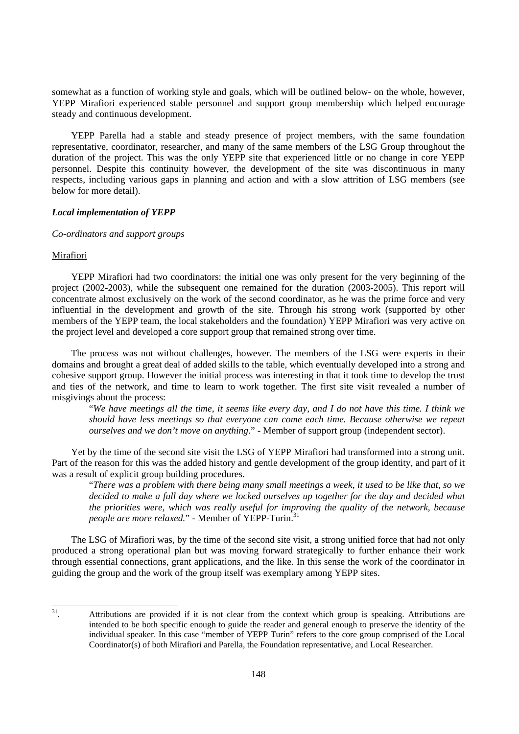somewhat as a function of working style and goals, which will be outlined below- on the whole, however, YEPP Mirafiori experienced stable personnel and support group membership which helped encourage steady and continuous development.

YEPP Parella had a stable and steady presence of project members, with the same foundation representative, coordinator, researcher, and many of the same members of the LSG Group throughout the duration of the project. This was the only YEPP site that experienced little or no change in core YEPP personnel. Despite this continuity however, the development of the site was discontinuous in many respects, including various gaps in planning and action and with a slow attrition of LSG members (see below for more detail).

### *Local implementation of YEPP*

*Co-ordinators and support groups*

Mirafiori

YEPP Mirafiori had two coordinators: the initial one was only present for the very beginning of the project (2002-2003), while the subsequent one remained for the duration (2003-2005). This report will concentrate almost exclusively on the work of the second coordinator, as he was the prime force and very influential in the development and growth of the site. Through his strong work (supported by other members of the YEPP team, the local stakeholders and the foundation) YEPP Mirafiori was very active on the project level and developed a core support group that remained strong over time.

The process was not without challenges, however. The members of the LSG were experts in their domains and brought a great deal of added skills to the table, which eventually developed into a strong and cohesive support group. However the initial process was interesting in that it took time to develop the trust and ties of the network, and time to learn to work together. The first site visit revealed a number of misgivings about the process:

> "*We have meetings all the time, it seems like every day, and I do not have this time. I think we should have less meetings so that everyone can come each time. Because otherwise we repeat ourselves and we don't move on anything*." - Member of support group (independent sector).

Yet by the time of the second site visit the LSG of YEPP Mirafiori had transformed into a strong unit. Part of the reason for this was the added history and gentle development of the group identity, and part of it was a result of explicit group building procedures.

> "*There was a problem with there being many small meetings a week, it used to be like that, so we decided to make a full day where we locked ourselves up together for the day and decided what the priorities were, which was really useful for improving the quality of the network, because people are more relaxed.*" - Member of YEPP-Turin.[31]

The LSG of Mirafiori was, by the time of the second site visit, a strong unified force that had not only produced a strong operational plan but was moving forward strategically to further enhance their work through essential connections, grant applications, and the like. In this sense the work of the coordinator in guiding the group and the work of the group itself was exemplary among YEPP sites.

[31]. Attributions are provided if it is not clear from the context which group is speaking. Attributions are intended to be both specific enough to guide the reader and general enough to preserve the identity of the individual speaker. In this case "member of YEPP Turin" refers to the core group comprised of the Local Coordinator(s) of both Mirafiori and Parella, the Foundation representative, and Local Researcher.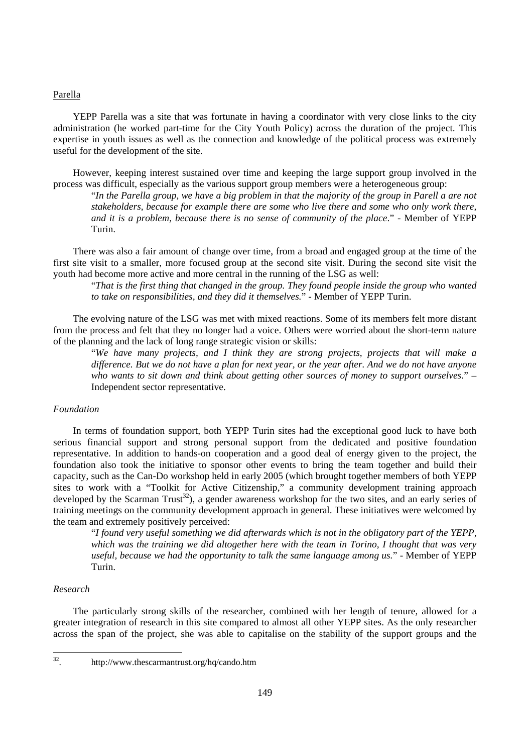Parella

YEPP Parella was a site that was fortunate in having a coordinator with very close links to the city administration (he worked part-time for the City Youth Policy) across the duration of the project. This expertise in youth issues as well as the connection and knowledge of the political process was extremely useful for the development of the site.

However, keeping interest sustained over time and keeping the large support group involved in the process was difficult, especially as the various support group members were a heterogeneous group:

> "*In the Parella group, we have a big problem in that the majority of the group in Parell a are not stakeholders, because for example there are some who live there and some who only work there, and it is a problem, because there is no sense of community of the place*." - Member of YEPP Turin.

There was also a fair amount of change over time, from a broad and engaged group at the time of the first site visit to a smaller, more focused group at the second site visit. During the second site visit the youth had become more active and more central in the running of the LSG as well:

> "*That is the first thing that changed in the group. They found people inside the group who wanted to take on responsibilities, and they did it themselves.*" - Member of YEPP Turin.

The evolving nature of the LSG was met with mixed reactions. Some of its members felt more distant from the process and felt that they no longer had a voice. Others were worried about the short-term nature of the planning and the lack of long range strategic vision or skills:

> "*We have many projects, and I think they are strong projects, projects that will make a difference. But we do not have a plan for next year, or the year after. And we do not have anyone who wants to sit down and think about getting other sources of money to support ourselves*." – Independent sector representative.

*Foundation*

In terms of foundation support, both YEPP Turin sites had the exceptional good luck to have both serious financial support and strong personal support from the dedicated and positive foundation representative. In addition to hands-on cooperation and a good deal of energy given to the project, the foundation also took the initiative to sponsor other events to bring the team together and build their capacity, such as the Can-Do workshop held in early 2005 (which brought together members of both YEPP sites to work with a "Toolkit for Active Citizenship," a community development training approach developed by the Scarman Trust[32]), a gender awareness workshop for the two sites, and an early series of training meetings on the community development approach in general. These initiatives were welcomed by the team and extremely positively perceived:

> "*I found very useful something we did afterwards which is not in the obligatory part of the YEPP, which was the training we did altogether here with the team in Torino, I thought that was very useful, because we had the opportunity to talk the same language among us.*" - Member of YEPP Turin.

*Research*

The particularly strong skills of the researcher, combined with her length of tenure, allowed for a greater integration of research in this site compared to almost all other YEPP sites. As the only researcher across the span of the project, she was able to capitalise on the stability of the support groups and the

---

32. http://www.thescarmantrust.org/hq/cando.htm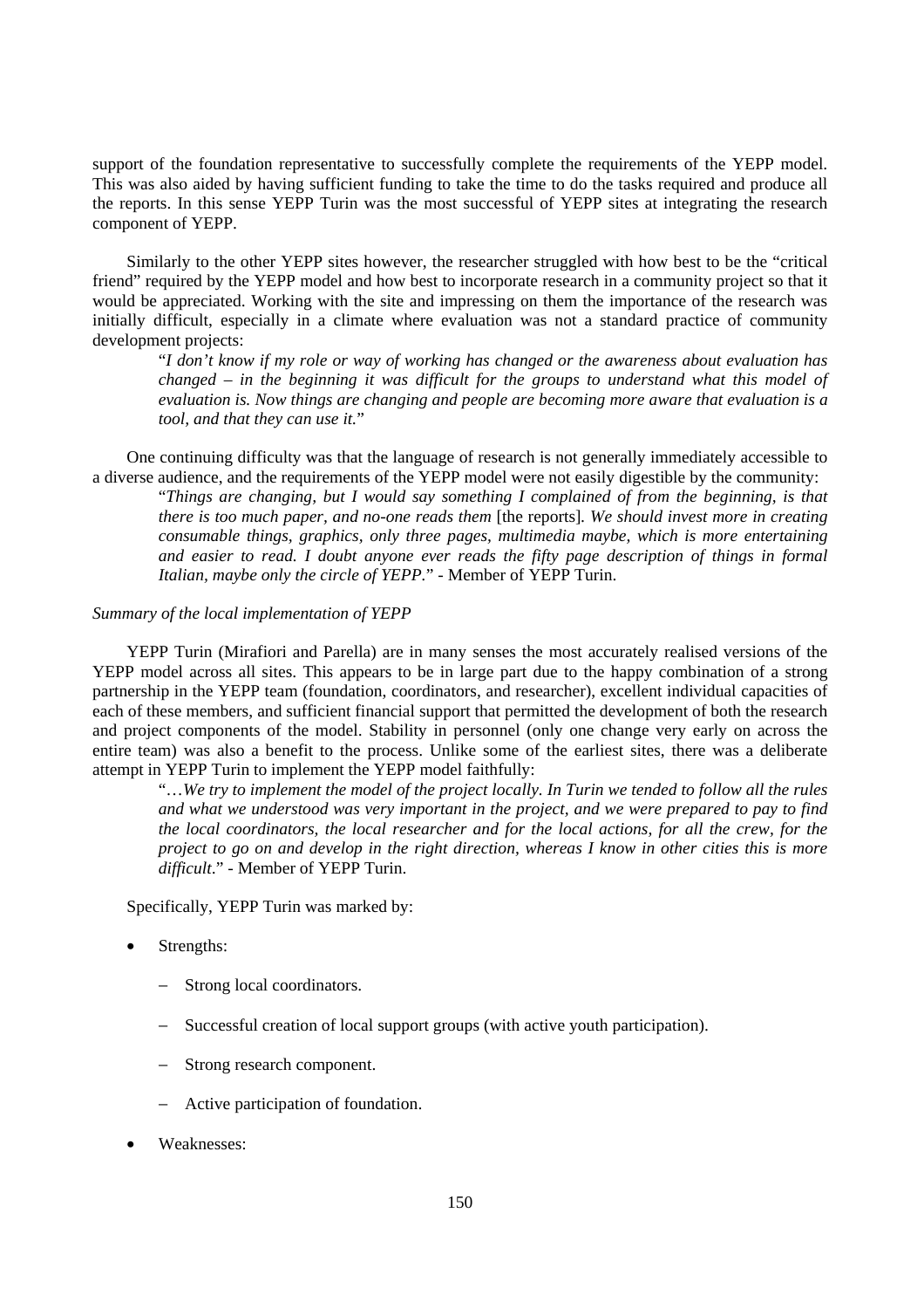support of the foundation representative to successfully complete the requirements of the YEPP model. This was also aided by having sufficient funding to take the time to do the tasks required and produce all the reports. In this sense YEPP Turin was the most successful of YEPP sites at integrating the research component of YEPP.

Similarly to the other YEPP sites however, the researcher struggled with how best to be the "critical friend" required by the YEPP model and how best to incorporate research in a community project so that it would be appreciated. Working with the site and impressing on them the importance of the research was initially difficult, especially in a climate where evaluation was not a standard practice of community development projects:

> "*I don't know if my role or way of working has changed or the awareness about evaluation has changed – in the beginning it was difficult for the groups to understand what this model of evaluation is. Now things are changing and people are becoming more aware that evaluation is a tool, and that they can use it.*"

One continuing difficulty was that the language of research is not generally immediately accessible to a diverse audience, and the requirements of the YEPP model were not easily digestible by the community:

> "*Things are changing, but I would say something I complained of from the beginning, is that there is too much paper, and no-one reads them* [the reports]*. We should invest more in creating consumable things, graphics, only three pages, multimedia maybe, which is more entertaining and easier to read. I doubt anyone ever reads the fifty page description of things in formal Italian, maybe only the circle of YEPP.*" - Member of YEPP Turin.

*Summary of the local implementation of YEPP*

YEPP Turin (Mirafiori and Parella) are in many senses the most accurately realised versions of the YEPP model across all sites. This appears to be in large part due to the happy combination of a strong partnership in the YEPP team (foundation, coordinators, and researcher), excellent individual capacities of each of these members, and sufficient financial support that permitted the development of both the research and project components of the model. Stability in personnel (only one change very early on across the entire team) was also a benefit to the process. Unlike some of the earliest sites, there was a deliberate attempt in YEPP Turin to implement the YEPP model faithfully:

> "…*We try to implement the model of the project locally. In Turin we tended to follow all the rules and what we understood was very important in the project, and we were prepared to pay to find the local coordinators, the local researcher and for the local actions, for all the crew, for the project to go on and develop in the right direction, whereas I know in other cities this is more difficult*." - Member of YEPP Turin.

Specifically, YEPP Turin was marked by:

- Strengths:
  - Strong local coordinators.
  - Successful creation of local support groups (with active youth participation).
  - Strong research component.
  - Active participation of foundation.
- Weaknesses: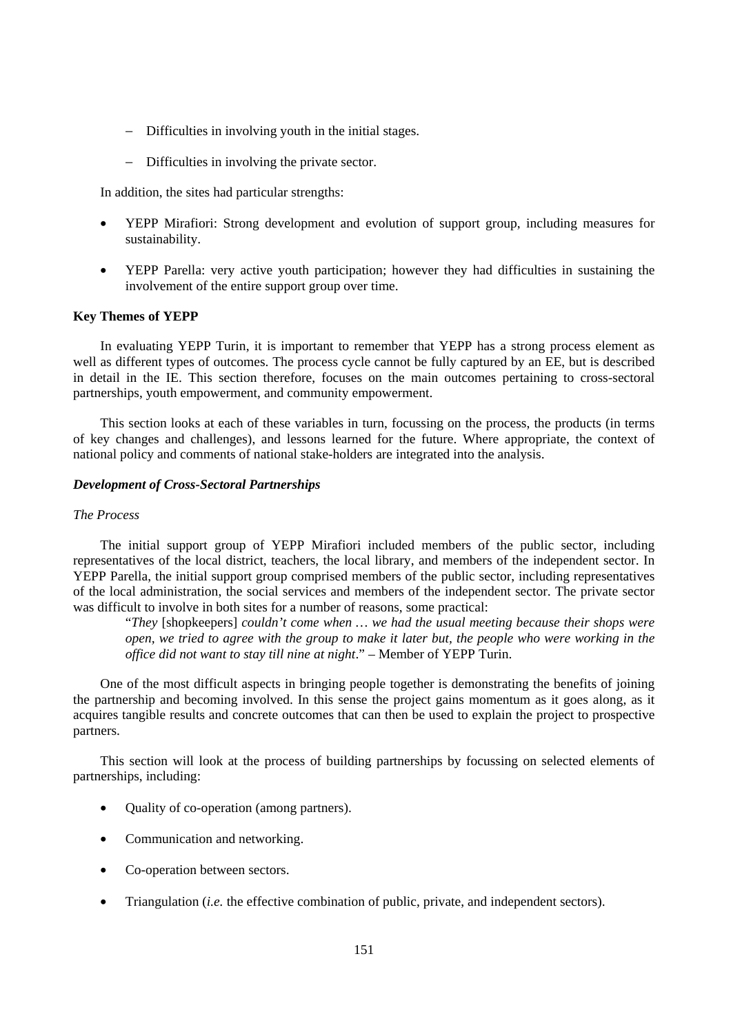– Difficulties in involving youth in the initial stages.

– Difficulties in involving the private sector.

In addition, the sites had particular strengths:

- YEPP Mirafiori: Strong development and evolution of support group, including measures for sustainability.
- YEPP Parella: very active youth participation; however they had difficulties in sustaining the involvement of the entire support group over time.

**Key Themes of YEPP**

In evaluating YEPP Turin, it is important to remember that YEPP has a strong process element as well as different types of outcomes. The process cycle cannot be fully captured by an EE, but is described in detail in the IE. This section therefore, focuses on the main outcomes pertaining to cross-sectoral partnerships, youth empowerment, and community empowerment.

This section looks at each of these variables in turn, focussing on the process, the products (in terms of key changes and challenges), and lessons learned for the future. Where appropriate, the context of national policy and comments of national stake-holders are integrated into the analysis.

***Development of Cross-Sectoral Partnerships***

*The Process*

The initial support group of YEPP Mirafiori included members of the public sector, including representatives of the local district, teachers, the local library, and members of the independent sector. In YEPP Parella, the initial support group comprised members of the public sector, including representatives of the local administration, the social services and members of the independent sector. The private sector was difficult to involve in both sites for a number of reasons, some practical:

> "*They* [shopkeepers] *couldn't come when … we had the usual meeting because their shops were open, we tried to agree with the group to make it later but, the people who were working in the office did not want to stay till nine at night*." – Member of YEPP Turin.

One of the most difficult aspects in bringing people together is demonstrating the benefits of joining the partnership and becoming involved. In this sense the project gains momentum as it goes along, as it acquires tangible results and concrete outcomes that can then be used to explain the project to prospective partners.

This section will look at the process of building partnerships by focussing on selected elements of partnerships, including:

- Quality of co-operation (among partners).
- Communication and networking.
- Co-operation between sectors.
- Triangulation (*i.e.* the effective combination of public, private, and independent sectors).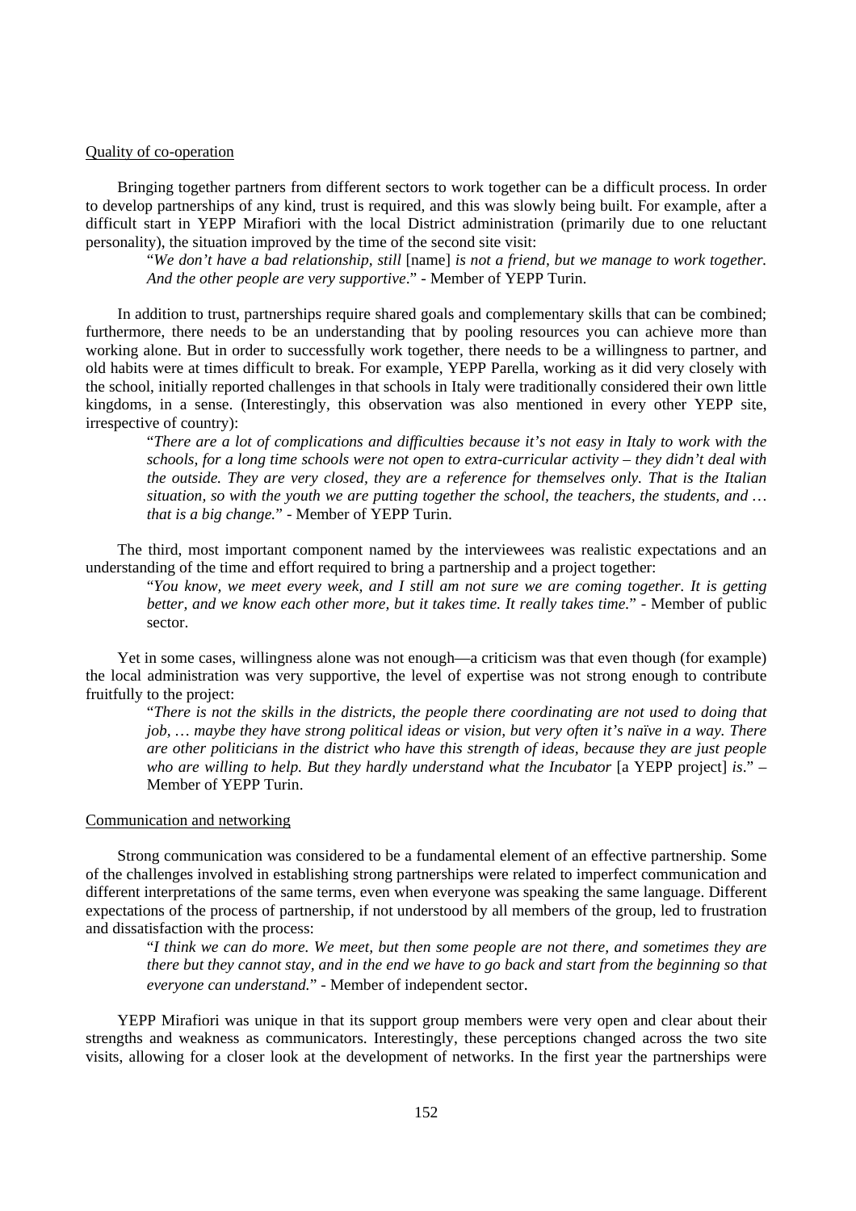Quality of co-operation

Bringing together partners from different sectors to work together can be a difficult process. In order to develop partnerships of any kind, trust is required, and this was slowly being built. For example, after a difficult start in YEPP Mirafiori with the local District administration (primarily due to one reluctant personality), the situation improved by the time of the second site visit:

> "*We don't have a bad relationship, still* [name] *is not a friend, but we manage to work together. And the other people are very supportive*." - Member of YEPP Turin.

In addition to trust, partnerships require shared goals and complementary skills that can be combined; furthermore, there needs to be an understanding that by pooling resources you can achieve more than working alone. But in order to successfully work together, there needs to be a willingness to partner, and old habits were at times difficult to break. For example, YEPP Parella, working as it did very closely with the school, initially reported challenges in that schools in Italy were traditionally considered their own little kingdoms, in a sense. (Interestingly, this observation was also mentioned in every other YEPP site, irrespective of country):

> "*There are a lot of complications and difficulties because it's not easy in Italy to work with the schools, for a long time schools were not open to extra-curricular activity – they didn't deal with the outside. They are very closed, they are a reference for themselves only. That is the Italian situation, so with the youth we are putting together the school, the teachers, the students, and … that is a big change.*" - Member of YEPP Turin.

The third, most important component named by the interviewees was realistic expectations and an understanding of the time and effort required to bring a partnership and a project together:

> "*You know, we meet every week, and I still am not sure we are coming together. It is getting better, and we know each other more, but it takes time. It really takes time.*" - Member of public sector.

Yet in some cases, willingness alone was not enough—a criticism was that even though (for example) the local administration was very supportive, the level of expertise was not strong enough to contribute fruitfully to the project:

> "*There is not the skills in the districts, the people there coordinating are not used to doing that job, … maybe they have strong political ideas or vision, but very often it's naïve in a way. There are other politicians in the district who have this strength of ideas, because they are just people who are willing to help. But they hardly understand what the Incubator* [a YEPP project] *is*." – Member of YEPP Turin.

Communication and networking

Strong communication was considered to be a fundamental element of an effective partnership. Some of the challenges involved in establishing strong partnerships were related to imperfect communication and different interpretations of the same terms, even when everyone was speaking the same language. Different expectations of the process of partnership, if not understood by all members of the group, led to frustration and dissatisfaction with the process:

> "*I think we can do more. We meet, but then some people are not there, and sometimes they are there but they cannot stay, and in the end we have to go back and start from the beginning so that everyone can understand.*" - Member of independent sector.

YEPP Mirafiori was unique in that its support group members were very open and clear about their strengths and weakness as communicators. Interestingly, these perceptions changed across the two site visits, allowing for a closer look at the development of networks. In the first year the partnerships were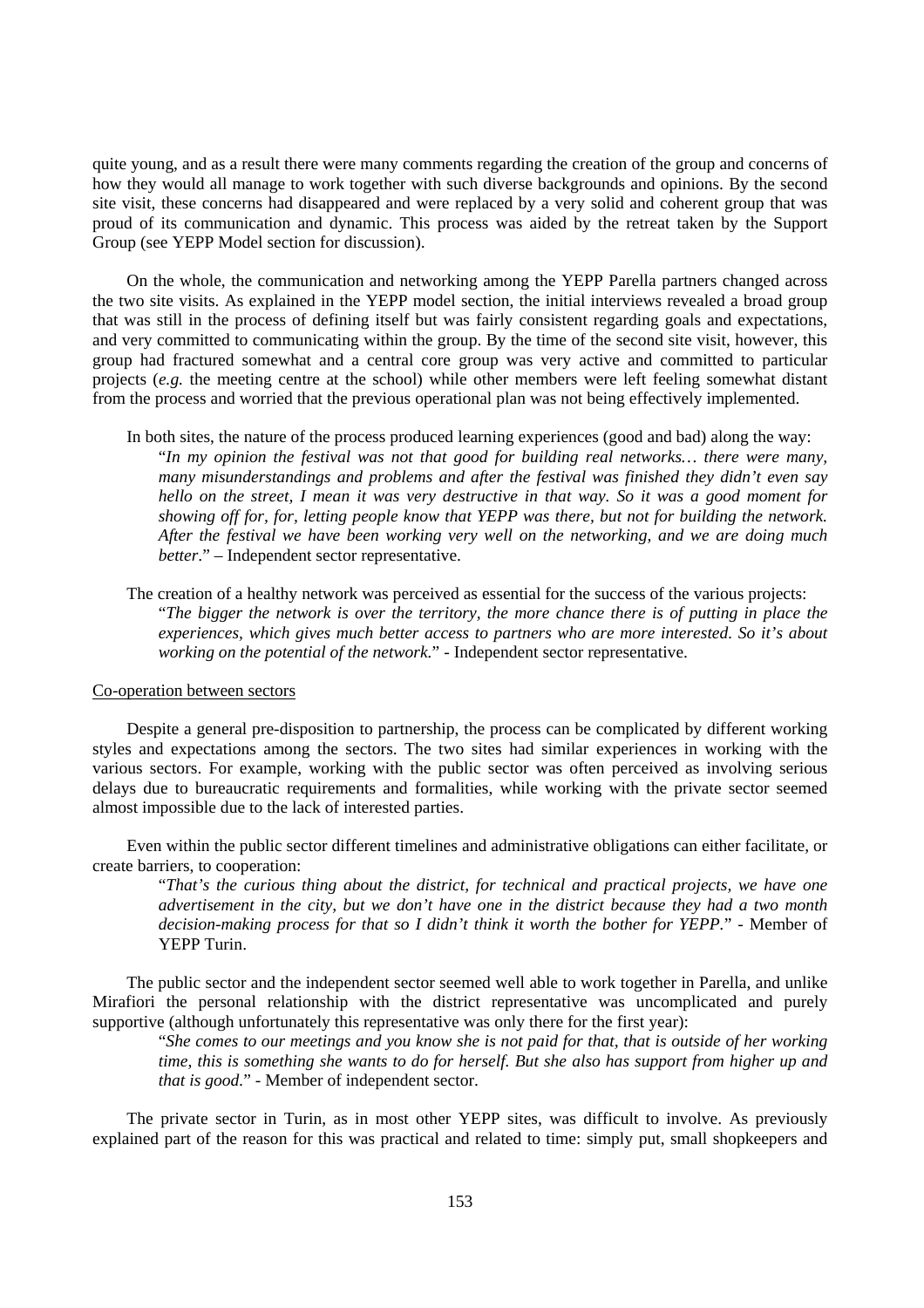quite young, and as a result there were many comments regarding the creation of the group and concerns of how they would all manage to work together with such diverse backgrounds and opinions. By the second site visit, these concerns had disappeared and were replaced by a very solid and coherent group that was proud of its communication and dynamic. This process was aided by the retreat taken by the Support Group (see YEPP Model section for discussion).

On the whole, the communication and networking among the YEPP Parella partners changed across the two site visits. As explained in the YEPP model section, the initial interviews revealed a broad group that was still in the process of defining itself but was fairly consistent regarding goals and expectations, and very committed to communicating within the group. By the time of the second site visit, however, this group had fractured somewhat and a central core group was very active and committed to particular projects (*e.g.* the meeting centre at the school) while other members were left feeling somewhat distant from the process and worried that the previous operational plan was not being effectively implemented.

In both sites, the nature of the process produced learning experiences (good and bad) along the way:

> "*In my opinion the festival was not that good for building real networks… there were many, many misunderstandings and problems and after the festival was finished they didn't even say hello on the street, I mean it was very destructive in that way. So it was a good moment for showing off for, for, letting people know that YEPP was there, but not for building the network. After the festival we have been working very well on the networking, and we are doing much better*." – Independent sector representative.

The creation of a healthy network was perceived as essential for the success of the various projects:

> "*The bigger the network is over the territory, the more chance there is of putting in place the experiences, which gives much better access to partners who are more interested. So it's about working on the potential of the network*." - Independent sector representative.

Co-operation between sectors

Despite a general pre-disposition to partnership, the process can be complicated by different working styles and expectations among the sectors. The two sites had similar experiences in working with the various sectors. For example, working with the public sector was often perceived as involving serious delays due to bureaucratic requirements and formalities, while working with the private sector seemed almost impossible due to the lack of interested parties.

Even within the public sector different timelines and administrative obligations can either facilitate, or create barriers, to cooperation:

> "*That's the curious thing about the district, for technical and practical projects, we have one advertisement in the city, but we don't have one in the district because they had a two month decision-making process for that so I didn't think it worth the bother for YEPP*." - Member of YEPP Turin.

The public sector and the independent sector seemed well able to work together in Parella, and unlike Mirafiori the personal relationship with the district representative was uncomplicated and purely supportive (although unfortunately this representative was only there for the first year):

> "*She comes to our meetings and you know she is not paid for that, that is outside of her working time, this is something she wants to do for herself. But she also has support from higher up and that is good*." - Member of independent sector.

The private sector in Turin, as in most other YEPP sites, was difficult to involve. As previously explained part of the reason for this was practical and related to time: simply put, small shopkeepers and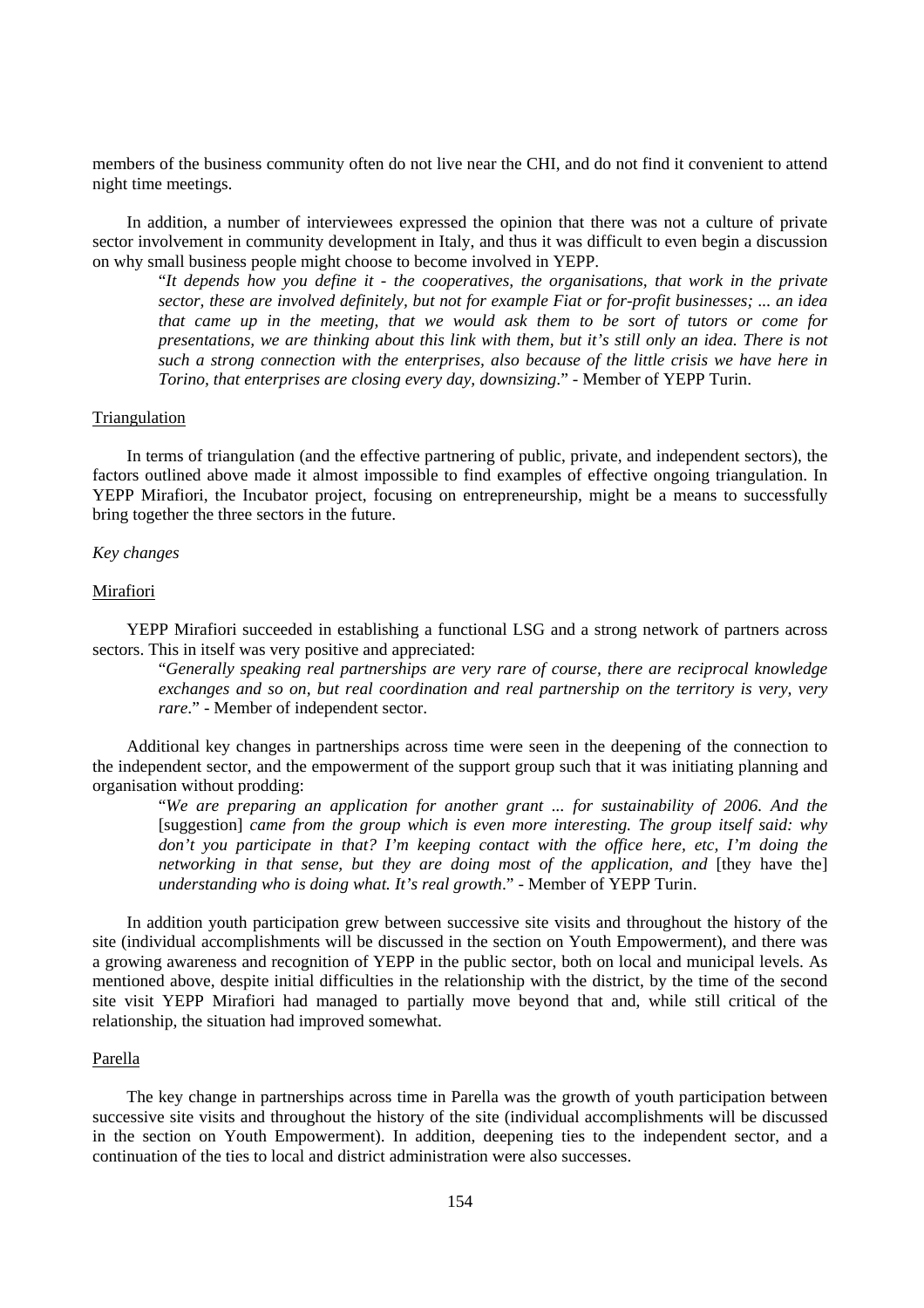members of the business community often do not live near the CHI, and do not find it convenient to attend night time meetings.

In addition, a number of interviewees expressed the opinion that there was not a culture of private sector involvement in community development in Italy, and thus it was difficult to even begin a discussion on why small business people might choose to become involved in YEPP.

> "*It depends how you define it - the cooperatives, the organisations, that work in the private sector, these are involved definitely, but not for example Fiat or for-profit businesses; ... an idea that came up in the meeting, that we would ask them to be sort of tutors or come for presentations, we are thinking about this link with them, but it's still only an idea. There is not such a strong connection with the enterprises, also because of the little crisis we have here in Torino, that enterprises are closing every day, downsizing*." - Member of YEPP Turin.

<u>Triangulation</u>

In terms of triangulation (and the effective partnering of public, private, and independent sectors), the factors outlined above made it almost impossible to find examples of effective ongoing triangulation. In YEPP Mirafiori, the Incubator project, focusing on entrepreneurship, might be a means to successfully bring together the three sectors in the future.

*Key changes*

<u>Mirafiori</u>

YEPP Mirafiori succeeded in establishing a functional LSG and a strong network of partners across sectors. This in itself was very positive and appreciated:

> "*Generally speaking real partnerships are very rare of course, there are reciprocal knowledge exchanges and so on, but real coordination and real partnership on the territory is very, very rare*." - Member of independent sector.

Additional key changes in partnerships across time were seen in the deepening of the connection to the independent sector, and the empowerment of the support group such that it was initiating planning and organisation without prodding:

> "*We are preparing an application for another grant ... for sustainability of 2006. And the* [suggestion] *came from the group which is even more interesting. The group itself said: why don't you participate in that? I'm keeping contact with the office here, etc, I'm doing the networking in that sense, but they are doing most of the application, and* [they have the] *understanding who is doing what. It's real growth*." - Member of YEPP Turin.

In addition youth participation grew between successive site visits and throughout the history of the site (individual accomplishments will be discussed in the section on Youth Empowerment), and there was a growing awareness and recognition of YEPP in the public sector, both on local and municipal levels. As mentioned above, despite initial difficulties in the relationship with the district, by the time of the second site visit YEPP Mirafiori had managed to partially move beyond that and, while still critical of the relationship, the situation had improved somewhat.

<u>Parella</u>

The key change in partnerships across time in Parella was the growth of youth participation between successive site visits and throughout the history of the site (individual accomplishments will be discussed in the section on Youth Empowerment). In addition, deepening ties to the independent sector, and a continuation of the ties to local and district administration were also successes.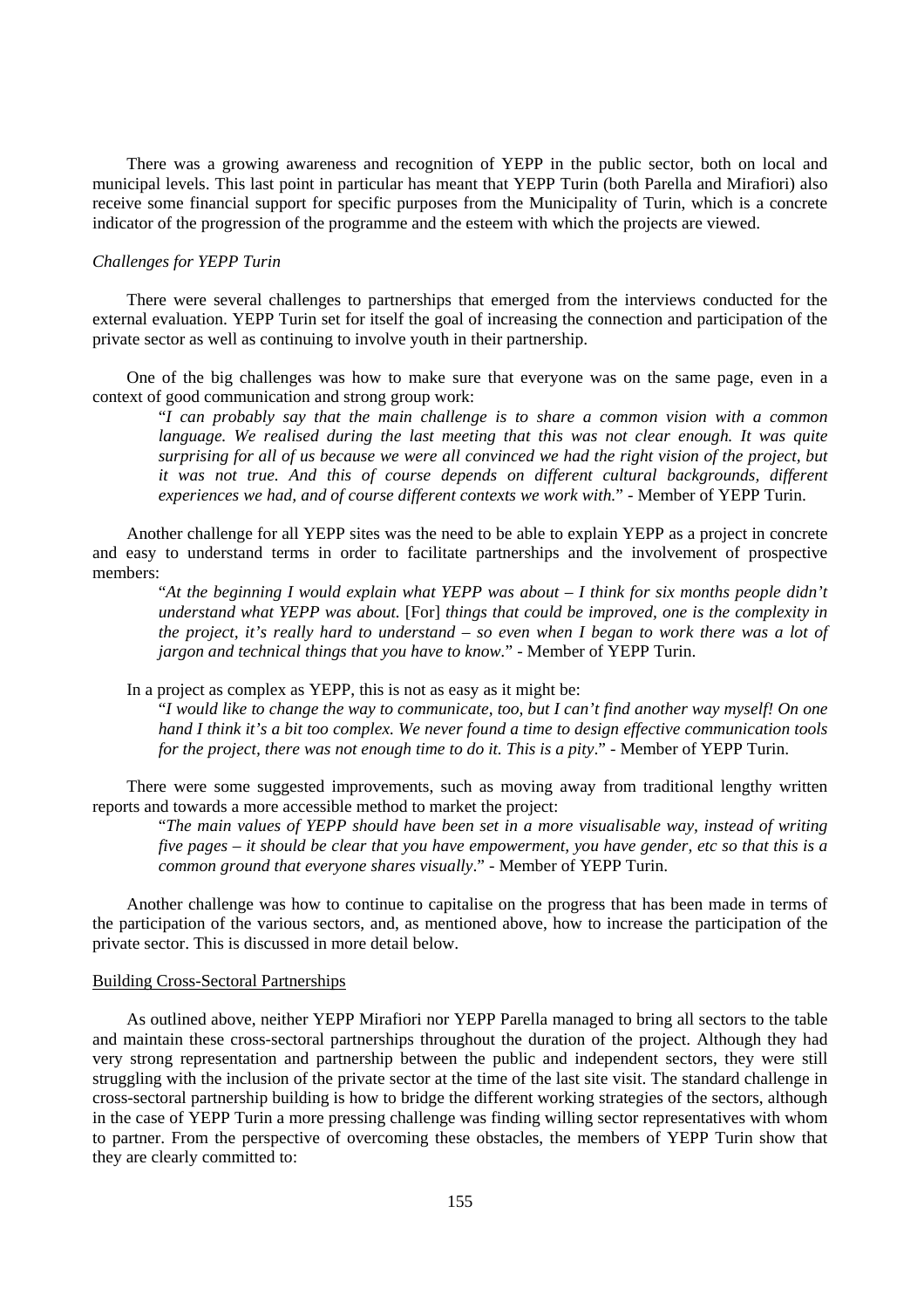There was a growing awareness and recognition of YEPP in the public sector, both on local and municipal levels. This last point in particular has meant that YEPP Turin (both Parella and Mirafiori) also receive some financial support for specific purposes from the Municipality of Turin, which is a concrete indicator of the progression of the programme and the esteem with which the projects are viewed.

*Challenges for YEPP Turin*

There were several challenges to partnerships that emerged from the interviews conducted for the external evaluation. YEPP Turin set for itself the goal of increasing the connection and participation of the private sector as well as continuing to involve youth in their partnership.

One of the big challenges was how to make sure that everyone was on the same page, even in a context of good communication and strong group work:

> "*I can probably say that the main challenge is to share a common vision with a common language. We realised during the last meeting that this was not clear enough. It was quite surprising for all of us because we were all convinced we had the right vision of the project, but it was not true. And this of course depends on different cultural backgrounds, different experiences we had, and of course different contexts we work with.*" - Member of YEPP Turin.

Another challenge for all YEPP sites was the need to be able to explain YEPP as a project in concrete and easy to understand terms in order to facilitate partnerships and the involvement of prospective members:

> "*At the beginning I would explain what YEPP was about – I think for six months people didn't understand what YEPP was about.* [For] *things that could be improved, one is the complexity in the project, it's really hard to understand – so even when I began to work there was a lot of jargon and technical things that you have to know*." - Member of YEPP Turin.

In a project as complex as YEPP, this is not as easy as it might be:

> "*I would like to change the way to communicate, too, but I can't find another way myself! On one hand I think it's a bit too complex. We never found a time to design effective communication tools for the project, there was not enough time to do it. This is a pity*." - Member of YEPP Turin.

There were some suggested improvements, such as moving away from traditional lengthy written reports and towards a more accessible method to market the project:

> "*The main values of YEPP should have been set in a more visualisable way, instead of writing five pages – it should be clear that you have empowerment, you have gender, etc so that this is a common ground that everyone shares visually*." - Member of YEPP Turin.

Another challenge was how to continue to capitalise on the progress that has been made in terms of the participation of the various sectors, and, as mentioned above, how to increase the participation of the private sector. This is discussed in more detail below.

Building Cross-Sectoral Partnerships

As outlined above, neither YEPP Mirafiori nor YEPP Parella managed to bring all sectors to the table and maintain these cross-sectoral partnerships throughout the duration of the project. Although they had very strong representation and partnership between the public and independent sectors, they were still struggling with the inclusion of the private sector at the time of the last site visit. The standard challenge in cross-sectoral partnership building is how to bridge the different working strategies of the sectors, although in the case of YEPP Turin a more pressing challenge was finding willing sector representatives with whom to partner. From the perspective of overcoming these obstacles, the members of YEPP Turin show that they are clearly committed to: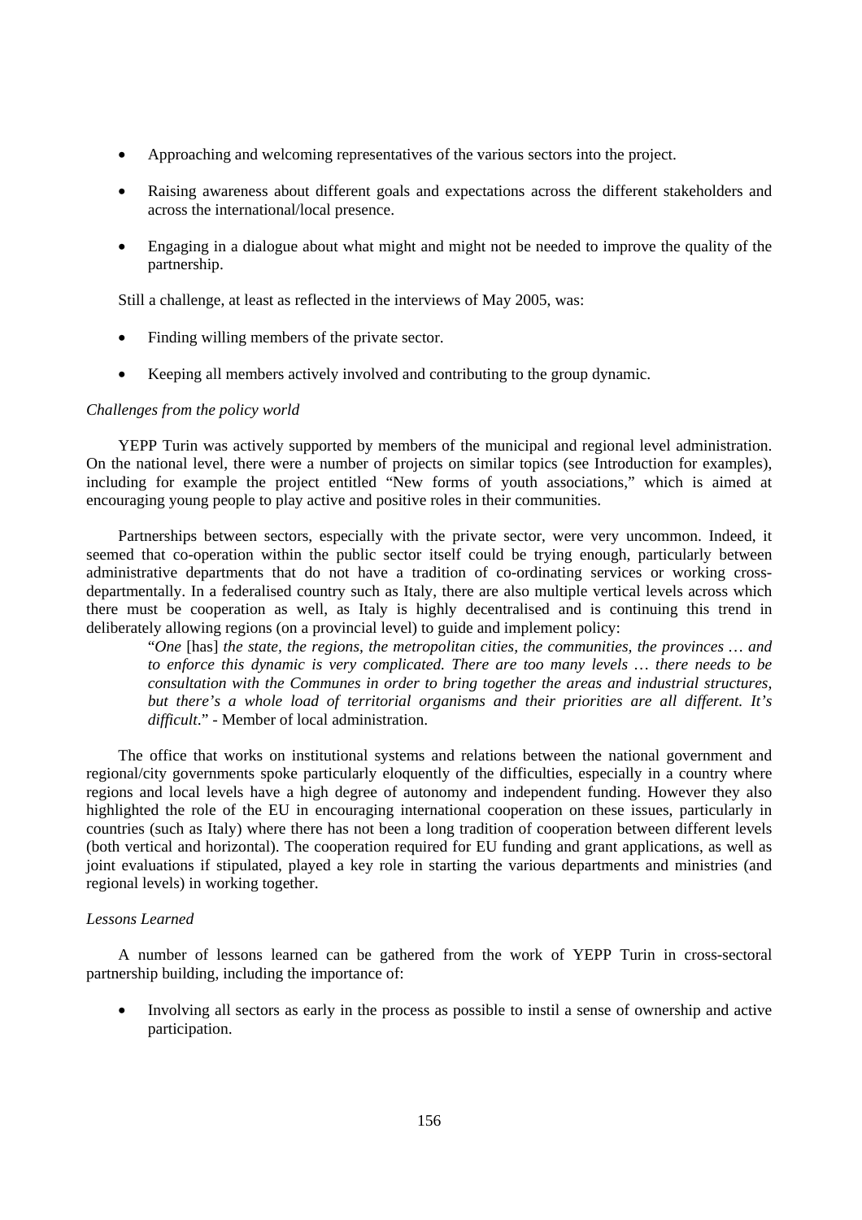- Approaching and welcoming representatives of the various sectors into the project.
- Raising awareness about different goals and expectations across the different stakeholders and across the international/local presence.
- Engaging in a dialogue about what might and might not be needed to improve the quality of the partnership.

Still a challenge, at least as reflected in the interviews of May 2005, was:

- Finding willing members of the private sector.
- Keeping all members actively involved and contributing to the group dynamic.

*Challenges from the policy world*

YEPP Turin was actively supported by members of the municipal and regional level administration. On the national level, there were a number of projects on similar topics (see Introduction for examples), including for example the project entitled "New forms of youth associations," which is aimed at encouraging young people to play active and positive roles in their communities.

Partnerships between sectors, especially with the private sector, were very uncommon. Indeed, it seemed that co-operation within the public sector itself could be trying enough, particularly between administrative departments that do not have a tradition of co-ordinating services or working cross-departmentally. In a federalised country such as Italy, there are also multiple vertical levels across which there must be cooperation as well, as Italy is highly decentralised and is continuing this trend in deliberately allowing regions (on a provincial level) to guide and implement policy:

> "*One* [has] *the state, the regions, the metropolitan cities, the communities, the provinces … and to enforce this dynamic is very complicated. There are too many levels … there needs to be consultation with the Communes in order to bring together the areas and industrial structures, but there's a whole load of territorial organisms and their priorities are all different. It's difficult*." - Member of local administration.

The office that works on institutional systems and relations between the national government and regional/city governments spoke particularly eloquently of the difficulties, especially in a country where regions and local levels have a high degree of autonomy and independent funding. However they also highlighted the role of the EU in encouraging international cooperation on these issues, particularly in countries (such as Italy) where there has not been a long tradition of cooperation between different levels (both vertical and horizontal). The cooperation required for EU funding and grant applications, as well as joint evaluations if stipulated, played a key role in starting the various departments and ministries (and regional levels) in working together.

*Lessons Learned*

A number of lessons learned can be gathered from the work of YEPP Turin in cross-sectoral partnership building, including the importance of:

- Involving all sectors as early in the process as possible to instil a sense of ownership and active participation.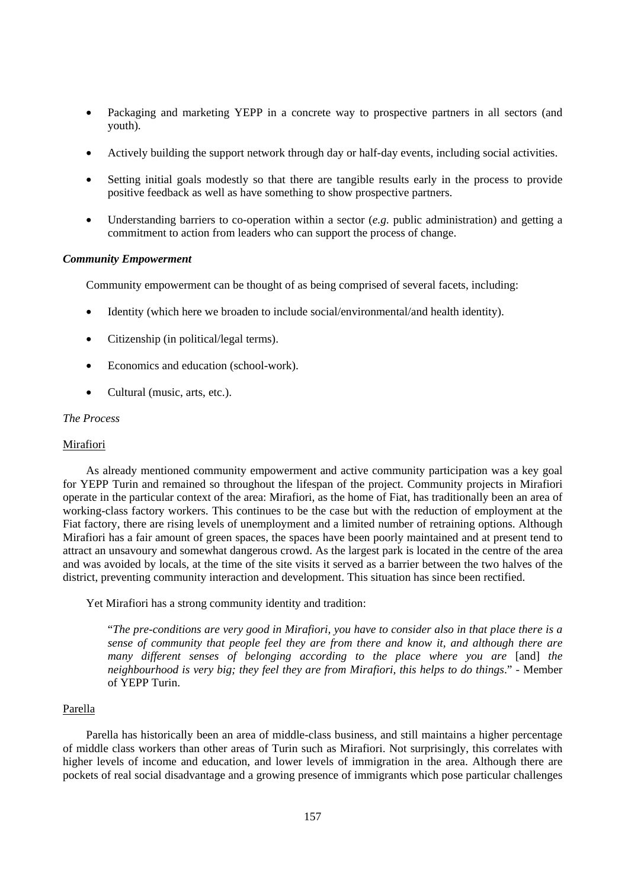- Packaging and marketing YEPP in a concrete way to prospective partners in all sectors (and youth).

- Actively building the support network through day or half-day events, including social activities.

- Setting initial goals modestly so that there are tangible results early in the process to provide positive feedback as well as have something to show prospective partners.

- Understanding barriers to co-operation within a sector (*e.g.* public administration) and getting a commitment to action from leaders who can support the process of change.

***Community Empowerment***

Community empowerment can be thought of as being comprised of several facets, including:

- Identity (which here we broaden to include social/environmental/and health identity).

- Citizenship (in political/legal terms).

- Economics and education (school-work).

- Cultural (music, arts, etc.).

*The Process*

<u>Mirafiori</u>

As already mentioned community empowerment and active community participation was a key goal for YEPP Turin and remained so throughout the lifespan of the project. Community projects in Mirafiori operate in the particular context of the area: Mirafiori, as the home of Fiat, has traditionally been an area of working-class factory workers. This continues to be the case but with the reduction of employment at the Fiat factory, there are rising levels of unemployment and a limited number of retraining options. Although Mirafiori has a fair amount of green spaces, the spaces have been poorly maintained and at present tend to attract an unsavoury and somewhat dangerous crowd. As the largest park is located in the centre of the area and was avoided by locals, at the time of the site visits it served as a barrier between the two halves of the district, preventing community interaction and development. This situation has since been rectified.

Yet Mirafiori has a strong community identity and tradition:

> "*The pre-conditions are very good in Mirafiori, you have to consider also in that place there is a sense of community that people feel they are from there and know it, and although there are many different senses of belonging according to the place where you are* [and] *the neighbourhood is very big; they feel they are from Mirafiori, this helps to do things*." - Member of YEPP Turin.

<u>Parella</u>

Parella has historically been an area of middle-class business, and still maintains a higher percentage of middle class workers than other areas of Turin such as Mirafiori. Not surprisingly, this correlates with higher levels of income and education, and lower levels of immigration in the area. Although there are pockets of real social disadvantage and a growing presence of immigrants which pose particular challenges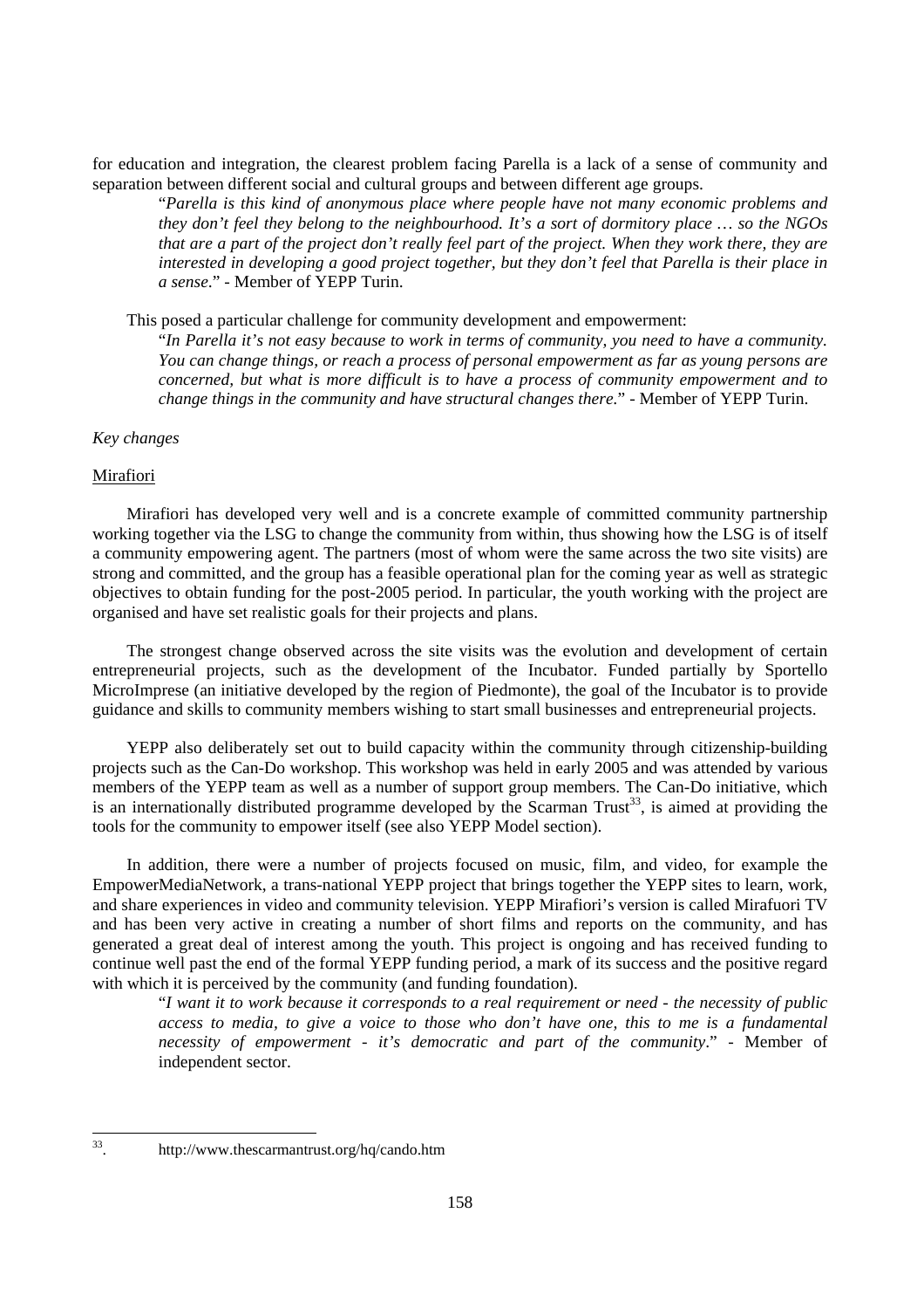for education and integration, the clearest problem facing Parella is a lack of a sense of community and separation between different social and cultural groups and between different age groups.

> "*Parella is this kind of anonymous place where people have not many economic problems and they don't feel they belong to the neighbourhood. It's a sort of dormitory place … so the NGOs that are a part of the project don't really feel part of the project. When they work there, they are interested in developing a good project together, but they don't feel that Parella is their place in a sense.*" - Member of YEPP Turin.

This posed a particular challenge for community development and empowerment:

> "*In Parella it's not easy because to work in terms of community, you need to have a community. You can change things, or reach a process of personal empowerment as far as young persons are concerned, but what is more difficult is to have a process of community empowerment and to change things in the community and have structural changes there.*" - Member of YEPP Turin.

*Key changes*

Mirafiori

Mirafiori has developed very well and is a concrete example of committed community partnership working together via the LSG to change the community from within, thus showing how the LSG is of itself a community empowering agent. The partners (most of whom were the same across the two site visits) are strong and committed, and the group has a feasible operational plan for the coming year as well as strategic objectives to obtain funding for the post-2005 period. In particular, the youth working with the project are organised and have set realistic goals for their projects and plans.

The strongest change observed across the site visits was the evolution and development of certain entrepreneurial projects, such as the development of the Incubator. Funded partially by Sportello MicroImprese (an initiative developed by the region of Piedmonte), the goal of the Incubator is to provide guidance and skills to community members wishing to start small businesses and entrepreneurial projects.

YEPP also deliberately set out to build capacity within the community through citizenship-building projects such as the Can-Do workshop. This workshop was held in early 2005 and was attended by various members of the YEPP team as well as a number of support group members. The Can-Do initiative, which is an internationally distributed programme developed by the Scarman Trust[33], is aimed at providing the tools for the community to empower itself (see also YEPP Model section).

In addition, there were a number of projects focused on music, film, and video, for example the EmpowerMediaNetwork, a trans-national YEPP project that brings together the YEPP sites to learn, work, and share experiences in video and community television. YEPP Mirafiori's version is called Mirafuori TV and has been very active in creating a number of short films and reports on the community, and has generated a great deal of interest among the youth. This project is ongoing and has received funding to continue well past the end of the formal YEPP funding period, a mark of its success and the positive regard with which it is perceived by the community (and funding foundation).

> "*I want it to work because it corresponds to a real requirement or need - the necessity of public access to media, to give a voice to those who don't have one, this to me is a fundamental necessity of empowerment - it's democratic and part of the community*." - Member of independent sector.

---

33. http://www.thescarmantrust.org/hq/cando.htm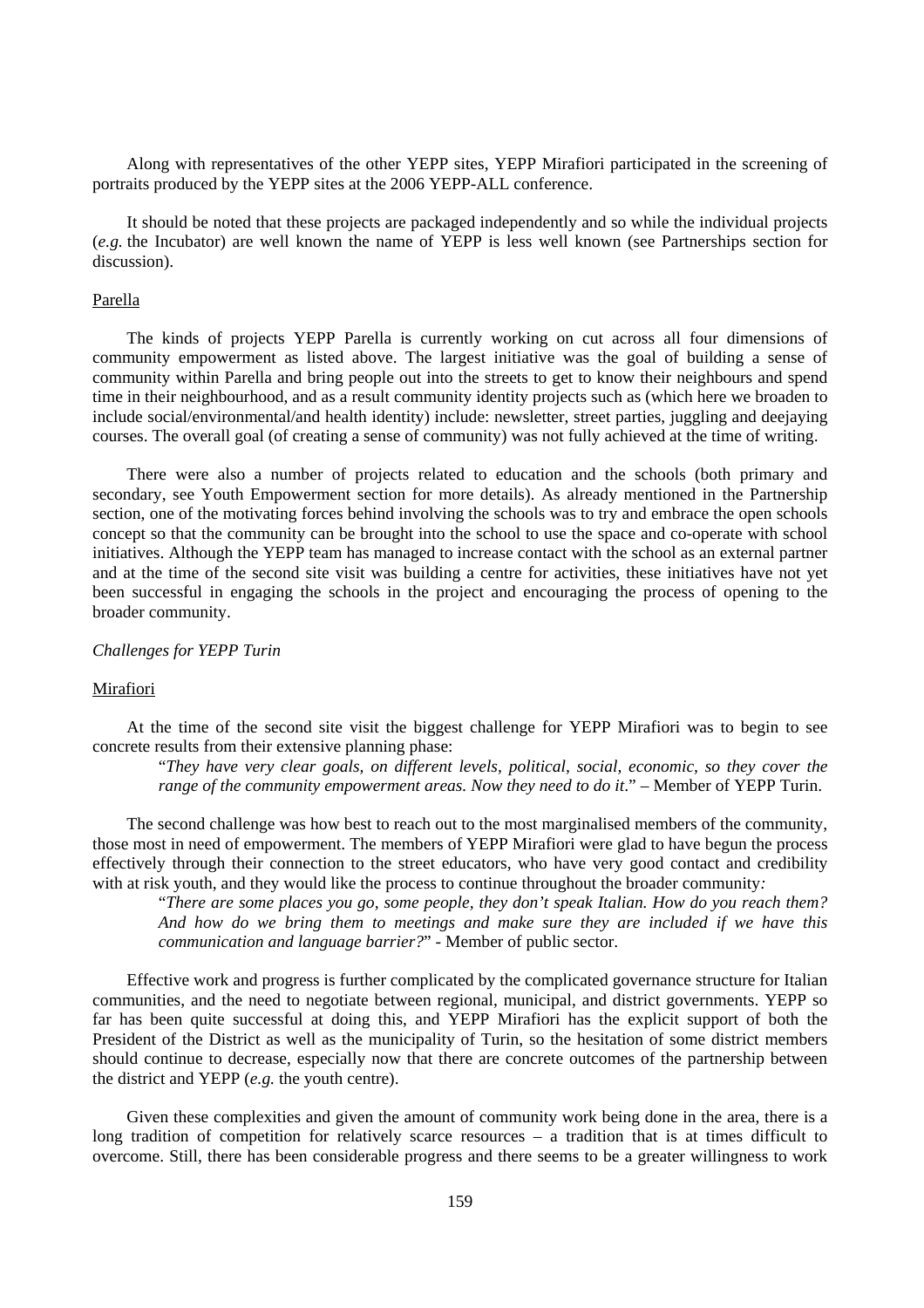Along with representatives of the other YEPP sites, YEPP Mirafiori participated in the screening of portraits produced by the YEPP sites at the 2006 YEPP-ALL conference.

It should be noted that these projects are packaged independently and so while the individual projects (*e.g.* the Incubator) are well known the name of YEPP is less well known (see Partnerships section for discussion).

<u>Parella</u>

The kinds of projects YEPP Parella is currently working on cut across all four dimensions of community empowerment as listed above. The largest initiative was the goal of building a sense of community within Parella and bring people out into the streets to get to know their neighbours and spend time in their neighbourhood, and as a result community identity projects such as (which here we broaden to include social/environmental/and health identity) include: newsletter, street parties, juggling and deejaying courses. The overall goal (of creating a sense of community) was not fully achieved at the time of writing.

There were also a number of projects related to education and the schools (both primary and secondary, see Youth Empowerment section for more details). As already mentioned in the Partnership section, one of the motivating forces behind involving the schools was to try and embrace the open schools concept so that the community can be brought into the school to use the space and co-operate with school initiatives. Although the YEPP team has managed to increase contact with the school as an external partner and at the time of the second site visit was building a centre for activities, these initiatives have not yet been successful in engaging the schools in the project and encouraging the process of opening to the broader community.

*Challenges for YEPP Turin*

<u>Mirafiori</u>

At the time of the second site visit the biggest challenge for YEPP Mirafiori was to begin to see concrete results from their extensive planning phase:

> "*They have very clear goals, on different levels, political, social, economic, so they cover the range of the community empowerment areas. Now they need to do it*." – Member of YEPP Turin.

The second challenge was how best to reach out to the most marginalised members of the community, those most in need of empowerment. The members of YEPP Mirafiori were glad to have begun the process effectively through their connection to the street educators, who have very good contact and credibility with at risk youth, and they would like the process to continue throughout the broader community*:*

> "*There are some places you go, some people, they don't speak Italian. How do you reach them? And how do we bring them to meetings and make sure they are included if we have this communication and language barrier?*" - Member of public sector.

Effective work and progress is further complicated by the complicated governance structure for Italian communities, and the need to negotiate between regional, municipal, and district governments. YEPP so far has been quite successful at doing this, and YEPP Mirafiori has the explicit support of both the President of the District as well as the municipality of Turin, so the hesitation of some district members should continue to decrease, especially now that there are concrete outcomes of the partnership between the district and YEPP (*e.g.* the youth centre).

Given these complexities and given the amount of community work being done in the area, there is a long tradition of competition for relatively scarce resources – a tradition that is at times difficult to overcome. Still, there has been considerable progress and there seems to be a greater willingness to work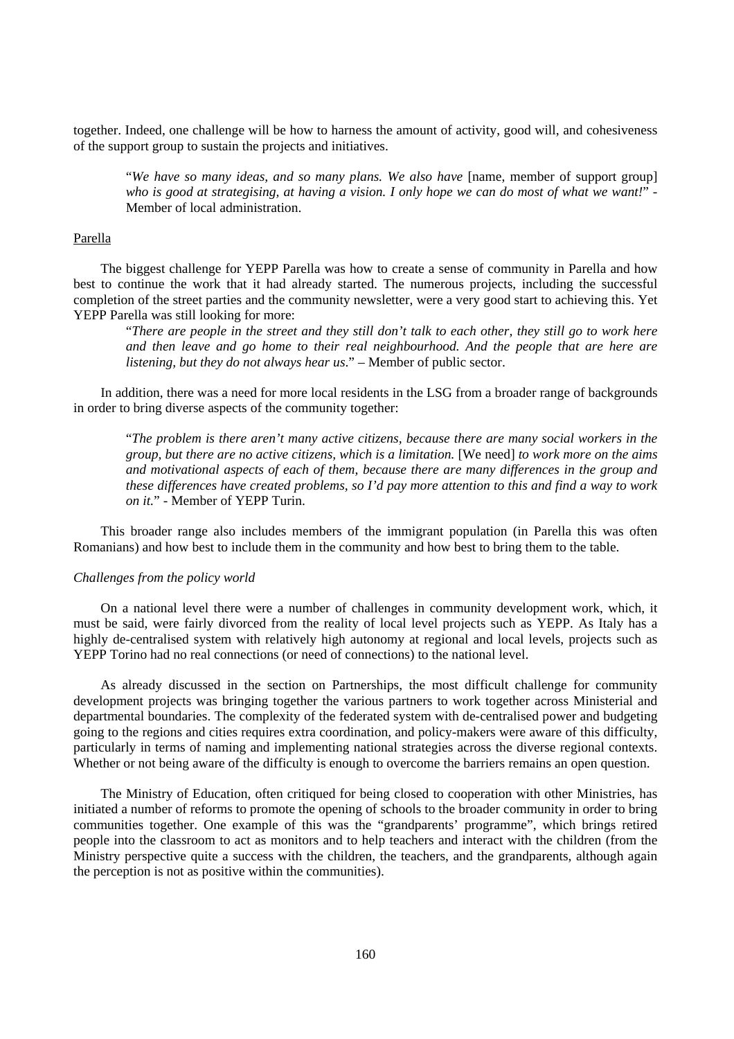together. Indeed, one challenge will be how to harness the amount of activity, good will, and cohesiveness of the support group to sustain the projects and initiatives.

> "*We have so many ideas, and so many plans. We also have* [name, member of support group] *who is good at strategising, at having a vision. I only hope we can do most of what we want!*" - Member of local administration.

Parella

The biggest challenge for YEPP Parella was how to create a sense of community in Parella and how best to continue the work that it had already started. The numerous projects, including the successful completion of the street parties and the community newsletter, were a very good start to achieving this. Yet YEPP Parella was still looking for more:

> "*There are people in the street and they still don't talk to each other, they still go to work here and then leave and go home to their real neighbourhood. And the people that are here are listening, but they do not always hear us*." – Member of public sector.

In addition, there was a need for more local residents in the LSG from a broader range of backgrounds in order to bring diverse aspects of the community together:

> "*The problem is there aren't many active citizens, because there are many social workers in the group, but there are no active citizens, which is a limitation.* [We need] *to work more on the aims and motivational aspects of each of them, because there are many differences in the group and these differences have created problems, so I'd pay more attention to this and find a way to work on it.*" - Member of YEPP Turin.

This broader range also includes members of the immigrant population (in Parella this was often Romanians) and how best to include them in the community and how best to bring them to the table.

*Challenges from the policy world*

On a national level there were a number of challenges in community development work, which, it must be said, were fairly divorced from the reality of local level projects such as YEPP. As Italy has a highly de-centralised system with relatively high autonomy at regional and local levels, projects such as YEPP Torino had no real connections (or need of connections) to the national level.

As already discussed in the section on Partnerships, the most difficult challenge for community development projects was bringing together the various partners to work together across Ministerial and departmental boundaries. The complexity of the federated system with de-centralised power and budgeting going to the regions and cities requires extra coordination, and policy-makers were aware of this difficulty, particularly in terms of naming and implementing national strategies across the diverse regional contexts. Whether or not being aware of the difficulty is enough to overcome the barriers remains an open question.

The Ministry of Education, often critiqued for being closed to cooperation with other Ministries, has initiated a number of reforms to promote the opening of schools to the broader community in order to bring communities together. One example of this was the "grandparents' programme", which brings retired people into the classroom to act as monitors and to help teachers and interact with the children (from the Ministry perspective quite a success with the children, the teachers, and the grandparents, although again the perception is not as positive within the communities).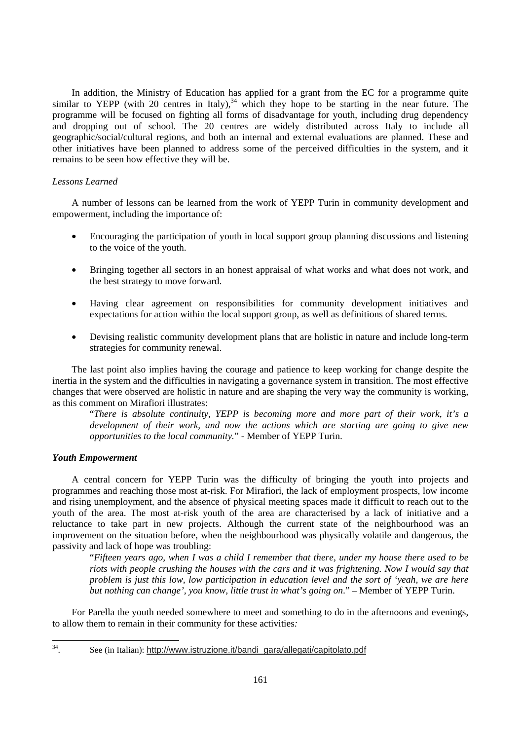In addition, the Ministry of Education has applied for a grant from the EC for a programme quite similar to YEPP (with 20 centres in Italy),[34] which they hope to be starting in the near future. The programme will be focused on fighting all forms of disadvantage for youth, including drug dependency and dropping out of school. The 20 centres are widely distributed across Italy to include all geographic/social/cultural regions, and both an internal and external evaluations are planned. These and other initiatives have been planned to address some of the perceived difficulties in the system, and it remains to be seen how effective they will be.

*Lessons Learned*

A number of lessons can be learned from the work of YEPP Turin in community development and empowerment, including the importance of:

- Encouraging the participation of youth in local support group planning discussions and listening to the voice of the youth.
- Bringing together all sectors in an honest appraisal of what works and what does not work, and the best strategy to move forward.
- Having clear agreement on responsibilities for community development initiatives and expectations for action within the local support group, as well as definitions of shared terms.
- Devising realistic community development plans that are holistic in nature and include long-term strategies for community renewal.

The last point also implies having the courage and patience to keep working for change despite the inertia in the system and the difficulties in navigating a governance system in transition. The most effective changes that were observed are holistic in nature and are shaping the very way the community is working, as this comment on Mirafiori illustrates:

> "*There is absolute continuity, YEPP is becoming more and more part of their work, it's a development of their work, and now the actions which are starting are going to give new opportunities to the local community.*" - Member of YEPP Turin.

***Youth Empowerment***

A central concern for YEPP Turin was the difficulty of bringing the youth into projects and programmes and reaching those most at-risk. For Mirafiori, the lack of employment prospects, low income and rising unemployment, and the absence of physical meeting spaces made it difficult to reach out to the youth of the area. The most at-risk youth of the area are characterised by a lack of initiative and a reluctance to take part in new projects. Although the current state of the neighbourhood was an improvement on the situation before, when the neighbourhood was physically volatile and dangerous, the passivity and lack of hope was troubling:

> "*Fifteen years ago, when I was a child I remember that there, under my house there used to be riots with people crushing the houses with the cars and it was frightening. Now I would say that problem is just this low, low participation in education level and the sort of 'yeah, we are here but nothing can change', you know, little trust in what's going on*." – Member of YEPP Turin.

For Parella the youth needed somewhere to meet and something to do in the afternoons and evenings, to allow them to remain in their community for these activities*:*

---

[34]. See (in Italian): http://www.istruzione.it/bandi_gara/allegati/capitolato.pdf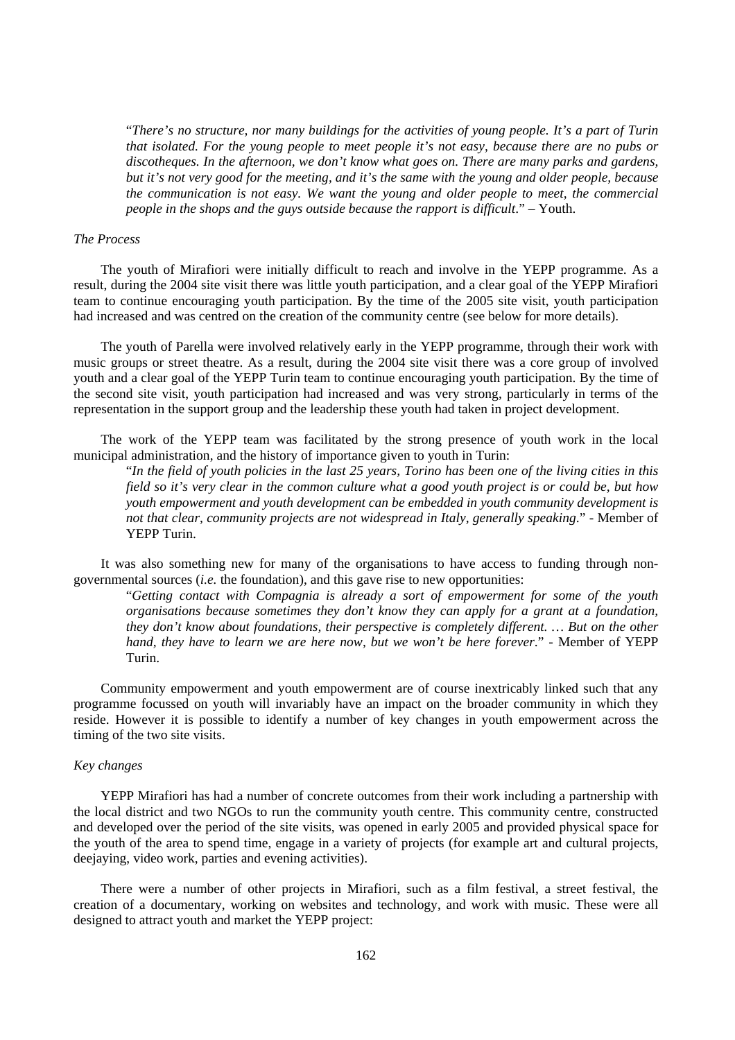> "*There's no structure, nor many buildings for the activities of young people. It's a part of Turin that isolated. For the young people to meet people it's not easy, because there are no pubs or discotheques. In the afternoon, we don't know what goes on. There are many parks and gardens, but it's not very good for the meeting, and it's the same with the young and older people, because the communication is not easy. We want the young and older people to meet, the commercial people in the shops and the guys outside because the rapport is difficult*." – Youth.

*The Process*

The youth of Mirafiori were initially difficult to reach and involve in the YEPP programme. As a result, during the 2004 site visit there was little youth participation, and a clear goal of the YEPP Mirafiori team to continue encouraging youth participation. By the time of the 2005 site visit, youth participation had increased and was centred on the creation of the community centre (see below for more details).

The youth of Parella were involved relatively early in the YEPP programme, through their work with music groups or street theatre. As a result, during the 2004 site visit there was a core group of involved youth and a clear goal of the YEPP Turin team to continue encouraging youth participation. By the time of the second site visit, youth participation had increased and was very strong, particularly in terms of the representation in the support group and the leadership these youth had taken in project development.

The work of the YEPP team was facilitated by the strong presence of youth work in the local municipal administration, and the history of importance given to youth in Turin:

> "*In the field of youth policies in the last 25 years, Torino has been one of the living cities in this field so it's very clear in the common culture what a good youth project is or could be, but how youth empowerment and youth development can be embedded in youth community development is not that clear, community projects are not widespread in Italy, generally speaking*." - Member of YEPP Turin.

It was also something new for many of the organisations to have access to funding through non-governmental sources (*i.e.* the foundation), and this gave rise to new opportunities:

> "*Getting contact with Compagnia is already a sort of empowerment for some of the youth organisations because sometimes they don't know they can apply for a grant at a foundation, they don't know about foundations, their perspective is completely different. … But on the other hand, they have to learn we are here now, but we won't be here forever*." - Member of YEPP Turin.

Community empowerment and youth empowerment are of course inextricably linked such that any programme focussed on youth will invariably have an impact on the broader community in which they reside. However it is possible to identify a number of key changes in youth empowerment across the timing of the two site visits.

*Key changes*

YEPP Mirafiori has had a number of concrete outcomes from their work including a partnership with the local district and two NGOs to run the community youth centre. This community centre, constructed and developed over the period of the site visits, was opened in early 2005 and provided physical space for the youth of the area to spend time, engage in a variety of projects (for example art and cultural projects, deejaying, video work, parties and evening activities).

There were a number of other projects in Mirafiori, such as a film festival, a street festival, the creation of a documentary, working on websites and technology, and work with music. These were all designed to attract youth and market the YEPP project: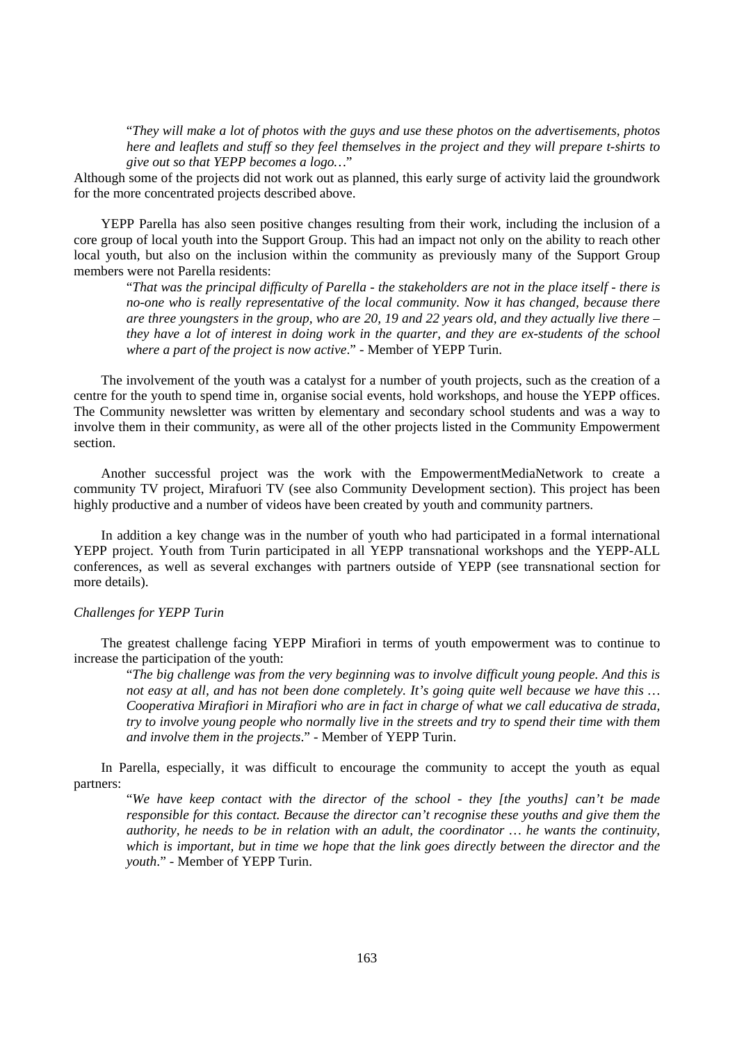> "*They will make a lot of photos with the guys and use these photos on the advertisements, photos here and leaflets and stuff so they feel themselves in the project and they will prepare t-shirts to give out so that YEPP becomes a logo…*"

Although some of the projects did not work out as planned, this early surge of activity laid the groundwork for the more concentrated projects described above.

YEPP Parella has also seen positive changes resulting from their work, including the inclusion of a core group of local youth into the Support Group. This had an impact not only on the ability to reach other local youth, but also on the inclusion within the community as previously many of the Support Group members were not Parella residents:

> "*That was the principal difficulty of Parella - the stakeholders are not in the place itself - there is no-one who is really representative of the local community. Now it has changed, because there are three youngsters in the group, who are 20, 19 and 22 years old, and they actually live there – they have a lot of interest in doing work in the quarter, and they are ex-students of the school where a part of the project is now active*." - Member of YEPP Turin.

The involvement of the youth was a catalyst for a number of youth projects, such as the creation of a centre for the youth to spend time in, organise social events, hold workshops, and house the YEPP offices. The Community newsletter was written by elementary and secondary school students and was a way to involve them in their community, as were all of the other projects listed in the Community Empowerment section.

Another successful project was the work with the EmpowermentMediaNetwork to create a community TV project, Mirafuori TV (see also Community Development section). This project has been highly productive and a number of videos have been created by youth and community partners.

In addition a key change was in the number of youth who had participated in a formal international YEPP project. Youth from Turin participated in all YEPP transnational workshops and the YEPP-ALL conferences, as well as several exchanges with partners outside of YEPP (see transnational section for more details).

*Challenges for YEPP Turin*

The greatest challenge facing YEPP Mirafiori in terms of youth empowerment was to continue to increase the participation of the youth:

> "*The big challenge was from the very beginning was to involve difficult young people. And this is not easy at all, and has not been done completely. It's going quite well because we have this … Cooperativa Mirafiori in Mirafiori who are in fact in charge of what we call educativa de strada, try to involve young people who normally live in the streets and try to spend their time with them and involve them in the projects*." - Member of YEPP Turin.

In Parella, especially, it was difficult to encourage the community to accept the youth as equal partners:

> "*We have keep contact with the director of the school - they [the youths] can't be made responsible for this contact. Because the director can't recognise these youths and give them the authority, he needs to be in relation with an adult, the coordinator … he wants the continuity, which is important, but in time we hope that the link goes directly between the director and the youth*." - Member of YEPP Turin.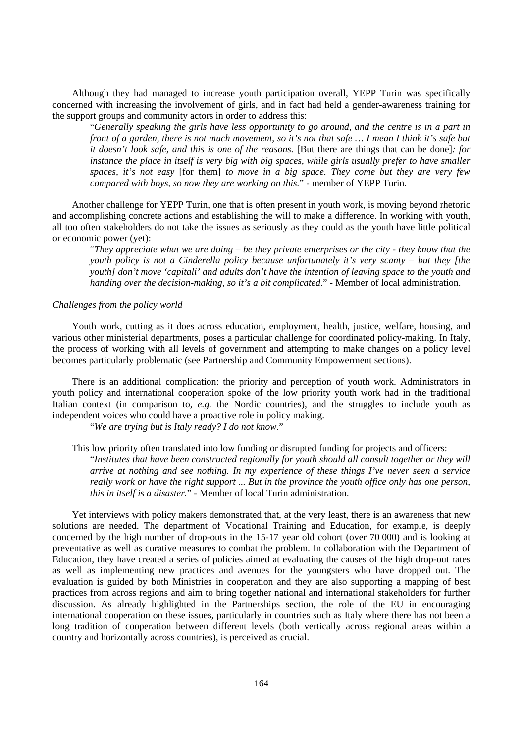Although they had managed to increase youth participation overall, YEPP Turin was specifically concerned with increasing the involvement of girls, and in fact had held a gender-awareness training for the support groups and community actors in order to address this:

> "*Generally speaking the girls have less opportunity to go around, and the centre is in a part in front of a garden, there is not much movement, so it's not that safe … I mean I think it's safe but it doesn't look safe, and this is one of the reasons.* [But there are things that can be done]*: for instance the place in itself is very big with big spaces, while girls usually prefer to have smaller spaces, it's not easy* [for them] *to move in a big space. They come but they are very few compared with boys, so now they are working on this.*" - member of YEPP Turin.

Another challenge for YEPP Turin, one that is often present in youth work, is moving beyond rhetoric and accomplishing concrete actions and establishing the will to make a difference. In working with youth, all too often stakeholders do not take the issues as seriously as they could as the youth have little political or economic power (yet):

> "*They appreciate what we are doing – be they private enterprises or the city - they know that the youth policy is not a Cinderella policy because unfortunately it's very scanty – but they [the youth] don't move 'capitali' and adults don't have the intention of leaving space to the youth and handing over the decision-making, so it's a bit complicated*." - Member of local administration.

*Challenges from the policy world*

Youth work, cutting as it does across education, employment, health, justice, welfare, housing, and various other ministerial departments, poses a particular challenge for coordinated policy-making. In Italy, the process of working with all levels of government and attempting to make changes on a policy level becomes particularly problematic (see Partnership and Community Empowerment sections).

There is an additional complication: the priority and perception of youth work. Administrators in youth policy and international cooperation spoke of the low priority youth work had in the traditional Italian context (in comparison to, *e.g.* the Nordic countries), and the struggles to include youth as independent voices who could have a proactive role in policy making.

> "*We are trying but is Italy ready? I do not know.*"

This low priority often translated into low funding or disrupted funding for projects and officers:

> "*Institutes that have been constructed regionally for youth should all consult together or they will arrive at nothing and see nothing. In my experience of these things I've never seen a service really work or have the right support ... But in the province the youth office only has one person, this in itself is a disaster.*" - Member of local Turin administration.

Yet interviews with policy makers demonstrated that, at the very least, there is an awareness that new solutions are needed. The department of Vocational Training and Education, for example, is deeply concerned by the high number of drop-outs in the 15-17 year old cohort (over 70 000) and is looking at preventative as well as curative measures to combat the problem. In collaboration with the Department of Education, they have created a series of policies aimed at evaluating the causes of the high drop-out rates as well as implementing new practices and avenues for the youngsters who have dropped out. The evaluation is guided by both Ministries in cooperation and they are also supporting a mapping of best practices from across regions and aim to bring together national and international stakeholders for further discussion. As already highlighted in the Partnerships section, the role of the EU in encouraging international cooperation on these issues, particularly in countries such as Italy where there has not been a long tradition of cooperation between different levels (both vertically across regional areas within a country and horizontally across countries), is perceived as crucial.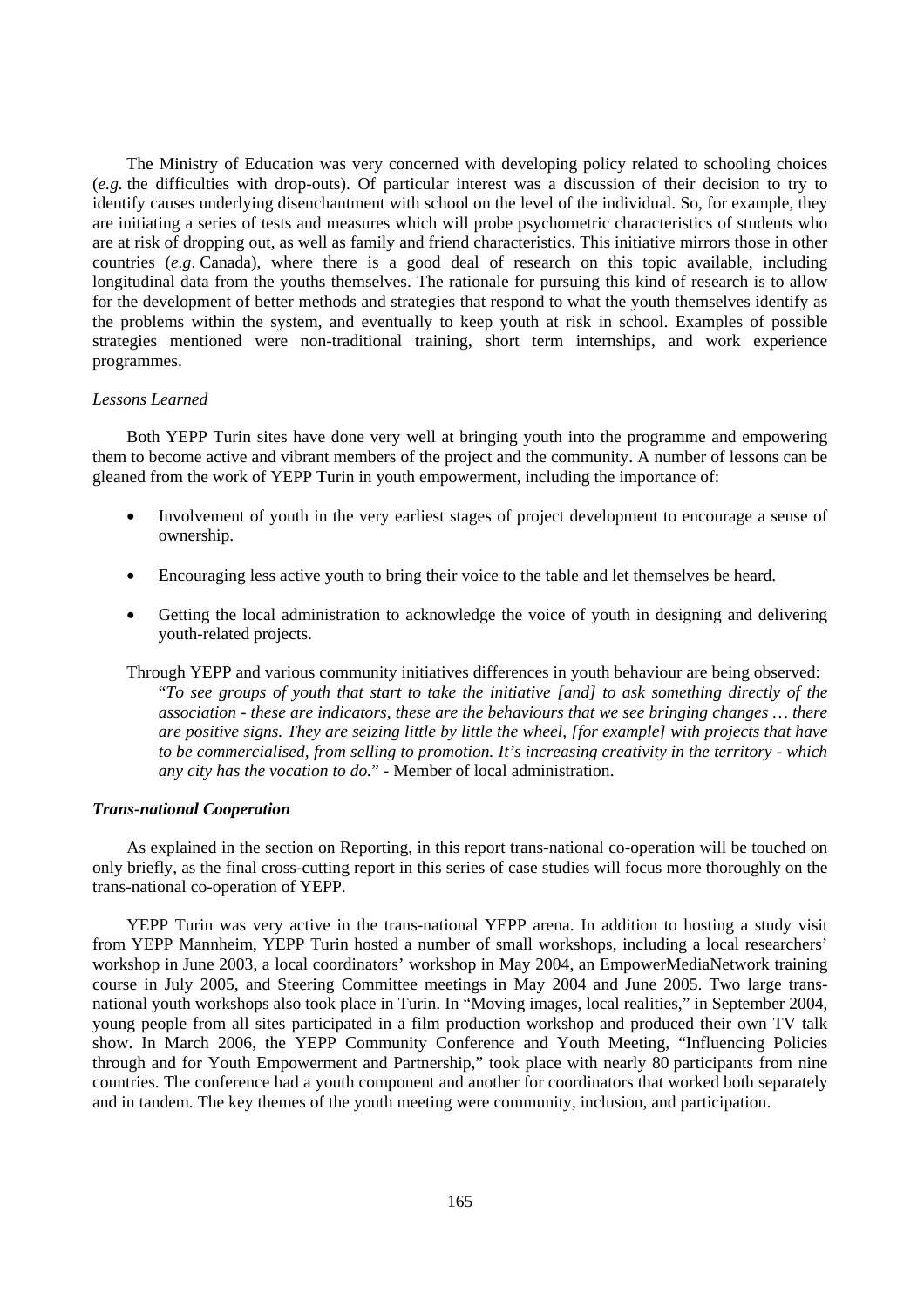The Ministry of Education was very concerned with developing policy related to schooling choices (*e.g.* the difficulties with drop-outs). Of particular interest was a discussion of their decision to try to identify causes underlying disenchantment with school on the level of the individual. So, for example, they are initiating a series of tests and measures which will probe psychometric characteristics of students who are at risk of dropping out, as well as family and friend characteristics. This initiative mirrors those in other countries (*e.g*. Canada), where there is a good deal of research on this topic available, including longitudinal data from the youths themselves. The rationale for pursuing this kind of research is to allow for the development of better methods and strategies that respond to what the youth themselves identify as the problems within the system, and eventually to keep youth at risk in school. Examples of possible strategies mentioned were non-traditional training, short term internships, and work experience programmes.

*Lessons Learned*

Both YEPP Turin sites have done very well at bringing youth into the programme and empowering them to become active and vibrant members of the project and the community. A number of lessons can be gleaned from the work of YEPP Turin in youth empowerment, including the importance of:

- Involvement of youth in the very earliest stages of project development to encourage a sense of ownership.
- Encouraging less active youth to bring their voice to the table and let themselves be heard.
- Getting the local administration to acknowledge the voice of youth in designing and delivering youth-related projects.

Through YEPP and various community initiatives differences in youth behaviour are being observed:

> "*To see groups of youth that start to take the initiative [and] to ask something directly of the association - these are indicators, these are the behaviours that we see bringing changes … there are positive signs. They are seizing little by little the wheel, [for example] with projects that have to be commercialised, from selling to promotion. It's increasing creativity in the territory - which any city has the vocation to do.*" - Member of local administration.

***Trans-national Cooperation***

As explained in the section on Reporting, in this report trans-national co-operation will be touched on only briefly, as the final cross-cutting report in this series of case studies will focus more thoroughly on the trans-national co-operation of YEPP.

YEPP Turin was very active in the trans-national YEPP arena. In addition to hosting a study visit from YEPP Mannheim, YEPP Turin hosted a number of small workshops, including a local researchers' workshop in June 2003, a local coordinators' workshop in May 2004, an EmpowerMediaNetwork training course in July 2005, and Steering Committee meetings in May 2004 and June 2005. Two large trans-national youth workshops also took place in Turin. In "Moving images, local realities," in September 2004, young people from all sites participated in a film production workshop and produced their own TV talk show. In March 2006, the YEPP Community Conference and Youth Meeting, "Influencing Policies through and for Youth Empowerment and Partnership," took place with nearly 80 participants from nine countries. The conference had a youth component and another for coordinators that worked both separately and in tandem. The key themes of the youth meeting were community, inclusion, and participation.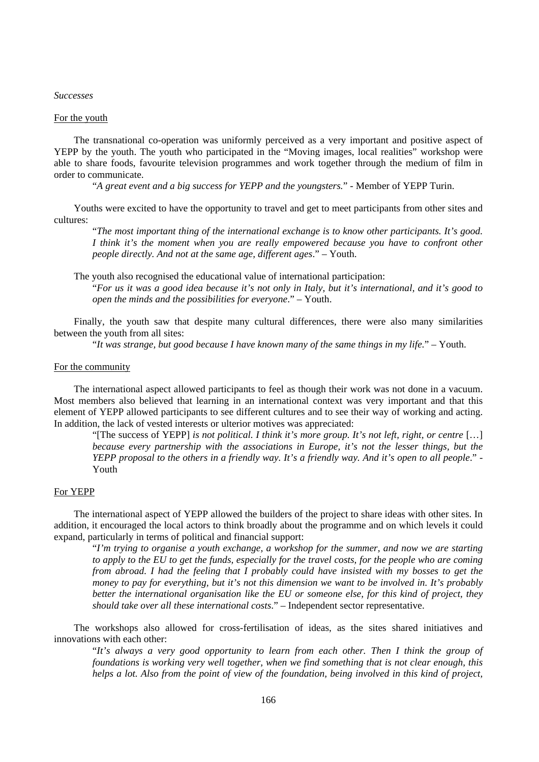*Successes*

For the youth

The transnational co-operation was uniformly perceived as a very important and positive aspect of YEPP by the youth. The youth who participated in the "Moving images, local realities" workshop were able to share foods, favourite television programmes and work together through the medium of film in order to communicate.

> "*A great event and a big success for YEPP and the youngsters.*" - Member of YEPP Turin.

Youths were excited to have the opportunity to travel and get to meet participants from other sites and cultures:

> "*The most important thing of the international exchange is to know other participants. It's good. I think it's the moment when you are really empowered because you have to confront other people directly. And not at the same age, different ages*." – Youth.

The youth also recognised the educational value of international participation:

> "*For us it was a good idea because it's not only in Italy, but it's international, and it's good to open the minds and the possibilities for everyone*." – Youth.

Finally, the youth saw that despite many cultural differences, there were also many similarities between the youth from all sites:

> "*It was strange, but good because I have known many of the same things in my life*." – Youth.

For the community

The international aspect allowed participants to feel as though their work was not done in a vacuum. Most members also believed that learning in an international context was very important and that this element of YEPP allowed participants to see different cultures and to see their way of working and acting. In addition, the lack of vested interests or ulterior motives was appreciated:

> "[The success of YEPP] *is not political. I think it's more group. It's not left, right, or centre* […] *because every partnership with the associations in Europe, it's not the lesser things, but the YEPP proposal to the others in a friendly way. It's a friendly way. And it's open to all people*." - Youth

For YEPP

The international aspect of YEPP allowed the builders of the project to share ideas with other sites. In addition, it encouraged the local actors to think broadly about the programme and on which levels it could expand, particularly in terms of political and financial support:

> "*I'm trying to organise a youth exchange, a workshop for the summer, and now we are starting to apply to the EU to get the funds, especially for the travel costs, for the people who are coming from abroad. I had the feeling that I probably could have insisted with my bosses to get the money to pay for everything, but it's not this dimension we want to be involved in. It's probably better the international organisation like the EU or someone else, for this kind of project, they should take over all these international costs*." – Independent sector representative.

The workshops also allowed for cross-fertilisation of ideas, as the sites shared initiatives and innovations with each other:

> "*It's always a very good opportunity to learn from each other. Then I think the group of foundations is working very well together, when we find something that is not clear enough, this helps a lot. Also from the point of view of the foundation, being involved in this kind of project,*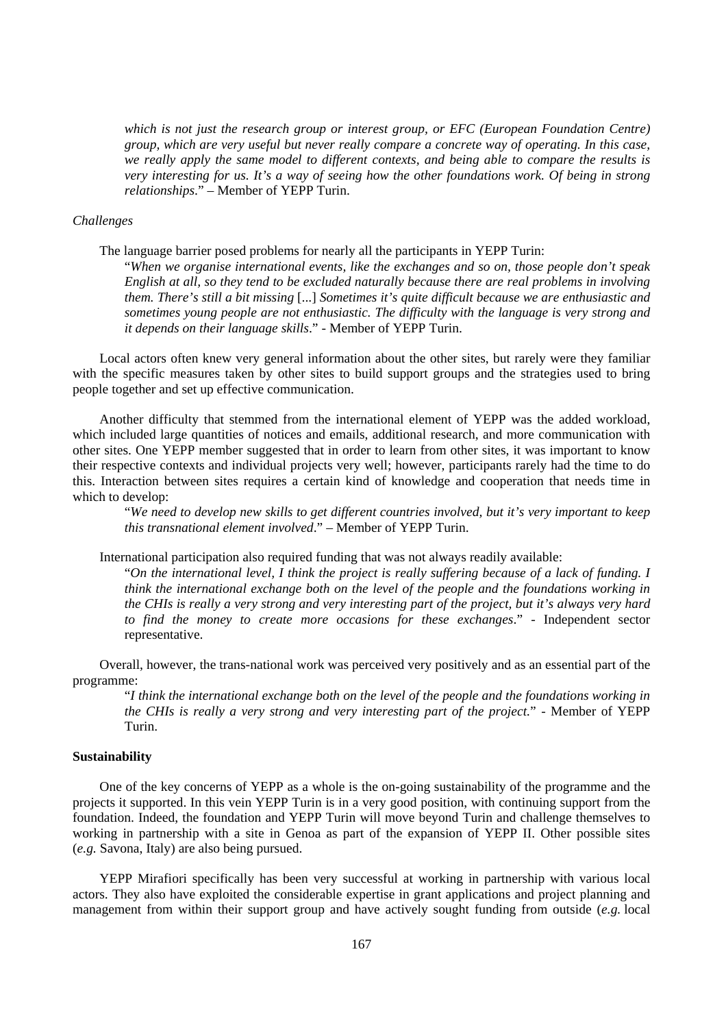*which is not just the research group or interest group, or EFC (European Foundation Centre) group, which are very useful but never really compare a concrete way of operating. In this case, we really apply the same model to different contexts, and being able to compare the results is very interesting for us. It's a way of seeing how the other foundations work. Of being in strong relationships*." – Member of YEPP Turin.

*Challenges*

The language barrier posed problems for nearly all the participants in YEPP Turin:

> "*When we organise international events, like the exchanges and so on, those people don't speak English at all, so they tend to be excluded naturally because there are real problems in involving them. There's still a bit missing* [...] *Sometimes it's quite difficult because we are enthusiastic and sometimes young people are not enthusiastic. The difficulty with the language is very strong and it depends on their language skills*." - Member of YEPP Turin.

Local actors often knew very general information about the other sites, but rarely were they familiar with the specific measures taken by other sites to build support groups and the strategies used to bring people together and set up effective communication.

Another difficulty that stemmed from the international element of YEPP was the added workload, which included large quantities of notices and emails, additional research, and more communication with other sites. One YEPP member suggested that in order to learn from other sites, it was important to know their respective contexts and individual projects very well; however, participants rarely had the time to do this. Interaction between sites requires a certain kind of knowledge and cooperation that needs time in which to develop:

> "*We need to develop new skills to get different countries involved, but it's very important to keep this transnational element involved*." – Member of YEPP Turin.

International participation also required funding that was not always readily available:

> "*On the international level, I think the project is really suffering because of a lack of funding. I think the international exchange both on the level of the people and the foundations working in the CHIs is really a very strong and very interesting part of the project, but it's always very hard to find the money to create more occasions for these exchanges*." - Independent sector representative.

Overall, however, the trans-national work was perceived very positively and as an essential part of the programme:

> "*I think the international exchange both on the level of the people and the foundations working in the CHIs is really a very strong and very interesting part of the project.*" - Member of YEPP Turin.

**Sustainability**

One of the key concerns of YEPP as a whole is the on-going sustainability of the programme and the projects it supported. In this vein YEPP Turin is in a very good position, with continuing support from the foundation. Indeed, the foundation and YEPP Turin will move beyond Turin and challenge themselves to working in partnership with a site in Genoa as part of the expansion of YEPP II. Other possible sites (*e.g.* Savona, Italy) are also being pursued.

YEPP Mirafiori specifically has been very successful at working in partnership with various local actors. They also have exploited the considerable expertise in grant applications and project planning and management from within their support group and have actively sought funding from outside (*e.g.* local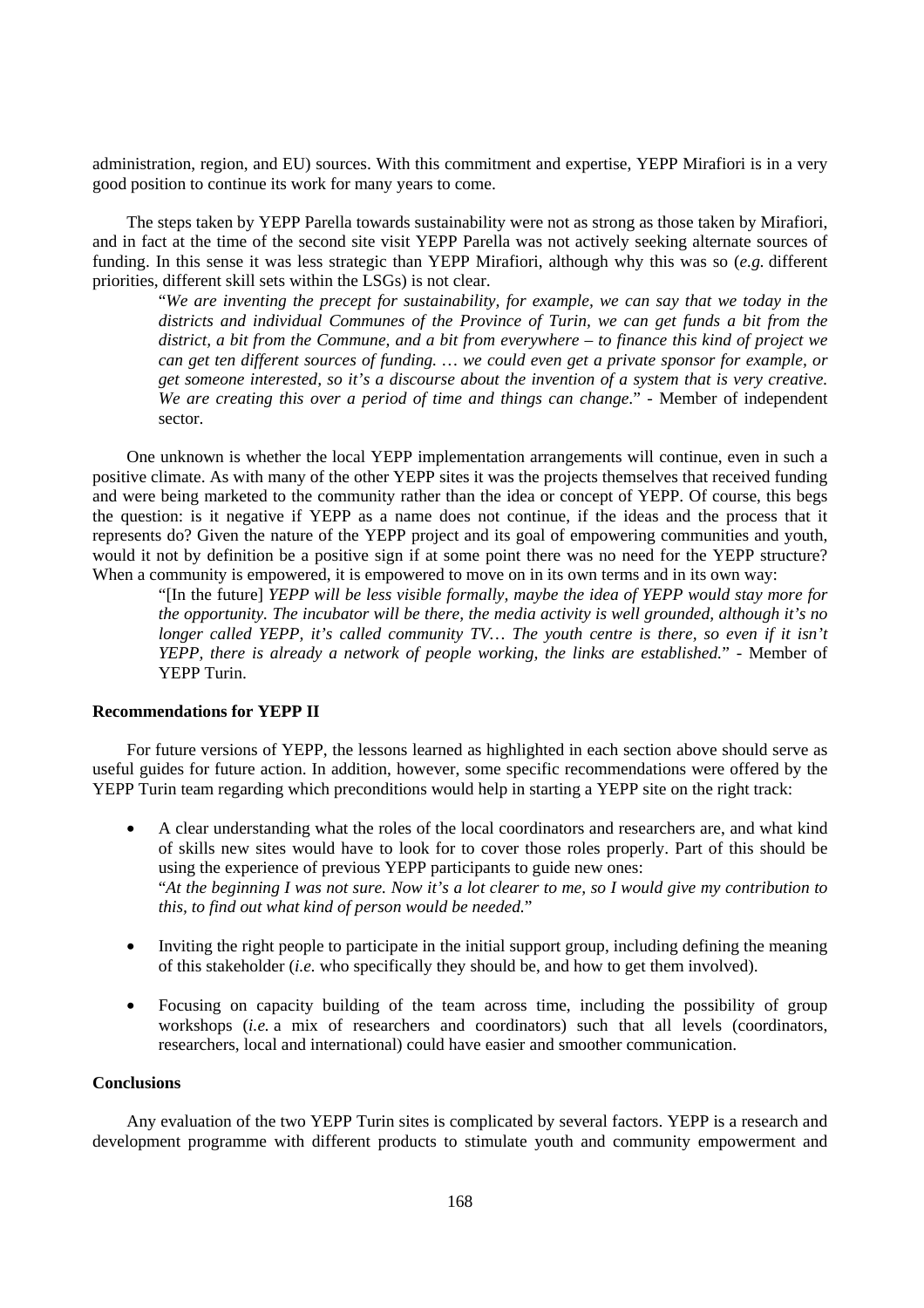administration, region, and EU) sources. With this commitment and expertise, YEPP Mirafiori is in a very good position to continue its work for many years to come.

The steps taken by YEPP Parella towards sustainability were not as strong as those taken by Mirafiori, and in fact at the time of the second site visit YEPP Parella was not actively seeking alternate sources of funding. In this sense it was less strategic than YEPP Mirafiori, although why this was so (*e.g.* different priorities, different skill sets within the LSGs) is not clear.

> "*We are inventing the precept for sustainability, for example, we can say that we today in the districts and individual Communes of the Province of Turin, we can get funds a bit from the district, a bit from the Commune, and a bit from everywhere – to finance this kind of project we can get ten different sources of funding. … we could even get a private sponsor for example, or get someone interested, so it's a discourse about the invention of a system that is very creative. We are creating this over a period of time and things can change*." - Member of independent sector.

One unknown is whether the local YEPP implementation arrangements will continue, even in such a positive climate. As with many of the other YEPP sites it was the projects themselves that received funding and were being marketed to the community rather than the idea or concept of YEPP. Of course, this begs the question: is it negative if YEPP as a name does not continue, if the ideas and the process that it represents do? Given the nature of the YEPP project and its goal of empowering communities and youth, would it not by definition be a positive sign if at some point there was no need for the YEPP structure? When a community is empowered, it is empowered to move on in its own terms and in its own way:

> "[In the future] *YEPP will be less visible formally, maybe the idea of YEPP would stay more for the opportunity. The incubator will be there, the media activity is well grounded, although it's no longer called YEPP, it's called community TV… The youth centre is there, so even if it isn't YEPP, there is already a network of people working, the links are established.*" - Member of YEPP Turin.

**Recommendations for YEPP II**

For future versions of YEPP, the lessons learned as highlighted in each section above should serve as useful guides for future action. In addition, however, some specific recommendations were offered by the YEPP Turin team regarding which preconditions would help in starting a YEPP site on the right track:

- A clear understanding what the roles of the local coordinators and researchers are, and what kind of skills new sites would have to look for to cover those roles properly. Part of this should be using the experience of previous YEPP participants to guide new ones:
  "*At the beginning I was not sure. Now it's a lot clearer to me, so I would give my contribution to this, to find out what kind of person would be needed.*"

- Inviting the right people to participate in the initial support group, including defining the meaning of this stakeholder (*i.e.* who specifically they should be, and how to get them involved).

- Focusing on capacity building of the team across time, including the possibility of group workshops (*i.e.* a mix of researchers and coordinators) such that all levels (coordinators, researchers, local and international) could have easier and smoother communication.

**Conclusions**

Any evaluation of the two YEPP Turin sites is complicated by several factors. YEPP is a research and development programme with different products to stimulate youth and community empowerment and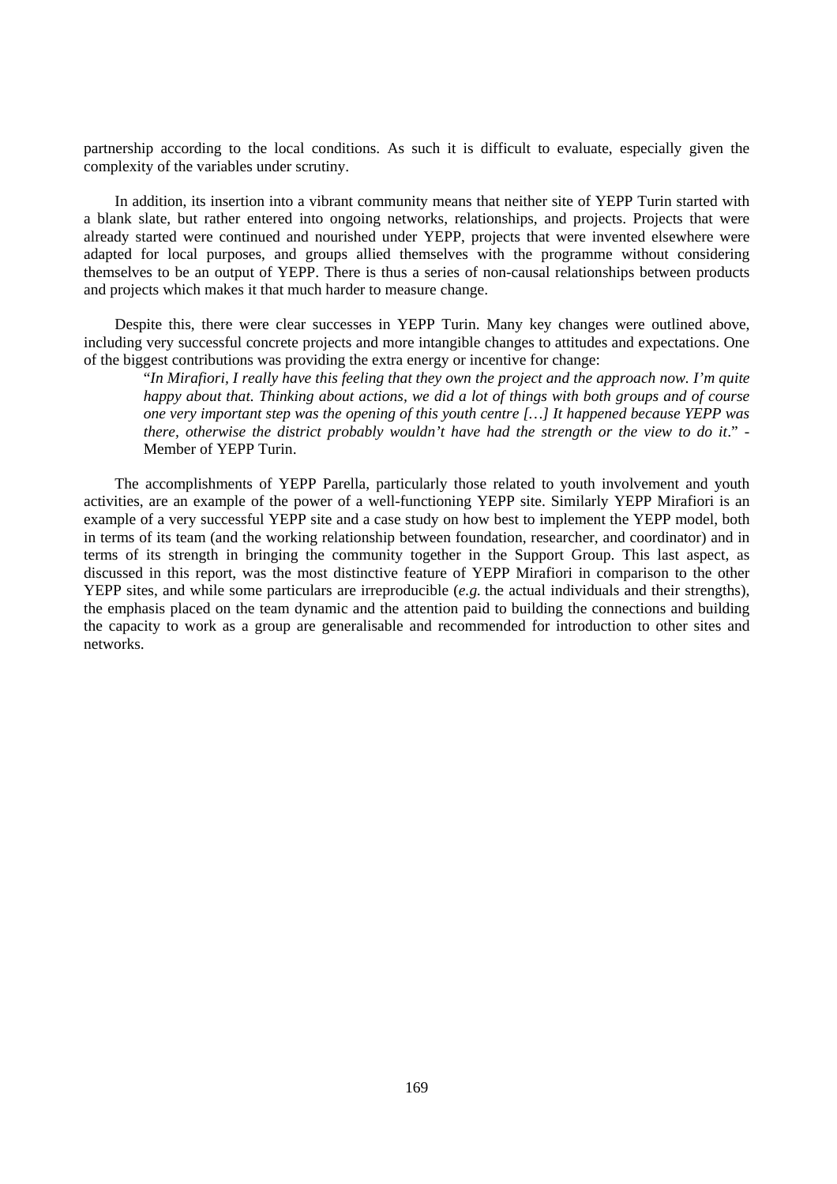partnership according to the local conditions. As such it is difficult to evaluate, especially given the complexity of the variables under scrutiny.

In addition, its insertion into a vibrant community means that neither site of YEPP Turin started with a blank slate, but rather entered into ongoing networks, relationships, and projects. Projects that were already started were continued and nourished under YEPP, projects that were invented elsewhere were adapted for local purposes, and groups allied themselves with the programme without considering themselves to be an output of YEPP. There is thus a series of non-causal relationships between products and projects which makes it that much harder to measure change.

Despite this, there were clear successes in YEPP Turin. Many key changes were outlined above, including very successful concrete projects and more intangible changes to attitudes and expectations. One of the biggest contributions was providing the extra energy or incentive for change:

> "*In Mirafiori, I really have this feeling that they own the project and the approach now. I'm quite happy about that. Thinking about actions, we did a lot of things with both groups and of course one very important step was the opening of this youth centre […] It happened because YEPP was there, otherwise the district probably wouldn't have had the strength or the view to do it*." - Member of YEPP Turin.

The accomplishments of YEPP Parella, particularly those related to youth involvement and youth activities, are an example of the power of a well-functioning YEPP site. Similarly YEPP Mirafiori is an example of a very successful YEPP site and a case study on how best to implement the YEPP model, both in terms of its team (and the working relationship between foundation, researcher, and coordinator) and in terms of its strength in bringing the community together in the Support Group. This last aspect, as discussed in this report, was the most distinctive feature of YEPP Mirafiori in comparison to the other YEPP sites, and while some particulars are irreproducible (*e.g.* the actual individuals and their strengths), the emphasis placed on the team dynamic and the attention paid to building the connections and building the capacity to work as a group are generalisable and recommended for introduction to other sites and networks.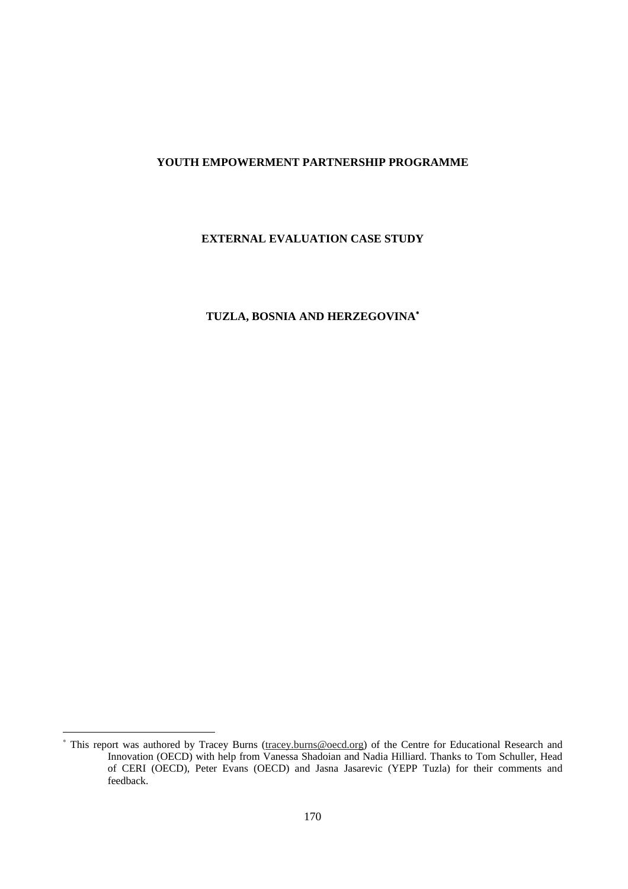**YOUTH EMPOWERMENT PARTNERSHIP PROGRAMME**

**EXTERNAL EVALUATION CASE STUDY**

**TUZLA, BOSNIA AND HERZEGOVINA***

---

* This report was authored by Tracey Burns (tracey.burns@oecd.org) of the Centre for Educational Research and Innovation (OECD) with help from Vanessa Shadoian and Nadia Hilliard. Thanks to Tom Schuller, Head of CERI (OECD), Peter Evans (OECD) and Jasna Jasarevic (YEPP Tuzla) for their comments and feedback.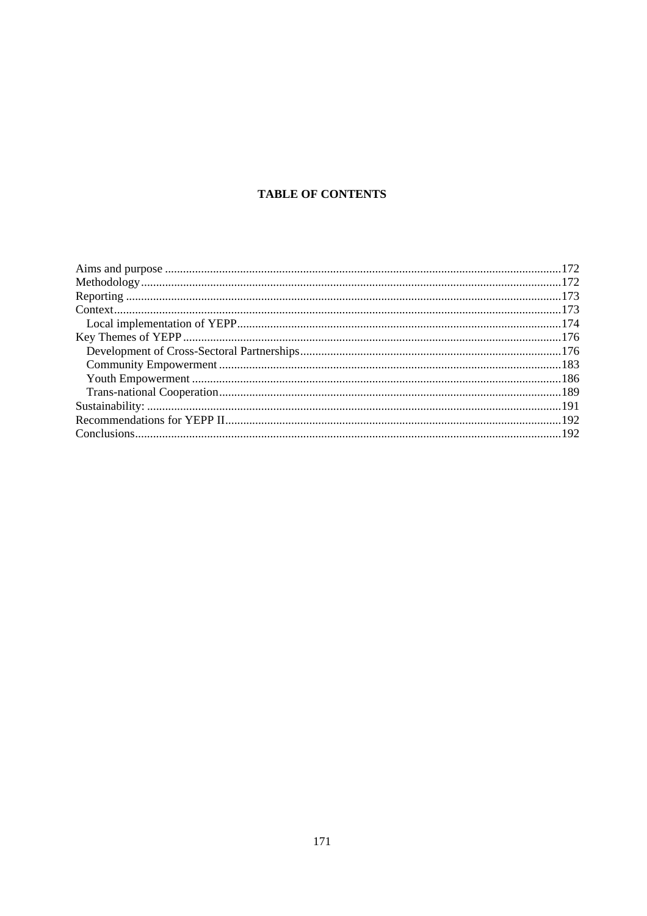**TABLE OF CONTENTS**

- Aims and purpose ....................172
- Methodology ....................172
- Reporting ....................173
- Context ....................173
  - Local implementation of YEPP ....................174
- Key Themes of YEPP ....................176
  - Development of Cross-Sectoral Partnerships ....................176
  - Community Empowerment ....................183
  - Youth Empowerment ....................186
  - Trans-national Cooperation ....................189
- Sustainability: ....................191
- Recommendations for YEPP II ....................192
- Conclusions ....................192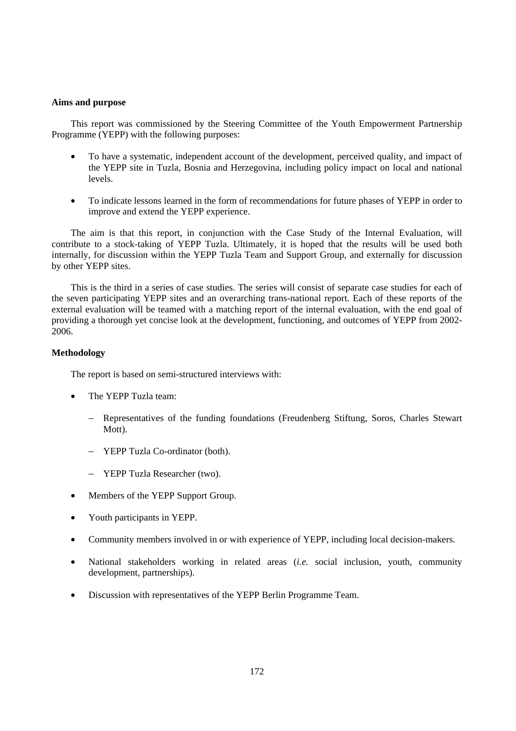**Aims and purpose**

This report was commissioned by the Steering Committee of the Youth Empowerment Partnership Programme (YEPP) with the following purposes:

- To have a systematic, independent account of the development, perceived quality, and impact of the YEPP site in Tuzla, Bosnia and Herzegovina, including policy impact on local and national levels.
- To indicate lessons learned in the form of recommendations for future phases of YEPP in order to improve and extend the YEPP experience.

The aim is that this report, in conjunction with the Case Study of the Internal Evaluation, will contribute to a stock-taking of YEPP Tuzla. Ultimately, it is hoped that the results will be used both internally, for discussion within the YEPP Tuzla Team and Support Group, and externally for discussion by other YEPP sites.

This is the third in a series of case studies. The series will consist of separate case studies for each of the seven participating YEPP sites and an overarching trans-national report. Each of these reports of the external evaluation will be teamed with a matching report of the internal evaluation, with the end goal of providing a thorough yet concise look at the development, functioning, and outcomes of YEPP from 2002-2006.

**Methodology**

The report is based on semi-structured interviews with:

- The YEPP Tuzla team:
  - Representatives of the funding foundations (Freudenberg Stiftung, Soros, Charles Stewart Mott).
  - YEPP Tuzla Co-ordinator (both).
  - YEPP Tuzla Researcher (two).
- Members of the YEPP Support Group.
- Youth participants in YEPP.
- Community members involved in or with experience of YEPP, including local decision-makers.
- National stakeholders working in related areas (*i.e.* social inclusion, youth, community development, partnerships).
- Discussion with representatives of the YEPP Berlin Programme Team.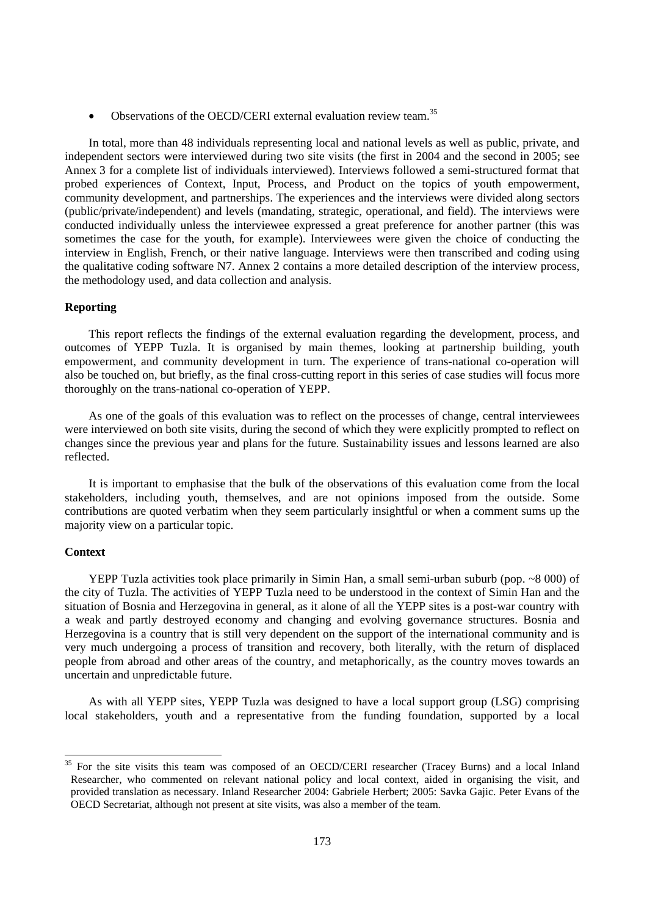- Observations of the OECD/CERI external evaluation review team.[35]

In total, more than 48 individuals representing local and national levels as well as public, private, and independent sectors were interviewed during two site visits (the first in 2004 and the second in 2005; see Annex 3 for a complete list of individuals interviewed). Interviews followed a semi-structured format that probed experiences of Context, Input, Process, and Product on the topics of youth empowerment, community development, and partnerships. The experiences and the interviews were divided along sectors (public/private/independent) and levels (mandating, strategic, operational, and field). The interviews were conducted individually unless the interviewee expressed a great preference for another partner (this was sometimes the case for the youth, for example). Interviewees were given the choice of conducting the interview in English, French, or their native language. Interviews were then transcribed and coding using the qualitative coding software N7. Annex 2 contains a more detailed description of the interview process, the methodology used, and data collection and analysis.

**Reporting**

This report reflects the findings of the external evaluation regarding the development, process, and outcomes of YEPP Tuzla. It is organised by main themes, looking at partnership building, youth empowerment, and community development in turn. The experience of trans-national co-operation will also be touched on, but briefly, as the final cross-cutting report in this series of case studies will focus more thoroughly on the trans-national co-operation of YEPP.

As one of the goals of this evaluation was to reflect on the processes of change, central interviewees were interviewed on both site visits, during the second of which they were explicitly prompted to reflect on changes since the previous year and plans for the future. Sustainability issues and lessons learned are also reflected.

It is important to emphasise that the bulk of the observations of this evaluation come from the local stakeholders, including youth, themselves, and are not opinions imposed from the outside. Some contributions are quoted verbatim when they seem particularly insightful or when a comment sums up the majority view on a particular topic.

**Context**

YEPP Tuzla activities took place primarily in Simin Han, a small semi-urban suburb (pop. ~8 000) of the city of Tuzla. The activities of YEPP Tuzla need to be understood in the context of Simin Han and the situation of Bosnia and Herzegovina in general, as it alone of all the YEPP sites is a post-war country with a weak and partly destroyed economy and changing and evolving governance structures. Bosnia and Herzegovina is a country that is still very dependent on the support of the international community and is very much undergoing a process of transition and recovery, both literally, with the return of displaced people from abroad and other areas of the country, and metaphorically, as the country moves towards an uncertain and unpredictable future.

As with all YEPP sites, YEPP Tuzla was designed to have a local support group (LSG) comprising local stakeholders, youth and a representative from the funding foundation, supported by a local

---

[35] For the site visits this team was composed of an OECD/CERI researcher (Tracey Burns) and a local Inland Researcher, who commented on relevant national policy and local context, aided in organising the visit, and provided translation as necessary. Inland Researcher 2004: Gabriele Herbert; 2005: Savka Gajic. Peter Evans of the OECD Secretariat, although not present at site visits, was also a member of the team.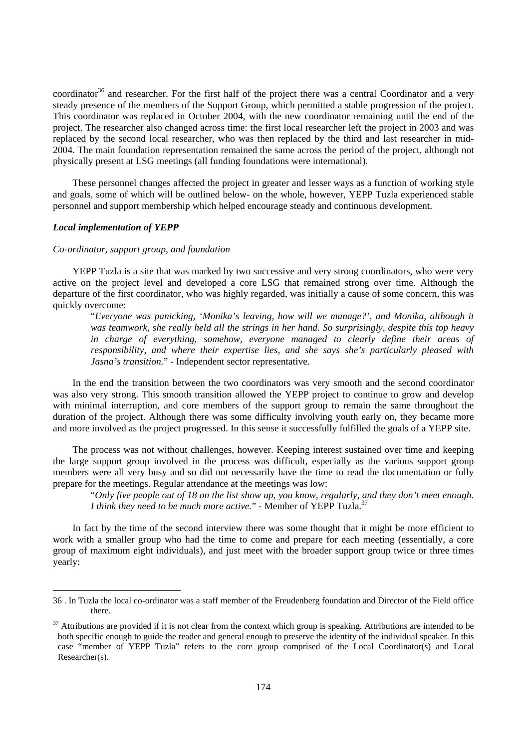coordinator[36] and researcher. For the first half of the project there was a central Coordinator and a very steady presence of the members of the Support Group, which permitted a stable progression of the project. This coordinator was replaced in October 2004, with the new coordinator remaining until the end of the project. The researcher also changed across time: the first local researcher left the project in 2003 and was replaced by the second local researcher, who was then replaced by the third and last researcher in mid-2004. The main foundation representation remained the same across the period of the project, although not physically present at LSG meetings (all funding foundations were international).

These personnel changes affected the project in greater and lesser ways as a function of working style and goals, some of which will be outlined below- on the whole, however, YEPP Tuzla experienced stable personnel and support membership which helped encourage steady and continuous development.

***Local implementation of YEPP***

*Co-ordinator, support group, and foundation*

YEPP Tuzla is a site that was marked by two successive and very strong coordinators, who were very active on the project level and developed a core LSG that remained strong over time. Although the departure of the first coordinator, who was highly regarded, was initially a cause of some concern, this was quickly overcome:

> "*Everyone was panicking, 'Monika's leaving, how will we manage?', and Monika, although it was teamwork, she really held all the strings in her hand. So surprisingly, despite this top heavy in charge of everything, somehow, everyone managed to clearly define their areas of responsibility, and where their expertise lies, and she says she's particularly pleased with Jasna's transition.*" - Independent sector representative.

In the end the transition between the two coordinators was very smooth and the second coordinator was also very strong. This smooth transition allowed the YEPP project to continue to grow and develop with minimal interruption, and core members of the support group to remain the same throughout the duration of the project. Although there was some difficulty involving youth early on, they became more and more involved as the project progressed. In this sense it successfully fulfilled the goals of a YEPP site.

The process was not without challenges, however. Keeping interest sustained over time and keeping the large support group involved in the process was difficult, especially as the various support group members were all very busy and so did not necessarily have the time to read the documentation or fully prepare for the meetings. Regular attendance at the meetings was low:

> "*Only five people out of 18 on the list show up, you know, regularly, and they don't meet enough. I think they need to be much more active.*" - Member of YEPP Tuzla.[37]

In fact by the time of the second interview there was some thought that it might be more efficient to work with a smaller group who had the time to come and prepare for each meeting (essentially, a core group of maximum eight individuals), and just meet with the broader support group twice or three times yearly:

---

36 . In Tuzla the local co-ordinator was a staff member of the Freudenberg foundation and Director of the Field office there.

37 Attributions are provided if it is not clear from the context which group is speaking. Attributions are intended to be both specific enough to guide the reader and general enough to preserve the identity of the individual speaker. In this case "member of YEPP Tuzla" refers to the core group comprised of the Local Coordinator(s) and Local Researcher(s).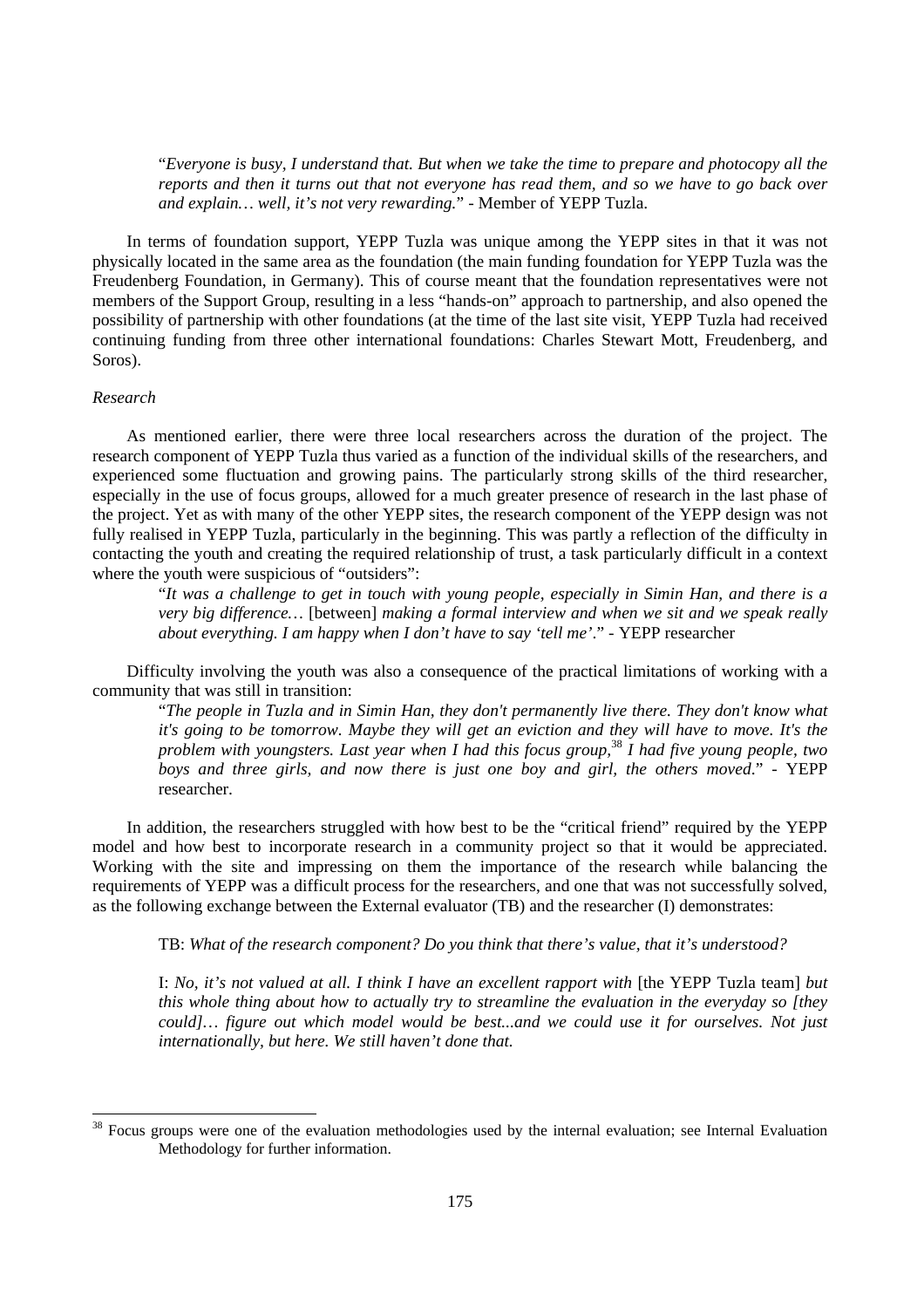> "*Everyone is busy, I understand that. But when we take the time to prepare and photocopy all the reports and then it turns out that not everyone has read them, and so we have to go back over and explain… well, it's not very rewarding.*" - Member of YEPP Tuzla.

In terms of foundation support, YEPP Tuzla was unique among the YEPP sites in that it was not physically located in the same area as the foundation (the main funding foundation for YEPP Tuzla was the Freudenberg Foundation, in Germany). This of course meant that the foundation representatives were not members of the Support Group, resulting in a less "hands-on" approach to partnership, and also opened the possibility of partnership with other foundations (at the time of the last site visit, YEPP Tuzla had received continuing funding from three other international foundations: Charles Stewart Mott, Freudenberg, and Soros).

*Research*

As mentioned earlier, there were three local researchers across the duration of the project. The research component of YEPP Tuzla thus varied as a function of the individual skills of the researchers, and experienced some fluctuation and growing pains. The particularly strong skills of the third researcher, especially in the use of focus groups, allowed for a much greater presence of research in the last phase of the project. Yet as with many of the other YEPP sites, the research component of the YEPP design was not fully realised in YEPP Tuzla, particularly in the beginning. This was partly a reflection of the difficulty in contacting the youth and creating the required relationship of trust, a task particularly difficult in a context where the youth were suspicious of "outsiders":

> "*It was a challenge to get in touch with young people, especially in Simin Han, and there is a very big difference…* [between] *making a formal interview and when we sit and we speak really about everything. I am happy when I don't have to say 'tell me'.*" - YEPP researcher

Difficulty involving the youth was also a consequence of the practical limitations of working with a community that was still in transition:

> "*The people in Tuzla and in Simin Han, they don't permanently live there. They don't know what it's going to be tomorrow. Maybe they will get an eviction and they will have to move. It's the problem with youngsters. Last year when I had this focus group,*[38] *I had five young people, two boys and three girls, and now there is just one boy and girl, the others moved.*" - YEPP researcher.

In addition, the researchers struggled with how best to be the "critical friend" required by the YEPP model and how best to incorporate research in a community project so that it would be appreciated. Working with the site and impressing on them the importance of the research while balancing the requirements of YEPP was a difficult process for the researchers, and one that was not successfully solved, as the following exchange between the External evaluator (TB) and the researcher (I) demonstrates:

> TB: *What of the research component? Do you think that there's value, that it's understood?*
>
> I: *No, it's not valued at all. I think I have an excellent rapport with* [the YEPP Tuzla team] *but this whole thing about how to actually try to streamline the evaluation in the everyday so [they could]… figure out which model would be best...and we could use it for ourselves. Not just internationally, but here. We still haven't done that.*

---

[38] Focus groups were one of the evaluation methodologies used by the internal evaluation; see Internal Evaluation Methodology for further information.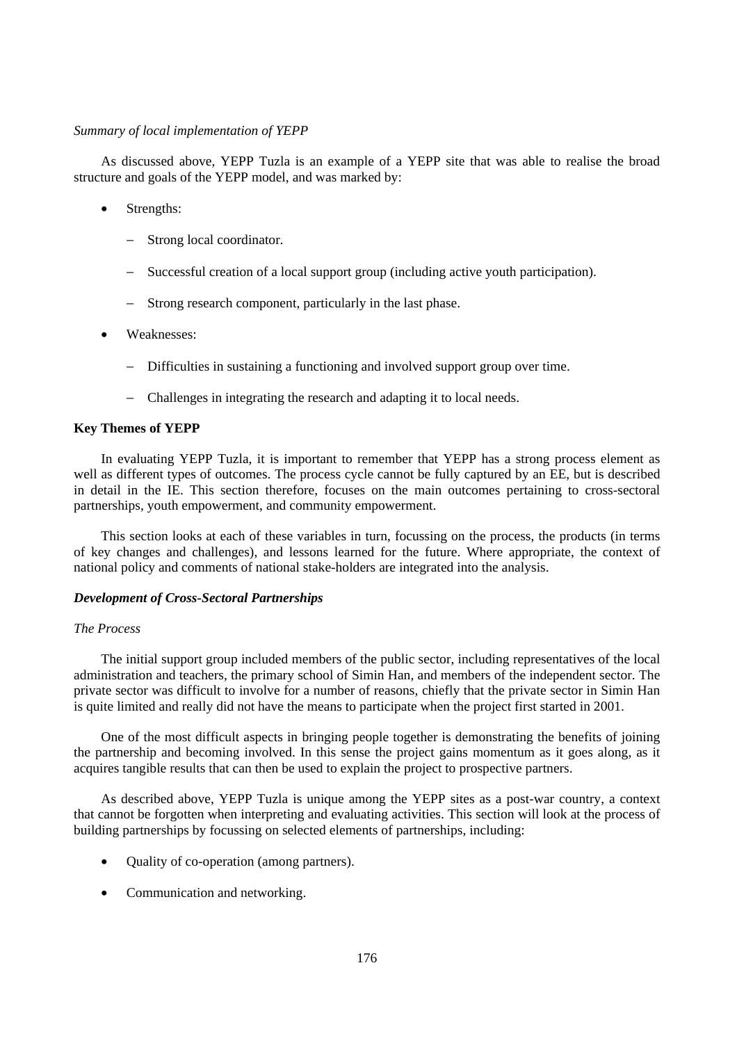*Summary of local implementation of YEPP*

As discussed above, YEPP Tuzla is an example of a YEPP site that was able to realise the broad structure and goals of the YEPP model, and was marked by:

- Strengths:
  - Strong local coordinator.
  - Successful creation of a local support group (including active youth participation).
  - Strong research component, particularly in the last phase.
- Weaknesses:
  - Difficulties in sustaining a functioning and involved support group over time.
  - Challenges in integrating the research and adapting it to local needs.

**Key Themes of YEPP**

In evaluating YEPP Tuzla, it is important to remember that YEPP has a strong process element as well as different types of outcomes. The process cycle cannot be fully captured by an EE, but is described in detail in the IE. This section therefore, focuses on the main outcomes pertaining to cross-sectoral partnerships, youth empowerment, and community empowerment.

This section looks at each of these variables in turn, focussing on the process, the products (in terms of key changes and challenges), and lessons learned for the future. Where appropriate, the context of national policy and comments of national stake-holders are integrated into the analysis.

***Development of Cross-Sectoral Partnerships***

*The Process*

The initial support group included members of the public sector, including representatives of the local administration and teachers, the primary school of Simin Han, and members of the independent sector. The private sector was difficult to involve for a number of reasons, chiefly that the private sector in Simin Han is quite limited and really did not have the means to participate when the project first started in 2001.

One of the most difficult aspects in bringing people together is demonstrating the benefits of joining the partnership and becoming involved. In this sense the project gains momentum as it goes along, as it acquires tangible results that can then be used to explain the project to prospective partners.

As described above, YEPP Tuzla is unique among the YEPP sites as a post-war country, a context that cannot be forgotten when interpreting and evaluating activities. This section will look at the process of building partnerships by focussing on selected elements of partnerships, including:

- Quality of co-operation (among partners).
- Communication and networking.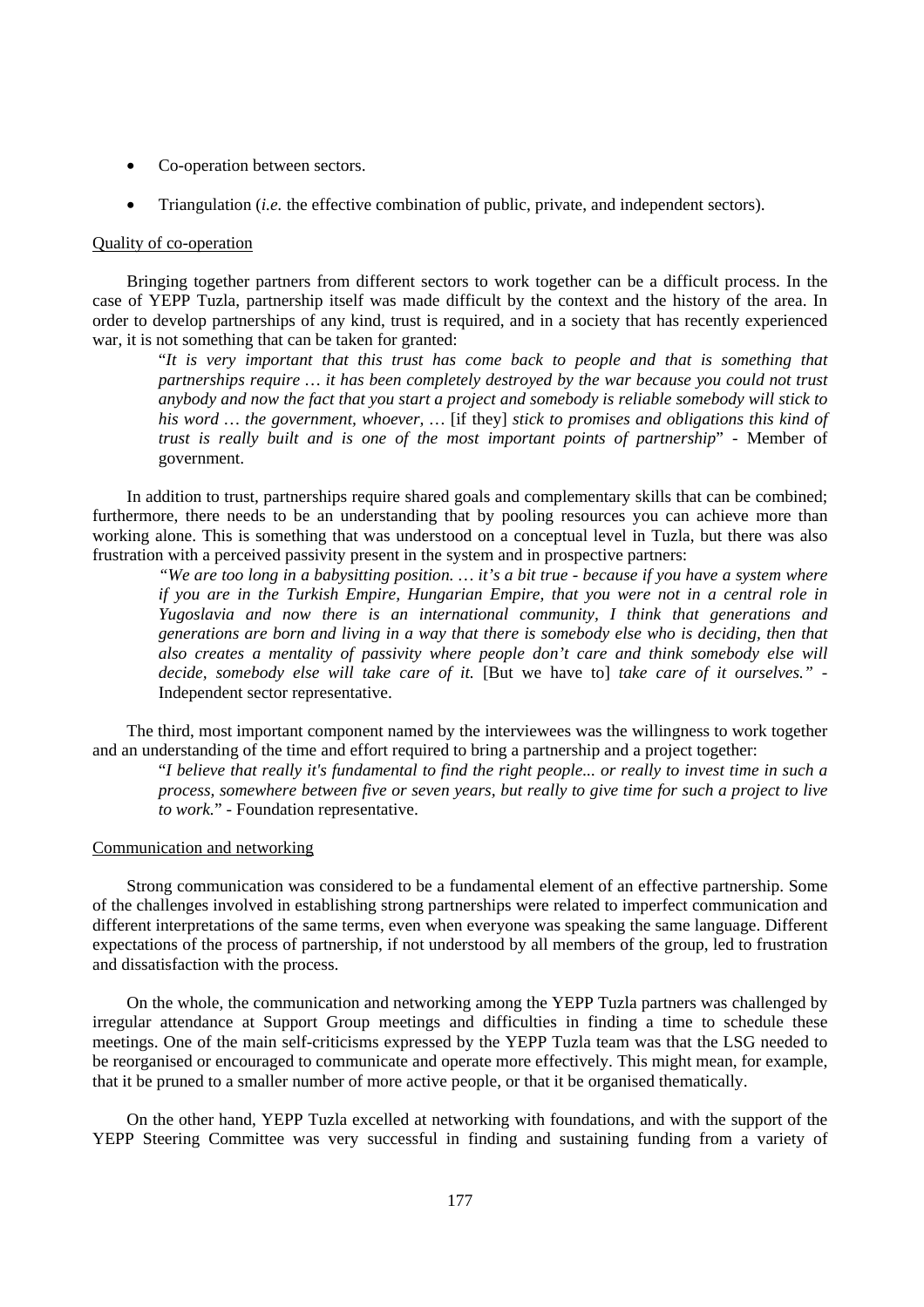- Co-operation between sectors.
- Triangulation (*i.e.* the effective combination of public, private, and independent sectors).

<u>Quality of co-operation</u>

Bringing together partners from different sectors to work together can be a difficult process. In the case of YEPP Tuzla, partnership itself was made difficult by the context and the history of the area. In order to develop partnerships of any kind, trust is required, and in a society that has recently experienced war, it is not something that can be taken for granted:

> "*It is very important that this trust has come back to people and that is something that partnerships require … it has been completely destroyed by the war because you could not trust anybody and now the fact that you start a project and somebody is reliable somebody will stick to his word … the government, whoever, …* [if they] *stick to promises and obligations this kind of trust is really built and is one of the most important points of partnership*" - Member of government.

In addition to trust, partnerships require shared goals and complementary skills that can be combined; furthermore, there needs to be an understanding that by pooling resources you can achieve more than working alone. This is something that was understood on a conceptual level in Tuzla, but there was also frustration with a perceived passivity present in the system and in prospective partners:

> *"We are too long in a babysitting position. … it's a bit true - because if you have a system where if you are in the Turkish Empire, Hungarian Empire, that you were not in a central role in Yugoslavia and now there is an international community, I think that generations and generations are born and living in a way that there is somebody else who is deciding, then that also creates a mentality of passivity where people don't care and think somebody else will decide, somebody else will take care of it.* [But we have to] *take care of it ourselves."* - Independent sector representative.

The third, most important component named by the interviewees was the willingness to work together and an understanding of the time and effort required to bring a partnership and a project together:

> "*I believe that really it's fundamental to find the right people... or really to invest time in such a process, somewhere between five or seven years, but really to give time for such a project to live to work.*" - Foundation representative.

<u>Communication and networking</u>

Strong communication was considered to be a fundamental element of an effective partnership. Some of the challenges involved in establishing strong partnerships were related to imperfect communication and different interpretations of the same terms, even when everyone was speaking the same language. Different expectations of the process of partnership, if not understood by all members of the group, led to frustration and dissatisfaction with the process.

On the whole, the communication and networking among the YEPP Tuzla partners was challenged by irregular attendance at Support Group meetings and difficulties in finding a time to schedule these meetings. One of the main self-criticisms expressed by the YEPP Tuzla team was that the LSG needed to be reorganised or encouraged to communicate and operate more effectively. This might mean, for example, that it be pruned to a smaller number of more active people, or that it be organised thematically.

On the other hand, YEPP Tuzla excelled at networking with foundations, and with the support of the YEPP Steering Committee was very successful in finding and sustaining funding from a variety of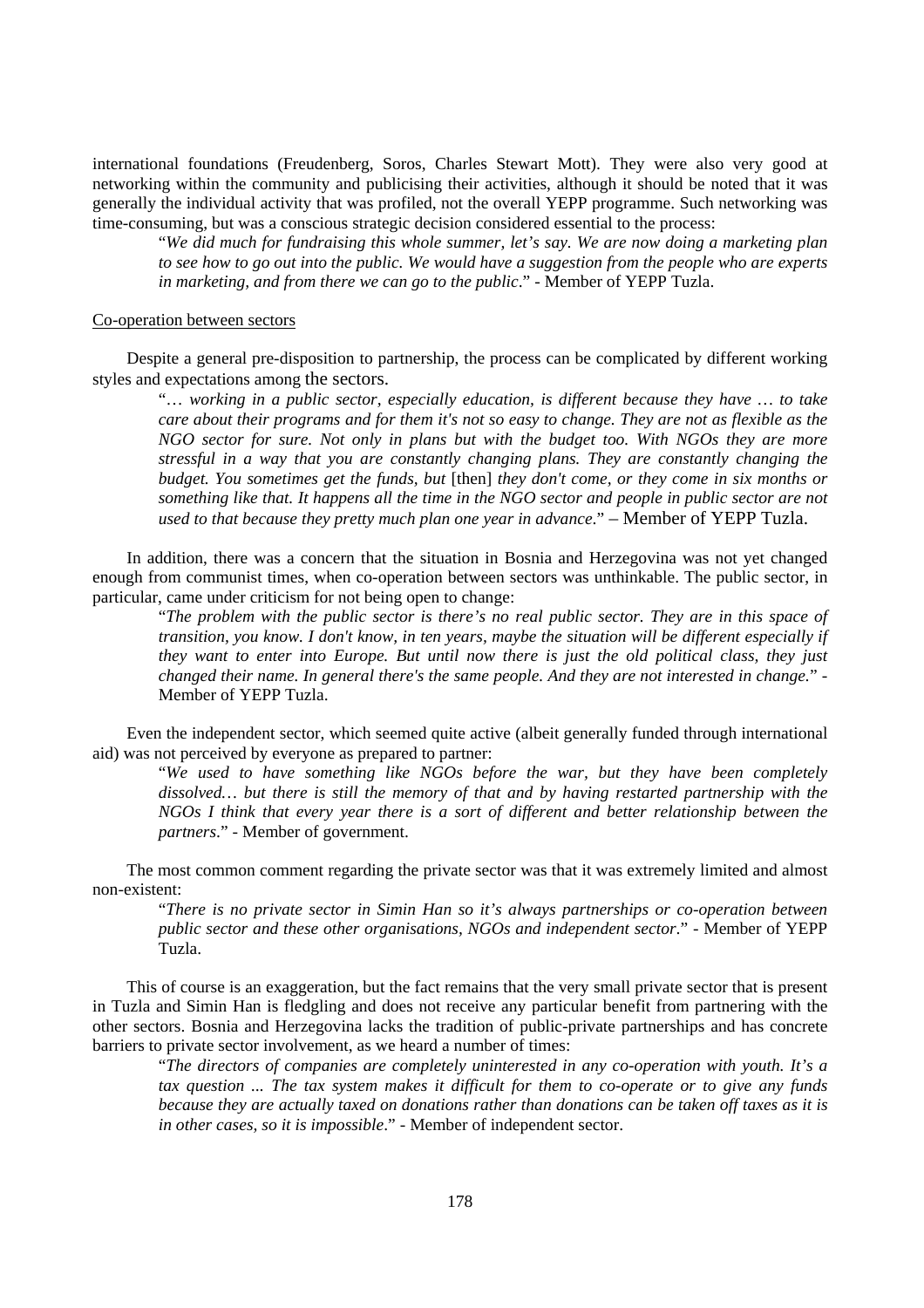international foundations (Freudenberg, Soros, Charles Stewart Mott). They were also very good at networking within the community and publicising their activities, although it should be noted that it was generally the individual activity that was profiled, not the overall YEPP programme. Such networking was time-consuming, but was a conscious strategic decision considered essential to the process:

> "*We did much for fundraising this whole summer, let's say. We are now doing a marketing plan to see how to go out into the public. We would have a suggestion from the people who are experts in marketing, and from there we can go to the public*." - Member of YEPP Tuzla.

Co-operation between sectors

Despite a general pre-disposition to partnership, the process can be complicated by different working styles and expectations among the sectors.

> "*… working in a public sector, especially education, is different because they have … to take care about their programs and for them it's not so easy to change. They are not as flexible as the NGO sector for sure. Not only in plans but with the budget too. With NGOs they are more stressful in a way that you are constantly changing plans. They are constantly changing the budget. You sometimes get the funds, but* [then] *they don't come, or they come in six months or something like that. It happens all the time in the NGO sector and people in public sector are not used to that because they pretty much plan one year in advance*." – Member of YEPP Tuzla.

In addition, there was a concern that the situation in Bosnia and Herzegovina was not yet changed enough from communist times, when co-operation between sectors was unthinkable. The public sector, in particular, came under criticism for not being open to change:

> "*The problem with the public sector is there's no real public sector. They are in this space of transition, you know. I don't know, in ten years, maybe the situation will be different especially if they want to enter into Europe. But until now there is just the old political class, they just changed their name. In general there's the same people. And they are not interested in change.*" - Member of YEPP Tuzla.

Even the independent sector, which seemed quite active (albeit generally funded through international aid) was not perceived by everyone as prepared to partner:

> "*We used to have something like NGOs before the war, but they have been completely dissolved… but there is still the memory of that and by having restarted partnership with the NGOs I think that every year there is a sort of different and better relationship between the partners*." - Member of government.

The most common comment regarding the private sector was that it was extremely limited and almost non-existent:

> "*There is no private sector in Simin Han so it's always partnerships or co-operation between public sector and these other organisations, NGOs and independent sector*." - Member of YEPP Tuzla.

This of course is an exaggeration, but the fact remains that the very small private sector that is present in Tuzla and Simin Han is fledgling and does not receive any particular benefit from partnering with the other sectors. Bosnia and Herzegovina lacks the tradition of public-private partnerships and has concrete barriers to private sector involvement, as we heard a number of times:

> "*The directors of companies are completely uninterested in any co-operation with youth. It's a tax question ... The tax system makes it difficult for them to co-operate or to give any funds because they are actually taxed on donations rather than donations can be taken off taxes as it is in other cases, so it is impossible*." - Member of independent sector.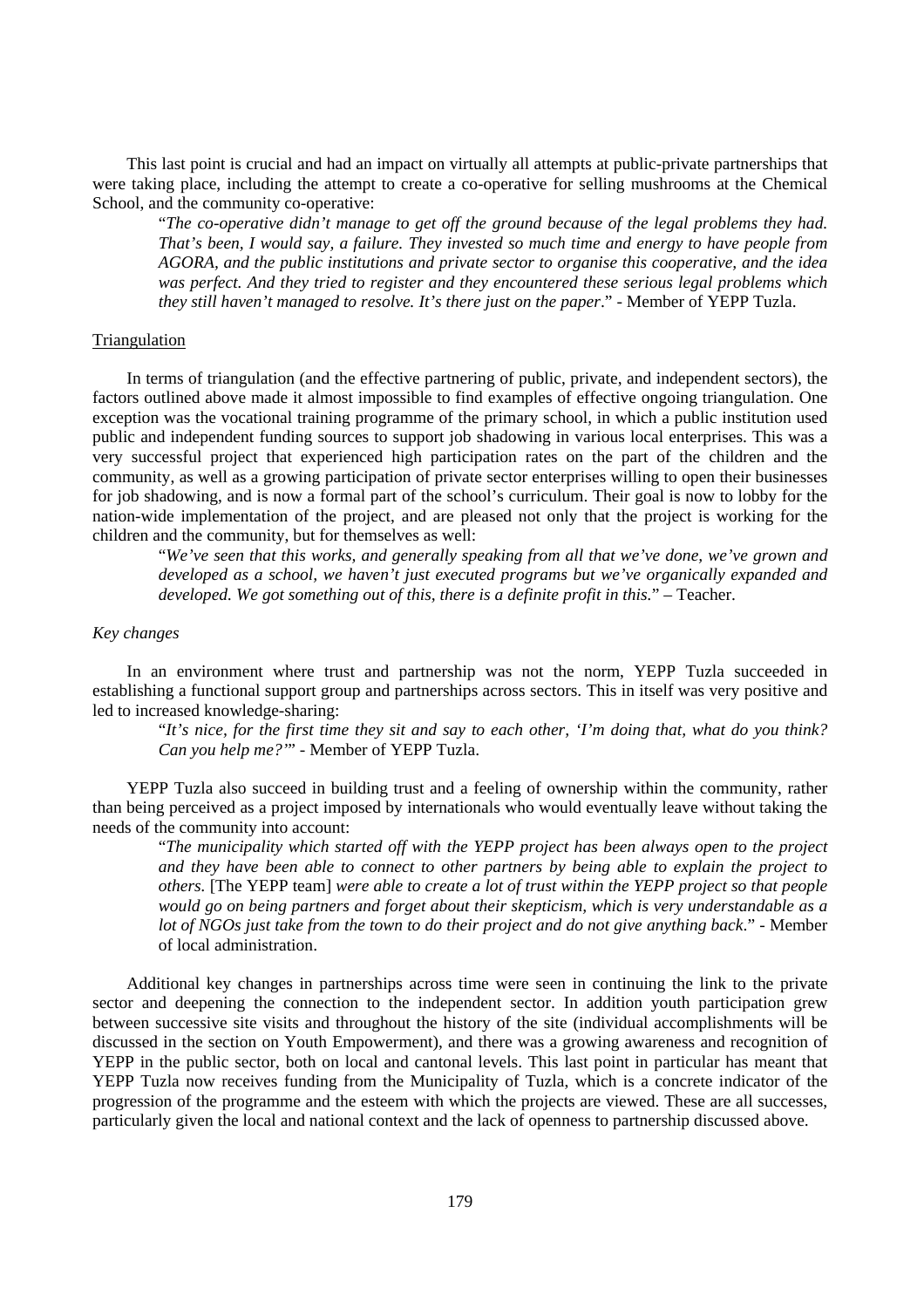This last point is crucial and had an impact on virtually all attempts at public-private partnerships that were taking place, including the attempt to create a co-operative for selling mushrooms at the Chemical School, and the community co-operative:

> "*The co-operative didn't manage to get off the ground because of the legal problems they had. That's been, I would say, a failure. They invested so much time and energy to have people from AGORA, and the public institutions and private sector to organise this cooperative, and the idea was perfect. And they tried to register and they encountered these serious legal problems which they still haven't managed to resolve. It's there just on the paper*." - Member of YEPP Tuzla.

Triangulation

In terms of triangulation (and the effective partnering of public, private, and independent sectors), the factors outlined above made it almost impossible to find examples of effective ongoing triangulation. One exception was the vocational training programme of the primary school, in which a public institution used public and independent funding sources to support job shadowing in various local enterprises. This was a very successful project that experienced high participation rates on the part of the children and the community, as well as a growing participation of private sector enterprises willing to open their businesses for job shadowing, and is now a formal part of the school's curriculum. Their goal is now to lobby for the nation-wide implementation of the project, and are pleased not only that the project is working for the children and the community, but for themselves as well:

> "*We've seen that this works, and generally speaking from all that we've done, we've grown and developed as a school, we haven't just executed programs but we've organically expanded and developed. We got something out of this, there is a definite profit in this.*" – Teacher.

*Key changes*

In an environment where trust and partnership was not the norm, YEPP Tuzla succeeded in establishing a functional support group and partnerships across sectors. This in itself was very positive and led to increased knowledge-sharing:

> "*It's nice, for the first time they sit and say to each other, 'I'm doing that, what do you think? Can you help me?'*" - Member of YEPP Tuzla.

YEPP Tuzla also succeed in building trust and a feeling of ownership within the community, rather than being perceived as a project imposed by internationals who would eventually leave without taking the needs of the community into account:

> "*The municipality which started off with the YEPP project has been always open to the project and they have been able to connect to other partners by being able to explain the project to others.* [The YEPP team] *were able to create a lot of trust within the YEPP project so that people would go on being partners and forget about their skepticism, which is very understandable as a lot of NGOs just take from the town to do their project and do not give anything back*." - Member of local administration.

Additional key changes in partnerships across time were seen in continuing the link to the private sector and deepening the connection to the independent sector. In addition youth participation grew between successive site visits and throughout the history of the site (individual accomplishments will be discussed in the section on Youth Empowerment), and there was a growing awareness and recognition of YEPP in the public sector, both on local and cantonal levels. This last point in particular has meant that YEPP Tuzla now receives funding from the Municipality of Tuzla, which is a concrete indicator of the progression of the programme and the esteem with which the projects are viewed. These are all successes, particularly given the local and national context and the lack of openness to partnership discussed above.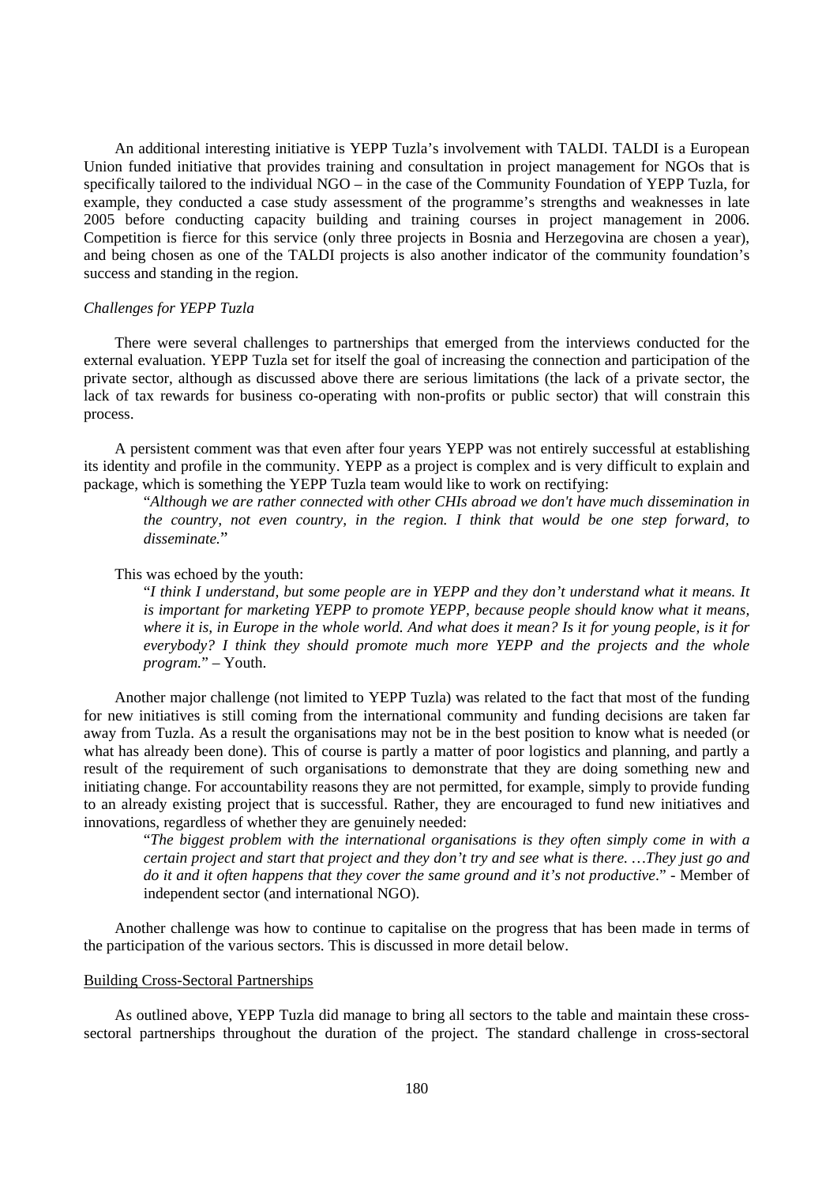An additional interesting initiative is YEPP Tuzla's involvement with TALDI. TALDI is a European Union funded initiative that provides training and consultation in project management for NGOs that is specifically tailored to the individual NGO – in the case of the Community Foundation of YEPP Tuzla, for example, they conducted a case study assessment of the programme's strengths and weaknesses in late 2005 before conducting capacity building and training courses in project management in 2006. Competition is fierce for this service (only three projects in Bosnia and Herzegovina are chosen a year), and being chosen as one of the TALDI projects is also another indicator of the community foundation's success and standing in the region.

*Challenges for YEPP Tuzla*

There were several challenges to partnerships that emerged from the interviews conducted for the external evaluation. YEPP Tuzla set for itself the goal of increasing the connection and participation of the private sector, although as discussed above there are serious limitations (the lack of a private sector, the lack of tax rewards for business co-operating with non-profits or public sector) that will constrain this process.

A persistent comment was that even after four years YEPP was not entirely successful at establishing its identity and profile in the community. YEPP as a project is complex and is very difficult to explain and package, which is something the YEPP Tuzla team would like to work on rectifying:

> "*Although we are rather connected with other CHIs abroad we don't have much dissemination in the country, not even country, in the region. I think that would be one step forward, to disseminate.*"

This was echoed by the youth:

> "*I think I understand, but some people are in YEPP and they don't understand what it means. It is important for marketing YEPP to promote YEPP, because people should know what it means, where it is, in Europe in the whole world. And what does it mean? Is it for young people, is it for everybody? I think they should promote much more YEPP and the projects and the whole program.*" – Youth.

Another major challenge (not limited to YEPP Tuzla) was related to the fact that most of the funding for new initiatives is still coming from the international community and funding decisions are taken far away from Tuzla. As a result the organisations may not be in the best position to know what is needed (or what has already been done). This of course is partly a matter of poor logistics and planning, and partly a result of the requirement of such organisations to demonstrate that they are doing something new and initiating change. For accountability reasons they are not permitted, for example, simply to provide funding to an already existing project that is successful. Rather, they are encouraged to fund new initiatives and innovations, regardless of whether they are genuinely needed:

> "*The biggest problem with the international organisations is they often simply come in with a certain project and start that project and they don't try and see what is there. …They just go and do it and it often happens that they cover the same ground and it's not productive*." - Member of independent sector (and international NGO).

Another challenge was how to continue to capitalise on the progress that has been made in terms of the participation of the various sectors. This is discussed in more detail below.

<u>Building Cross-Sectoral Partnerships</u>

As outlined above, YEPP Tuzla did manage to bring all sectors to the table and maintain these cross-sectoral partnerships throughout the duration of the project. The standard challenge in cross-sectoral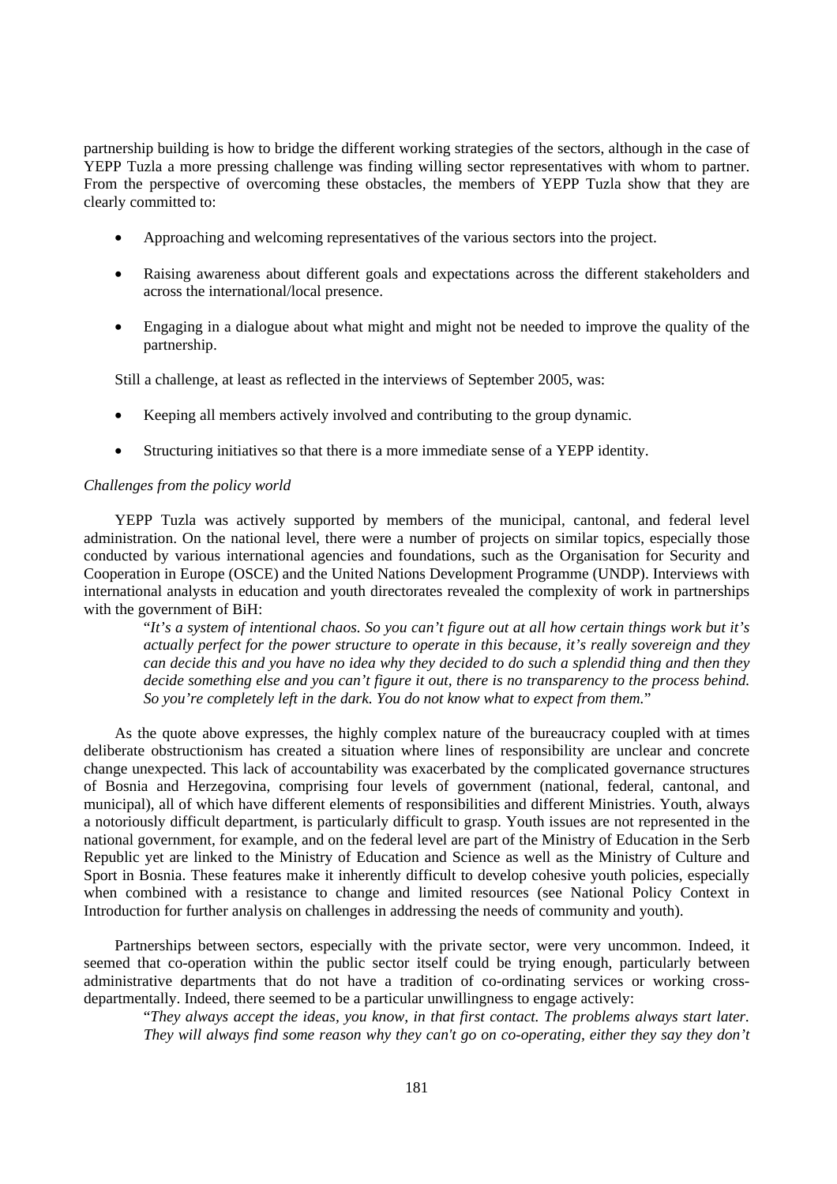partnership building is how to bridge the different working strategies of the sectors, although in the case of YEPP Tuzla a more pressing challenge was finding willing sector representatives with whom to partner. From the perspective of overcoming these obstacles, the members of YEPP Tuzla show that they are clearly committed to:

- Approaching and welcoming representatives of the various sectors into the project.
- Raising awareness about different goals and expectations across the different stakeholders and across the international/local presence.
- Engaging in a dialogue about what might and might not be needed to improve the quality of the partnership.

Still a challenge, at least as reflected in the interviews of September 2005, was:

- Keeping all members actively involved and contributing to the group dynamic.
- Structuring initiatives so that there is a more immediate sense of a YEPP identity.

*Challenges from the policy world*

YEPP Tuzla was actively supported by members of the municipal, cantonal, and federal level administration. On the national level, there were a number of projects on similar topics, especially those conducted by various international agencies and foundations, such as the Organisation for Security and Cooperation in Europe (OSCE) and the United Nations Development Programme (UNDP). Interviews with international analysts in education and youth directorates revealed the complexity of work in partnerships with the government of BiH:

> "*It's a system of intentional chaos. So you can't figure out at all how certain things work but it's actually perfect for the power structure to operate in this because, it's really sovereign and they can decide this and you have no idea why they decided to do such a splendid thing and then they decide something else and you can't figure it out, there is no transparency to the process behind. So you're completely left in the dark. You do not know what to expect from them.*"

As the quote above expresses, the highly complex nature of the bureaucracy coupled with at times deliberate obstructionism has created a situation where lines of responsibility are unclear and concrete change unexpected. This lack of accountability was exacerbated by the complicated governance structures of Bosnia and Herzegovina, comprising four levels of government (national, federal, cantonal, and municipal), all of which have different elements of responsibilities and different Ministries. Youth, always a notoriously difficult department, is particularly difficult to grasp. Youth issues are not represented in the national government, for example, and on the federal level are part of the Ministry of Education in the Serb Republic yet are linked to the Ministry of Education and Science as well as the Ministry of Culture and Sport in Bosnia. These features make it inherently difficult to develop cohesive youth policies, especially when combined with a resistance to change and limited resources (see National Policy Context in Introduction for further analysis on challenges in addressing the needs of community and youth).

Partnerships between sectors, especially with the private sector, were very uncommon. Indeed, it seemed that co-operation within the public sector itself could be trying enough, particularly between administrative departments that do not have a tradition of co-ordinating services or working cross-departmentally. Indeed, there seemed to be a particular unwillingness to engage actively:

> "*They always accept the ideas, you know, in that first contact. The problems always start later. They will always find some reason why they can't go on co-operating, either they say they don't*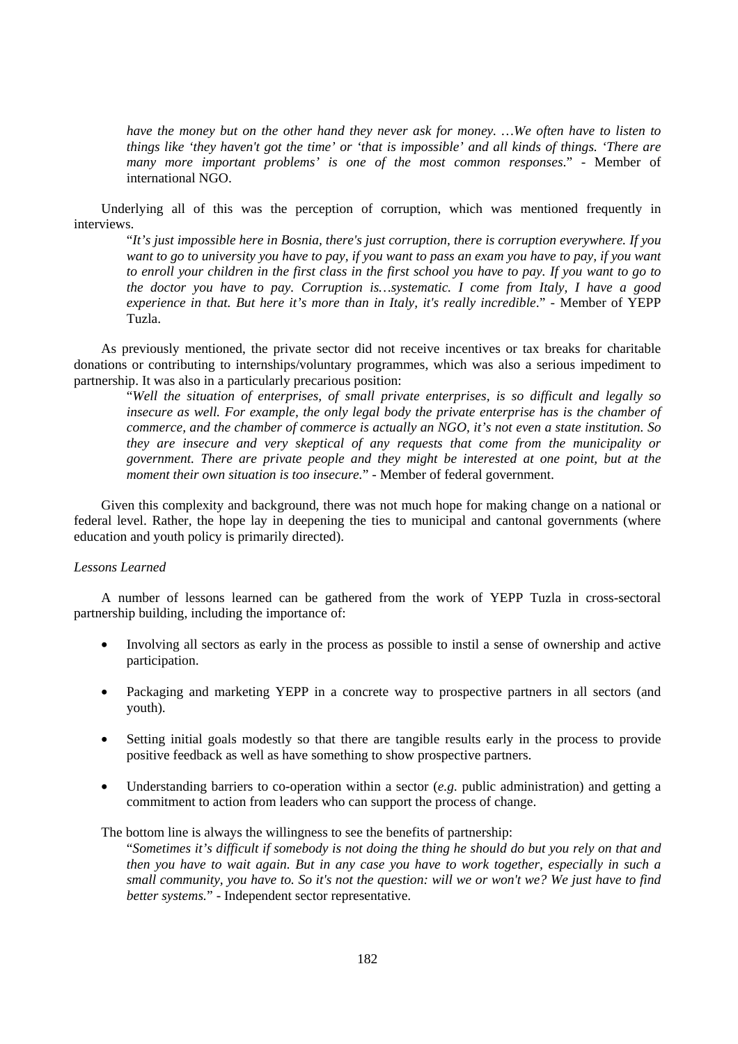> *have the money but on the other hand they never ask for money. …We often have to listen to things like 'they haven't got the time' or 'that is impossible' and all kinds of things. 'There are many more important problems' is one of the most common responses*." - Member of international NGO.

Underlying all of this was the perception of corruption, which was mentioned frequently in interviews.

> "*It's just impossible here in Bosnia, there's just corruption, there is corruption everywhere. If you want to go to university you have to pay, if you want to pass an exam you have to pay, if you want to enroll your children in the first class in the first school you have to pay. If you want to go to the doctor you have to pay. Corruption is…systematic. I come from Italy, I have a good experience in that. But here it's more than in Italy, it's really incredible*." - Member of YEPP Tuzla.

As previously mentioned, the private sector did not receive incentives or tax breaks for charitable donations or contributing to internships/voluntary programmes, which was also a serious impediment to partnership. It was also in a particularly precarious position:

> "*Well the situation of enterprises, of small private enterprises, is so difficult and legally so insecure as well. For example, the only legal body the private enterprise has is the chamber of commerce, and the chamber of commerce is actually an NGO, it's not even a state institution. So they are insecure and very skeptical of any requests that come from the municipality or government. There are private people and they might be interested at one point, but at the moment their own situation is too insecure.*" - Member of federal government.

Given this complexity and background, there was not much hope for making change on a national or federal level. Rather, the hope lay in deepening the ties to municipal and cantonal governments (where education and youth policy is primarily directed).

*Lessons Learned*

A number of lessons learned can be gathered from the work of YEPP Tuzla in cross-sectoral partnership building, including the importance of:

- Involving all sectors as early in the process as possible to instil a sense of ownership and active participation.
- Packaging and marketing YEPP in a concrete way to prospective partners in all sectors (and youth).
- Setting initial goals modestly so that there are tangible results early in the process to provide positive feedback as well as have something to show prospective partners.
- Understanding barriers to co-operation within a sector (*e.g.* public administration) and getting a commitment to action from leaders who can support the process of change.

The bottom line is always the willingness to see the benefits of partnership:

> "*Sometimes it's difficult if somebody is not doing the thing he should do but you rely on that and then you have to wait again. But in any case you have to work together, especially in such a small community, you have to. So it's not the question: will we or won't we? We just have to find better systems.*" - Independent sector representative.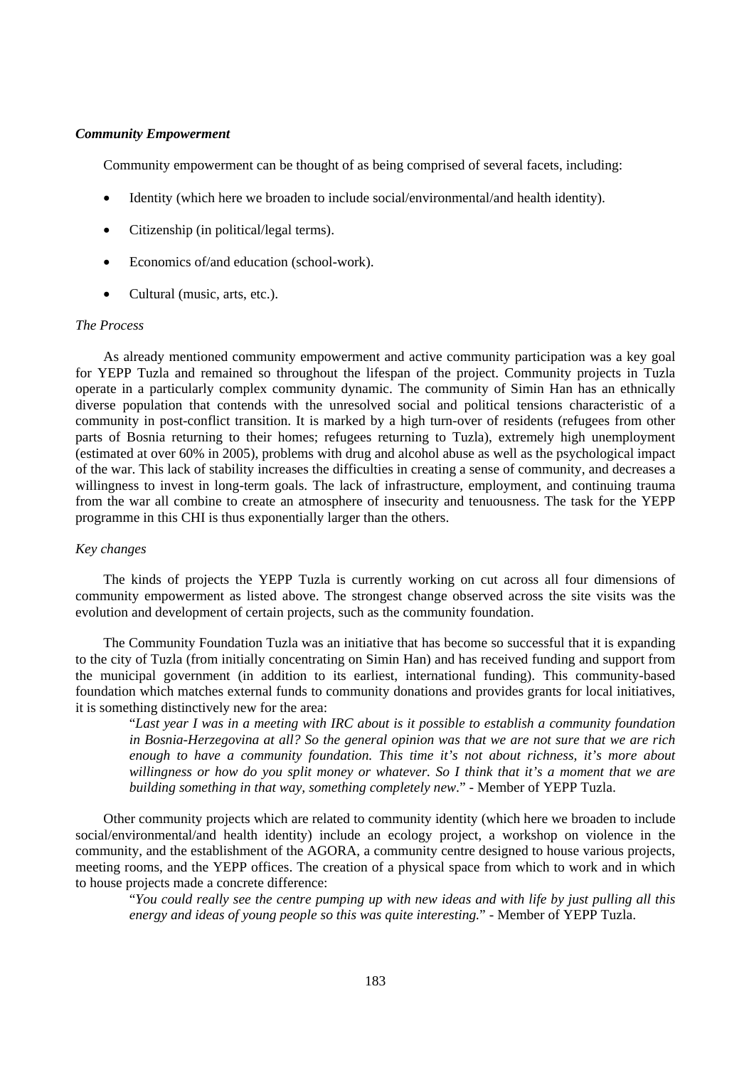***Community Empowerment***

Community empowerment can be thought of as being comprised of several facets, including:

- Identity (which here we broaden to include social/environmental/and health identity).
- Citizenship (in political/legal terms).
- Economics of/and education (school-work).
- Cultural (music, arts, etc.).

*The Process*

As already mentioned community empowerment and active community participation was a key goal for YEPP Tuzla and remained so throughout the lifespan of the project. Community projects in Tuzla operate in a particularly complex community dynamic. The community of Simin Han has an ethnically diverse population that contends with the unresolved social and political tensions characteristic of a community in post-conflict transition. It is marked by a high turn-over of residents (refugees from other parts of Bosnia returning to their homes; refugees returning to Tuzla), extremely high unemployment (estimated at over 60% in 2005), problems with drug and alcohol abuse as well as the psychological impact of the war. This lack of stability increases the difficulties in creating a sense of community, and decreases a willingness to invest in long-term goals. The lack of infrastructure, employment, and continuing trauma from the war all combine to create an atmosphere of insecurity and tenuousness. The task for the YEPP programme in this CHI is thus exponentially larger than the others.

*Key changes*

The kinds of projects the YEPP Tuzla is currently working on cut across all four dimensions of community empowerment as listed above. The strongest change observed across the site visits was the evolution and development of certain projects, such as the community foundation.

The Community Foundation Tuzla was an initiative that has become so successful that it is expanding to the city of Tuzla (from initially concentrating on Simin Han) and has received funding and support from the municipal government (in addition to its earliest, international funding). This community-based foundation which matches external funds to community donations and provides grants for local initiatives, it is something distinctively new for the area:

> "*Last year I was in a meeting with IRC about is it possible to establish a community foundation in Bosnia-Herzegovina at all? So the general opinion was that we are not sure that we are rich enough to have a community foundation. This time it's not about richness, it's more about willingness or how do you split money or whatever. So I think that it's a moment that we are building something in that way, something completely new*." - Member of YEPP Tuzla.

Other community projects which are related to community identity (which here we broaden to include social/environmental/and health identity) include an ecology project, a workshop on violence in the community, and the establishment of the AGORA, a community centre designed to house various projects, meeting rooms, and the YEPP offices. The creation of a physical space from which to work and in which to house projects made a concrete difference:

> "*You could really see the centre pumping up with new ideas and with life by just pulling all this energy and ideas of young people so this was quite interesting.*" - Member of YEPP Tuzla.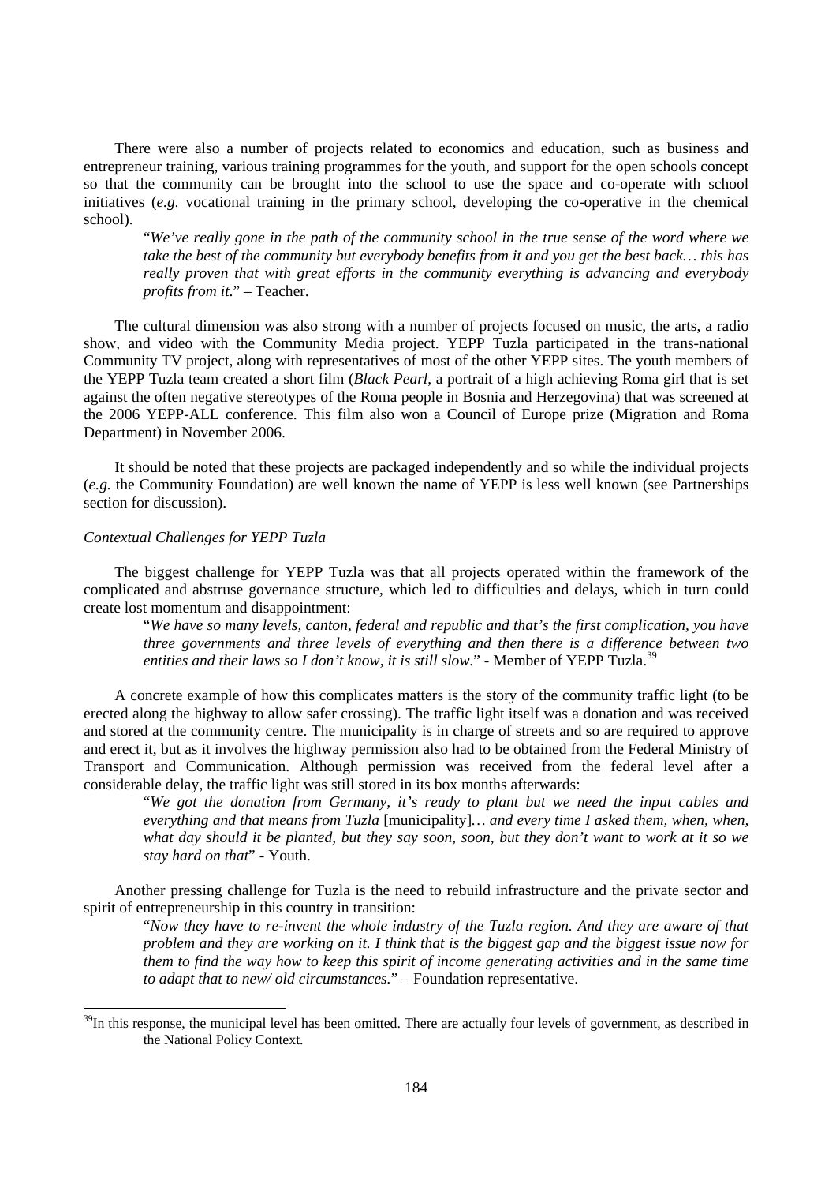There were also a number of projects related to economics and education, such as business and entrepreneur training, various training programmes for the youth, and support for the open schools concept so that the community can be brought into the school to use the space and co-operate with school initiatives (*e.g.* vocational training in the primary school, developing the co-operative in the chemical school).

> "*We've really gone in the path of the community school in the true sense of the word where we take the best of the community but everybody benefits from it and you get the best back… this has really proven that with great efforts in the community everything is advancing and everybody profits from it.*" – Teacher.

The cultural dimension was also strong with a number of projects focused on music, the arts, a radio show, and video with the Community Media project. YEPP Tuzla participated in the trans-national Community TV project, along with representatives of most of the other YEPP sites. The youth members of the YEPP Tuzla team created a short film (*Black Pearl*, a portrait of a high achieving Roma girl that is set against the often negative stereotypes of the Roma people in Bosnia and Herzegovina) that was screened at the 2006 YEPP-ALL conference. This film also won a Council of Europe prize (Migration and Roma Department) in November 2006.

It should be noted that these projects are packaged independently and so while the individual projects (*e.g.* the Community Foundation) are well known the name of YEPP is less well known (see Partnerships section for discussion).

*Contextual Challenges for YEPP Tuzla*

The biggest challenge for YEPP Tuzla was that all projects operated within the framework of the complicated and abstruse governance structure, which led to difficulties and delays, which in turn could create lost momentum and disappointment:

> "*We have so many levels, canton, federal and republic and that's the first complication, you have three governments and three levels of everything and then there is a difference between two entities and their laws so I don't know, it is still slow.*" - Member of YEPP Tuzla.[39]

A concrete example of how this complicates matters is the story of the community traffic light (to be erected along the highway to allow safer crossing). The traffic light itself was a donation and was received and stored at the community centre. The municipality is in charge of streets and so are required to approve and erect it, but as it involves the highway permission also had to be obtained from the Federal Ministry of Transport and Communication. Although permission was received from the federal level after a considerable delay, the traffic light was still stored in its box months afterwards:

> "*We got the donation from Germany, it's ready to plant but we need the input cables and everything and that means from Tuzla* [municipality]*… and every time I asked them, when, when, what day should it be planted, but they say soon, soon, but they don't want to work at it so we stay hard on that*" - Youth.

Another pressing challenge for Tuzla is the need to rebuild infrastructure and the private sector and spirit of entrepreneurship in this country in transition:

> "*Now they have to re-invent the whole industry of the Tuzla region. And they are aware of that problem and they are working on it. I think that is the biggest gap and the biggest issue now for them to find the way how to keep this spirit of income generating activities and in the same time to adapt that to new/ old circumstances.*" – Foundation representative.

---

[39] In this response, the municipal level has been omitted. There are actually four levels of government, as described in the National Policy Context.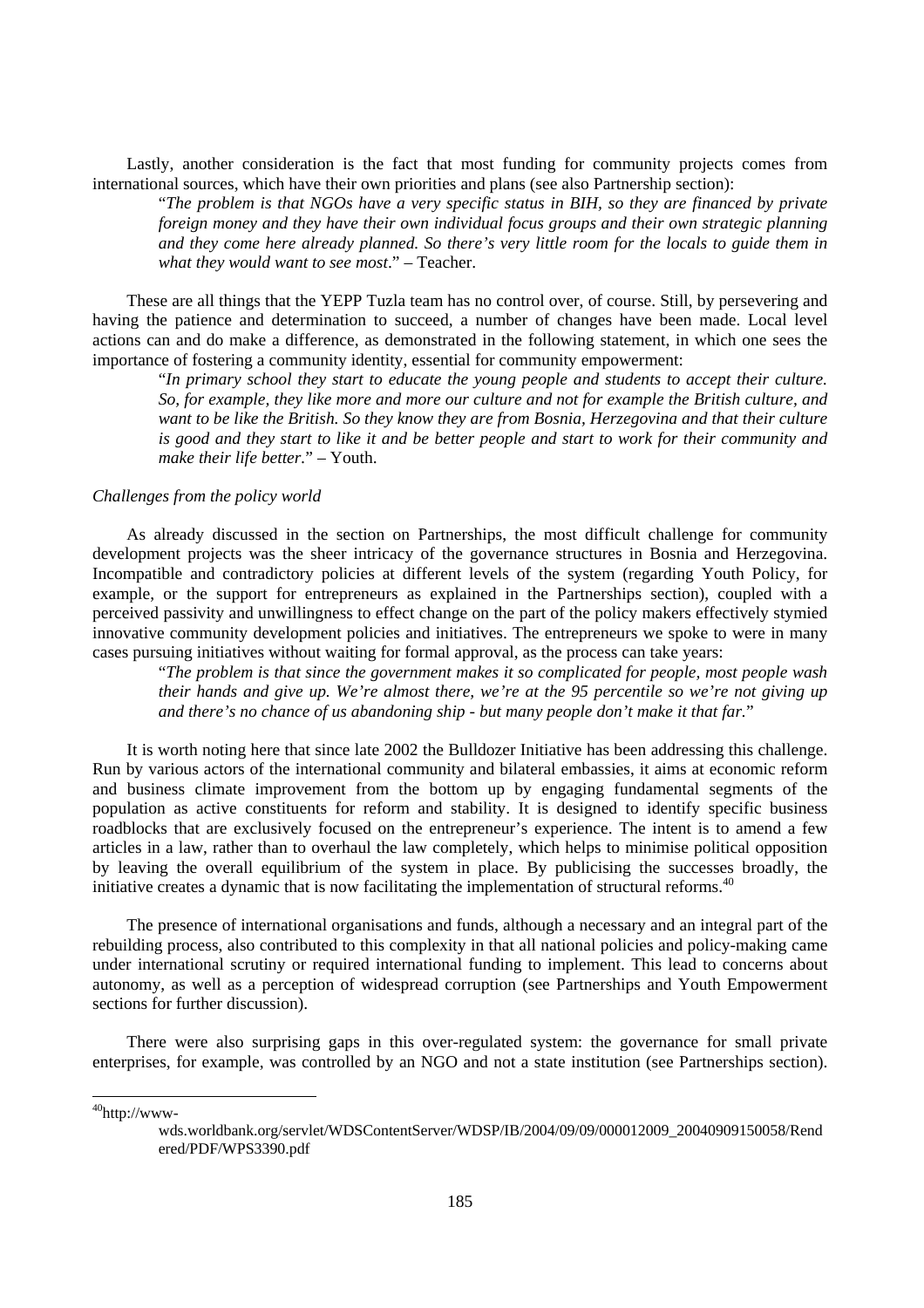Lastly, another consideration is the fact that most funding for community projects comes from international sources, which have their own priorities and plans (see also Partnership section):

> "*The problem is that NGOs have a very specific status in BIH, so they are financed by private foreign money and they have their own individual focus groups and their own strategic planning and they come here already planned. So there's very little room for the locals to guide them in what they would want to see most*." – Teacher.

These are all things that the YEPP Tuzla team has no control over, of course. Still, by persevering and having the patience and determination to succeed, a number of changes have been made. Local level actions can and do make a difference, as demonstrated in the following statement, in which one sees the importance of fostering a community identity, essential for community empowerment:

> "*In primary school they start to educate the young people and students to accept their culture. So, for example, they like more and more our culture and not for example the British culture, and want to be like the British. So they know they are from Bosnia, Herzegovina and that their culture is good and they start to like it and be better people and start to work for their community and make their life better*." – Youth.

*Challenges from the policy world*

As already discussed in the section on Partnerships, the most difficult challenge for community development projects was the sheer intricacy of the governance structures in Bosnia and Herzegovina. Incompatible and contradictory policies at different levels of the system (regarding Youth Policy, for example, or the support for entrepreneurs as explained in the Partnerships section), coupled with a perceived passivity and unwillingness to effect change on the part of the policy makers effectively stymied innovative community development policies and initiatives. The entrepreneurs we spoke to were in many cases pursuing initiatives without waiting for formal approval, as the process can take years:

> "*The problem is that since the government makes it so complicated for people, most people wash their hands and give up. We're almost there, we're at the 95 percentile so we're not giving up and there's no chance of us abandoning ship - but many people don't make it that far.*"

It is worth noting here that since late 2002 the Bulldozer Initiative has been addressing this challenge. Run by various actors of the international community and bilateral embassies, it aims at economic reform and business climate improvement from the bottom up by engaging fundamental segments of the population as active constituents for reform and stability. It is designed to identify specific business roadblocks that are exclusively focused on the entrepreneur's experience. The intent is to amend a few articles in a law, rather than to overhaul the law completely, which helps to minimise political opposition by leaving the overall equilibrium of the system in place. By publicising the successes broadly, the initiative creates a dynamic that is now facilitating the implementation of structural reforms.[40]

The presence of international organisations and funds, although a necessary and an integral part of the rebuilding process, also contributed to this complexity in that all national policies and policy-making came under international scrutiny or required international funding to implement. This lead to concerns about autonomy, as well as a perception of widespread corruption (see Partnerships and Youth Empowerment sections for further discussion).

There were also surprising gaps in this over-regulated system: the governance for small private enterprises, for example, was controlled by an NGO and not a state institution (see Partnerships section).

---

[40] http://www-wds.worldbank.org/servlet/WDSContentServer/WDSP/IB/2004/09/09/000012009_20040909150058/Rendered/PDF/WPS3390.pdf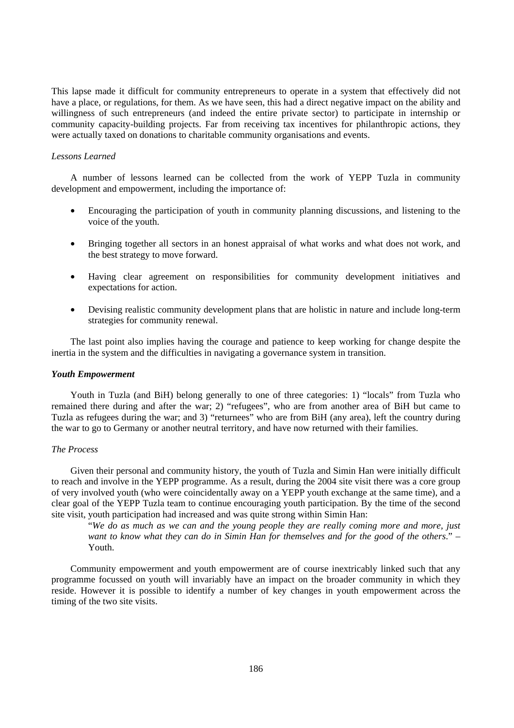This lapse made it difficult for community entrepreneurs to operate in a system that effectively did not have a place, or regulations, for them. As we have seen, this had a direct negative impact on the ability and willingness of such entrepreneurs (and indeed the entire private sector) to participate in internship or community capacity-building projects. Far from receiving tax incentives for philanthropic actions, they were actually taxed on donations to charitable community organisations and events.

*Lessons Learned*

A number of lessons learned can be collected from the work of YEPP Tuzla in community development and empowerment, including the importance of:

- Encouraging the participation of youth in community planning discussions, and listening to the voice of the youth.
- Bringing together all sectors in an honest appraisal of what works and what does not work, and the best strategy to move forward.
- Having clear agreement on responsibilities for community development initiatives and expectations for action.
- Devising realistic community development plans that are holistic in nature and include long-term strategies for community renewal.

The last point also implies having the courage and patience to keep working for change despite the inertia in the system and the difficulties in navigating a governance system in transition.

***Youth Empowerment***

Youth in Tuzla (and BiH) belong generally to one of three categories: 1) "locals" from Tuzla who remained there during and after the war; 2) "refugees", who are from another area of BiH but came to Tuzla as refugees during the war; and 3) "returnees" who are from BiH (any area), left the country during the war to go to Germany or another neutral territory, and have now returned with their families.

*The Process*

Given their personal and community history, the youth of Tuzla and Simin Han were initially difficult to reach and involve in the YEPP programme. As a result, during the 2004 site visit there was a core group of very involved youth (who were coincidentally away on a YEPP youth exchange at the same time), and a clear goal of the YEPP Tuzla team to continue encouraging youth participation. By the time of the second site visit, youth participation had increased and was quite strong within Simin Han:

> "*We do as much as we can and the young people they are really coming more and more, just want to know what they can do in Simin Han for themselves and for the good of the others*." – Youth.

Community empowerment and youth empowerment are of course inextricably linked such that any programme focussed on youth will invariably have an impact on the broader community in which they reside. However it is possible to identify a number of key changes in youth empowerment across the timing of the two site visits.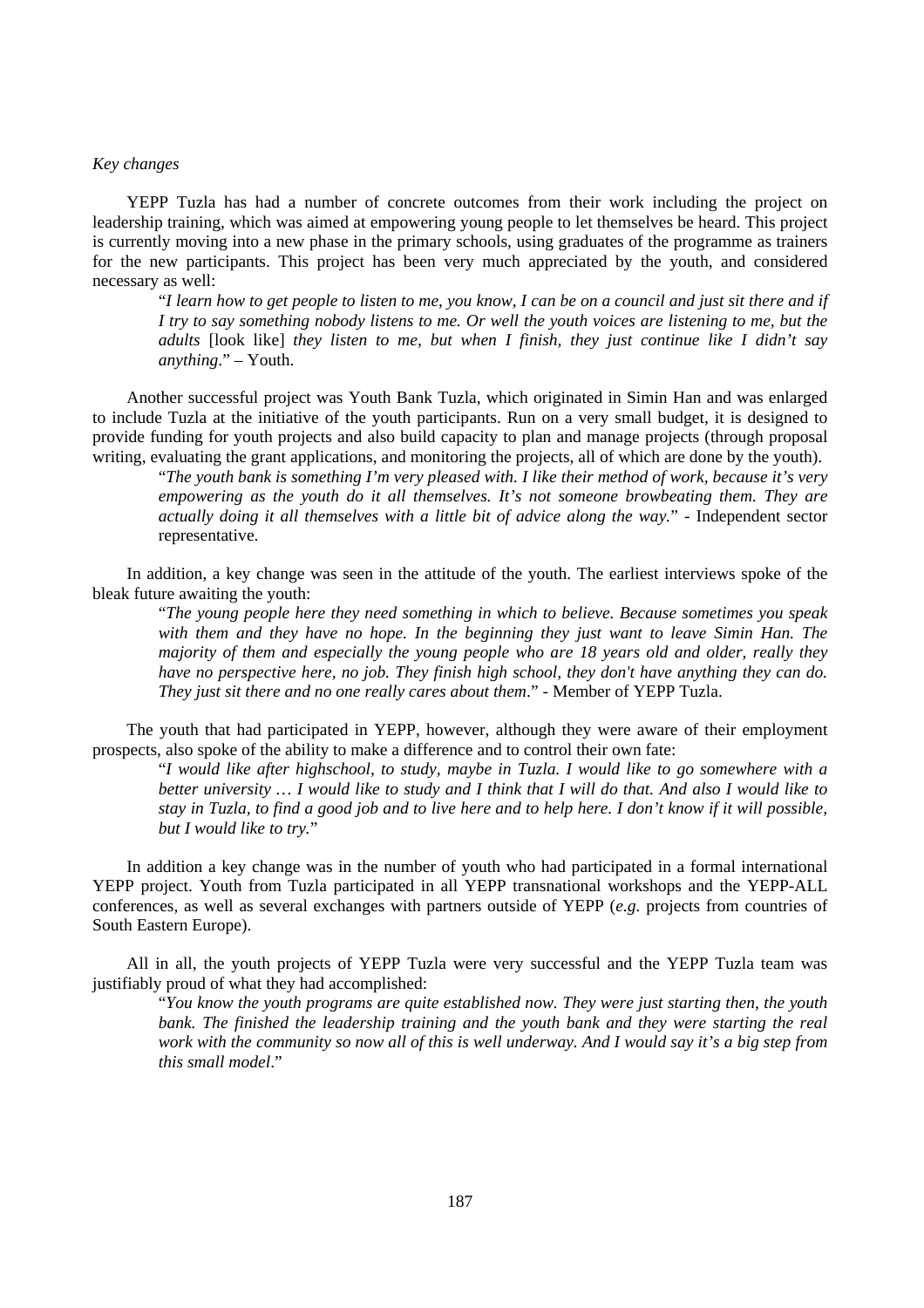*Key changes*

YEPP Tuzla has had a number of concrete outcomes from their work including the project on leadership training, which was aimed at empowering young people to let themselves be heard. This project is currently moving into a new phase in the primary schools, using graduates of the programme as trainers for the new participants. This project has been very much appreciated by the youth, and considered necessary as well:

> "*I learn how to get people to listen to me, you know, I can be on a council and just sit there and if I try to say something nobody listens to me. Or well the youth voices are listening to me, but the adults* [look like] *they listen to me, but when I finish, they just continue like I didn't say anything*." – Youth.

Another successful project was Youth Bank Tuzla, which originated in Simin Han and was enlarged to include Tuzla at the initiative of the youth participants. Run on a very small budget, it is designed to provide funding for youth projects and also build capacity to plan and manage projects (through proposal writing, evaluating the grant applications, and monitoring the projects, all of which are done by the youth).

> "*The youth bank is something I'm very pleased with. I like their method of work, because it's very empowering as the youth do it all themselves. It's not someone browbeating them. They are actually doing it all themselves with a little bit of advice along the way.*" - Independent sector representative.

In addition, a key change was seen in the attitude of the youth. The earliest interviews spoke of the bleak future awaiting the youth:

> "*The young people here they need something in which to believe. Because sometimes you speak with them and they have no hope. In the beginning they just want to leave Simin Han. The majority of them and especially the young people who are 18 years old and older, really they have no perspective here, no job. They finish high school, they don't have anything they can do. They just sit there and no one really cares about them*." - Member of YEPP Tuzla.

The youth that had participated in YEPP, however, although they were aware of their employment prospects, also spoke of the ability to make a difference and to control their own fate:

> "*I would like after highschool, to study, maybe in Tuzla. I would like to go somewhere with a better university … I would like to study and I think that I will do that. And also I would like to stay in Tuzla, to find a good job and to live here and to help here. I don't know if it will possible, but I would like to try.*"

In addition a key change was in the number of youth who had participated in a formal international YEPP project. Youth from Tuzla participated in all YEPP transnational workshops and the YEPP-ALL conferences, as well as several exchanges with partners outside of YEPP (*e.g.* projects from countries of South Eastern Europe).

All in all, the youth projects of YEPP Tuzla were very successful and the YEPP Tuzla team was justifiably proud of what they had accomplished:

> "*You know the youth programs are quite established now. They were just starting then, the youth bank. The finished the leadership training and the youth bank and they were starting the real work with the community so now all of this is well underway. And I would say it's a big step from this small model*."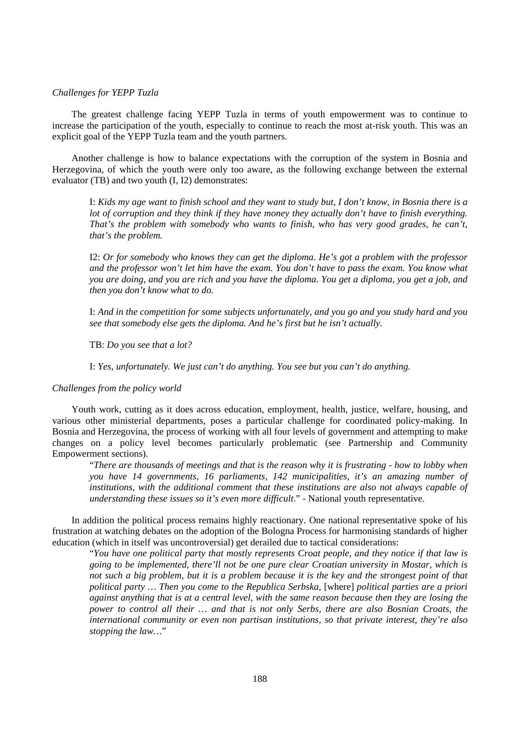*Challenges for YEPP Tuzla*

The greatest challenge facing YEPP Tuzla in terms of youth empowerment was to continue to increase the participation of the youth, especially to continue to reach the most at-risk youth. This was an explicit goal of the YEPP Tuzla team and the youth partners.

Another challenge is how to balance expectations with the corruption of the system in Bosnia and Herzegovina, of which the youth were only too aware, as the following exchange between the external evaluator (TB) and two youth (I, I2) demonstrates:

> I: *Kids my age want to finish school and they want to study but, I don't know, in Bosnia there is a lot of corruption and they think if they have money they actually don't have to finish everything. That's the problem with somebody who wants to finish, who has very good grades, he can't, that's the problem.*
>
> I2: *Or for somebody who knows they can get the diploma. He's got a problem with the professor and the professor won't let him have the exam. You don't have to pass the exam. You know what you are doing, and you are rich and you have the diploma. You get a diploma, you get a job, and then you don't know what to do.*
>
> I: *And in the competition for some subjects unfortunately, and you go and you study hard and you see that somebody else gets the diploma. And he's first but he isn't actually.*
>
> TB: *Do you see that a lot?*
>
> I: *Yes, unfortunately. We just can't do anything. You see but you can't do anything.*

*Challenges from the policy world*

Youth work, cutting as it does across education, employment, health, justice, welfare, housing, and various other ministerial departments, poses a particular challenge for coordinated policy-making. In Bosnia and Herzegovina, the process of working with all four levels of government and attempting to make changes on a policy level becomes particularly problematic (see Partnership and Community Empowerment sections).

> "*There are thousands of meetings and that is the reason why it is frustrating - how to lobby when you have 14 governments, 16 parliaments, 142 municipalities, it's an amazing number of institutions, with the additional comment that these institutions are also not always capable of understanding these issues so it's even more difficult*." - National youth representative.

In addition the political process remains highly reactionary. One national representative spoke of his frustration at watching debates on the adoption of the Bologna Process for harmonising standards of higher education (which in itself was uncontroversial) get derailed due to tactical considerations:

> "*You have one political party that mostly represents Croat people, and they notice if that law is going to be implemented, there'll not be one pure clear Croatian university in Mostar, which is not such a big problem, but it is a problem because it is the key and the strongest point of that political party … Then you come to the Republica Serbska,* [where] *political parties are a priori against anything that is at a central level, with the same reason because then they are losing the power to control all their … and that is not only Serbs, there are also Bosnian Croats, the international community or even non partisan institutions, so that private interest, they're also stopping the law…*"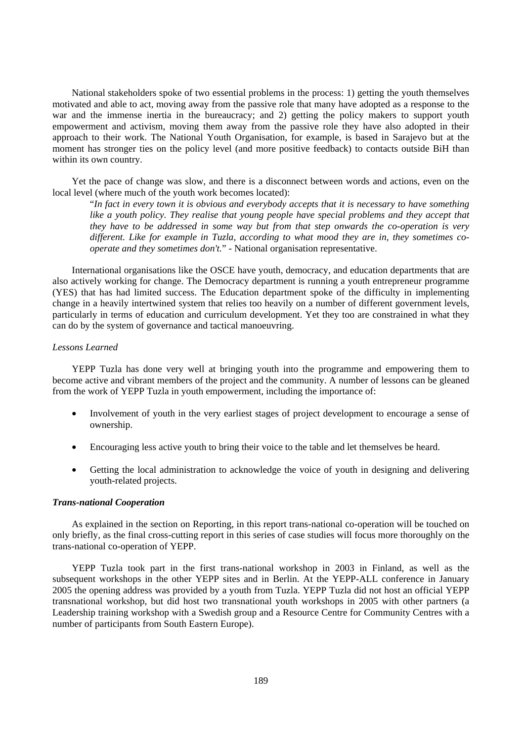National stakeholders spoke of two essential problems in the process: 1) getting the youth themselves motivated and able to act, moving away from the passive role that many have adopted as a response to the war and the immense inertia in the bureaucracy; and 2) getting the policy makers to support youth empowerment and activism, moving them away from the passive role they have also adopted in their approach to their work. The National Youth Organisation, for example, is based in Sarajevo but at the moment has stronger ties on the policy level (and more positive feedback) to contacts outside BiH than within its own country.

Yet the pace of change was slow, and there is a disconnect between words and actions, even on the local level (where much of the youth work becomes located):

> "*In fact in every town it is obvious and everybody accepts that it is necessary to have something like a youth policy. They realise that young people have special problems and they accept that they have to be addressed in some way but from that step onwards the co-operation is very different. Like for example in Tuzla, according to what mood they are in, they sometimes co-operate and they sometimes don't.*" - National organisation representative.

International organisations like the OSCE have youth, democracy, and education departments that are also actively working for change. The Democracy department is running a youth entrepreneur programme (YES) that has had limited success. The Education department spoke of the difficulty in implementing change in a heavily intertwined system that relies too heavily on a number of different government levels, particularly in terms of education and curriculum development. Yet they too are constrained in what they can do by the system of governance and tactical manoeuvring.

*Lessons Learned*

YEPP Tuzla has done very well at bringing youth into the programme and empowering them to become active and vibrant members of the project and the community. A number of lessons can be gleaned from the work of YEPP Tuzla in youth empowerment, including the importance of:

- Involvement of youth in the very earliest stages of project development to encourage a sense of ownership.
- Encouraging less active youth to bring their voice to the table and let themselves be heard.
- Getting the local administration to acknowledge the voice of youth in designing and delivering youth-related projects.

***Trans-national Cooperation***

As explained in the section on Reporting, in this report trans-national co-operation will be touched on only briefly, as the final cross-cutting report in this series of case studies will focus more thoroughly on the trans-national co-operation of YEPP.

YEPP Tuzla took part in the first trans-national workshop in 2003 in Finland, as well as the subsequent workshops in the other YEPP sites and in Berlin. At the YEPP-ALL conference in January 2005 the opening address was provided by a youth from Tuzla. YEPP Tuzla did not host an official YEPP transnational workshop, but did host two transnational youth workshops in 2005 with other partners (a Leadership training workshop with a Swedish group and a Resource Centre for Community Centres with a number of participants from South Eastern Europe).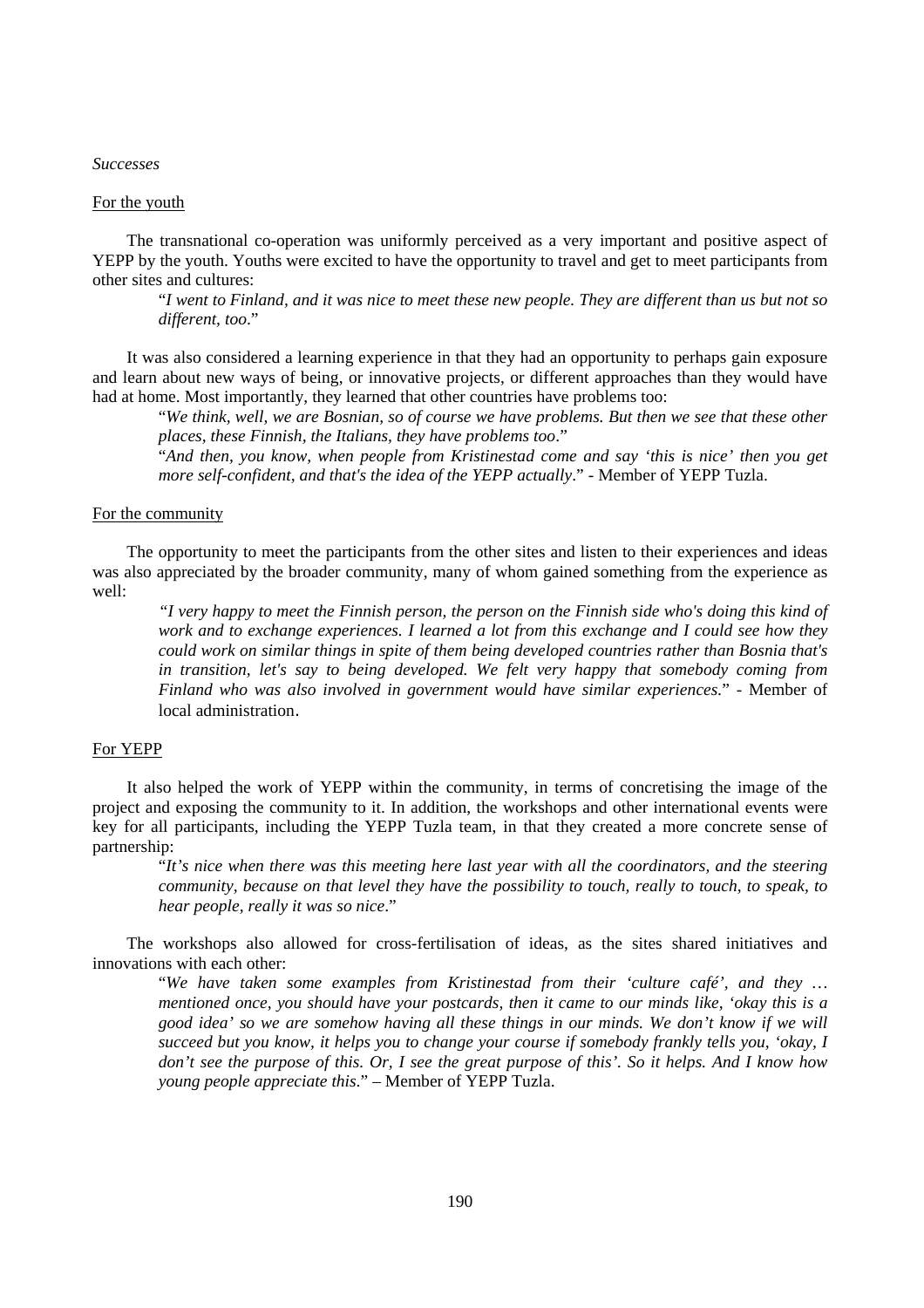*Successes*

For the youth

The transnational co-operation was uniformly perceived as a very important and positive aspect of YEPP by the youth. Youths were excited to have the opportunity to travel and get to meet participants from other sites and cultures:

> "*I went to Finland, and it was nice to meet these new people. They are different than us but not so different, too*."

It was also considered a learning experience in that they had an opportunity to perhaps gain exposure and learn about new ways of being, or innovative projects, or different approaches than they would have had at home. Most importantly, they learned that other countries have problems too:

> "*We think, well, we are Bosnian, so of course we have problems. But then we see that these other places, these Finnish, the Italians, they have problems too*."
>
> "*And then, you know, when people from Kristinestad come and say 'this is nice' then you get more self-confident, and that's the idea of the YEPP actually*." - Member of YEPP Tuzla.

For the community

The opportunity to meet the participants from the other sites and listen to their experiences and ideas was also appreciated by the broader community, many of whom gained something from the experience as well:

> *"I very happy to meet the Finnish person, the person on the Finnish side who's doing this kind of work and to exchange experiences. I learned a lot from this exchange and I could see how they could work on similar things in spite of them being developed countries rather than Bosnia that's in transition, let's say to being developed. We felt very happy that somebody coming from Finland who was also involved in government would have similar experiences.*" - Member of local administration.

For YEPP

It also helped the work of YEPP within the community, in terms of concretising the image of the project and exposing the community to it. In addition, the workshops and other international events were key for all participants, including the YEPP Tuzla team, in that they created a more concrete sense of partnership:

> "*It's nice when there was this meeting here last year with all the coordinators, and the steering community, because on that level they have the possibility to touch, really to touch, to speak, to hear people, really it was so nice*."

The workshops also allowed for cross-fertilisation of ideas, as the sites shared initiatives and innovations with each other:

> "*We have taken some examples from Kristinestad from their 'culture café', and they … mentioned once, you should have your postcards, then it came to our minds like, 'okay this is a good idea' so we are somehow having all these things in our minds. We don't know if we will succeed but you know, it helps you to change your course if somebody frankly tells you, 'okay, I don't see the purpose of this. Or, I see the great purpose of this'. So it helps. And I know how young people appreciate this*." – Member of YEPP Tuzla.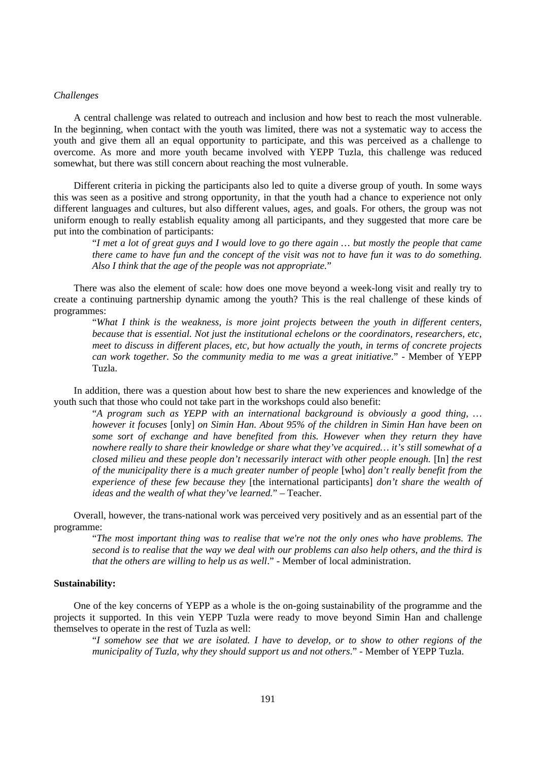*Challenges*

A central challenge was related to outreach and inclusion and how best to reach the most vulnerable. In the beginning, when contact with the youth was limited, there was not a systematic way to access the youth and give them all an equal opportunity to participate, and this was perceived as a challenge to overcome. As more and more youth became involved with YEPP Tuzla, this challenge was reduced somewhat, but there was still concern about reaching the most vulnerable.

Different criteria in picking the participants also led to quite a diverse group of youth. In some ways this was seen as a positive and strong opportunity, in that the youth had a chance to experience not only different languages and cultures, but also different values, ages, and goals. For others, the group was not uniform enough to really establish equality among all participants, and they suggested that more care be put into the combination of participants:

> "*I met a lot of great guys and I would love to go there again … but mostly the people that came there came to have fun and the concept of the visit was not to have fun it was to do something. Also I think that the age of the people was not appropriate.*"

There was also the element of scale: how does one move beyond a week-long visit and really try to create a continuing partnership dynamic among the youth? This is the real challenge of these kinds of programmes:

> "*What I think is the weakness, is more joint projects between the youth in different centers, because that is essential. Not just the institutional echelons or the coordinators, researchers, etc, meet to discuss in different places, etc, but how actually the youth, in terms of concrete projects can work together. So the community media to me was a great initiative.*" - Member of YEPP Tuzla.

In addition, there was a question about how best to share the new experiences and knowledge of the youth such that those who could not take part in the workshops could also benefit:

> "*A program such as YEPP with an international background is obviously a good thing, … however it focuses* [only] *on Simin Han. About 95% of the children in Simin Han have been on some sort of exchange and have benefited from this. However when they return they have nowhere really to share their knowledge or share what they've acquired… it's still somewhat of a closed milieu and these people don't necessarily interact with other people enough.* [In] *the rest of the municipality there is a much greater number of people* [who] *don't really benefit from the experience of these few because they* [the international participants] *don't share the wealth of ideas and the wealth of what they've learned.*" – Teacher.

Overall, however, the trans-national work was perceived very positively and as an essential part of the programme:

> "*The most important thing was to realise that we're not the only ones who have problems. The second is to realise that the way we deal with our problems can also help others, and the third is that the others are willing to help us as well*." - Member of local administration.

**Sustainability:**

One of the key concerns of YEPP as a whole is the on-going sustainability of the programme and the projects it supported. In this vein YEPP Tuzla were ready to move beyond Simin Han and challenge themselves to operate in the rest of Tuzla as well:

> "*I somehow see that we are isolated. I have to develop, or to show to other regions of the municipality of Tuzla, why they should support us and not others*." - Member of YEPP Tuzla.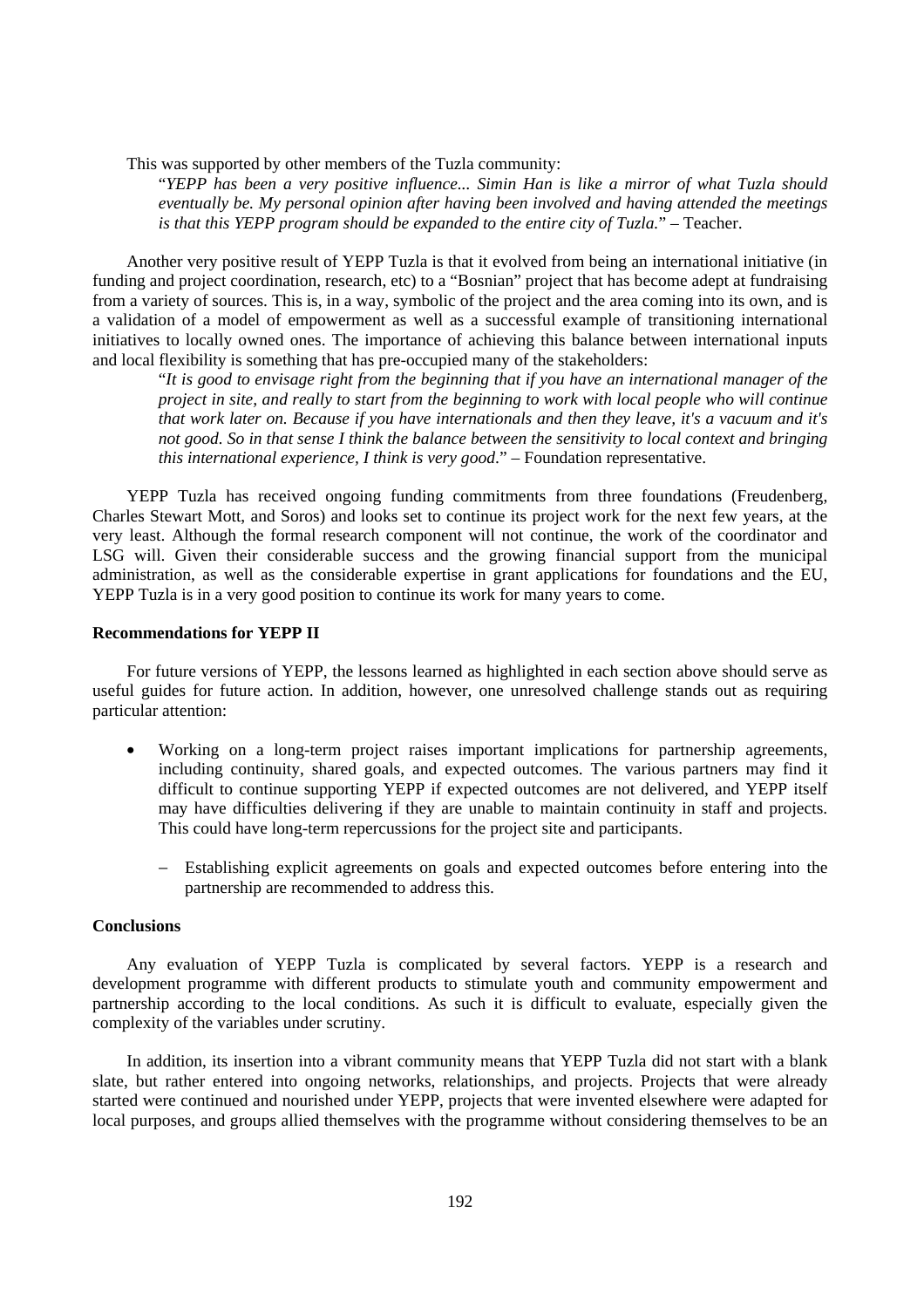This was supported by other members of the Tuzla community:

> "*YEPP has been a very positive influence... Simin Han is like a mirror of what Tuzla should eventually be. My personal opinion after having been involved and having attended the meetings is that this YEPP program should be expanded to the entire city of Tuzla.*" – Teacher.

Another very positive result of YEPP Tuzla is that it evolved from being an international initiative (in funding and project coordination, research, etc) to a "Bosnian" project that has become adept at fundraising from a variety of sources. This is, in a way, symbolic of the project and the area coming into its own, and is a validation of a model of empowerment as well as a successful example of transitioning international initiatives to locally owned ones. The importance of achieving this balance between international inputs and local flexibility is something that has pre-occupied many of the stakeholders:

> "*It is good to envisage right from the beginning that if you have an international manager of the project in site, and really to start from the beginning to work with local people who will continue that work later on. Because if you have internationals and then they leave, it's a vacuum and it's not good. So in that sense I think the balance between the sensitivity to local context and bringing this international experience, I think is very good*." – Foundation representative.

YEPP Tuzla has received ongoing funding commitments from three foundations (Freudenberg, Charles Stewart Mott, and Soros) and looks set to continue its project work for the next few years, at the very least. Although the formal research component will not continue, the work of the coordinator and LSG will. Given their considerable success and the growing financial support from the municipal administration, as well as the considerable expertise in grant applications for foundations and the EU, YEPP Tuzla is in a very good position to continue its work for many years to come.

**Recommendations for YEPP II**

For future versions of YEPP, the lessons learned as highlighted in each section above should serve as useful guides for future action. In addition, however, one unresolved challenge stands out as requiring particular attention:

- Working on a long-term project raises important implications for partnership agreements, including continuity, shared goals, and expected outcomes. The various partners may find it difficult to continue supporting YEPP if expected outcomes are not delivered, and YEPP itself may have difficulties delivering if they are unable to maintain continuity in staff and projects. This could have long-term repercussions for the project site and participants.
    - Establishing explicit agreements on goals and expected outcomes before entering into the partnership are recommended to address this.

**Conclusions**

Any evaluation of YEPP Tuzla is complicated by several factors. YEPP is a research and development programme with different products to stimulate youth and community empowerment and partnership according to the local conditions. As such it is difficult to evaluate, especially given the complexity of the variables under scrutiny.

In addition, its insertion into a vibrant community means that YEPP Tuzla did not start with a blank slate, but rather entered into ongoing networks, relationships, and projects. Projects that were already started were continued and nourished under YEPP, projects that were invented elsewhere were adapted for local purposes, and groups allied themselves with the programme without considering themselves to be an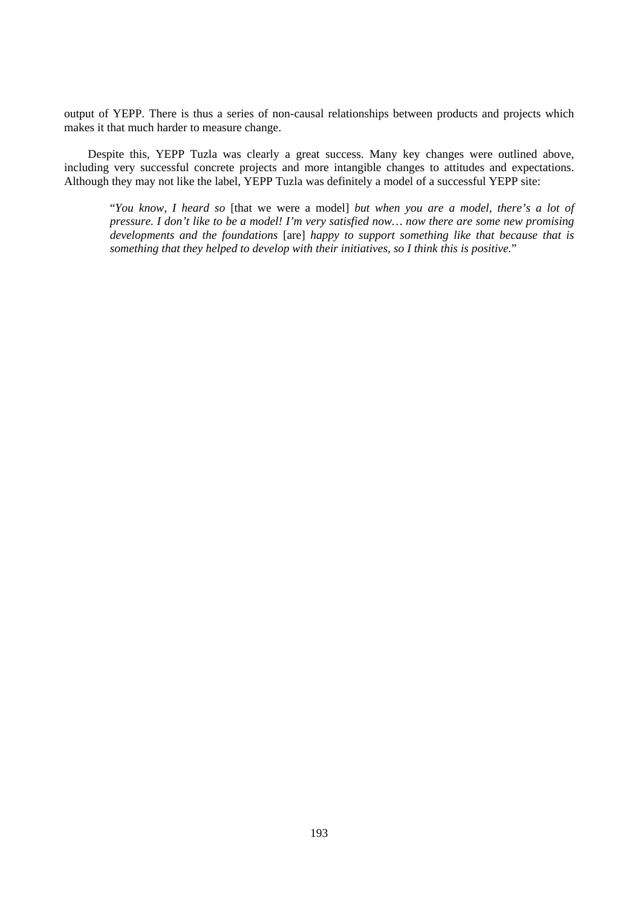output of YEPP. There is thus a series of non-causal relationships between products and projects which makes it that much harder to measure change.

Despite this, YEPP Tuzla was clearly a great success. Many key changes were outlined above, including very successful concrete projects and more intangible changes to attitudes and expectations. Although they may not like the label, YEPP Tuzla was definitely a model of a successful YEPP site:

> "*You know, I heard so* [that we were a model] *but when you are a model, there's a lot of pressure. I don't like to be a model! I'm very satisfied now… now there are some new promising developments and the foundations* [are] *happy to support something like that because that is something that they helped to develop with their initiatives, so I think this is positive.*"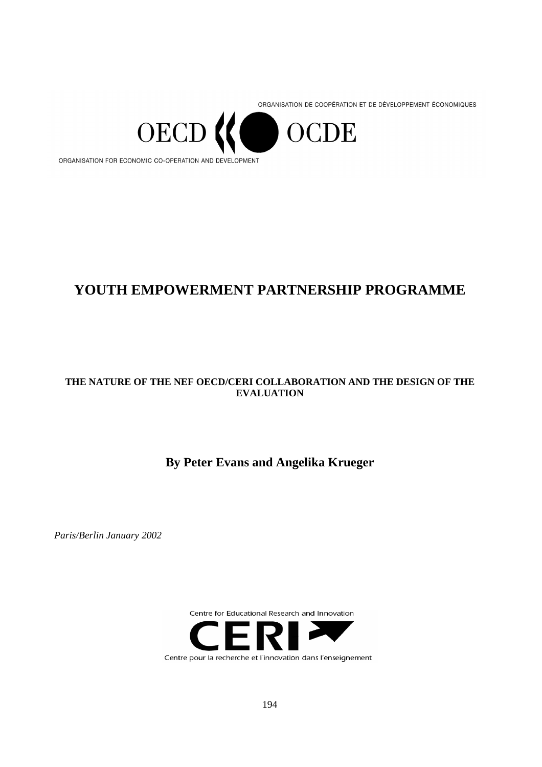ORGANISATION DE COOPÉRATION ET DE DÉVELOPPEMENT ÉCONOMIQUES

OECD OCDE

ORGANISATION FOR ECONOMIC CO-OPERATION AND DEVELOPMENT

# YOUTH EMPOWERMENT PARTNERSHIP PROGRAMME

**THE NATURE OF THE NEF OECD/CERI COLLABORATION AND THE DESIGN OF THE EVALUATION**

**By Peter Evans and Angelika Krueger**

*Paris/Berlin January 2002*

Centre for Educational Research and Innovation

CERI

Centre pour la recherche et l'innovation dans l'enseignement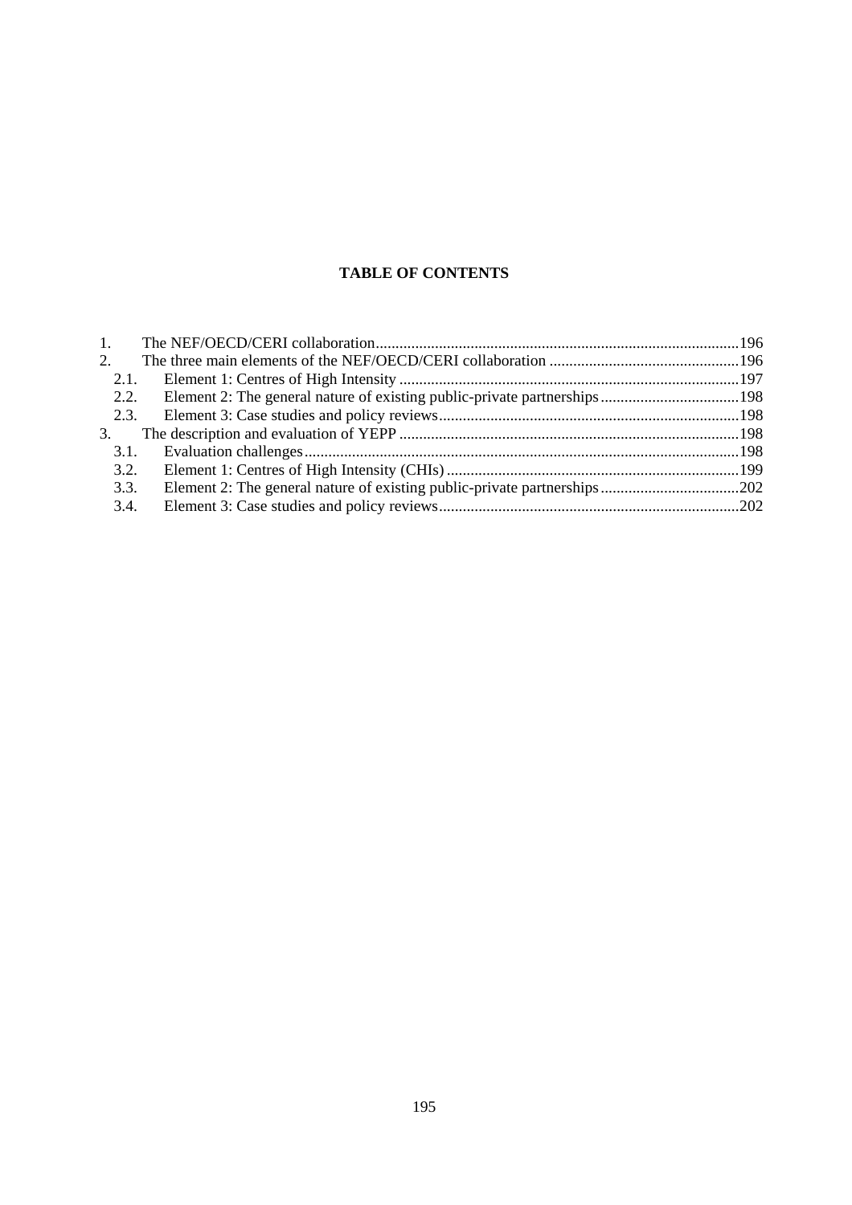**TABLE OF CONTENTS**

1. The NEF/OECD/CERI collaboration ........ 196
2. The three main elements of the NEF/OECD/CERI collaboration ........ 196
   - 2.1. Element 1: Centres of High Intensity ........ 197
   - 2.2. Element 2: The general nature of existing public-private partnerships ........ 198
   - 2.3. Element 3: Case studies and policy reviews ........ 198
3. The description and evaluation of YEPP ........ 198
   - 3.1. Evaluation challenges ........ 198
   - 3.2. Element 1: Centres of High Intensity (CHIs) ........ 199
   - 3.3. Element 2: The general nature of existing public-private partnerships ........ 202
   - 3.4. Element 3: Case studies and policy reviews ........ 202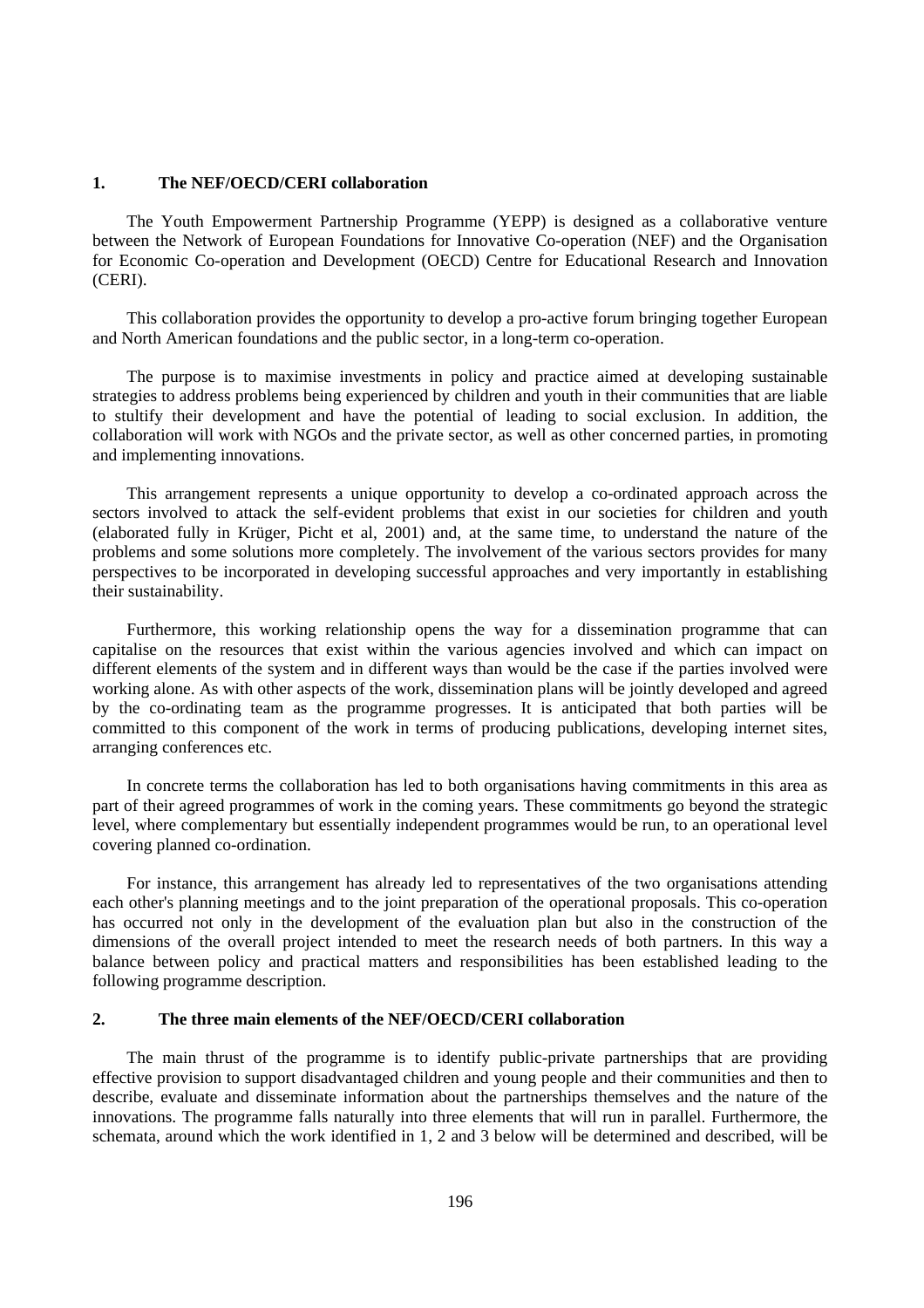## 1. The NEF/OECD/CERI collaboration

The Youth Empowerment Partnership Programme (YEPP) is designed as a collaborative venture between the Network of European Foundations for Innovative Co-operation (NEF) and the Organisation for Economic Co-operation and Development (OECD) Centre for Educational Research and Innovation (CERI).

This collaboration provides the opportunity to develop a pro-active forum bringing together European and North American foundations and the public sector, in a long-term co-operation.

The purpose is to maximise investments in policy and practice aimed at developing sustainable strategies to address problems being experienced by children and youth in their communities that are liable to stultify their development and have the potential of leading to social exclusion. In addition, the collaboration will work with NGOs and the private sector, as well as other concerned parties, in promoting and implementing innovations.

This arrangement represents a unique opportunity to develop a co-ordinated approach across the sectors involved to attack the self-evident problems that exist in our societies for children and youth (elaborated fully in Krüger, Picht et al, 2001) and, at the same time, to understand the nature of the problems and some solutions more completely. The involvement of the various sectors provides for many perspectives to be incorporated in developing successful approaches and very importantly in establishing their sustainability.

Furthermore, this working relationship opens the way for a dissemination programme that can capitalise on the resources that exist within the various agencies involved and which can impact on different elements of the system and in different ways than would be the case if the parties involved were working alone. As with other aspects of the work, dissemination plans will be jointly developed and agreed by the co-ordinating team as the programme progresses. It is anticipated that both parties will be committed to this component of the work in terms of producing publications, developing internet sites, arranging conferences etc.

In concrete terms the collaboration has led to both organisations having commitments in this area as part of their agreed programmes of work in the coming years. These commitments go beyond the strategic level, where complementary but essentially independent programmes would be run, to an operational level covering planned co-ordination.

For instance, this arrangement has already led to representatives of the two organisations attending each other's planning meetings and to the joint preparation of the operational proposals. This co-operation has occurred not only in the development of the evaluation plan but also in the construction of the dimensions of the overall project intended to meet the research needs of both partners. In this way a balance between policy and practical matters and responsibilities has been established leading to the following programme description.

## 2. The three main elements of the NEF/OECD/CERI collaboration

The main thrust of the programme is to identify public-private partnerships that are providing effective provision to support disadvantaged children and young people and their communities and then to describe, evaluate and disseminate information about the partnerships themselves and the nature of the innovations. The programme falls naturally into three elements that will run in parallel. Furthermore, the schemata, around which the work identified in 1, 2 and 3 below will be determined and described, will be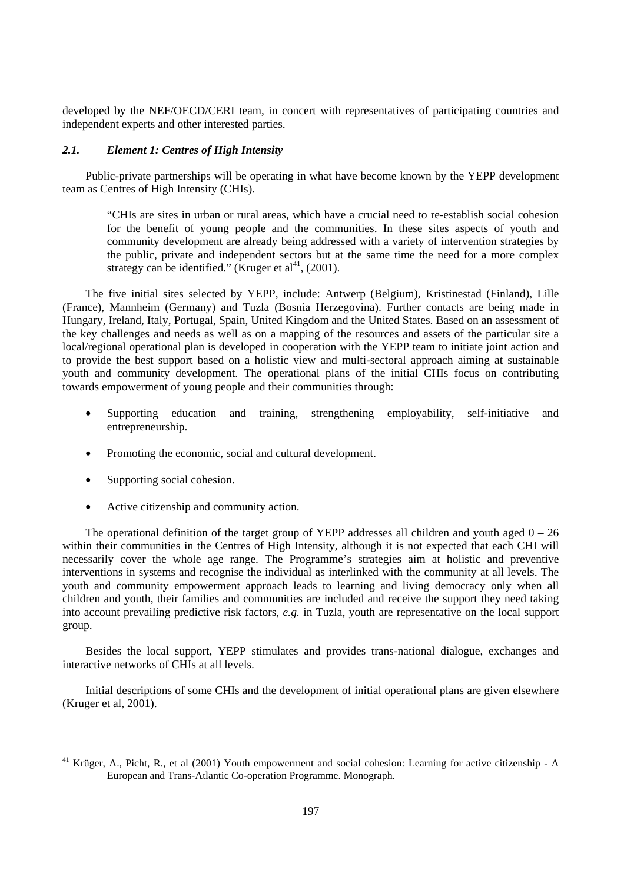developed by the NEF/OECD/CERI team, in concert with representatives of participating countries and independent experts and other interested parties.

### *2.1. Element 1: Centres of High Intensity*

Public-private partnerships will be operating in what have become known by the YEPP development team as Centres of High Intensity (CHIs).

> "CHIs are sites in urban or rural areas, which have a crucial need to re-establish social cohesion for the benefit of young people and the communities. In these sites aspects of youth and community development are already being addressed with a variety of intervention strategies by the public, private and independent sectors but at the same time the need for a more complex strategy can be identified." (Kruger et al[41], (2001).

The five initial sites selected by YEPP, include: Antwerp (Belgium), Kristinestad (Finland), Lille (France), Mannheim (Germany) and Tuzla (Bosnia Herzegovina). Further contacts are being made in Hungary, Ireland, Italy, Portugal, Spain, United Kingdom and the United States. Based on an assessment of the key challenges and needs as well as on a mapping of the resources and assets of the particular site a local/regional operational plan is developed in cooperation with the YEPP team to initiate joint action and to provide the best support based on a holistic view and multi-sectoral approach aiming at sustainable youth and community development. The operational plans of the initial CHIs focus on contributing towards empowerment of young people and their communities through:

- Supporting education and training, strengthening employability, self-initiative and entrepreneurship.
- Promoting the economic, social and cultural development.
- Supporting social cohesion.
- Active citizenship and community action.

The operational definition of the target group of YEPP addresses all children and youth aged 0 – 26 within their communities in the Centres of High Intensity, although it is not expected that each CHI will necessarily cover the whole age range. The Programme's strategies aim at holistic and preventive interventions in systems and recognise the individual as interlinked with the community at all levels. The youth and community empowerment approach leads to learning and living democracy only when all children and youth, their families and communities are included and receive the support they need taking into account prevailing predictive risk factors, *e.g.* in Tuzla, youth are representative on the local support group.

Besides the local support, YEPP stimulates and provides trans-national dialogue, exchanges and interactive networks of CHIs at all levels.

Initial descriptions of some CHIs and the development of initial operational plans are given elsewhere (Kruger et al, 2001).

---

[41] Krüger, A., Picht, R., et al (2001) Youth empowerment and social cohesion: Learning for active citizenship - A European and Trans-Atlantic Co-operation Programme. Monograph.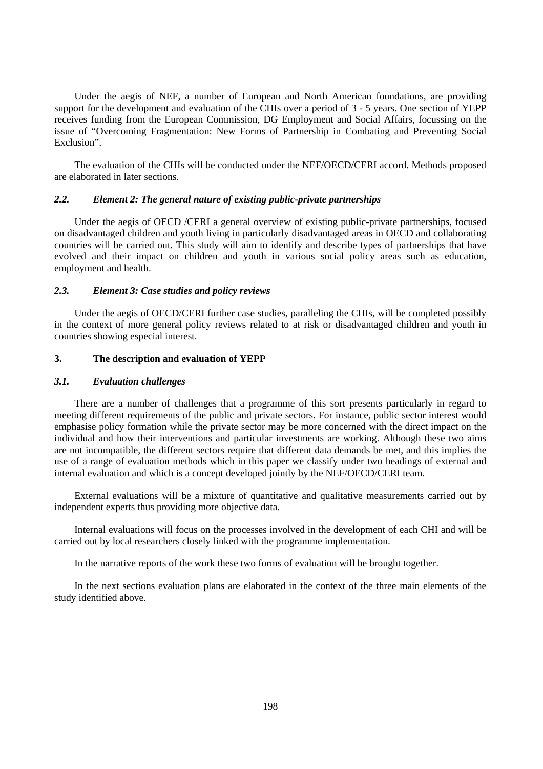Under the aegis of NEF, a number of European and North American foundations, are providing support for the development and evaluation of the CHIs over a period of 3 - 5 years. One section of YEPP receives funding from the European Commission, DG Employment and Social Affairs, focussing on the issue of "Overcoming Fragmentation: New Forms of Partnership in Combating and Preventing Social Exclusion".

The evaluation of the CHIs will be conducted under the NEF/OECD/CERI accord. Methods proposed are elaborated in later sections.

### *2.2. Element 2: The general nature of existing public-private partnerships*

Under the aegis of OECD /CERI a general overview of existing public-private partnerships, focused on disadvantaged children and youth living in particularly disadvantaged areas in OECD and collaborating countries will be carried out. This study will aim to identify and describe types of partnerships that have evolved and their impact on children and youth in various social policy areas such as education, employment and health.

### *2.3. Element 3: Case studies and policy reviews*

Under the aegis of OECD/CERI further case studies, paralleling the CHIs, will be completed possibly in the context of more general policy reviews related to at risk or disadvantaged children and youth in countries showing especial interest.

## 3. The description and evaluation of YEPP

### *3.1. Evaluation challenges*

There are a number of challenges that a programme of this sort presents particularly in regard to meeting different requirements of the public and private sectors. For instance, public sector interest would emphasise policy formation while the private sector may be more concerned with the direct impact on the individual and how their interventions and particular investments are working. Although these two aims are not incompatible, the different sectors require that different data demands be met, and this implies the use of a range of evaluation methods which in this paper we classify under two headings of external and internal evaluation and which is a concept developed jointly by the NEF/OECD/CERI team.

External evaluations will be a mixture of quantitative and qualitative measurements carried out by independent experts thus providing more objective data.

Internal evaluations will focus on the processes involved in the development of each CHI and will be carried out by local researchers closely linked with the programme implementation.

In the narrative reports of the work these two forms of evaluation will be brought together.

In the next sections evaluation plans are elaborated in the context of the three main elements of the study identified above.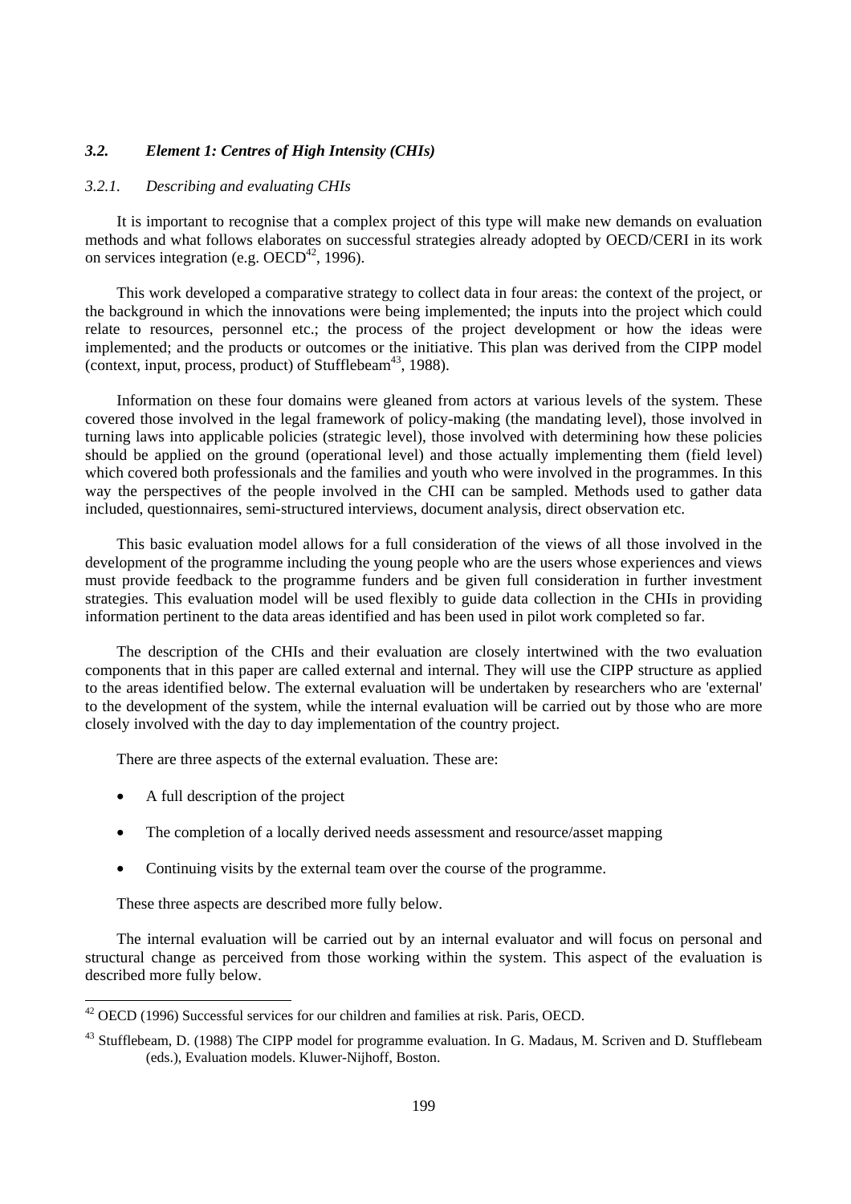### *3.2. Element 1: Centres of High Intensity (CHIs)*

#### *3.2.1. Describing and evaluating CHIs*

It is important to recognise that a complex project of this type will make new demands on evaluation methods and what follows elaborates on successful strategies already adopted by OECD/CERI in its work on services integration (e.g. OECD[42], 1996).

This work developed a comparative strategy to collect data in four areas: the context of the project, or the background in which the innovations were being implemented; the inputs into the project which could relate to resources, personnel etc.; the process of the project development or how the ideas were implemented; and the products or outcomes or the initiative. This plan was derived from the CIPP model (context, input, process, product) of Stufflebeam[43], 1988).

Information on these four domains were gleaned from actors at various levels of the system. These covered those involved in the legal framework of policy-making (the mandating level), those involved in turning laws into applicable policies (strategic level), those involved with determining how these policies should be applied on the ground (operational level) and those actually implementing them (field level) which covered both professionals and the families and youth who were involved in the programmes. In this way the perspectives of the people involved in the CHI can be sampled. Methods used to gather data included, questionnaires, semi-structured interviews, document analysis, direct observation etc.

This basic evaluation model allows for a full consideration of the views of all those involved in the development of the programme including the young people who are the users whose experiences and views must provide feedback to the programme funders and be given full consideration in further investment strategies. This evaluation model will be used flexibly to guide data collection in the CHIs in providing information pertinent to the data areas identified and has been used in pilot work completed so far.

The description of the CHIs and their evaluation are closely intertwined with the two evaluation components that in this paper are called external and internal. They will use the CIPP structure as applied to the areas identified below. The external evaluation will be undertaken by researchers who are 'external' to the development of the system, while the internal evaluation will be carried out by those who are more closely involved with the day to day implementation of the country project.

There are three aspects of the external evaluation. These are:

- A full description of the project
- The completion of a locally derived needs assessment and resource/asset mapping
- Continuing visits by the external team over the course of the programme.

These three aspects are described more fully below.

The internal evaluation will be carried out by an internal evaluator and will focus on personal and structural change as perceived from those working within the system. This aspect of the evaluation is described more fully below.

---

[42] OECD (1996) Successful services for our children and families at risk. Paris, OECD.

[43] Stufflebeam, D. (1988) The CIPP model for programme evaluation. In G. Madaus, M. Scriven and D. Stufflebeam (eds.), Evaluation models. Kluwer-Nijhoff, Boston.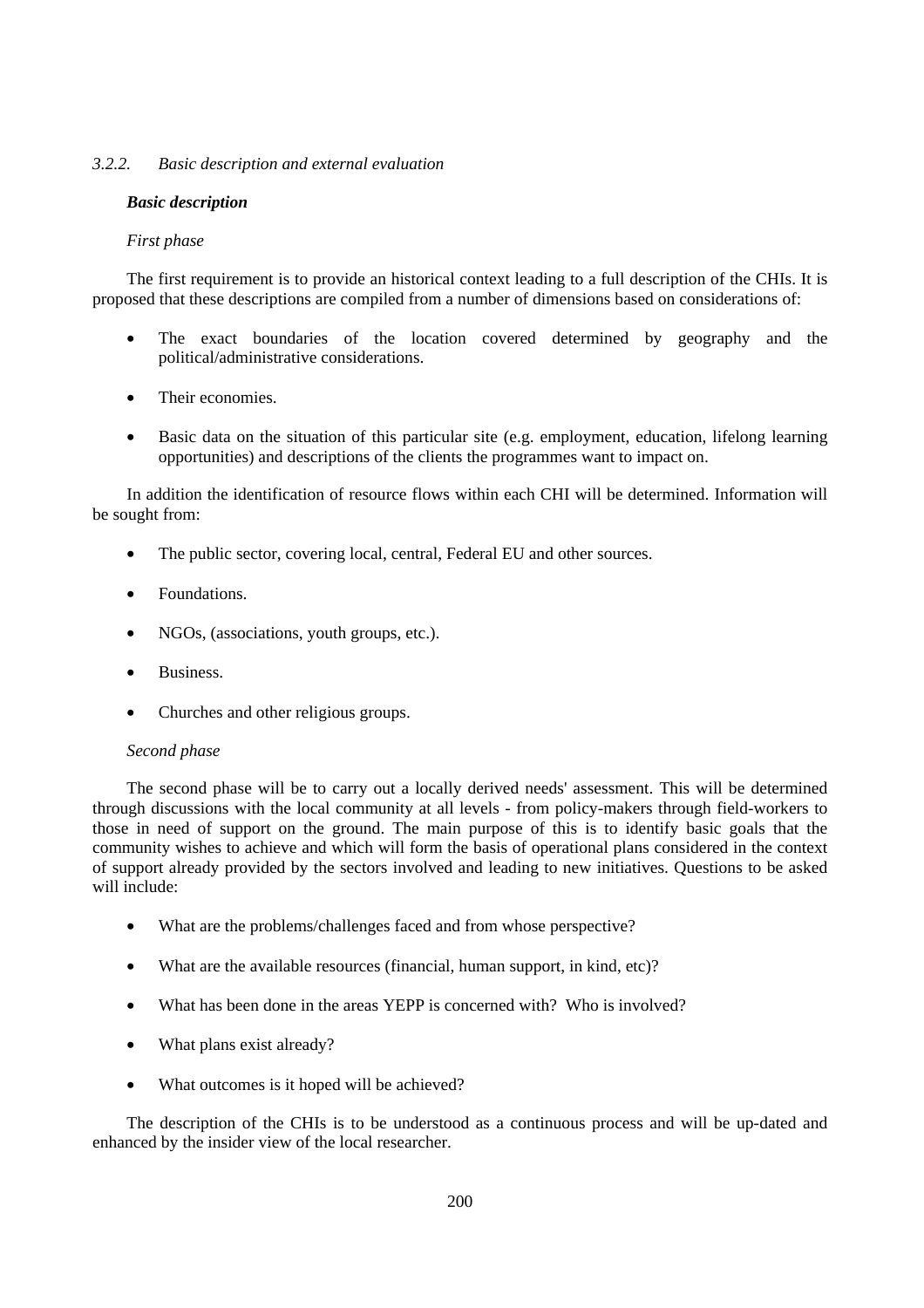### *3.2.2. Basic description and external evaluation*

***Basic description***

*First phase*

The first requirement is to provide an historical context leading to a full description of the CHIs. It is proposed that these descriptions are compiled from a number of dimensions based on considerations of:

- The exact boundaries of the location covered determined by geography and the political/administrative considerations.
- Their economies.
- Basic data on the situation of this particular site (e.g. employment, education, lifelong learning opportunities) and descriptions of the clients the programmes want to impact on.

In addition the identification of resource flows within each CHI will be determined. Information will be sought from:

- The public sector, covering local, central, Federal EU and other sources.
- Foundations.
- NGOs, (associations, youth groups, etc.).
- Business.
- Churches and other religious groups.

*Second phase*

The second phase will be to carry out a locally derived needs' assessment. This will be determined through discussions with the local community at all levels - from policy-makers through field-workers to those in need of support on the ground. The main purpose of this is to identify basic goals that the community wishes to achieve and which will form the basis of operational plans considered in the context of support already provided by the sectors involved and leading to new initiatives. Questions to be asked will include:

- What are the problems/challenges faced and from whose perspective?
- What are the available resources (financial, human support, in kind, etc)?
- What has been done in the areas YEPP is concerned with? Who is involved?
- What plans exist already?
- What outcomes is it hoped will be achieved?

The description of the CHIs is to be understood as a continuous process and will be up-dated and enhanced by the insider view of the local researcher.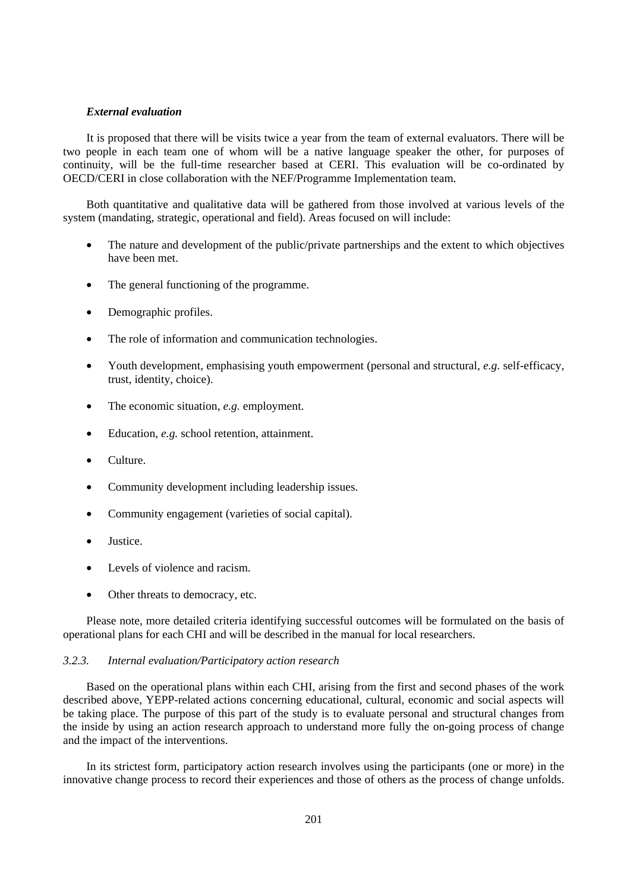***External evaluation***

It is proposed that there will be visits twice a year from the team of external evaluators. There will be two people in each team one of whom will be a native language speaker the other, for purposes of continuity, will be the full-time researcher based at CERI. This evaluation will be co-ordinated by OECD/CERI in close collaboration with the NEF/Programme Implementation team.

Both quantitative and qualitative data will be gathered from those involved at various levels of the system (mandating, strategic, operational and field). Areas focused on will include:

- The nature and development of the public/private partnerships and the extent to which objectives have been met.
- The general functioning of the programme.
- Demographic profiles.
- The role of information and communication technologies.
- Youth development, emphasising youth empowerment (personal and structural, *e.g.* self-efficacy, trust, identity, choice).
- The economic situation, *e.g.* employment.
- Education, *e.g.* school retention, attainment.
- Culture.
- Community development including leadership issues.
- Community engagement (varieties of social capital).
- Justice.
- Levels of violence and racism.
- Other threats to democracy, etc.

Please note, more detailed criteria identifying successful outcomes will be formulated on the basis of operational plans for each CHI and will be described in the manual for local researchers.

### *3.2.3. Internal evaluation/Participatory action research*

Based on the operational plans within each CHI, arising from the first and second phases of the work described above, YEPP-related actions concerning educational, cultural, economic and social aspects will be taking place. The purpose of this part of the study is to evaluate personal and structural changes from the inside by using an action research approach to understand more fully the on-going process of change and the impact of the interventions.

In its strictest form, participatory action research involves using the participants (one or more) in the innovative change process to record their experiences and those of others as the process of change unfolds.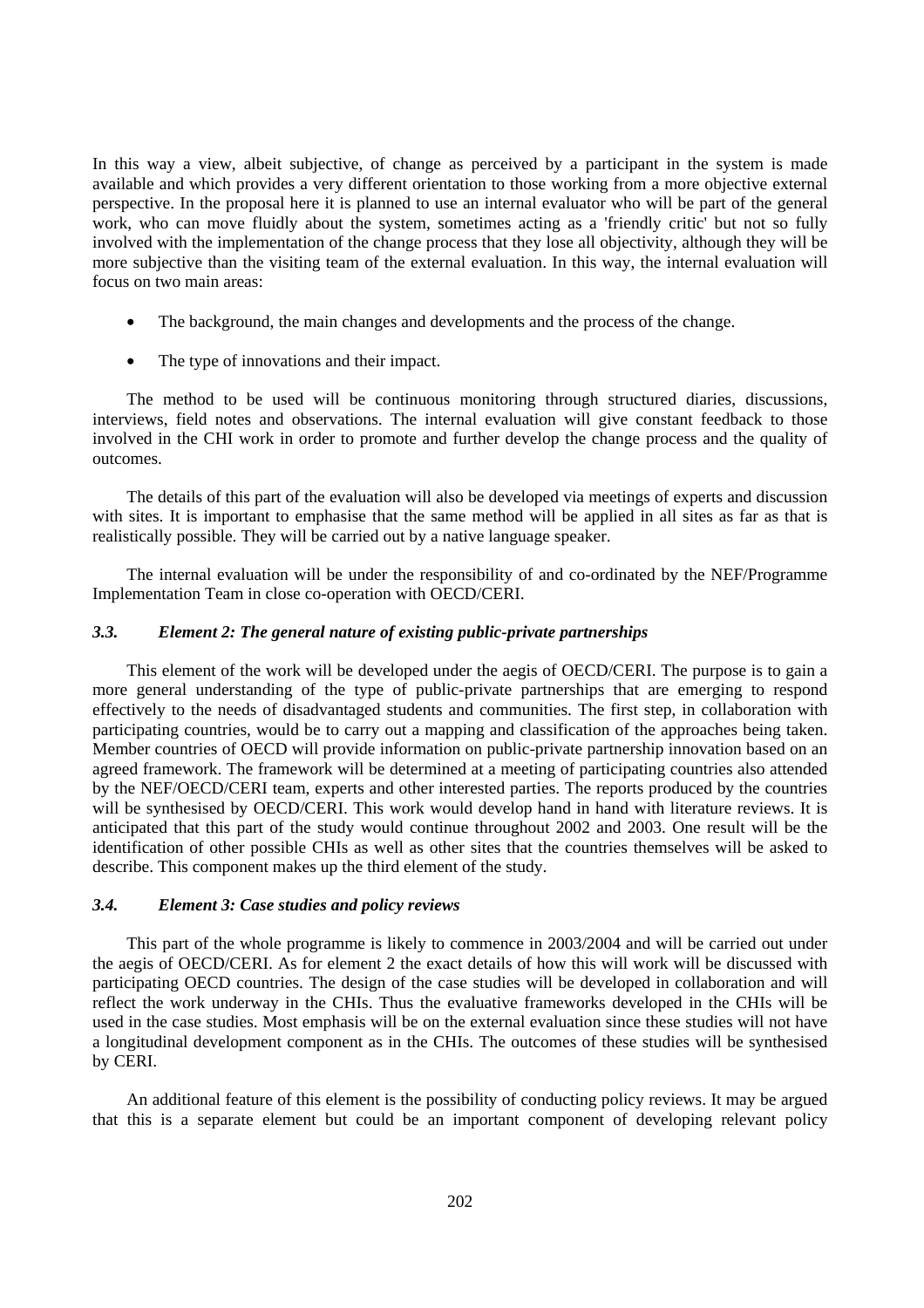In this way a view, albeit subjective, of change as perceived by a participant in the system is made available and which provides a very different orientation to those working from a more objective external perspective. In the proposal here it is planned to use an internal evaluator who will be part of the general work, who can move fluidly about the system, sometimes acting as a 'friendly critic' but not so fully involved with the implementation of the change process that they lose all objectivity, although they will be more subjective than the visiting team of the external evaluation. In this way, the internal evaluation will focus on two main areas:

- The background, the main changes and developments and the process of the change.
- The type of innovations and their impact.

The method to be used will be continuous monitoring through structured diaries, discussions, interviews, field notes and observations. The internal evaluation will give constant feedback to those involved in the CHI work in order to promote and further develop the change process and the quality of outcomes.

The details of this part of the evaluation will also be developed via meetings of experts and discussion with sites. It is important to emphasise that the same method will be applied in all sites as far as that is realistically possible. They will be carried out by a native language speaker.

The internal evaluation will be under the responsibility of and co-ordinated by the NEF/Programme Implementation Team in close co-operation with OECD/CERI.

### *3.3. Element 2: The general nature of existing public-private partnerships*

This element of the work will be developed under the aegis of OECD/CERI. The purpose is to gain a more general understanding of the type of public-private partnerships that are emerging to respond effectively to the needs of disadvantaged students and communities. The first step, in collaboration with participating countries, would be to carry out a mapping and classification of the approaches being taken. Member countries of OECD will provide information on public-private partnership innovation based on an agreed framework. The framework will be determined at a meeting of participating countries also attended by the NEF/OECD/CERI team, experts and other interested parties. The reports produced by the countries will be synthesised by OECD/CERI. This work would develop hand in hand with literature reviews. It is anticipated that this part of the study would continue throughout 2002 and 2003. One result will be the identification of other possible CHIs as well as other sites that the countries themselves will be asked to describe. This component makes up the third element of the study.

### *3.4. Element 3: Case studies and policy reviews*

This part of the whole programme is likely to commence in 2003/2004 and will be carried out under the aegis of OECD/CERI. As for element 2 the exact details of how this will work will be discussed with participating OECD countries. The design of the case studies will be developed in collaboration and will reflect the work underway in the CHIs. Thus the evaluative frameworks developed in the CHIs will be used in the case studies. Most emphasis will be on the external evaluation since these studies will not have a longitudinal development component as in the CHIs. The outcomes of these studies will be synthesised by CERI.

An additional feature of this element is the possibility of conducting policy reviews. It may be argued that this is a separate element but could be an important component of developing relevant policy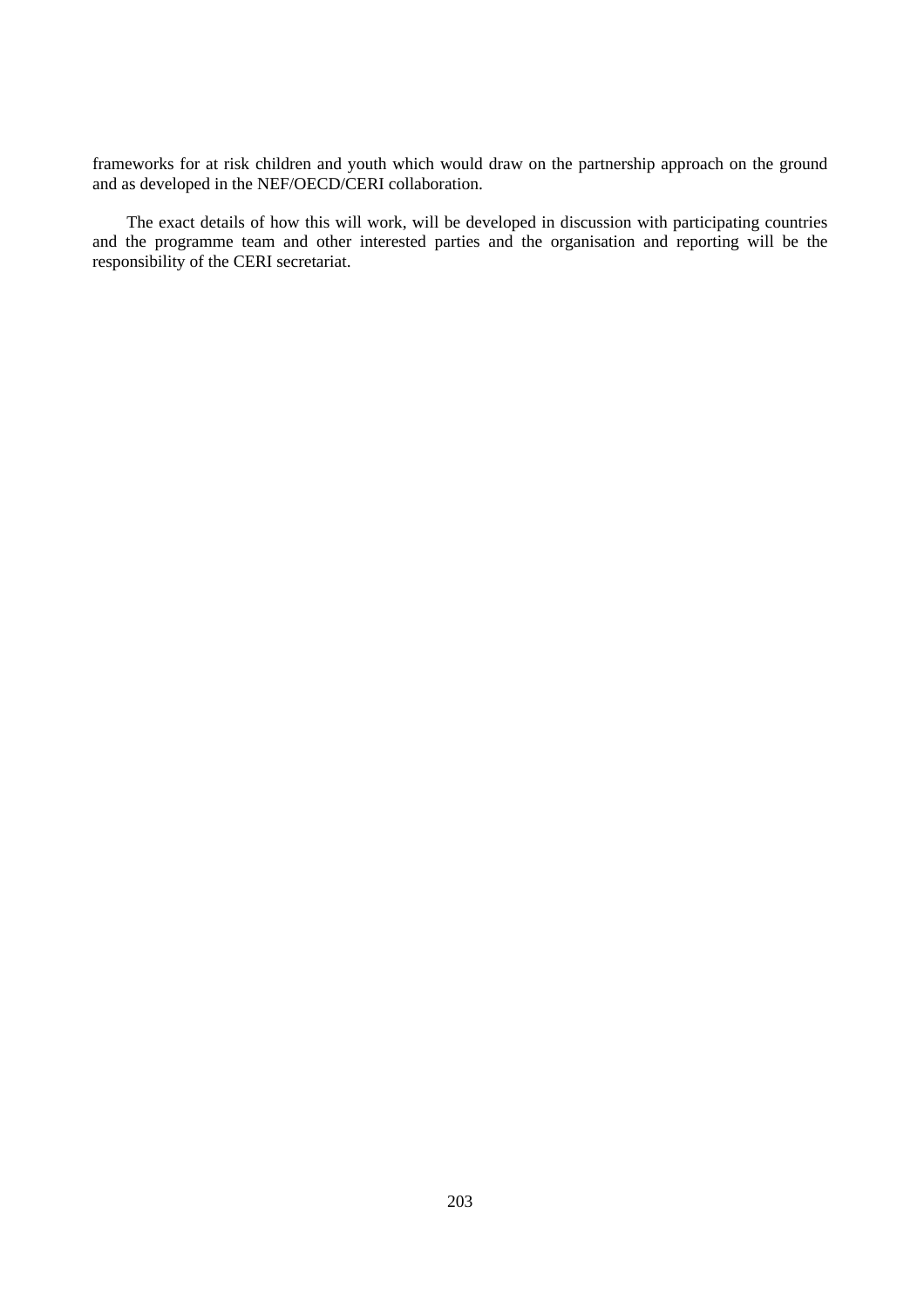frameworks for at risk children and youth which would draw on the partnership approach on the ground and as developed in the NEF/OECD/CERI collaboration.

The exact details of how this will work, will be developed in discussion with participating countries and the programme team and other interested parties and the organisation and reporting will be the responsibility of the CERI secretariat.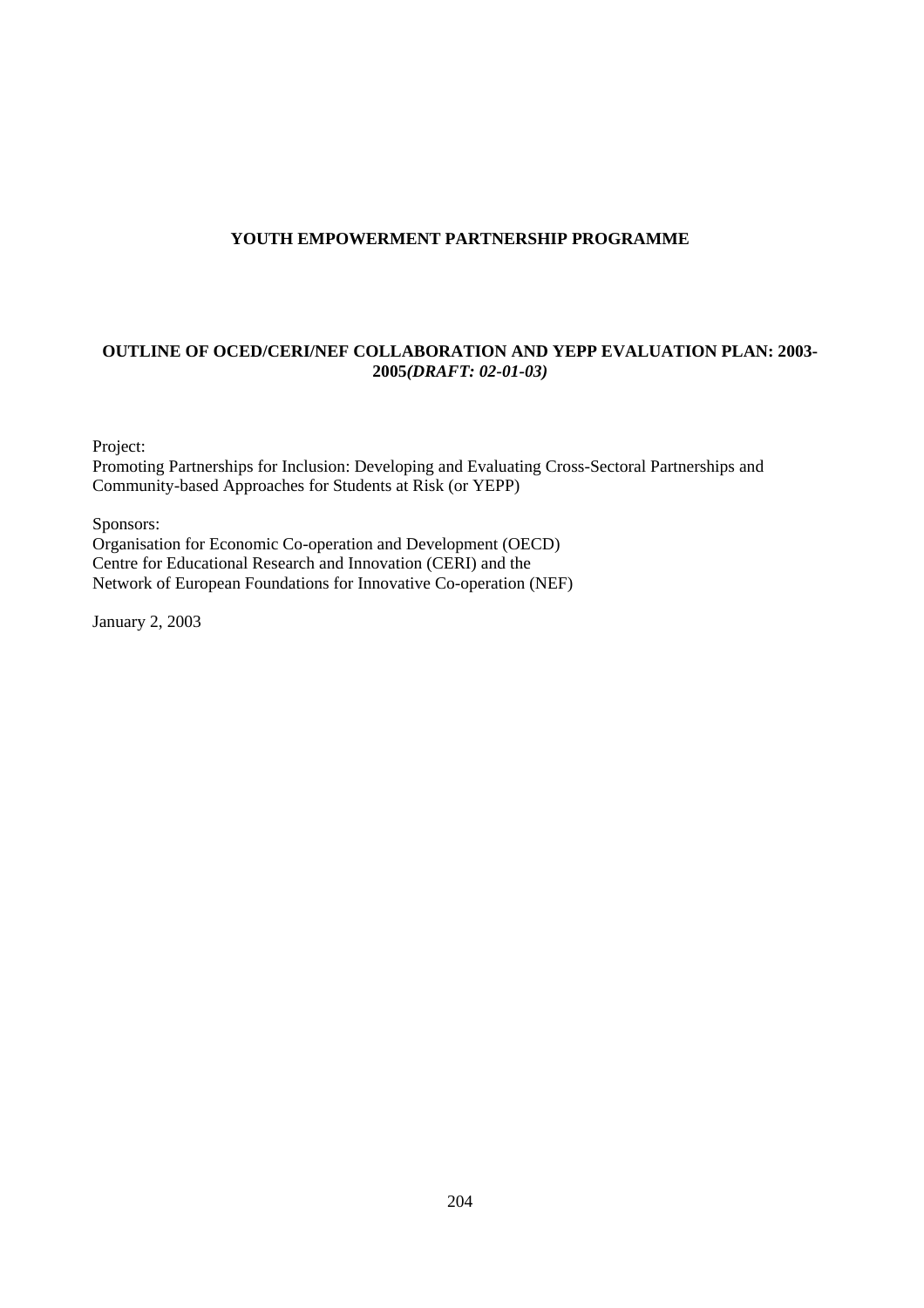**YOUTH EMPOWERMENT PARTNERSHIP PROGRAMME**

**OUTLINE OF OCED/CERI/NEF COLLABORATION AND YEPP EVALUATION PLAN: 2003-2005*(DRAFT: 02-01-03)***

Project:
Promoting Partnerships for Inclusion: Developing and Evaluating Cross-Sectoral Partnerships and Community-based Approaches for Students at Risk (or YEPP)

Sponsors:
Organisation for Economic Co-operation and Development (OECD)
Centre for Educational Research and Innovation (CERI) and the
Network of European Foundations for Innovative Co-operation (NEF)

January 2, 2003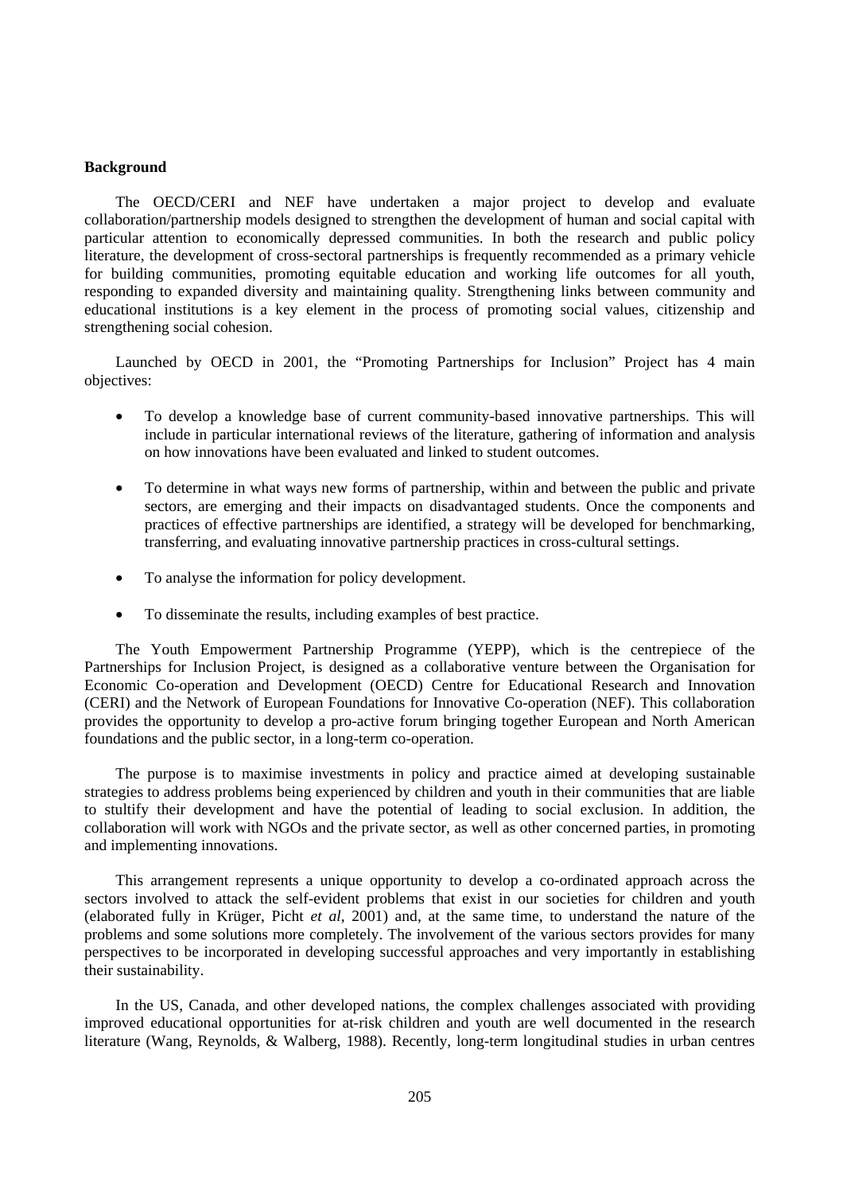**Background**

The OECD/CERI and NEF have undertaken a major project to develop and evaluate collaboration/partnership models designed to strengthen the development of human and social capital with particular attention to economically depressed communities. In both the research and public policy literature, the development of cross-sectoral partnerships is frequently recommended as a primary vehicle for building communities, promoting equitable education and working life outcomes for all youth, responding to expanded diversity and maintaining quality. Strengthening links between community and educational institutions is a key element in the process of promoting social values, citizenship and strengthening social cohesion.

Launched by OECD in 2001, the "Promoting Partnerships for Inclusion" Project has 4 main objectives:

- To develop a knowledge base of current community-based innovative partnerships. This will include in particular international reviews of the literature, gathering of information and analysis on how innovations have been evaluated and linked to student outcomes.

- To determine in what ways new forms of partnership, within and between the public and private sectors, are emerging and their impacts on disadvantaged students. Once the components and practices of effective partnerships are identified, a strategy will be developed for benchmarking, transferring, and evaluating innovative partnership practices in cross-cultural settings.

- To analyse the information for policy development.

- To disseminate the results, including examples of best practice.

The Youth Empowerment Partnership Programme (YEPP), which is the centrepiece of the Partnerships for Inclusion Project, is designed as a collaborative venture between the Organisation for Economic Co-operation and Development (OECD) Centre for Educational Research and Innovation (CERI) and the Network of European Foundations for Innovative Co-operation (NEF). This collaboration provides the opportunity to develop a pro-active forum bringing together European and North American foundations and the public sector, in a long-term co-operation.

The purpose is to maximise investments in policy and practice aimed at developing sustainable strategies to address problems being experienced by children and youth in their communities that are liable to stultify their development and have the potential of leading to social exclusion. In addition, the collaboration will work with NGOs and the private sector, as well as other concerned parties, in promoting and implementing innovations.

This arrangement represents a unique opportunity to develop a co-ordinated approach across the sectors involved to attack the self-evident problems that exist in our societies for children and youth (elaborated fully in Krüger, Picht *et al*, 2001) and, at the same time, to understand the nature of the problems and some solutions more completely. The involvement of the various sectors provides for many perspectives to be incorporated in developing successful approaches and very importantly in establishing their sustainability.

In the US, Canada, and other developed nations, the complex challenges associated with providing improved educational opportunities for at-risk children and youth are well documented in the research literature (Wang, Reynolds, & Walberg, 1988). Recently, long-term longitudinal studies in urban centres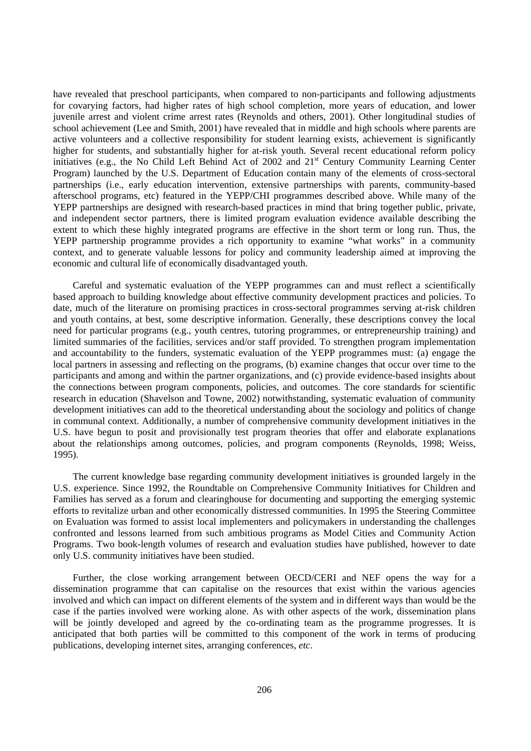have revealed that preschool participants, when compared to non-participants and following adjustments for covarying factors, had higher rates of high school completion, more years of education, and lower juvenile arrest and violent crime arrest rates (Reynolds and others, 2001). Other longitudinal studies of school achievement (Lee and Smith, 2001) have revealed that in middle and high schools where parents are active volunteers and a collective responsibility for student learning exists, achievement is significantly higher for students, and substantially higher for at-risk youth. Several recent educational reform policy initiatives (e.g., the No Child Left Behind Act of 2002 and 21st Century Community Learning Center Program) launched by the U.S. Department of Education contain many of the elements of cross-sectoral partnerships (i.e., early education intervention, extensive partnerships with parents, community-based afterschool programs, etc) featured in the YEPP/CHI programmes described above. While many of the YEPP partnerships are designed with research-based practices in mind that bring together public, private, and independent sector partners, there is limited program evaluation evidence available describing the extent to which these highly integrated programs are effective in the short term or long run. Thus, the YEPP partnership programme provides a rich opportunity to examine "what works" in a community context, and to generate valuable lessons for policy and community leadership aimed at improving the economic and cultural life of economically disadvantaged youth.

Careful and systematic evaluation of the YEPP programmes can and must reflect a scientifically based approach to building knowledge about effective community development practices and policies. To date, much of the literature on promising practices in cross-sectoral programmes serving at-risk children and youth contains, at best, some descriptive information. Generally, these descriptions convey the local need for particular programs (e.g., youth centres, tutoring programmes, or entrepreneurship training) and limited summaries of the facilities, services and/or staff provided. To strengthen program implementation and accountability to the funders, systematic evaluation of the YEPP programmes must: (a) engage the local partners in assessing and reflecting on the programs, (b) examine changes that occur over time to the participants and among and within the partner organizations, and (c) provide evidence-based insights about the connections between program components, policies, and outcomes. The core standards for scientific research in education (Shavelson and Towne, 2002) notwithstanding, systematic evaluation of community development initiatives can add to the theoretical understanding about the sociology and politics of change in communal context. Additionally, a number of comprehensive community development initiatives in the U.S. have begun to posit and provisionally test program theories that offer and elaborate explanations about the relationships among outcomes, policies, and program components (Reynolds, 1998; Weiss, 1995).

The current knowledge base regarding community development initiatives is grounded largely in the U.S. experience. Since 1992, the Roundtable on Comprehensive Community Initiatives for Children and Families has served as a forum and clearinghouse for documenting and supporting the emerging systemic efforts to revitalize urban and other economically distressed communities. In 1995 the Steering Committee on Evaluation was formed to assist local implementers and policymakers in understanding the challenges confronted and lessons learned from such ambitious programs as Model Cities and Community Action Programs. Two book-length volumes of research and evaluation studies have published, however to date only U.S. community initiatives have been studied.

Further, the close working arrangement between OECD/CERI and NEF opens the way for a dissemination programme that can capitalise on the resources that exist within the various agencies involved and which can impact on different elements of the system and in different ways than would be the case if the parties involved were working alone. As with other aspects of the work, dissemination plans will be jointly developed and agreed by the co-ordinating team as the programme progresses. It is anticipated that both parties will be committed to this component of the work in terms of producing publications, developing internet sites, arranging conferences, *etc*.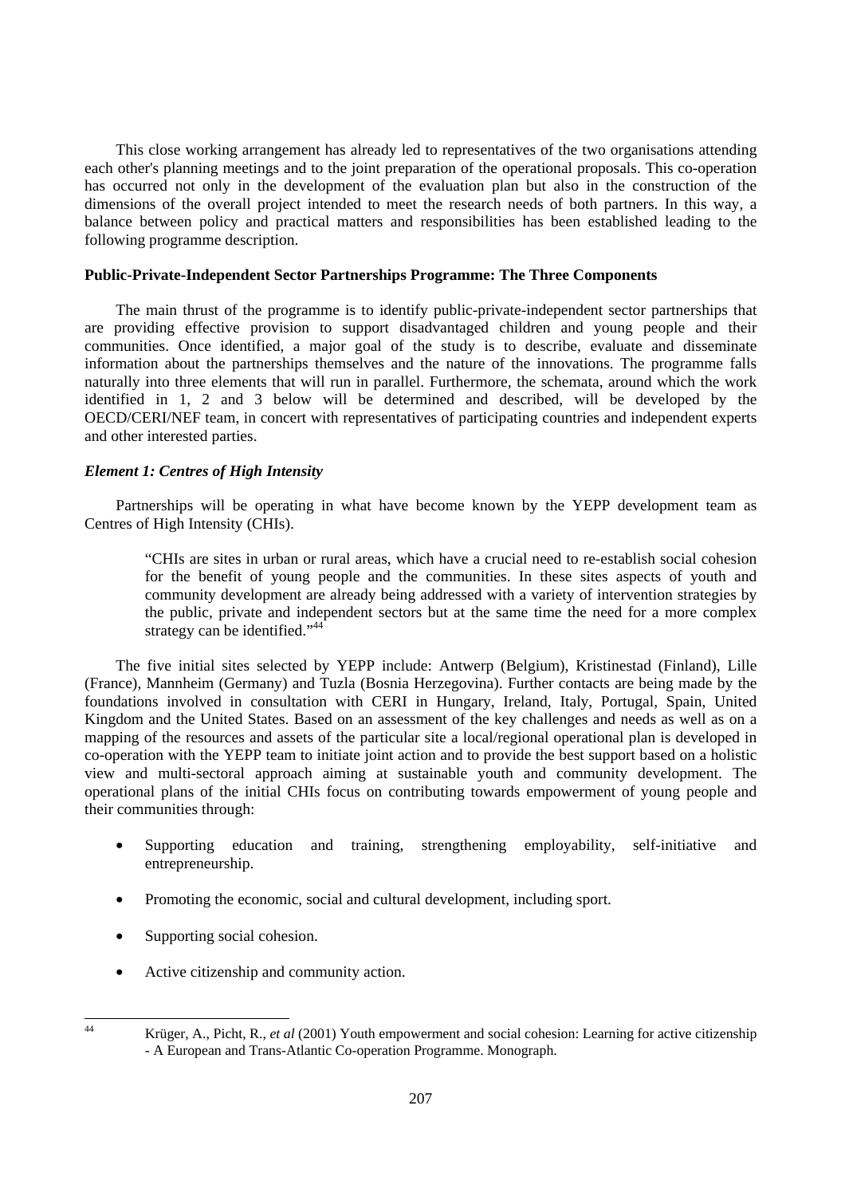This close working arrangement has already led to representatives of the two organisations attending each other's planning meetings and to the joint preparation of the operational proposals. This co-operation has occurred not only in the development of the evaluation plan but also in the construction of the dimensions of the overall project intended to meet the research needs of both partners. In this way, a balance between policy and practical matters and responsibilities has been established leading to the following programme description.

**Public-Private-Independent Sector Partnerships Programme: The Three Components**

The main thrust of the programme is to identify public-private-independent sector partnerships that are providing effective provision to support disadvantaged children and young people and their communities. Once identified, a major goal of the study is to describe, evaluate and disseminate information about the partnerships themselves and the nature of the innovations. The programme falls naturally into three elements that will run in parallel. Furthermore, the schemata, around which the work identified in 1, 2 and 3 below will be determined and described, will be developed by the OECD/CERI/NEF team, in concert with representatives of participating countries and independent experts and other interested parties.

***Element 1: Centres of High Intensity***

Partnerships will be operating in what have become known by the YEPP development team as Centres of High Intensity (CHIs).

> "CHIs are sites in urban or rural areas, which have a crucial need to re-establish social cohesion for the benefit of young people and the communities. In these sites aspects of youth and community development are already being addressed with a variety of intervention strategies by the public, private and independent sectors but at the same time the need for a more complex strategy can be identified."[44]

The five initial sites selected by YEPP include: Antwerp (Belgium), Kristinestad (Finland), Lille (France), Mannheim (Germany) and Tuzla (Bosnia Herzegovina). Further contacts are being made by the foundations involved in consultation with CERI in Hungary, Ireland, Italy, Portugal, Spain, United Kingdom and the United States. Based on an assessment of the key challenges and needs as well as on a mapping of the resources and assets of the particular site a local/regional operational plan is developed in co-operation with the YEPP team to initiate joint action and to provide the best support based on a holistic view and multi-sectoral approach aiming at sustainable youth and community development. The operational plans of the initial CHIs focus on contributing towards empowerment of young people and their communities through:

- Supporting education and training, strengthening employability, self-initiative and entrepreneurship.
- Promoting the economic, social and cultural development, including sport.
- Supporting social cohesion.
- Active citizenship and community action.

---

[44] Krüger, A., Picht, R., *et al* (2001) Youth empowerment and social cohesion: Learning for active citizenship - A European and Trans-Atlantic Co-operation Programme. Monograph.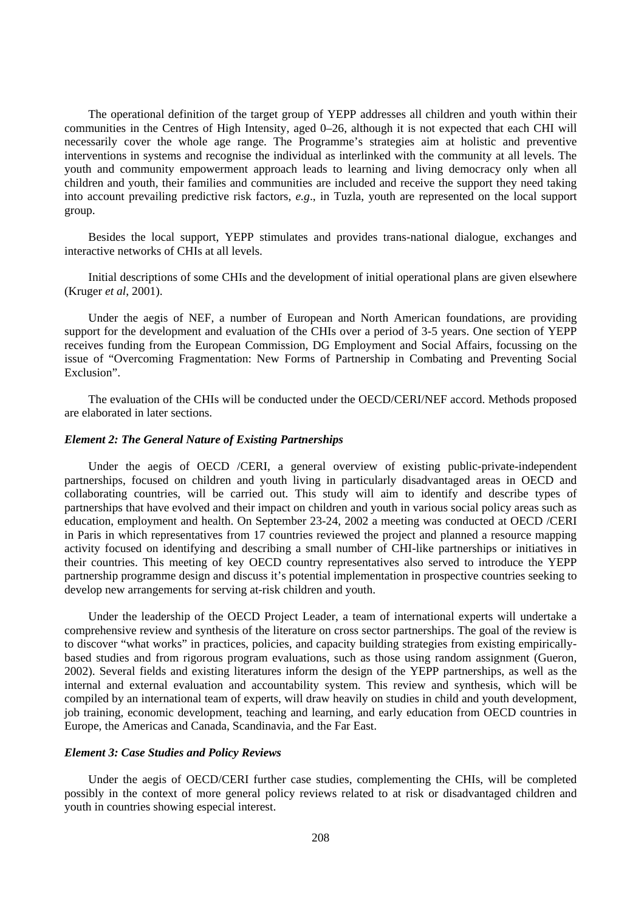The operational definition of the target group of YEPP addresses all children and youth within their communities in the Centres of High Intensity, aged 0–26, although it is not expected that each CHI will necessarily cover the whole age range. The Programme's strategies aim at holistic and preventive interventions in systems and recognise the individual as interlinked with the community at all levels. The youth and community empowerment approach leads to learning and living democracy only when all children and youth, their families and communities are included and receive the support they need taking into account prevailing predictive risk factors, *e.g*., in Tuzla, youth are represented on the local support group.

Besides the local support, YEPP stimulates and provides trans-national dialogue, exchanges and interactive networks of CHIs at all levels.

Initial descriptions of some CHIs and the development of initial operational plans are given elsewhere (Kruger *et al*, 2001).

Under the aegis of NEF, a number of European and North American foundations, are providing support for the development and evaluation of the CHIs over a period of 3-5 years. One section of YEPP receives funding from the European Commission, DG Employment and Social Affairs, focussing on the issue of "Overcoming Fragmentation: New Forms of Partnership in Combating and Preventing Social Exclusion".

The evaluation of the CHIs will be conducted under the OECD/CERI/NEF accord. Methods proposed are elaborated in later sections.

### *Element 2: The General Nature of Existing Partnerships*

Under the aegis of OECD /CERI, a general overview of existing public-private-independent partnerships, focused on children and youth living in particularly disadvantaged areas in OECD and collaborating countries, will be carried out. This study will aim to identify and describe types of partnerships that have evolved and their impact on children and youth in various social policy areas such as education, employment and health. On September 23-24, 2002 a meeting was conducted at OECD /CERI in Paris in which representatives from 17 countries reviewed the project and planned a resource mapping activity focused on identifying and describing a small number of CHI-like partnerships or initiatives in their countries. This meeting of key OECD country representatives also served to introduce the YEPP partnership programme design and discuss it's potential implementation in prospective countries seeking to develop new arrangements for serving at-risk children and youth.

Under the leadership of the OECD Project Leader, a team of international experts will undertake a comprehensive review and synthesis of the literature on cross sector partnerships. The goal of the review is to discover "what works" in practices, policies, and capacity building strategies from existing empirically-based studies and from rigorous program evaluations, such as those using random assignment (Gueron, 2002). Several fields and existing literatures inform the design of the YEPP partnerships, as well as the internal and external evaluation and accountability system. This review and synthesis, which will be compiled by an international team of experts, will draw heavily on studies in child and youth development, job training, economic development, teaching and learning, and early education from OECD countries in Europe, the Americas and Canada, Scandinavia, and the Far East.

### *Element 3: Case Studies and Policy Reviews*

Under the aegis of OECD/CERI further case studies, complementing the CHIs, will be completed possibly in the context of more general policy reviews related to at risk or disadvantaged children and youth in countries showing especial interest.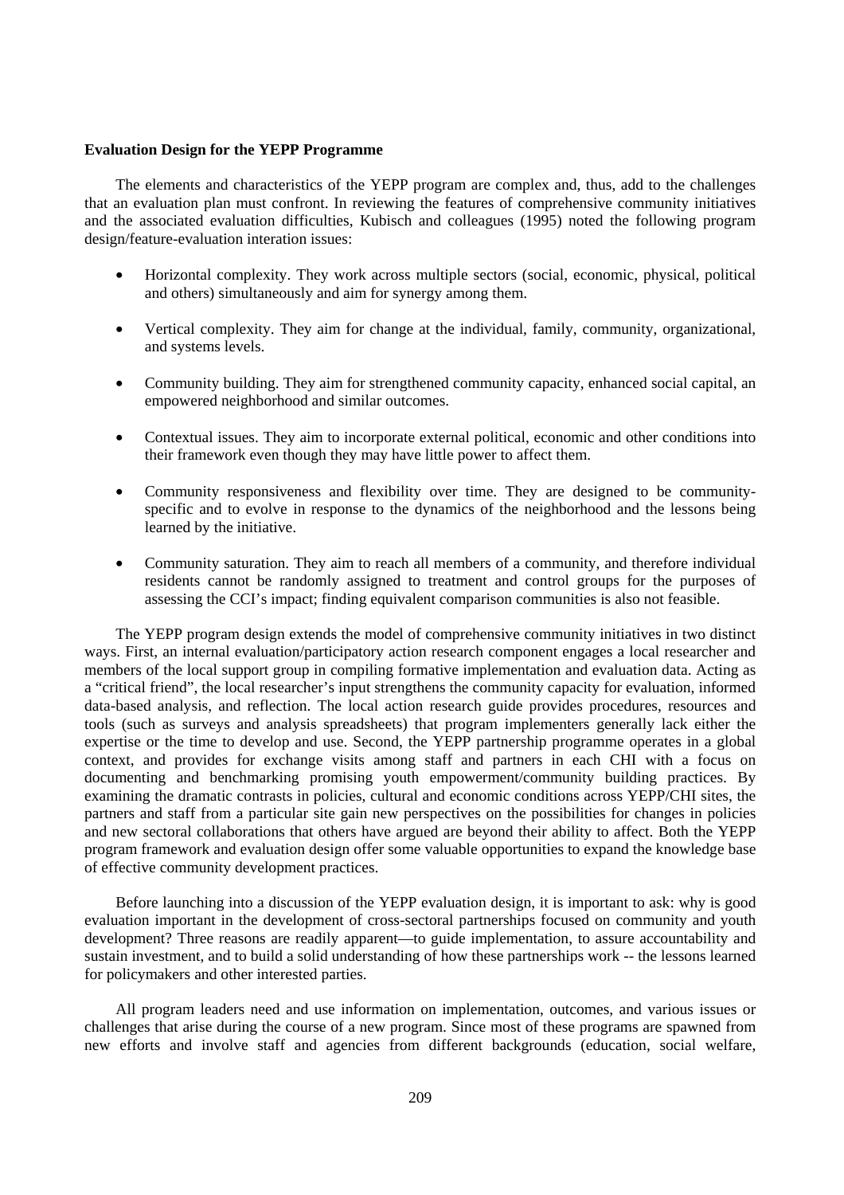**Evaluation Design for the YEPP Programme**

The elements and characteristics of the YEPP program are complex and, thus, add to the challenges that an evaluation plan must confront. In reviewing the features of comprehensive community initiatives and the associated evaluation difficulties, Kubisch and colleagues (1995) noted the following program design/feature-evaluation interation issues:

- Horizontal complexity. They work across multiple sectors (social, economic, physical, political and others) simultaneously and aim for synergy among them.
- Vertical complexity. They aim for change at the individual, family, community, organizational, and systems levels.
- Community building. They aim for strengthened community capacity, enhanced social capital, an empowered neighborhood and similar outcomes.
- Contextual issues. They aim to incorporate external political, economic and other conditions into their framework even though they may have little power to affect them.
- Community responsiveness and flexibility over time. They are designed to be community-specific and to evolve in response to the dynamics of the neighborhood and the lessons being learned by the initiative.
- Community saturation. They aim to reach all members of a community, and therefore individual residents cannot be randomly assigned to treatment and control groups for the purposes of assessing the CCI's impact; finding equivalent comparison communities is also not feasible.

The YEPP program design extends the model of comprehensive community initiatives in two distinct ways. First, an internal evaluation/participatory action research component engages a local researcher and members of the local support group in compiling formative implementation and evaluation data. Acting as a "critical friend", the local researcher's input strengthens the community capacity for evaluation, informed data-based analysis, and reflection. The local action research guide provides procedures, resources and tools (such as surveys and analysis spreadsheets) that program implementers generally lack either the expertise or the time to develop and use. Second, the YEPP partnership programme operates in a global context, and provides for exchange visits among staff and partners in each CHI with a focus on documenting and benchmarking promising youth empowerment/community building practices. By examining the dramatic contrasts in policies, cultural and economic conditions across YEPP/CHI sites, the partners and staff from a particular site gain new perspectives on the possibilities for changes in policies and new sectoral collaborations that others have argued are beyond their ability to affect. Both the YEPP program framework and evaluation design offer some valuable opportunities to expand the knowledge base of effective community development practices.

Before launching into a discussion of the YEPP evaluation design, it is important to ask: why is good evaluation important in the development of cross-sectoral partnerships focused on community and youth development? Three reasons are readily apparent—to guide implementation, to assure accountability and sustain investment, and to build a solid understanding of how these partnerships work -- the lessons learned for policymakers and other interested parties.

All program leaders need and use information on implementation, outcomes, and various issues or challenges that arise during the course of a new program. Since most of these programs are spawned from new efforts and involve staff and agencies from different backgrounds (education, social welfare,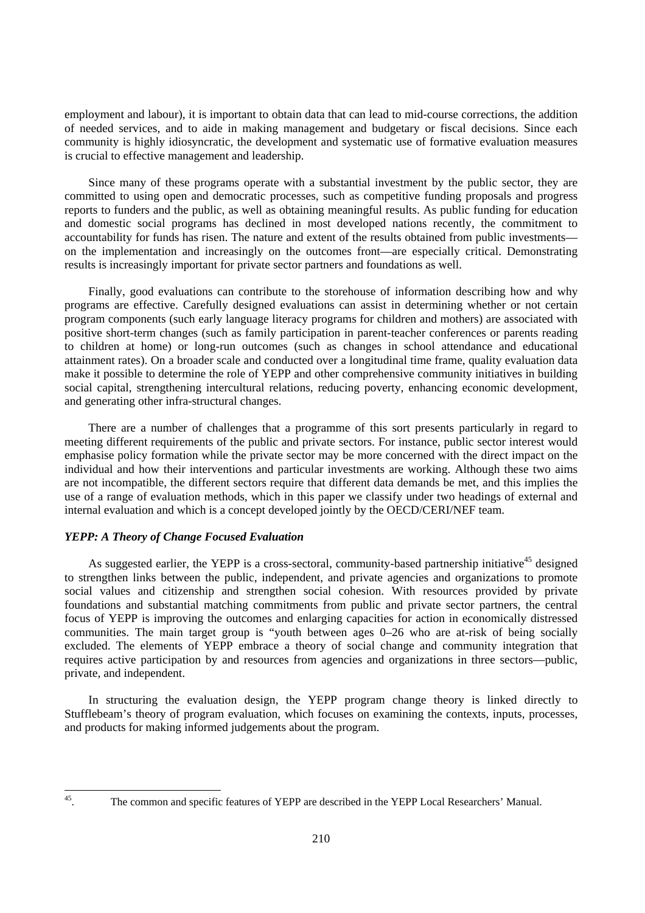employment and labour), it is important to obtain data that can lead to mid-course corrections, the addition of needed services, and to aide in making management and budgetary or fiscal decisions. Since each community is highly idiosyncratic, the development and systematic use of formative evaluation measures is crucial to effective management and leadership.

Since many of these programs operate with a substantial investment by the public sector, they are committed to using open and democratic processes, such as competitive funding proposals and progress reports to funders and the public, as well as obtaining meaningful results. As public funding for education and domestic social programs has declined in most developed nations recently, the commitment to accountability for funds has risen. The nature and extent of the results obtained from public investments—on the implementation and increasingly on the outcomes front—are especially critical. Demonstrating results is increasingly important for private sector partners and foundations as well.

Finally, good evaluations can contribute to the storehouse of information describing how and why programs are effective. Carefully designed evaluations can assist in determining whether or not certain program components (such early language literacy programs for children and mothers) are associated with positive short-term changes (such as family participation in parent-teacher conferences or parents reading to children at home) or long-run outcomes (such as changes in school attendance and educational attainment rates). On a broader scale and conducted over a longitudinal time frame, quality evaluation data make it possible to determine the role of YEPP and other comprehensive community initiatives in building social capital, strengthening intercultural relations, reducing poverty, enhancing economic development, and generating other infra-structural changes.

There are a number of challenges that a programme of this sort presents particularly in regard to meeting different requirements of the public and private sectors. For instance, public sector interest would emphasise policy formation while the private sector may be more concerned with the direct impact on the individual and how their interventions and particular investments are working. Although these two aims are not incompatible, the different sectors require that different data demands be met, and this implies the use of a range of evaluation methods, which in this paper we classify under two headings of external and internal evaluation and which is a concept developed jointly by the OECD/CERI/NEF team.

### *YEPP: A Theory of Change Focused Evaluation*

As suggested earlier, the YEPP is a cross-sectoral, community-based partnership initiative[45] designed to strengthen links between the public, independent, and private agencies and organizations to promote social values and citizenship and strengthen social cohesion. With resources provided by private foundations and substantial matching commitments from public and private sector partners, the central focus of YEPP is improving the outcomes and enlarging capacities for action in economically distressed communities. The main target group is "youth between ages 0–26 who are at-risk of being socially excluded. The elements of YEPP embrace a theory of social change and community integration that requires active participation by and resources from agencies and organizations in three sectors—public, private, and independent.

In structuring the evaluation design, the YEPP program change theory is linked directly to Stufflebeam's theory of program evaluation, which focuses on examining the contexts, inputs, processes, and products for making informed judgements about the program.

---

[45]. The common and specific features of YEPP are described in the YEPP Local Researchers' Manual.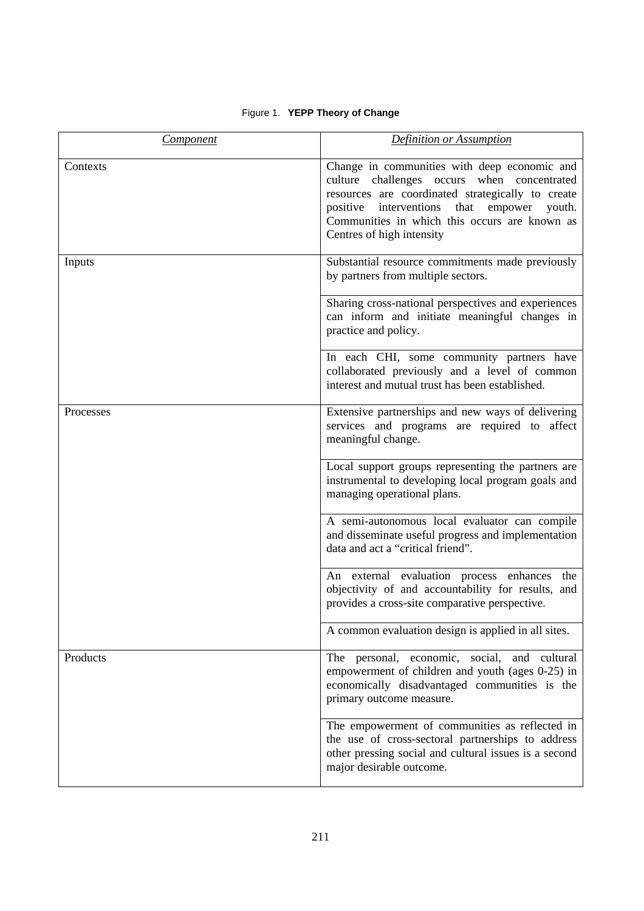Figure 1. **YEPP Theory of Change**

| *Component* | *Definition or Assumption* |
|---|---|
| Contexts | Change in communities with deep economic and culture challenges occurs when concentrated resources are coordinated strategically to create positive interventions that empower youth. Communities in which this occurs are known as Centres of high intensity |
| Inputs | Substantial resource commitments made previously by partners from multiple sectors. |
| | Sharing cross-national perspectives and experiences can inform and initiate meaningful changes in practice and policy. |
| | In each CHI, some community partners have collaborated previously and a level of common interest and mutual trust has been established. |
| Processes | Extensive partnerships and new ways of delivering services and programs are required to affect meaningful change. |
| | Local support groups representing the partners are instrumental to developing local program goals and managing operational plans. |
| | A semi-autonomous local evaluator can compile and disseminate useful progress and implementation data and act a "critical friend". |
| | An external evaluation process enhances the objectivity of and accountability for results, and provides a cross-site comparative perspective. |
| | A common evaluation design is applied in all sites. |
| Products | The personal, economic, social, and cultural empowerment of children and youth (ages 0-25) in economically disadvantaged communities is the primary outcome measure. |
| | The empowerment of communities as reflected in the use of cross-sectoral partnerships to address other pressing social and cultural issues is a second major desirable outcome. |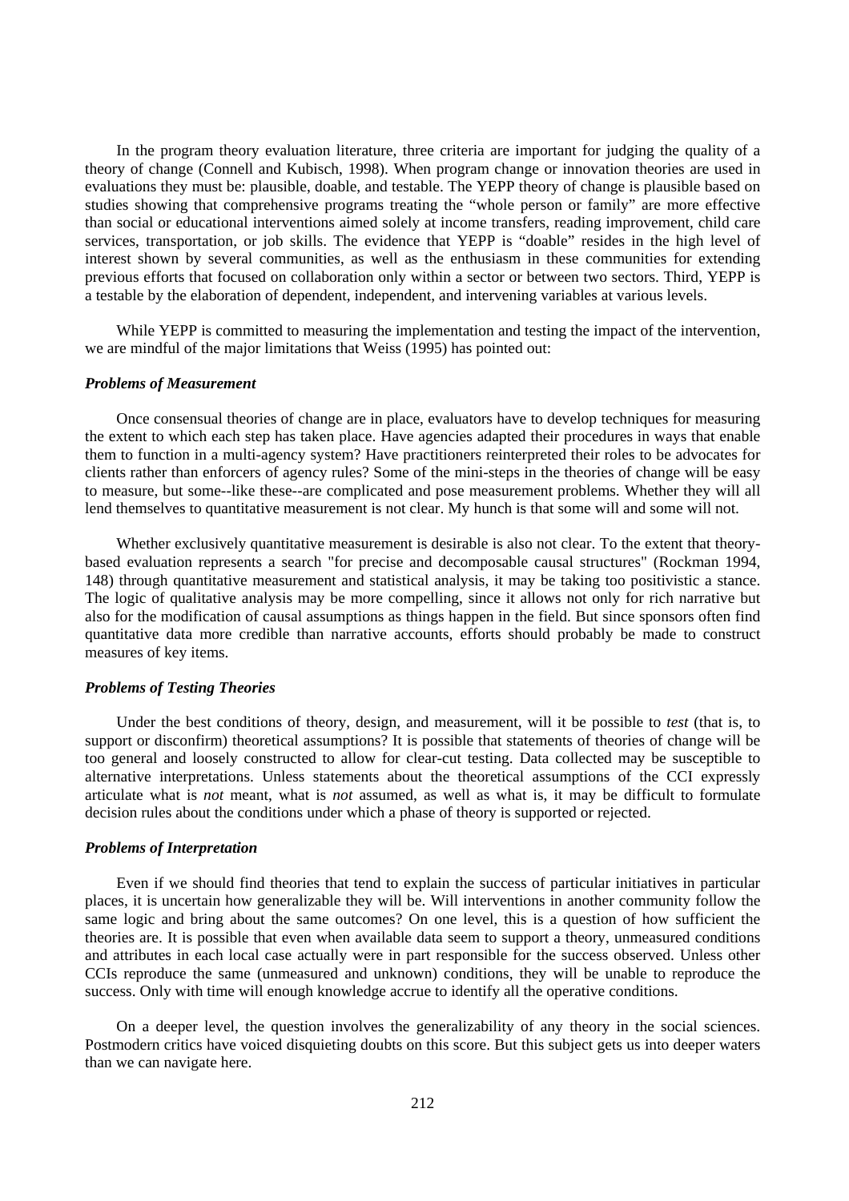In the program theory evaluation literature, three criteria are important for judging the quality of a theory of change (Connell and Kubisch, 1998). When program change or innovation theories are used in evaluations they must be: plausible, doable, and testable. The YEPP theory of change is plausible based on studies showing that comprehensive programs treating the "whole person or family" are more effective than social or educational interventions aimed solely at income transfers, reading improvement, child care services, transportation, or job skills. The evidence that YEPP is "doable" resides in the high level of interest shown by several communities, as well as the enthusiasm in these communities for extending previous efforts that focused on collaboration only within a sector or between two sectors. Third, YEPP is a testable by the elaboration of dependent, independent, and intervening variables at various levels.

While YEPP is committed to measuring the implementation and testing the impact of the intervention, we are mindful of the major limitations that Weiss (1995) has pointed out:

***Problems of Measurement***

Once consensual theories of change are in place, evaluators have to develop techniques for measuring the extent to which each step has taken place. Have agencies adapted their procedures in ways that enable them to function in a multi-agency system? Have practitioners reinterpreted their roles to be advocates for clients rather than enforcers of agency rules? Some of the mini-steps in the theories of change will be easy to measure, but some--like these--are complicated and pose measurement problems. Whether they will all lend themselves to quantitative measurement is not clear. My hunch is that some will and some will not.

Whether exclusively quantitative measurement is desirable is also not clear. To the extent that theory-based evaluation represents a search "for precise and decomposable causal structures" (Rockman 1994, 148) through quantitative measurement and statistical analysis, it may be taking too positivistic a stance. The logic of qualitative analysis may be more compelling, since it allows not only for rich narrative but also for the modification of causal assumptions as things happen in the field. But since sponsors often find quantitative data more credible than narrative accounts, efforts should probably be made to construct measures of key items.

***Problems of Testing Theories***

Under the best conditions of theory, design, and measurement, will it be possible to *test* (that is, to support or disconfirm) theoretical assumptions? It is possible that statements of theories of change will be too general and loosely constructed to allow for clear-cut testing. Data collected may be susceptible to alternative interpretations. Unless statements about the theoretical assumptions of the CCI expressly articulate what is *not* meant, what is *not* assumed, as well as what is, it may be difficult to formulate decision rules about the conditions under which a phase of theory is supported or rejected.

***Problems of Interpretation***

Even if we should find theories that tend to explain the success of particular initiatives in particular places, it is uncertain how generalizable they will be. Will interventions in another community follow the same logic and bring about the same outcomes? On one level, this is a question of how sufficient the theories are. It is possible that even when available data seem to support a theory, unmeasured conditions and attributes in each local case actually were in part responsible for the success observed. Unless other CCIs reproduce the same (unmeasured and unknown) conditions, they will be unable to reproduce the success. Only with time will enough knowledge accrue to identify all the operative conditions.

On a deeper level, the question involves the generalizability of any theory in the social sciences. Postmodern critics have voiced disquieting doubts on this score. But this subject gets us into deeper waters than we can navigate here.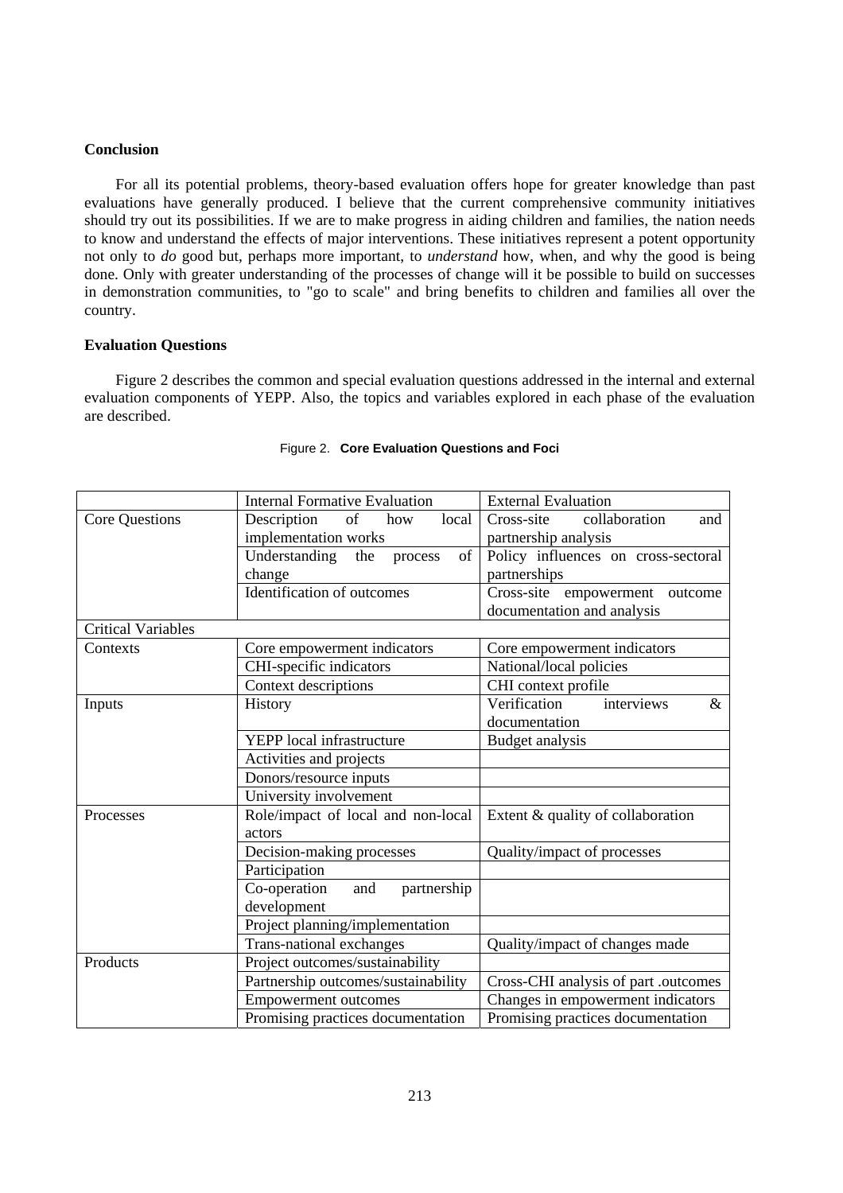**Conclusion**

For all its potential problems, theory-based evaluation offers hope for greater knowledge than past evaluations have generally produced. I believe that the current comprehensive community initiatives should try out its possibilities. If we are to make progress in aiding children and families, the nation needs to know and understand the effects of major interventions. These initiatives represent a potent opportunity not only to *do* good but, perhaps more important, to *understand* how, when, and why the good is being done. Only with greater understanding of the processes of change will it be possible to build on successes in demonstration communities, to "go to scale" and bring benefits to children and families all over the country.

**Evaluation Questions**

Figure 2 describes the common and special evaluation questions addressed in the internal and external evaluation components of YEPP. Also, the topics and variables explored in each phase of the evaluation are described.

Figure 2. **Core Evaluation Questions and Foci**

| | Internal Formative Evaluation | External Evaluation |
|---|---|---|
| Core Questions | Description of how local implementation works | Cross-site collaboration and partnership analysis |
| | Understanding the process of change | Policy influences on cross-sectoral partnerships |
| | Identification of outcomes | Cross-site empowerment outcome documentation and analysis |
| Critical Variables | | |
| Contexts | Core empowerment indicators | Core empowerment indicators |
| | CHI-specific indicators | National/local policies |
| | Context descriptions | CHI context profile |
| Inputs | History | Verification interviews & documentation |
| | YEPP local infrastructure | Budget analysis |
| | Activities and projects | |
| | Donors/resource inputs | |
| | University involvement | |
| Processes | Role/impact of local and non-local actors | Extent & quality of collaboration |
| | Decision-making processes | Quality/impact of processes |
| | Participation | |
| | Co-operation and partnership development | |
| | Project planning/implementation | |
| | Trans-national exchanges | Quality/impact of changes made |
| Products | Project outcomes/sustainability | |
| | Partnership outcomes/sustainability | Cross-CHI analysis of part .outcomes |
| | Empowerment outcomes | Changes in empowerment indicators |
| | Promising practices documentation | Promising practices documentation |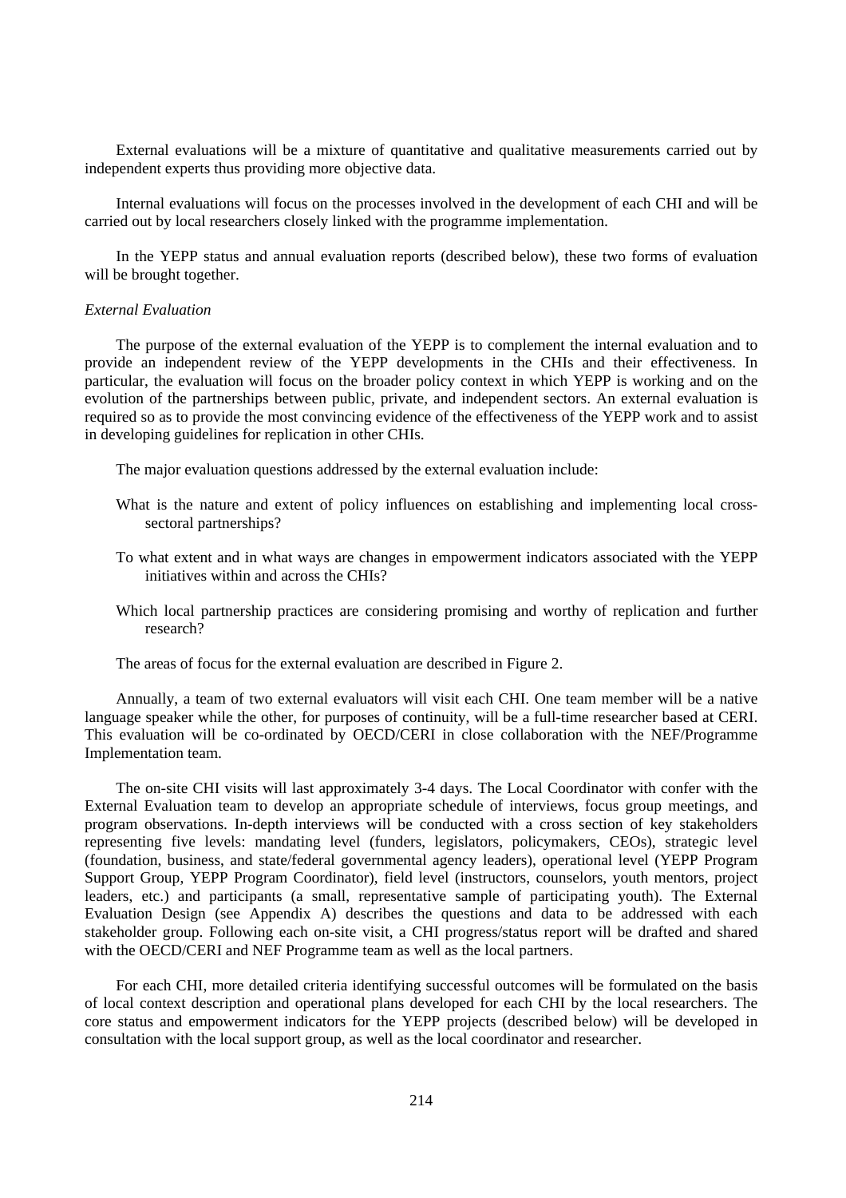External evaluations will be a mixture of quantitative and qualitative measurements carried out by independent experts thus providing more objective data.

Internal evaluations will focus on the processes involved in the development of each CHI and will be carried out by local researchers closely linked with the programme implementation.

In the YEPP status and annual evaluation reports (described below), these two forms of evaluation will be brought together.

*External Evaluation*

The purpose of the external evaluation of the YEPP is to complement the internal evaluation and to provide an independent review of the YEPP developments in the CHIs and their effectiveness. In particular, the evaluation will focus on the broader policy context in which YEPP is working and on the evolution of the partnerships between public, private, and independent sectors. An external evaluation is required so as to provide the most convincing evidence of the effectiveness of the YEPP work and to assist in developing guidelines for replication in other CHIs.

The major evaluation questions addressed by the external evaluation include:

What is the nature and extent of policy influences on establishing and implementing local cross-sectoral partnerships?

To what extent and in what ways are changes in empowerment indicators associated with the YEPP initiatives within and across the CHIs?

Which local partnership practices are considering promising and worthy of replication and further research?

The areas of focus for the external evaluation are described in Figure 2.

Annually, a team of two external evaluators will visit each CHI. One team member will be a native language speaker while the other, for purposes of continuity, will be a full-time researcher based at CERI. This evaluation will be co-ordinated by OECD/CERI in close collaboration with the NEF/Programme Implementation team.

The on-site CHI visits will last approximately 3-4 days. The Local Coordinator with confer with the External Evaluation team to develop an appropriate schedule of interviews, focus group meetings, and program observations. In-depth interviews will be conducted with a cross section of key stakeholders representing five levels: mandating level (funders, legislators, policymakers, CEOs), strategic level (foundation, business, and state/federal governmental agency leaders), operational level (YEPP Program Support Group, YEPP Program Coordinator), field level (instructors, counselors, youth mentors, project leaders, etc.) and participants (a small, representative sample of participating youth). The External Evaluation Design (see Appendix A) describes the questions and data to be addressed with each stakeholder group. Following each on-site visit, a CHI progress/status report will be drafted and shared with the OECD/CERI and NEF Programme team as well as the local partners.

For each CHI, more detailed criteria identifying successful outcomes will be formulated on the basis of local context description and operational plans developed for each CHI by the local researchers. The core status and empowerment indicators for the YEPP projects (described below) will be developed in consultation with the local support group, as well as the local coordinator and researcher.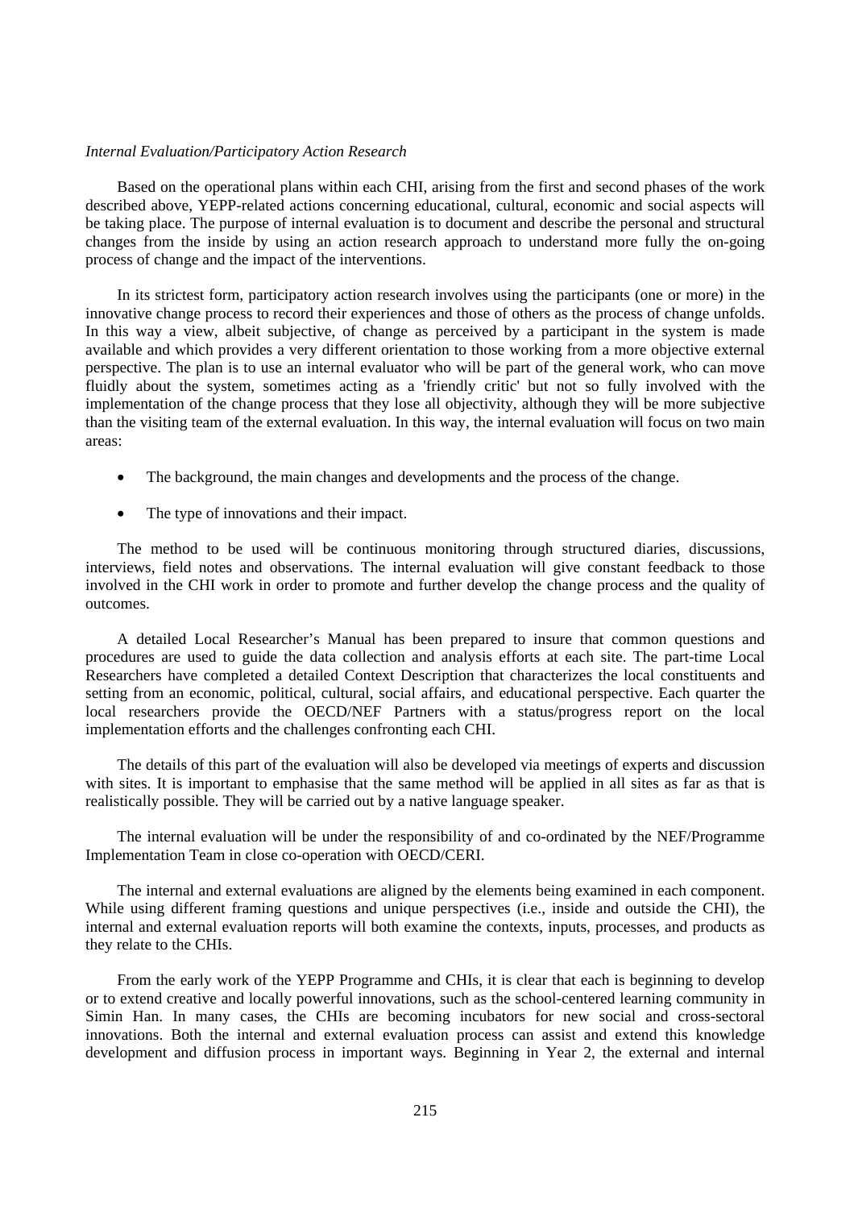*Internal Evaluation/Participatory Action Research*

Based on the operational plans within each CHI, arising from the first and second phases of the work described above, YEPP-related actions concerning educational, cultural, economic and social aspects will be taking place. The purpose of internal evaluation is to document and describe the personal and structural changes from the inside by using an action research approach to understand more fully the on-going process of change and the impact of the interventions.

In its strictest form, participatory action research involves using the participants (one or more) in the innovative change process to record their experiences and those of others as the process of change unfolds. In this way a view, albeit subjective, of change as perceived by a participant in the system is made available and which provides a very different orientation to those working from a more objective external perspective. The plan is to use an internal evaluator who will be part of the general work, who can move fluidly about the system, sometimes acting as a 'friendly critic' but not so fully involved with the implementation of the change process that they lose all objectivity, although they will be more subjective than the visiting team of the external evaluation. In this way, the internal evaluation will focus on two main areas:

- The background, the main changes and developments and the process of the change.
- The type of innovations and their impact.

The method to be used will be continuous monitoring through structured diaries, discussions, interviews, field notes and observations. The internal evaluation will give constant feedback to those involved in the CHI work in order to promote and further develop the change process and the quality of outcomes.

A detailed Local Researcher's Manual has been prepared to insure that common questions and procedures are used to guide the data collection and analysis efforts at each site. The part-time Local Researchers have completed a detailed Context Description that characterizes the local constituents and setting from an economic, political, cultural, social affairs, and educational perspective. Each quarter the local researchers provide the OECD/NEF Partners with a status/progress report on the local implementation efforts and the challenges confronting each CHI.

The details of this part of the evaluation will also be developed via meetings of experts and discussion with sites. It is important to emphasise that the same method will be applied in all sites as far as that is realistically possible. They will be carried out by a native language speaker.

The internal evaluation will be under the responsibility of and co-ordinated by the NEF/Programme Implementation Team in close co-operation with OECD/CERI.

The internal and external evaluations are aligned by the elements being examined in each component. While using different framing questions and unique perspectives (i.e., inside and outside the CHI), the internal and external evaluation reports will both examine the contexts, inputs, processes, and products as they relate to the CHIs.

From the early work of the YEPP Programme and CHIs, it is clear that each is beginning to develop or to extend creative and locally powerful innovations, such as the school-centered learning community in Simin Han. In many cases, the CHIs are becoming incubators for new social and cross-sectoral innovations. Both the internal and external evaluation process can assist and extend this knowledge development and diffusion process in important ways. Beginning in Year 2, the external and internal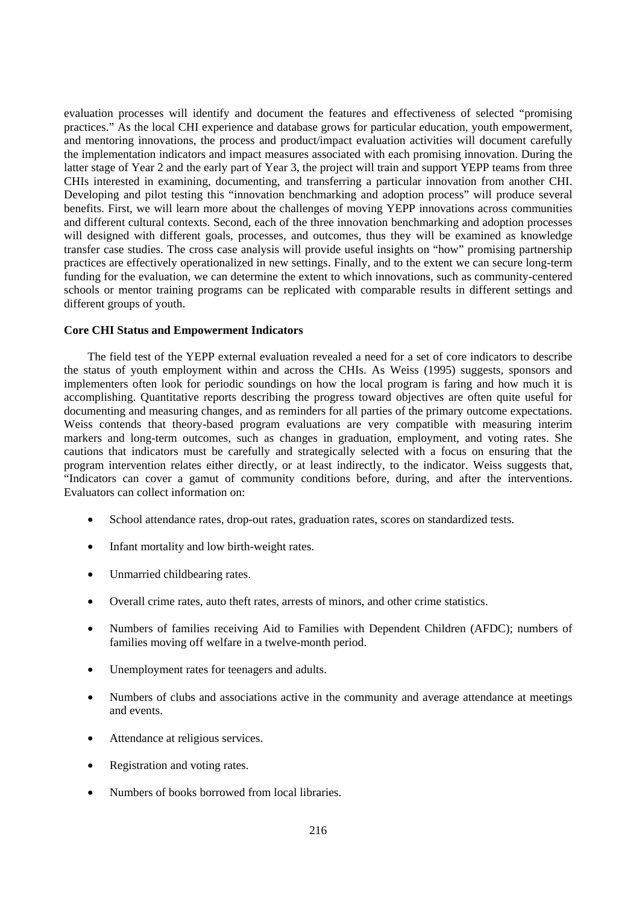evaluation processes will identify and document the features and effectiveness of selected "promising practices." As the local CHI experience and database grows for particular education, youth empowerment, and mentoring innovations, the process and product/impact evaluation activities will document carefully the implementation indicators and impact measures associated with each promising innovation. During the latter stage of Year 2 and the early part of Year 3, the project will train and support YEPP teams from three CHIs interested in examining, documenting, and transferring a particular innovation from another CHI. Developing and pilot testing this "innovation benchmarking and adoption process" will produce several benefits. First, we will learn more about the challenges of moving YEPP innovations across communities and different cultural contexts. Second, each of the three innovation benchmarking and adoption processes will designed with different goals, processes, and outcomes, thus they will be examined as knowledge transfer case studies. The cross case analysis will provide useful insights on "how" promising partnership practices are effectively operationalized in new settings. Finally, and to the extent we can secure long-term funding for the evaluation, we can determine the extent to which innovations, such as community-centered schools or mentor training programs can be replicated with comparable results in different settings and different groups of youth.

**Core CHI Status and Empowerment Indicators**

The field test of the YEPP external evaluation revealed a need for a set of core indicators to describe the status of youth employment within and across the CHIs. As Weiss (1995) suggests, sponsors and implementers often look for periodic soundings on how the local program is faring and how much it is accomplishing. Quantitative reports describing the progress toward objectives are often quite useful for documenting and measuring changes, and as reminders for all parties of the primary outcome expectations. Weiss contends that theory-based program evaluations are very compatible with measuring interim markers and long-term outcomes, such as changes in graduation, employment, and voting rates. She cautions that indicators must be carefully and strategically selected with a focus on ensuring that the program intervention relates either directly, or at least indirectly, to the indicator. Weiss suggests that, "Indicators can cover a gamut of community conditions before, during, and after the interventions. Evaluators can collect information on:

- School attendance rates, drop-out rates, graduation rates, scores on standardized tests.
- Infant mortality and low birth-weight rates.
- Unmarried childbearing rates.
- Overall crime rates, auto theft rates, arrests of minors, and other crime statistics.
- Numbers of families receiving Aid to Families with Dependent Children (AFDC); numbers of families moving off welfare in a twelve-month period.
- Unemployment rates for teenagers and adults.
- Numbers of clubs and associations active in the community and average attendance at meetings and events.
- Attendance at religious services.
- Registration and voting rates.
- Numbers of books borrowed from local libraries.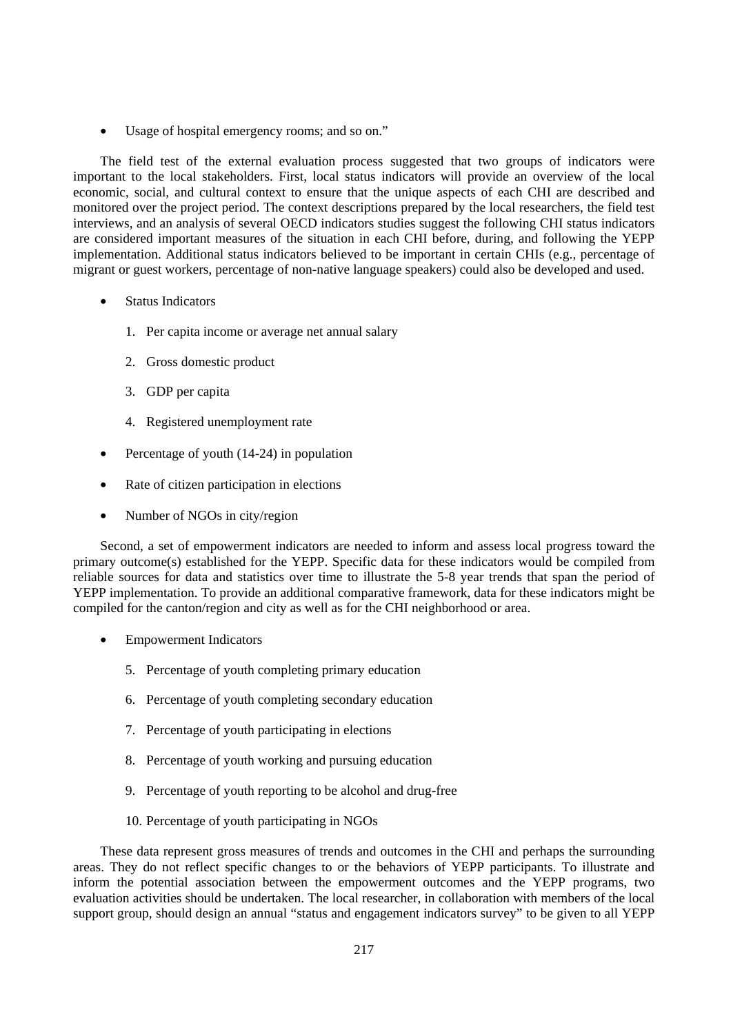- Usage of hospital emergency rooms; and so on."

The field test of the external evaluation process suggested that two groups of indicators were important to the local stakeholders. First, local status indicators will provide an overview of the local economic, social, and cultural context to ensure that the unique aspects of each CHI are described and monitored over the project period. The context descriptions prepared by the local researchers, the field test interviews, and an analysis of several OECD indicators studies suggest the following CHI status indicators are considered important measures of the situation in each CHI before, during, and following the YEPP implementation. Additional status indicators believed to be important in certain CHIs (e.g., percentage of migrant or guest workers, percentage of non-native language speakers) could also be developed and used.

- Status Indicators
  1. Per capita income or average net annual salary
  2. Gross domestic product
  3. GDP per capita
  4. Registered unemployment rate
- Percentage of youth (14-24) in population
- Rate of citizen participation in elections
- Number of NGOs in city/region

Second, a set of empowerment indicators are needed to inform and assess local progress toward the primary outcome(s) established for the YEPP. Specific data for these indicators would be compiled from reliable sources for data and statistics over time to illustrate the 5-8 year trends that span the period of YEPP implementation. To provide an additional comparative framework, data for these indicators might be compiled for the canton/region and city as well as for the CHI neighborhood or area.

- Empowerment Indicators
  5. Percentage of youth completing primary education
  6. Percentage of youth completing secondary education
  7. Percentage of youth participating in elections
  8. Percentage of youth working and pursuing education
  9. Percentage of youth reporting to be alcohol and drug-free
  10. Percentage of youth participating in NGOs

These data represent gross measures of trends and outcomes in the CHI and perhaps the surrounding areas. They do not reflect specific changes to or the behaviors of YEPP participants. To illustrate and inform the potential association between the empowerment outcomes and the YEPP programs, two evaluation activities should be undertaken. The local researcher, in collaboration with members of the local support group, should design an annual "status and engagement indicators survey" to be given to all YEPP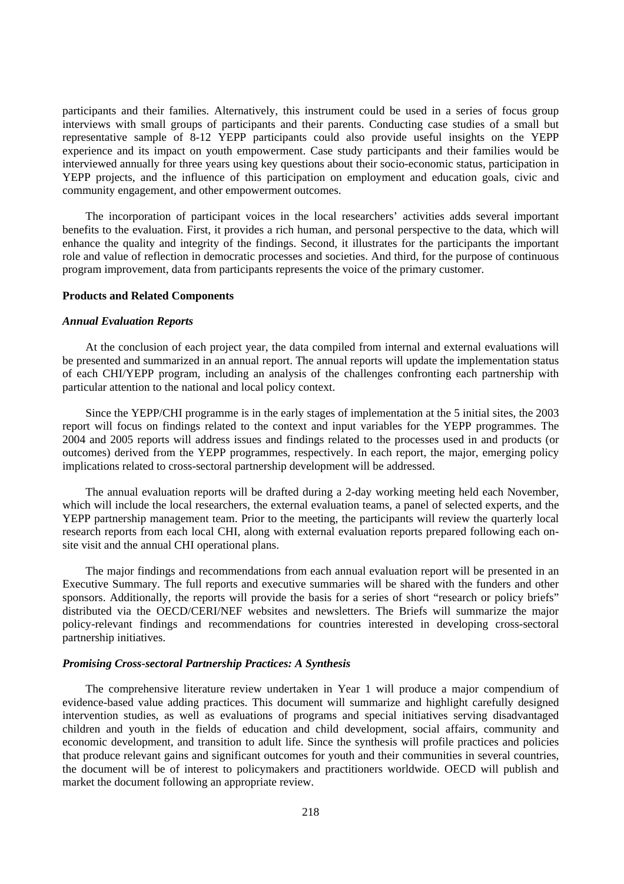participants and their families. Alternatively, this instrument could be used in a series of focus group interviews with small groups of participants and their parents. Conducting case studies of a small but representative sample of 8-12 YEPP participants could also provide useful insights on the YEPP experience and its impact on youth empowerment. Case study participants and their families would be interviewed annually for three years using key questions about their socio-economic status, participation in YEPP projects, and the influence of this participation on employment and education goals, civic and community engagement, and other empowerment outcomes.

The incorporation of participant voices in the local researchers' activities adds several important benefits to the evaluation. First, it provides a rich human, and personal perspective to the data, which will enhance the quality and integrity of the findings. Second, it illustrates for the participants the important role and value of reflection in democratic processes and societies. And third, for the purpose of continuous program improvement, data from participants represents the voice of the primary customer.

**Products and Related Components**

***Annual Evaluation Reports***

At the conclusion of each project year, the data compiled from internal and external evaluations will be presented and summarized in an annual report. The annual reports will update the implementation status of each CHI/YEPP program, including an analysis of the challenges confronting each partnership with particular attention to the national and local policy context.

Since the YEPP/CHI programme is in the early stages of implementation at the 5 initial sites, the 2003 report will focus on findings related to the context and input variables for the YEPP programmes. The 2004 and 2005 reports will address issues and findings related to the processes used in and products (or outcomes) derived from the YEPP programmes, respectively. In each report, the major, emerging policy implications related to cross-sectoral partnership development will be addressed.

The annual evaluation reports will be drafted during a 2-day working meeting held each November, which will include the local researchers, the external evaluation teams, a panel of selected experts, and the YEPP partnership management team. Prior to the meeting, the participants will review the quarterly local research reports from each local CHI, along with external evaluation reports prepared following each on-site visit and the annual CHI operational plans.

The major findings and recommendations from each annual evaluation report will be presented in an Executive Summary. The full reports and executive summaries will be shared with the funders and other sponsors. Additionally, the reports will provide the basis for a series of short "research or policy briefs" distributed via the OECD/CERI/NEF websites and newsletters. The Briefs will summarize the major policy-relevant findings and recommendations for countries interested in developing cross-sectoral partnership initiatives.

***Promising Cross-sectoral Partnership Practices: A Synthesis***

The comprehensive literature review undertaken in Year 1 will produce a major compendium of evidence-based value adding practices. This document will summarize and highlight carefully designed intervention studies, as well as evaluations of programs and special initiatives serving disadvantaged children and youth in the fields of education and child development, social affairs, community and economic development, and transition to adult life. Since the synthesis will profile practices and policies that produce relevant gains and significant outcomes for youth and their communities in several countries, the document will be of interest to policymakers and practitioners worldwide. OECD will publish and market the document following an appropriate review.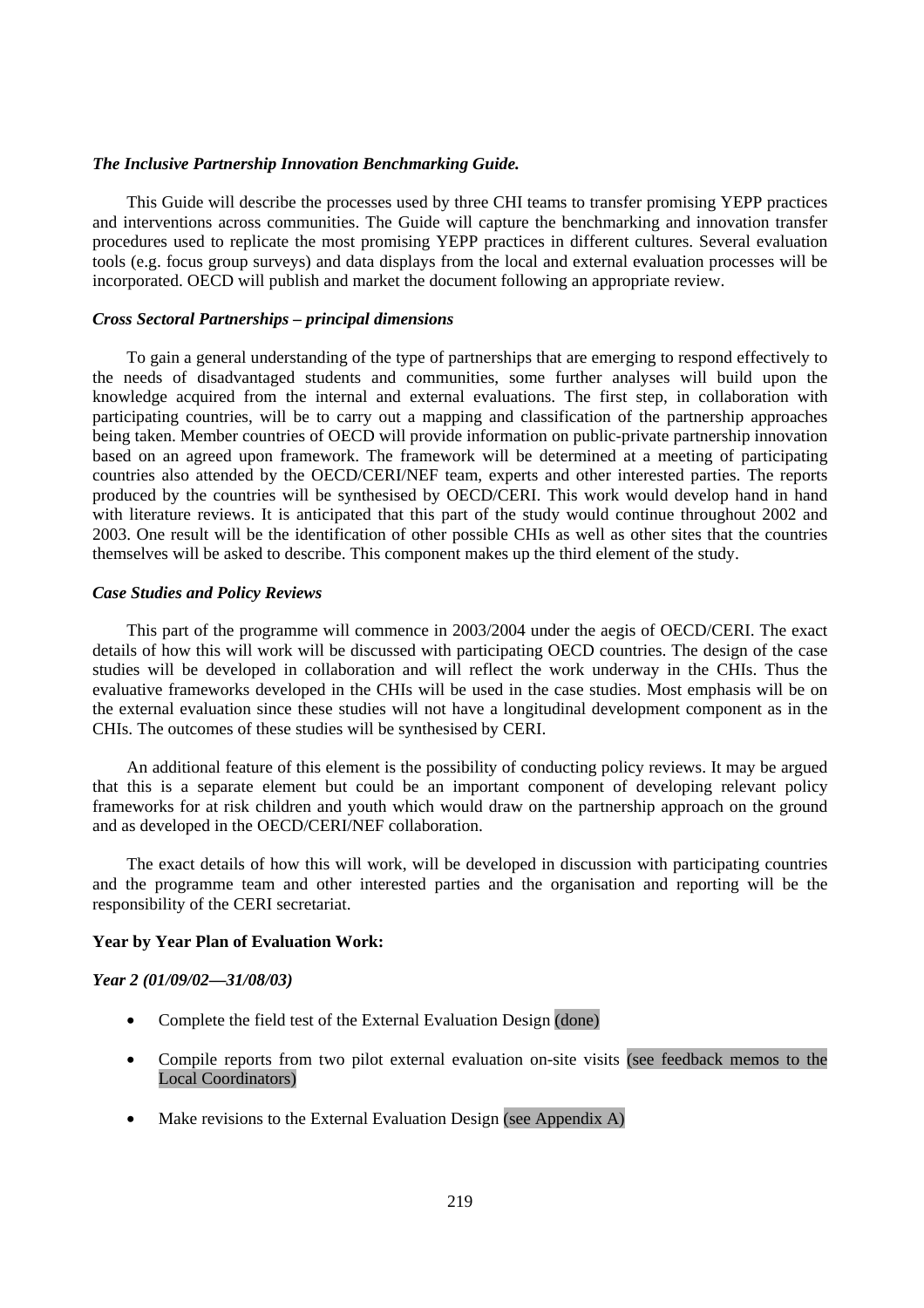***The Inclusive Partnership Innovation Benchmarking Guide.***

This Guide will describe the processes used by three CHI teams to transfer promising YEPP practices and interventions across communities. The Guide will capture the benchmarking and innovation transfer procedures used to replicate the most promising YEPP practices in different cultures. Several evaluation tools (e.g. focus group surveys) and data displays from the local and external evaluation processes will be incorporated. OECD will publish and market the document following an appropriate review.

***Cross Sectoral Partnerships – principal dimensions***

To gain a general understanding of the type of partnerships that are emerging to respond effectively to the needs of disadvantaged students and communities, some further analyses will build upon the knowledge acquired from the internal and external evaluations. The first step, in collaboration with participating countries, will be to carry out a mapping and classification of the partnership approaches being taken. Member countries of OECD will provide information on public-private partnership innovation based on an agreed upon framework. The framework will be determined at a meeting of participating countries also attended by the OECD/CERI/NEF team, experts and other interested parties. The reports produced by the countries will be synthesised by OECD/CERI. This work would develop hand in hand with literature reviews. It is anticipated that this part of the study would continue throughout 2002 and 2003. One result will be the identification of other possible CHIs as well as other sites that the countries themselves will be asked to describe. This component makes up the third element of the study.

***Case Studies and Policy Reviews***

This part of the programme will commence in 2003/2004 under the aegis of OECD/CERI. The exact details of how this will work will be discussed with participating OECD countries. The design of the case studies will be developed in collaboration and will reflect the work underway in the CHIs. Thus the evaluative frameworks developed in the CHIs will be used in the case studies. Most emphasis will be on the external evaluation since these studies will not have a longitudinal development component as in the CHIs. The outcomes of these studies will be synthesised by CERI.

An additional feature of this element is the possibility of conducting policy reviews. It may be argued that this is a separate element but could be an important component of developing relevant policy frameworks for at risk children and youth which would draw on the partnership approach on the ground and as developed in the OECD/CERI/NEF collaboration.

The exact details of how this will work, will be developed in discussion with participating countries and the programme team and other interested parties and the organisation and reporting will be the responsibility of the CERI secretariat.

**Year by Year Plan of Evaluation Work:**

***Year 2 (01/09/02—31/08/03)***

- Complete the field test of the External Evaluation Design (done)
- Compile reports from two pilot external evaluation on-site visits (see feedback memos to the Local Coordinators)
- Make revisions to the External Evaluation Design (see Appendix A)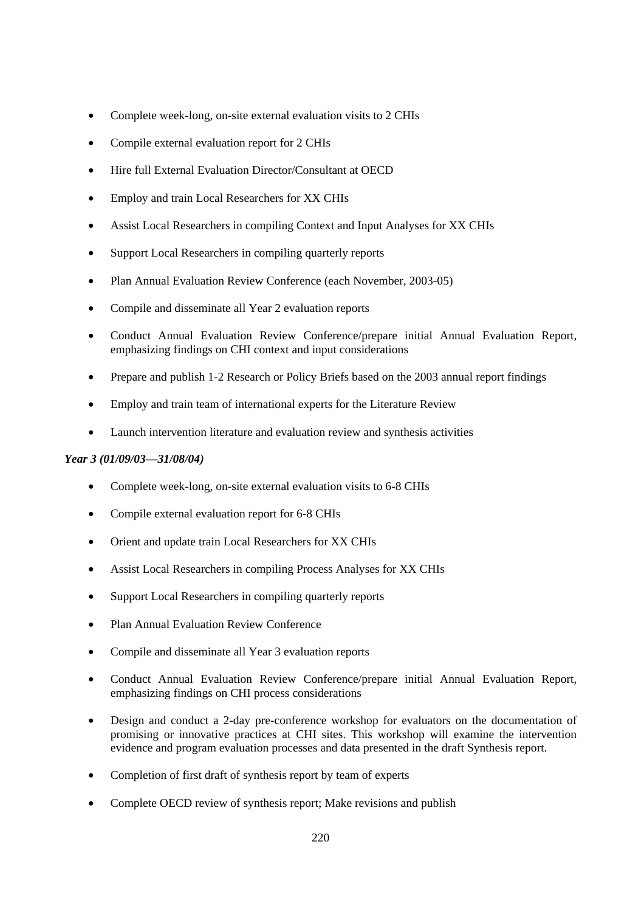- Complete week-long, on-site external evaluation visits to 2 CHIs
- Compile external evaluation report for 2 CHIs
- Hire full External Evaluation Director/Consultant at OECD
- Employ and train Local Researchers for XX CHIs
- Assist Local Researchers in compiling Context and Input Analyses for XX CHIs
- Support Local Researchers in compiling quarterly reports
- Plan Annual Evaluation Review Conference (each November, 2003-05)
- Compile and disseminate all Year 2 evaluation reports
- Conduct Annual Evaluation Review Conference/prepare initial Annual Evaluation Report, emphasizing findings on CHI context and input considerations
- Prepare and publish 1-2 Research or Policy Briefs based on the 2003 annual report findings
- Employ and train team of international experts for the Literature Review
- Launch intervention literature and evaluation review and synthesis activities

***Year 3 (01/09/03—31/08/04)***

- Complete week-long, on-site external evaluation visits to 6-8 CHIs
- Compile external evaluation report for 6-8 CHIs
- Orient and update train Local Researchers for XX CHIs
- Assist Local Researchers in compiling Process Analyses for XX CHIs
- Support Local Researchers in compiling quarterly reports
- Plan Annual Evaluation Review Conference
- Compile and disseminate all Year 3 evaluation reports
- Conduct Annual Evaluation Review Conference/prepare initial Annual Evaluation Report, emphasizing findings on CHI process considerations
- Design and conduct a 2-day pre-conference workshop for evaluators on the documentation of promising or innovative practices at CHI sites. This workshop will examine the intervention evidence and program evaluation processes and data presented in the draft Synthesis report.
- Completion of first draft of synthesis report by team of experts
- Complete OECD review of synthesis report; Make revisions and publish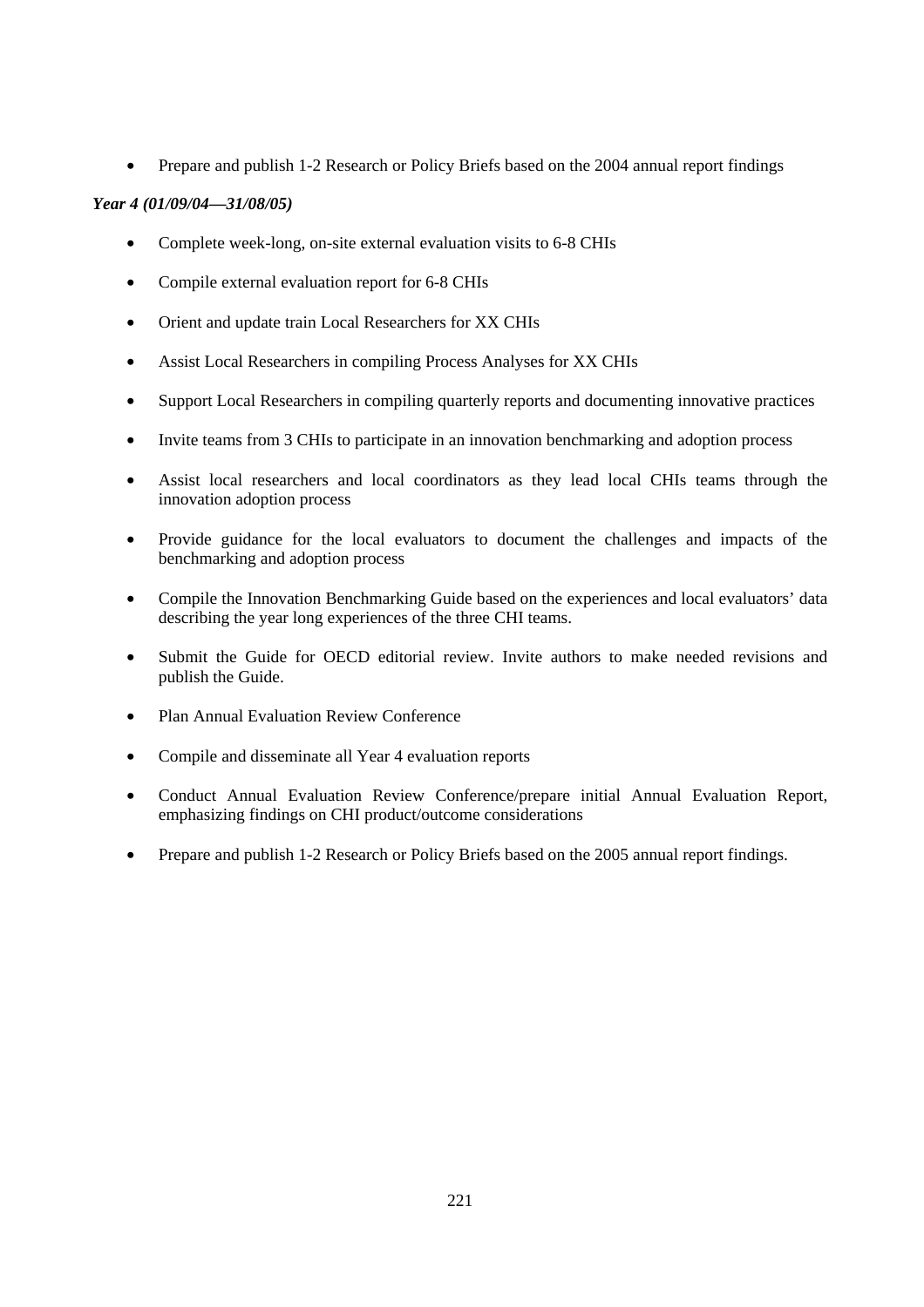- Prepare and publish 1-2 Research or Policy Briefs based on the 2004 annual report findings

***Year 4 (01/09/04—31/08/05)***

- Complete week-long, on-site external evaluation visits to 6-8 CHIs
- Compile external evaluation report for 6-8 CHIs
- Orient and update train Local Researchers for XX CHIs
- Assist Local Researchers in compiling Process Analyses for XX CHIs
- Support Local Researchers in compiling quarterly reports and documenting innovative practices
- Invite teams from 3 CHIs to participate in an innovation benchmarking and adoption process
- Assist local researchers and local coordinators as they lead local CHIs teams through the innovation adoption process
- Provide guidance for the local evaluators to document the challenges and impacts of the benchmarking and adoption process
- Compile the Innovation Benchmarking Guide based on the experiences and local evaluators' data describing the year long experiences of the three CHI teams.
- Submit the Guide for OECD editorial review. Invite authors to make needed revisions and publish the Guide.
- Plan Annual Evaluation Review Conference
- Compile and disseminate all Year 4 evaluation reports
- Conduct Annual Evaluation Review Conference/prepare initial Annual Evaluation Report, emphasizing findings on CHI product/outcome considerations
- Prepare and publish 1-2 Research or Policy Briefs based on the 2005 annual report findings.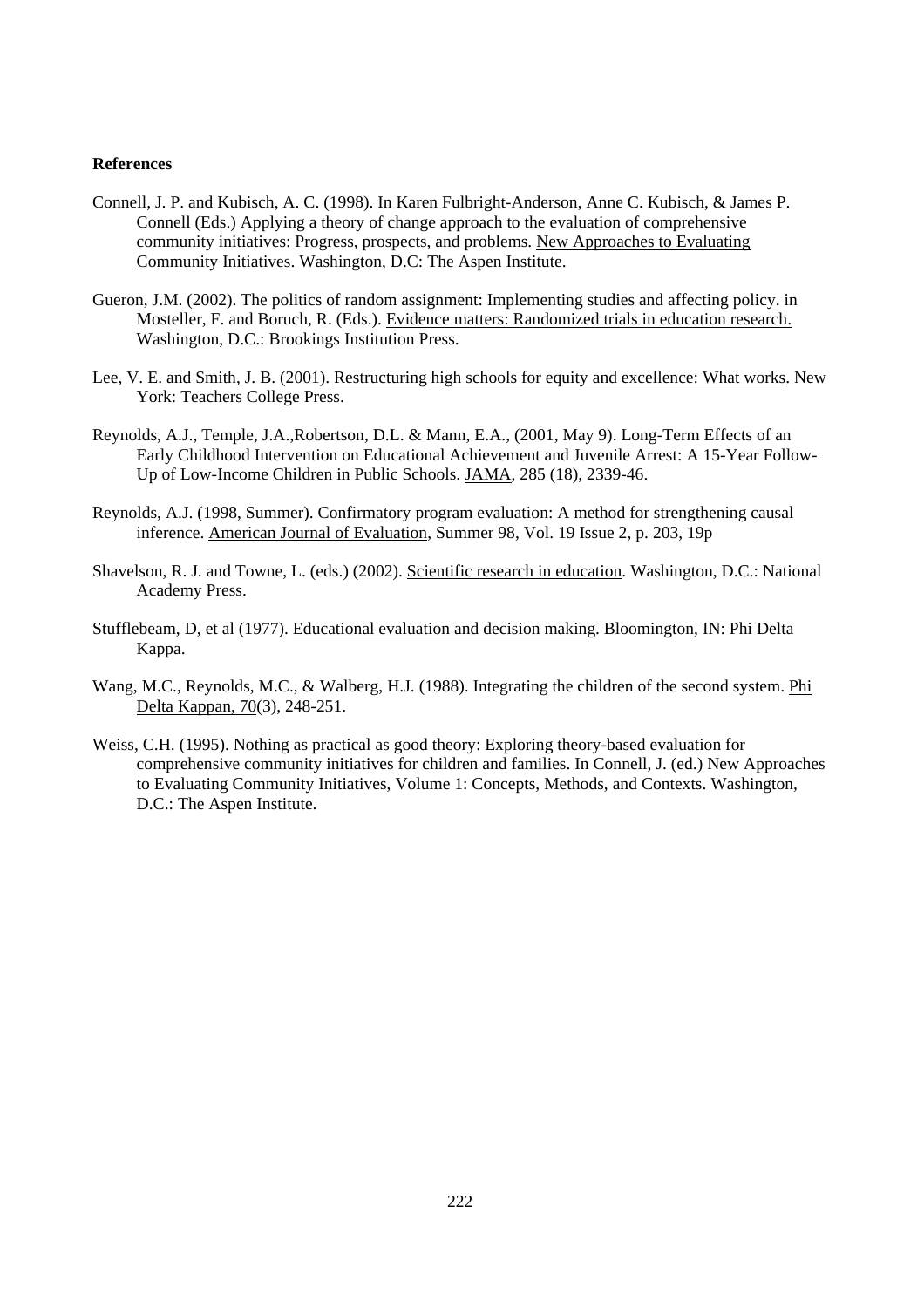**References**

Connell, J. P. and Kubisch, A. C. (1998). In Karen Fulbright-Anderson, Anne C. Kubisch, & James P. Connell (Eds.) Applying a theory of change approach to the evaluation of comprehensive community initiatives: Progress, prospects, and problems. New Approaches to Evaluating Community Initiatives. Washington, D.C: The Aspen Institute.

Gueron, J.M. (2002). The politics of random assignment: Implementing studies and affecting policy. in Mosteller, F. and Boruch, R. (Eds.). Evidence matters: Randomized trials in education research. Washington, D.C.: Brookings Institution Press.

Lee, V. E. and Smith, J. B. (2001). Restructuring high schools for equity and excellence: What works. New York: Teachers College Press.

Reynolds, A.J., Temple, J.A.,Robertson, D.L. & Mann, E.A., (2001, May 9). Long-Term Effects of an Early Childhood Intervention on Educational Achievement and Juvenile Arrest: A 15-Year Follow-Up of Low-Income Children in Public Schools. JAMA, 285 (18), 2339-46.

Reynolds, A.J. (1998, Summer). Confirmatory program evaluation: A method for strengthening causal inference. American Journal of Evaluation, Summer 98, Vol. 19 Issue 2, p. 203, 19p

Shavelson, R. J. and Towne, L. (eds.) (2002). Scientific research in education. Washington, D.C.: National Academy Press.

Stufflebeam, D, et al (1977). Educational evaluation and decision making. Bloomington, IN: Phi Delta Kappa.

Wang, M.C., Reynolds, M.C., & Walberg, H.J. (1988). Integrating the children of the second system. Phi Delta Kappan, 70(3), 248-251.

Weiss, C.H. (1995). Nothing as practical as good theory: Exploring theory-based evaluation for comprehensive community initiatives for children and families. In Connell, J. (ed.) New Approaches to Evaluating Community Initiatives, Volume 1: Concepts, Methods, and Contexts. Washington, D.C.: The Aspen Institute.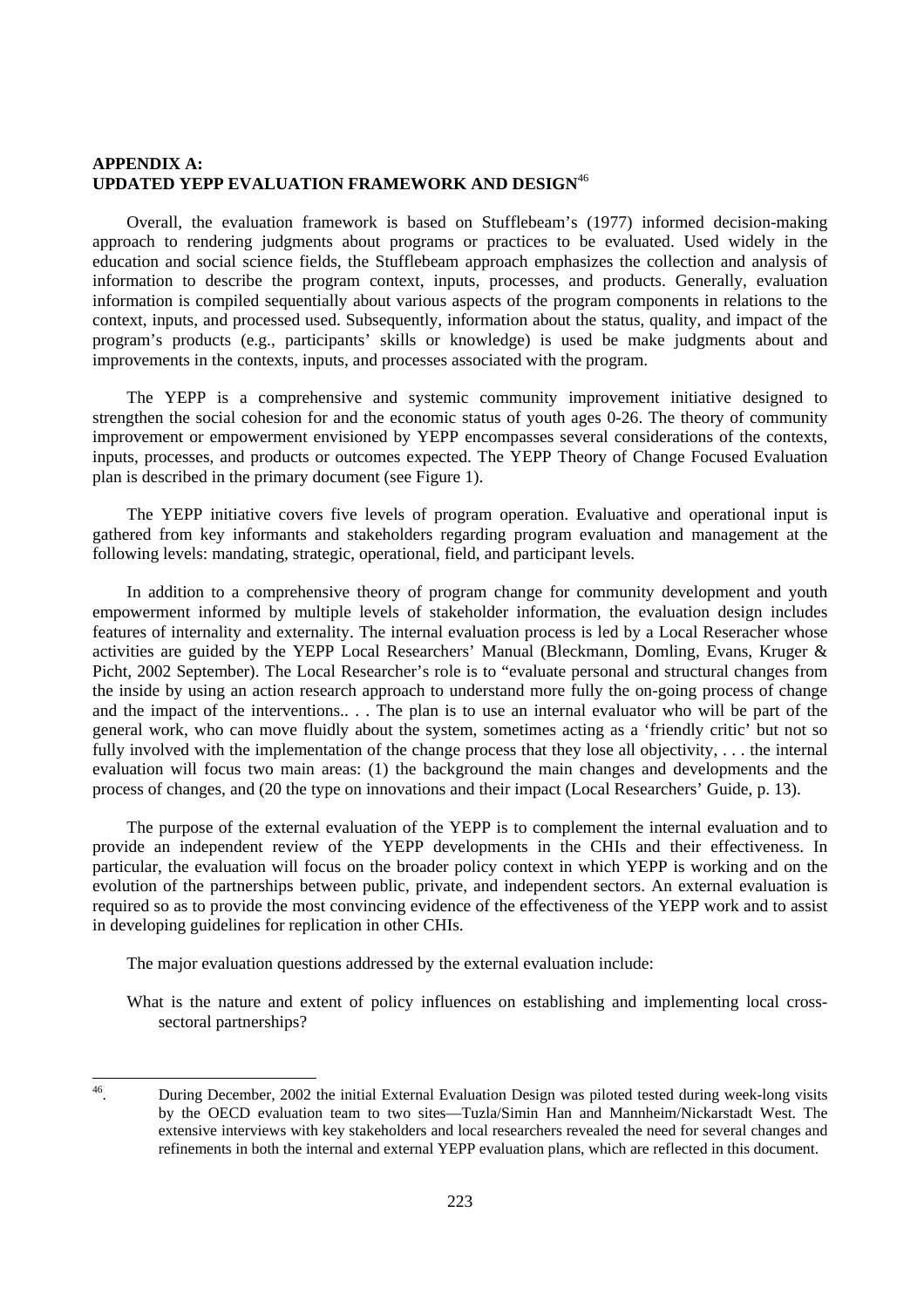## APPENDIX A: UPDATED YEPP EVALUATION FRAMEWORK AND DESIGN[46]

Overall, the evaluation framework is based on Stufflebeam's (1977) informed decision-making approach to rendering judgments about programs or practices to be evaluated. Used widely in the education and social science fields, the Stufflebeam approach emphasizes the collection and analysis of information to describe the program context, inputs, processes, and products. Generally, evaluation information is compiled sequentially about various aspects of the program components in relations to the context, inputs, and processed used. Subsequently, information about the status, quality, and impact of the program's products (e.g., participants' skills or knowledge) is used be make judgments about and improvements in the contexts, inputs, and processes associated with the program.

The YEPP is a comprehensive and systemic community improvement initiative designed to strengthen the social cohesion for and the economic status of youth ages 0-26. The theory of community improvement or empowerment envisioned by YEPP encompasses several considerations of the contexts, inputs, processes, and products or outcomes expected. The YEPP Theory of Change Focused Evaluation plan is described in the primary document (see Figure 1).

The YEPP initiative covers five levels of program operation. Evaluative and operational input is gathered from key informants and stakeholders regarding program evaluation and management at the following levels: mandating, strategic, operational, field, and participant levels.

In addition to a comprehensive theory of program change for community development and youth empowerment informed by multiple levels of stakeholder information, the evaluation design includes features of internality and externality. The internal evaluation process is led by a Local Reseracher whose activities are guided by the YEPP Local Researchers' Manual (Bleckmann, Domling, Evans, Kruger & Picht, 2002 September). The Local Researcher's role is to "evaluate personal and structural changes from the inside by using an action research approach to understand more fully the on-going process of change and the impact of the interventions.. . . The plan is to use an internal evaluator who will be part of the general work, who can move fluidly about the system, sometimes acting as a 'friendly critic' but not so fully involved with the implementation of the change process that they lose all objectivity, . . . the internal evaluation will focus two main areas: (1) the background the main changes and developments and the process of changes, and (20 the type on innovations and their impact (Local Researchers' Guide, p. 13).

The purpose of the external evaluation of the YEPP is to complement the internal evaluation and to provide an independent review of the YEPP developments in the CHIs and their effectiveness. In particular, the evaluation will focus on the broader policy context in which YEPP is working and on the evolution of the partnerships between public, private, and independent sectors. An external evaluation is required so as to provide the most convincing evidence of the effectiveness of the YEPP work and to assist in developing guidelines for replication in other CHIs.

The major evaluation questions addressed by the external evaluation include:

What is the nature and extent of policy influences on establishing and implementing local cross-sectoral partnerships?

---

[46]. During December, 2002 the initial External Evaluation Design was piloted tested during week-long visits by the OECD evaluation team to two sites—Tuzla/Simin Han and Mannheim/Nickarstadt West. The extensive interviews with key stakeholders and local researchers revealed the need for several changes and refinements in both the internal and external YEPP evaluation plans, which are reflected in this document.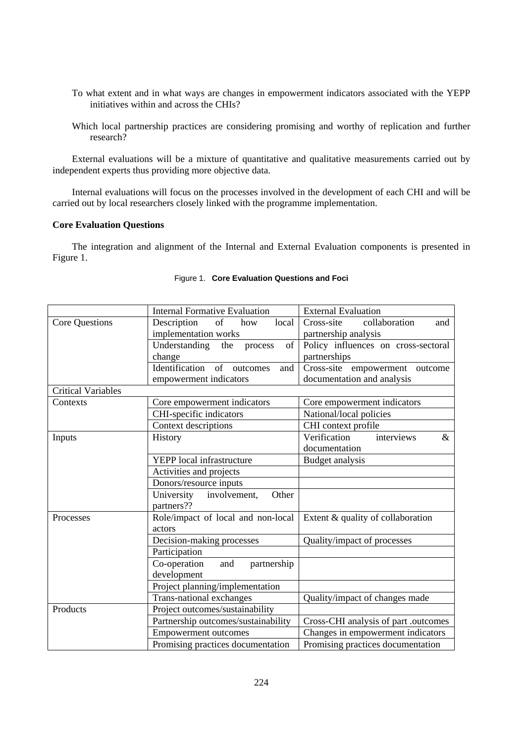To what extent and in what ways are changes in empowerment indicators associated with the YEPP initiatives within and across the CHIs?

Which local partnership practices are considering promising and worthy of replication and further research?

External evaluations will be a mixture of quantitative and qualitative measurements carried out by independent experts thus providing more objective data.

Internal evaluations will focus on the processes involved in the development of each CHI and will be carried out by local researchers closely linked with the programme implementation.

**Core Evaluation Questions**

The integration and alignment of the Internal and External Evaluation components is presented in Figure 1.

Figure 1. **Core Evaluation Questions and Foci**

| | Internal Formative Evaluation | External Evaluation |
|---|---|---|
| Core Questions | Description of how local implementation works | Cross-site collaboration and partnership analysis |
| | Understanding the process of change | Policy influences on cross-sectoral partnerships |
| | Identification of outcomes and empowerment indicators | Cross-site empowerment outcome documentation and analysis |
| Critical Variables | | |
| Contexts | Core empowerment indicators | Core empowerment indicators |
| | CHI-specific indicators | National/local policies |
| | Context descriptions | CHI context profile |
| Inputs | History | Verification interviews & documentation |
| | YEPP local infrastructure | Budget analysis |
| | Activities and projects | |
| | Donors/resource inputs | |
| | University involvement, Other partners?? | |
| Processes | Role/impact of local and non-local actors | Extent & quality of collaboration |
| | Decision-making processes | Quality/impact of processes |
| | Participation | |
| | Co-operation and partnership development | |
| | Project planning/implementation | |
| | Trans-national exchanges | Quality/impact of changes made |
| Products | Project outcomes/sustainability | |
| | Partnership outcomes/sustainability | Cross-CHI analysis of part .outcomes |
| | Empowerment outcomes | Changes in empowerment indicators |
| | Promising practices documentation | Promising practices documentation |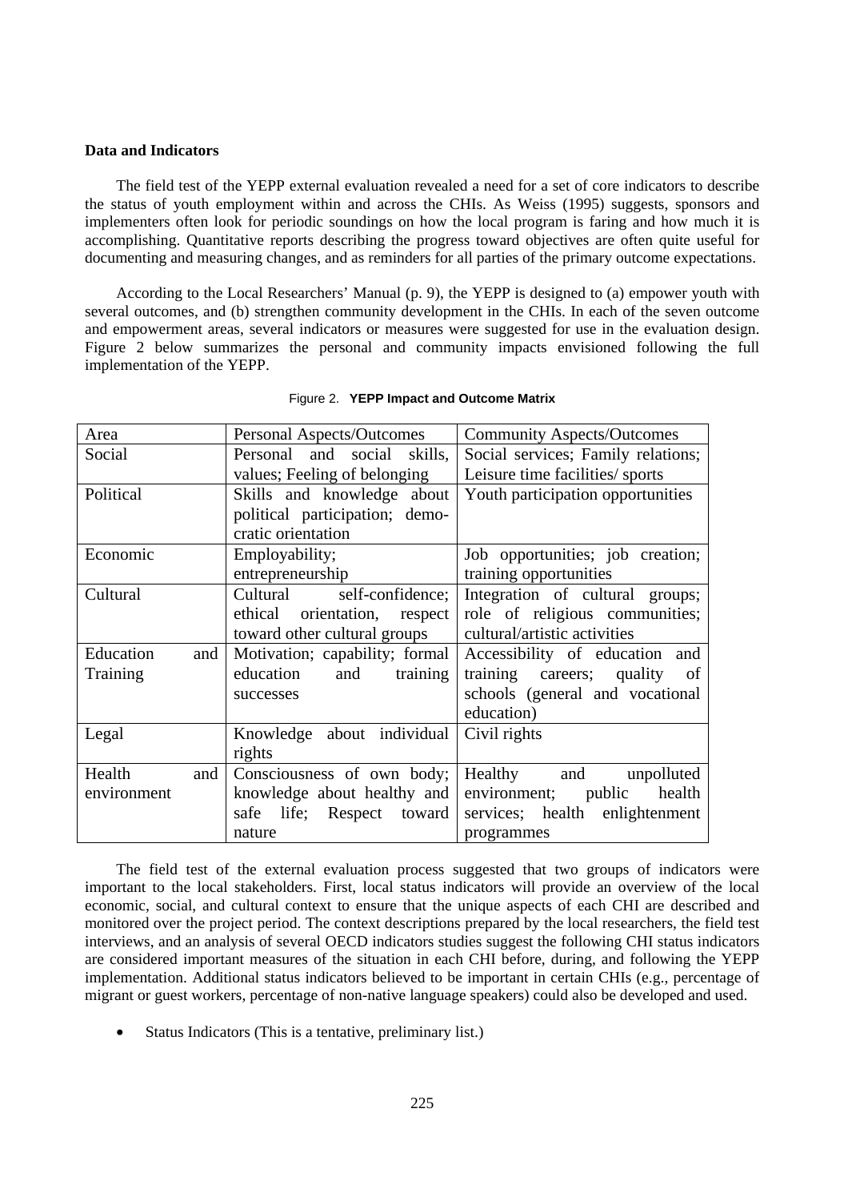**Data and Indicators**

The field test of the YEPP external evaluation revealed a need for a set of core indicators to describe the status of youth employment within and across the CHIs. As Weiss (1995) suggests, sponsors and implementers often look for periodic soundings on how the local program is faring and how much it is accomplishing. Quantitative reports describing the progress toward objectives are often quite useful for documenting and measuring changes, and as reminders for all parties of the primary outcome expectations.

According to the Local Researchers' Manual (p. 9), the YEPP is designed to (a) empower youth with several outcomes, and (b) strengthen community development in the CHIs. In each of the seven outcome and empowerment areas, several indicators or measures were suggested for use in the evaluation design. Figure 2 below summarizes the personal and community impacts envisioned following the full implementation of the YEPP.

Figure 2. **YEPP Impact and Outcome Matrix**

| Area | Personal Aspects/Outcomes | Community Aspects/Outcomes |
|---|---|---|
| Social | Personal and social skills, values; Feeling of belonging | Social services; Family relations; Leisure time facilities/ sports |
| Political | Skills and knowledge about political participation; demo-cratic orientation | Youth participation opportunities |
| Economic | Employability; entrepreneurship | Job opportunities; job creation; training opportunities |
| Cultural | Cultural self-confidence; ethical orientation, respect toward other cultural groups | Integration of cultural groups; role of religious communities; cultural/artistic activities |
| Education and Training | Motivation; capability; formal education and training successes | Accessibility of education and training careers; quality of schools (general and vocational education) |
| Legal | Knowledge about individual rights | Civil rights |
| Health and environment | Consciousness of own body; knowledge about healthy and safe life; Respect toward nature | Healthy and unpolluted environment; public health services; health enlightenment programmes |

The field test of the external evaluation process suggested that two groups of indicators were important to the local stakeholders. First, local status indicators will provide an overview of the local economic, social, and cultural context to ensure that the unique aspects of each CHI are described and monitored over the project period. The context descriptions prepared by the local researchers, the field test interviews, and an analysis of several OECD indicators studies suggest the following CHI status indicators are considered important measures of the situation in each CHI before, during, and following the YEPP implementation. Additional status indicators believed to be important in certain CHIs (e.g., percentage of migrant or guest workers, percentage of non-native language speakers) could also be developed and used.

- Status Indicators (This is a tentative, preliminary list.)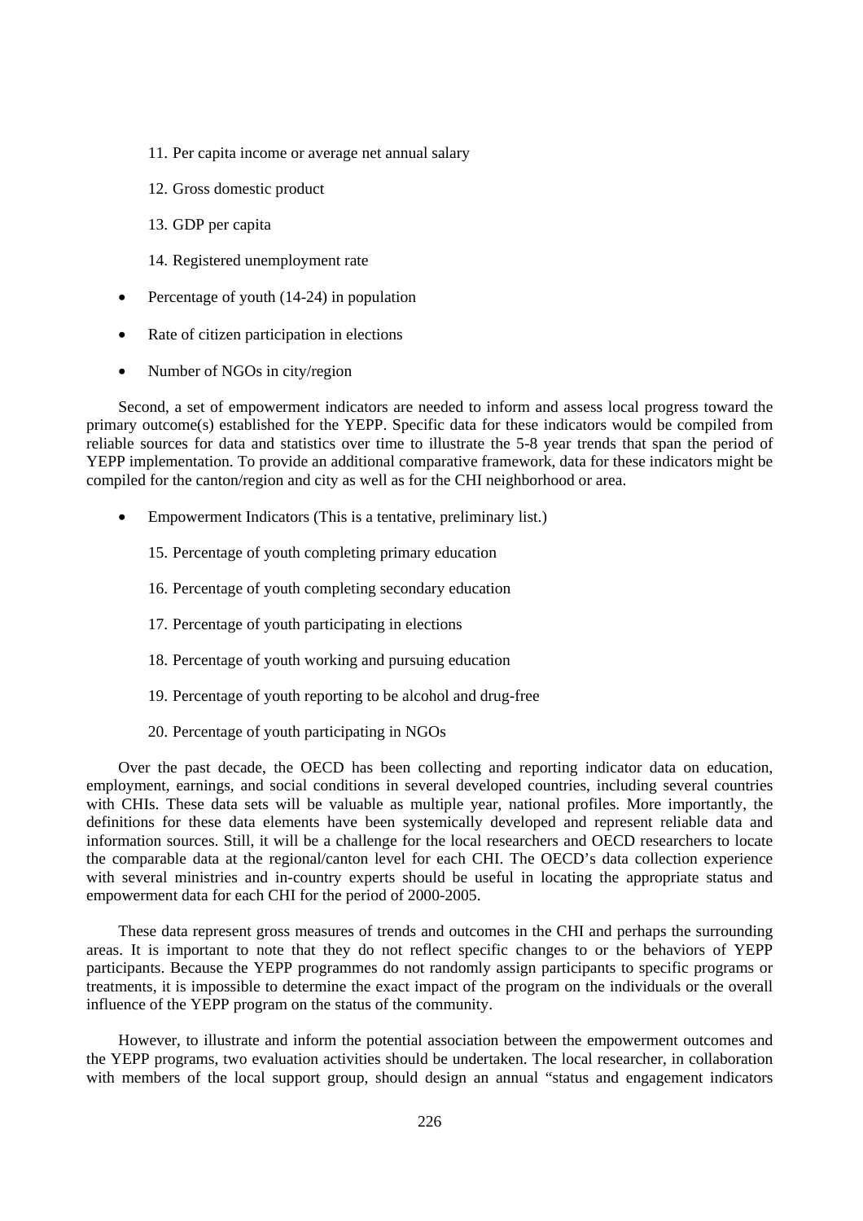11. Per capita income or average net annual salary

12. Gross domestic product

13. GDP per capita

14. Registered unemployment rate

- Percentage of youth (14-24) in population
- Rate of citizen participation in elections
- Number of NGOs in city/region

Second, a set of empowerment indicators are needed to inform and assess local progress toward the primary outcome(s) established for the YEPP. Specific data for these indicators would be compiled from reliable sources for data and statistics over time to illustrate the 5-8 year trends that span the period of YEPP implementation. To provide an additional comparative framework, data for these indicators might be compiled for the canton/region and city as well as for the CHI neighborhood or area.

- Empowerment Indicators (This is a tentative, preliminary list.)

  15. Percentage of youth completing primary education

  16. Percentage of youth completing secondary education

  17. Percentage of youth participating in elections

  18. Percentage of youth working and pursuing education

  19. Percentage of youth reporting to be alcohol and drug-free

  20. Percentage of youth participating in NGOs

Over the past decade, the OECD has been collecting and reporting indicator data on education, employment, earnings, and social conditions in several developed countries, including several countries with CHIs. These data sets will be valuable as multiple year, national profiles. More importantly, the definitions for these data elements have been systemically developed and represent reliable data and information sources. Still, it will be a challenge for the local researchers and OECD researchers to locate the comparable data at the regional/canton level for each CHI. The OECD's data collection experience with several ministries and in-country experts should be useful in locating the appropriate status and empowerment data for each CHI for the period of 2000-2005.

These data represent gross measures of trends and outcomes in the CHI and perhaps the surrounding areas. It is important to note that they do not reflect specific changes to or the behaviors of YEPP participants. Because the YEPP programmes do not randomly assign participants to specific programs or treatments, it is impossible to determine the exact impact of the program on the individuals or the overall influence of the YEPP program on the status of the community.

However, to illustrate and inform the potential association between the empowerment outcomes and the YEPP programs, two evaluation activities should be undertaken. The local researcher, in collaboration with members of the local support group, should design an annual "status and engagement indicators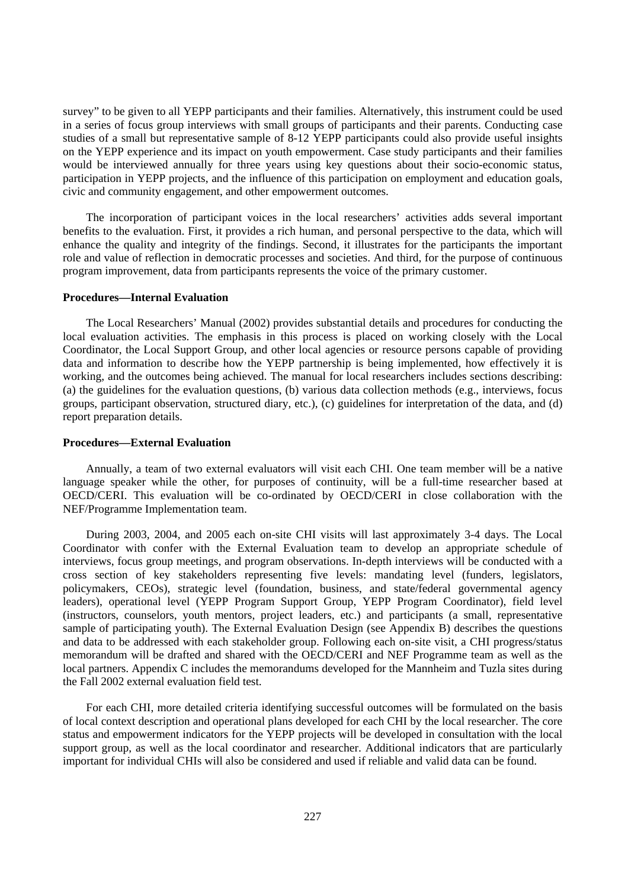survey" to be given to all YEPP participants and their families. Alternatively, this instrument could be used in a series of focus group interviews with small groups of participants and their parents. Conducting case studies of a small but representative sample of 8-12 YEPP participants could also provide useful insights on the YEPP experience and its impact on youth empowerment. Case study participants and their families would be interviewed annually for three years using key questions about their socio-economic status, participation in YEPP projects, and the influence of this participation on employment and education goals, civic and community engagement, and other empowerment outcomes.

The incorporation of participant voices in the local researchers' activities adds several important benefits to the evaluation. First, it provides a rich human, and personal perspective to the data, which will enhance the quality and integrity of the findings. Second, it illustrates for the participants the important role and value of reflection in democratic processes and societies. And third, for the purpose of continuous program improvement, data from participants represents the voice of the primary customer.

**Procedures—Internal Evaluation**

The Local Researchers' Manual (2002) provides substantial details and procedures for conducting the local evaluation activities. The emphasis in this process is placed on working closely with the Local Coordinator, the Local Support Group, and other local agencies or resource persons capable of providing data and information to describe how the YEPP partnership is being implemented, how effectively it is working, and the outcomes being achieved. The manual for local researchers includes sections describing: (a) the guidelines for the evaluation questions, (b) various data collection methods (e.g., interviews, focus groups, participant observation, structured diary, etc.), (c) guidelines for interpretation of the data, and (d) report preparation details.

**Procedures—External Evaluation**

Annually, a team of two external evaluators will visit each CHI. One team member will be a native language speaker while the other, for purposes of continuity, will be a full-time researcher based at OECD/CERI. This evaluation will be co-ordinated by OECD/CERI in close collaboration with the NEF/Programme Implementation team.

During 2003, 2004, and 2005 each on-site CHI visits will last approximately 3-4 days. The Local Coordinator with confer with the External Evaluation team to develop an appropriate schedule of interviews, focus group meetings, and program observations. In-depth interviews will be conducted with a cross section of key stakeholders representing five levels: mandating level (funders, legislators, policymakers, CEOs), strategic level (foundation, business, and state/federal governmental agency leaders), operational level (YEPP Program Support Group, YEPP Program Coordinator), field level (instructors, counselors, youth mentors, project leaders, etc.) and participants (a small, representative sample of participating youth). The External Evaluation Design (see Appendix B) describes the questions and data to be addressed with each stakeholder group. Following each on-site visit, a CHI progress/status memorandum will be drafted and shared with the OECD/CERI and NEF Programme team as well as the local partners. Appendix C includes the memorandums developed for the Mannheim and Tuzla sites during the Fall 2002 external evaluation field test.

For each CHI, more detailed criteria identifying successful outcomes will be formulated on the basis of local context description and operational plans developed for each CHI by the local researcher. The core status and empowerment indicators for the YEPP projects will be developed in consultation with the local support group, as well as the local coordinator and researcher. Additional indicators that are particularly important for individual CHIs will also be considered and used if reliable and valid data can be found.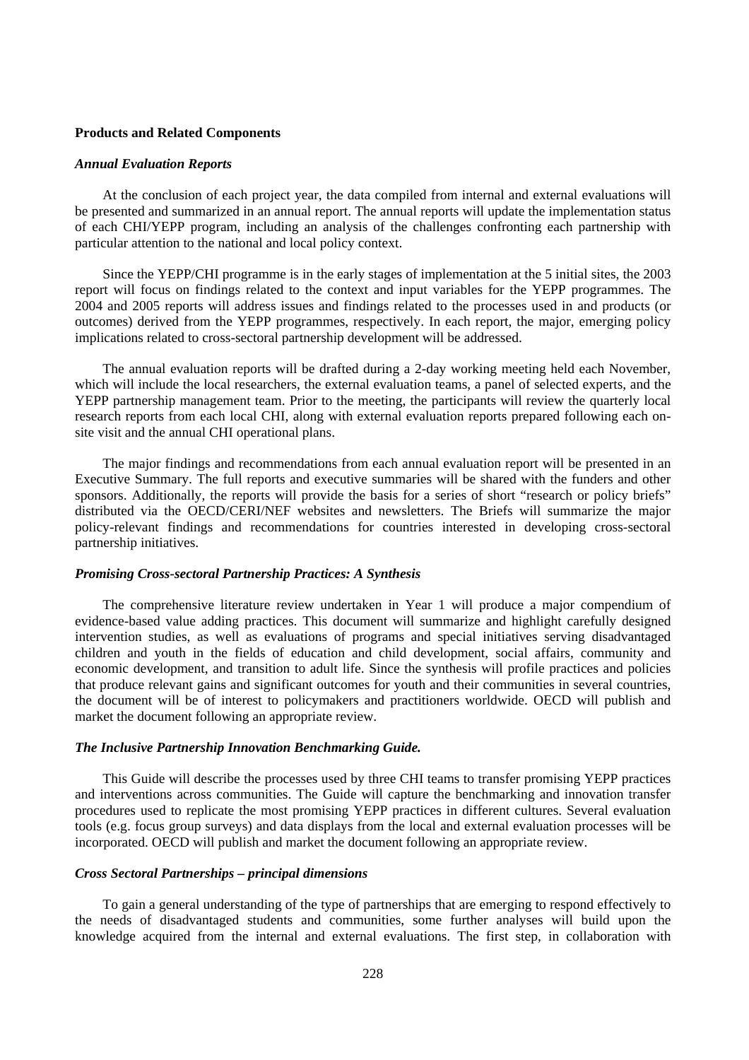**Products and Related Components**

***Annual Evaluation Reports***

At the conclusion of each project year, the data compiled from internal and external evaluations will be presented and summarized in an annual report. The annual reports will update the implementation status of each CHI/YEPP program, including an analysis of the challenges confronting each partnership with particular attention to the national and local policy context.

Since the YEPP/CHI programme is in the early stages of implementation at the 5 initial sites, the 2003 report will focus on findings related to the context and input variables for the YEPP programmes. The 2004 and 2005 reports will address issues and findings related to the processes used in and products (or outcomes) derived from the YEPP programmes, respectively. In each report, the major, emerging policy implications related to cross-sectoral partnership development will be addressed.

The annual evaluation reports will be drafted during a 2-day working meeting held each November, which will include the local researchers, the external evaluation teams, a panel of selected experts, and the YEPP partnership management team. Prior to the meeting, the participants will review the quarterly local research reports from each local CHI, along with external evaluation reports prepared following each on-site visit and the annual CHI operational plans.

The major findings and recommendations from each annual evaluation report will be presented in an Executive Summary. The full reports and executive summaries will be shared with the funders and other sponsors. Additionally, the reports will provide the basis for a series of short "research or policy briefs" distributed via the OECD/CERI/NEF websites and newsletters. The Briefs will summarize the major policy-relevant findings and recommendations for countries interested in developing cross-sectoral partnership initiatives.

***Promising Cross-sectoral Partnership Practices: A Synthesis***

The comprehensive literature review undertaken in Year 1 will produce a major compendium of evidence-based value adding practices. This document will summarize and highlight carefully designed intervention studies, as well as evaluations of programs and special initiatives serving disadvantaged children and youth in the fields of education and child development, social affairs, community and economic development, and transition to adult life. Since the synthesis will profile practices and policies that produce relevant gains and significant outcomes for youth and their communities in several countries, the document will be of interest to policymakers and practitioners worldwide. OECD will publish and market the document following an appropriate review.

***The Inclusive Partnership Innovation Benchmarking Guide.***

This Guide will describe the processes used by three CHI teams to transfer promising YEPP practices and interventions across communities. The Guide will capture the benchmarking and innovation transfer procedures used to replicate the most promising YEPP practices in different cultures. Several evaluation tools (e.g. focus group surveys) and data displays from the local and external evaluation processes will be incorporated. OECD will publish and market the document following an appropriate review.

***Cross Sectoral Partnerships – principal dimensions***

To gain a general understanding of the type of partnerships that are emerging to respond effectively to the needs of disadvantaged students and communities, some further analyses will build upon the knowledge acquired from the internal and external evaluations. The first step, in collaboration with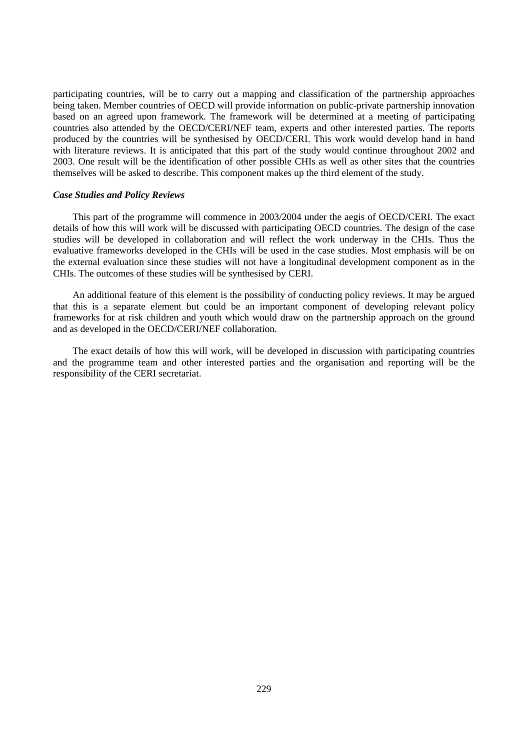participating countries, will be to carry out a mapping and classification of the partnership approaches being taken. Member countries of OECD will provide information on public-private partnership innovation based on an agreed upon framework. The framework will be determined at a meeting of participating countries also attended by the OECD/CERI/NEF team, experts and other interested parties. The reports produced by the countries will be synthesised by OECD/CERI. This work would develop hand in hand with literature reviews. It is anticipated that this part of the study would continue throughout 2002 and 2003. One result will be the identification of other possible CHIs as well as other sites that the countries themselves will be asked to describe. This component makes up the third element of the study.

***Case Studies and Policy Reviews***

This part of the programme will commence in 2003/2004 under the aegis of OECD/CERI. The exact details of how this will work will be discussed with participating OECD countries. The design of the case studies will be developed in collaboration and will reflect the work underway in the CHIs. Thus the evaluative frameworks developed in the CHIs will be used in the case studies. Most emphasis will be on the external evaluation since these studies will not have a longitudinal development component as in the CHIs. The outcomes of these studies will be synthesised by CERI.

An additional feature of this element is the possibility of conducting policy reviews. It may be argued that this is a separate element but could be an important component of developing relevant policy frameworks for at risk children and youth which would draw on the partnership approach on the ground and as developed in the OECD/CERI/NEF collaboration.

The exact details of how this will work, will be developed in discussion with participating countries and the programme team and other interested parties and the organisation and reporting will be the responsibility of the CERI secretariat.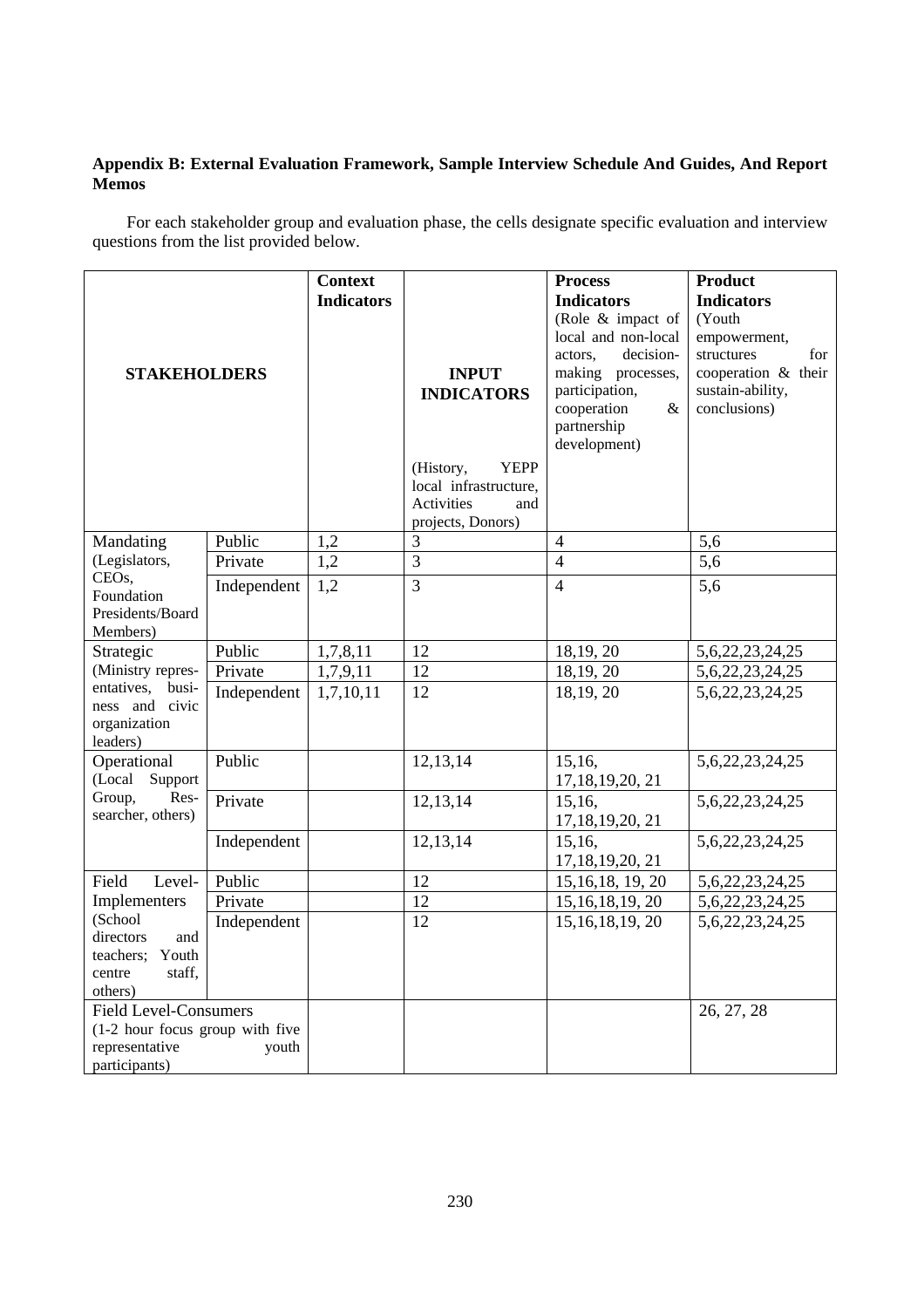**Appendix B: External Evaluation Framework, Sample Interview Schedule And Guides, And Report Memos**

For each stakeholder group and evaluation phase, the cells designate specific evaluation and interview questions from the list provided below.

| STAKEHOLDERS | | Context Indicators | INPUT INDICATORS (History, YEPP local infrastructure, Activities and projects, Donors) | Process Indicators (Role & impact of local and non-local actors, decision-making processes, participation, cooperation & partnership development) | Product Indicators (Youth empowerment, structures for cooperation & their sustain-ability, conclusions) |
|---|---|---|---|---|---|
| Mandating (Legislators, CEOs, Foundation Presidents/Board Members) | Public | 1,2 | 3 | 4 | 5,6 |
| | Private | 1,2 | 3 | 4 | 5,6 |
| | Independent | 1,2 | 3 | 4 | 5,6 |
| Strategic (Ministry representatives, business and civic organization leaders) | Public | 1,7,8,11 | 12 | 18,19, 20 | 5,6,22,23,24,25 |
| | Private | 1,7,9,11 | 12 | 18,19, 20 | 5,6,22,23,24,25 |
| | Independent | 1,7,10,11 | 12 | 18,19, 20 | 5,6,22,23,24,25 |
| Operational (Local Support Group, Researcher, others) | Public | | 12,13,14 | 15,16, 17,18,19,20, 21 | 5,6,22,23,24,25 |
| | Private | | 12,13,14 | 15,16, 17,18,19,20, 21 | 5,6,22,23,24,25 |
| | Independent | | 12,13,14 | 15,16, 17,18,19,20, 21 | 5,6,22,23,24,25 |
| Field Level-Implementers (School directors and teachers; Youth centre staff, others) | Public | | 12 | 15,16,18, 19, 20 | 5,6,22,23,24,25 |
| | Private | | 12 | 15,16,18,19, 20 | 5,6,22,23,24,25 |
| | Independent | | 12 | 15,16,18,19, 20 | 5,6,22,23,24,25 |
| Field Level-Consumers (1-2 hour focus group with five representative youth participants) | | | | | 26, 27, 28 |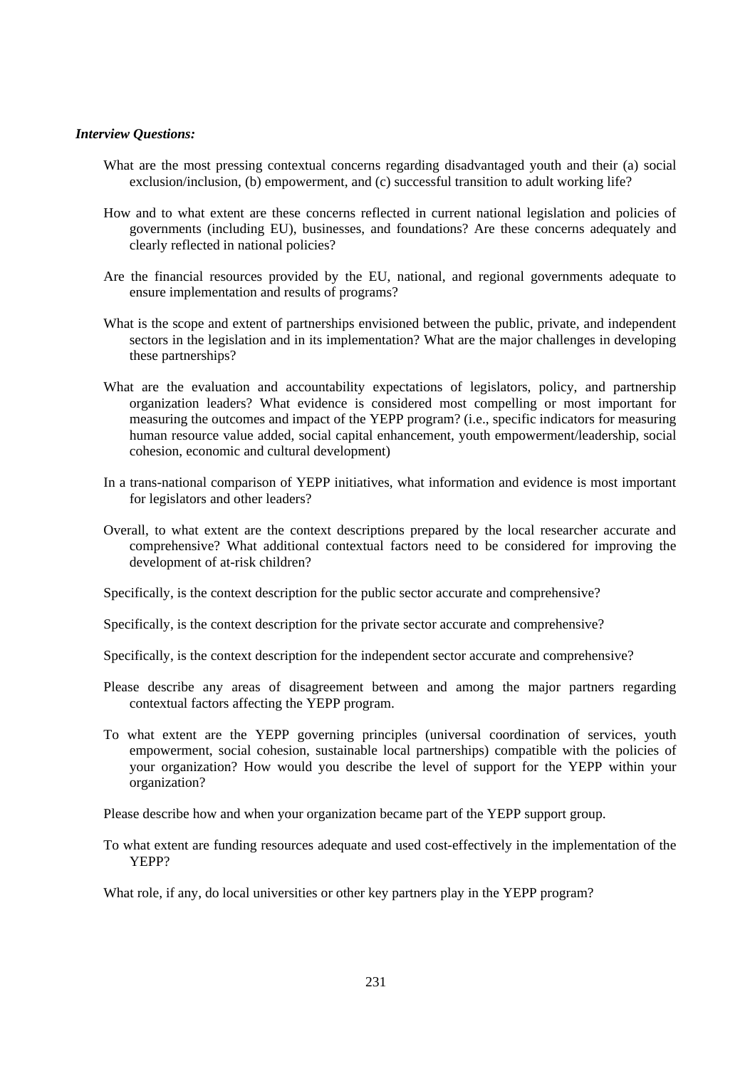***Interview Questions:***

What are the most pressing contextual concerns regarding disadvantaged youth and their (a) social exclusion/inclusion, (b) empowerment, and (c) successful transition to adult working life?

How and to what extent are these concerns reflected in current national legislation and policies of governments (including EU), businesses, and foundations? Are these concerns adequately and clearly reflected in national policies?

Are the financial resources provided by the EU, national, and regional governments adequate to ensure implementation and results of programs?

What is the scope and extent of partnerships envisioned between the public, private, and independent sectors in the legislation and in its implementation? What are the major challenges in developing these partnerships?

What are the evaluation and accountability expectations of legislators, policy, and partnership organization leaders? What evidence is considered most compelling or most important for measuring the outcomes and impact of the YEPP program? (i.e., specific indicators for measuring human resource value added, social capital enhancement, youth empowerment/leadership, social cohesion, economic and cultural development)

In a trans-national comparison of YEPP initiatives, what information and evidence is most important for legislators and other leaders?

Overall, to what extent are the context descriptions prepared by the local researcher accurate and comprehensive? What additional contextual factors need to be considered for improving the development of at-risk children?

Specifically, is the context description for the public sector accurate and comprehensive?

Specifically, is the context description for the private sector accurate and comprehensive?

Specifically, is the context description for the independent sector accurate and comprehensive?

Please describe any areas of disagreement between and among the major partners regarding contextual factors affecting the YEPP program.

To what extent are the YEPP governing principles (universal coordination of services, youth empowerment, social cohesion, sustainable local partnerships) compatible with the policies of your organization? How would you describe the level of support for the YEPP within your organization?

Please describe how and when your organization became part of the YEPP support group.

To what extent are funding resources adequate and used cost-effectively in the implementation of the YEPP?

What role, if any, do local universities or other key partners play in the YEPP program?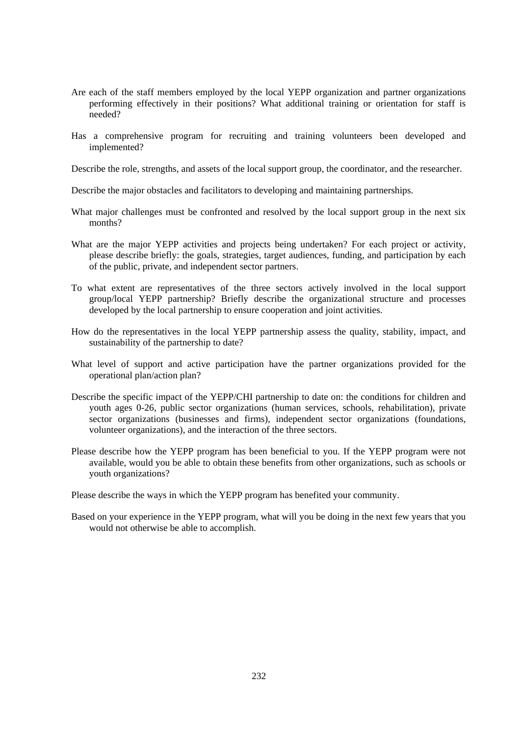Are each of the staff members employed by the local YEPP organization and partner organizations performing effectively in their positions? What additional training or orientation for staff is needed?

Has a comprehensive program for recruiting and training volunteers been developed and implemented?

Describe the role, strengths, and assets of the local support group, the coordinator, and the researcher.

Describe the major obstacles and facilitators to developing and maintaining partnerships.

What major challenges must be confronted and resolved by the local support group in the next six months?

What are the major YEPP activities and projects being undertaken? For each project or activity, please describe briefly: the goals, strategies, target audiences, funding, and participation by each of the public, private, and independent sector partners.

To what extent are representatives of the three sectors actively involved in the local support group/local YEPP partnership? Briefly describe the organizational structure and processes developed by the local partnership to ensure cooperation and joint activities.

How do the representatives in the local YEPP partnership assess the quality, stability, impact, and sustainability of the partnership to date?

What level of support and active participation have the partner organizations provided for the operational plan/action plan?

Describe the specific impact of the YEPP/CHI partnership to date on: the conditions for children and youth ages 0-26, public sector organizations (human services, schools, rehabilitation), private sector organizations (businesses and firms), independent sector organizations (foundations, volunteer organizations), and the interaction of the three sectors.

Please describe how the YEPP program has been beneficial to you. If the YEPP program were not available, would you be able to obtain these benefits from other organizations, such as schools or youth organizations?

Please describe the ways in which the YEPP program has benefited your community.

Based on your experience in the YEPP program, what will you be doing in the next few years that you would not otherwise be able to accomplish.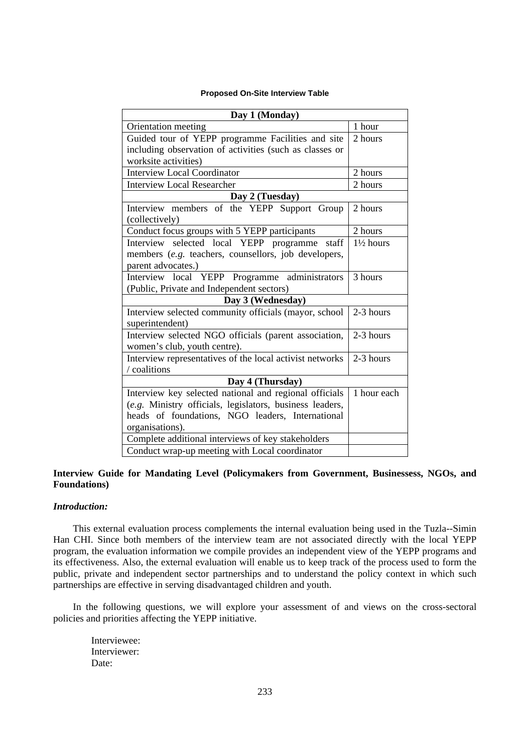**Proposed On-Site Interview Table**

| Day 1 (Monday) | |
|---|---|
| Orientation meeting | 1 hour |
| Guided tour of YEPP programme Facilities and site including observation of activities (such as classes or worksite activities) | 2 hours |
| Interview Local Coordinator | 2 hours |
| Interview Local Researcher | 2 hours |
| **Day 2 (Tuesday)** | |
| Interview members of the YEPP Support Group (collectively) | 2 hours |
| Conduct focus groups with 5 YEPP participants | 2 hours |
| Interview selected local YEPP programme staff members (*e.g.* teachers, counsellors, job developers, parent advocates.) | 1½ hours |
| Interview local YEPP Programme administrators (Public, Private and Independent sectors) | 3 hours |
| **Day 3 (Wednesday)** | |
| Interview selected community officials (mayor, school superintendent) | 2-3 hours |
| Interview selected NGO officials (parent association, women's club, youth centre). | 2-3 hours |
| Interview representatives of the local activist networks / coalitions | 2-3 hours |
| **Day 4 (Thursday)** | |
| Interview key selected national and regional officials (*e.g.* Ministry officials, legislators, business leaders, heads of foundations, NGO leaders, International organisations). | 1 hour each |
| Complete additional interviews of key stakeholders | |
| Conduct wrap-up meeting with Local coordinator | |

**Interview Guide for Mandating Level (Policymakers from Government, Businessess, NGOs, and Foundations)**

***Introduction:***

This external evaluation process complements the internal evaluation being used in the Tuzla--Simin Han CHI. Since both members of the interview team are not associated directly with the local YEPP program, the evaluation information we compile provides an independent view of the YEPP programs and its effectiveness. Also, the external evaluation will enable us to keep track of the process used to form the public, private and independent sector partnerships and to understand the policy context in which such partnerships are effective in serving disadvantaged children and youth.

In the following questions, we will explore your assessment of and views on the cross-sectoral policies and priorities affecting the YEPP initiative.

Interviewee:
Interviewer:
Date: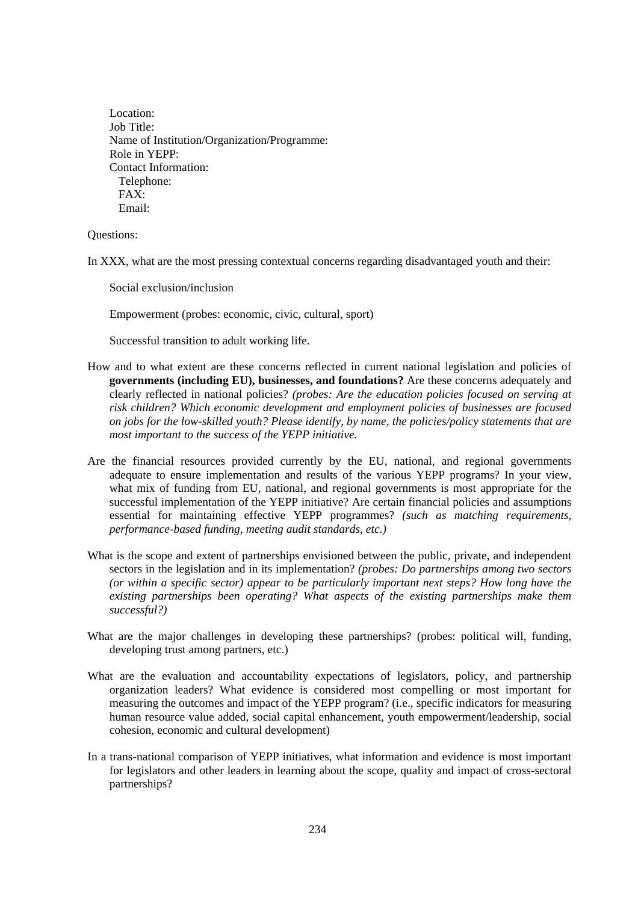Location:
Job Title:
Name of Institution/Organization/Programme:
Role in YEPP:
Contact Information:
  Telephone:
  FAX:
  Email:

Questions:

In XXX, what are the most pressing contextual concerns regarding disadvantaged youth and their:

- Social exclusion/inclusion
- Empowerment (probes: economic, civic, cultural, sport)
- Successful transition to adult working life.

How and to what extent are these concerns reflected in current national legislation and policies of **governments (including EU), businesses, and foundations?** Are these concerns adequately and clearly reflected in national policies? *(probes: Are the education policies focused on serving at risk children? Which economic development and employment policies of businesses are focused on jobs for the low-skilled youth? Please identify, by name, the policies/policy statements that are most important to the success of the YEPP initiative.*

Are the financial resources provided currently by the EU, national, and regional governments adequate to ensure implementation and results of the various YEPP programs? In your view, what mix of funding from EU, national, and regional governments is most appropriate for the successful implementation of the YEPP initiative? Are certain financial policies and assumptions essential for maintaining effective YEPP programmes? *(such as matching requirements, performance-based funding, meeting audit standards, etc.)*

What is the scope and extent of partnerships envisioned between the public, private, and independent sectors in the legislation and in its implementation? *(probes: Do partnerships among two sectors (or within a specific sector) appear to be particularly important next steps? How long have the existing partnerships been operating? What aspects of the existing partnerships make them successful?)*

What are the major challenges in developing these partnerships? (probes: political will, funding, developing trust among partners, etc.)

What are the evaluation and accountability expectations of legislators, policy, and partnership organization leaders? What evidence is considered most compelling or most important for measuring the outcomes and impact of the YEPP program? (i.e., specific indicators for measuring human resource value added, social capital enhancement, youth empowerment/leadership, social cohesion, economic and cultural development)

In a trans-national comparison of YEPP initiatives, what information and evidence is most important for legislators and other leaders in learning about the scope, quality and impact of cross-sectoral partnerships?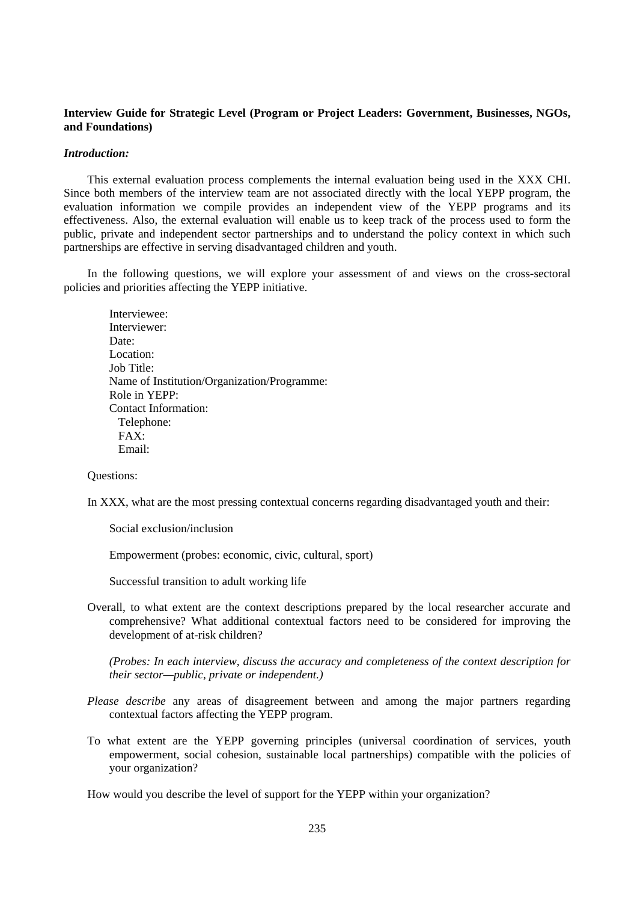**Interview Guide for Strategic Level (Program or Project Leaders: Government, Businesses, NGOs, and Foundations)**

***Introduction:***

This external evaluation process complements the internal evaluation being used in the XXX CHI. Since both members of the interview team are not associated directly with the local YEPP program, the evaluation information we compile provides an independent view of the YEPP programs and its effectiveness. Also, the external evaluation will enable us to keep track of the process used to form the public, private and independent sector partnerships and to understand the policy context in which such partnerships are effective in serving disadvantaged children and youth.

In the following questions, we will explore your assessment of and views on the cross-sectoral policies and priorities affecting the YEPP initiative.

Interviewee:
Interviewer:
Date:
Location:
Job Title:
Name of Institution/Organization/Programme:
Role in YEPP:
Contact Information:
  Telephone:
  FAX:
  Email:

Questions:

In XXX, what are the most pressing contextual concerns regarding disadvantaged youth and their:

Social exclusion/inclusion

Empowerment (probes: economic, civic, cultural, sport)

Successful transition to adult working life

Overall, to what extent are the context descriptions prepared by the local researcher accurate and comprehensive? What additional contextual factors need to be considered for improving the development of at-risk children?

*(Probes: In each interview, discuss the accuracy and completeness of the context description for their sector—public, private or independent.)*

*Please describe* any areas of disagreement between and among the major partners regarding contextual factors affecting the YEPP program.

To what extent are the YEPP governing principles (universal coordination of services, youth empowerment, social cohesion, sustainable local partnerships) compatible with the policies of your organization?

How would you describe the level of support for the YEPP within your organization?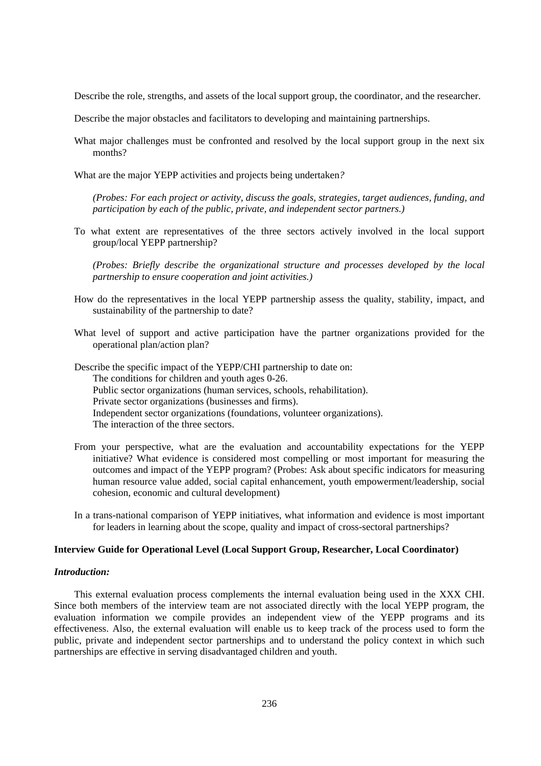Describe the role, strengths, and assets of the local support group, the coordinator, and the researcher.

Describe the major obstacles and facilitators to developing and maintaining partnerships.

What major challenges must be confronted and resolved by the local support group in the next six months?

What are the major YEPP activities and projects being undertaken?

*(Probes: For each project or activity, discuss the goals, strategies, target audiences, funding, and participation by each of the public, private, and independent sector partners.)*

To what extent are representatives of the three sectors actively involved in the local support group/local YEPP partnership?

*(Probes: Briefly describe the organizational structure and processes developed by the local partnership to ensure cooperation and joint activities.)*

How do the representatives in the local YEPP partnership assess the quality, stability, impact, and sustainability of the partnership to date?

What level of support and active participation have the partner organizations provided for the operational plan/action plan?

Describe the specific impact of the YEPP/CHI partnership to date on:
- The conditions for children and youth ages 0-26.
- Public sector organizations (human services, schools, rehabilitation).
- Private sector organizations (businesses and firms).
- Independent sector organizations (foundations, volunteer organizations).
- The interaction of the three sectors.

From your perspective, what are the evaluation and accountability expectations for the YEPP initiative? What evidence is considered most compelling or most important for measuring the outcomes and impact of the YEPP program? (Probes: Ask about specific indicators for measuring human resource value added, social capital enhancement, youth empowerment/leadership, social cohesion, economic and cultural development)

In a trans-national comparison of YEPP initiatives, what information and evidence is most important for leaders in learning about the scope, quality and impact of cross-sectoral partnerships?

**Interview Guide for Operational Level (Local Support Group, Researcher, Local Coordinator)**

***Introduction:***

This external evaluation process complements the internal evaluation being used in the XXX CHI. Since both members of the interview team are not associated directly with the local YEPP program, the evaluation information we compile provides an independent view of the YEPP programs and its effectiveness. Also, the external evaluation will enable us to keep track of the process used to form the public, private and independent sector partnerships and to understand the policy context in which such partnerships are effective in serving disadvantaged children and youth.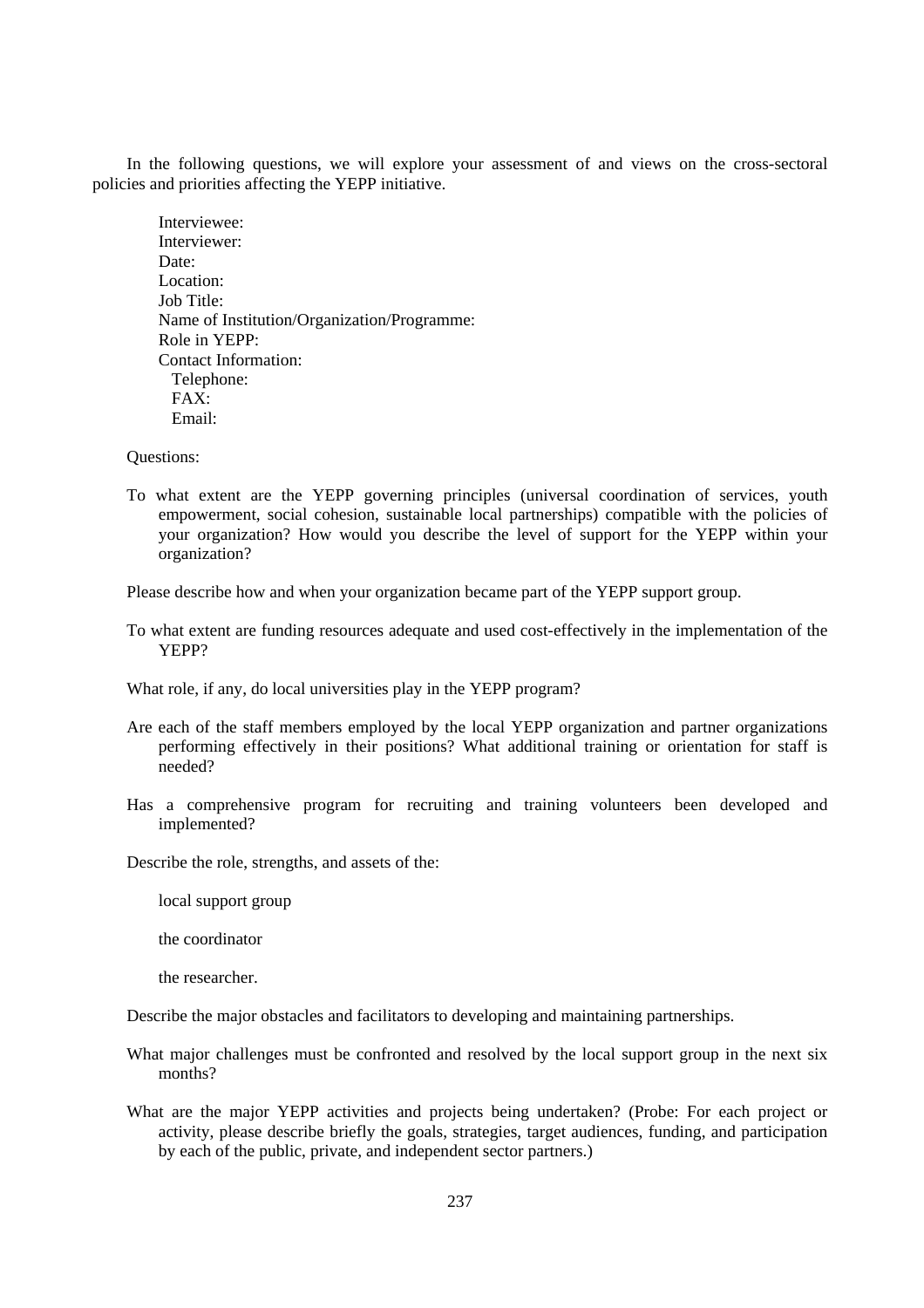In the following questions, we will explore your assessment of and views on the cross-sectoral policies and priorities affecting the YEPP initiative.

Interviewee:
Interviewer:
Date:
Location:
Job Title:
Name of Institution/Organization/Programme:
Role in YEPP:
Contact Information:
  Telephone:
  FAX:
  Email:

Questions:

To what extent are the YEPP governing principles (universal coordination of services, youth empowerment, social cohesion, sustainable local partnerships) compatible with the policies of your organization? How would you describe the level of support for the YEPP within your organization?

Please describe how and when your organization became part of the YEPP support group.

To what extent are funding resources adequate and used cost-effectively in the implementation of the YEPP?

What role, if any, do local universities play in the YEPP program?

Are each of the staff members employed by the local YEPP organization and partner organizations performing effectively in their positions? What additional training or orientation for staff is needed?

Has a comprehensive program for recruiting and training volunteers been developed and implemented?

Describe the role, strengths, and assets of the:

- local support group
- the coordinator
- the researcher.

Describe the major obstacles and facilitators to developing and maintaining partnerships.

What major challenges must be confronted and resolved by the local support group in the next six months?

What are the major YEPP activities and projects being undertaken? (Probe: For each project or activity, please describe briefly the goals, strategies, target audiences, funding, and participation by each of the public, private, and independent sector partners.)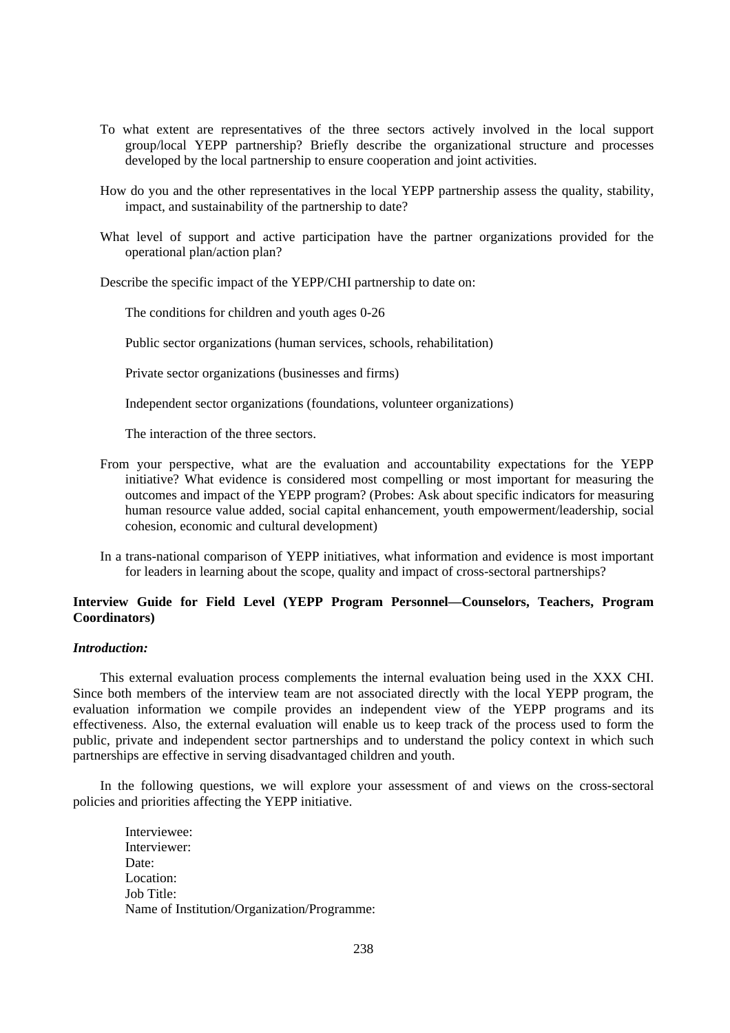To what extent are representatives of the three sectors actively involved in the local support group/local YEPP partnership? Briefly describe the organizational structure and processes developed by the local partnership to ensure cooperation and joint activities.

How do you and the other representatives in the local YEPP partnership assess the quality, stability, impact, and sustainability of the partnership to date?

What level of support and active participation have the partner organizations provided for the operational plan/action plan?

Describe the specific impact of the YEPP/CHI partnership to date on:

The conditions for children and youth ages 0-26

Public sector organizations (human services, schools, rehabilitation)

Private sector organizations (businesses and firms)

Independent sector organizations (foundations, volunteer organizations)

The interaction of the three sectors.

From your perspective, what are the evaluation and accountability expectations for the YEPP initiative? What evidence is considered most compelling or most important for measuring the outcomes and impact of the YEPP program? (Probes: Ask about specific indicators for measuring human resource value added, social capital enhancement, youth empowerment/leadership, social cohesion, economic and cultural development)

In a trans-national comparison of YEPP initiatives, what information and evidence is most important for leaders in learning about the scope, quality and impact of cross-sectoral partnerships?

**Interview Guide for Field Level (YEPP Program Personnel—Counselors, Teachers, Program Coordinators)**

***Introduction:***

This external evaluation process complements the internal evaluation being used in the XXX CHI. Since both members of the interview team are not associated directly with the local YEPP program, the evaluation information we compile provides an independent view of the YEPP programs and its effectiveness. Also, the external evaluation will enable us to keep track of the process used to form the public, private and independent sector partnerships and to understand the policy context in which such partnerships are effective in serving disadvantaged children and youth.

In the following questions, we will explore your assessment of and views on the cross-sectoral policies and priorities affecting the YEPP initiative.

Interviewee:
Interviewer:
Date:
Location:
Job Title:
Name of Institution/Organization/Programme: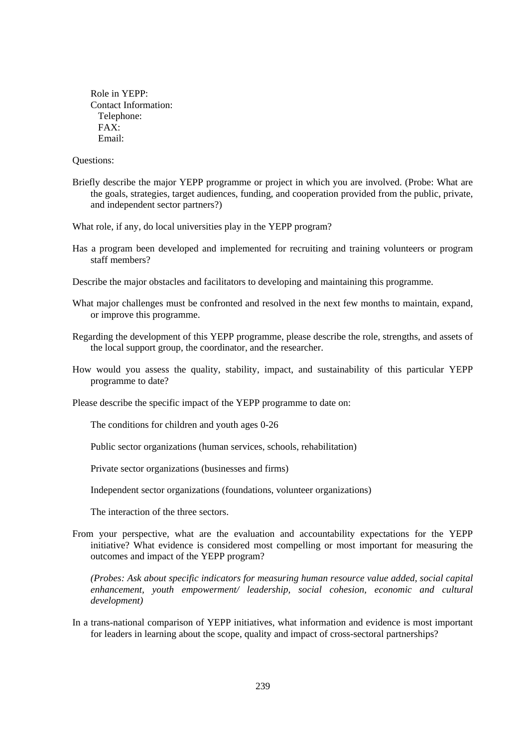Role in YEPP:
Contact Information:
  Telephone:
  FAX:
  Email:

Questions:

Briefly describe the major YEPP programme or project in which you are involved. (Probe: What are the goals, strategies, target audiences, funding, and cooperation provided from the public, private, and independent sector partners?)

What role, if any, do local universities play in the YEPP program?

Has a program been developed and implemented for recruiting and training volunteers or program staff members?

Describe the major obstacles and facilitators to developing and maintaining this programme.

What major challenges must be confronted and resolved in the next few months to maintain, expand, or improve this programme.

Regarding the development of this YEPP programme, please describe the role, strengths, and assets of the local support group, the coordinator, and the researcher.

How would you assess the quality, stability, impact, and sustainability of this particular YEPP programme to date?

Please describe the specific impact of the YEPP programme to date on:

The conditions for children and youth ages 0-26

Public sector organizations (human services, schools, rehabilitation)

Private sector organizations (businesses and firms)

Independent sector organizations (foundations, volunteer organizations)

The interaction of the three sectors.

From your perspective, what are the evaluation and accountability expectations for the YEPP initiative? What evidence is considered most compelling or most important for measuring the outcomes and impact of the YEPP program?

*(Probes: Ask about specific indicators for measuring human resource value added, social capital enhancement, youth empowerment/ leadership, social cohesion, economic and cultural development)*

In a trans-national comparison of YEPP initiatives, what information and evidence is most important for leaders in learning about the scope, quality and impact of cross-sectoral partnerships?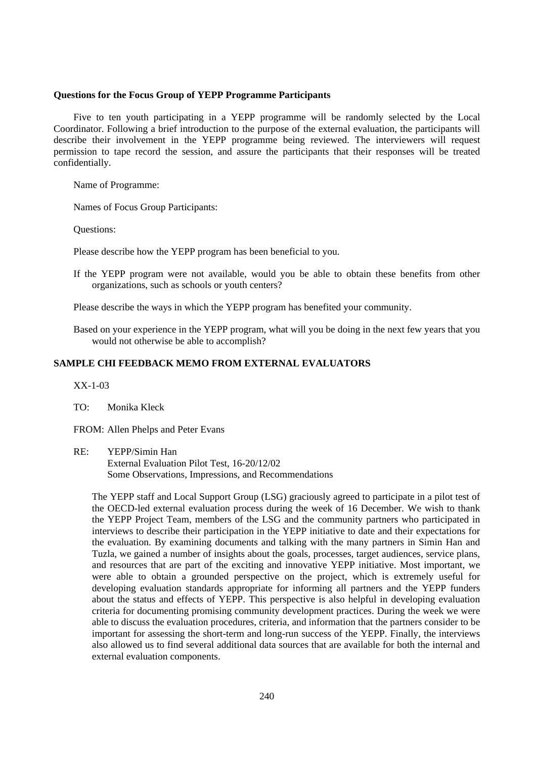**Questions for the Focus Group of YEPP Programme Participants**

Five to ten youth participating in a YEPP programme will be randomly selected by the Local Coordinator. Following a brief introduction to the purpose of the external evaluation, the participants will describe their involvement in the YEPP programme being reviewed. The interviewers will request permission to tape record the session, and assure the participants that their responses will be treated confidentially.

Name of Programme:

Names of Focus Group Participants:

Questions:

Please describe how the YEPP program has been beneficial to you.

If the YEPP program were not available, would you be able to obtain these benefits from other organizations, such as schools or youth centers?

Please describe the ways in which the YEPP program has benefited your community.

Based on your experience in the YEPP program, what will you be doing in the next few years that you would not otherwise be able to accomplish?

**SAMPLE CHI FEEDBACK MEMO FROM EXTERNAL EVALUATORS**

XX-1-03

TO: Monika Kleck

FROM: Allen Phelps and Peter Evans

RE: YEPP/Simin Han
External Evaluation Pilot Test, 16-20/12/02
Some Observations, Impressions, and Recommendations

The YEPP staff and Local Support Group (LSG) graciously agreed to participate in a pilot test of the OECD-led external evaluation process during the week of 16 December. We wish to thank the YEPP Project Team, members of the LSG and the community partners who participated in interviews to describe their participation in the YEPP initiative to date and their expectations for the evaluation. By examining documents and talking with the many partners in Simin Han and Tuzla, we gained a number of insights about the goals, processes, target audiences, service plans, and resources that are part of the exciting and innovative YEPP initiative. Most important, we were able to obtain a grounded perspective on the project, which is extremely useful for developing evaluation standards appropriate for informing all partners and the YEPP funders about the status and effects of YEPP. This perspective is also helpful in developing evaluation criteria for documenting promising community development practices. During the week we were able to discuss the evaluation procedures, criteria, and information that the partners consider to be important for assessing the short-term and long-run success of the YEPP. Finally, the interviews also allowed us to find several additional data sources that are available for both the internal and external evaluation components.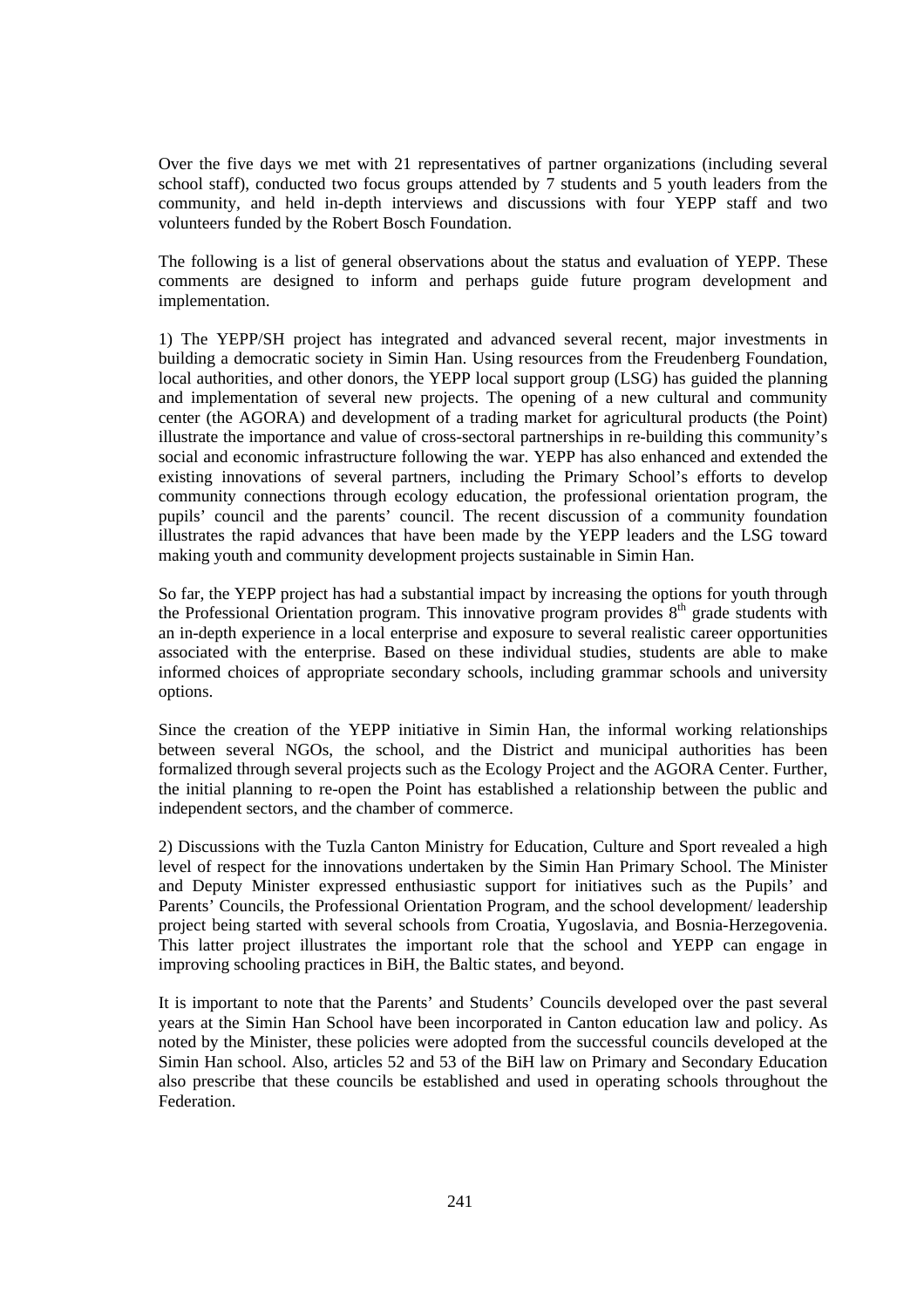Over the five days we met with 21 representatives of partner organizations (including several school staff), conducted two focus groups attended by 7 students and 5 youth leaders from the community, and held in-depth interviews and discussions with four YEPP staff and two volunteers funded by the Robert Bosch Foundation.

The following is a list of general observations about the status and evaluation of YEPP. These comments are designed to inform and perhaps guide future program development and implementation.

1) The YEPP/SH project has integrated and advanced several recent, major investments in building a democratic society in Simin Han. Using resources from the Freudenberg Foundation, local authorities, and other donors, the YEPP local support group (LSG) has guided the planning and implementation of several new projects. The opening of a new cultural and community center (the AGORA) and development of a trading market for agricultural products (the Point) illustrate the importance and value of cross-sectoral partnerships in re-building this community's social and economic infrastructure following the war. YEPP has also enhanced and extended the existing innovations of several partners, including the Primary School's efforts to develop community connections through ecology education, the professional orientation program, the pupils' council and the parents' council. The recent discussion of a community foundation illustrates the rapid advances that have been made by the YEPP leaders and the LSG toward making youth and community development projects sustainable in Simin Han.

So far, the YEPP project has had a substantial impact by increasing the options for youth through the Professional Orientation program. This innovative program provides 8th grade students with an in-depth experience in a local enterprise and exposure to several realistic career opportunities associated with the enterprise. Based on these individual studies, students are able to make informed choices of appropriate secondary schools, including grammar schools and university options.

Since the creation of the YEPP initiative in Simin Han, the informal working relationships between several NGOs, the school, and the District and municipal authorities has been formalized through several projects such as the Ecology Project and the AGORA Center. Further, the initial planning to re-open the Point has established a relationship between the public and independent sectors, and the chamber of commerce.

2) Discussions with the Tuzla Canton Ministry for Education, Culture and Sport revealed a high level of respect for the innovations undertaken by the Simin Han Primary School. The Minister and Deputy Minister expressed enthusiastic support for initiatives such as the Pupils' and Parents' Councils, the Professional Orientation Program, and the school development/ leadership project being started with several schools from Croatia, Yugoslavia, and Bosnia-Herzegovenia. This latter project illustrates the important role that the school and YEPP can engage in improving schooling practices in BiH, the Baltic states, and beyond.

It is important to note that the Parents' and Students' Councils developed over the past several years at the Simin Han School have been incorporated in Canton education law and policy. As noted by the Minister, these policies were adopted from the successful councils developed at the Simin Han school. Also, articles 52 and 53 of the BiH law on Primary and Secondary Education also prescribe that these councils be established and used in operating schools throughout the Federation.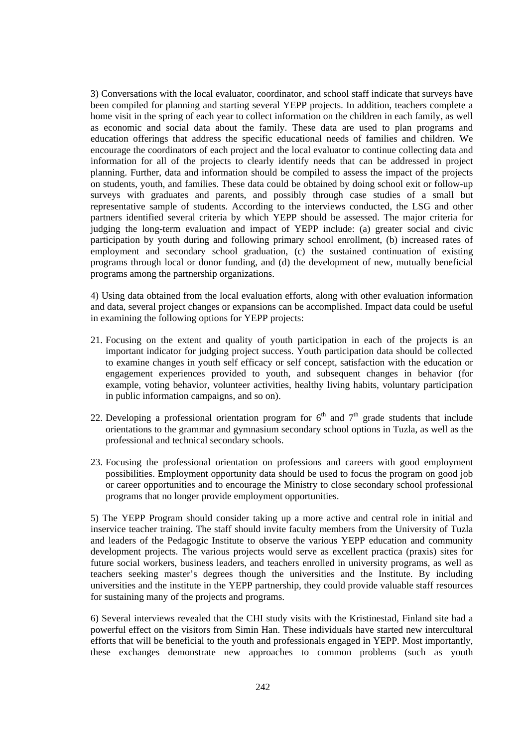3) Conversations with the local evaluator, coordinator, and school staff indicate that surveys have been compiled for planning and starting several YEPP projects. In addition, teachers complete a home visit in the spring of each year to collect information on the children in each family, as well as economic and social data about the family. These data are used to plan programs and education offerings that address the specific educational needs of families and children. We encourage the coordinators of each project and the local evaluator to continue collecting data and information for all of the projects to clearly identify needs that can be addressed in project planning. Further, data and information should be compiled to assess the impact of the projects on students, youth, and families. These data could be obtained by doing school exit or follow-up surveys with graduates and parents, and possibly through case studies of a small but representative sample of students. According to the interviews conducted, the LSG and other partners identified several criteria by which YEPP should be assessed. The major criteria for judging the long-term evaluation and impact of YEPP include: (a) greater social and civic participation by youth during and following primary school enrollment, (b) increased rates of employment and secondary school graduation, (c) the sustained continuation of existing programs through local or donor funding, and (d) the development of new, mutually beneficial programs among the partnership organizations.

4) Using data obtained from the local evaluation efforts, along with other evaluation information and data, several project changes or expansions can be accomplished. Impact data could be useful in examining the following options for YEPP projects:

21. Focusing on the extent and quality of youth participation in each of the projects is an important indicator for judging project success. Youth participation data should be collected to examine changes in youth self efficacy or self concept, satisfaction with the education or engagement experiences provided to youth, and subsequent changes in behavior (for example, voting behavior, volunteer activities, healthy living habits, voluntary participation in public information campaigns, and so on).

22. Developing a professional orientation program for 6th and 7th grade students that include orientations to the grammar and gymnasium secondary school options in Tuzla, as well as the professional and technical secondary schools.

23. Focusing the professional orientation on professions and careers with good employment possibilities. Employment opportunity data should be used to focus the program on good job or career opportunities and to encourage the Ministry to close secondary school professional programs that no longer provide employment opportunities.

5) The YEPP Program should consider taking up a more active and central role in initial and inservice teacher training. The staff should invite faculty members from the University of Tuzla and leaders of the Pedagogic Institute to observe the various YEPP education and community development projects. The various projects would serve as excellent practica (praxis) sites for future social workers, business leaders, and teachers enrolled in university programs, as well as teachers seeking master's degrees though the universities and the Institute. By including universities and the institute in the YEPP partnership, they could provide valuable staff resources for sustaining many of the projects and programs.

6) Several interviews revealed that the CHI study visits with the Kristinestad, Finland site had a powerful effect on the visitors from Simin Han. These individuals have started new intercultural efforts that will be beneficial to the youth and professionals engaged in YEPP. Most importantly, these exchanges demonstrate new approaches to common problems (such as youth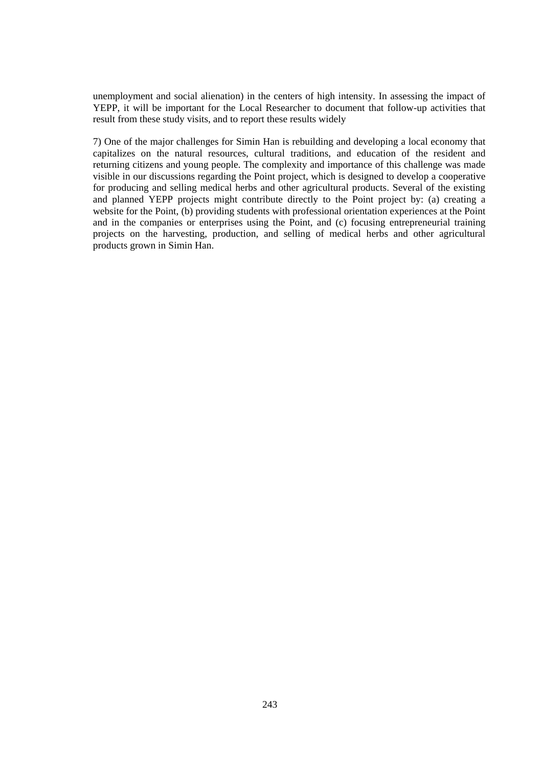unemployment and social alienation) in the centers of high intensity. In assessing the impact of YEPP, it will be important for the Local Researcher to document that follow-up activities that result from these study visits, and to report these results widely

7) One of the major challenges for Simin Han is rebuilding and developing a local economy that capitalizes on the natural resources, cultural traditions, and education of the resident and returning citizens and young people. The complexity and importance of this challenge was made visible in our discussions regarding the Point project, which is designed to develop a cooperative for producing and selling medical herbs and other agricultural products. Several of the existing and planned YEPP projects might contribute directly to the Point project by: (a) creating a website for the Point, (b) providing students with professional orientation experiences at the Point and in the companies or enterprises using the Point, and (c) focusing entrepreneurial training projects on the harvesting, production, and selling of medical herbs and other agricultural products grown in Simin Han.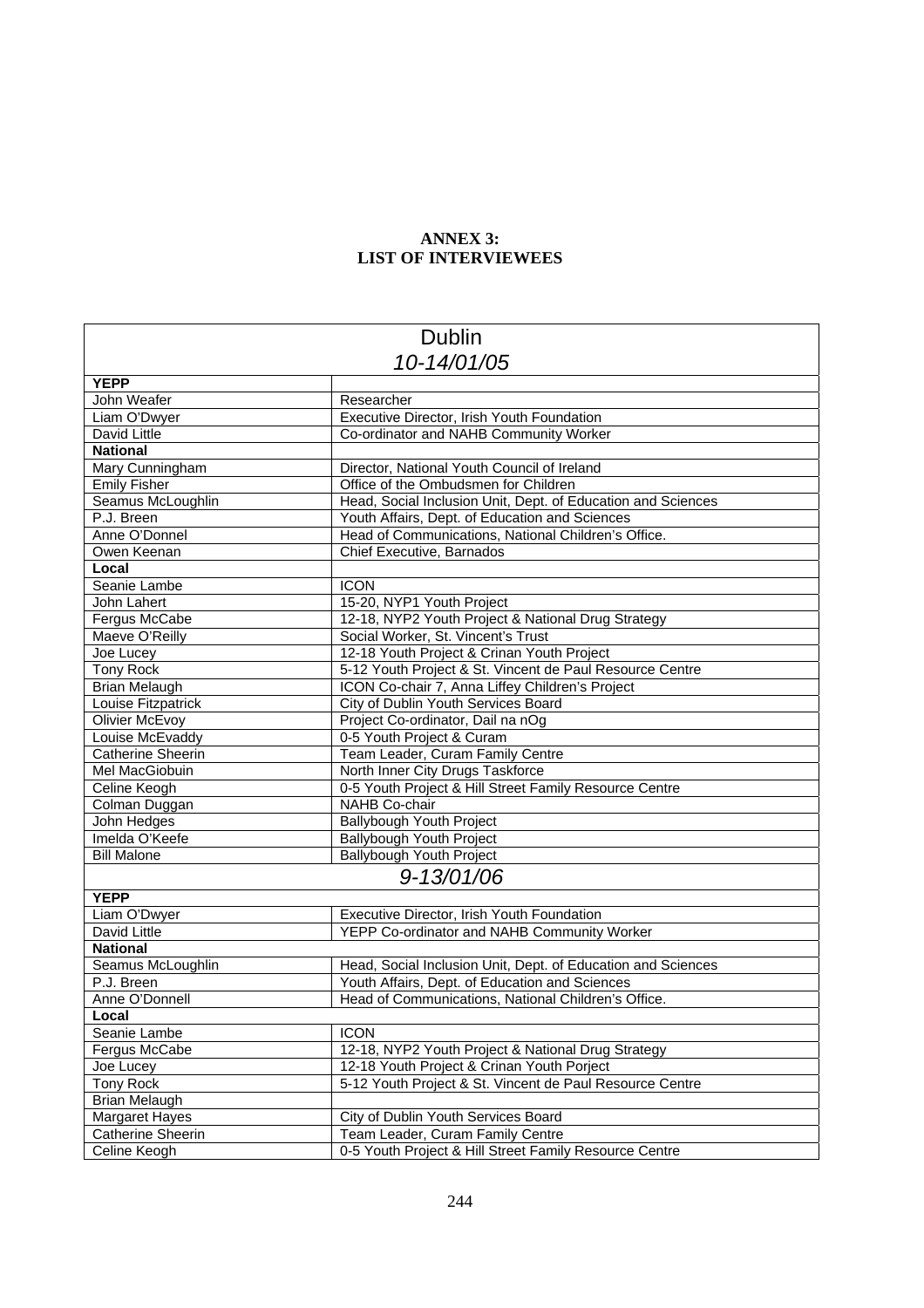**ANNEX 3:**
**LIST OF INTERVIEWEES**

| Dublin<br>*10-14/01/05* | |
|---|---|
| **YEPP** | |
| John Weafer | Researcher |
| Liam O'Dwyer | Executive Director, Irish Youth Foundation |
| David Little | Co-ordinator and NAHB Community Worker |
| **National** | |
| Mary Cunningham | Director, National Youth Council of Ireland |
| Emily Fisher | Office of the Ombudsmen for Children |
| Seamus McLoughlin | Head, Social Inclusion Unit, Dept. of Education and Sciences |
| P.J. Breen | Youth Affairs, Dept. of Education and Sciences |
| Anne O'Donnel | Head of Communications, National Children's Office. |
| Owen Keenan | Chief Executive, Barnados |
| **Local** | |
| Seanie Lambe | ICON |
| John Lahert | 15-20, NYP1 Youth Project |
| Fergus McCabe | 12-18, NYP2 Youth Project & National Drug Strategy |
| Maeve O'Reilly | Social Worker, St. Vincent's Trust |
| Joe Lucey | 12-18 Youth Project & Crinan Youth Project |
| Tony Rock | 5-12 Youth Project & St. Vincent de Paul Resource Centre |
| Brian Melaugh | ICON Co-chair 7, Anna Liffey Children's Project |
| Louise Fitzpatrick | City of Dublin Youth Services Board |
| Olivier McEvoy | Project Co-ordinator, Dail na nOg |
| Louise McEvaddy | 0-5 Youth Project & Curam |
| Catherine Sheerin | Team Leader, Curam Family Centre |
| Mel MacGiobuin | North Inner City Drugs Taskforce |
| Celine Keogh | 0-5 Youth Project & Hill Street Family Resource Centre |
| Colman Duggan | NAHB Co-chair |
| John Hedges | Ballybough Youth Project |
| Imelda O'Keefe | Ballybough Youth Project |
| Bill Malone | Ballybough Youth Project |
| *9-13/01/06* | |
| **YEPP** | |
| Liam O'Dwyer | Executive Director, Irish Youth Foundation |
| David Little | YEPP Co-ordinator and NAHB Community Worker |
| **National** | |
| Seamus McLoughlin | Head, Social Inclusion Unit, Dept. of Education and Sciences |
| P.J. Breen | Youth Affairs, Dept. of Education and Sciences |
| Anne O'Donnell | Head of Communications, National Children's Office. |
| **Local** | |
| Seanie Lambe | ICON |
| Fergus McCabe | 12-18, NYP2 Youth Project & National Drug Strategy |
| Joe Lucey | 12-18 Youth Project & Crinan Youth Porject |
| Tony Rock | 5-12 Youth Project & St. Vincent de Paul Resource Centre |
| Brian Melaugh | |
| Margaret Hayes | City of Dublin Youth Services Board |
| Catherine Sheerin | Team Leader, Curam Family Centre |
| Celine Keogh | 0-5 Youth Project & Hill Street Family Resource Centre |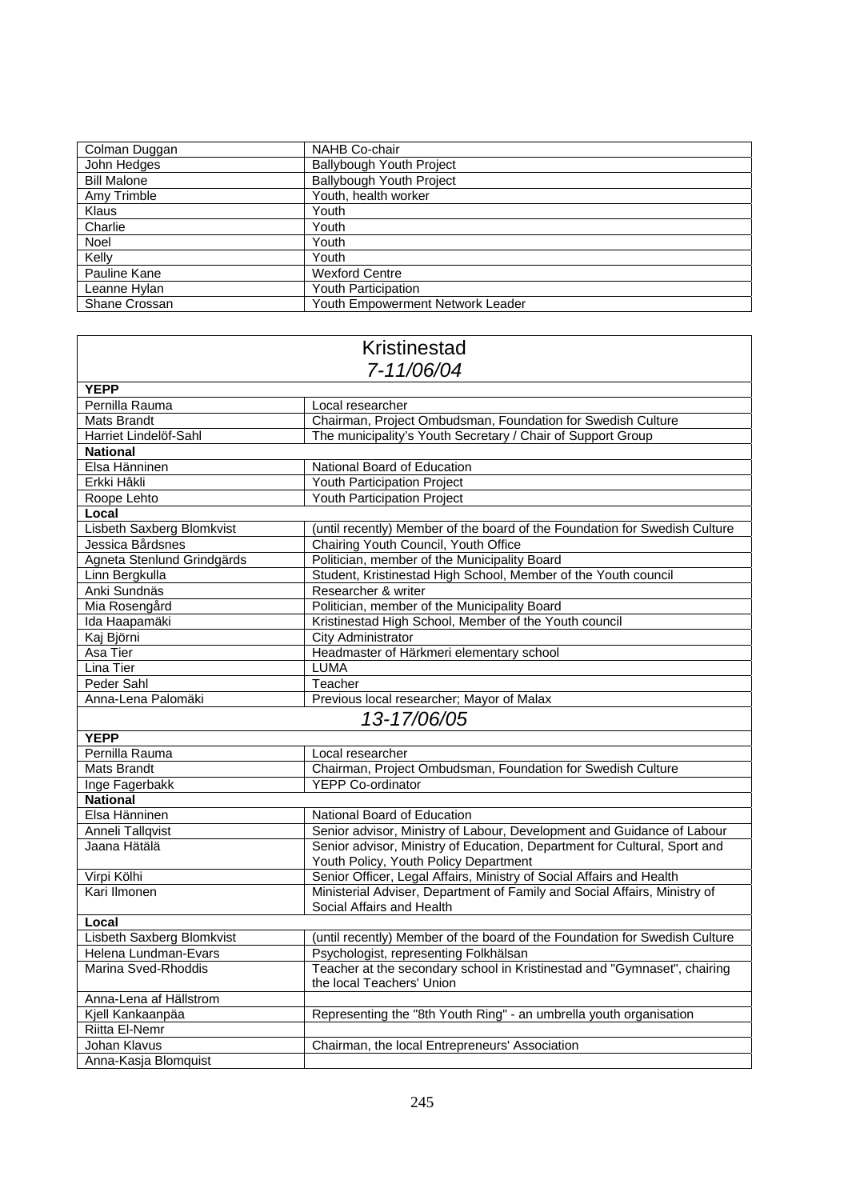| Colman Duggan | NAHB Co-chair |
|---|---|
| John Hedges | Ballybough Youth Project |
| Bill Malone | Ballybough Youth Project |
| Amy Trimble | Youth, health worker |
| Klaus | Youth |
| Charlie | Youth |
| Noel | Youth |
| Kelly | Youth |
| Pauline Kane | Wexford Centre |
| Leanne Hylan | Youth Participation |
| Shane Crossan | Youth Empowerment Network Leader |

| Kristinestad<br>*7-11/06/04* | |
|---|---|
| **YEPP** | |
| Pernilla Rauma | Local researcher |
| Mats Brandt | Chairman, Project Ombudsman, Foundation for Swedish Culture |
| Harriet Lindelöf-Sahl | The municipality's Youth Secretary / Chair of Support Group |
| **National** | |
| Elsa Hänninen | National Board of Education |
| Erkki Hâkli | Youth Participation Project |
| Roope Lehto | Youth Participation Project |
| **Local** | |
| Lisbeth Saxberg Blomkvist | (until recently) Member of the board of the Foundation for Swedish Culture |
| Jessica Bårdsnes | Chairing Youth Council, Youth Office |
| Agneta Stenlund Grindgärds | Politician, member of the Municipality Board |
| Linn Bergkulla | Student, Kristinestad High School, Member of the Youth council |
| Anki Sundnäs | Researcher & writer |
| Mia Rosengård | Politician, member of the Municipality Board |
| Ida Haapamäki | Kristinestad High School, Member of the Youth council |
| Kaj Björni | City Administrator |
| Asa Tier | Headmaster of Härkmeri elementary school |
| Lina Tier | LUMA |
| Peder Sahl | Teacher |
| Anna-Lena Palomäki | Previous local researcher; Mayor of Malax |
| *13-17/06/05* | |
| **YEPP** | |
| Pernilla Rauma | Local researcher |
| Mats Brandt | Chairman, Project Ombudsman, Foundation for Swedish Culture |
| Inge Fagerbakk | YEPP Co-ordinator |
| **National** | |
| Elsa Hänninen | National Board of Education |
| Anneli Tallqvist | Senior advisor, Ministry of Labour, Development and Guidance of Labour |
| Jaana Hätälä | Senior advisor, Ministry of Education, Department for Cultural, Sport and Youth Policy, Youth Policy Department |
| Virpi Kölhi | Senior Officer, Legal Affairs, Ministry of Social Affairs and Health |
| Kari Ilmonen | Ministerial Adviser, Department of Family and Social Affairs, Ministry of Social Affairs and Health |
| **Local** | |
| Lisbeth Saxberg Blomkvist | (until recently) Member of the board of the Foundation for Swedish Culture |
| Helena Lundman-Evars | Psychologist, representing Folkhälsan |
| Marina Sved-Rhoddis | Teacher at the secondary school in Kristinestad and "Gymnaset", chairing the local Teachers' Union |
| Anna-Lena af Hällstrom | |
| Kjell Kankaanpäa | Representing the "8th Youth Ring" - an umbrella youth organisation |
| Riitta El-Nemr | |
| Johan Klavus | Chairman, the local Entrepreneurs' Association |
| Anna-Kasja Blomquist | |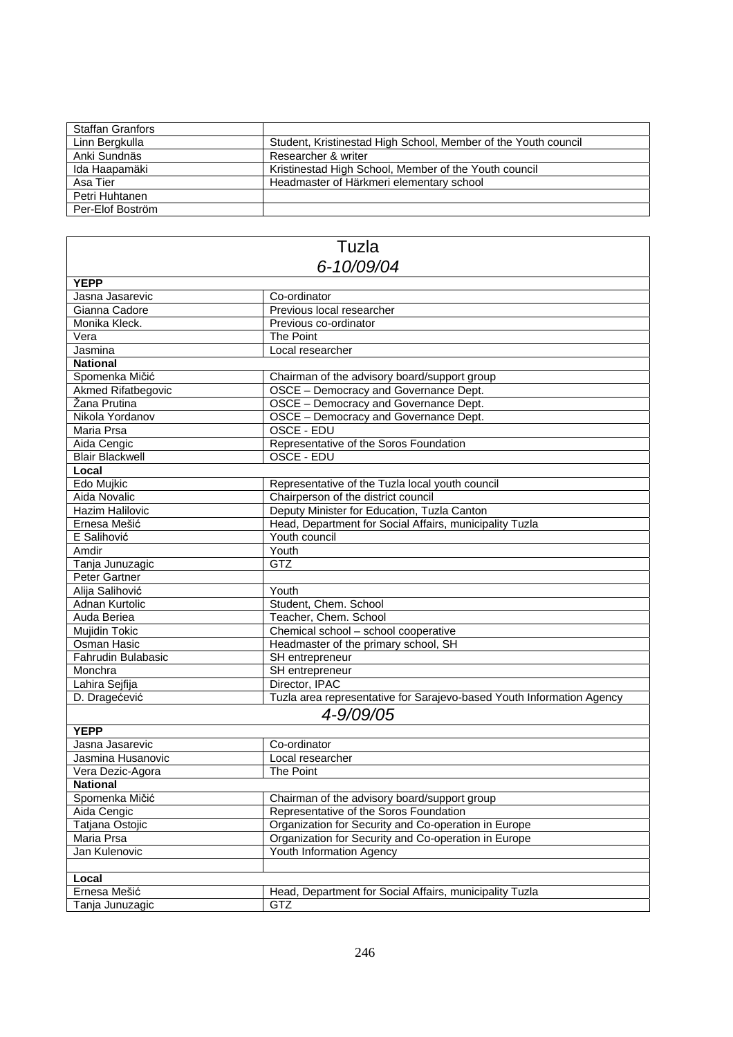| | |
|---|---|
| Staffan Granfors | |
| Linn Bergkulla | Student, Kristinestad High School, Member of the Youth council |
| Anki Sundnäs | Researcher & writer |
| Ida Haapamäki | Kristinestad High School, Member of the Youth council |
| Asa Tier | Headmaster of Härkmeri elementary school |
| Petri Huhtanen | |
| Per-Elof Boström | |

| Tuzla *6-10/09/04* | |
|---|---|
| **YEPP** | |
| Jasna Jasarevic | Co-ordinator |
| Gianna Cadore | Previous local researcher |
| Monika Kleck. | Previous co-ordinator |
| Vera | The Point |
| Jasmina | Local researcher |
| **National** | |
| Spomenka Mičić | Chairman of the advisory board/support group |
| Akmed Rifatbegovic | OSCE – Democracy and Governance Dept. |
| Žana Prutina | OSCE – Democracy and Governance Dept. |
| Nikola Yordanov | OSCE – Democracy and Governance Dept. |
| Maria Prsa | OSCE - EDU |
| Aida Cengic | Representative of the Soros Foundation |
| Blair Blackwell | OSCE - EDU |
| **Local** | |
| Edo Mujkic | Representative of the Tuzla local youth council |
| Aida Novalic | Chairperson of the district council |
| Hazim Halilovic | Deputy Minister for Education, Tuzla Canton |
| Ernesa Mešić | Head, Department for Social Affairs, municipality Tuzla |
| E Salihović | Youth council |
| Amdir | Youth |
| Tanja Junuzagic | GTZ |
| Peter Gartner | |
| Alija Salihović | Youth |
| Adnan Kurtolic | Student, Chem. School |
| Auda Beriea | Teacher, Chem. School |
| Mujidin Tokic | Chemical school – school cooperative |
| Osman Hasic | Headmaster of the primary school, SH |
| Fahrudin Bulabasic | SH entrepreneur |
| Monchra | SH entrepreneur |
| Lahira Sejfija | Director, IPAC |
| D. Dragećević | Tuzla area representative for Sarajevo-based Youth Information Agency |
| *4-9/09/05* | |
| **YEPP** | |
| Jasna Jasarevic | Co-ordinator |
| Jasmina Husanovic | Local researcher |
| Vera Dezic-Agora | The Point |
| **National** | |
| Spomenka Mičić | Chairman of the advisory board/support group |
| Aida Cengic | Representative of the Soros Foundation |
| Tatjana Ostojic | Organization for Security and Co-operation in Europe |
| Maria Prsa | Organization for Security and Co-operation in Europe |
| Jan Kulenovic | Youth Information Agency |
| | |
| **Local** | |
| Ernesa Mešić | Head, Department for Social Affairs, municipality Tuzla |
| Tanja Junuzagic | GTZ |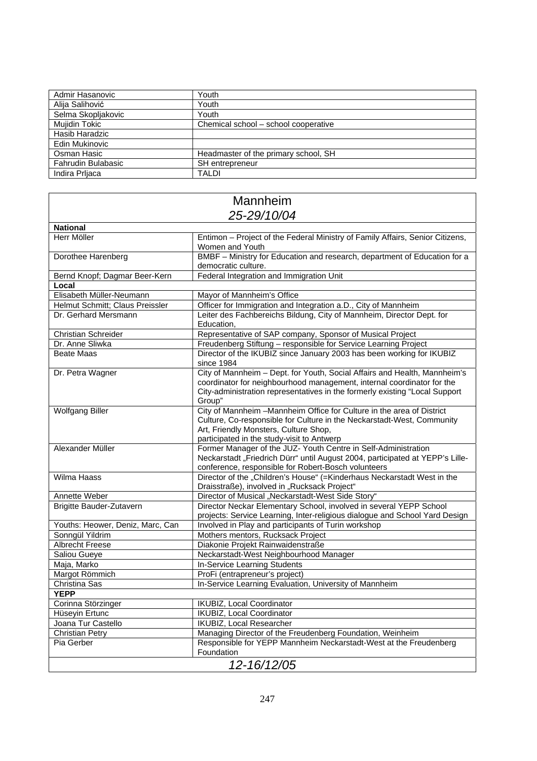| | |
|---|---|
| Admir Hasanovic | Youth |
| Alija Salihović | Youth |
| Selma Skopljakovic | Youth |
| Mujidin Tokic | Chemical school – school cooperative |
| Hasib Haradzic | |
| Edin Mukinovic | |
| Osman Hasic | Headmaster of the primary school, SH |
| Fahrudin Bulabasic | SH entrepreneur |
| Indira Prljaca | TALDI |

| Mannheim *25-29/10/04* | |
|---|---|
| **National** | |
| Herr Möller | Entimon – Project of the Federal Ministry of Family Affairs, Senior Citizens, Women and Youth |
| Dorothee Harenberg | BMBF – Ministry for Education and research, department of Education for a democratic culture. |
| Bernd Knopf; Dagmar Beer-Kern | Federal Integration and Immigration Unit |
| **Local** | |
| Elisabeth Müller-Neumann | Mayor of Mannheim's Office |
| Helmut Schmitt; Claus Preissler | Officer for Immigration and Integration a.D., City of Mannheim |
| Dr. Gerhard Mersmann | Leiter des Fachbereichs Bildung, City of Mannheim, Director Dept. for Education, |
| Christian Schreider | Representative of SAP company, Sponsor of Musical Project |
| Dr. Anne Sliwka | Freudenberg Stiftung – responsible for Service Learning Project |
| Beate Maas | Director of the IKUBIZ since January 2003 has been working for IKUBIZ since 1984 |
| Dr. Petra Wagner | City of Mannheim – Dept. for Youth, Social Affairs and Health, Mannheim's coordinator for neighbourhood management, internal coordinator for the City-administration representatives in the formerly existing "Local Support Group" |
| Wolfgang Biller | City of Mannheim –Mannheim Office for Culture in the area of District Culture, Co-responsible for Culture in the Neckarstadt-West, Community Art, Friendly Monsters, Culture Shop, participated in the study-visit to Antwerp |
| Alexander Müller | Former Manager of the JUZ- Youth Centre in Self-Administration Neckarstadt „Friedrich Dürr" until August 2004, participated at YEPP's Lille-conference, responsible for Robert-Bosch volunteers |
| Wilma Haass | Director of the „Children's House" (=Kinderhaus Neckarstadt West in the Draisstraße), involved in „Rucksack Project" |
| Annette Weber | Director of Musical „Neckarstadt-West Side Story" |
| Brigitte Bauder-Zutavern | Director Neckar Elementary School, involved in several YEPP School projects: Service Learning, Inter-religious dialogue and School Yard Design |
| Youths: Heower, Deniz, Marc, Can | Involved in Play and participants of Turin workshop |
| Sonngül Yildrim | Mothers mentors, Rucksack Project |
| Albrecht Freese | Diakonie Projekt Rainwaidenstraße |
| Saliou Gueye | Neckarstadt-West Neighbourhood Manager |
| Maja, Marko | In-Service Learning Students |
| Margot Römmich | ProFi (entrapreneur's project) |
| Christina Sas | In-Service Learning Evaluation, University of Mannheim |
| **YEPP** | |
| Corinna Störzinger | IKUBIZ, Local Coordinator |
| Hüseyin Ertunc | IKUBIZ, Local Coordinator |
| Joana Tur Castello | IKUBIZ, Local Researcher |
| Christian Petry | Managing Director of the Freudenberg Foundation, Weinheim |
| Pia Gerber | Responsible for YEPP Mannheim Neckarstadt-West at the Freudenberg Foundation |
| *12-16/12/05* | |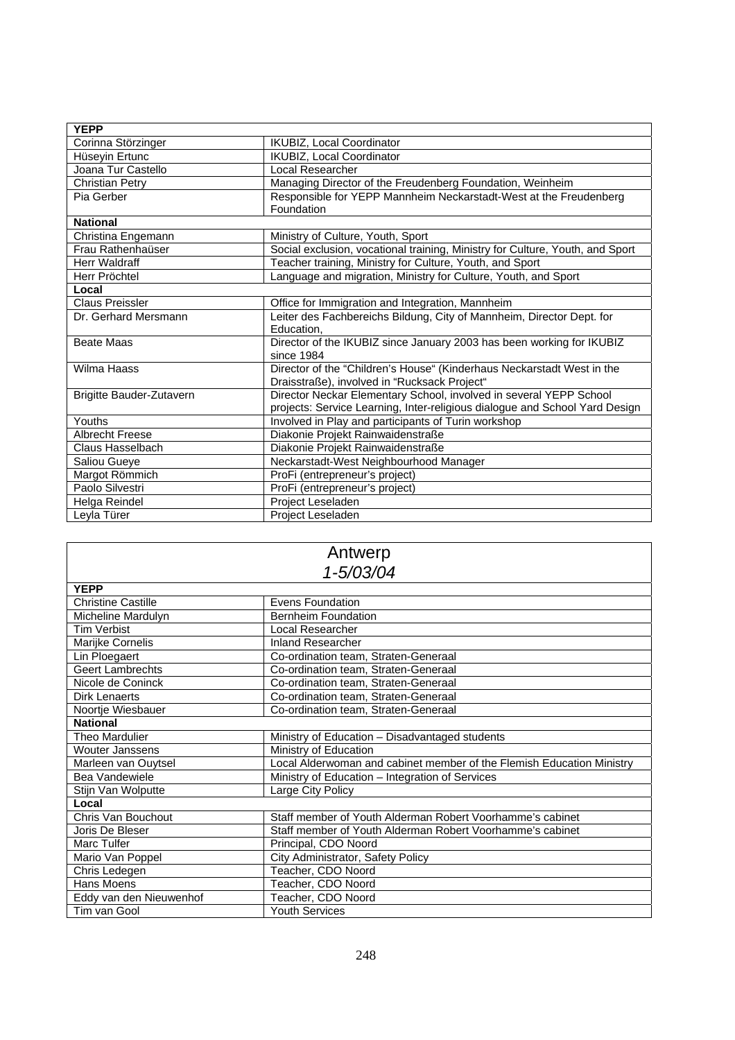| **YEPP** | |
|---|---|
| Corinna Störzinger | IKUBIZ, Local Coordinator |
| Hüseyin Ertunc | IKUBIZ, Local Coordinator |
| Joana Tur Castello | Local Researcher |
| Christian Petry | Managing Director of the Freudenberg Foundation, Weinheim |
| Pia Gerber | Responsible for YEPP Mannheim Neckarstadt-West at the Freudenberg Foundation |
| **National** | |
| Christina Engemann | Ministry of Culture, Youth, Sport |
| Frau Rathenhaüser | Social exclusion, vocational training, Ministry for Culture, Youth, and Sport |
| Herr Waldraff | Teacher training, Ministry for Culture, Youth, and Sport |
| Herr Pröchtel | Language and migration, Ministry for Culture, Youth, and Sport |
| **Local** | |
| Claus Preissler | Office for Immigration and Integration, Mannheim |
| Dr. Gerhard Mersmann | Leiter des Fachbereichs Bildung, City of Mannheim, Director Dept. for Education, |
| Beate Maas | Director of the IKUBIZ since January 2003 has been working for IKUBIZ since 1984 |
| Wilma Haass | Director of the "Children's House" (Kinderhaus Neckarstadt West in the Draisstraße), involved in "Rucksack Project" |
| Brigitte Bauder-Zutavern | Director Neckar Elementary School, involved in several YEPP School projects: Service Learning, Inter-religious dialogue and School Yard Design |
| Youths | Involved in Play and participants of Turin workshop |
| Albrecht Freese | Diakonie Projekt Rainwaidenstraße |
| Claus Hasselbach | Diakonie Projekt Rainwaidenstraße |
| Saliou Gueye | Neckarstadt-West Neighbourhood Manager |
| Margot Römmich | ProFi (entrepreneur's project) |
| Paolo Silvestri | ProFi (entrepreneur's project) |
| Helga Reindel | Project Leseladen |
| Leyla Türer | Project Leseladen |

| Antwerp *1-5/03/04* | |
|---|---|
| **YEPP** | |
| Christine Castille | Evens Foundation |
| Micheline Mardulyn | Bernheim Foundation |
| Tim Verbist | Local Researcher |
| Marijke Cornelis | Inland Researcher |
| Lin Ploegaert | Co-ordination team, Straten-Generaal |
| Geert Lambrechts | Co-ordination team, Straten-Generaal |
| Nicole de Coninck | Co-ordination team, Straten-Generaal |
| Dirk Lenaerts | Co-ordination team, Straten-Generaal |
| Noortje Wiesbauer | Co-ordination team, Straten-Generaal |
| **National** | |
| Theo Mardulier | Ministry of Education – Disadvantaged students |
| Wouter Janssens | Ministry of Education |
| Marleen van Ouytsel | Local Alderwoman and cabinet member of the Flemish Education Ministry |
| Bea Vandewiele | Ministry of Education – Integration of Services |
| Stijn Van Wolputte | Large City Policy |
| **Local** | |
| Chris Van Bouchout | Staff member of Youth Alderman Robert Voorhamme's cabinet |
| Joris De Bleser | Staff member of Youth Alderman Robert Voorhamme's cabinet |
| Marc Tulfer | Principal, CDO Noord |
| Mario Van Poppel | City Administrator, Safety Policy |
| Chris Ledegen | Teacher, CDO Noord |
| Hans Moens | Teacher, CDO Noord |
| Eddy van den Nieuwenhof | Teacher, CDO Noord |
| Tim van Gool | Youth Services |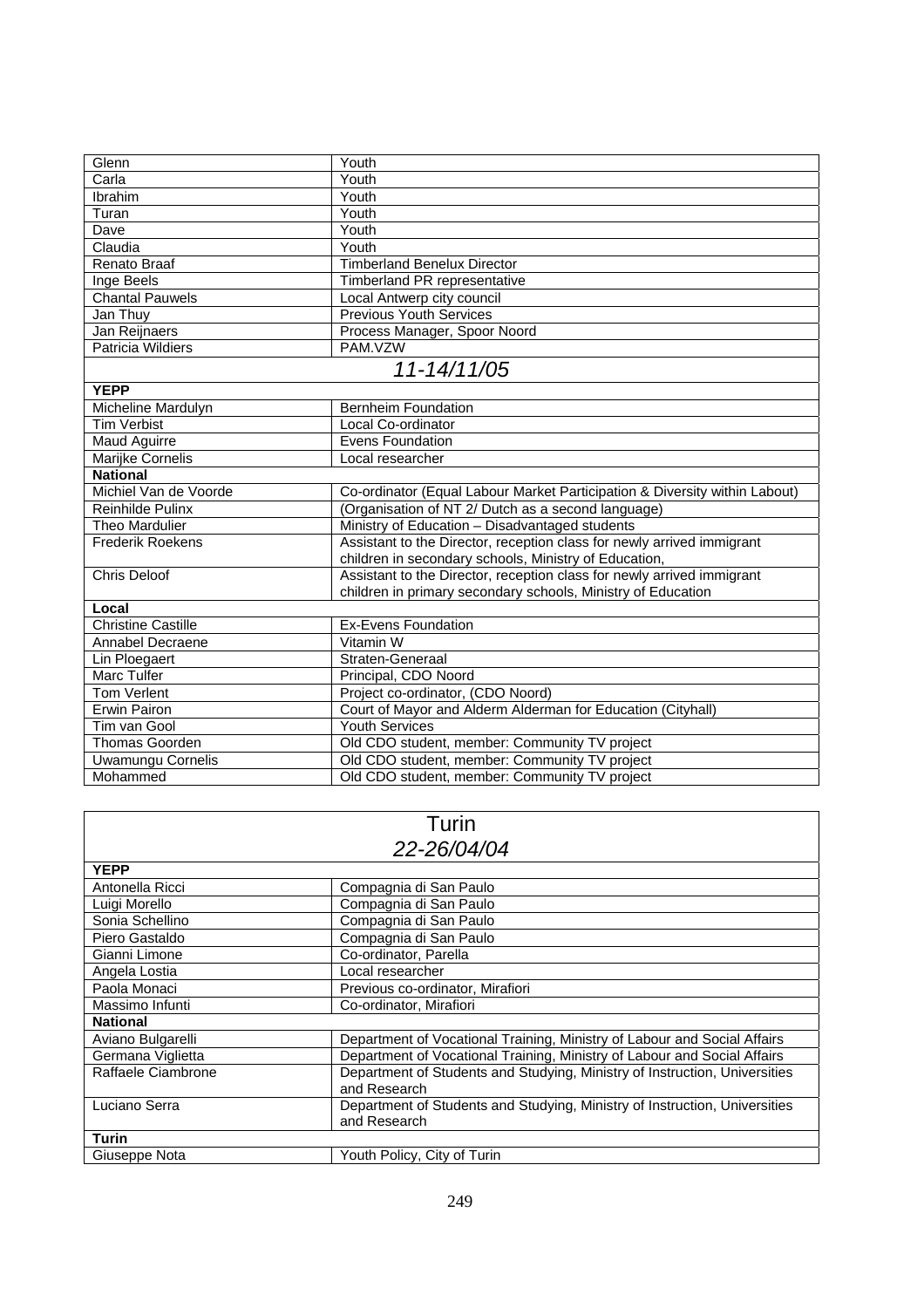| | |
|---|---|
| Glenn | Youth |
| Carla | Youth |
| Ibrahim | Youth |
| Turan | Youth |
| Dave | Youth |
| Claudia | Youth |
| Renato Braaf | Timberland Benelux Director |
| Inge Beels | Timberland PR representative |
| Chantal Pauwels | Local Antwerp city council |
| Jan Thuy | Previous Youth Services |
| Jan Reijnaers | Process Manager, Spoor Noord |
| Patricia Wildiers | PAM.VZW |
| *11-14/11/05* | |
| **YEPP** | |
| Micheline Mardulyn | Bernheim Foundation |
| Tim Verbist | Local Co-ordinator |
| Maud Aguirre | Evens Foundation |
| Marijke Cornelis | Local researcher |
| **National** | |
| Michiel Van de Voorde | Co-ordinator (Equal Labour Market Participation & Diversity within Labout) |
| Reinhilde Pulinx | (Organisation of NT 2/ Dutch as a second language) |
| Theo Mardulier | Ministry of Education – Disadvantaged students |
| Frederik Roekens | Assistant to the Director, reception class for newly arrived immigrant children in secondary schools, Ministry of Education, |
| Chris Deloof | Assistant to the Director, reception class for newly arrived immigrant children in primary secondary schools, Ministry of Education |
| **Local** | |
| Christine Castille | Ex-Evens Foundation |
| Annabel Decraene | Vitamin W |
| Lin Ploegaert | Straten-Generaal |
| Marc Tulfer | Principal, CDO Noord |
| Tom Verlent | Project co-ordinator, (CDO Noord) |
| Erwin Pairon | Court of Mayor and Alderm Alderman for Education (Cityhall) |
| Tim van Gool | Youth Services |
| Thomas Goorden | Old CDO student, member: Community TV project |
| Uwamungu Cornelis | Old CDO student, member: Community TV project |
| Mohammed | Old CDO student, member: Community TV project |

| Turin *22-26/04/04* | |
|---|---|
| **YEPP** | |
| Antonella Ricci | Compagnia di San Paulo |
| Luigi Morello | Compagnia di San Paulo |
| Sonia Schellino | Compagnia di San Paulo |
| Piero Gastaldo | Compagnia di San Paulo |
| Gianni Limone | Co-ordinator, Parella |
| Angela Lostia | Local researcher |
| Paola Monaci | Previous co-ordinator, Mirafiori |
| Massimo Infunti | Co-ordinator, Mirafiori |
| **National** | |
| Aviano Bulgarelli | Department of Vocational Training, Ministry of Labour and Social Affairs |
| Germana Viglietta | Department of Vocational Training, Ministry of Labour and Social Affairs |
| Raffaele Ciambrone | Department of Students and Studying, Ministry of Instruction, Universities and Research |
| Luciano Serra | Department of Students and Studying, Ministry of Instruction, Universities and Research |
| **Turin** | |
| Giuseppe Nota | Youth Policy, City of Turin |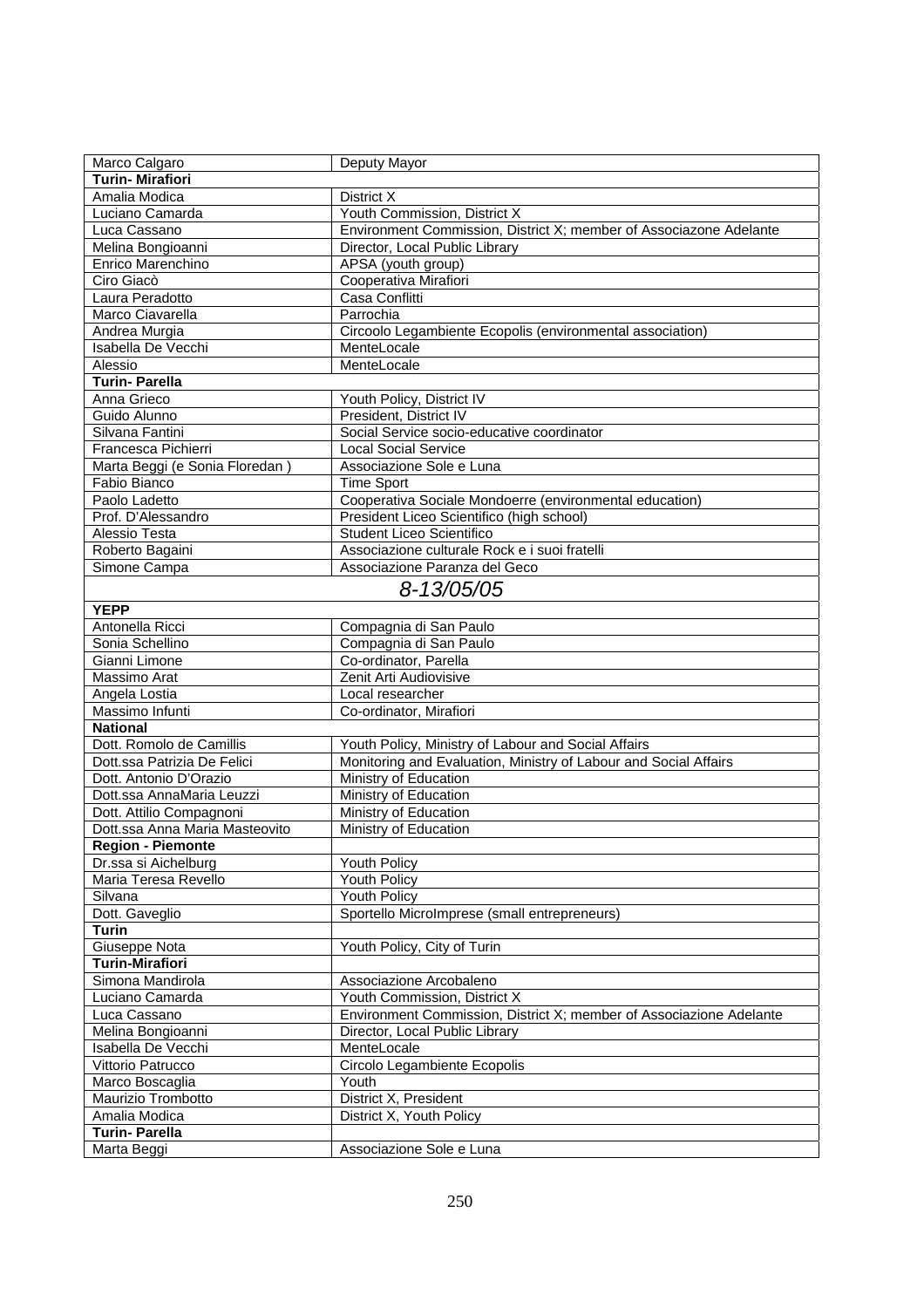| Marco Calgaro | Deputy Mayor |
|---|---|
| **Turin- Mirafiori** | |
| Amalia Modica | District X |
| Luciano Camarda | Youth Commission, District X |
| Luca Cassano | Environment Commission, District X; member of Associazone Adelante |
| Melina Bongioanni | Director, Local Public Library |
| Enrico Marenchino | APSA (youth group) |
| Ciro Giacò | Cooperativa Mirafiori |
| Laura Peradotto | Casa Conflitti |
| Marco Ciavarella | Parrochia |
| Andrea Murgia | Circoolo Legambiente Ecopolis (environmental association) |
| Isabella De Vecchi | MenteLocale |
| Alessio | MenteLocale |
| **Turin- Parella** | |
| Anna Grieco | Youth Policy, District IV |
| Guido Alunno | President, District IV |
| Silvana Fantini | Social Service socio-educative coordinator |
| Francesca Pichierri | Local Social Service |
| Marta Beggi (e Sonia Floredan ) | Associazione Sole e Luna |
| Fabio Bianco | Time Sport |
| Paolo Ladetto | Cooperativa Sociale Mondoerre (environmental education) |
| Prof. D'Alessandro | President Liceo Scientifico (high school) |
| Alessio Testa | Student Liceo Scientifico |
| Roberto Bagaini | Associazione culturale Rock e i suoi fratelli |
| Simone Campa | Associazione Paranza del Geco |
| *8-13/05/05* | |
| **YEPP** | |
| Antonella Ricci | Compagnia di San Paulo |
| Sonia Schellino | Compagnia di San Paulo |
| Gianni Limone | Co-ordinator, Parella |
| Massimo Arat | Zenit Arti Audiovisive |
| Angela Lostia | Local researcher |
| Massimo Infunti | Co-ordinator, Mirafiori |
| **National** | |
| Dott. Romolo de Camillis | Youth Policy, Ministry of Labour and Social Affairs |
| Dott.ssa Patrizia De Felici | Monitoring and Evaluation, Ministry of Labour and Social Affairs |
| Dott. Antonio D'Orazio | Ministry of Education |
| Dott.ssa AnnaMaria Leuzzi | Ministry of Education |
| Dott. Attilio Compagnoni | Ministry of Education |
| Dott.ssa Anna Maria Masteovito | Ministry of Education |
| **Region - Piemonte** | |
| Dr.ssa si Aichelburg | Youth Policy |
| Maria Teresa Revello | Youth Policy |
| Silvana | Youth Policy |
| Dott. Gaveglio | Sportello MicroImprese (small entrepreneurs) |
| **Turin** | |
| Giuseppe Nota | Youth Policy, City of Turin |
| **Turin-Mirafiori** | |
| Simona Mandirola | Associazione Arcobaleno |
| Luciano Camarda | Youth Commission, District X |
| Luca Cassano | Environment Commission, District X; member of Associazione Adelante |
| Melina Bongioanni | Director, Local Public Library |
| Isabella De Vecchi | MenteLocale |
| Vittorio Patrucco | Circolo Legambiente Ecopolis |
| Marco Boscaglia | Youth |
| Maurizio Trombotto | District X, President |
| Amalia Modica | District X, Youth Policy |
| **Turin- Parella** | |
| Marta Beggi | Associazione Sole e Luna |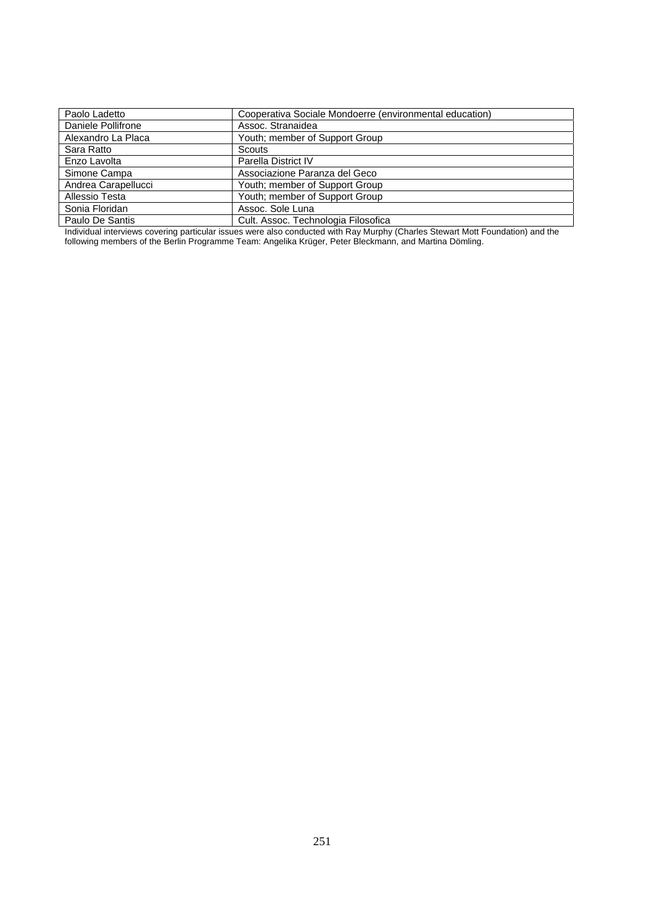| | |
|---|---|
| Paolo Ladetto | Cooperativa Sociale Mondoerre (environmental education) |
| Daniele Pollifrone | Assoc. Stranaidea |
| Alexandro La Placa | Youth; member of Support Group |
| Sara Ratto | Scouts |
| Enzo Lavolta | Parella District IV |
| Simone Campa | Associazione Paranza del Geco |
| Andrea Carapellucci | Youth; member of Support Group |
| Allessio Testa | Youth; member of Support Group |
| Sonia Floridan | Assoc. Sole Luna |
| Paulo De Santis | Cult. Assoc. Technologia Filosofica |

Individual interviews covering particular issues were also conducted with Ray Murphy (Charles Stewart Mott Foundation) and the following members of the Berlin Programme Team: Angelika Krüger, Peter Bleckmann, and Martina Dömling.